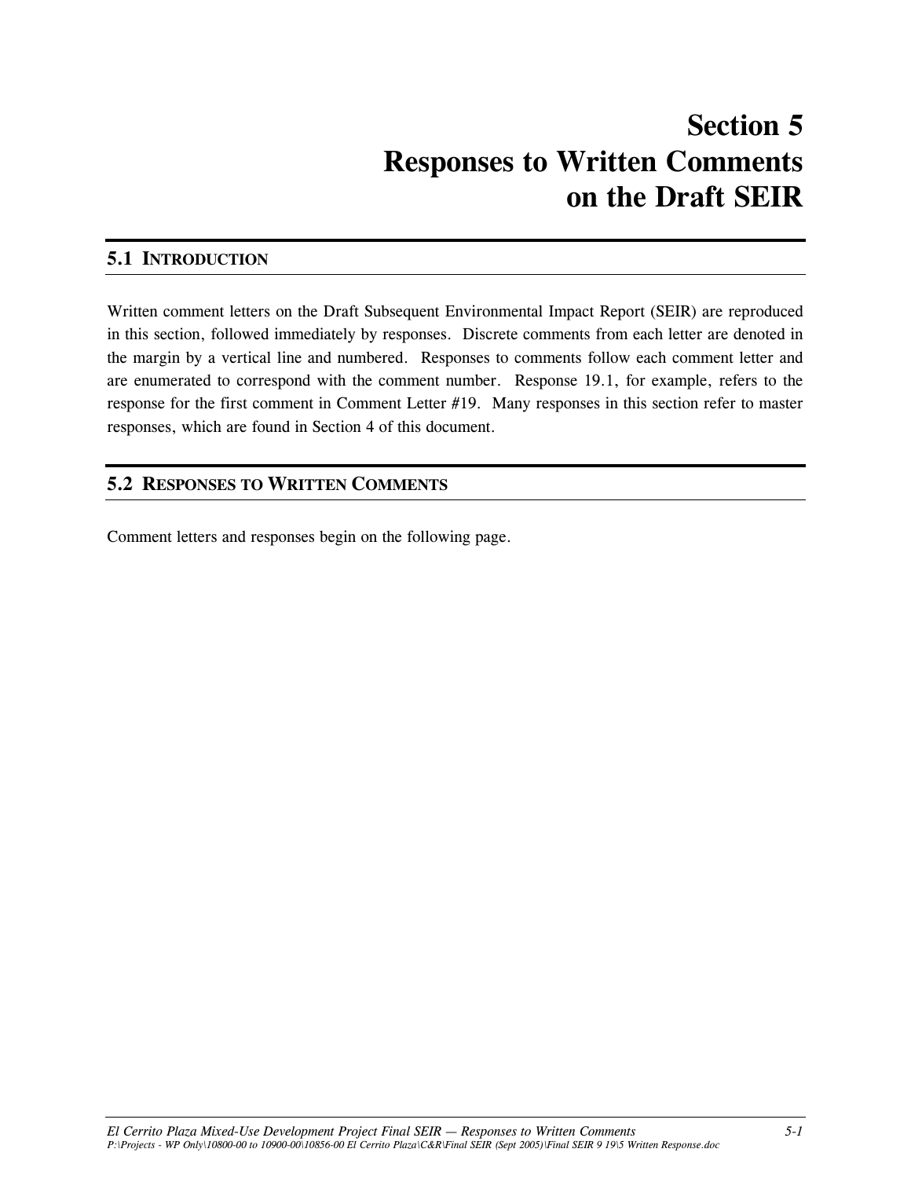# Section 5 Responses to Written Comments on the Draft SEIR

## 5.1 INTRODUCTION

Written comment letters on the Draft Subsequent Environmental Impact Report (SEIR) are reproduced in this section, followed immediately by responses. Discrete comments from each letter are denoted in the margin by a vertical line and numbered. Responses to comments follow each comment letter and are enumerated to correspond with the comment number. Response 19.1, for example, refers to the response for the first comment in Comment Letter #19. Many responses in this section refer to master responses, which are found in Section 4 of this document.

## 5.2 RESPONSES TO WRITTEN COMMENTS

Comment letters and responses begin on the following page.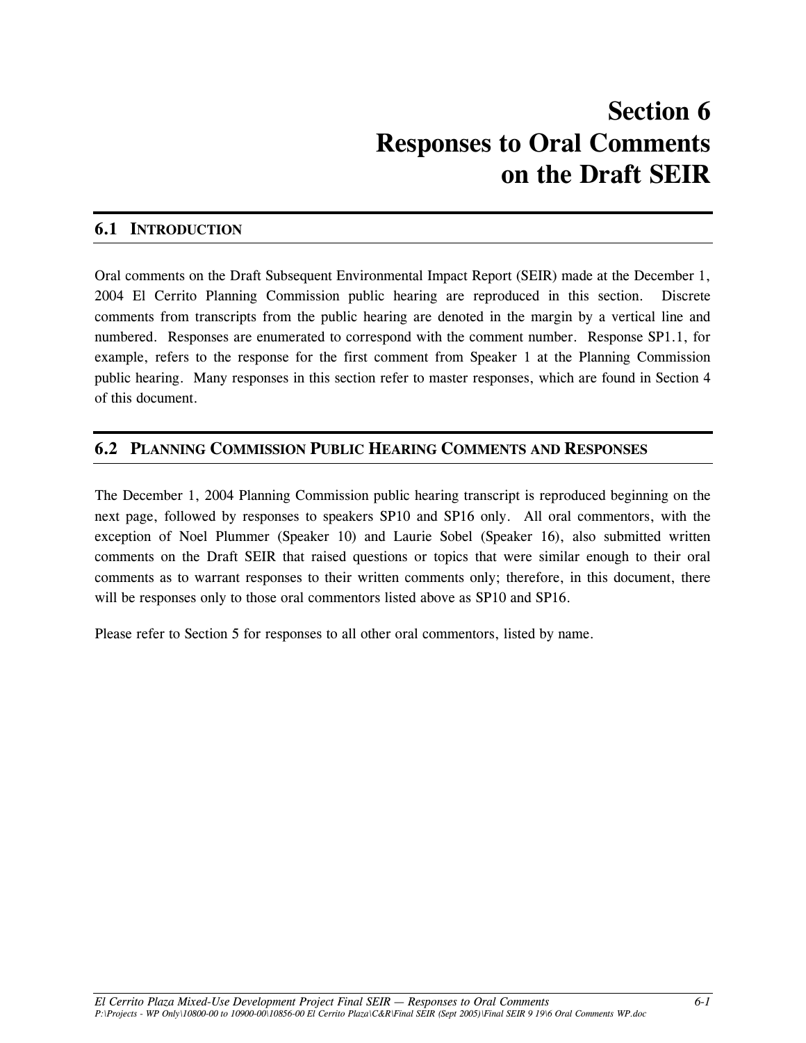# Section 6
# Responses to Oral Comments on the Draft SEIR

## 6.1 INTRODUCTION

Oral comments on the Draft Subsequent Environmental Impact Report (SEIR) made at the December 1, 2004 El Cerrito Planning Commission public hearing are reproduced in this section. Discrete comments from transcripts from the public hearing are denoted in the margin by a vertical line and numbered. Responses are enumerated to correspond with the comment number. Response SP1.1, for example, refers to the response for the first comment from Speaker 1 at the Planning Commission public hearing. Many responses in this section refer to master responses, which are found in Section 4 of this document.

## 6.2 PLANNING COMMISSION PUBLIC HEARING COMMENTS AND RESPONSES

The December 1, 2004 Planning Commission public hearing transcript is reproduced beginning on the next page, followed by responses to speakers SP10 and SP16 only. All oral commentors, with the exception of Noel Plummer (Speaker 10) and Laurie Sobel (Speaker 16), also submitted written comments on the Draft SEIR that raised questions or topics that were similar enough to their oral comments as to warrant responses to their written comments only; therefore, in this document, there will be responses only to those oral commentors listed above as SP10 and SP16.

Please refer to Section 5 for responses to all other oral commentors, listed by name.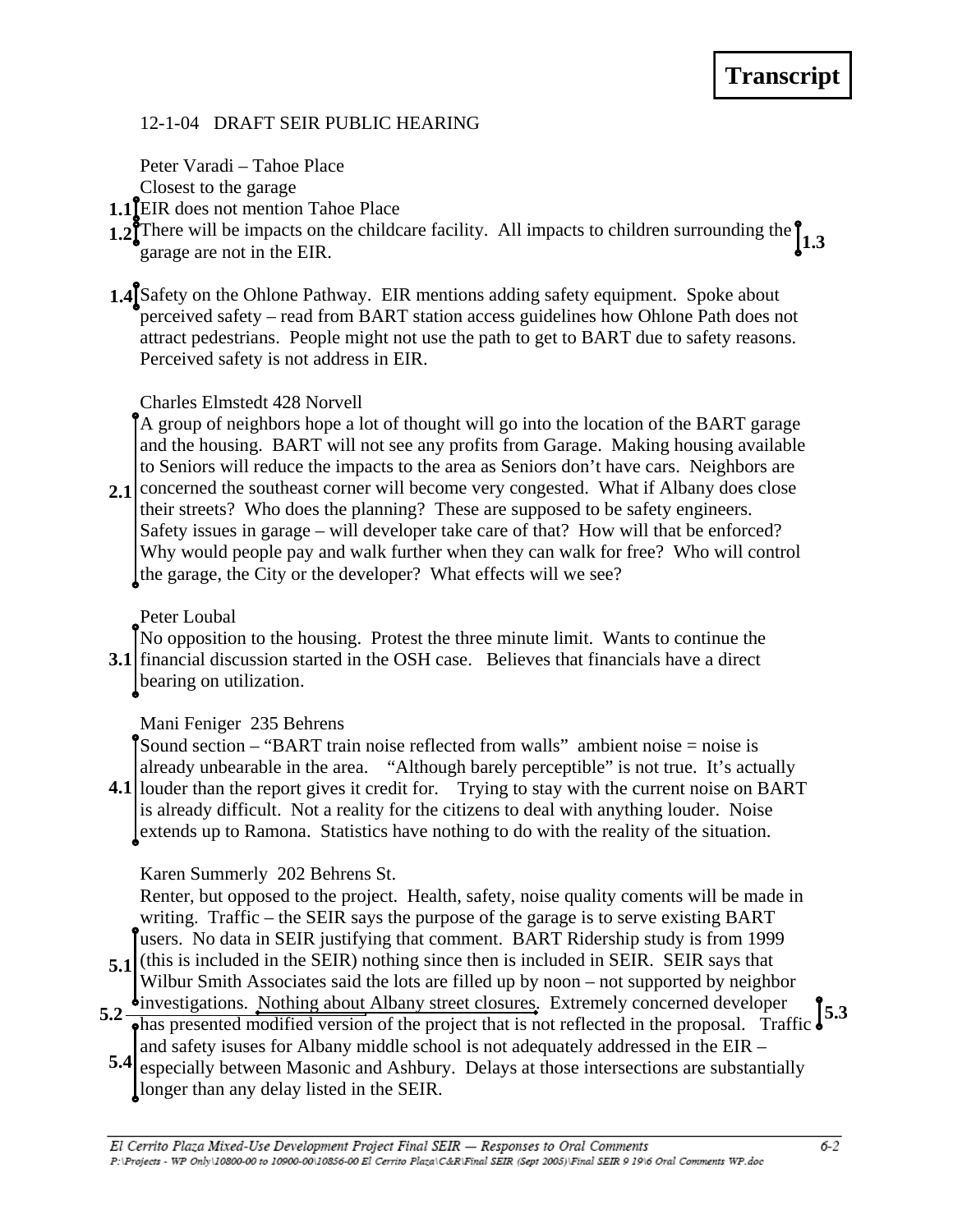**Transcript**

12-1-04 DRAFT SEIR PUBLIC HEARING

Peter Varadi – Tahoe Place
Closest to the garage

1.1 EIR does not mention Tahoe Place

1.2 There will be impacts on the childcare facility. 1.3 All impacts to children surrounding the garage are not in the EIR.

1.4 Safety on the Ohlone Pathway. EIR mentions adding safety equipment. Spoke about perceived safety – read from BART station access guidelines how Ohlone Path does not attract pedestrians. People might not use the path to get to BART due to safety reasons. Perceived safety is not address in EIR.

Charles Elmstedt 428 Norvell

2.1 A group of neighbors hope a lot of thought will go into the location of the BART garage and the housing. BART will not see any profits from Garage. Making housing available to Seniors will reduce the impacts to the area as Seniors don't have cars. Neighbors are concerned the southeast corner will become very congested. What if Albany does close their streets? Who does the planning? These are supposed to be safety engineers. Safety issues in garage – will developer take care of that? How will that be enforced? Why would people pay and walk further when they can walk for free? Who will control the garage, the City or the developer? What effects will we see?

Peter Loubal

3.1 No opposition to the housing. Protest the three minute limit. Wants to continue the financial discussion started in the OSH case. Believes that financials have a direct bearing on utilization.

Mani Feniger 235 Behrens

4.1 Sound section – "BART train noise reflected from walls" ambient noise = noise is already unbearable in the area. "Although barely perceptible" is not true. It's actually louder than the report gives it credit for. Trying to stay with the current noise on BART is already difficult. Not a reality for the citizens to deal with anything louder. Noise extends up to Ramona. Statistics have nothing to do with the reality of the situation.

Karen Summerly 202 Behrens St.

Renter, but opposed to the project. Health, safety, noise quality coments will be made in writing. Traffic – the SEIR says the purpose of the garage is to serve existing BART

5.1 users. No data in SEIR justifying that comment. BART Ridership study is from 1999 (this is included in the SEIR) nothing since then is included in SEIR. SEIR says that Wilbur Smith Associates said the lots are filled up by noon – not supported by neighbor investigations.

5.2 Nothing about Albany street closures.

5.3 Extremely concerned developer has presented modified version of the project that is not reflected in the proposal.

5.4 Traffic and safety isuses for Albany middle school is not adequately addressed in the EIR – especially between Masonic and Ashbury. Delays at those intersections are substantially longer than any delay listed in the SEIR.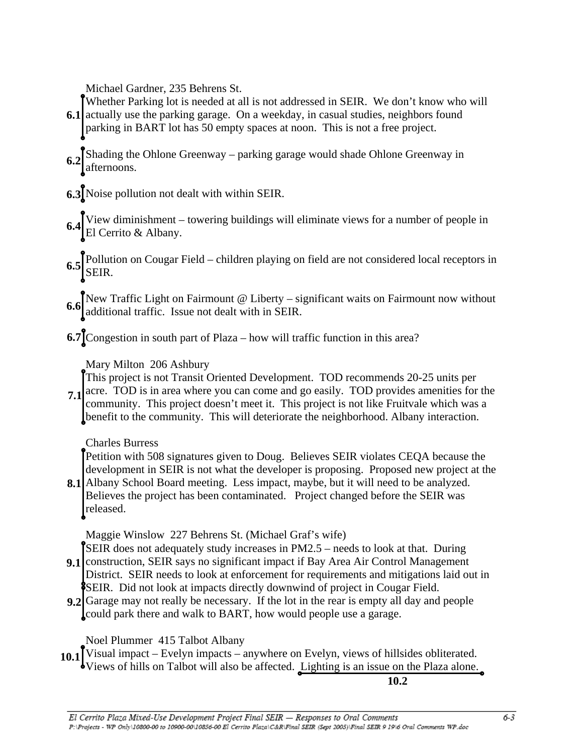Michael Gardner, 235 Behrens St.

**6.1** Whether Parking lot is needed at all is not addressed in SEIR. We don't know who will actually use the parking garage. On a weekday, in casual studies, neighbors found parking in BART lot has 50 empty spaces at noon. This is not a free project.

**6.2** Shading the Ohlone Greenway – parking garage would shade Ohlone Greenway in afternoons.

**6.3** Noise pollution not dealt with within SEIR.

**6.4** View diminishment – towering buildings will eliminate views for a number of people in El Cerrito & Albany.

**6.5** Pollution on Cougar Field – children playing on field are not considered local receptors in SEIR.

**6.6** New Traffic Light on Fairmount @ Liberty – significant waits on Fairmount now without additional traffic. Issue not dealt with in SEIR.

**6.7** Congestion in south part of Plaza – how will traffic function in this area?

Mary Milton 206 Ashbury

**7.1** This project is not Transit Oriented Development. TOD recommends 20-25 units per acre. TOD is in area where you can come and go easily. TOD provides amenities for the community. This project doesn't meet it. This project is not like Fruitvale which was a benefit to the community. This will deteriorate the neighborhood. Albany interaction.

Charles Burress

**8.1** Petition with 508 signatures given to Doug. Believes SEIR violates CEQA because the development in SEIR is not what the developer is proposing. Proposed new project at the Albany School Board meeting. Less impact, maybe, but it will need to be analyzed. Believes the project has been contaminated. Project changed before the SEIR was released.

Maggie Winslow 227 Behrens St. (Michael Graf's wife)

**9.1** SEIR does not adequately study increases in PM2.5 – needs to look at that. During construction, SEIR says no significant impact if Bay Area Air Control Management District. SEIR needs to look at enforcement for requirements and mitigations laid out in SEIR. Did not look at impacts directly downwind of project in Cougar Field.

**9.2** Garage may not really be necessary. If the lot in the rear is empty all day and people could park there and walk to BART, how would people use a garage.

Noel Plummer 415 Talbot Albany

**10.1** Visual impact – Evelyn impacts – anywhere on Evelyn, views of hillsides obliterated. Views of hills on Talbot will also be affected.

**10.2** Lighting is an issue on the Plaza alone.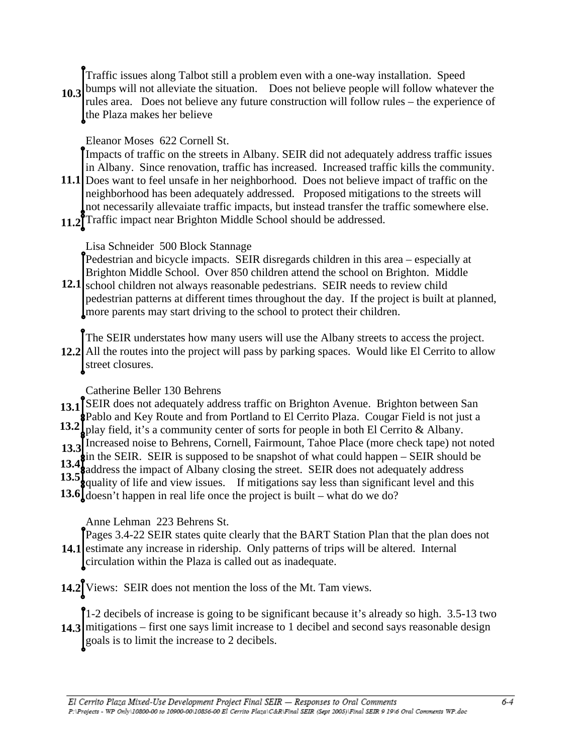**10.3** Traffic issues along Talbot still a problem even with a one-way installation. Speed bumps will not alleviate the situation. Does not believe people will follow whatever the rules area. Does not believe any future construction will follow rules – the experience of the Plaza makes her believe

Eleanor Moses 622 Cornell St.

**11.1** Impacts of traffic on the streets in Albany. SEIR did not adequately address traffic issues in Albany. Since renovation, traffic has increased. Increased traffic kills the community. Does want to feel unsafe in her neighborhood. Does not believe impact of traffic on the neighborhood has been adequately addressed. Proposed mitigations to the streets will not necessarily allevaiate traffic impacts, but instead transfer the traffic somewhere else.

**11.2** Traffic impact near Brighton Middle School should be addressed.

Lisa Schneider 500 Block Stannage

**12.1** Pedestrian and bicycle impacts. SEIR disregards children in this area – especially at Brighton Middle School. Over 850 children attend the school on Brighton. Middle school children not always reasonable pedestrians. SEIR needs to review child pedestrian patterns at different times throughout the day. If the project is built at planned, more parents may start driving to the school to protect their children.

**12.2** The SEIR understates how many users will use the Albany streets to access the project. All the routes into the project will pass by parking spaces. Would like El Cerrito to allow street closures.

Catherine Beller 130 Behrens

**13.1** SEIR does not adequately address traffic on Brighton Avenue. Brighton between San Pablo and Key Route and from Portland to El Cerrito Plaza. **13.2** Cougar Field is not just a play field, it's a community center of sorts for people in both El Cerrito & Albany. **13.3** Increased noise to Behrens, Cornell, Fairmount, Tahoe Place (more check tape) not noted in the SEIR. **13.4** SEIR is supposed to be snapshot of what could happen – SEIR should be address the impact of Albany closing the street. **13.5** SEIR does not adequately address quality of life and view issues. **13.6** If mitigations say less than significant level and this doesn't happen in real life once the project is built – what do we do?

Anne Lehman 223 Behrens St.

**14.1** Pages 3.4-22 SEIR states quite clearly that the BART Station Plan that the plan does not estimate any increase in ridership. Only patterns of trips will be altered. Internal circulation within the Plaza is called out as inadequate.

**14.2** Views: SEIR does not mention the loss of the Mt. Tam views.

**14.3** 1-2 decibels of increase is going to be significant because it's already so high. 3.5-13 two mitigations – first one says limit increase to 1 decibel and second says reasonable design goals is to limit the increase to 2 decibels.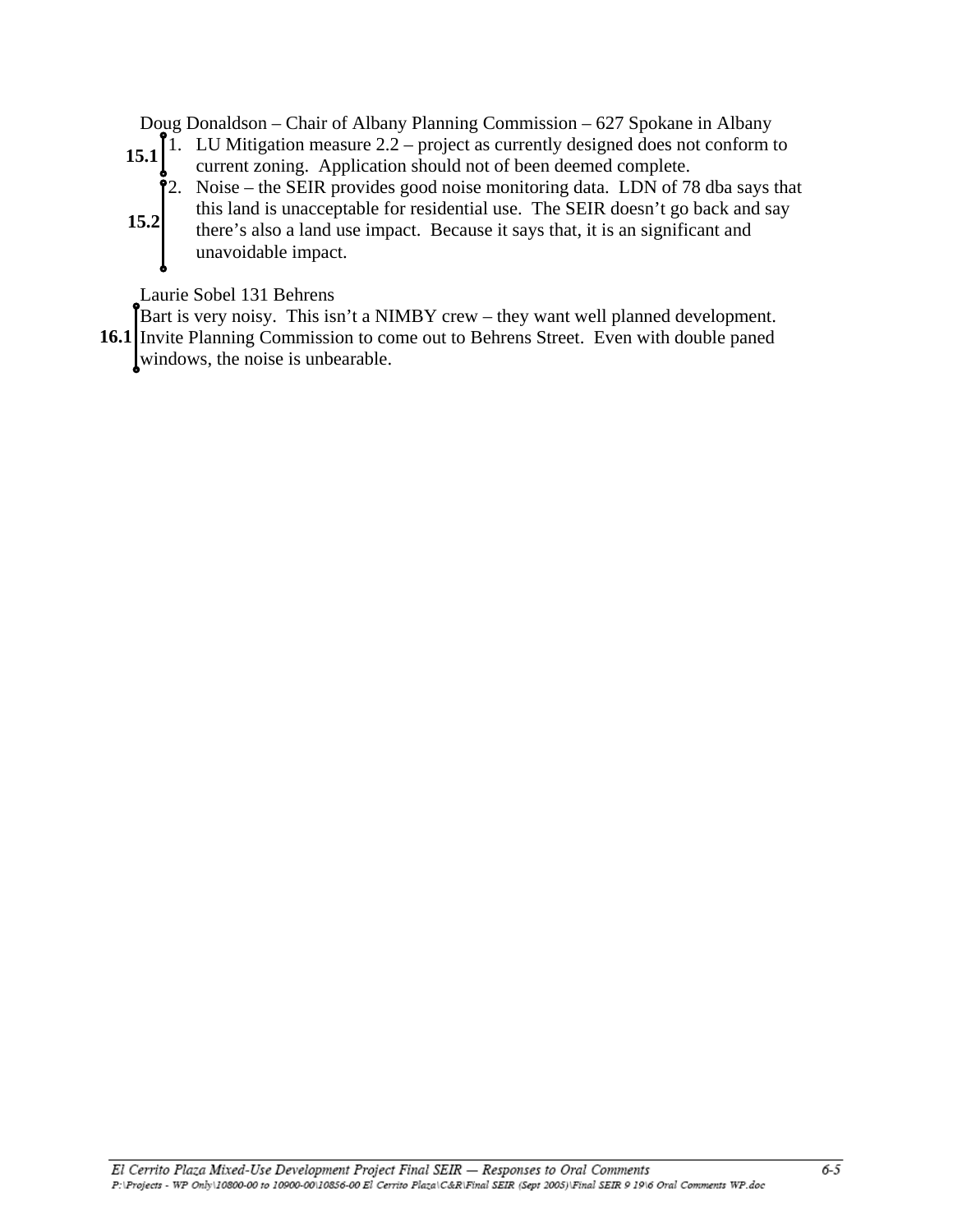Doug Donaldson – Chair of Albany Planning Commission – 627 Spokane in Albany

15.1

1. LU Mitigation measure 2.2 – project as currently designed does not conform to current zoning. Application should not of been deemed complete.

15.2

2. Noise – the SEIR provides good noise monitoring data. LDN of 78 dba says that this land is unacceptable for residential use. The SEIR doesn't go back and say there's also a land use impact. Because it says that, it is an significant and unavoidable impact.

Laurie Sobel 131 Behrens

16.1

Bart is very noisy. This isn't a NIMBY crew – they want well planned development. Invite Planning Commission to come out to Behrens Street. Even with double paned windows, the noise is unbearable.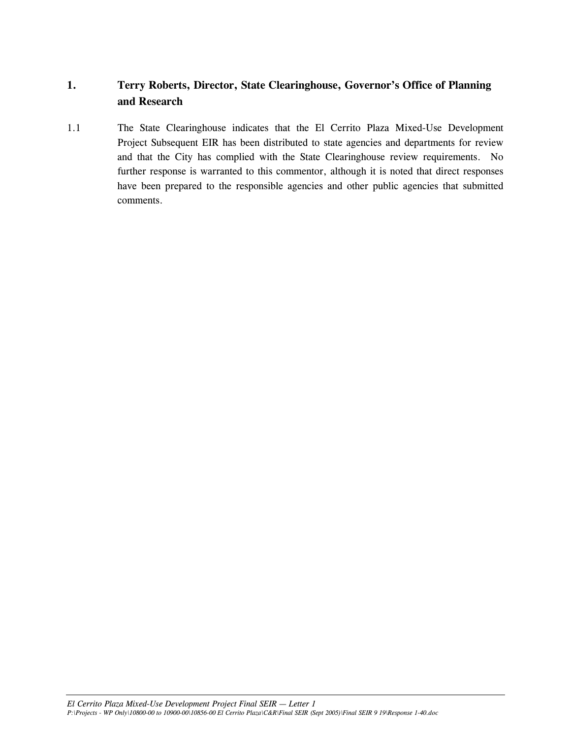## 1. Terry Roberts, Director, State Clearinghouse, Governor's Office of Planning and Research

1.1 The State Clearinghouse indicates that the El Cerrito Plaza Mixed-Use Development Project Subsequent EIR has been distributed to state agencies and departments for review and that the City has complied with the State Clearinghouse review requirements. No further response is warranted to this commentor, although it is noted that direct responses have been prepared to the responsible agencies and other public agencies that submitted comments.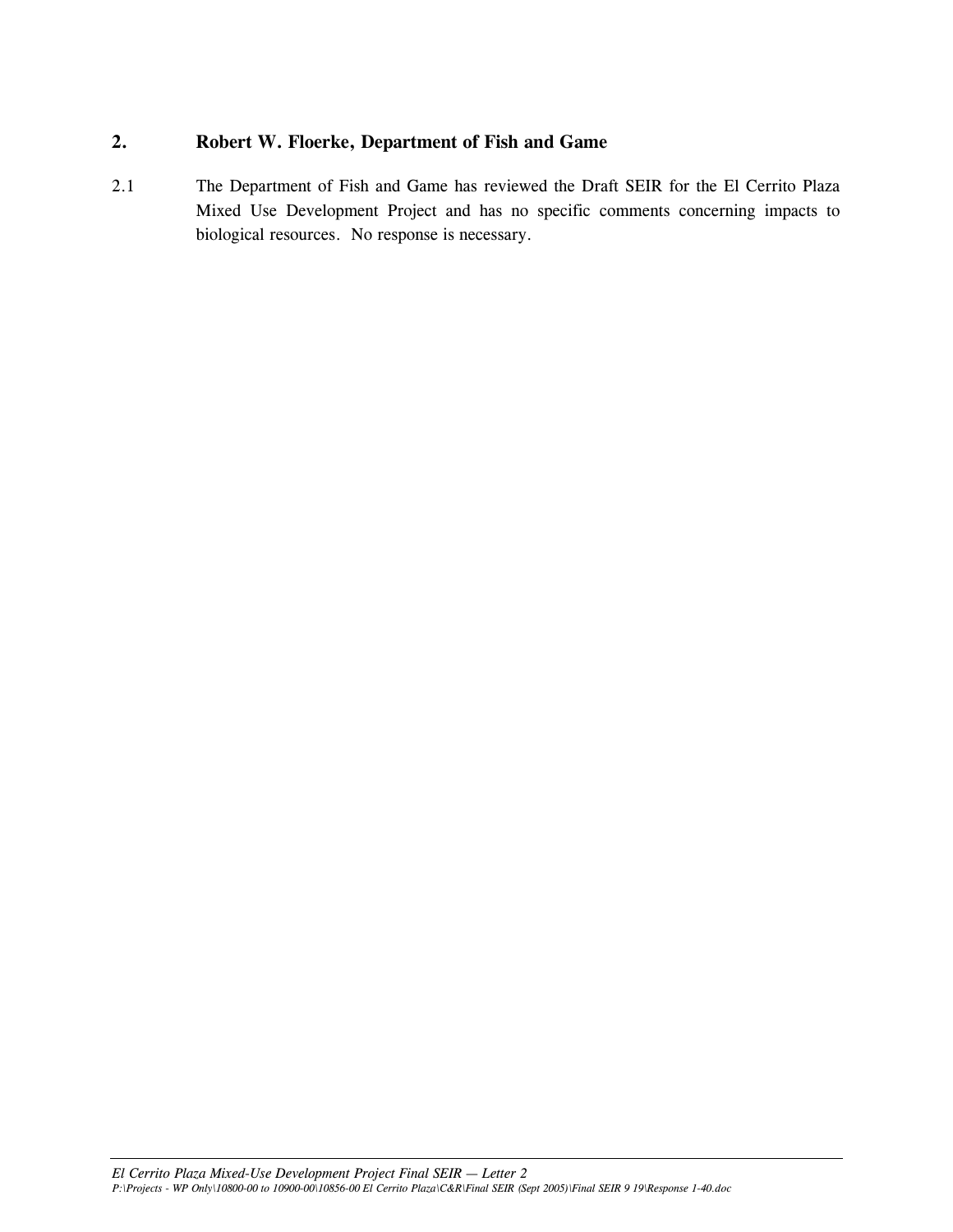## 2. Robert W. Floerke, Department of Fish and Game

2.1 The Department of Fish and Game has reviewed the Draft SEIR for the El Cerrito Plaza Mixed Use Development Project and has no specific comments concerning impacts to biological resources. No response is necessary.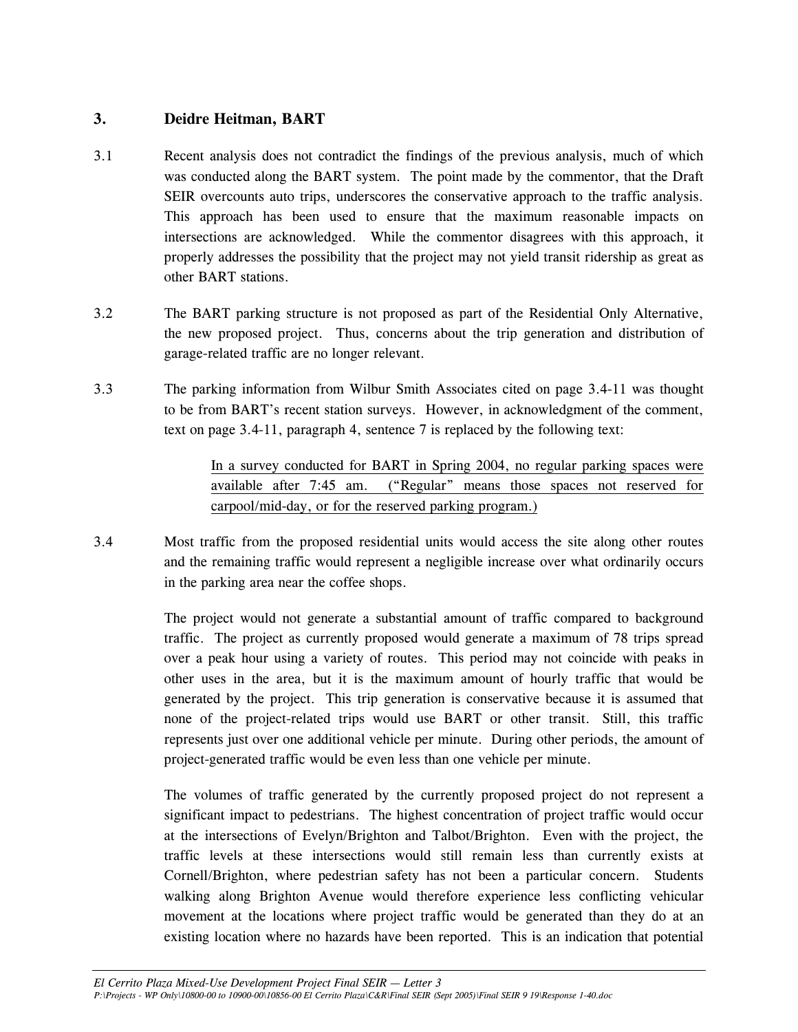## 3. Deidre Heitman, BART

3.1 Recent analysis does not contradict the findings of the previous analysis, much of which was conducted along the BART system. The point made by the commentor, that the Draft SEIR overcounts auto trips, underscores the conservative approach to the traffic analysis. This approach has been used to ensure that the maximum reasonable impacts on intersections are acknowledged. While the commentor disagrees with this approach, it properly addresses the possibility that the project may not yield transit ridership as great as other BART stations.

3.2 The BART parking structure is not proposed as part of the Residential Only Alternative, the new proposed project. Thus, concerns about the trip generation and distribution of garage-related traffic are no longer relevant.

3.3 The parking information from Wilbur Smith Associates cited on page 3.4-11 was thought to be from BART's recent station surveys. However, in acknowledgment of the comment, text on page 3.4-11, paragraph 4, sentence 7 is replaced by the following text:

> In a survey conducted for BART in Spring 2004, no regular parking spaces were available after 7:45 am. ("Regular" means those spaces not reserved for carpool/mid-day, or for the reserved parking program.)

3.4 Most traffic from the proposed residential units would access the site along other routes and the remaining traffic would represent a negligible increase over what ordinarily occurs in the parking area near the coffee shops.

The project would not generate a substantial amount of traffic compared to background traffic. The project as currently proposed would generate a maximum of 78 trips spread over a peak hour using a variety of routes. This period may not coincide with peaks in other uses in the area, but it is the maximum amount of hourly traffic that would be generated by the project. This trip generation is conservative because it is assumed that none of the project-related trips would use BART or other transit. Still, this traffic represents just over one additional vehicle per minute. During other periods, the amount of project-generated traffic would be even less than one vehicle per minute.

The volumes of traffic generated by the currently proposed project do not represent a significant impact to pedestrians. The highest concentration of project traffic would occur at the intersections of Evelyn/Brighton and Talbot/Brighton. Even with the project, the traffic levels at these intersections would still remain less than currently exists at Cornell/Brighton, where pedestrian safety has not been a particular concern. Students walking along Brighton Avenue would therefore experience less conflicting vehicular movement at the locations where project traffic would be generated than they do at an existing location where no hazards have been reported. This is an indication that potential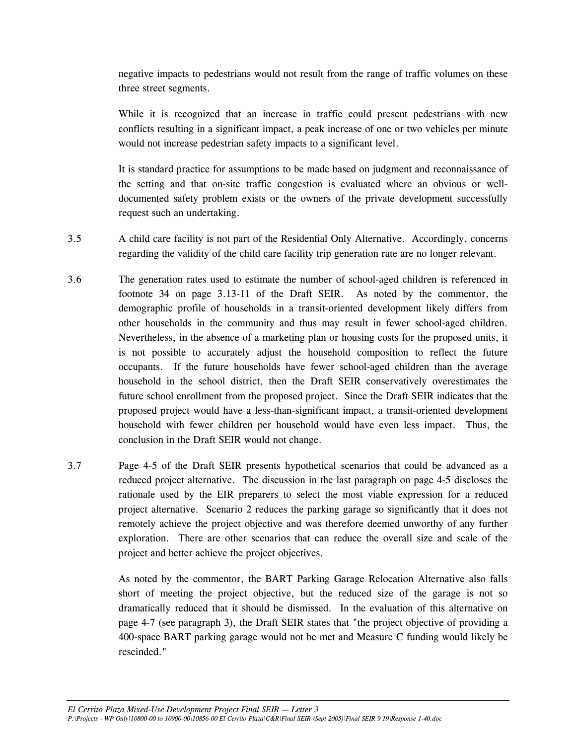negative impacts to pedestrians would not result from the range of traffic volumes on these three street segments.

While it is recognized that an increase in traffic could present pedestrians with new conflicts resulting in a significant impact, a peak increase of one or two vehicles per minute would not increase pedestrian safety impacts to a significant level.

It is standard practice for assumptions to be made based on judgment and reconnaissance of the setting and that on-site traffic congestion is evaluated where an obvious or well-documented safety problem exists or the owners of the private development successfully request such an undertaking.

3.5 A child care facility is not part of the Residential Only Alternative. Accordingly, concerns regarding the validity of the child care facility trip generation rate are no longer relevant.

3.6 The generation rates used to estimate the number of school-aged children is referenced in footnote 34 on page 3.13-11 of the Draft SEIR. As noted by the commentor, the demographic profile of households in a transit-oriented development likely differs from other households in the community and thus may result in fewer school-aged children. Nevertheless, in the absence of a marketing plan or housing costs for the proposed units, it is not possible to accurately adjust the household composition to reflect the future occupants. If the future households have fewer school-aged children than the average household in the school district, then the Draft SEIR conservatively overestimates the future school enrollment from the proposed project. Since the Draft SEIR indicates that the proposed project would have a less-than-significant impact, a transit-oriented development household with fewer children per household would have even less impact. Thus, the conclusion in the Draft SEIR would not change.

3.7 Page 4-5 of the Draft SEIR presents hypothetical scenarios that could be advanced as a reduced project alternative. The discussion in the last paragraph on page 4-5 discloses the rationale used by the EIR preparers to select the most viable expression for a reduced project alternative. Scenario 2 reduces the parking garage so significantly that it does not remotely achieve the project objective and was therefore deemed unworthy of any further exploration. There are other scenarios that can reduce the overall size and scale of the project and better achieve the project objectives.

As noted by the commentor, the BART Parking Garage Relocation Alternative also falls short of meeting the project objective, but the reduced size of the garage is not so dramatically reduced that it should be dismissed. In the evaluation of this alternative on page 4-7 (see paragraph 3), the Draft SEIR states that "the project objective of providing a 400-space BART parking garage would not be met and Measure C funding would likely be rescinded."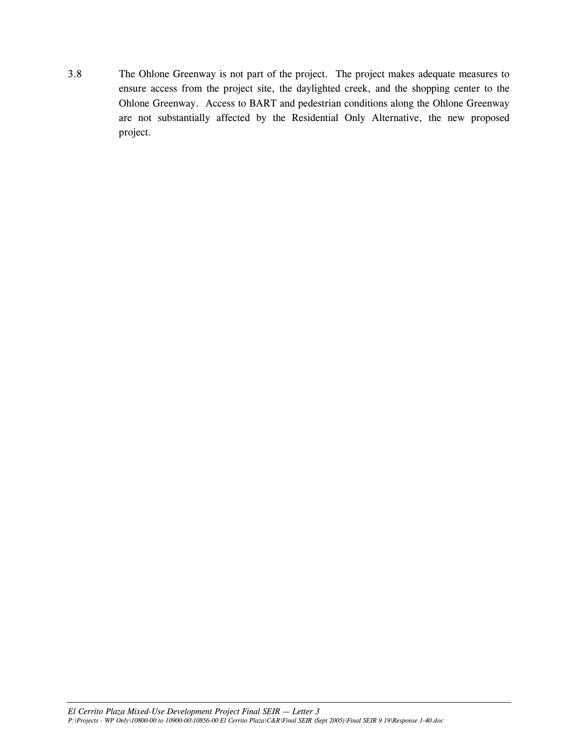3.8 The Ohlone Greenway is not part of the project. The project makes adequate measures to ensure access from the project site, the daylighted creek, and the shopping center to the Ohlone Greenway. Access to BART and pedestrian conditions along the Ohlone Greenway are not substantially affected by the Residential Only Alternative, the new proposed project.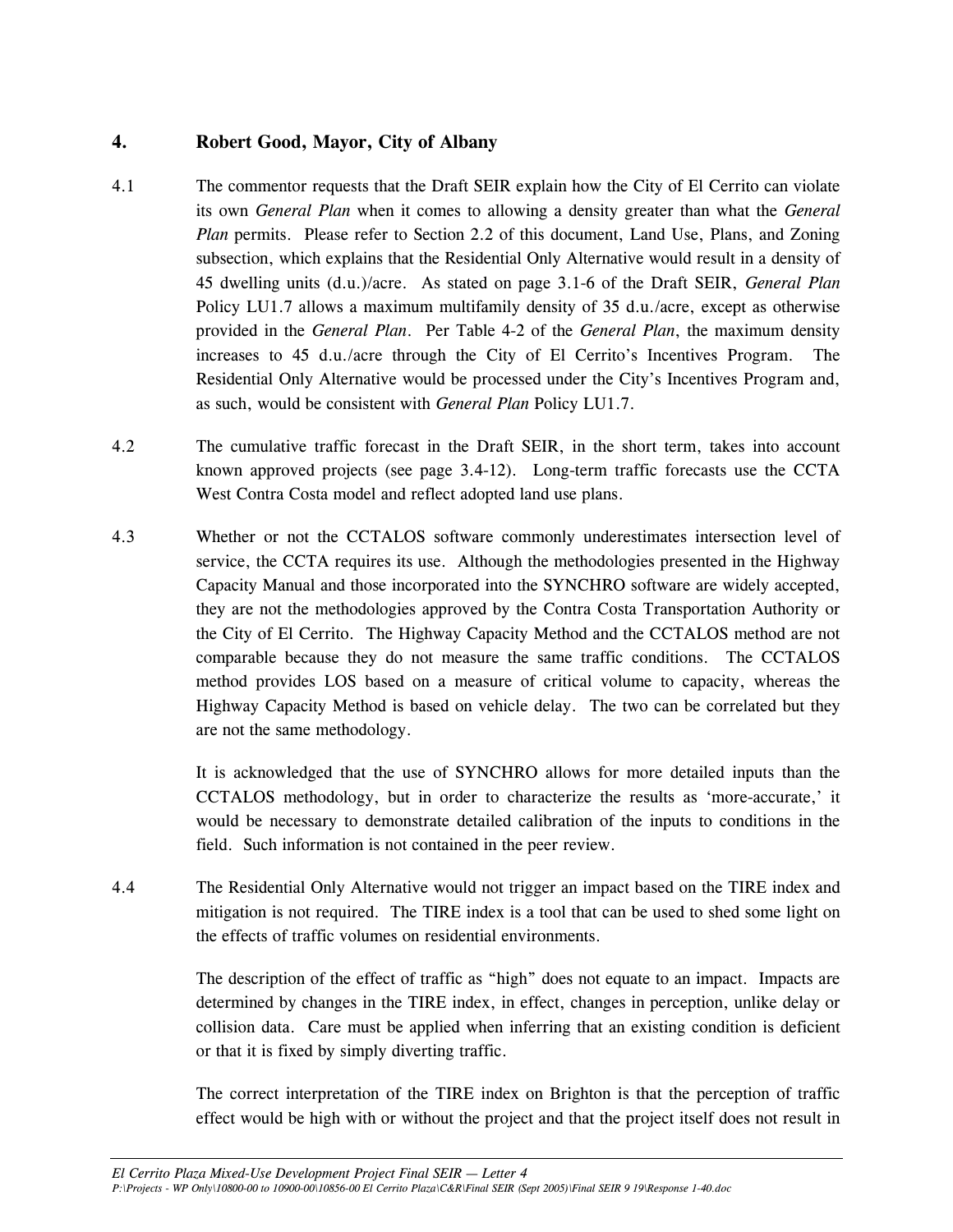## 4. Robert Good, Mayor, City of Albany

4.1 The commentor requests that the Draft SEIR explain how the City of El Cerrito can violate its own *General Plan* when it comes to allowing a density greater than what the *General Plan* permits. Please refer to Section 2.2 of this document, Land Use, Plans, and Zoning subsection, which explains that the Residential Only Alternative would result in a density of 45 dwelling units (d.u.)/acre. As stated on page 3.1-6 of the Draft SEIR, *General Plan* Policy LU1.7 allows a maximum multifamily density of 35 d.u./acre, except as otherwise provided in the *General Plan*. Per Table 4-2 of the *General Plan*, the maximum density increases to 45 d.u./acre through the City of El Cerrito's Incentives Program. The Residential Only Alternative would be processed under the City's Incentives Program and, as such, would be consistent with *General Plan* Policy LU1.7.

4.2 The cumulative traffic forecast in the Draft SEIR, in the short term, takes into account known approved projects (see page 3.4-12). Long-term traffic forecasts use the CCTA West Contra Costa model and reflect adopted land use plans.

4.3 Whether or not the CCTALOS software commonly underestimates intersection level of service, the CCTA requires its use. Although the methodologies presented in the Highway Capacity Manual and those incorporated into the SYNCHRO software are widely accepted, they are not the methodologies approved by the Contra Costa Transportation Authority or the City of El Cerrito. The Highway Capacity Method and the CCTALOS method are not comparable because they do not measure the same traffic conditions. The CCTALOS method provides LOS based on a measure of critical volume to capacity, whereas the Highway Capacity Method is based on vehicle delay. The two can be correlated but they are not the same methodology.

It is acknowledged that the use of SYNCHRO allows for more detailed inputs than the CCTALOS methodology, but in order to characterize the results as 'more-accurate,' it would be necessary to demonstrate detailed calibration of the inputs to conditions in the field. Such information is not contained in the peer review.

4.4 The Residential Only Alternative would not trigger an impact based on the TIRE index and mitigation is not required. The TIRE index is a tool that can be used to shed some light on the effects of traffic volumes on residential environments.

The description of the effect of traffic as "high" does not equate to an impact. Impacts are determined by changes in the TIRE index, in effect, changes in perception, unlike delay or collision data. Care must be applied when inferring that an existing condition is deficient or that it is fixed by simply diverting traffic.

The correct interpretation of the TIRE index on Brighton is that the perception of traffic effect would be high with or without the project and that the project itself does not result in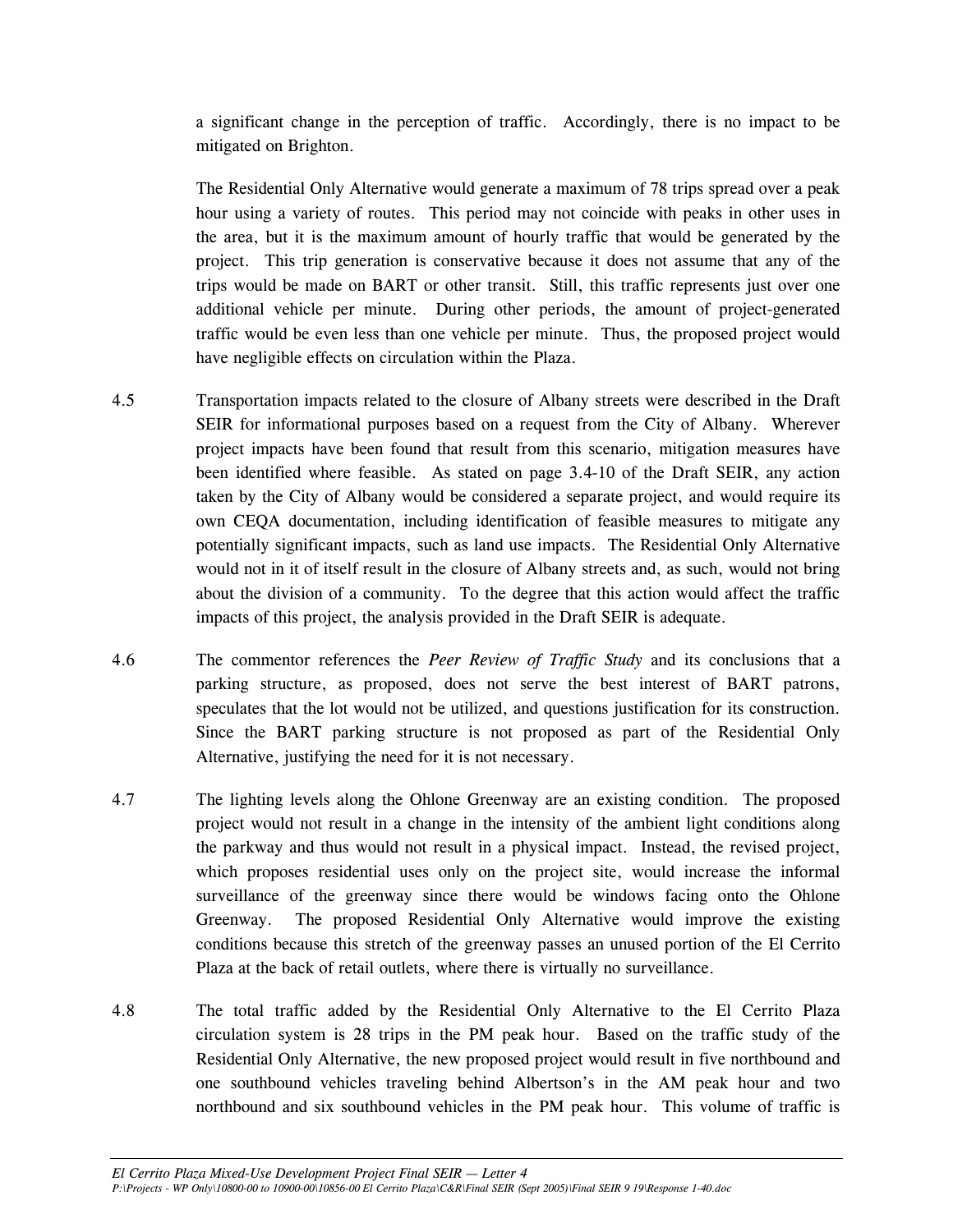a significant change in the perception of traffic. Accordingly, there is no impact to be mitigated on Brighton.

The Residential Only Alternative would generate a maximum of 78 trips spread over a peak hour using a variety of routes. This period may not coincide with peaks in other uses in the area, but it is the maximum amount of hourly traffic that would be generated by the project. This trip generation is conservative because it does not assume that any of the trips would be made on BART or other transit. Still, this traffic represents just over one additional vehicle per minute. During other periods, the amount of project-generated traffic would be even less than one vehicle per minute. Thus, the proposed project would have negligible effects on circulation within the Plaza.

4.5 Transportation impacts related to the closure of Albany streets were described in the Draft SEIR for informational purposes based on a request from the City of Albany. Wherever project impacts have been found that result from this scenario, mitigation measures have been identified where feasible. As stated on page 3.4-10 of the Draft SEIR, any action taken by the City of Albany would be considered a separate project, and would require its own CEQA documentation, including identification of feasible measures to mitigate any potentially significant impacts, such as land use impacts. The Residential Only Alternative would not in it of itself result in the closure of Albany streets and, as such, would not bring about the division of a community. To the degree that this action would affect the traffic impacts of this project, the analysis provided in the Draft SEIR is adequate.

4.6 The commentor references the *Peer Review of Traffic Study* and its conclusions that a parking structure, as proposed, does not serve the best interest of BART patrons, speculates that the lot would not be utilized, and questions justification for its construction. Since the BART parking structure is not proposed as part of the Residential Only Alternative, justifying the need for it is not necessary.

4.7 The lighting levels along the Ohlone Greenway are an existing condition. The proposed project would not result in a change in the intensity of the ambient light conditions along the parkway and thus would not result in a physical impact. Instead, the revised project, which proposes residential uses only on the project site, would increase the informal surveillance of the greenway since there would be windows facing onto the Ohlone Greenway. The proposed Residential Only Alternative would improve the existing conditions because this stretch of the greenway passes an unused portion of the El Cerrito Plaza at the back of retail outlets, where there is virtually no surveillance.

4.8 The total traffic added by the Residential Only Alternative to the El Cerrito Plaza circulation system is 28 trips in the PM peak hour. Based on the traffic study of the Residential Only Alternative, the new proposed project would result in five northbound and one southbound vehicles traveling behind Albertson's in the AM peak hour and two northbound and six southbound vehicles in the PM peak hour. This volume of traffic is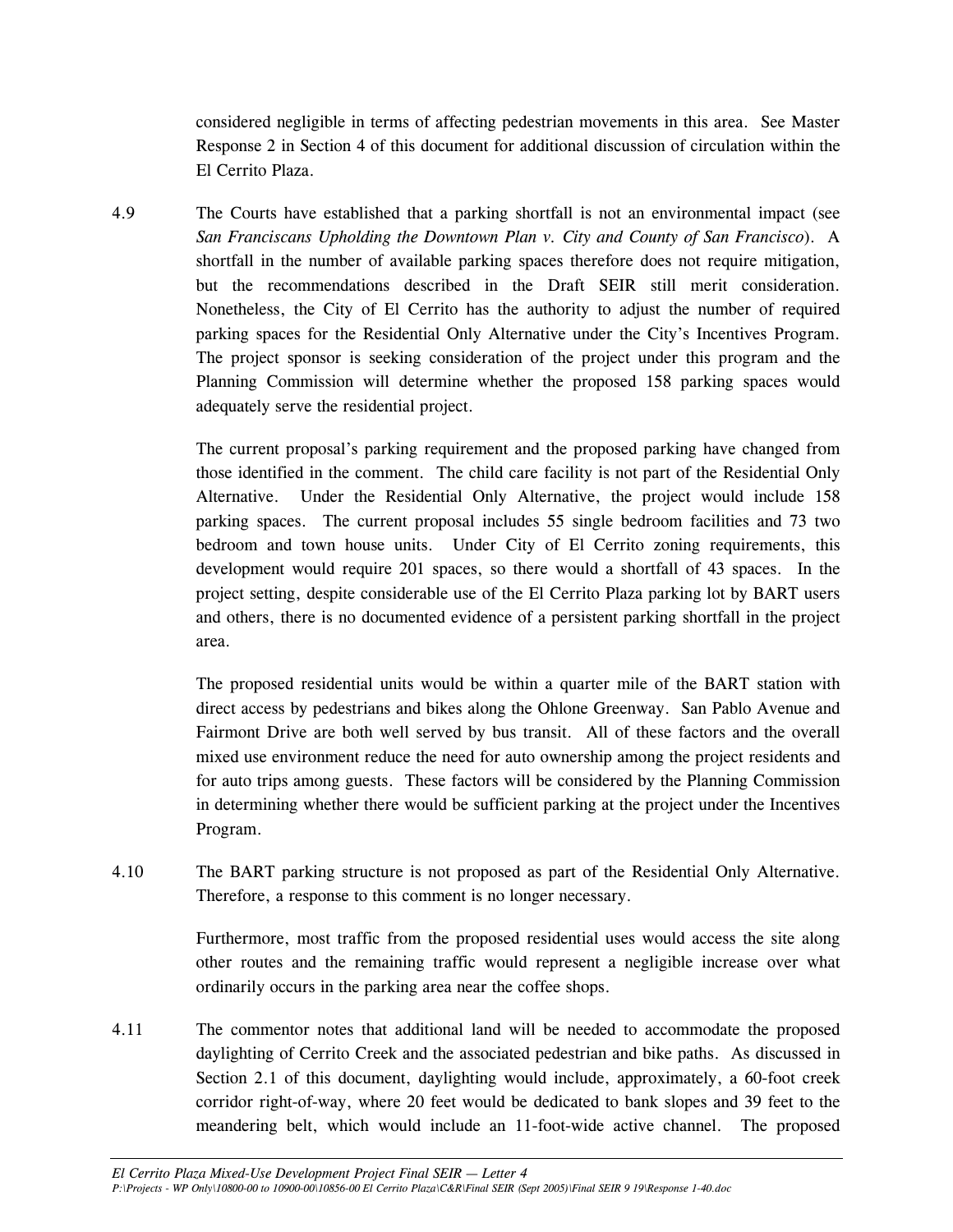considered negligible in terms of affecting pedestrian movements in this area. See Master Response 2 in Section 4 of this document for additional discussion of circulation within the El Cerrito Plaza.

4.9 The Courts have established that a parking shortfall is not an environmental impact (see *San Franciscans Upholding the Downtown Plan v. City and County of San Francisco*). A shortfall in the number of available parking spaces therefore does not require mitigation, but the recommendations described in the Draft SEIR still merit consideration. Nonetheless, the City of El Cerrito has the authority to adjust the number of required parking spaces for the Residential Only Alternative under the City's Incentives Program. The project sponsor is seeking consideration of the project under this program and the Planning Commission will determine whether the proposed 158 parking spaces would adequately serve the residential project.

The current proposal's parking requirement and the proposed parking have changed from those identified in the comment. The child care facility is not part of the Residential Only Alternative. Under the Residential Only Alternative, the project would include 158 parking spaces. The current proposal includes 55 single bedroom facilities and 73 two bedroom and town house units. Under City of El Cerrito zoning requirements, this development would require 201 spaces, so there would a shortfall of 43 spaces. In the project setting, despite considerable use of the El Cerrito Plaza parking lot by BART users and others, there is no documented evidence of a persistent parking shortfall in the project area.

The proposed residential units would be within a quarter mile of the BART station with direct access by pedestrians and bikes along the Ohlone Greenway. San Pablo Avenue and Fairmont Drive are both well served by bus transit. All of these factors and the overall mixed use environment reduce the need for auto ownership among the project residents and for auto trips among guests. These factors will be considered by the Planning Commission in determining whether there would be sufficient parking at the project under the Incentives Program.

4.10 The BART parking structure is not proposed as part of the Residential Only Alternative. Therefore, a response to this comment is no longer necessary.

Furthermore, most traffic from the proposed residential uses would access the site along other routes and the remaining traffic would represent a negligible increase over what ordinarily occurs in the parking area near the coffee shops.

4.11 The commentor notes that additional land will be needed to accommodate the proposed daylighting of Cerrito Creek and the associated pedestrian and bike paths. As discussed in Section 2.1 of this document, daylighting would include, approximately, a 60-foot creek corridor right-of-way, where 20 feet would be dedicated to bank slopes and 39 feet to the meandering belt, which would include an 11-foot-wide active channel. The proposed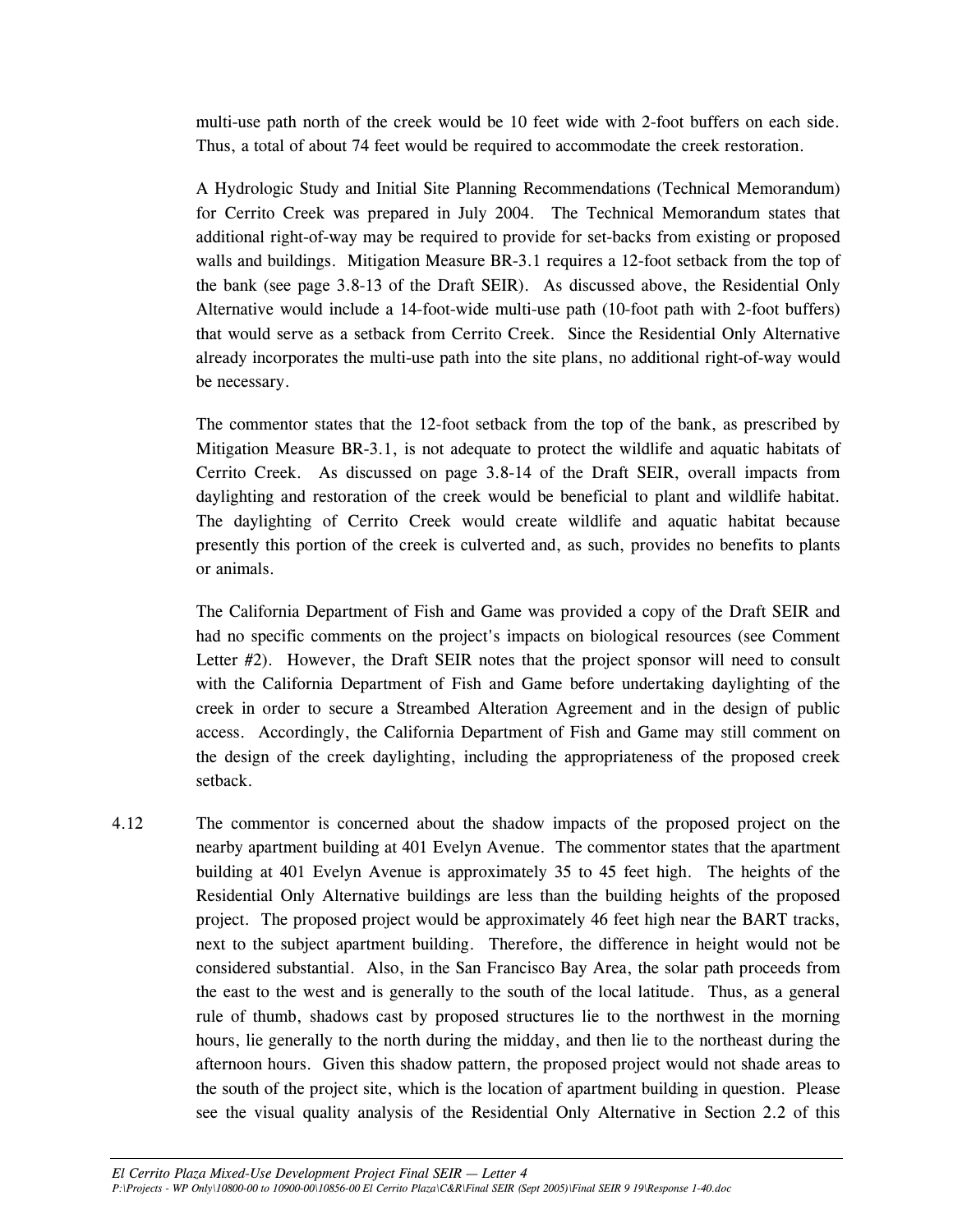multi-use path north of the creek would be 10 feet wide with 2-foot buffers on each side. Thus, a total of about 74 feet would be required to accommodate the creek restoration.

A Hydrologic Study and Initial Site Planning Recommendations (Technical Memorandum) for Cerrito Creek was prepared in July 2004. The Technical Memorandum states that additional right-of-way may be required to provide for set-backs from existing or proposed walls and buildings. Mitigation Measure BR-3.1 requires a 12-foot setback from the top of the bank (see page 3.8-13 of the Draft SEIR). As discussed above, the Residential Only Alternative would include a 14-foot-wide multi-use path (10-foot path with 2-foot buffers) that would serve as a setback from Cerrito Creek. Since the Residential Only Alternative already incorporates the multi-use path into the site plans, no additional right-of-way would be necessary.

The commentor states that the 12-foot setback from the top of the bank, as prescribed by Mitigation Measure BR-3.1, is not adequate to protect the wildlife and aquatic habitats of Cerrito Creek. As discussed on page 3.8-14 of the Draft SEIR, overall impacts from daylighting and restoration of the creek would be beneficial to plant and wildlife habitat. The daylighting of Cerrito Creek would create wildlife and aquatic habitat because presently this portion of the creek is culverted and, as such, provides no benefits to plants or animals.

The California Department of Fish and Game was provided a copy of the Draft SEIR and had no specific comments on the project's impacts on biological resources (see Comment Letter #2). However, the Draft SEIR notes that the project sponsor will need to consult with the California Department of Fish and Game before undertaking daylighting of the creek in order to secure a Streambed Alteration Agreement and in the design of public access. Accordingly, the California Department of Fish and Game may still comment on the design of the creek daylighting, including the appropriateness of the proposed creek setback.

4.12 The commentor is concerned about the shadow impacts of the proposed project on the nearby apartment building at 401 Evelyn Avenue. The commentor states that the apartment building at 401 Evelyn Avenue is approximately 35 to 45 feet high. The heights of the Residential Only Alternative buildings are less than the building heights of the proposed project. The proposed project would be approximately 46 feet high near the BART tracks, next to the subject apartment building. Therefore, the difference in height would not be considered substantial. Also, in the San Francisco Bay Area, the solar path proceeds from the east to the west and is generally to the south of the local latitude. Thus, as a general rule of thumb, shadows cast by proposed structures lie to the northwest in the morning hours, lie generally to the north during the midday, and then lie to the northeast during the afternoon hours. Given this shadow pattern, the proposed project would not shade areas to the south of the project site, which is the location of apartment building in question. Please see the visual quality analysis of the Residential Only Alternative in Section 2.2 of this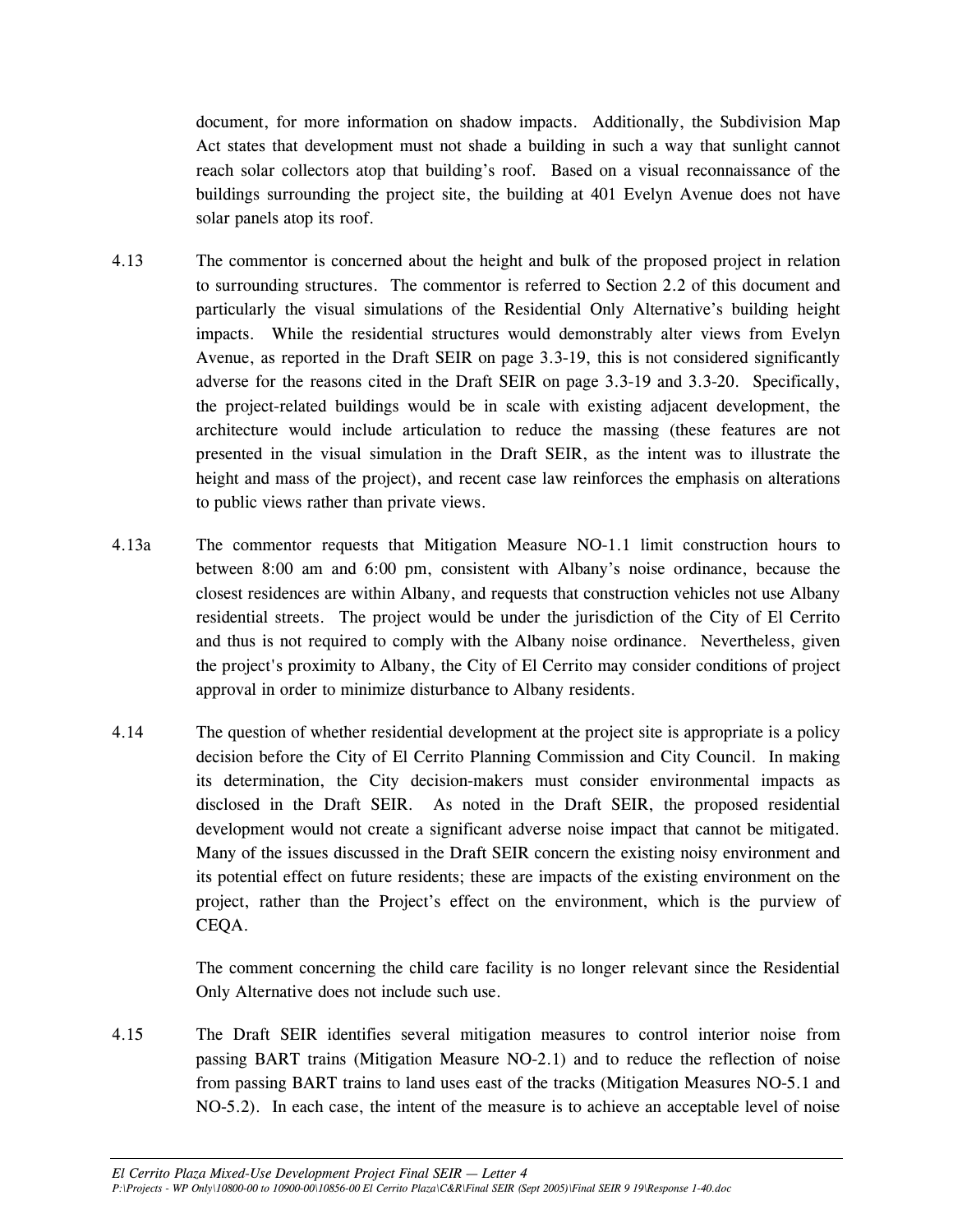document, for more information on shadow impacts. Additionally, the Subdivision Map Act states that development must not shade a building in such a way that sunlight cannot reach solar collectors atop that building's roof. Based on a visual reconnaissance of the buildings surrounding the project site, the building at 401 Evelyn Avenue does not have solar panels atop its roof.

4.13 The commentor is concerned about the height and bulk of the proposed project in relation to surrounding structures. The commentor is referred to Section 2.2 of this document and particularly the visual simulations of the Residential Only Alternative's building height impacts. While the residential structures would demonstrably alter views from Evelyn Avenue, as reported in the Draft SEIR on page 3.3-19, this is not considered significantly adverse for the reasons cited in the Draft SEIR on page 3.3-19 and 3.3-20. Specifically, the project-related buildings would be in scale with existing adjacent development, the architecture would include articulation to reduce the massing (these features are not presented in the visual simulation in the Draft SEIR, as the intent was to illustrate the height and mass of the project), and recent case law reinforces the emphasis on alterations to public views rather than private views.

4.13a The commentor requests that Mitigation Measure NO-1.1 limit construction hours to between 8:00 am and 6:00 pm, consistent with Albany's noise ordinance, because the closest residences are within Albany, and requests that construction vehicles not use Albany residential streets. The project would be under the jurisdiction of the City of El Cerrito and thus is not required to comply with the Albany noise ordinance. Nevertheless, given the project's proximity to Albany, the City of El Cerrito may consider conditions of project approval in order to minimize disturbance to Albany residents.

4.14 The question of whether residential development at the project site is appropriate is a policy decision before the City of El Cerrito Planning Commission and City Council. In making its determination, the City decision-makers must consider environmental impacts as disclosed in the Draft SEIR. As noted in the Draft SEIR, the proposed residential development would not create a significant adverse noise impact that cannot be mitigated. Many of the issues discussed in the Draft SEIR concern the existing noisy environment and its potential effect on future residents; these are impacts of the existing environment on the project, rather than the Project's effect on the environment, which is the purview of CEQA.

The comment concerning the child care facility is no longer relevant since the Residential Only Alternative does not include such use.

4.15 The Draft SEIR identifies several mitigation measures to control interior noise from passing BART trains (Mitigation Measure NO-2.1) and to reduce the reflection of noise from passing BART trains to land uses east of the tracks (Mitigation Measures NO-5.1 and NO-5.2). In each case, the intent of the measure is to achieve an acceptable level of noise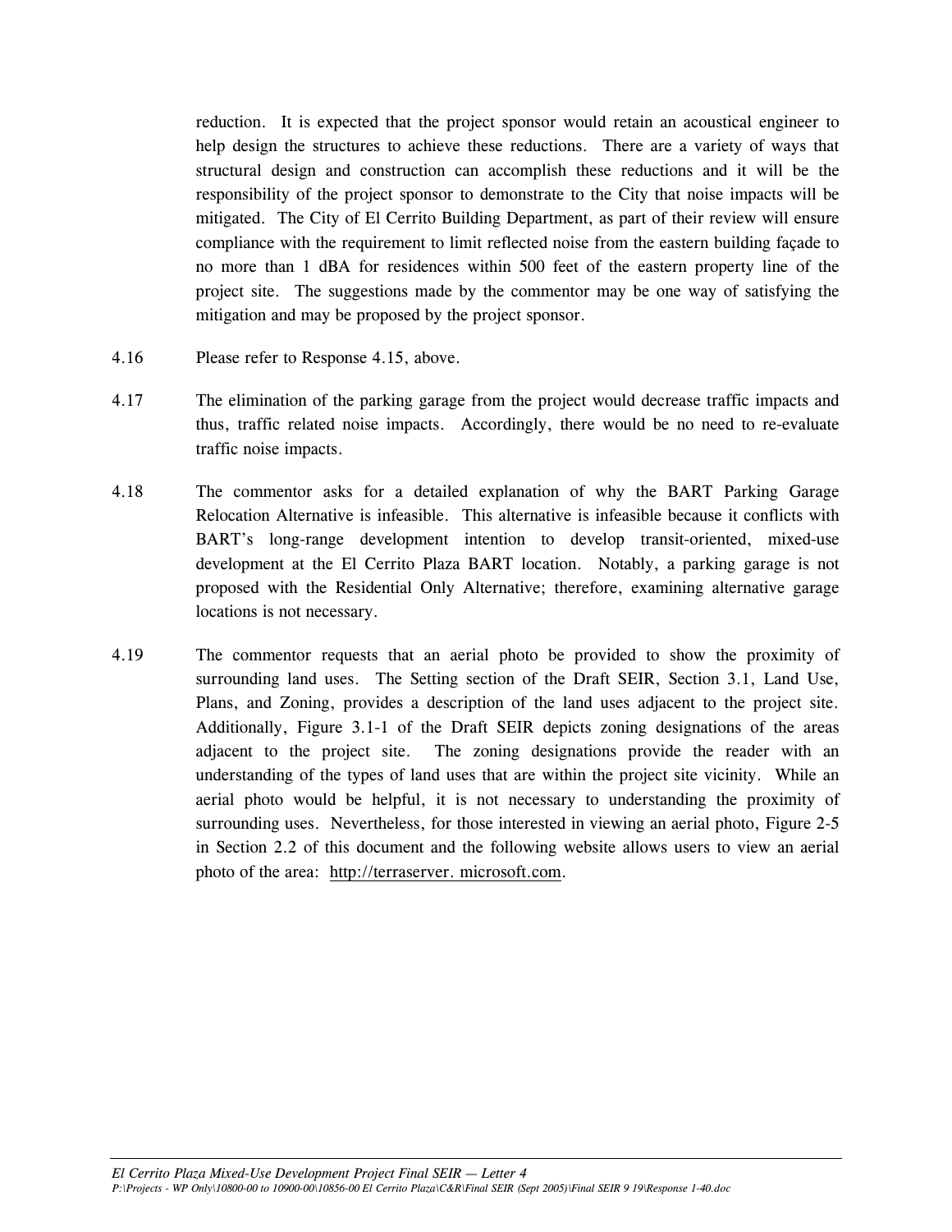reduction. It is expected that the project sponsor would retain an acoustical engineer to help design the structures to achieve these reductions. There are a variety of ways that structural design and construction can accomplish these reductions and it will be the responsibility of the project sponsor to demonstrate to the City that noise impacts will be mitigated. The City of El Cerrito Building Department, as part of their review will ensure compliance with the requirement to limit reflected noise from the eastern building façade to no more than 1 dBA for residences within 500 feet of the eastern property line of the project site. The suggestions made by the commentor may be one way of satisfying the mitigation and may be proposed by the project sponsor.

4.16 Please refer to Response 4.15, above.

4.17 The elimination of the parking garage from the project would decrease traffic impacts and thus, traffic related noise impacts. Accordingly, there would be no need to re-evaluate traffic noise impacts.

4.18 The commentor asks for a detailed explanation of why the BART Parking Garage Relocation Alternative is infeasible. This alternative is infeasible because it conflicts with BART's long-range development intention to develop transit-oriented, mixed-use development at the El Cerrito Plaza BART location. Notably, a parking garage is not proposed with the Residential Only Alternative; therefore, examining alternative garage locations is not necessary.

4.19 The commentor requests that an aerial photo be provided to show the proximity of surrounding land uses. The Setting section of the Draft SEIR, Section 3.1, Land Use, Plans, and Zoning, provides a description of the land uses adjacent to the project site. Additionally, Figure 3.1-1 of the Draft SEIR depicts zoning designations of the areas adjacent to the project site. The zoning designations provide the reader with an understanding of the types of land uses that are within the project site vicinity. While an aerial photo would be helpful, it is not necessary to understanding the proximity of surrounding uses. Nevertheless, for those interested in viewing an aerial photo, Figure 2-5 in Section 2.2 of this document and the following website allows users to view an aerial photo of the area: http://terraserver. microsoft.com.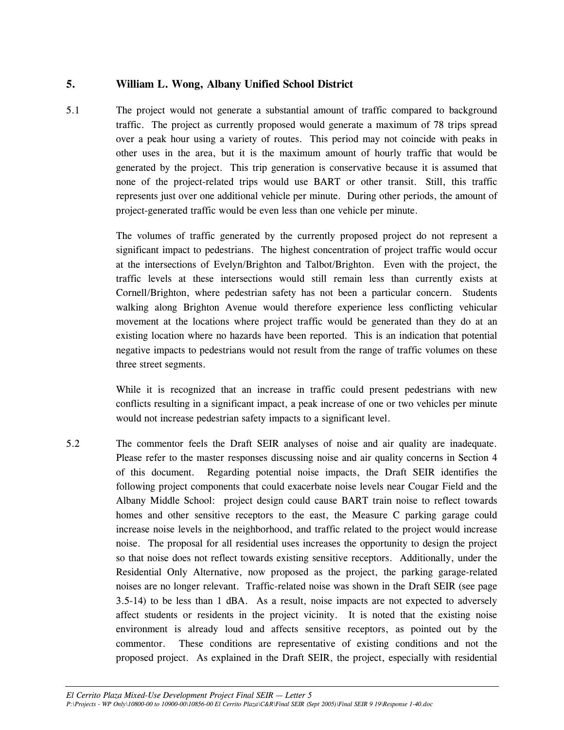## 5. William L. Wong, Albany Unified School District

5.1 The project would not generate a substantial amount of traffic compared to background traffic. The project as currently proposed would generate a maximum of 78 trips spread over a peak hour using a variety of routes. This period may not coincide with peaks in other uses in the area, but it is the maximum amount of hourly traffic that would be generated by the project. This trip generation is conservative because it is assumed that none of the project-related trips would use BART or other transit. Still, this traffic represents just over one additional vehicle per minute. During other periods, the amount of project-generated traffic would be even less than one vehicle per minute.

The volumes of traffic generated by the currently proposed project do not represent a significant impact to pedestrians. The highest concentration of project traffic would occur at the intersections of Evelyn/Brighton and Talbot/Brighton. Even with the project, the traffic levels at these intersections would still remain less than currently exists at Cornell/Brighton, where pedestrian safety has not been a particular concern. Students walking along Brighton Avenue would therefore experience less conflicting vehicular movement at the locations where project traffic would be generated than they do at an existing location where no hazards have been reported. This is an indication that potential negative impacts to pedestrians would not result from the range of traffic volumes on these three street segments.

While it is recognized that an increase in traffic could present pedestrians with new conflicts resulting in a significant impact, a peak increase of one or two vehicles per minute would not increase pedestrian safety impacts to a significant level.

5.2 The commentor feels the Draft SEIR analyses of noise and air quality are inadequate. Please refer to the master responses discussing noise and air quality concerns in Section 4 of this document. Regarding potential noise impacts, the Draft SEIR identifies the following project components that could exacerbate noise levels near Cougar Field and the Albany Middle School: project design could cause BART train noise to reflect towards homes and other sensitive receptors to the east, the Measure C parking garage could increase noise levels in the neighborhood, and traffic related to the project would increase noise. The proposal for all residential uses increases the opportunity to design the project so that noise does not reflect towards existing sensitive receptors. Additionally, under the Residential Only Alternative, now proposed as the project, the parking garage-related noises are no longer relevant. Traffic-related noise was shown in the Draft SEIR (see page 3.5-14) to be less than 1 dBA. As a result, noise impacts are not expected to adversely affect students or residents in the project vicinity. It is noted that the existing noise environment is already loud and affects sensitive receptors, as pointed out by the commentor. These conditions are representative of existing conditions and not the proposed project. As explained in the Draft SEIR, the project, especially with residential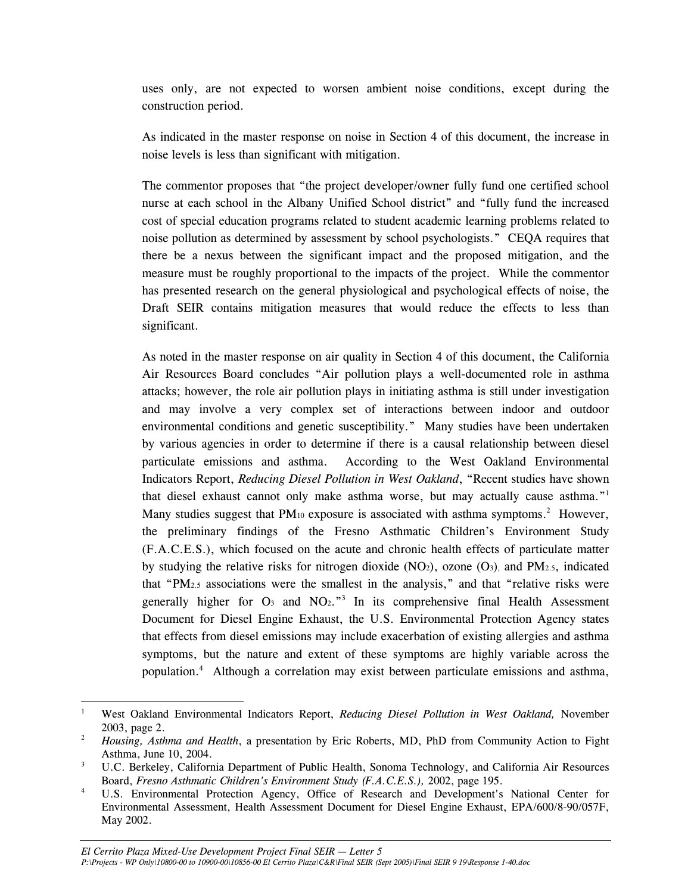uses only, are not expected to worsen ambient noise conditions, except during the construction period.

As indicated in the master response on noise in Section 4 of this document, the increase in noise levels is less than significant with mitigation.

The commentor proposes that "the project developer/owner fully fund one certified school nurse at each school in the Albany Unified School district" and "fully fund the increased cost of special education programs related to student academic learning problems related to noise pollution as determined by assessment by school psychologists." CEQA requires that there be a nexus between the significant impact and the proposed mitigation, and the measure must be roughly proportional to the impacts of the project. While the commentor has presented research on the general physiological and psychological effects of noise, the Draft SEIR contains mitigation measures that would reduce the effects to less than significant.

As noted in the master response on air quality in Section 4 of this document, the California Air Resources Board concludes "Air pollution plays a well-documented role in asthma attacks; however, the role air pollution plays in initiating asthma is still under investigation and may involve a very complex set of interactions between indoor and outdoor environmental conditions and genetic susceptibility." Many studies have been undertaken by various agencies in order to determine if there is a causal relationship between diesel particulate emissions and asthma. According to the West Oakland Environmental Indicators Report, *Reducing Diesel Pollution in West Oakland*, "Recent studies have shown that diesel exhaust cannot only make asthma worse, but may actually cause asthma."[1] Many studies suggest that $PM_{10}$ exposure is associated with asthma symptoms.[2] However, the preliminary findings of the Fresno Asthmatic Children's Environment Study (F.A.C.E.S.), which focused on the acute and chronic health effects of particulate matter by studying the relative risks for nitrogen dioxide ($NO_2$), ozone ($O_3$), and $PM_{2.5}$, indicated that "$PM_{2.5}$ associations were the smallest in the analysis," and that "relative risks were generally higher for $O_3$ and $NO_2$."[3] In its comprehensive final Health Assessment Document for Diesel Engine Exhaust, the U.S. Environmental Protection Agency states that effects from diesel emissions may include exacerbation of existing allergies and asthma symptoms, but the nature and extent of these symptoms are highly variable across the population.[4] Although a correlation may exist between particulate emissions and asthma,

---

[1] West Oakland Environmental Indicators Report, *Reducing Diesel Pollution in West Oakland,* November 2003, page 2.

[2] *Housing, Asthma and Health*, a presentation by Eric Roberts, MD, PhD from Community Action to Fight Asthma, June 10, 2004.

[3] U.C. Berkeley, California Department of Public Health, Sonoma Technology, and California Air Resources Board, *Fresno Asthmatic Children's Environment Study (F.A.C.E.S.),* 2002, page 195.

[4] U.S. Environmental Protection Agency, Office of Research and Development's National Center for Environmental Assessment, Health Assessment Document for Diesel Engine Exhaust, EPA/600/8-90/057F, May 2002.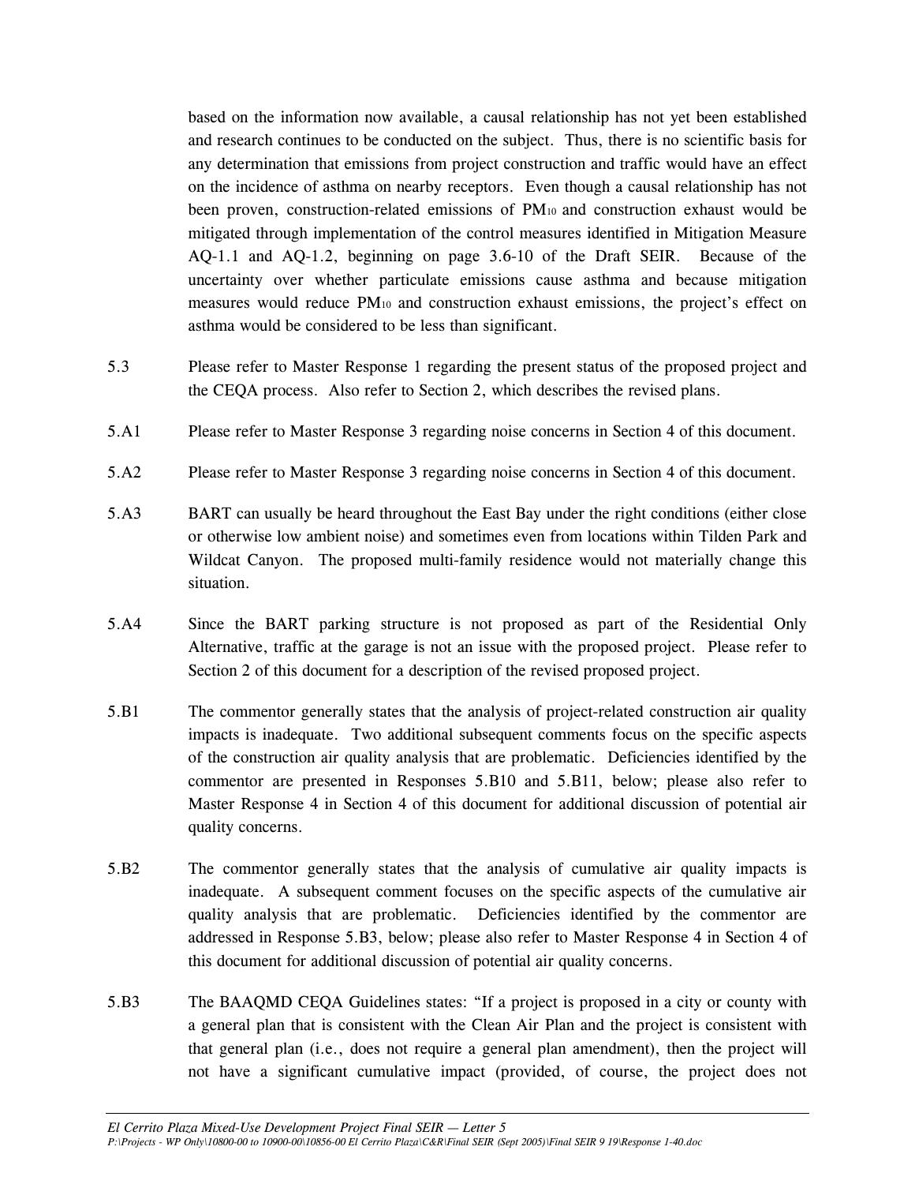based on the information now available, a causal relationship has not yet been established and research continues to be conducted on the subject. Thus, there is no scientific basis for any determination that emissions from project construction and traffic would have an effect on the incidence of asthma on nearby receptors. Even though a causal relationship has not been proven, construction-related emissions of $PM_{10}$ and construction exhaust would be mitigated through implementation of the control measures identified in Mitigation Measure AQ-1.1 and AQ-1.2, beginning on page 3.6-10 of the Draft SEIR. Because of the uncertainty over whether particulate emissions cause asthma and because mitigation measures would reduce $PM_{10}$ and construction exhaust emissions, the project's effect on asthma would be considered to be less than significant.

5.3 Please refer to Master Response 1 regarding the present status of the proposed project and the CEQA process. Also refer to Section 2, which describes the revised plans.

5.A1 Please refer to Master Response 3 regarding noise concerns in Section 4 of this document.

5.A2 Please refer to Master Response 3 regarding noise concerns in Section 4 of this document.

5.A3 BART can usually be heard throughout the East Bay under the right conditions (either close or otherwise low ambient noise) and sometimes even from locations within Tilden Park and Wildcat Canyon. The proposed multi-family residence would not materially change this situation.

5.A4 Since the BART parking structure is not proposed as part of the Residential Only Alternative, traffic at the garage is not an issue with the proposed project. Please refer to Section 2 of this document for a description of the revised proposed project.

5.B1 The commentor generally states that the analysis of project-related construction air quality impacts is inadequate. Two additional subsequent comments focus on the specific aspects of the construction air quality analysis that are problematic. Deficiencies identified by the commentor are presented in Responses 5.B10 and 5.B11, below; please also refer to Master Response 4 in Section 4 of this document for additional discussion of potential air quality concerns.

5.B2 The commentor generally states that the analysis of cumulative air quality impacts is inadequate. A subsequent comment focuses on the specific aspects of the cumulative air quality analysis that are problematic. Deficiencies identified by the commentor are addressed in Response 5.B3, below; please also refer to Master Response 4 in Section 4 of this document for additional discussion of potential air quality concerns.

5.B3 The BAAQMD CEQA Guidelines states: "If a project is proposed in a city or county with a general plan that is consistent with the Clean Air Plan and the project is consistent with that general plan (i.e., does not require a general plan amendment), then the project will not have a significant cumulative impact (provided, of course, the project does not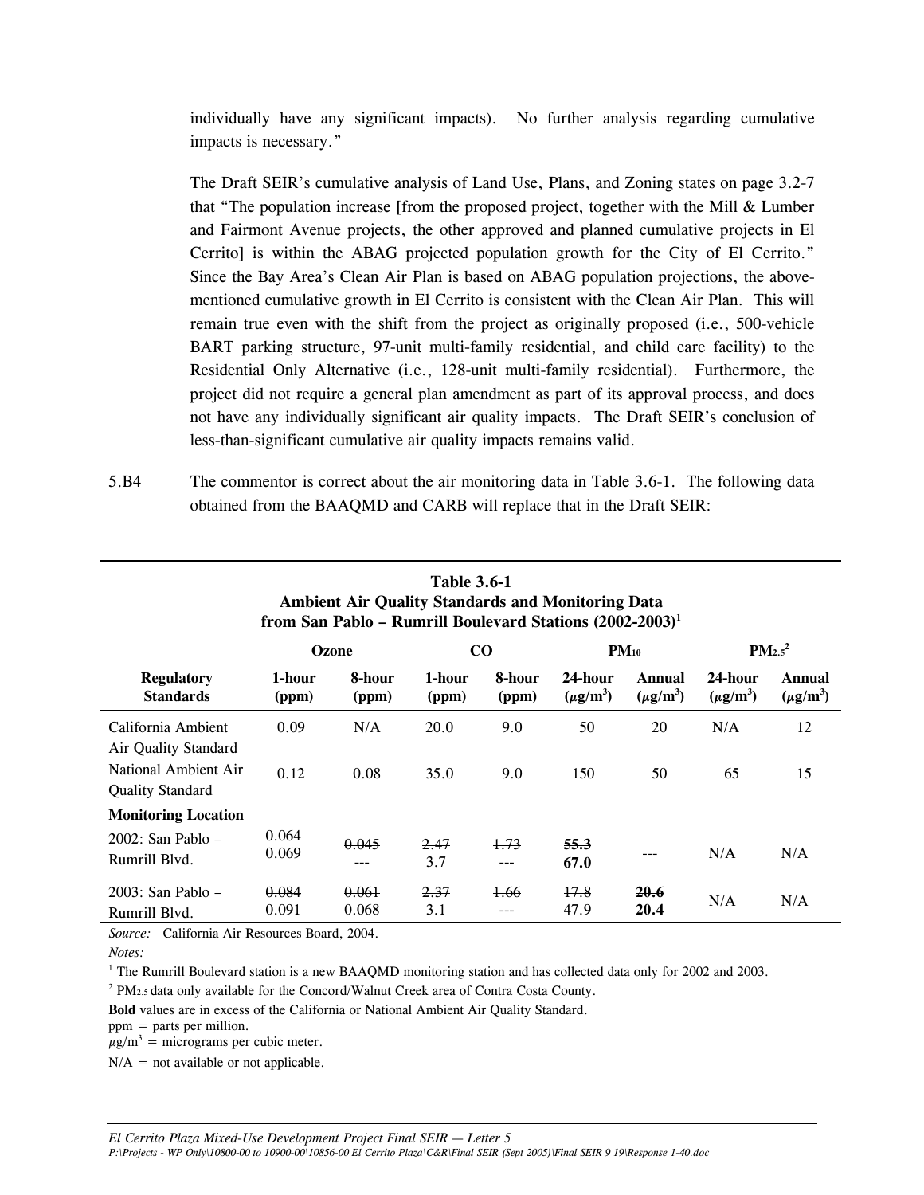individually have any significant impacts). No further analysis regarding cumulative impacts is necessary."

The Draft SEIR's cumulative analysis of Land Use, Plans, and Zoning states on page 3.2-7 that "The population increase [from the proposed project, together with the Mill & Lumber and Fairmont Avenue projects, the other approved and planned cumulative projects in El Cerrito] is within the ABAG projected population growth for the City of El Cerrito." Since the Bay Area's Clean Air Plan is based on ABAG population projections, the above-mentioned cumulative growth in El Cerrito is consistent with the Clean Air Plan. This will remain true even with the shift from the project as originally proposed (i.e., 500-vehicle BART parking structure, 97-unit multi-family residential, and child care facility) to the Residential Only Alternative (i.e., 128-unit multi-family residential). Furthermore, the project did not require a general plan amendment as part of its approval process, and does not have any individually significant air quality impacts. The Draft SEIR's conclusion of less-than-significant cumulative air quality impacts remains valid.

5.B4 The commentor is correct about the air monitoring data in Table 3.6-1. The following data obtained from the BAAQMD and CARB will replace that in the Draft SEIR:

**Table 3.6-1**
**Ambient Air Quality Standards and Monitoring Data from San Pablo – Rumrill Boulevard Stations (2002-2003)[1]**

| | Ozone | | CO | | $PM_{10}$ | | $PM_{2.5}$[2] | |
|---|---|---|---|---|---|---|---|---|
| **Regulatory Standards** | **1-hour (ppm)** | **8-hour (ppm)** | **1-hour (ppm)** | **8-hour (ppm)** | **24-hour ($\mu g/m^3$)** | **Annual ($\mu g/m^3$)** | **24-hour ($\mu g/m^3$)** | **Annual ($\mu g/m^3$)** |
| California Ambient Air Quality Standard | 0.09 | N/A | 20.0 | 9.0 | 50 | 20 | N/A | 12 |
| National Ambient Air Quality Standard | 0.12 | 0.08 | 35.0 | 9.0 | 150 | 50 | 65 | 15 |
| **Monitoring Location** | | | | | | | | |
| 2002: San Pablo – Rumrill Blvd. | ~~0.064~~ 0.069 | ~~0.045~~ --- | ~~2.47~~ 3.7 | ~~1.73~~ --- | ~~**55.3**~~ **67.0** | --- | N/A | N/A |
| 2003: San Pablo – Rumrill Blvd. | ~~0.084~~ 0.091 | ~~0.061~~ 0.068 | ~~2.37~~ 3.1 | ~~1.66~~ --- | ~~17.8~~ 47.9 | ~~**20.6**~~ **20.4** | N/A | N/A |

*Source:* California Air Resources Board, 2004.

*Notes:*

[1] The Rumrill Boulevard station is a new BAAQMD monitoring station and has collected data only for 2002 and 2003.

[2] $PM_{2.5}$ data only available for the Concord/Walnut Creek area of Contra Costa County.

**Bold** values are in excess of the California or National Ambient Air Quality Standard.

ppm = parts per million.

$\mu g/m^3$ = micrograms per cubic meter.

N/A = not available or not applicable.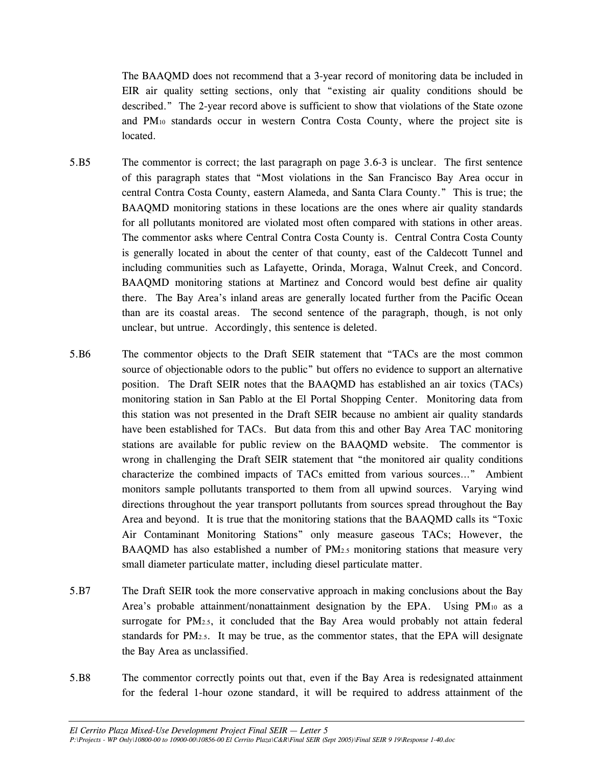The BAAQMD does not recommend that a 3-year record of monitoring data be included in EIR air quality setting sections, only that "existing air quality conditions should be described." The 2-year record above is sufficient to show that violations of the State ozone and $PM_{10}$ standards occur in western Contra Costa County, where the project site is located.

5.B5 The commentor is correct; the last paragraph on page 3.6-3 is unclear. The first sentence of this paragraph states that "Most violations in the San Francisco Bay Area occur in central Contra Costa County, eastern Alameda, and Santa Clara County." This is true; the BAAQMD monitoring stations in these locations are the ones where air quality standards for all pollutants monitored are violated most often compared with stations in other areas. The commentor asks where Central Contra Costa County is. Central Contra Costa County is generally located in about the center of that county, east of the Caldecott Tunnel and including communities such as Lafayette, Orinda, Moraga, Walnut Creek, and Concord. BAAQMD monitoring stations at Martinez and Concord would best define air quality there. The Bay Area's inland areas are generally located further from the Pacific Ocean than are its coastal areas. The second sentence of the paragraph, though, is not only unclear, but untrue. Accordingly, this sentence is deleted.

5.B6 The commentor objects to the Draft SEIR statement that "TACs are the most common source of objectionable odors to the public" but offers no evidence to support an alternative position. The Draft SEIR notes that the BAAQMD has established an air toxics (TACs) monitoring station in San Pablo at the El Portal Shopping Center. Monitoring data from this station was not presented in the Draft SEIR because no ambient air quality standards have been established for TACs. But data from this and other Bay Area TAC monitoring stations are available for public review on the BAAQMD website. The commentor is wrong in challenging the Draft SEIR statement that "the monitored air quality conditions characterize the combined impacts of TACs emitted from various sources..." Ambient monitors sample pollutants transported to them from all upwind sources. Varying wind directions throughout the year transport pollutants from sources spread throughout the Bay Area and beyond. It is true that the monitoring stations that the BAAQMD calls its "Toxic Air Contaminant Monitoring Stations" only measure gaseous TACs; However, the BAAQMD has also established a number of $PM_{2.5}$ monitoring stations that measure very small diameter particulate matter, including diesel particulate matter.

5.B7 The Draft SEIR took the more conservative approach in making conclusions about the Bay Area's probable attainment/nonattainment designation by the EPA. Using $PM_{10}$ as a surrogate for $PM_{2.5}$, it concluded that the Bay Area would probably not attain federal standards for $PM_{2.5}$. It may be true, as the commentor states, that the EPA will designate the Bay Area as unclassified.

5.B8 The commentor correctly points out that, even if the Bay Area is redesignated attainment for the federal 1-hour ozone standard, it will be required to address attainment of the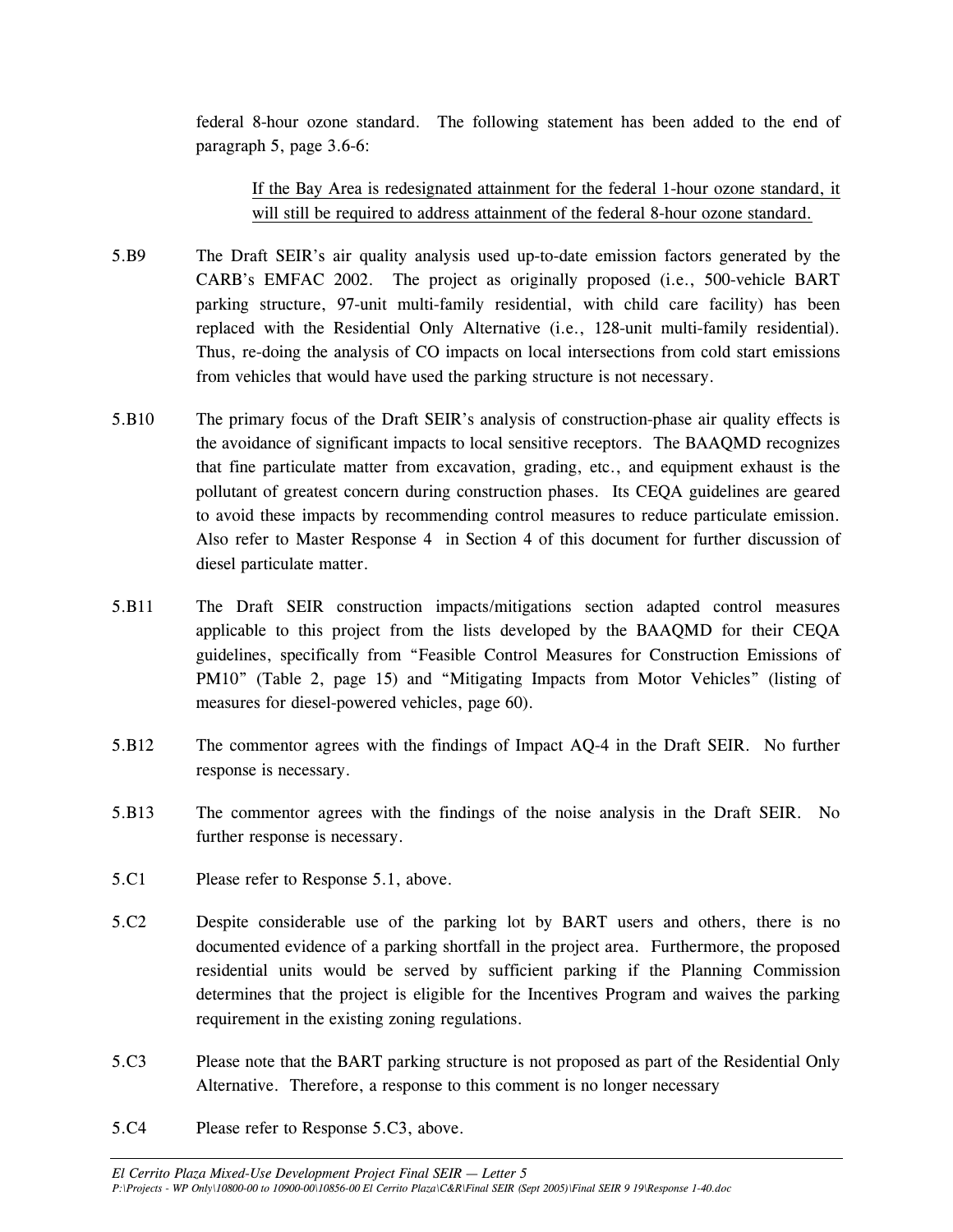federal 8-hour ozone standard. The following statement has been added to the end of paragraph 5, page 3.6-6:

> <u>If the Bay Area is redesignated attainment for the federal 1-hour ozone standard, it will still be required to address attainment of the federal 8-hour ozone standard.</u>

5.B9 The Draft SEIR's air quality analysis used up-to-date emission factors generated by the CARB's EMFAC 2002. The project as originally proposed (i.e., 500-vehicle BART parking structure, 97-unit multi-family residential, with child care facility) has been replaced with the Residential Only Alternative (i.e., 128-unit multi-family residential). Thus, re-doing the analysis of CO impacts on local intersections from cold start emissions from vehicles that would have used the parking structure is not necessary.

5.B10 The primary focus of the Draft SEIR's analysis of construction-phase air quality effects is the avoidance of significant impacts to local sensitive receptors. The BAAQMD recognizes that fine particulate matter from excavation, grading, etc., and equipment exhaust is the pollutant of greatest concern during construction phases. Its CEQA guidelines are geared to avoid these impacts by recommending control measures to reduce particulate emission. Also refer to Master Response 4 in Section 4 of this document for further discussion of diesel particulate matter.

5.B11 The Draft SEIR construction impacts/mitigations section adapted control measures applicable to this project from the lists developed by the BAAQMD for their CEQA guidelines, specifically from "Feasible Control Measures for Construction Emissions of PM10" (Table 2, page 15) and "Mitigating Impacts from Motor Vehicles" (listing of measures for diesel-powered vehicles, page 60).

5.B12 The commentor agrees with the findings of Impact AQ-4 in the Draft SEIR. No further response is necessary.

5.B13 The commentor agrees with the findings of the noise analysis in the Draft SEIR. No further response is necessary.

5.C1 Please refer to Response 5.1, above.

5.C2 Despite considerable use of the parking lot by BART users and others, there is no documented evidence of a parking shortfall in the project area. Furthermore, the proposed residential units would be served by sufficient parking if the Planning Commission determines that the project is eligible for the Incentives Program and waives the parking requirement in the existing zoning regulations.

5.C3 Please note that the BART parking structure is not proposed as part of the Residential Only Alternative. Therefore, a response to this comment is no longer necessary

5.C4 Please refer to Response 5.C3, above.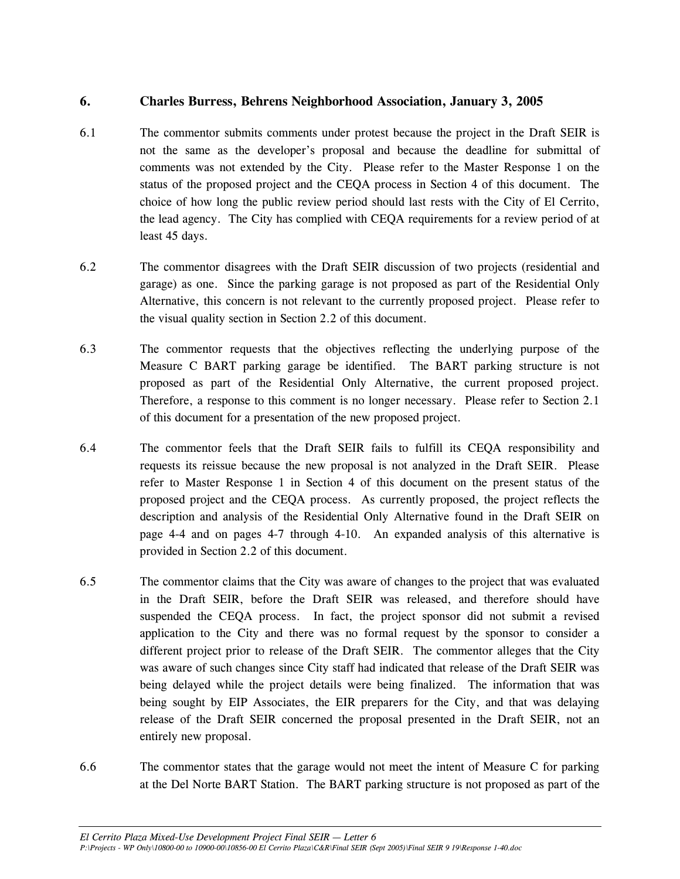## 6. Charles Burress, Behrens Neighborhood Association, January 3, 2005

6.1 The commentor submits comments under protest because the project in the Draft SEIR is not the same as the developer's proposal and because the deadline for submittal of comments was not extended by the City. Please refer to the Master Response 1 on the status of the proposed project and the CEQA process in Section 4 of this document. The choice of how long the public review period should last rests with the City of El Cerrito, the lead agency. The City has complied with CEQA requirements for a review period of at least 45 days.

6.2 The commentor disagrees with the Draft SEIR discussion of two projects (residential and garage) as one. Since the parking garage is not proposed as part of the Residential Only Alternative, this concern is not relevant to the currently proposed project. Please refer to the visual quality section in Section 2.2 of this document.

6.3 The commentor requests that the objectives reflecting the underlying purpose of the Measure C BART parking garage be identified. The BART parking structure is not proposed as part of the Residential Only Alternative, the current proposed project. Therefore, a response to this comment is no longer necessary. Please refer to Section 2.1 of this document for a presentation of the new proposed project.

6.4 The commentor feels that the Draft SEIR fails to fulfill its CEQA responsibility and requests its reissue because the new proposal is not analyzed in the Draft SEIR. Please refer to Master Response 1 in Section 4 of this document on the present status of the proposed project and the CEQA process. As currently proposed, the project reflects the description and analysis of the Residential Only Alternative found in the Draft SEIR on page 4-4 and on pages 4-7 through 4-10. An expanded analysis of this alternative is provided in Section 2.2 of this document.

6.5 The commentor claims that the City was aware of changes to the project that was evaluated in the Draft SEIR, before the Draft SEIR was released, and therefore should have suspended the CEQA process. In fact, the project sponsor did not submit a revised application to the City and there was no formal request by the sponsor to consider a different project prior to release of the Draft SEIR. The commentor alleges that the City was aware of such changes since City staff had indicated that release of the Draft SEIR was being delayed while the project details were being finalized. The information that was being sought by EIP Associates, the EIR preparers for the City, and that was delaying release of the Draft SEIR concerned the proposal presented in the Draft SEIR, not an entirely new proposal.

6.6 The commentor states that the garage would not meet the intent of Measure C for parking at the Del Norte BART Station. The BART parking structure is not proposed as part of the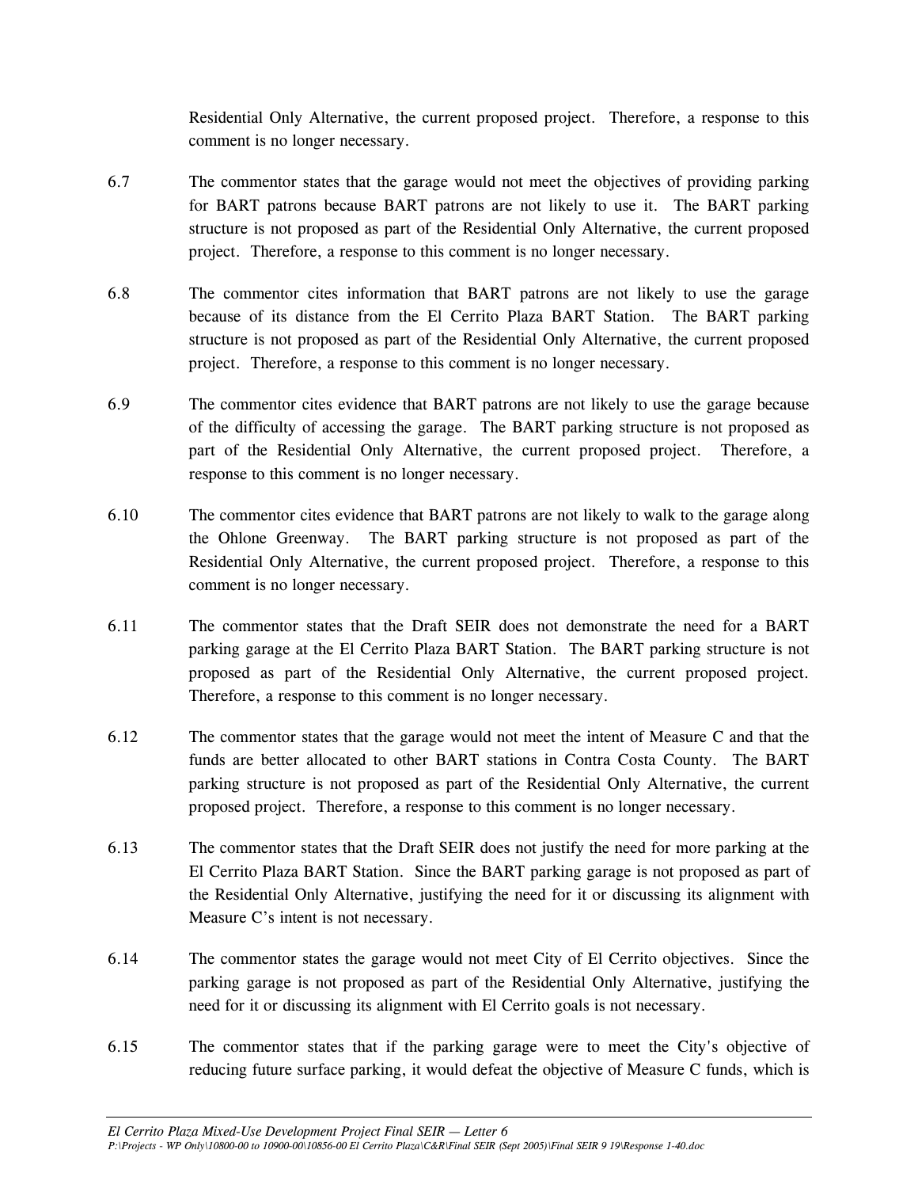Residential Only Alternative, the current proposed project. Therefore, a response to this comment is no longer necessary.

6.7 The commentor states that the garage would not meet the objectives of providing parking for BART patrons because BART patrons are not likely to use it. The BART parking structure is not proposed as part of the Residential Only Alternative, the current proposed project. Therefore, a response to this comment is no longer necessary.

6.8 The commentor cites information that BART patrons are not likely to use the garage because of its distance from the El Cerrito Plaza BART Station. The BART parking structure is not proposed as part of the Residential Only Alternative, the current proposed project. Therefore, a response to this comment is no longer necessary.

6.9 The commentor cites evidence that BART patrons are not likely to use the garage because of the difficulty of accessing the garage. The BART parking structure is not proposed as part of the Residential Only Alternative, the current proposed project. Therefore, a response to this comment is no longer necessary.

6.10 The commentor cites evidence that BART patrons are not likely to walk to the garage along the Ohlone Greenway. The BART parking structure is not proposed as part of the Residential Only Alternative, the current proposed project. Therefore, a response to this comment is no longer necessary.

6.11 The commentor states that the Draft SEIR does not demonstrate the need for a BART parking garage at the El Cerrito Plaza BART Station. The BART parking structure is not proposed as part of the Residential Only Alternative, the current proposed project. Therefore, a response to this comment is no longer necessary.

6.12 The commentor states that the garage would not meet the intent of Measure C and that the funds are better allocated to other BART stations in Contra Costa County. The BART parking structure is not proposed as part of the Residential Only Alternative, the current proposed project. Therefore, a response to this comment is no longer necessary.

6.13 The commentor states that the Draft SEIR does not justify the need for more parking at the El Cerrito Plaza BART Station. Since the BART parking garage is not proposed as part of the Residential Only Alternative, justifying the need for it or discussing its alignment with Measure C's intent is not necessary.

6.14 The commentor states the garage would not meet City of El Cerrito objectives. Since the parking garage is not proposed as part of the Residential Only Alternative, justifying the need for it or discussing its alignment with El Cerrito goals is not necessary.

6.15 The commentor states that if the parking garage were to meet the City's objective of reducing future surface parking, it would defeat the objective of Measure C funds, which is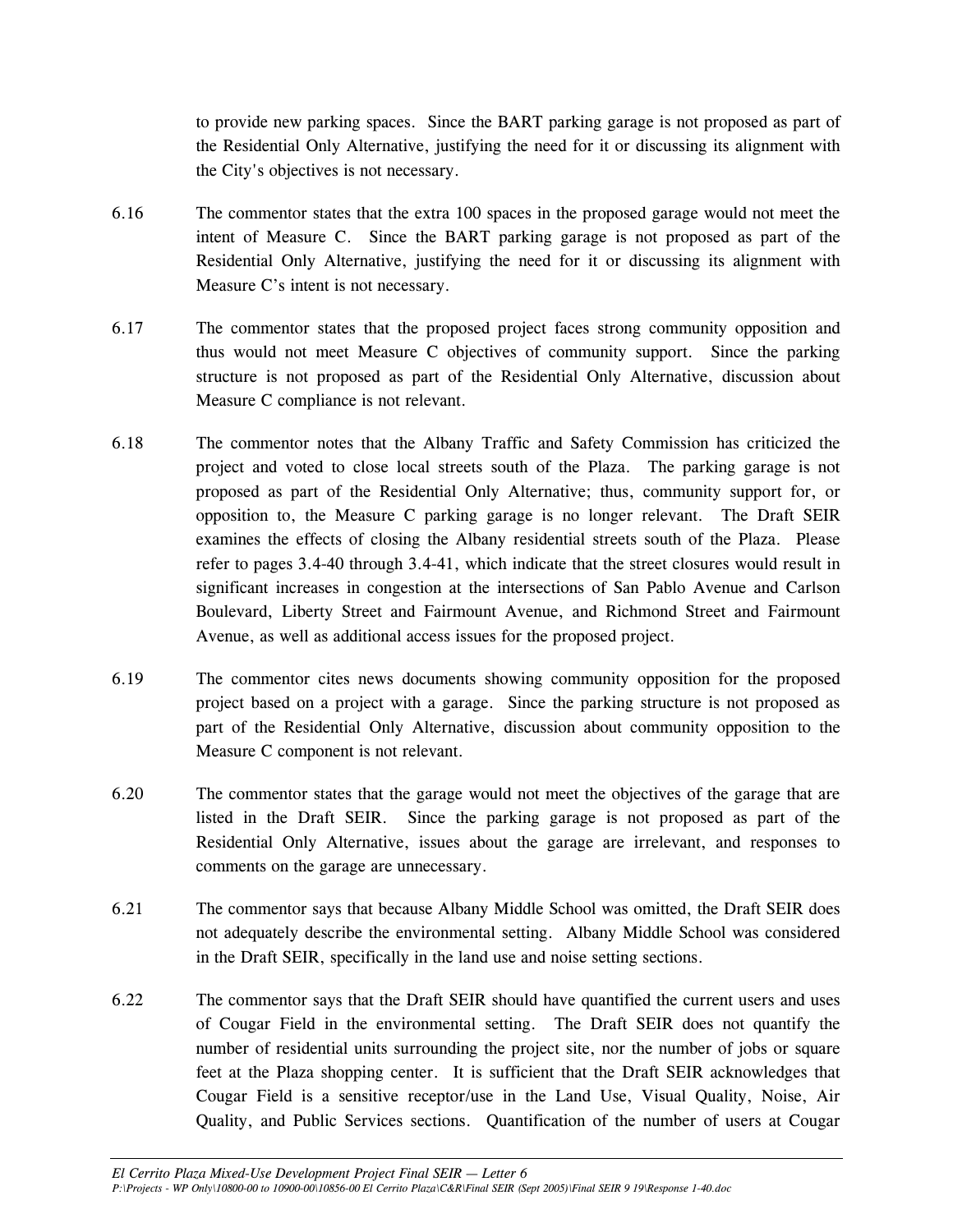to provide new parking spaces. Since the BART parking garage is not proposed as part of the Residential Only Alternative, justifying the need for it or discussing its alignment with the City's objectives is not necessary.

6.16 The commentor states that the extra 100 spaces in the proposed garage would not meet the intent of Measure C. Since the BART parking garage is not proposed as part of the Residential Only Alternative, justifying the need for it or discussing its alignment with Measure C's intent is not necessary.

6.17 The commentor states that the proposed project faces strong community opposition and thus would not meet Measure C objectives of community support. Since the parking structure is not proposed as part of the Residential Only Alternative, discussion about Measure C compliance is not relevant.

6.18 The commentor notes that the Albany Traffic and Safety Commission has criticized the project and voted to close local streets south of the Plaza. The parking garage is not proposed as part of the Residential Only Alternative; thus, community support for, or opposition to, the Measure C parking garage is no longer relevant. The Draft SEIR examines the effects of closing the Albany residential streets south of the Plaza. Please refer to pages 3.4-40 through 3.4-41, which indicate that the street closures would result in significant increases in congestion at the intersections of San Pablo Avenue and Carlson Boulevard, Liberty Street and Fairmount Avenue, and Richmond Street and Fairmount Avenue, as well as additional access issues for the proposed project.

6.19 The commentor cites news documents showing community opposition for the proposed project based on a project with a garage. Since the parking structure is not proposed as part of the Residential Only Alternative, discussion about community opposition to the Measure C component is not relevant.

6.20 The commentor states that the garage would not meet the objectives of the garage that are listed in the Draft SEIR. Since the parking garage is not proposed as part of the Residential Only Alternative, issues about the garage are irrelevant, and responses to comments on the garage are unnecessary.

6.21 The commentor says that because Albany Middle School was omitted, the Draft SEIR does not adequately describe the environmental setting. Albany Middle School was considered in the Draft SEIR, specifically in the land use and noise setting sections.

6.22 The commentor says that the Draft SEIR should have quantified the current users and uses of Cougar Field in the environmental setting. The Draft SEIR does not quantify the number of residential units surrounding the project site, nor the number of jobs or square feet at the Plaza shopping center. It is sufficient that the Draft SEIR acknowledges that Cougar Field is a sensitive receptor/use in the Land Use, Visual Quality, Noise, Air Quality, and Public Services sections. Quantification of the number of users at Cougar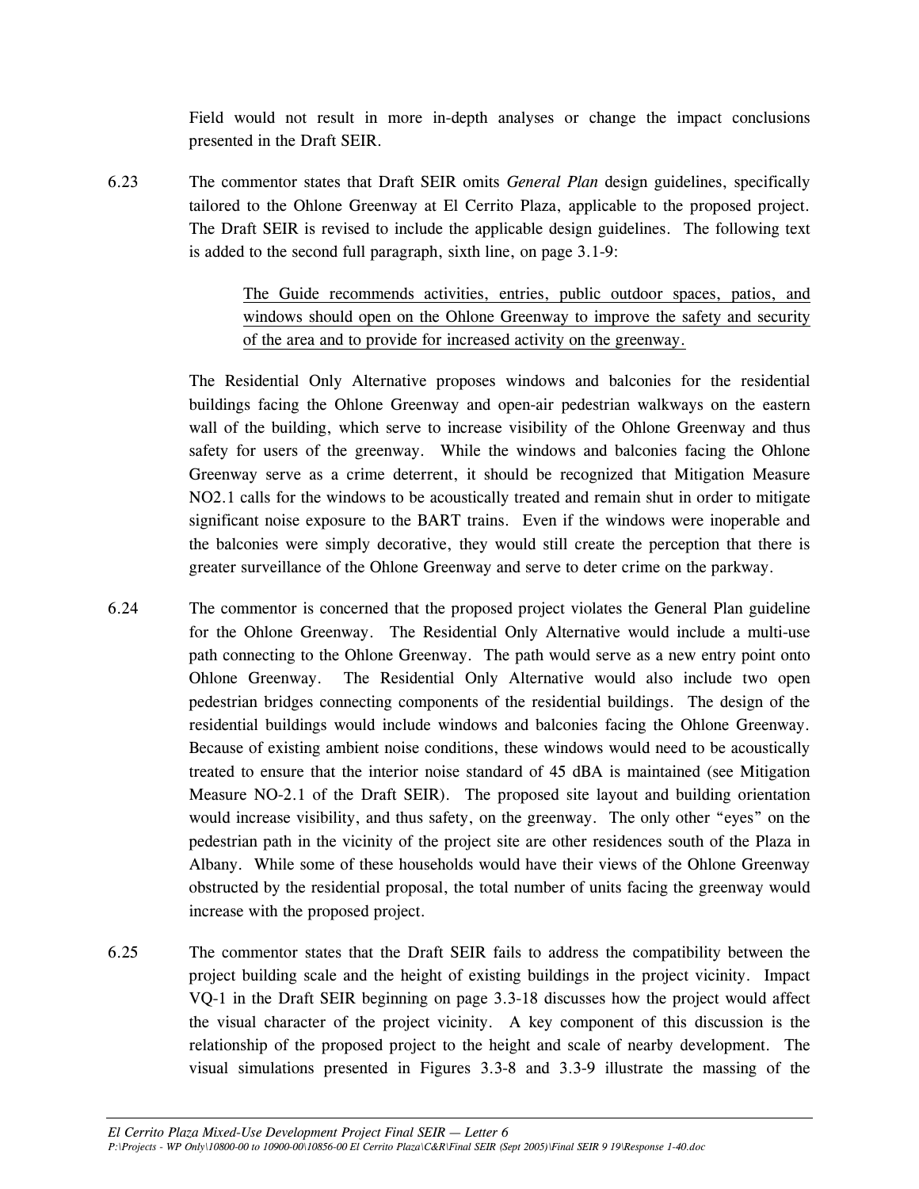Field would not result in more in-depth analyses or change the impact conclusions presented in the Draft SEIR.

6.23 The commentor states that Draft SEIR omits *General Plan* design guidelines, specifically tailored to the Ohlone Greenway at El Cerrito Plaza, applicable to the proposed project. The Draft SEIR is revised to include the applicable design guidelines. The following text is added to the second full paragraph, sixth line, on page 3.1-9:

> <u>The Guide recommends activities, entries, public outdoor spaces, patios, and windows should open on the Ohlone Greenway to improve the safety and security of the area and to provide for increased activity on the greenway.</u>

The Residential Only Alternative proposes windows and balconies for the residential buildings facing the Ohlone Greenway and open-air pedestrian walkways on the eastern wall of the building, which serve to increase visibility of the Ohlone Greenway and thus safety for users of the greenway. While the windows and balconies facing the Ohlone Greenway serve as a crime deterrent, it should be recognized that Mitigation Measure NO2.1 calls for the windows to be acoustically treated and remain shut in order to mitigate significant noise exposure to the BART trains. Even if the windows were inoperable and the balconies were simply decorative, they would still create the perception that there is greater surveillance of the Ohlone Greenway and serve to deter crime on the parkway.

6.24 The commentor is concerned that the proposed project violates the General Plan guideline for the Ohlone Greenway. The Residential Only Alternative would include a multi-use path connecting to the Ohlone Greenway. The path would serve as a new entry point onto Ohlone Greenway. The Residential Only Alternative would also include two open pedestrian bridges connecting components of the residential buildings. The design of the residential buildings would include windows and balconies facing the Ohlone Greenway. Because of existing ambient noise conditions, these windows would need to be acoustically treated to ensure that the interior noise standard of 45 dBA is maintained (see Mitigation Measure NO-2.1 of the Draft SEIR). The proposed site layout and building orientation would increase visibility, and thus safety, on the greenway. The only other "eyes" on the pedestrian path in the vicinity of the project site are other residences south of the Plaza in Albany. While some of these households would have their views of the Ohlone Greenway obstructed by the residential proposal, the total number of units facing the greenway would increase with the proposed project.

6.25 The commentor states that the Draft SEIR fails to address the compatibility between the project building scale and the height of existing buildings in the project vicinity. Impact VQ-1 in the Draft SEIR beginning on page 3.3-18 discusses how the project would affect the visual character of the project vicinity. A key component of this discussion is the relationship of the proposed project to the height and scale of nearby development. The visual simulations presented in Figures 3.3-8 and 3.3-9 illustrate the massing of the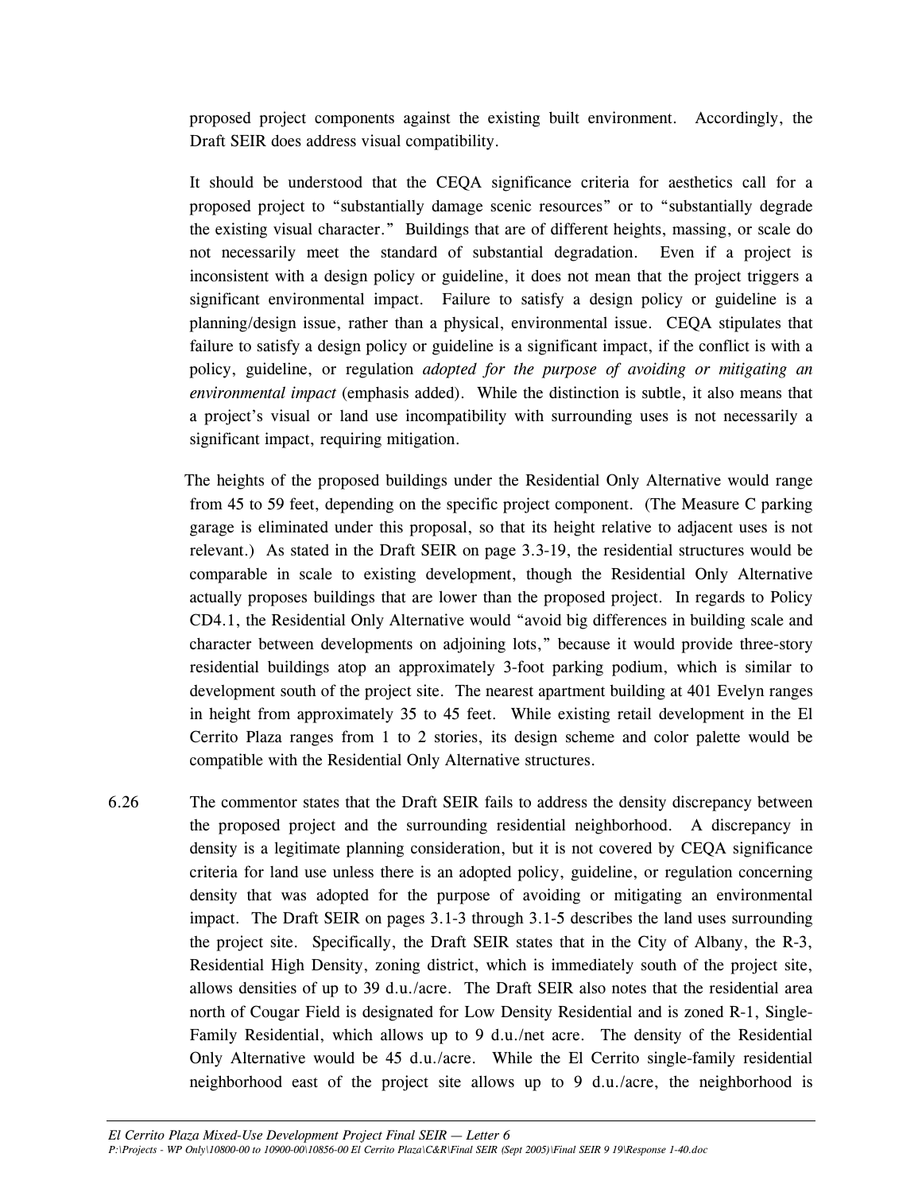proposed project components against the existing built environment. Accordingly, the Draft SEIR does address visual compatibility.

It should be understood that the CEQA significance criteria for aesthetics call for a proposed project to "substantially damage scenic resources" or to "substantially degrade the existing visual character." Buildings that are of different heights, massing, or scale do not necessarily meet the standard of substantial degradation. Even if a project is inconsistent with a design policy or guideline, it does not mean that the project triggers a significant environmental impact. Failure to satisfy a design policy or guideline is a planning/design issue, rather than a physical, environmental issue. CEQA stipulates that failure to satisfy a design policy or guideline is a significant impact, if the conflict is with a policy, guideline, or regulation *adopted for the purpose of avoiding or mitigating an environmental impact* (emphasis added). While the distinction is subtle, it also means that a project's visual or land use incompatibility with surrounding uses is not necessarily a significant impact, requiring mitigation.

The heights of the proposed buildings under the Residential Only Alternative would range from 45 to 59 feet, depending on the specific project component. (The Measure C parking garage is eliminated under this proposal, so that its height relative to adjacent uses is not relevant.) As stated in the Draft SEIR on page 3.3-19, the residential structures would be comparable in scale to existing development, though the Residential Only Alternative actually proposes buildings that are lower than the proposed project. In regards to Policy CD4.1, the Residential Only Alternative would "avoid big differences in building scale and character between developments on adjoining lots," because it would provide three-story residential buildings atop an approximately 3-foot parking podium, which is similar to development south of the project site. The nearest apartment building at 401 Evelyn ranges in height from approximately 35 to 45 feet. While existing retail development in the El Cerrito Plaza ranges from 1 to 2 stories, its design scheme and color palette would be compatible with the Residential Only Alternative structures.

6.26 The commentor states that the Draft SEIR fails to address the density discrepancy between the proposed project and the surrounding residential neighborhood. A discrepancy in density is a legitimate planning consideration, but it is not covered by CEQA significance criteria for land use unless there is an adopted policy, guideline, or regulation concerning density that was adopted for the purpose of avoiding or mitigating an environmental impact. The Draft SEIR on pages 3.1-3 through 3.1-5 describes the land uses surrounding the project site. Specifically, the Draft SEIR states that in the City of Albany, the R-3, Residential High Density, zoning district, which is immediately south of the project site, allows densities of up to 39 d.u./acre. The Draft SEIR also notes that the residential area north of Cougar Field is designated for Low Density Residential and is zoned R-1, Single-Family Residential, which allows up to 9 d.u./net acre. The density of the Residential Only Alternative would be 45 d.u./acre. While the El Cerrito single-family residential neighborhood east of the project site allows up to 9 d.u./acre, the neighborhood is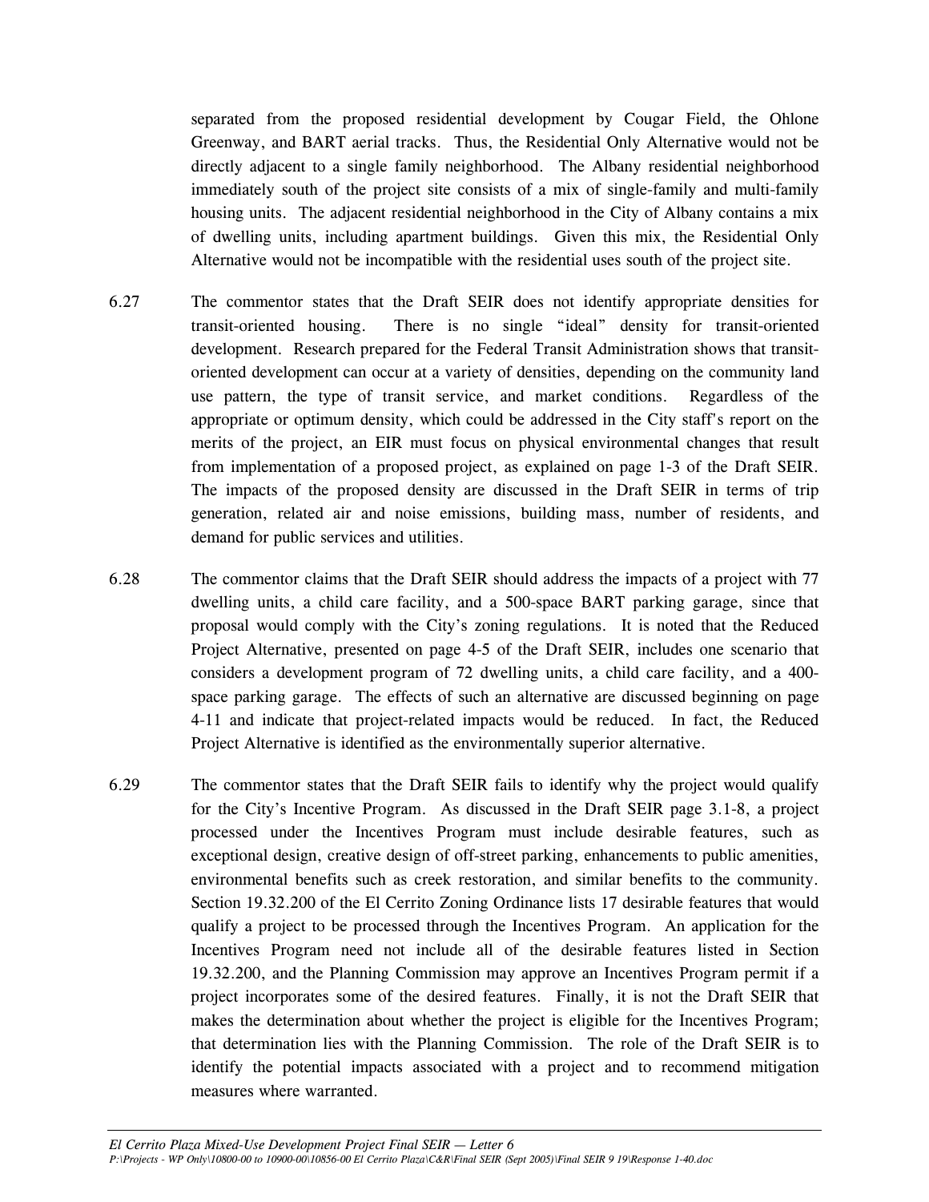separated from the proposed residential development by Cougar Field, the Ohlone Greenway, and BART aerial tracks. Thus, the Residential Only Alternative would not be directly adjacent to a single family neighborhood. The Albany residential neighborhood immediately south of the project site consists of a mix of single-family and multi-family housing units. The adjacent residential neighborhood in the City of Albany contains a mix of dwelling units, including apartment buildings. Given this mix, the Residential Only Alternative would not be incompatible with the residential uses south of the project site.

6.27 The commentor states that the Draft SEIR does not identify appropriate densities for transit-oriented housing. There is no single "ideal" density for transit-oriented development. Research prepared for the Federal Transit Administration shows that transit-oriented development can occur at a variety of densities, depending on the community land use pattern, the type of transit service, and market conditions. Regardless of the appropriate or optimum density, which could be addressed in the City staff's report on the merits of the project, an EIR must focus on physical environmental changes that result from implementation of a proposed project, as explained on page 1-3 of the Draft SEIR. The impacts of the proposed density are discussed in the Draft SEIR in terms of trip generation, related air and noise emissions, building mass, number of residents, and demand for public services and utilities.

6.28 The commentor claims that the Draft SEIR should address the impacts of a project with 77 dwelling units, a child care facility, and a 500-space BART parking garage, since that proposal would comply with the City's zoning regulations. It is noted that the Reduced Project Alternative, presented on page 4-5 of the Draft SEIR, includes one scenario that considers a development program of 72 dwelling units, a child care facility, and a 400-space parking garage. The effects of such an alternative are discussed beginning on page 4-11 and indicate that project-related impacts would be reduced. In fact, the Reduced Project Alternative is identified as the environmentally superior alternative.

6.29 The commentor states that the Draft SEIR fails to identify why the project would qualify for the City's Incentive Program. As discussed in the Draft SEIR page 3.1-8, a project processed under the Incentives Program must include desirable features, such as exceptional design, creative design of off-street parking, enhancements to public amenities, environmental benefits such as creek restoration, and similar benefits to the community. Section 19.32.200 of the El Cerrito Zoning Ordinance lists 17 desirable features that would qualify a project to be processed through the Incentives Program. An application for the Incentives Program need not include all of the desirable features listed in Section 19.32.200, and the Planning Commission may approve an Incentives Program permit if a project incorporates some of the desired features. Finally, it is not the Draft SEIR that makes the determination about whether the project is eligible for the Incentives Program; that determination lies with the Planning Commission. The role of the Draft SEIR is to identify the potential impacts associated with a project and to recommend mitigation measures where warranted.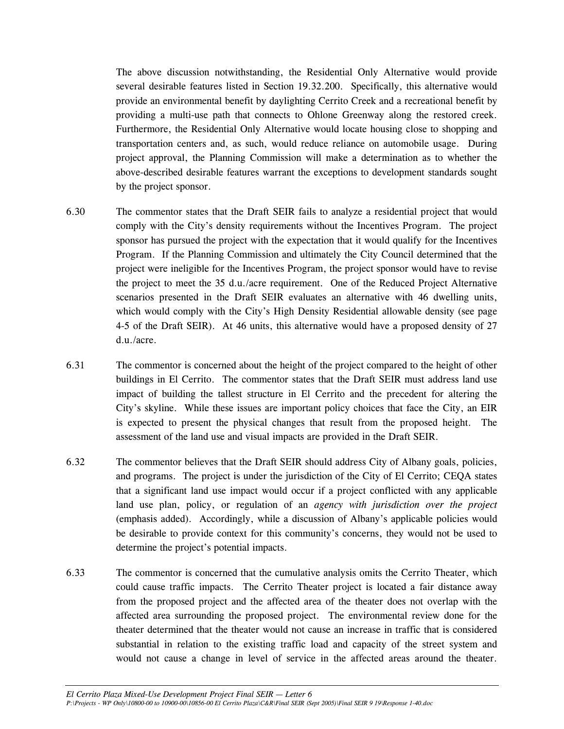The above discussion notwithstanding, the Residential Only Alternative would provide several desirable features listed in Section 19.32.200. Specifically, this alternative would provide an environmental benefit by daylighting Cerrito Creek and a recreational benefit by providing a multi-use path that connects to Ohlone Greenway along the restored creek. Furthermore, the Residential Only Alternative would locate housing close to shopping and transportation centers and, as such, would reduce reliance on automobile usage. During project approval, the Planning Commission will make a determination as to whether the above-described desirable features warrant the exceptions to development standards sought by the project sponsor.

6.30 The commentor states that the Draft SEIR fails to analyze a residential project that would comply with the City's density requirements without the Incentives Program. The project sponsor has pursued the project with the expectation that it would qualify for the Incentives Program. If the Planning Commission and ultimately the City Council determined that the project were ineligible for the Incentives Program, the project sponsor would have to revise the project to meet the 35 d.u./acre requirement. One of the Reduced Project Alternative scenarios presented in the Draft SEIR evaluates an alternative with 46 dwelling units, which would comply with the City's High Density Residential allowable density (see page 4-5 of the Draft SEIR). At 46 units, this alternative would have a proposed density of 27 d.u./acre.

6.31 The commentor is concerned about the height of the project compared to the height of other buildings in El Cerrito. The commentor states that the Draft SEIR must address land use impact of building the tallest structure in El Cerrito and the precedent for altering the City's skyline. While these issues are important policy choices that face the City, an EIR is expected to present the physical changes that result from the proposed height. The assessment of the land use and visual impacts are provided in the Draft SEIR.

6.32 The commentor believes that the Draft SEIR should address City of Albany goals, policies, and programs. The project is under the jurisdiction of the City of El Cerrito; CEQA states that a significant land use impact would occur if a project conflicted with any applicable land use plan, policy, or regulation of an *agency with jurisdiction over the project* (emphasis added). Accordingly, while a discussion of Albany's applicable policies would be desirable to provide context for this community's concerns, they would not be used to determine the project's potential impacts.

6.33 The commentor is concerned that the cumulative analysis omits the Cerrito Theater, which could cause traffic impacts. The Cerrito Theater project is located a fair distance away from the proposed project and the affected area of the theater does not overlap with the affected area surrounding the proposed project. The environmental review done for the theater determined that the theater would not cause an increase in traffic that is considered substantial in relation to the existing traffic load and capacity of the street system and would not cause a change in level of service in the affected areas around the theater.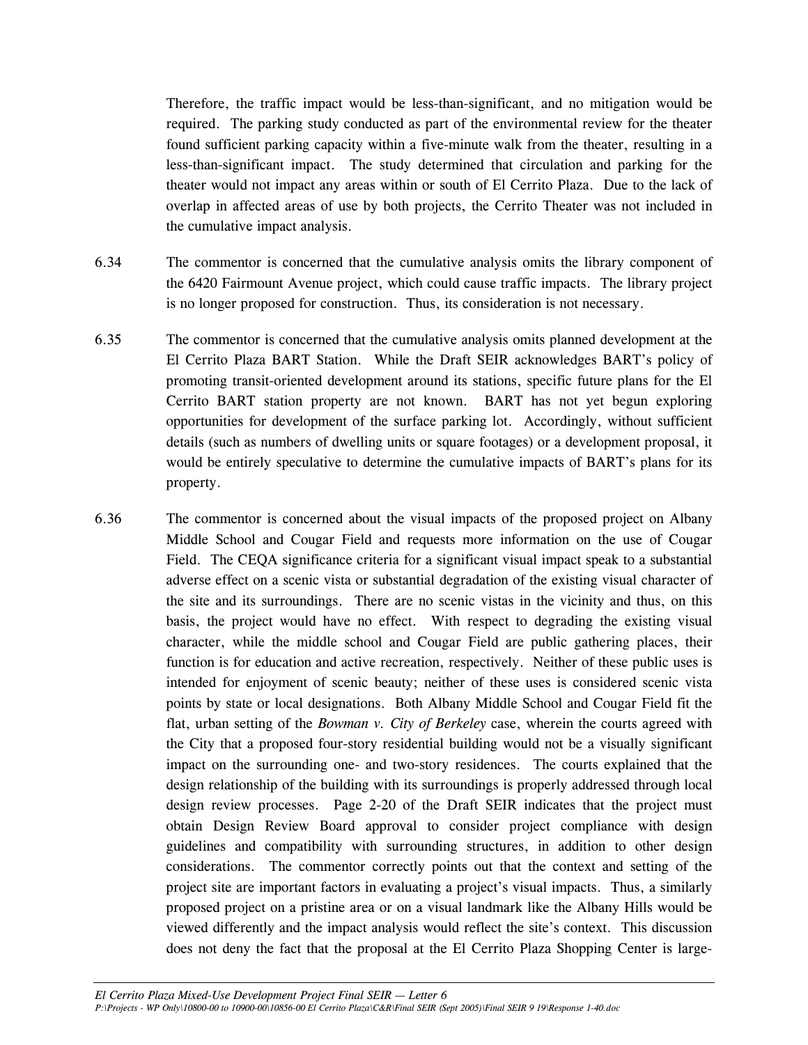Therefore, the traffic impact would be less-than-significant, and no mitigation would be required. The parking study conducted as part of the environmental review for the theater found sufficient parking capacity within a five-minute walk from the theater, resulting in a less-than-significant impact. The study determined that circulation and parking for the theater would not impact any areas within or south of El Cerrito Plaza. Due to the lack of overlap in affected areas of use by both projects, the Cerrito Theater was not included in the cumulative impact analysis.

6.34 The commentor is concerned that the cumulative analysis omits the library component of the 6420 Fairmount Avenue project, which could cause traffic impacts. The library project is no longer proposed for construction. Thus, its consideration is not necessary.

6.35 The commentor is concerned that the cumulative analysis omits planned development at the El Cerrito Plaza BART Station. While the Draft SEIR acknowledges BART's policy of promoting transit-oriented development around its stations, specific future plans for the El Cerrito BART station property are not known. BART has not yet begun exploring opportunities for development of the surface parking lot. Accordingly, without sufficient details (such as numbers of dwelling units or square footages) or a development proposal, it would be entirely speculative to determine the cumulative impacts of BART's plans for its property.

6.36 The commentor is concerned about the visual impacts of the proposed project on Albany Middle School and Cougar Field and requests more information on the use of Cougar Field. The CEQA significance criteria for a significant visual impact speak to a substantial adverse effect on a scenic vista or substantial degradation of the existing visual character of the site and its surroundings. There are no scenic vistas in the vicinity and thus, on this basis, the project would have no effect. With respect to degrading the existing visual character, while the middle school and Cougar Field are public gathering places, their function is for education and active recreation, respectively. Neither of these public uses is intended for enjoyment of scenic beauty; neither of these uses is considered scenic vista points by state or local designations. Both Albany Middle School and Cougar Field fit the flat, urban setting of the *Bowman v. City of Berkeley* case, wherein the courts agreed with the City that a proposed four-story residential building would not be a visually significant impact on the surrounding one- and two-story residences. The courts explained that the design relationship of the building with its surroundings is properly addressed through local design review processes. Page 2-20 of the Draft SEIR indicates that the project must obtain Design Review Board approval to consider project compliance with design guidelines and compatibility with surrounding structures, in addition to other design considerations. The commentor correctly points out that the context and setting of the project site are important factors in evaluating a project's visual impacts. Thus, a similarly proposed project on a pristine area or on a visual landmark like the Albany Hills would be viewed differently and the impact analysis would reflect the site's context. This discussion does not deny the fact that the proposal at the El Cerrito Plaza Shopping Center is large-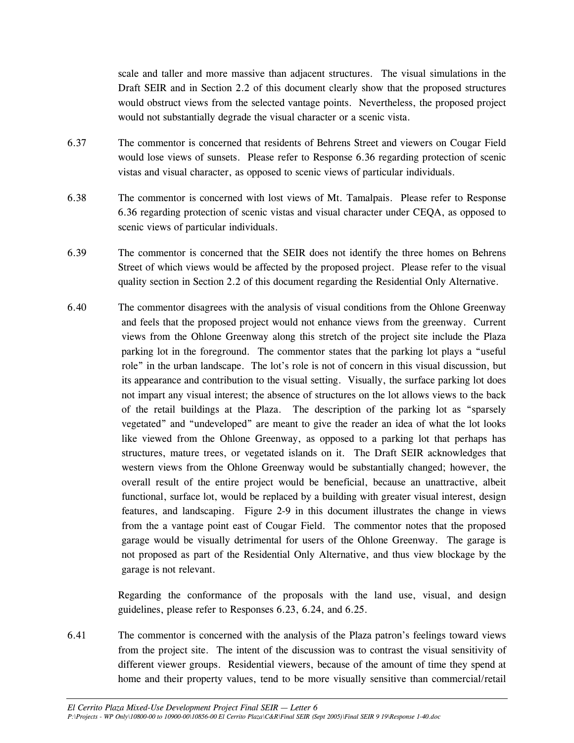scale and taller and more massive than adjacent structures. The visual simulations in the Draft SEIR and in Section 2.2 of this document clearly show that the proposed structures would obstruct views from the selected vantage points. Nevertheless, the proposed project would not substantially degrade the visual character or a scenic vista.

6.37 The commentor is concerned that residents of Behrens Street and viewers on Cougar Field would lose views of sunsets. Please refer to Response 6.36 regarding protection of scenic vistas and visual character, as opposed to scenic views of particular individuals.

6.38 The commentor is concerned with lost views of Mt. Tamalpais. Please refer to Response 6.36 regarding protection of scenic vistas and visual character under CEQA, as opposed to scenic views of particular individuals.

6.39 The commentor is concerned that the SEIR does not identify the three homes on Behrens Street of which views would be affected by the proposed project. Please refer to the visual quality section in Section 2.2 of this document regarding the Residential Only Alternative.

6.40 The commentor disagrees with the analysis of visual conditions from the Ohlone Greenway and feels that the proposed project would not enhance views from the greenway. Current views from the Ohlone Greenway along this stretch of the project site include the Plaza parking lot in the foreground. The commentor states that the parking lot plays a "useful role" in the urban landscape. The lot's role is not of concern in this visual discussion, but its appearance and contribution to the visual setting. Visually, the surface parking lot does not impart any visual interest; the absence of structures on the lot allows views to the back of the retail buildings at the Plaza. The description of the parking lot as "sparsely vegetated" and "undeveloped" are meant to give the reader an idea of what the lot looks like viewed from the Ohlone Greenway, as opposed to a parking lot that perhaps has structures, mature trees, or vegetated islands on it. The Draft SEIR acknowledges that western views from the Ohlone Greenway would be substantially changed; however, the overall result of the entire project would be beneficial, because an unattractive, albeit functional, surface lot, would be replaced by a building with greater visual interest, design features, and landscaping. Figure 2-9 in this document illustrates the change in views from the a vantage point east of Cougar Field. The commentor notes that the proposed garage would be visually detrimental for users of the Ohlone Greenway. The garage is not proposed as part of the Residential Only Alternative, and thus view blockage by the garage is not relevant.

Regarding the conformance of the proposals with the land use, visual, and design guidelines, please refer to Responses 6.23, 6.24, and 6.25.

6.41 The commentor is concerned with the analysis of the Plaza patron's feelings toward views from the project site. The intent of the discussion was to contrast the visual sensitivity of different viewer groups. Residential viewers, because of the amount of time they spend at home and their property values, tend to be more visually sensitive than commercial/retail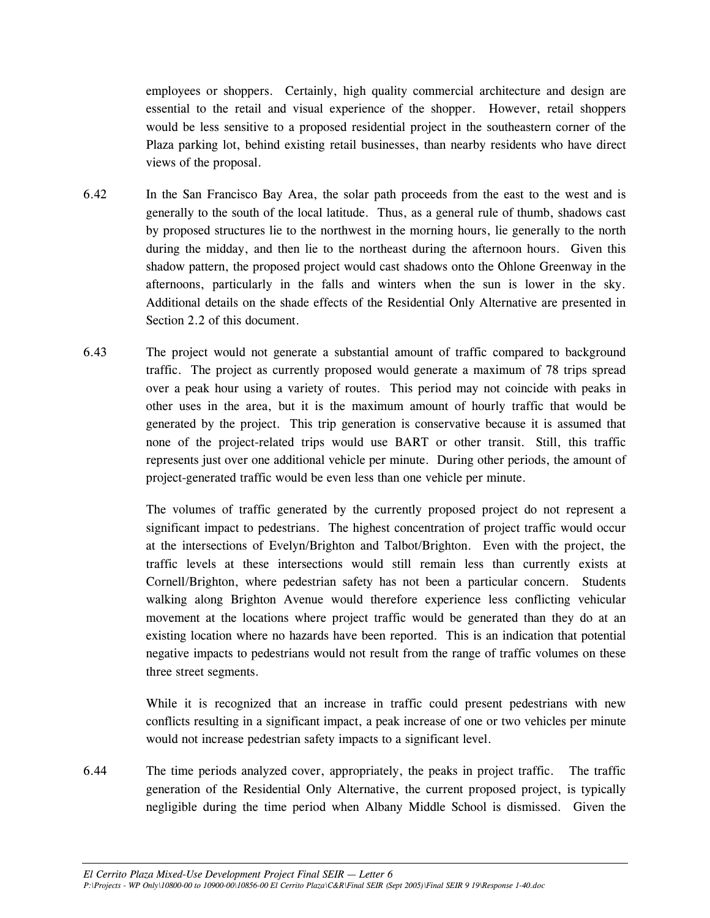employees or shoppers. Certainly, high quality commercial architecture and design are essential to the retail and visual experience of the shopper. However, retail shoppers would be less sensitive to a proposed residential project in the southeastern corner of the Plaza parking lot, behind existing retail businesses, than nearby residents who have direct views of the proposal.

6.42 In the San Francisco Bay Area, the solar path proceeds from the east to the west and is generally to the south of the local latitude. Thus, as a general rule of thumb, shadows cast by proposed structures lie to the northwest in the morning hours, lie generally to the north during the midday, and then lie to the northeast during the afternoon hours. Given this shadow pattern, the proposed project would cast shadows onto the Ohlone Greenway in the afternoons, particularly in the falls and winters when the sun is lower in the sky. Additional details on the shade effects of the Residential Only Alternative are presented in Section 2.2 of this document.

6.43 The project would not generate a substantial amount of traffic compared to background traffic. The project as currently proposed would generate a maximum of 78 trips spread over a peak hour using a variety of routes. This period may not coincide with peaks in other uses in the area, but it is the maximum amount of hourly traffic that would be generated by the project. This trip generation is conservative because it is assumed that none of the project-related trips would use BART or other transit. Still, this traffic represents just over one additional vehicle per minute. During other periods, the amount of project-generated traffic would be even less than one vehicle per minute.

The volumes of traffic generated by the currently proposed project do not represent a significant impact to pedestrians. The highest concentration of project traffic would occur at the intersections of Evelyn/Brighton and Talbot/Brighton. Even with the project, the traffic levels at these intersections would still remain less than currently exists at Cornell/Brighton, where pedestrian safety has not been a particular concern. Students walking along Brighton Avenue would therefore experience less conflicting vehicular movement at the locations where project traffic would be generated than they do at an existing location where no hazards have been reported. This is an indication that potential negative impacts to pedestrians would not result from the range of traffic volumes on these three street segments.

While it is recognized that an increase in traffic could present pedestrians with new conflicts resulting in a significant impact, a peak increase of one or two vehicles per minute would not increase pedestrian safety impacts to a significant level.

6.44 The time periods analyzed cover, appropriately, the peaks in project traffic. The traffic generation of the Residential Only Alternative, the current proposed project, is typically negligible during the time period when Albany Middle School is dismissed. Given the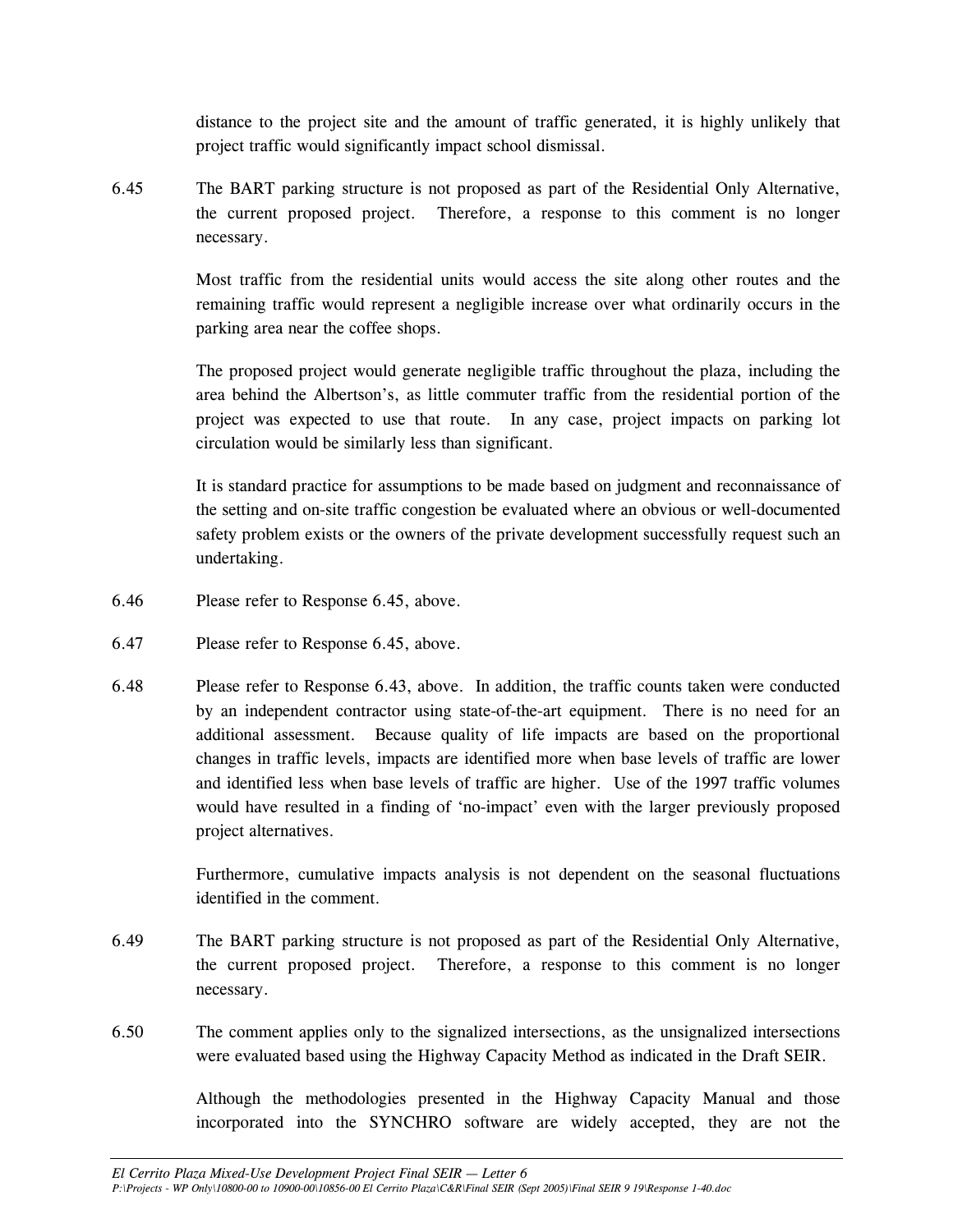distance to the project site and the amount of traffic generated, it is highly unlikely that project traffic would significantly impact school dismissal.

6.45 The BART parking structure is not proposed as part of the Residential Only Alternative, the current proposed project. Therefore, a response to this comment is no longer necessary.

Most traffic from the residential units would access the site along other routes and the remaining traffic would represent a negligible increase over what ordinarily occurs in the parking area near the coffee shops.

The proposed project would generate negligible traffic throughout the plaza, including the area behind the Albertson's, as little commuter traffic from the residential portion of the project was expected to use that route. In any case, project impacts on parking lot circulation would be similarly less than significant.

It is standard practice for assumptions to be made based on judgment and reconnaissance of the setting and on-site traffic congestion be evaluated where an obvious or well-documented safety problem exists or the owners of the private development successfully request such an undertaking.

6.46 Please refer to Response 6.45, above.

6.47 Please refer to Response 6.45, above.

6.48 Please refer to Response 6.43, above. In addition, the traffic counts taken were conducted by an independent contractor using state-of-the-art equipment. There is no need for an additional assessment. Because quality of life impacts are based on the proportional changes in traffic levels, impacts are identified more when base levels of traffic are lower and identified less when base levels of traffic are higher. Use of the 1997 traffic volumes would have resulted in a finding of 'no-impact' even with the larger previously proposed project alternatives.

Furthermore, cumulative impacts analysis is not dependent on the seasonal fluctuations identified in the comment.

6.49 The BART parking structure is not proposed as part of the Residential Only Alternative, the current proposed project. Therefore, a response to this comment is no longer necessary.

6.50 The comment applies only to the signalized intersections, as the unsignalized intersections were evaluated based using the Highway Capacity Method as indicated in the Draft SEIR.

Although the methodologies presented in the Highway Capacity Manual and those incorporated into the SYNCHRO software are widely accepted, they are not the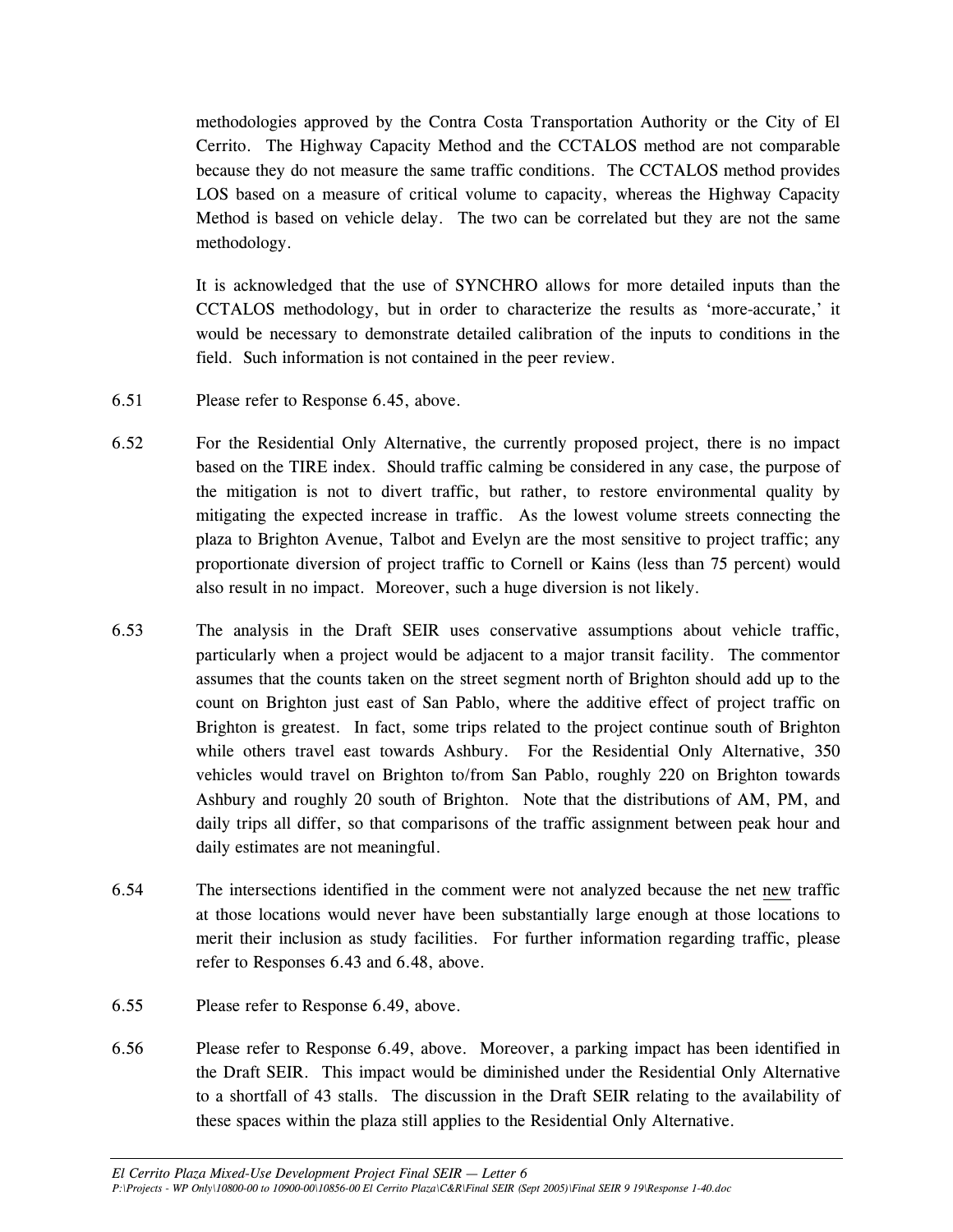methodologies approved by the Contra Costa Transportation Authority or the City of El Cerrito. The Highway Capacity Method and the CCTALOS method are not comparable because they do not measure the same traffic conditions. The CCTALOS method provides LOS based on a measure of critical volume to capacity, whereas the Highway Capacity Method is based on vehicle delay. The two can be correlated but they are not the same methodology.

It is acknowledged that the use of SYNCHRO allows for more detailed inputs than the CCTALOS methodology, but in order to characterize the results as 'more-accurate,' it would be necessary to demonstrate detailed calibration of the inputs to conditions in the field. Such information is not contained in the peer review.

6.51 Please refer to Response 6.45, above.

6.52 For the Residential Only Alternative, the currently proposed project, there is no impact based on the TIRE index. Should traffic calming be considered in any case, the purpose of the mitigation is not to divert traffic, but rather, to restore environmental quality by mitigating the expected increase in traffic. As the lowest volume streets connecting the plaza to Brighton Avenue, Talbot and Evelyn are the most sensitive to project traffic; any proportionate diversion of project traffic to Cornell or Kains (less than 75 percent) would also result in no impact. Moreover, such a huge diversion is not likely.

6.53 The analysis in the Draft SEIR uses conservative assumptions about vehicle traffic, particularly when a project would be adjacent to a major transit facility. The commentor assumes that the counts taken on the street segment north of Brighton should add up to the count on Brighton just east of San Pablo, where the additive effect of project traffic on Brighton is greatest. In fact, some trips related to the project continue south of Brighton while others travel east towards Ashbury. For the Residential Only Alternative, 350 vehicles would travel on Brighton to/from San Pablo, roughly 220 on Brighton towards Ashbury and roughly 20 south of Brighton. Note that the distributions of AM, PM, and daily trips all differ, so that comparisons of the traffic assignment between peak hour and daily estimates are not meaningful.

6.54 The intersections identified in the comment were not analyzed because the net <u>new</u> traffic at those locations would never have been substantially large enough at those locations to merit their inclusion as study facilities. For further information regarding traffic, please refer to Responses 6.43 and 6.48, above.

6.55 Please refer to Response 6.49, above.

6.56 Please refer to Response 6.49, above. Moreover, a parking impact has been identified in the Draft SEIR. This impact would be diminished under the Residential Only Alternative to a shortfall of 43 stalls. The discussion in the Draft SEIR relating to the availability of these spaces within the plaza still applies to the Residential Only Alternative.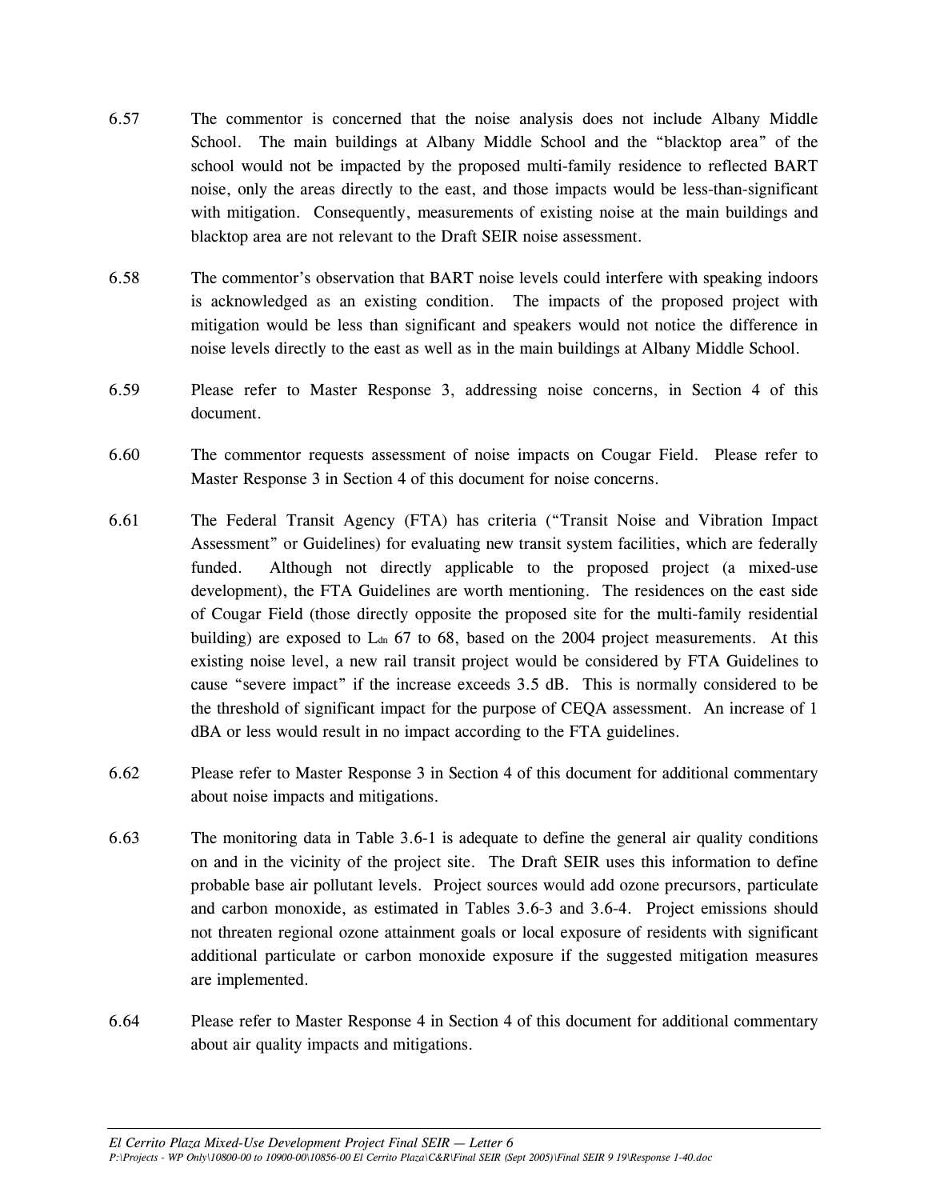6.57 The commentor is concerned that the noise analysis does not include Albany Middle School. The main buildings at Albany Middle School and the "blacktop area" of the school would not be impacted by the proposed multi-family residence to reflected BART noise, only the areas directly to the east, and those impacts would be less-than-significant with mitigation. Consequently, measurements of existing noise at the main buildings and blacktop area are not relevant to the Draft SEIR noise assessment.

6.58 The commentor's observation that BART noise levels could interfere with speaking indoors is acknowledged as an existing condition. The impacts of the proposed project with mitigation would be less than significant and speakers would not notice the difference in noise levels directly to the east as well as in the main buildings at Albany Middle School.

6.59 Please refer to Master Response 3, addressing noise concerns, in Section 4 of this document.

6.60 The commentor requests assessment of noise impacts on Cougar Field. Please refer to Master Response 3 in Section 4 of this document for noise concerns.

6.61 The Federal Transit Agency (FTA) has criteria ("Transit Noise and Vibration Impact Assessment" or Guidelines) for evaluating new transit system facilities, which are federally funded. Although not directly applicable to the proposed project (a mixed-use development), the FTA Guidelines are worth mentioning. The residences on the east side of Cougar Field (those directly opposite the proposed site for the multi-family residential building) are exposed to $L_{dn}$ 67 to 68, based on the 2004 project measurements. At this existing noise level, a new rail transit project would be considered by FTA Guidelines to cause "severe impact" if the increase exceeds 3.5 dB. This is normally considered to be the threshold of significant impact for the purpose of CEQA assessment. An increase of 1 dBA or less would result in no impact according to the FTA guidelines.

6.62 Please refer to Master Response 3 in Section 4 of this document for additional commentary about noise impacts and mitigations.

6.63 The monitoring data in Table 3.6-1 is adequate to define the general air quality conditions on and in the vicinity of the project site. The Draft SEIR uses this information to define probable base air pollutant levels. Project sources would add ozone precursors, particulate and carbon monoxide, as estimated in Tables 3.6-3 and 3.6-4. Project emissions should not threaten regional ozone attainment goals or local exposure of residents with significant additional particulate or carbon monoxide exposure if the suggested mitigation measures are implemented.

6.64 Please refer to Master Response 4 in Section 4 of this document for additional commentary about air quality impacts and mitigations.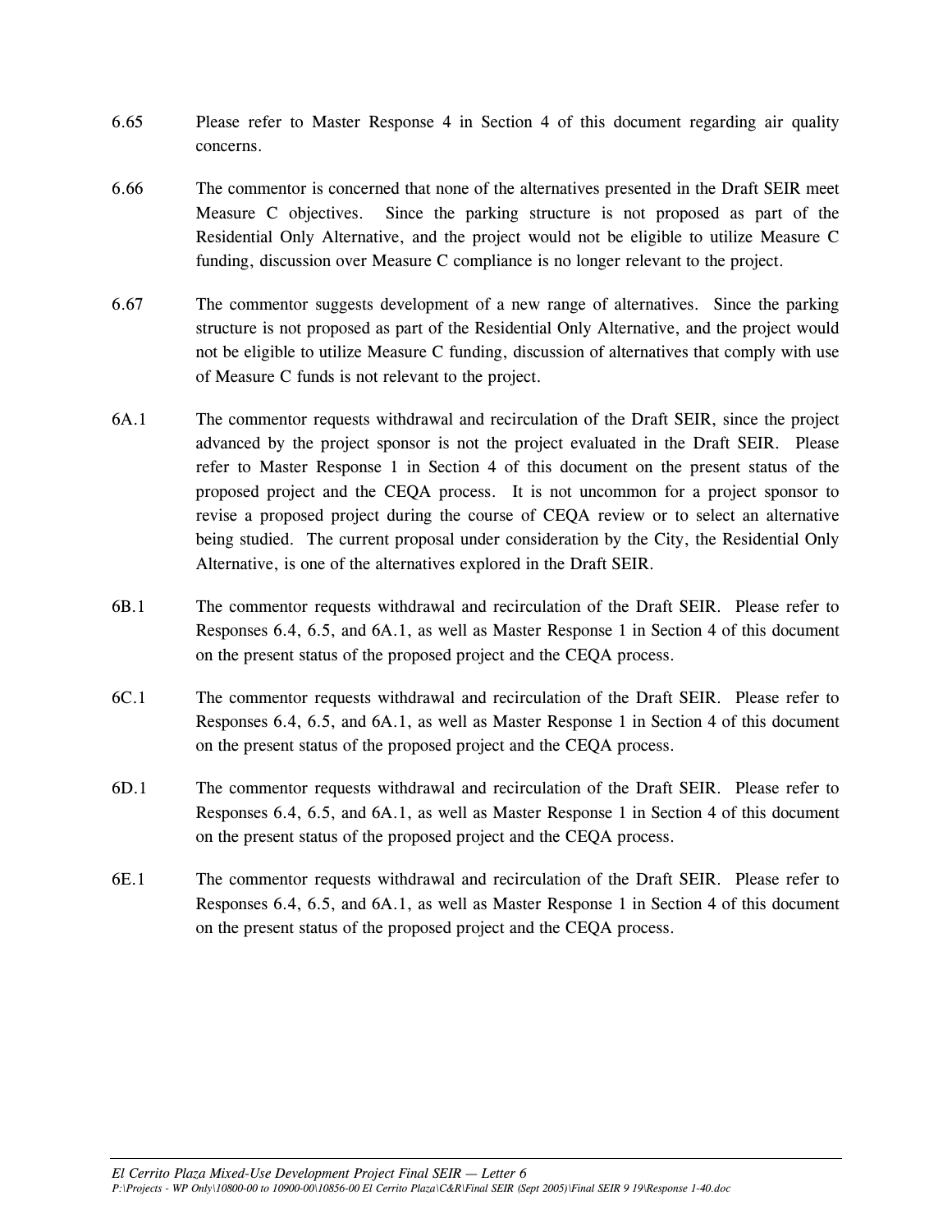6.65 Please refer to Master Response 4 in Section 4 of this document regarding air quality concerns.

6.66 The commentor is concerned that none of the alternatives presented in the Draft SEIR meet Measure C objectives. Since the parking structure is not proposed as part of the Residential Only Alternative, and the project would not be eligible to utilize Measure C funding, discussion over Measure C compliance is no longer relevant to the project.

6.67 The commentor suggests development of a new range of alternatives. Since the parking structure is not proposed as part of the Residential Only Alternative, and the project would not be eligible to utilize Measure C funding, discussion of alternatives that comply with use of Measure C funds is not relevant to the project.

6A.1 The commentor requests withdrawal and recirculation of the Draft SEIR, since the project advanced by the project sponsor is not the project evaluated in the Draft SEIR. Please refer to Master Response 1 in Section 4 of this document on the present status of the proposed project and the CEQA process. It is not uncommon for a project sponsor to revise a proposed project during the course of CEQA review or to select an alternative being studied. The current proposal under consideration by the City, the Residential Only Alternative, is one of the alternatives explored in the Draft SEIR.

6B.1 The commentor requests withdrawal and recirculation of the Draft SEIR. Please refer to Responses 6.4, 6.5, and 6A.1, as well as Master Response 1 in Section 4 of this document on the present status of the proposed project and the CEQA process.

6C.1 The commentor requests withdrawal and recirculation of the Draft SEIR. Please refer to Responses 6.4, 6.5, and 6A.1, as well as Master Response 1 in Section 4 of this document on the present status of the proposed project and the CEQA process.

6D.1 The commentor requests withdrawal and recirculation of the Draft SEIR. Please refer to Responses 6.4, 6.5, and 6A.1, as well as Master Response 1 in Section 4 of this document on the present status of the proposed project and the CEQA process.

6E.1 The commentor requests withdrawal and recirculation of the Draft SEIR. Please refer to Responses 6.4, 6.5, and 6A.1, as well as Master Response 1 in Section 4 of this document on the present status of the proposed project and the CEQA process.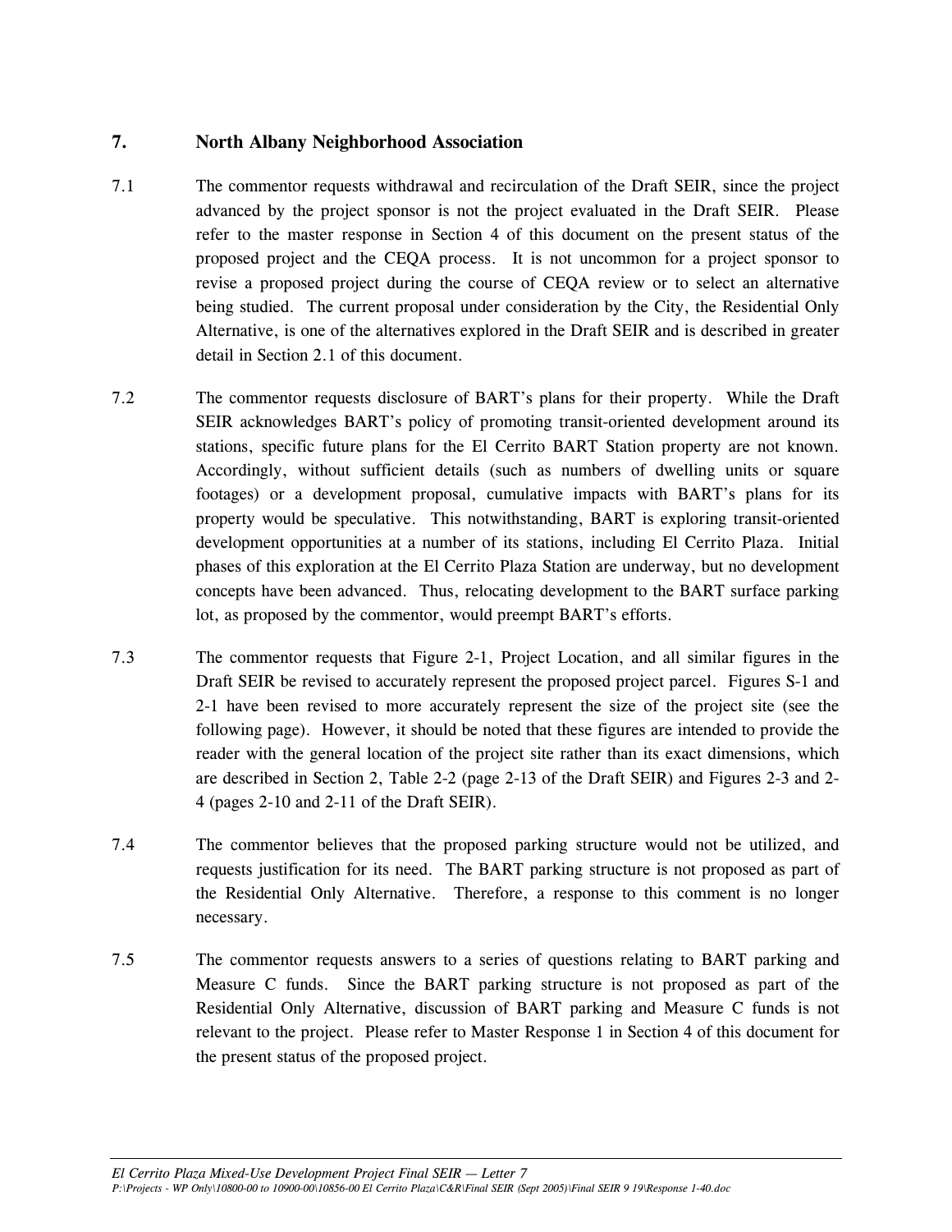## 7. North Albany Neighborhood Association

7.1 The commentor requests withdrawal and recirculation of the Draft SEIR, since the project advanced by the project sponsor is not the project evaluated in the Draft SEIR. Please refer to the master response in Section 4 of this document on the present status of the proposed project and the CEQA process. It is not uncommon for a project sponsor to revise a proposed project during the course of CEQA review or to select an alternative being studied. The current proposal under consideration by the City, the Residential Only Alternative, is one of the alternatives explored in the Draft SEIR and is described in greater detail in Section 2.1 of this document.

7.2 The commentor requests disclosure of BART's plans for their property. While the Draft SEIR acknowledges BART's policy of promoting transit-oriented development around its stations, specific future plans for the El Cerrito BART Station property are not known. Accordingly, without sufficient details (such as numbers of dwelling units or square footages) or a development proposal, cumulative impacts with BART's plans for its property would be speculative. This notwithstanding, BART is exploring transit-oriented development opportunities at a number of its stations, including El Cerrito Plaza. Initial phases of this exploration at the El Cerrito Plaza Station are underway, but no development concepts have been advanced. Thus, relocating development to the BART surface parking lot, as proposed by the commentor, would preempt BART's efforts.

7.3 The commentor requests that Figure 2-1, Project Location, and all similar figures in the Draft SEIR be revised to accurately represent the proposed project parcel. Figures S-1 and 2-1 have been revised to more accurately represent the size of the project site (see the following page). However, it should be noted that these figures are intended to provide the reader with the general location of the project site rather than its exact dimensions, which are described in Section 2, Table 2-2 (page 2-13 of the Draft SEIR) and Figures 2-3 and 2-4 (pages 2-10 and 2-11 of the Draft SEIR).

7.4 The commentor believes that the proposed parking structure would not be utilized, and requests justification for its need. The BART parking structure is not proposed as part of the Residential Only Alternative. Therefore, a response to this comment is no longer necessary.

7.5 The commentor requests answers to a series of questions relating to BART parking and Measure C funds. Since the BART parking structure is not proposed as part of the Residential Only Alternative, discussion of BART parking and Measure C funds is not relevant to the project. Please refer to Master Response 1 in Section 4 of this document for the present status of the proposed project.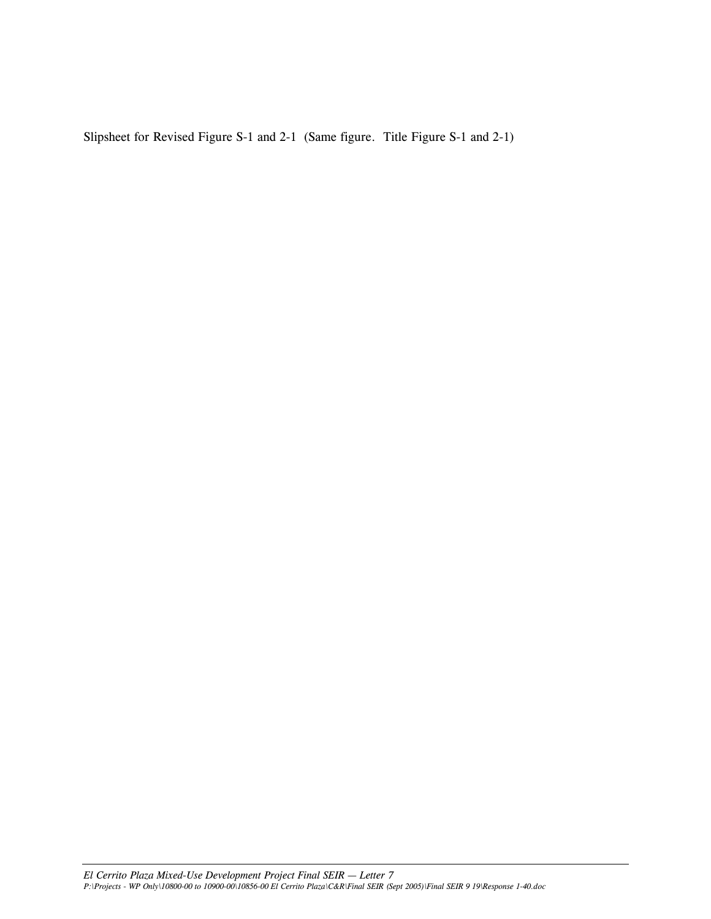Slipsheet for Revised Figure S-1 and 2-1  (Same figure.  Title Figure S-1 and 2-1)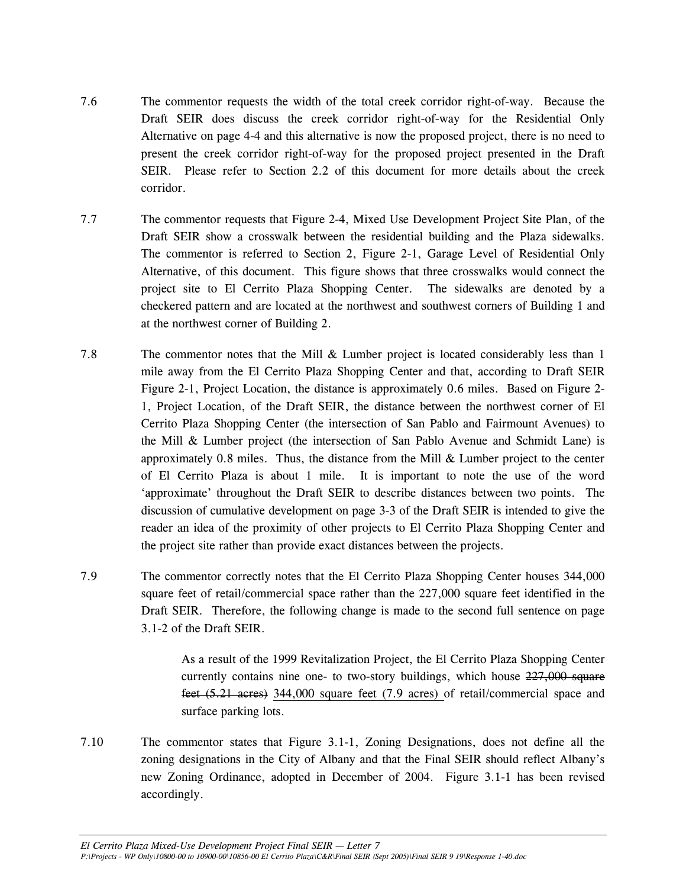7.6 The commentor requests the width of the total creek corridor right-of-way. Because the Draft SEIR does discuss the creek corridor right-of-way for the Residential Only Alternative on page 4-4 and this alternative is now the proposed project, there is no need to present the creek corridor right-of-way for the proposed project presented in the Draft SEIR. Please refer to Section 2.2 of this document for more details about the creek corridor.

7.7 The commentor requests that Figure 2-4, Mixed Use Development Project Site Plan, of the Draft SEIR show a crosswalk between the residential building and the Plaza sidewalks. The commentor is referred to Section 2, Figure 2-1, Garage Level of Residential Only Alternative, of this document. This figure shows that three crosswalks would connect the project site to El Cerrito Plaza Shopping Center. The sidewalks are denoted by a checkered pattern and are located at the northwest and southwest corners of Building 1 and at the northwest corner of Building 2.

7.8 The commentor notes that the Mill & Lumber project is located considerably less than 1 mile away from the El Cerrito Plaza Shopping Center and that, according to Draft SEIR Figure 2-1, Project Location, the distance is approximately 0.6 miles. Based on Figure 2-1, Project Location, of the Draft SEIR, the distance between the northwest corner of El Cerrito Plaza Shopping Center (the intersection of San Pablo and Fairmount Avenues) to the Mill & Lumber project (the intersection of San Pablo Avenue and Schmidt Lane) is approximately 0.8 miles. Thus, the distance from the Mill & Lumber project to the center of El Cerrito Plaza is about 1 mile. It is important to note the use of the word 'approximate' throughout the Draft SEIR to describe distances between two points. The discussion of cumulative development on page 3-3 of the Draft SEIR is intended to give the reader an idea of the proximity of other projects to El Cerrito Plaza Shopping Center and the project site rather than provide exact distances between the projects.

7.9 The commentor correctly notes that the El Cerrito Plaza Shopping Center houses 344,000 square feet of retail/commercial space rather than the 227,000 square feet identified in the Draft SEIR. Therefore, the following change is made to the second full sentence on page 3.1-2 of the Draft SEIR.

> As a result of the 1999 Revitalization Project, the El Cerrito Plaza Shopping Center currently contains nine one- to two-story buildings, which house ~~227,000 square feet (5.21 acres)~~ <u>344,000 square feet (7.9 acres)</u> of retail/commercial space and surface parking lots.

7.10 The commentor states that Figure 3.1-1, Zoning Designations, does not define all the zoning designations in the City of Albany and that the Final SEIR should reflect Albany's new Zoning Ordinance, adopted in December of 2004. Figure 3.1-1 has been revised accordingly.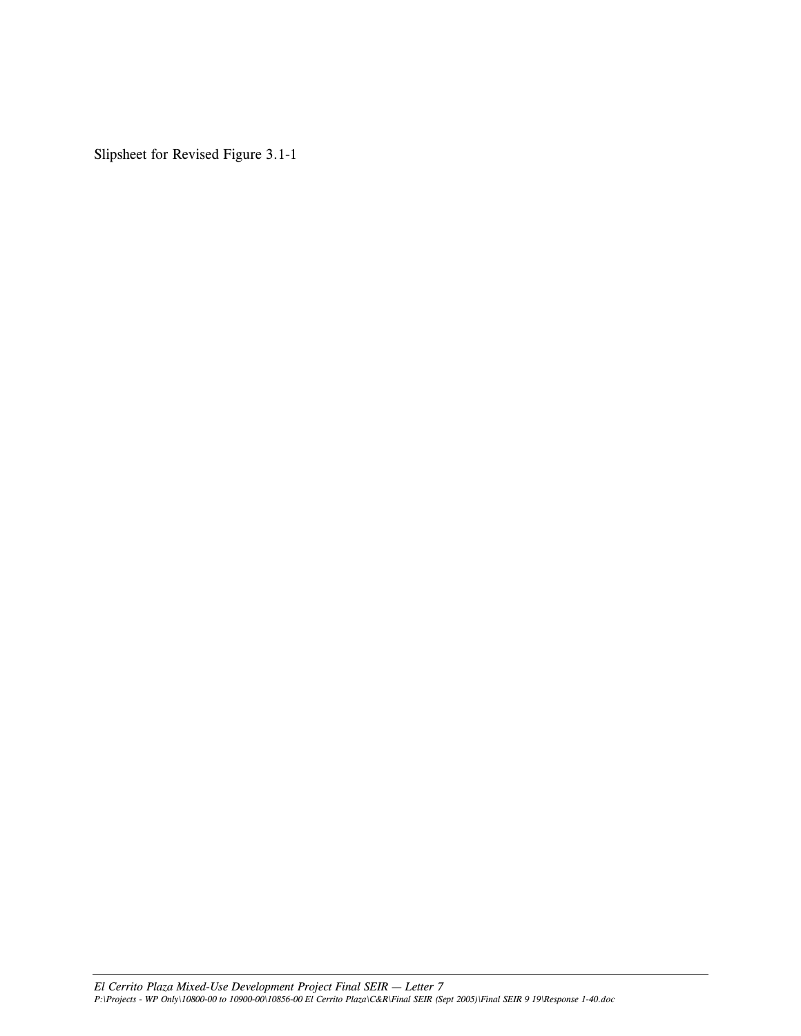Slipsheet for Revised Figure 3.1-1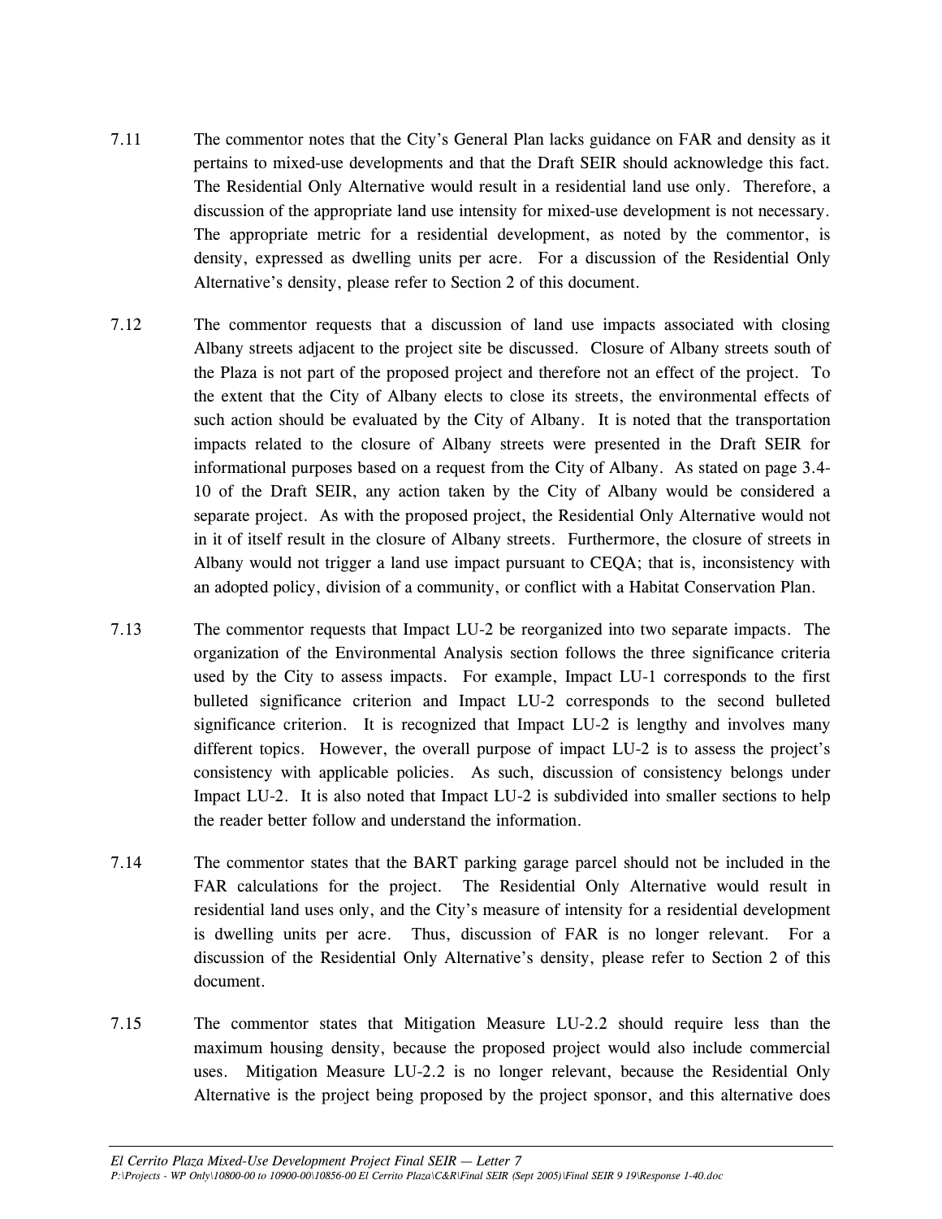7.11 The commentor notes that the City's General Plan lacks guidance on FAR and density as it pertains to mixed-use developments and that the Draft SEIR should acknowledge this fact. The Residential Only Alternative would result in a residential land use only. Therefore, a discussion of the appropriate land use intensity for mixed-use development is not necessary. The appropriate metric for a residential development, as noted by the commentor, is density, expressed as dwelling units per acre. For a discussion of the Residential Only Alternative's density, please refer to Section 2 of this document.

7.12 The commentor requests that a discussion of land use impacts associated with closing Albany streets adjacent to the project site be discussed. Closure of Albany streets south of the Plaza is not part of the proposed project and therefore not an effect of the project. To the extent that the City of Albany elects to close its streets, the environmental effects of such action should be evaluated by the City of Albany. It is noted that the transportation impacts related to the closure of Albany streets were presented in the Draft SEIR for informational purposes based on a request from the City of Albany. As stated on page 3.4-10 of the Draft SEIR, any action taken by the City of Albany would be considered a separate project. As with the proposed project, the Residential Only Alternative would not in it of itself result in the closure of Albany streets. Furthermore, the closure of streets in Albany would not trigger a land use impact pursuant to CEQA; that is, inconsistency with an adopted policy, division of a community, or conflict with a Habitat Conservation Plan.

7.13 The commentor requests that Impact LU-2 be reorganized into two separate impacts. The organization of the Environmental Analysis section follows the three significance criteria used by the City to assess impacts. For example, Impact LU-1 corresponds to the first bulleted significance criterion and Impact LU-2 corresponds to the second bulleted significance criterion. It is recognized that Impact LU-2 is lengthy and involves many different topics. However, the overall purpose of impact LU-2 is to assess the project's consistency with applicable policies. As such, discussion of consistency belongs under Impact LU-2. It is also noted that Impact LU-2 is subdivided into smaller sections to help the reader better follow and understand the information.

7.14 The commentor states that the BART parking garage parcel should not be included in the FAR calculations for the project. The Residential Only Alternative would result in residential land uses only, and the City's measure of intensity for a residential development is dwelling units per acre. Thus, discussion of FAR is no longer relevant. For a discussion of the Residential Only Alternative's density, please refer to Section 2 of this document.

7.15 The commentor states that Mitigation Measure LU-2.2 should require less than the maximum housing density, because the proposed project would also include commercial uses. Mitigation Measure LU-2.2 is no longer relevant, because the Residential Only Alternative is the project being proposed by the project sponsor, and this alternative does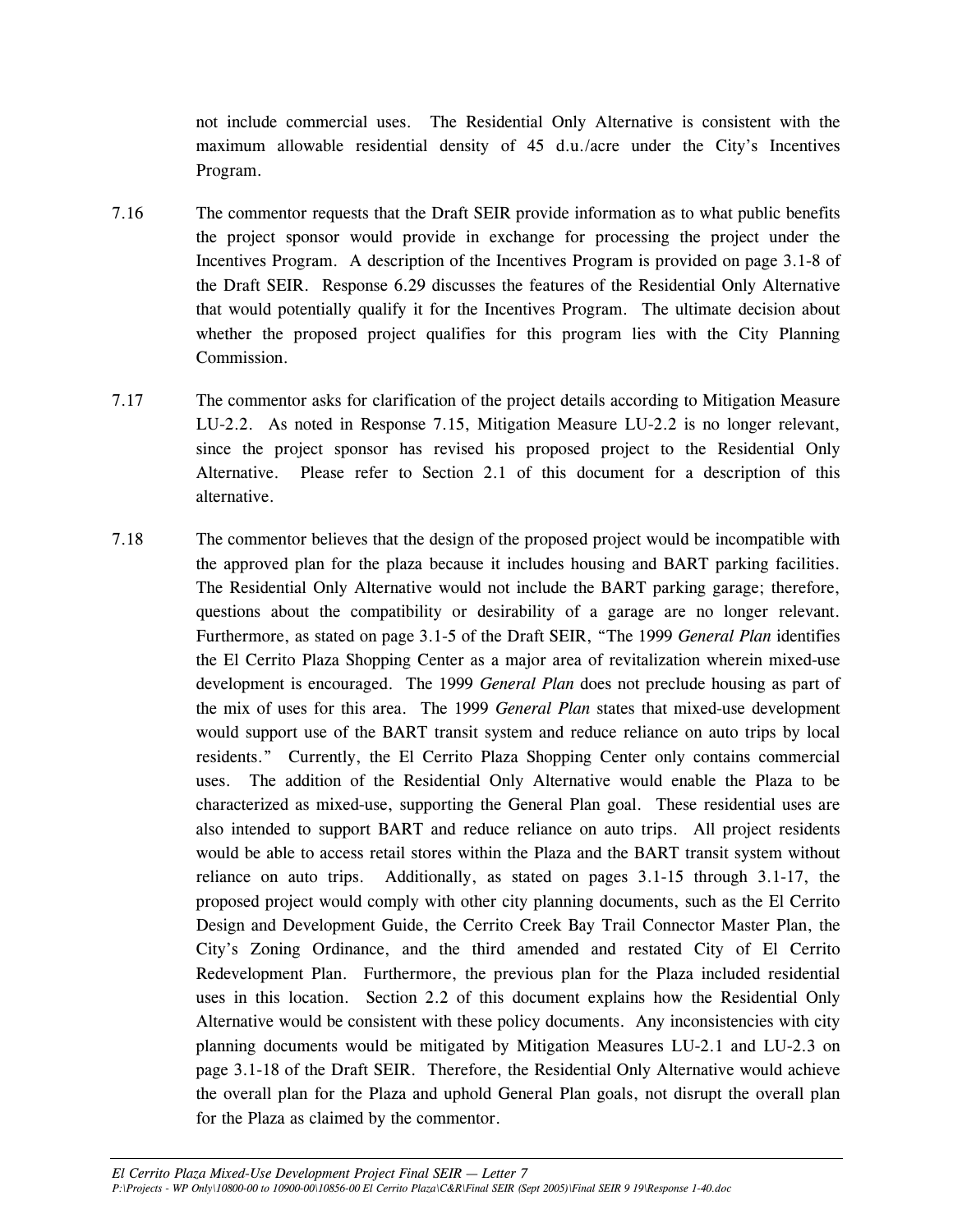not include commercial uses. The Residential Only Alternative is consistent with the maximum allowable residential density of 45 d.u./acre under the City's Incentives Program.

7.16 The commentor requests that the Draft SEIR provide information as to what public benefits the project sponsor would provide in exchange for processing the project under the Incentives Program. A description of the Incentives Program is provided on page 3.1-8 of the Draft SEIR. Response 6.29 discusses the features of the Residential Only Alternative that would potentially qualify it for the Incentives Program. The ultimate decision about whether the proposed project qualifies for this program lies with the City Planning Commission.

7.17 The commentor asks for clarification of the project details according to Mitigation Measure LU-2.2. As noted in Response 7.15, Mitigation Measure LU-2.2 is no longer relevant, since the project sponsor has revised his proposed project to the Residential Only Alternative. Please refer to Section 2.1 of this document for a description of this alternative.

7.18 The commentor believes that the design of the proposed project would be incompatible with the approved plan for the plaza because it includes housing and BART parking facilities. The Residential Only Alternative would not include the BART parking garage; therefore, questions about the compatibility or desirability of a garage are no longer relevant. Furthermore, as stated on page 3.1-5 of the Draft SEIR, "The 1999 *General Plan* identifies the El Cerrito Plaza Shopping Center as a major area of revitalization wherein mixed-use development is encouraged. The 1999 *General Plan* does not preclude housing as part of the mix of uses for this area. The 1999 *General Plan* states that mixed-use development would support use of the BART transit system and reduce reliance on auto trips by local residents." Currently, the El Cerrito Plaza Shopping Center only contains commercial uses. The addition of the Residential Only Alternative would enable the Plaza to be characterized as mixed-use, supporting the General Plan goal. These residential uses are also intended to support BART and reduce reliance on auto trips. All project residents would be able to access retail stores within the Plaza and the BART transit system without reliance on auto trips. Additionally, as stated on pages 3.1-15 through 3.1-17, the proposed project would comply with other city planning documents, such as the El Cerrito Design and Development Guide, the Cerrito Creek Bay Trail Connector Master Plan, the City's Zoning Ordinance, and the third amended and restated City of El Cerrito Redevelopment Plan. Furthermore, the previous plan for the Plaza included residential uses in this location. Section 2.2 of this document explains how the Residential Only Alternative would be consistent with these policy documents. Any inconsistencies with city planning documents would be mitigated by Mitigation Measures LU-2.1 and LU-2.3 on page 3.1-18 of the Draft SEIR. Therefore, the Residential Only Alternative would achieve the overall plan for the Plaza and uphold General Plan goals, not disrupt the overall plan for the Plaza as claimed by the commentor.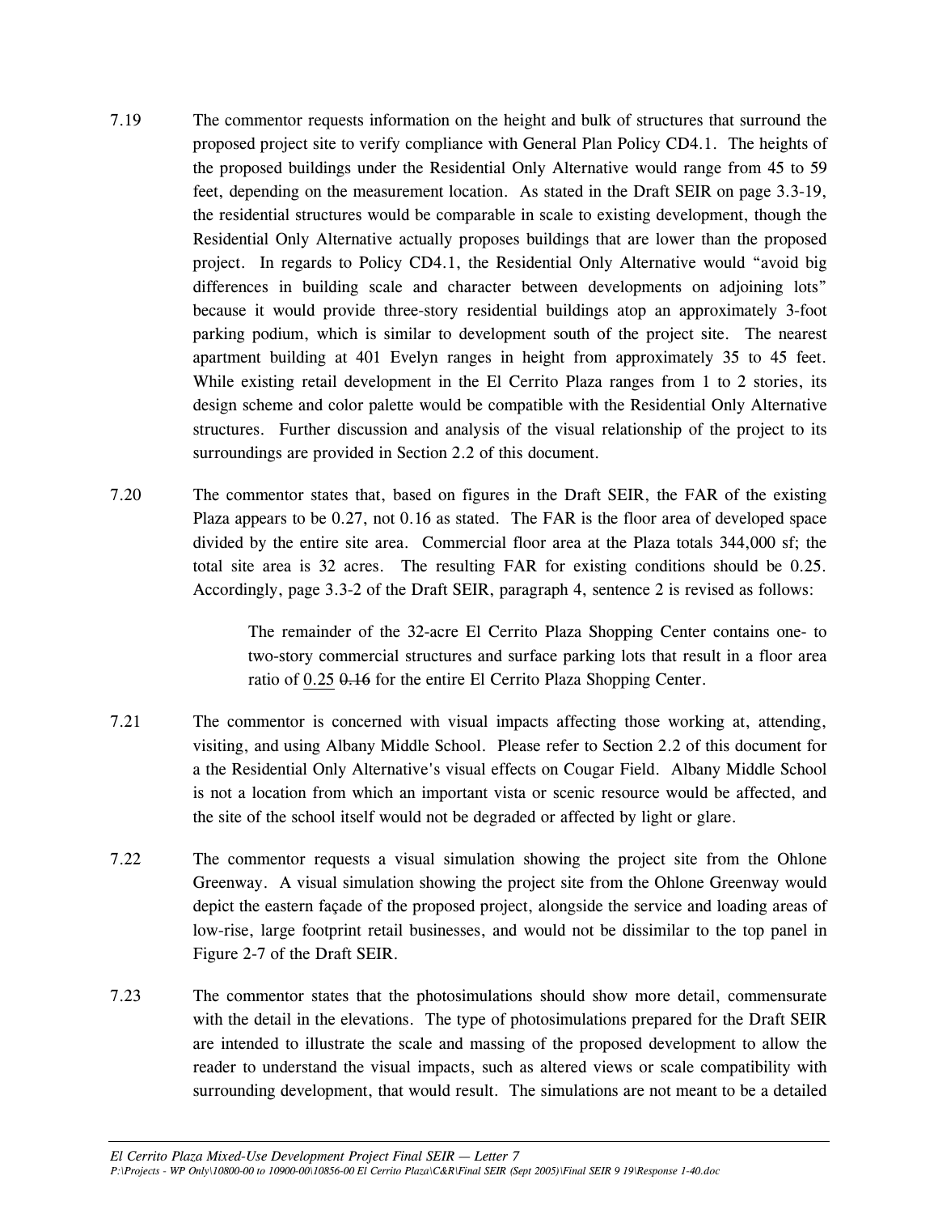7.19 The commentor requests information on the height and bulk of structures that surround the proposed project site to verify compliance with General Plan Policy CD4.1. The heights of the proposed buildings under the Residential Only Alternative would range from 45 to 59 feet, depending on the measurement location. As stated in the Draft SEIR on page 3.3-19, the residential structures would be comparable in scale to existing development, though the Residential Only Alternative actually proposes buildings that are lower than the proposed project. In regards to Policy CD4.1, the Residential Only Alternative would "avoid big differences in building scale and character between developments on adjoining lots" because it would provide three-story residential buildings atop an approximately 3-foot parking podium, which is similar to development south of the project site. The nearest apartment building at 401 Evelyn ranges in height from approximately 35 to 45 feet. While existing retail development in the El Cerrito Plaza ranges from 1 to 2 stories, its design scheme and color palette would be compatible with the Residential Only Alternative structures. Further discussion and analysis of the visual relationship of the project to its surroundings are provided in Section 2.2 of this document.

7.20 The commentor states that, based on figures in the Draft SEIR, the FAR of the existing Plaza appears to be 0.27, not 0.16 as stated. The FAR is the floor area of developed space divided by the entire site area. Commercial floor area at the Plaza totals 344,000 sf; the total site area is 32 acres. The resulting FAR for existing conditions should be 0.25. Accordingly, page 3.3-2 of the Draft SEIR, paragraph 4, sentence 2 is revised as follows:

> The remainder of the 32-acre El Cerrito Plaza Shopping Center contains one- to two-story commercial structures and surface parking lots that result in a floor area ratio of <u>0.25</u> ~~0.16~~ for the entire El Cerrito Plaza Shopping Center.

7.21 The commentor is concerned with visual impacts affecting those working at, attending, visiting, and using Albany Middle School. Please refer to Section 2.2 of this document for a the Residential Only Alternative's visual effects on Cougar Field. Albany Middle School is not a location from which an important vista or scenic resource would be affected, and the site of the school itself would not be degraded or affected by light or glare.

7.22 The commentor requests a visual simulation showing the project site from the Ohlone Greenway. A visual simulation showing the project site from the Ohlone Greenway would depict the eastern façade of the proposed project, alongside the service and loading areas of low-rise, large footprint retail businesses, and would not be dissimilar to the top panel in Figure 2-7 of the Draft SEIR.

7.23 The commentor states that the photosimulations should show more detail, commensurate with the detail in the elevations. The type of photosimulations prepared for the Draft SEIR are intended to illustrate the scale and massing of the proposed development to allow the reader to understand the visual impacts, such as altered views or scale compatibility with surrounding development, that would result. The simulations are not meant to be a detailed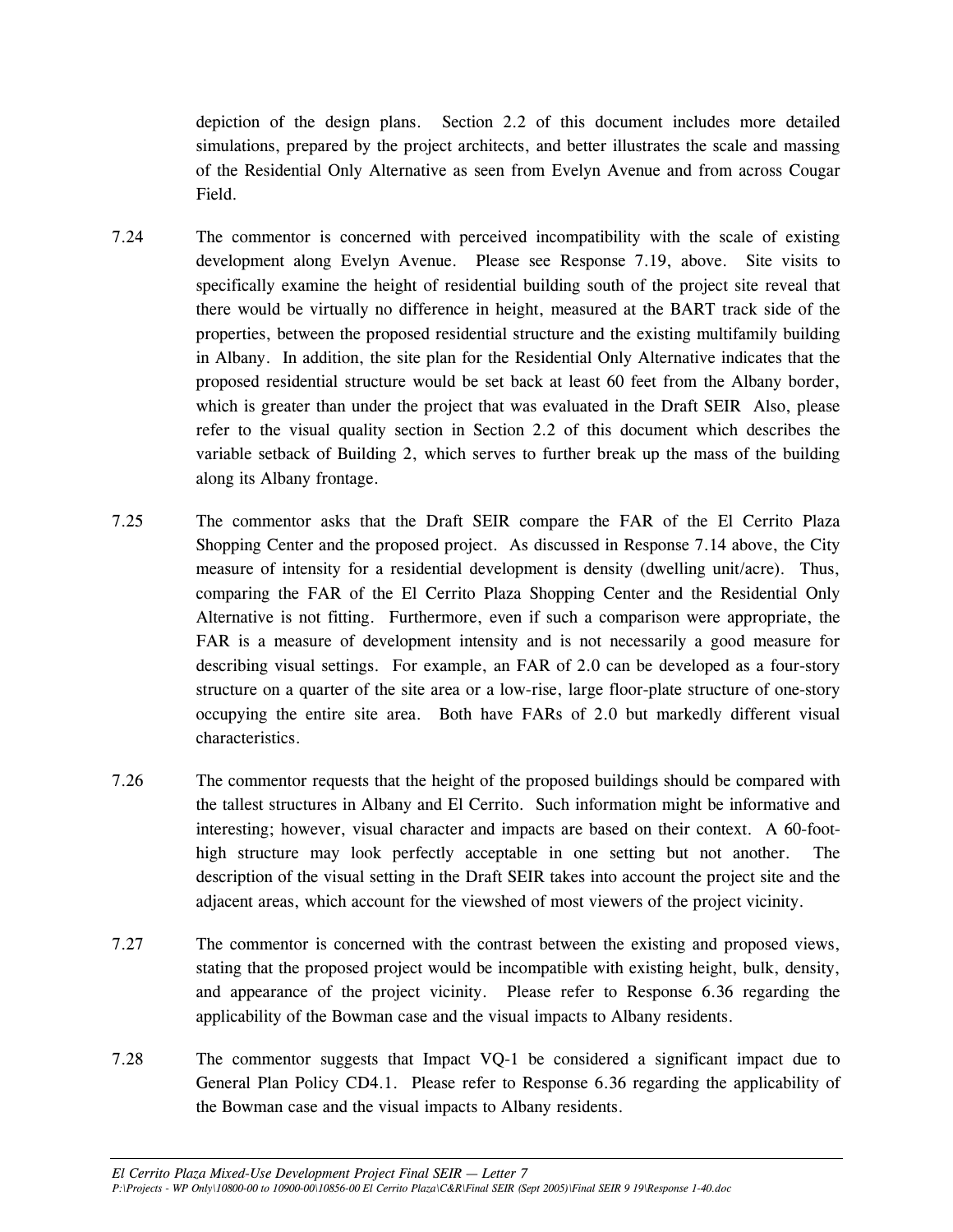depiction of the design plans. Section 2.2 of this document includes more detailed simulations, prepared by the project architects, and better illustrates the scale and massing of the Residential Only Alternative as seen from Evelyn Avenue and from across Cougar Field.

7.24 The commentor is concerned with perceived incompatibility with the scale of existing development along Evelyn Avenue. Please see Response 7.19, above. Site visits to specifically examine the height of residential building south of the project site reveal that there would be virtually no difference in height, measured at the BART track side of the properties, between the proposed residential structure and the existing multifamily building in Albany. In addition, the site plan for the Residential Only Alternative indicates that the proposed residential structure would be set back at least 60 feet from the Albany border, which is greater than under the project that was evaluated in the Draft SEIR Also, please refer to the visual quality section in Section 2.2 of this document which describes the variable setback of Building 2, which serves to further break up the mass of the building along its Albany frontage.

7.25 The commentor asks that the Draft SEIR compare the FAR of the El Cerrito Plaza Shopping Center and the proposed project. As discussed in Response 7.14 above, the City measure of intensity for a residential development is density (dwelling unit/acre). Thus, comparing the FAR of the El Cerrito Plaza Shopping Center and the Residential Only Alternative is not fitting. Furthermore, even if such a comparison were appropriate, the FAR is a measure of development intensity and is not necessarily a good measure for describing visual settings. For example, an FAR of 2.0 can be developed as a four-story structure on a quarter of the site area or a low-rise, large floor-plate structure of one-story occupying the entire site area. Both have FARs of 2.0 but markedly different visual characteristics.

7.26 The commentor requests that the height of the proposed buildings should be compared with the tallest structures in Albany and El Cerrito. Such information might be informative and interesting; however, visual character and impacts are based on their context. A 60-foot-high structure may look perfectly acceptable in one setting but not another. The description of the visual setting in the Draft SEIR takes into account the project site and the adjacent areas, which account for the viewshed of most viewers of the project vicinity.

7.27 The commentor is concerned with the contrast between the existing and proposed views, stating that the proposed project would be incompatible with existing height, bulk, density, and appearance of the project vicinity. Please refer to Response 6.36 regarding the applicability of the Bowman case and the visual impacts to Albany residents.

7.28 The commentor suggests that Impact VQ-1 be considered a significant impact due to General Plan Policy CD4.1. Please refer to Response 6.36 regarding the applicability of the Bowman case and the visual impacts to Albany residents.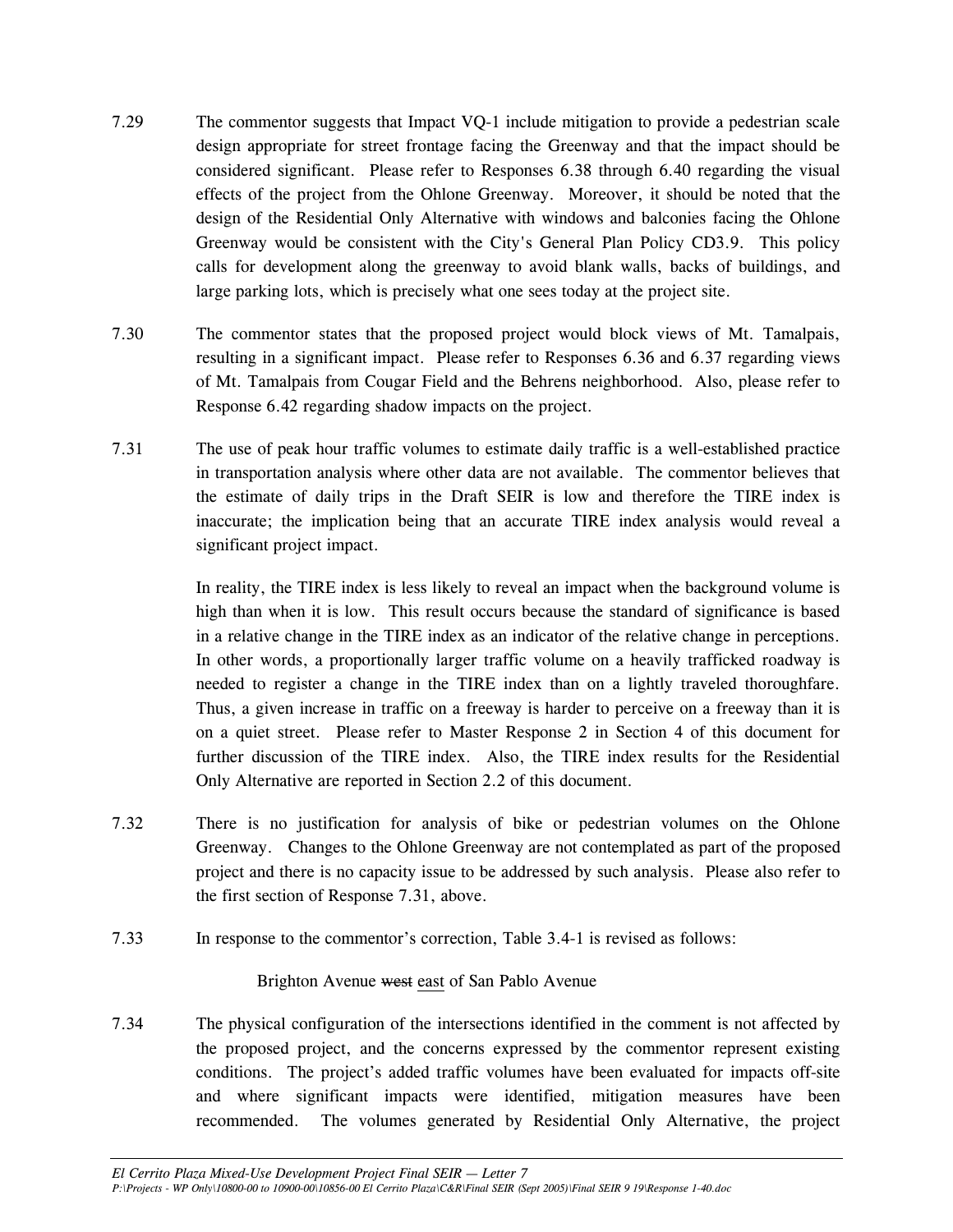7.29 The commentor suggests that Impact VQ-1 include mitigation to provide a pedestrian scale design appropriate for street frontage facing the Greenway and that the impact should be considered significant. Please refer to Responses 6.38 through 6.40 regarding the visual effects of the project from the Ohlone Greenway. Moreover, it should be noted that the design of the Residential Only Alternative with windows and balconies facing the Ohlone Greenway would be consistent with the City's General Plan Policy CD3.9. This policy calls for development along the greenway to avoid blank walls, backs of buildings, and large parking lots, which is precisely what one sees today at the project site.

7.30 The commentor states that the proposed project would block views of Mt. Tamalpais, resulting in a significant impact. Please refer to Responses 6.36 and 6.37 regarding views of Mt. Tamalpais from Cougar Field and the Behrens neighborhood. Also, please refer to Response 6.42 regarding shadow impacts on the project.

7.31 The use of peak hour traffic volumes to estimate daily traffic is a well-established practice in transportation analysis where other data are not available. The commentor believes that the estimate of daily trips in the Draft SEIR is low and therefore the TIRE index is inaccurate; the implication being that an accurate TIRE index analysis would reveal a significant project impact.

In reality, the TIRE index is less likely to reveal an impact when the background volume is high than when it is low. This result occurs because the standard of significance is based in a relative change in the TIRE index as an indicator of the relative change in perceptions. In other words, a proportionally larger traffic volume on a heavily trafficked roadway is needed to register a change in the TIRE index than on a lightly traveled thoroughfare. Thus, a given increase in traffic on a freeway is harder to perceive on a freeway than it is on a quiet street. Please refer to Master Response 2 in Section 4 of this document for further discussion of the TIRE index. Also, the TIRE index results for the Residential Only Alternative are reported in Section 2.2 of this document.

7.32 There is no justification for analysis of bike or pedestrian volumes on the Ohlone Greenway. Changes to the Ohlone Greenway are not contemplated as part of the proposed project and there is no capacity issue to be addressed by such analysis. Please also refer to the first section of Response 7.31, above.

7.33 In response to the commentor's correction, Table 3.4-1 is revised as follows:

Brighton Avenue ~~west~~ <u>east</u> of San Pablo Avenue

7.34 The physical configuration of the intersections identified in the comment is not affected by the proposed project, and the concerns expressed by the commentor represent existing conditions. The project's added traffic volumes have been evaluated for impacts off-site and where significant impacts were identified, mitigation measures have been recommended. The volumes generated by Residential Only Alternative, the project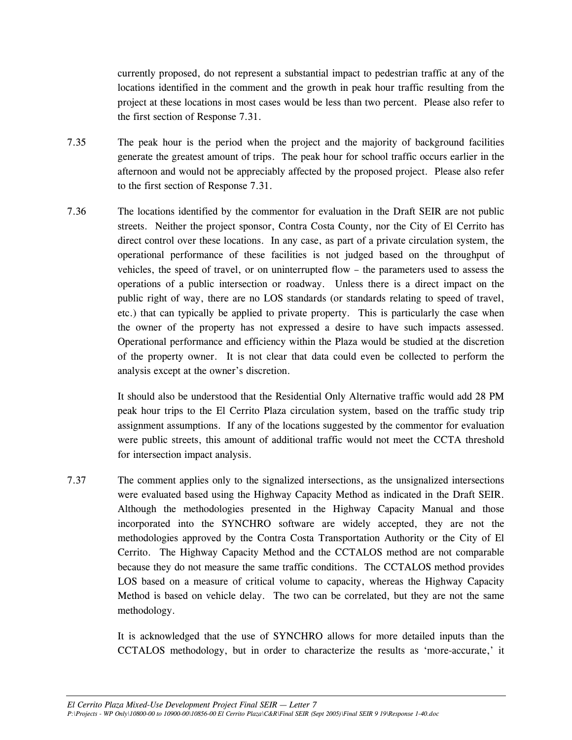currently proposed, do not represent a substantial impact to pedestrian traffic at any of the locations identified in the comment and the growth in peak hour traffic resulting from the project at these locations in most cases would be less than two percent. Please also refer to the first section of Response 7.31.

7.35 The peak hour is the period when the project and the majority of background facilities generate the greatest amount of trips. The peak hour for school traffic occurs earlier in the afternoon and would not be appreciably affected by the proposed project. Please also refer to the first section of Response 7.31.

7.36 The locations identified by the commentor for evaluation in the Draft SEIR are not public streets. Neither the project sponsor, Contra Costa County, nor the City of El Cerrito has direct control over these locations. In any case, as part of a private circulation system, the operational performance of these facilities is not judged based on the throughput of vehicles, the speed of travel, or on uninterrupted flow – the parameters used to assess the operations of a public intersection or roadway. Unless there is a direct impact on the public right of way, there are no LOS standards (or standards relating to speed of travel, etc.) that can typically be applied to private property. This is particularly the case when the owner of the property has not expressed a desire to have such impacts assessed. Operational performance and efficiency within the Plaza would be studied at the discretion of the property owner. It is not clear that data could even be collected to perform the analysis except at the owner's discretion.

It should also be understood that the Residential Only Alternative traffic would add 28 PM peak hour trips to the El Cerrito Plaza circulation system, based on the traffic study trip assignment assumptions. If any of the locations suggested by the commentor for evaluation were public streets, this amount of additional traffic would not meet the CCTA threshold for intersection impact analysis.

7.37 The comment applies only to the signalized intersections, as the unsignalized intersections were evaluated based using the Highway Capacity Method as indicated in the Draft SEIR. Although the methodologies presented in the Highway Capacity Manual and those incorporated into the SYNCHRO software are widely accepted, they are not the methodologies approved by the Contra Costa Transportation Authority or the City of El Cerrito. The Highway Capacity Method and the CCTALOS method are not comparable because they do not measure the same traffic conditions. The CCTALOS method provides LOS based on a measure of critical volume to capacity, whereas the Highway Capacity Method is based on vehicle delay. The two can be correlated, but they are not the same methodology.

It is acknowledged that the use of SYNCHRO allows for more detailed inputs than the CCTALOS methodology, but in order to characterize the results as 'more-accurate,' it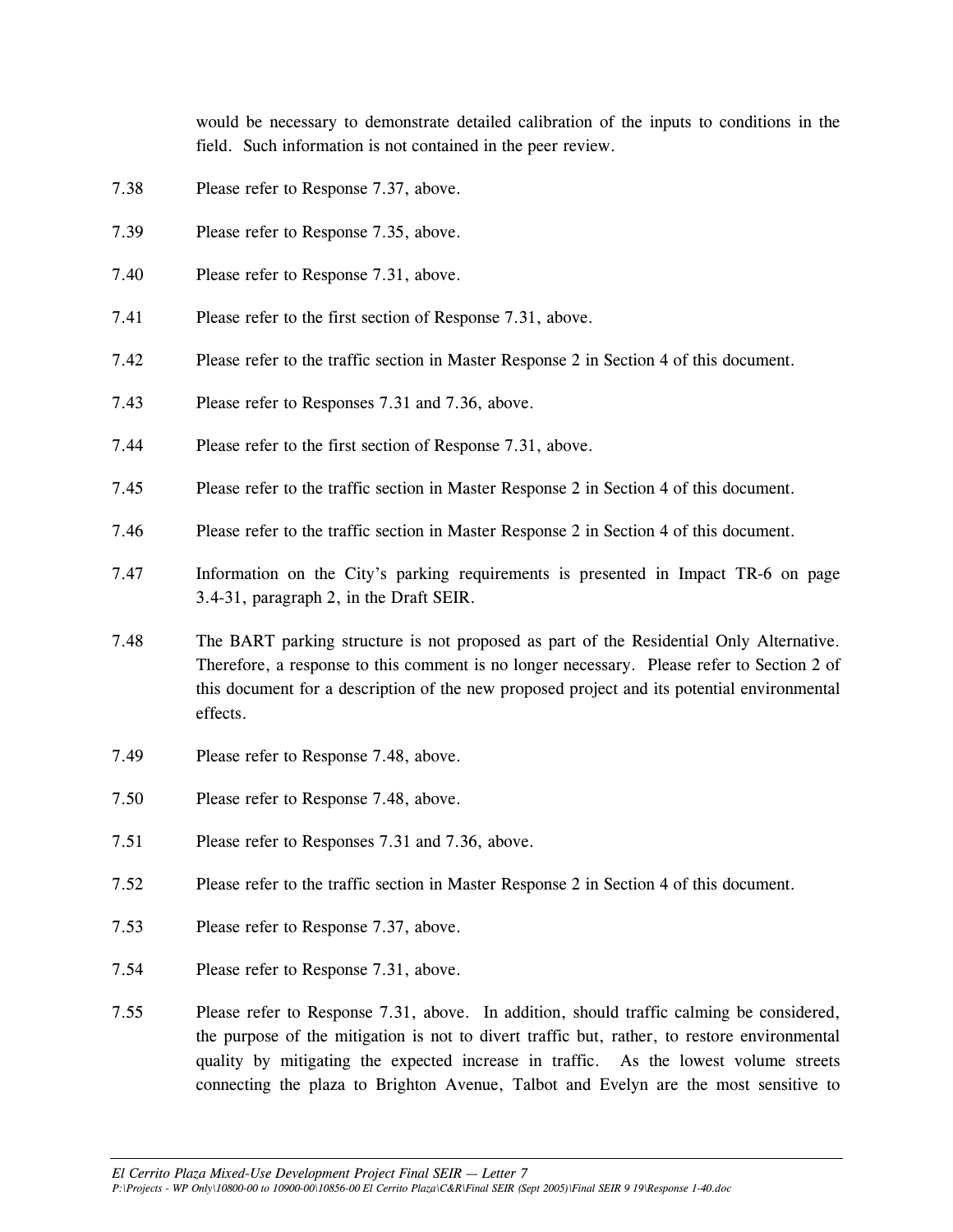would be necessary to demonstrate detailed calibration of the inputs to conditions in the field. Such information is not contained in the peer review.

7.38 Please refer to Response 7.37, above.

7.39 Please refer to Response 7.35, above.

7.40 Please refer to Response 7.31, above.

7.41 Please refer to the first section of Response 7.31, above.

7.42 Please refer to the traffic section in Master Response 2 in Section 4 of this document.

7.43 Please refer to Responses 7.31 and 7.36, above.

7.44 Please refer to the first section of Response 7.31, above.

7.45 Please refer to the traffic section in Master Response 2 in Section 4 of this document.

7.46 Please refer to the traffic section in Master Response 2 in Section 4 of this document.

7.47 Information on the City's parking requirements is presented in Impact TR-6 on page 3.4-31, paragraph 2, in the Draft SEIR.

7.48 The BART parking structure is not proposed as part of the Residential Only Alternative. Therefore, a response to this comment is no longer necessary. Please refer to Section 2 of this document for a description of the new proposed project and its potential environmental effects.

7.49 Please refer to Response 7.48, above.

7.50 Please refer to Response 7.48, above.

7.51 Please refer to Responses 7.31 and 7.36, above.

7.52 Please refer to the traffic section in Master Response 2 in Section 4 of this document.

7.53 Please refer to Response 7.37, above.

7.54 Please refer to Response 7.31, above.

7.55 Please refer to Response 7.31, above. In addition, should traffic calming be considered, the purpose of the mitigation is not to divert traffic but, rather, to restore environmental quality by mitigating the expected increase in traffic. As the lowest volume streets connecting the plaza to Brighton Avenue, Talbot and Evelyn are the most sensitive to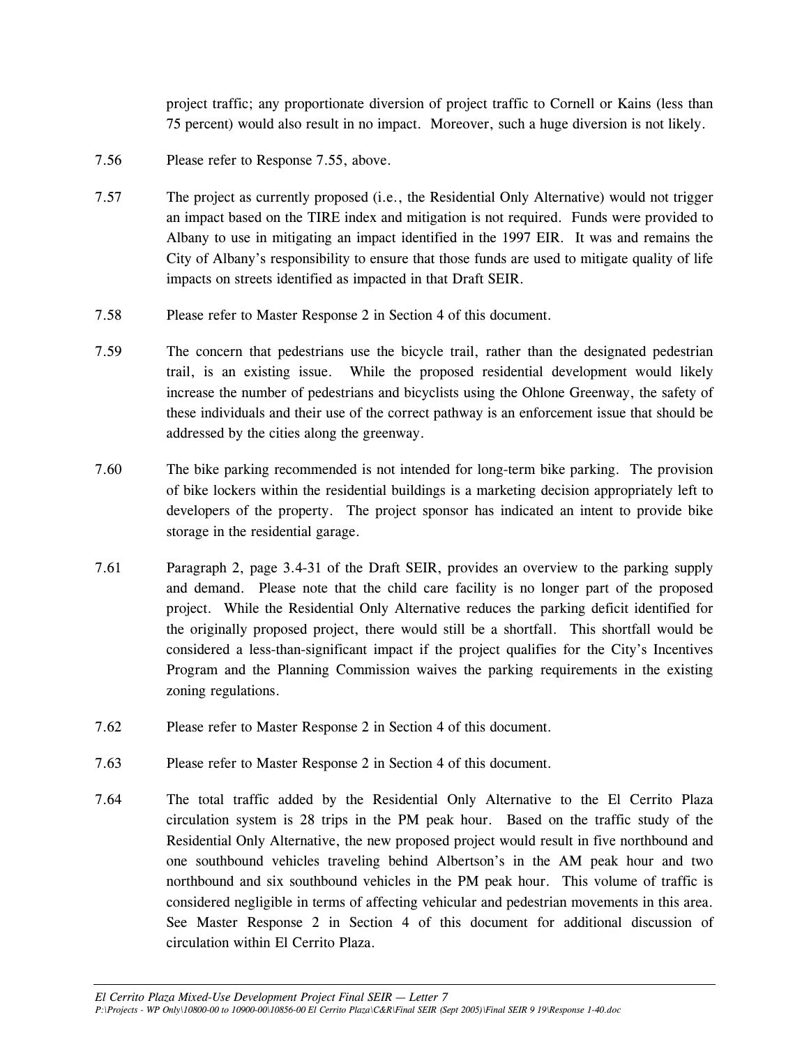project traffic; any proportionate diversion of project traffic to Cornell or Kains (less than 75 percent) would also result in no impact. Moreover, such a huge diversion is not likely.

7.56 Please refer to Response 7.55, above.

7.57 The project as currently proposed (i.e., the Residential Only Alternative) would not trigger an impact based on the TIRE index and mitigation is not required. Funds were provided to Albany to use in mitigating an impact identified in the 1997 EIR. It was and remains the City of Albany's responsibility to ensure that those funds are used to mitigate quality of life impacts on streets identified as impacted in that Draft SEIR.

7.58 Please refer to Master Response 2 in Section 4 of this document.

7.59 The concern that pedestrians use the bicycle trail, rather than the designated pedestrian trail, is an existing issue. While the proposed residential development would likely increase the number of pedestrians and bicyclists using the Ohlone Greenway, the safety of these individuals and their use of the correct pathway is an enforcement issue that should be addressed by the cities along the greenway.

7.60 The bike parking recommended is not intended for long-term bike parking. The provision of bike lockers within the residential buildings is a marketing decision appropriately left to developers of the property. The project sponsor has indicated an intent to provide bike storage in the residential garage.

7.61 Paragraph 2, page 3.4-31 of the Draft SEIR, provides an overview to the parking supply and demand. Please note that the child care facility is no longer part of the proposed project. While the Residential Only Alternative reduces the parking deficit identified for the originally proposed project, there would still be a shortfall. This shortfall would be considered a less-than-significant impact if the project qualifies for the City's Incentives Program and the Planning Commission waives the parking requirements in the existing zoning regulations.

7.62 Please refer to Master Response 2 in Section 4 of this document.

7.63 Please refer to Master Response 2 in Section 4 of this document.

7.64 The total traffic added by the Residential Only Alternative to the El Cerrito Plaza circulation system is 28 trips in the PM peak hour. Based on the traffic study of the Residential Only Alternative, the new proposed project would result in five northbound and one southbound vehicles traveling behind Albertson's in the AM peak hour and two northbound and six southbound vehicles in the PM peak hour. This volume of traffic is considered negligible in terms of affecting vehicular and pedestrian movements in this area. See Master Response 2 in Section 4 of this document for additional discussion of circulation within El Cerrito Plaza.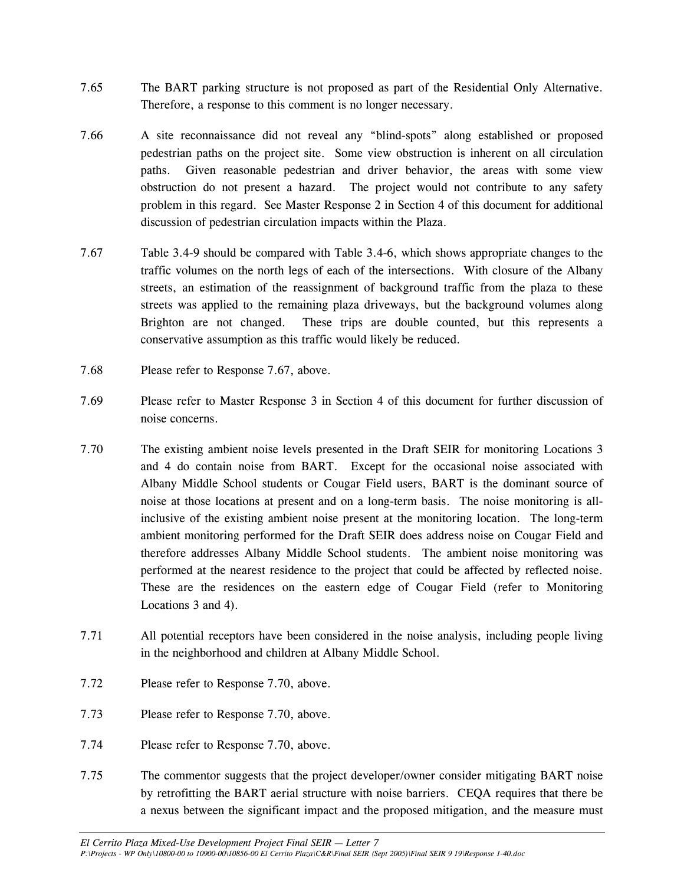7.65 The BART parking structure is not proposed as part of the Residential Only Alternative. Therefore, a response to this comment is no longer necessary.

7.66 A site reconnaissance did not reveal any "blind-spots" along established or proposed pedestrian paths on the project site. Some view obstruction is inherent on all circulation paths. Given reasonable pedestrian and driver behavior, the areas with some view obstruction do not present a hazard. The project would not contribute to any safety problem in this regard. See Master Response 2 in Section 4 of this document for additional discussion of pedestrian circulation impacts within the Plaza.

7.67 Table 3.4-9 should be compared with Table 3.4-6, which shows appropriate changes to the traffic volumes on the north legs of each of the intersections. With closure of the Albany streets, an estimation of the reassignment of background traffic from the plaza to these streets was applied to the remaining plaza driveways, but the background volumes along Brighton are not changed. These trips are double counted, but this represents a conservative assumption as this traffic would likely be reduced.

7.68 Please refer to Response 7.67, above.

7.69 Please refer to Master Response 3 in Section 4 of this document for further discussion of noise concerns.

7.70 The existing ambient noise levels presented in the Draft SEIR for monitoring Locations 3 and 4 do contain noise from BART. Except for the occasional noise associated with Albany Middle School students or Cougar Field users, BART is the dominant source of noise at those locations at present and on a long-term basis. The noise monitoring is all-inclusive of the existing ambient noise present at the monitoring location. The long-term ambient monitoring performed for the Draft SEIR does address noise on Cougar Field and therefore addresses Albany Middle School students. The ambient noise monitoring was performed at the nearest residence to the project that could be affected by reflected noise. These are the residences on the eastern edge of Cougar Field (refer to Monitoring Locations 3 and 4).

7.71 All potential receptors have been considered in the noise analysis, including people living in the neighborhood and children at Albany Middle School.

7.72 Please refer to Response 7.70, above.

7.73 Please refer to Response 7.70, above.

7.74 Please refer to Response 7.70, above.

7.75 The commentor suggests that the project developer/owner consider mitigating BART noise by retrofitting the BART aerial structure with noise barriers. CEQA requires that there be a nexus between the significant impact and the proposed mitigation, and the measure must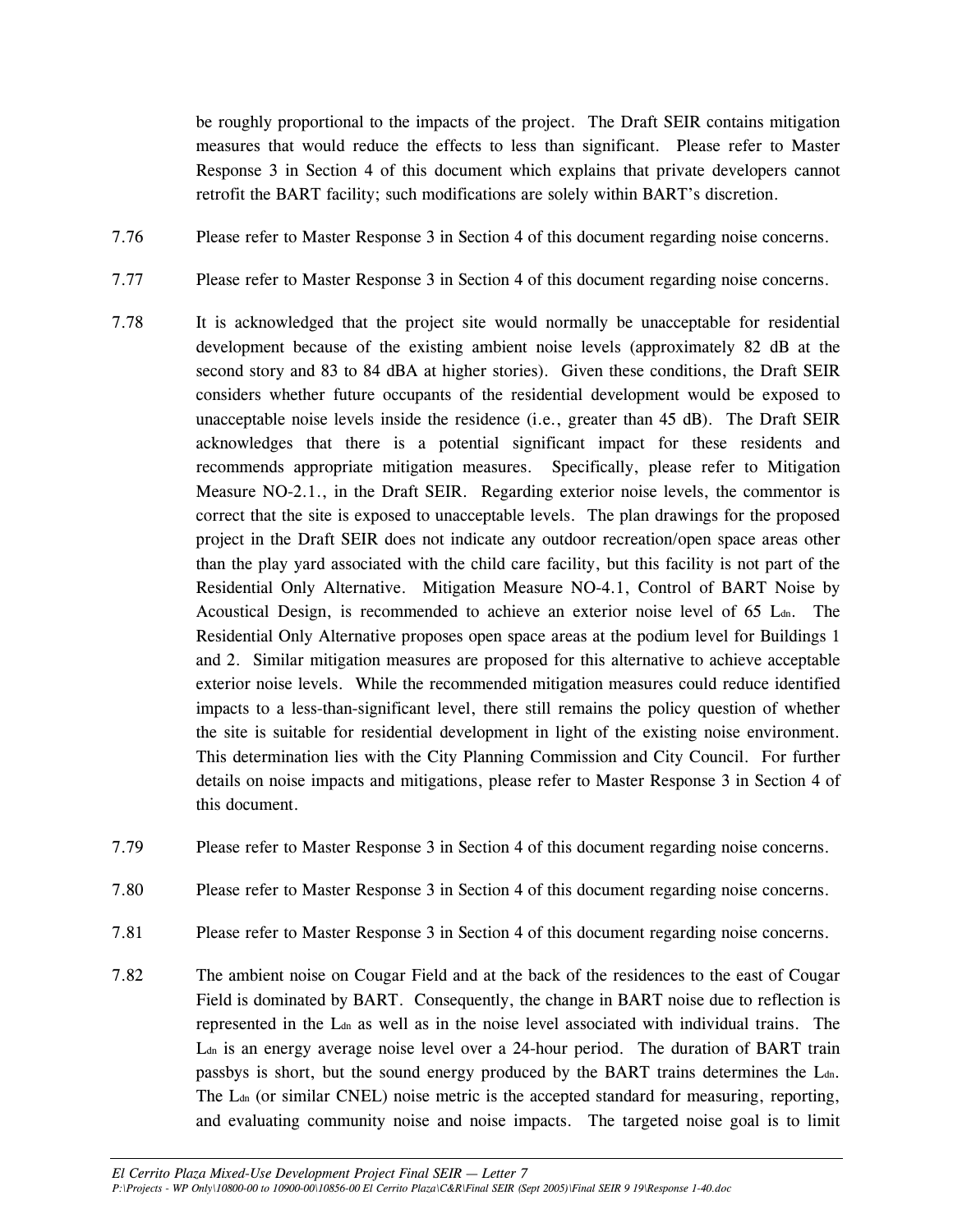be roughly proportional to the impacts of the project. The Draft SEIR contains mitigation measures that would reduce the effects to less than significant. Please refer to Master Response 3 in Section 4 of this document which explains that private developers cannot retrofit the BART facility; such modifications are solely within BART's discretion.

7.76 Please refer to Master Response 3 in Section 4 of this document regarding noise concerns.

7.77 Please refer to Master Response 3 in Section 4 of this document regarding noise concerns.

7.78 It is acknowledged that the project site would normally be unacceptable for residential development because of the existing ambient noise levels (approximately 82 dB at the second story and 83 to 84 dBA at higher stories). Given these conditions, the Draft SEIR considers whether future occupants of the residential development would be exposed to unacceptable noise levels inside the residence (i.e., greater than 45 dB). The Draft SEIR acknowledges that there is a potential significant impact for these residents and recommends appropriate mitigation measures. Specifically, please refer to Mitigation Measure NO-2.1., in the Draft SEIR. Regarding exterior noise levels, the commentor is correct that the site is exposed to unacceptable levels. The plan drawings for the proposed project in the Draft SEIR does not indicate any outdoor recreation/open space areas other than the play yard associated with the child care facility, but this facility is not part of the Residential Only Alternative. Mitigation Measure NO-4.1, Control of BART Noise by Acoustical Design, is recommended to achieve an exterior noise level of 65 $L_{dn}$. The Residential Only Alternative proposes open space areas at the podium level for Buildings 1 and 2. Similar mitigation measures are proposed for this alternative to achieve acceptable exterior noise levels. While the recommended mitigation measures could reduce identified impacts to a less-than-significant level, there still remains the policy question of whether the site is suitable for residential development in light of the existing noise environment. This determination lies with the City Planning Commission and City Council. For further details on noise impacts and mitigations, please refer to Master Response 3 in Section 4 of this document.

7.79 Please refer to Master Response 3 in Section 4 of this document regarding noise concerns.

7.80 Please refer to Master Response 3 in Section 4 of this document regarding noise concerns.

7.81 Please refer to Master Response 3 in Section 4 of this document regarding noise concerns.

7.82 The ambient noise on Cougar Field and at the back of the residences to the east of Cougar Field is dominated by BART. Consequently, the change in BART noise due to reflection is represented in the $L_{dn}$ as well as in the noise level associated with individual trains. The $L_{dn}$ is an energy average noise level over a 24-hour period. The duration of BART train passbys is short, but the sound energy produced by the BART trains determines the $L_{dn}$. The $L_{dn}$ (or similar CNEL) noise metric is the accepted standard for measuring, reporting, and evaluating community noise and noise impacts. The targeted noise goal is to limit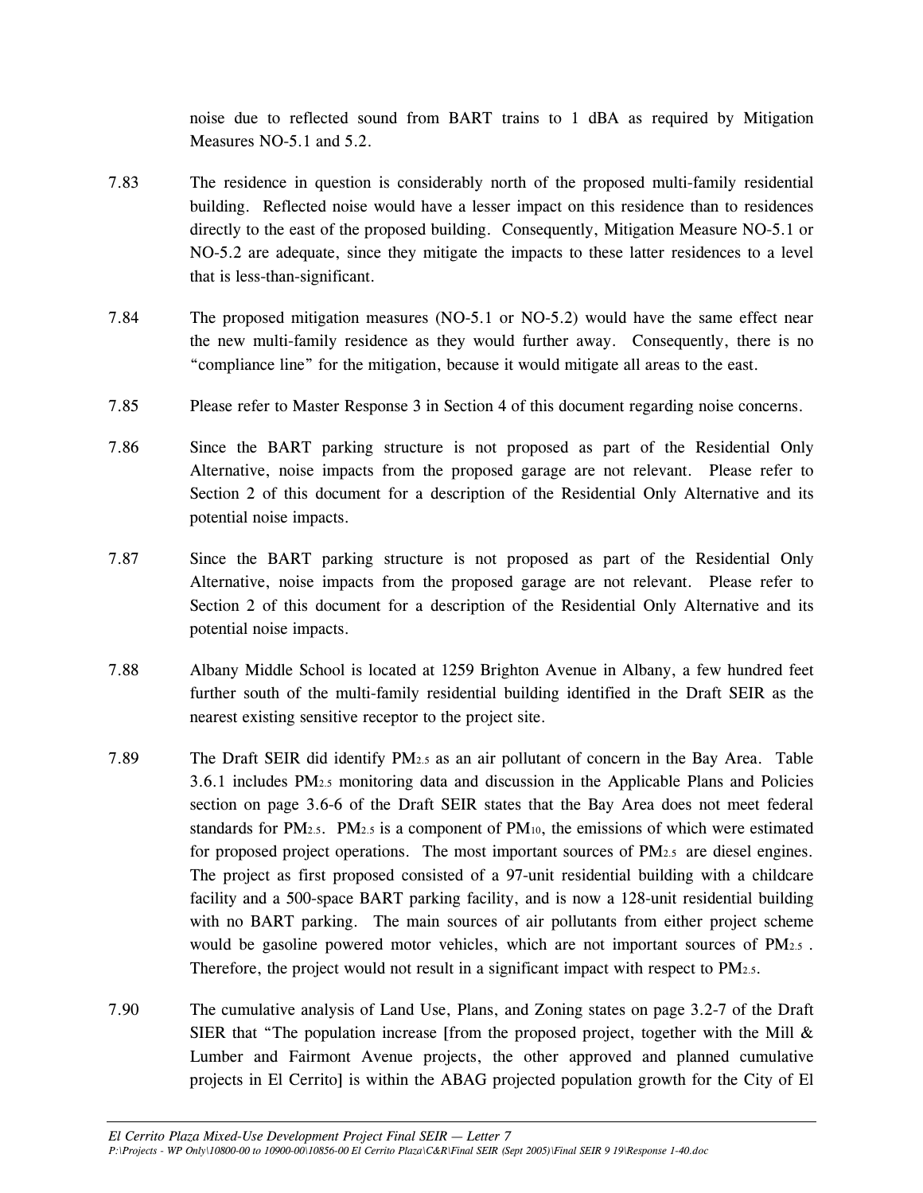noise due to reflected sound from BART trains to 1 dBA as required by Mitigation Measures NO-5.1 and 5.2.

7.83 The residence in question is considerably north of the proposed multi-family residential building. Reflected noise would have a lesser impact on this residence than to residences directly to the east of the proposed building. Consequently, Mitigation Measure NO-5.1 or NO-5.2 are adequate, since they mitigate the impacts to these latter residences to a level that is less-than-significant.

7.84 The proposed mitigation measures (NO-5.1 or NO-5.2) would have the same effect near the new multi-family residence as they would further away. Consequently, there is no "compliance line" for the mitigation, because it would mitigate all areas to the east.

7.85 Please refer to Master Response 3 in Section 4 of this document regarding noise concerns.

7.86 Since the BART parking structure is not proposed as part of the Residential Only Alternative, noise impacts from the proposed garage are not relevant. Please refer to Section 2 of this document for a description of the Residential Only Alternative and its potential noise impacts.

7.87 Since the BART parking structure is not proposed as part of the Residential Only Alternative, noise impacts from the proposed garage are not relevant. Please refer to Section 2 of this document for a description of the Residential Only Alternative and its potential noise impacts.

7.88 Albany Middle School is located at 1259 Brighton Avenue in Albany, a few hundred feet further south of the multi-family residential building identified in the Draft SEIR as the nearest existing sensitive receptor to the project site.

7.89 The Draft SEIR did identify $PM_{2.5}$ as an air pollutant of concern in the Bay Area. Table 3.6.1 includes $PM_{2.5}$ monitoring data and discussion in the Applicable Plans and Policies section on page 3.6-6 of the Draft SEIR states that the Bay Area does not meet federal standards for $PM_{2.5}$. $PM_{2.5}$ is a component of $PM_{10}$, the emissions of which were estimated for proposed project operations. The most important sources of $PM_{2.5}$ are diesel engines. The project as first proposed consisted of a 97-unit residential building with a childcare facility and a 500-space BART parking facility, and is now a 128-unit residential building with no BART parking. The main sources of air pollutants from either project scheme would be gasoline powered motor vehicles, which are not important sources of $PM_{2.5}$. Therefore, the project would not result in a significant impact with respect to $PM_{2.5}$.

7.90 The cumulative analysis of Land Use, Plans, and Zoning states on page 3.2-7 of the Draft SIER that "The population increase [from the proposed project, together with the Mill & Lumber and Fairmont Avenue projects, the other approved and planned cumulative projects in El Cerrito] is within the ABAG projected population growth for the City of El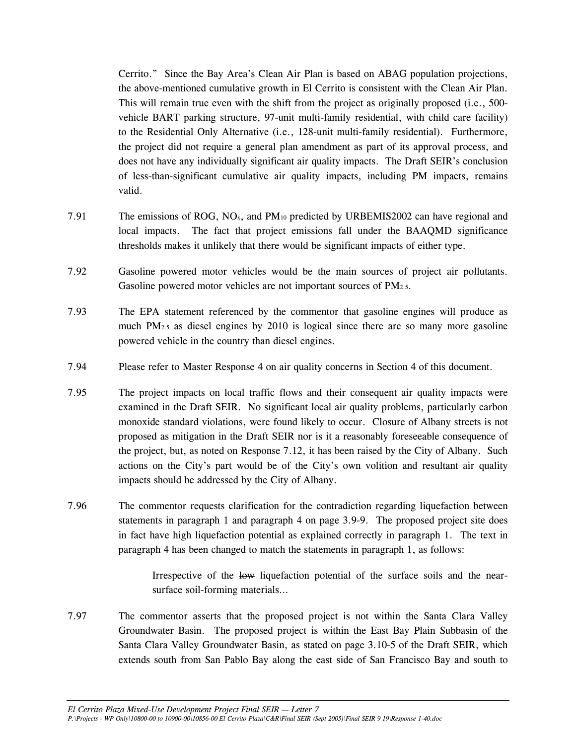Cerrito." Since the Bay Area's Clean Air Plan is based on ABAG population projections, the above-mentioned cumulative growth in El Cerrito is consistent with the Clean Air Plan. This will remain true even with the shift from the project as originally proposed (i.e., 500-vehicle BART parking structure, 97-unit multi-family residential, with child care facility) to the Residential Only Alternative (i.e., 128-unit multi-family residential). Furthermore, the project did not require a general plan amendment as part of its approval process, and does not have any individually significant air quality impacts. The Draft SEIR's conclusion of less-than-significant cumulative air quality impacts, including PM impacts, remains valid.

7.91 The emissions of ROG, $NO_x$, and $PM_{10}$ predicted by URBEMIS2002 can have regional and local impacts. The fact that project emissions fall under the BAAQMD significance thresholds makes it unlikely that there would be significant impacts of either type.

7.92 Gasoline powered motor vehicles would be the main sources of project air pollutants. Gasoline powered motor vehicles are not important sources of $PM_{2.5}$.

7.93 The EPA statement referenced by the commentor that gasoline engines will produce as much $PM_{2.5}$ as diesel engines by 2010 is logical since there are so many more gasoline powered vehicle in the country than diesel engines.

7.94 Please refer to Master Response 4 on air quality concerns in Section 4 of this document.

7.95 The project impacts on local traffic flows and their consequent air quality impacts were examined in the Draft SEIR. No significant local air quality problems, particularly carbon monoxide standard violations, were found likely to occur. Closure of Albany streets is not proposed as mitigation in the Draft SEIR nor is it a reasonably foreseeable consequence of the project, but, as noted on Response 7.12, it has been raised by the City of Albany. Such actions on the City's part would be of the City's own volition and resultant air quality impacts should be addressed by the City of Albany.

7.96 The commentor requests clarification for the contradiction regarding liquefaction between statements in paragraph 1 and paragraph 4 on page 3.9-9. The proposed project site does in fact have high liquefaction potential as explained correctly in paragraph 1. The text in paragraph 4 has been changed to match the statements in paragraph 1, as follows:

> Irrespective of the ~~low~~ liquefaction potential of the surface soils and the near-surface soil-forming materials...

7.97 The commentor asserts that the proposed project is not within the Santa Clara Valley Groundwater Basin. The proposed project is within the East Bay Plain Subbasin of the Santa Clara Valley Groundwater Basin, as stated on page 3.10-5 of the Draft SEIR, which extends south from San Pablo Bay along the east side of San Francisco Bay and south to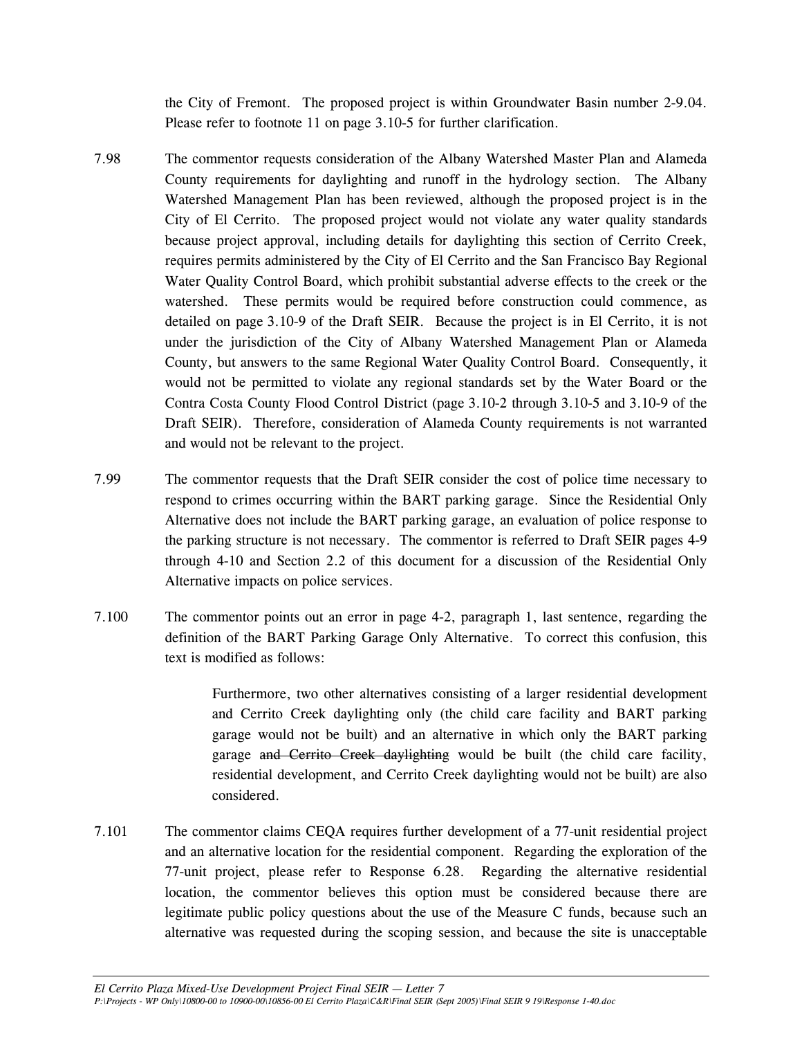the City of Fremont. The proposed project is within Groundwater Basin number 2-9.04. Please refer to footnote 11 on page 3.10-5 for further clarification.

7.98 The commentor requests consideration of the Albany Watershed Master Plan and Alameda County requirements for daylighting and runoff in the hydrology section. The Albany Watershed Management Plan has been reviewed, although the proposed project is in the City of El Cerrito. The proposed project would not violate any water quality standards because project approval, including details for daylighting this section of Cerrito Creek, requires permits administered by the City of El Cerrito and the San Francisco Bay Regional Water Quality Control Board, which prohibit substantial adverse effects to the creek or the watershed. These permits would be required before construction could commence, as detailed on page 3.10-9 of the Draft SEIR. Because the project is in El Cerrito, it is not under the jurisdiction of the City of Albany Watershed Management Plan or Alameda County, but answers to the same Regional Water Quality Control Board. Consequently, it would not be permitted to violate any regional standards set by the Water Board or the Contra Costa County Flood Control District (page 3.10-2 through 3.10-5 and 3.10-9 of the Draft SEIR). Therefore, consideration of Alameda County requirements is not warranted and would not be relevant to the project.

7.99 The commentor requests that the Draft SEIR consider the cost of police time necessary to respond to crimes occurring within the BART parking garage. Since the Residential Only Alternative does not include the BART parking garage, an evaluation of police response to the parking structure is not necessary. The commentor is referred to Draft SEIR pages 4-9 through 4-10 and Section 2.2 of this document for a discussion of the Residential Only Alternative impacts on police services.

7.100 The commentor points out an error in page 4-2, paragraph 1, last sentence, regarding the definition of the BART Parking Garage Only Alternative. To correct this confusion, this text is modified as follows:

> Furthermore, two other alternatives consisting of a larger residential development and Cerrito Creek daylighting only (the child care facility and BART parking garage would not be built) and an alternative in which only the BART parking garage ~~and Cerrito Creek daylighting~~ would be built (the child care facility, residential development, and Cerrito Creek daylighting would not be built) are also considered.

7.101 The commentor claims CEQA requires further development of a 77-unit residential project and an alternative location for the residential component. Regarding the exploration of the 77-unit project, please refer to Response 6.28. Regarding the alternative residential location, the commentor believes this option must be considered because there are legitimate public policy questions about the use of the Measure C funds, because such an alternative was requested during the scoping session, and because the site is unacceptable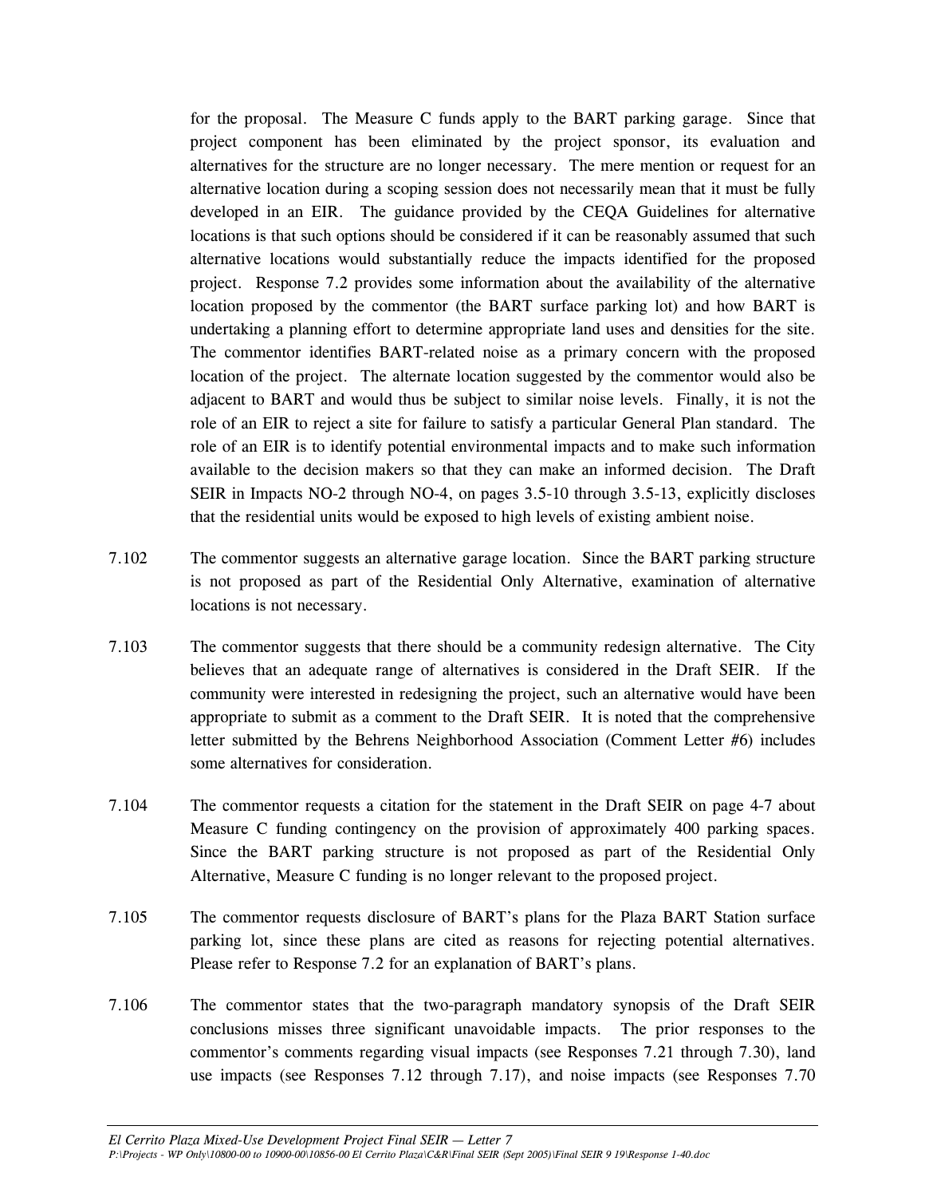for the proposal. The Measure C funds apply to the BART parking garage. Since that project component has been eliminated by the project sponsor, its evaluation and alternatives for the structure are no longer necessary. The mere mention or request for an alternative location during a scoping session does not necessarily mean that it must be fully developed in an EIR. The guidance provided by the CEQA Guidelines for alternative locations is that such options should be considered if it can be reasonably assumed that such alternative locations would substantially reduce the impacts identified for the proposed project. Response 7.2 provides some information about the availability of the alternative location proposed by the commentor (the BART surface parking lot) and how BART is undertaking a planning effort to determine appropriate land uses and densities for the site. The commentor identifies BART-related noise as a primary concern with the proposed location of the project. The alternate location suggested by the commentor would also be adjacent to BART and would thus be subject to similar noise levels. Finally, it is not the role of an EIR to reject a site for failure to satisfy a particular General Plan standard. The role of an EIR is to identify potential environmental impacts and to make such information available to the decision makers so that they can make an informed decision. The Draft SEIR in Impacts NO-2 through NO-4, on pages 3.5-10 through 3.5-13, explicitly discloses that the residential units would be exposed to high levels of existing ambient noise.

7.102 The commentor suggests an alternative garage location. Since the BART parking structure is not proposed as part of the Residential Only Alternative, examination of alternative locations is not necessary.

7.103 The commentor suggests that there should be a community redesign alternative. The City believes that an adequate range of alternatives is considered in the Draft SEIR. If the community were interested in redesigning the project, such an alternative would have been appropriate to submit as a comment to the Draft SEIR. It is noted that the comprehensive letter submitted by the Behrens Neighborhood Association (Comment Letter #6) includes some alternatives for consideration.

7.104 The commentor requests a citation for the statement in the Draft SEIR on page 4-7 about Measure C funding contingency on the provision of approximately 400 parking spaces. Since the BART parking structure is not proposed as part of the Residential Only Alternative, Measure C funding is no longer relevant to the proposed project.

7.105 The commentor requests disclosure of BART's plans for the Plaza BART Station surface parking lot, since these plans are cited as reasons for rejecting potential alternatives. Please refer to Response 7.2 for an explanation of BART's plans.

7.106 The commentor states that the two-paragraph mandatory synopsis of the Draft SEIR conclusions misses three significant unavoidable impacts. The prior responses to the commentor's comments regarding visual impacts (see Responses 7.21 through 7.30), land use impacts (see Responses 7.12 through 7.17), and noise impacts (see Responses 7.70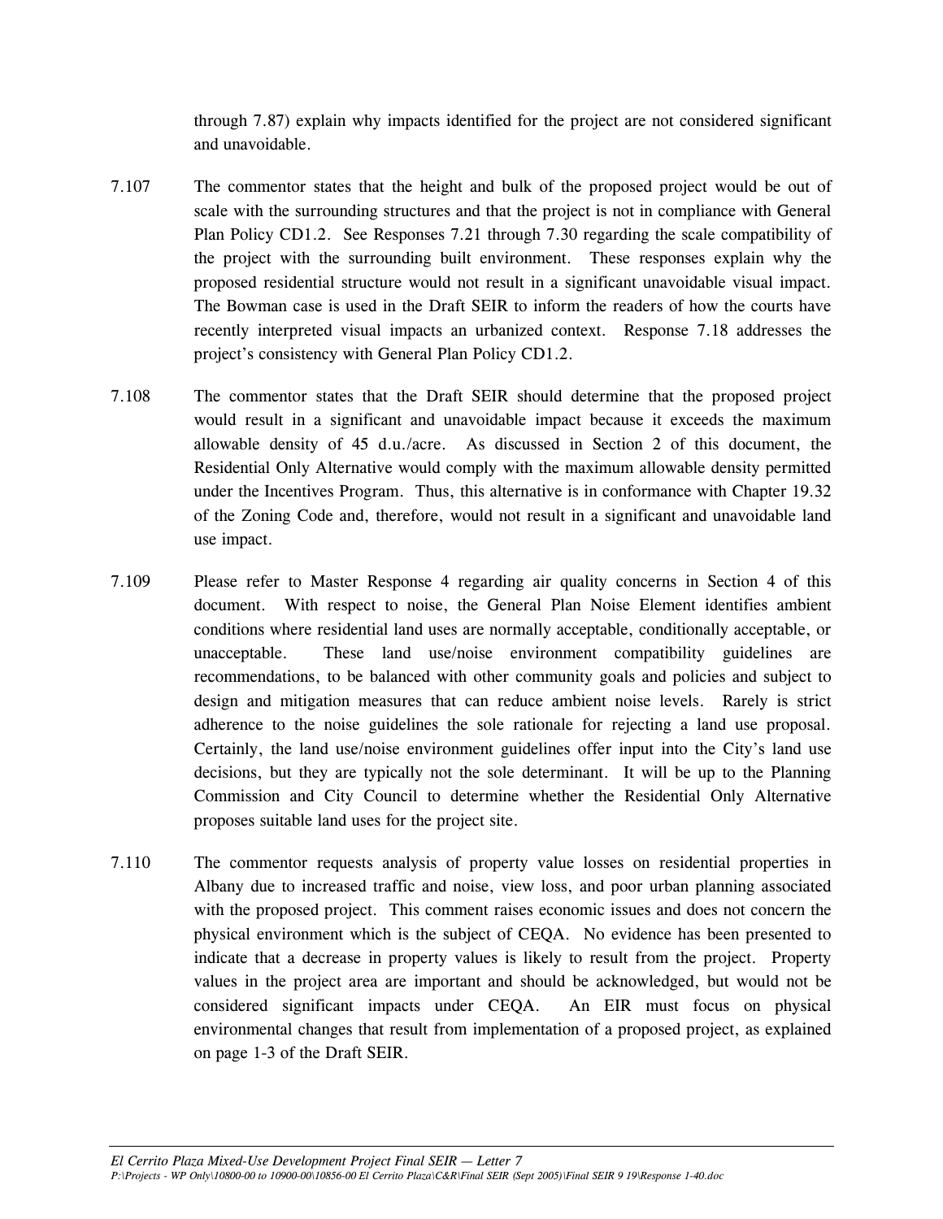through 7.87) explain why impacts identified for the project are not considered significant and unavoidable.

7.107 The commentor states that the height and bulk of the proposed project would be out of scale with the surrounding structures and that the project is not in compliance with General Plan Policy CD1.2. See Responses 7.21 through 7.30 regarding the scale compatibility of the project with the surrounding built environment. These responses explain why the proposed residential structure would not result in a significant unavoidable visual impact. The Bowman case is used in the Draft SEIR to inform the readers of how the courts have recently interpreted visual impacts an urbanized context. Response 7.18 addresses the project's consistency with General Plan Policy CD1.2.

7.108 The commentor states that the Draft SEIR should determine that the proposed project would result in a significant and unavoidable impact because it exceeds the maximum allowable density of 45 d.u./acre. As discussed in Section 2 of this document, the Residential Only Alternative would comply with the maximum allowable density permitted under the Incentives Program. Thus, this alternative is in conformance with Chapter 19.32 of the Zoning Code and, therefore, would not result in a significant and unavoidable land use impact.

7.109 Please refer to Master Response 4 regarding air quality concerns in Section 4 of this document. With respect to noise, the General Plan Noise Element identifies ambient conditions where residential land uses are normally acceptable, conditionally acceptable, or unacceptable. These land use/noise environment compatibility guidelines are recommendations, to be balanced with other community goals and policies and subject to design and mitigation measures that can reduce ambient noise levels. Rarely is strict adherence to the noise guidelines the sole rationale for rejecting a land use proposal. Certainly, the land use/noise environment guidelines offer input into the City's land use decisions, but they are typically not the sole determinant. It will be up to the Planning Commission and City Council to determine whether the Residential Only Alternative proposes suitable land uses for the project site.

7.110 The commentor requests analysis of property value losses on residential properties in Albany due to increased traffic and noise, view loss, and poor urban planning associated with the proposed project. This comment raises economic issues and does not concern the physical environment which is the subject of CEQA. No evidence has been presented to indicate that a decrease in property values is likely to result from the project. Property values in the project area are important and should be acknowledged, but would not be considered significant impacts under CEQA. An EIR must focus on physical environmental changes that result from implementation of a proposed project, as explained on page 1-3 of the Draft SEIR.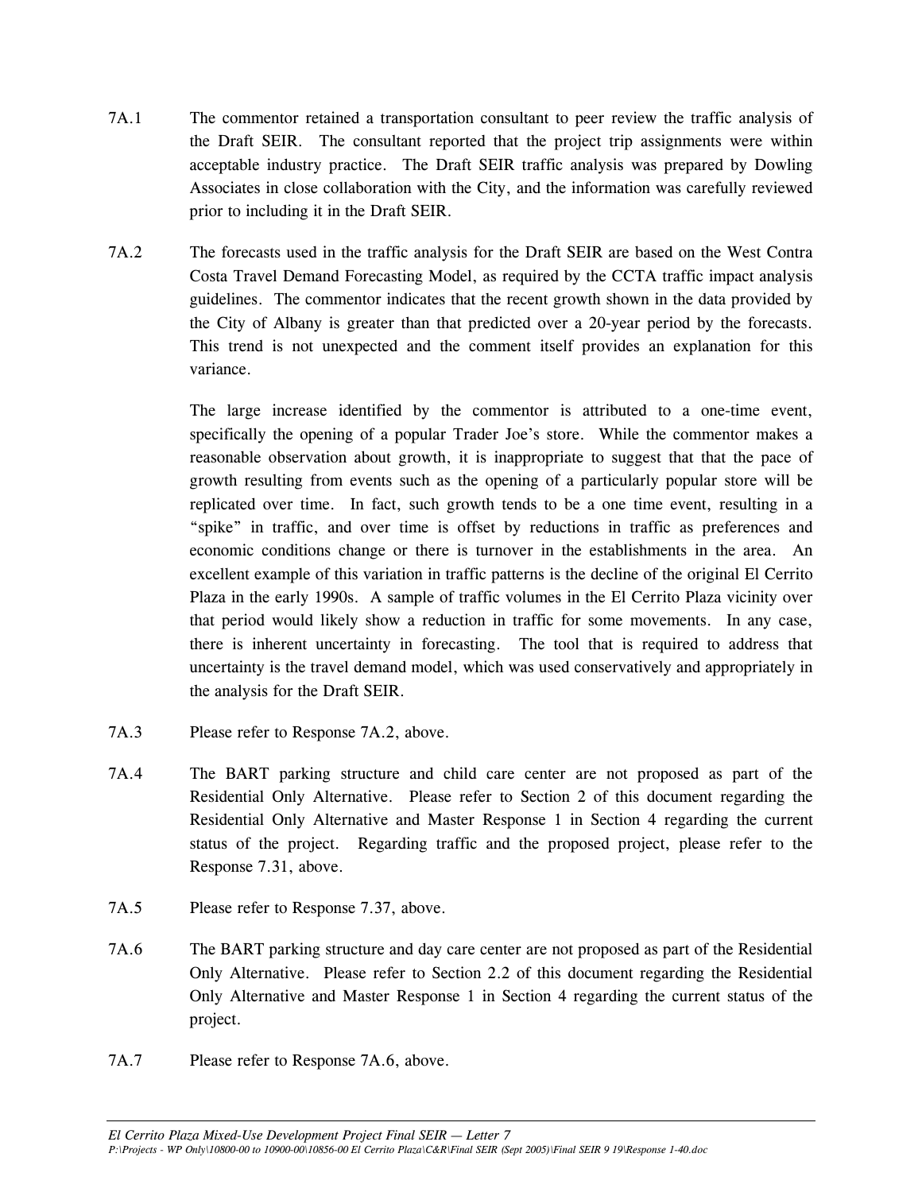7A.1 The commentor retained a transportation consultant to peer review the traffic analysis of the Draft SEIR. The consultant reported that the project trip assignments were within acceptable industry practice. The Draft SEIR traffic analysis was prepared by Dowling Associates in close collaboration with the City, and the information was carefully reviewed prior to including it in the Draft SEIR.

7A.2 The forecasts used in the traffic analysis for the Draft SEIR are based on the West Contra Costa Travel Demand Forecasting Model, as required by the CCTA traffic impact analysis guidelines. The commentor indicates that the recent growth shown in the data provided by the City of Albany is greater than that predicted over a 20-year period by the forecasts. This trend is not unexpected and the comment itself provides an explanation for this variance.

The large increase identified by the commentor is attributed to a one-time event, specifically the opening of a popular Trader Joe's store. While the commentor makes a reasonable observation about growth, it is inappropriate to suggest that that the pace of growth resulting from events such as the opening of a particularly popular store will be replicated over time. In fact, such growth tends to be a one time event, resulting in a "spike" in traffic, and over time is offset by reductions in traffic as preferences and economic conditions change or there is turnover in the establishments in the area. An excellent example of this variation in traffic patterns is the decline of the original El Cerrito Plaza in the early 1990s. A sample of traffic volumes in the El Cerrito Plaza vicinity over that period would likely show a reduction in traffic for some movements. In any case, there is inherent uncertainty in forecasting. The tool that is required to address that uncertainty is the travel demand model, which was used conservatively and appropriately in the analysis for the Draft SEIR.

7A.3 Please refer to Response 7A.2, above.

7A.4 The BART parking structure and child care center are not proposed as part of the Residential Only Alternative. Please refer to Section 2 of this document regarding the Residential Only Alternative and Master Response 1 in Section 4 regarding the current status of the project. Regarding traffic and the proposed project, please refer to the Response 7.31, above.

7A.5 Please refer to Response 7.37, above.

7A.6 The BART parking structure and day care center are not proposed as part of the Residential Only Alternative. Please refer to Section 2.2 of this document regarding the Residential Only Alternative and Master Response 1 in Section 4 regarding the current status of the project.

7A.7 Please refer to Response 7A.6, above.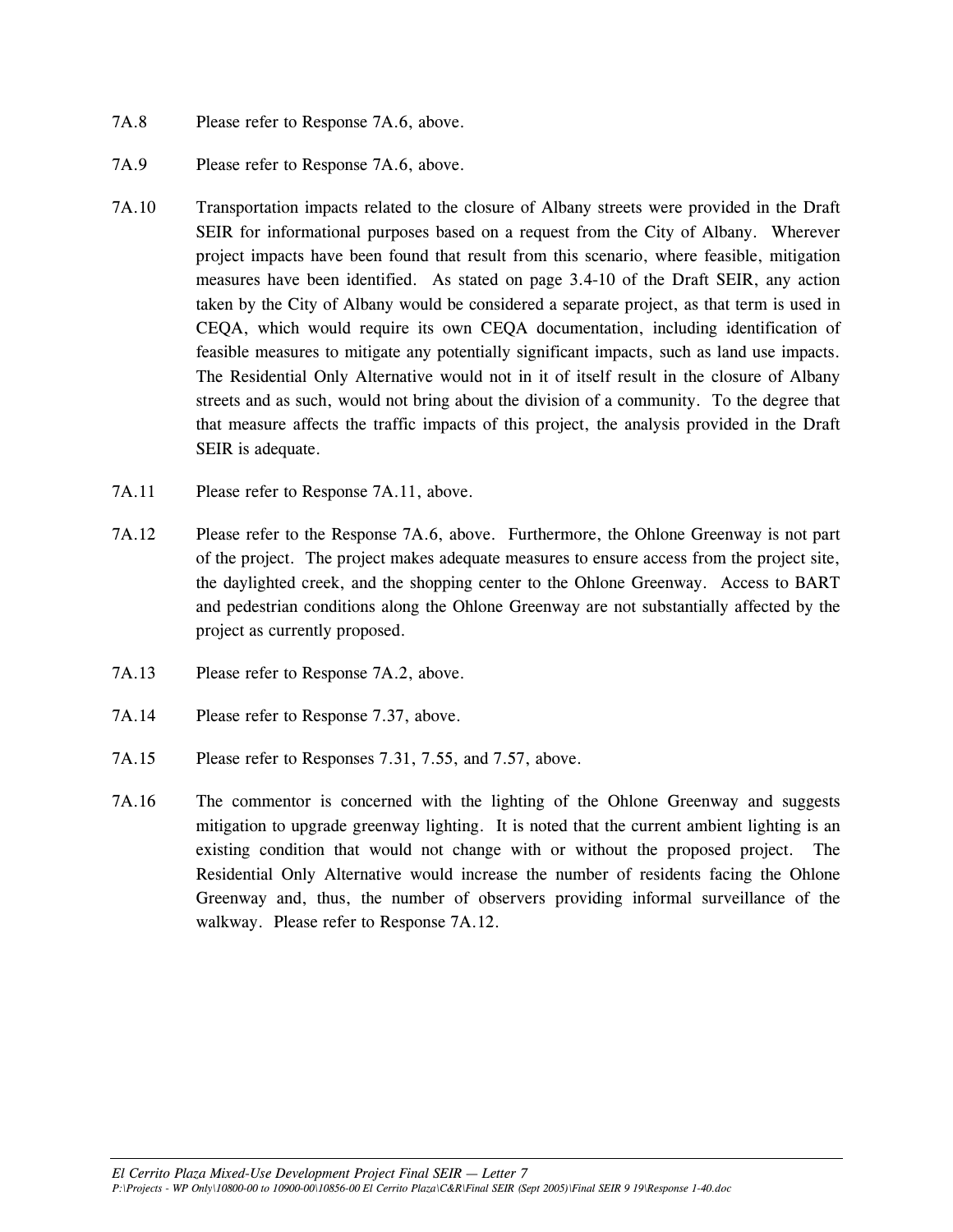7A.8 Please refer to Response 7A.6, above.

7A.9 Please refer to Response 7A.6, above.

7A.10 Transportation impacts related to the closure of Albany streets were provided in the Draft SEIR for informational purposes based on a request from the City of Albany. Wherever project impacts have been found that result from this scenario, where feasible, mitigation measures have been identified. As stated on page 3.4-10 of the Draft SEIR, any action taken by the City of Albany would be considered a separate project, as that term is used in CEQA, which would require its own CEQA documentation, including identification of feasible measures to mitigate any potentially significant impacts, such as land use impacts. The Residential Only Alternative would not in it of itself result in the closure of Albany streets and as such, would not bring about the division of a community. To the degree that that measure affects the traffic impacts of this project, the analysis provided in the Draft SEIR is adequate.

7A.11 Please refer to Response 7A.11, above.

7A.12 Please refer to the Response 7A.6, above. Furthermore, the Ohlone Greenway is not part of the project. The project makes adequate measures to ensure access from the project site, the daylighted creek, and the shopping center to the Ohlone Greenway. Access to BART and pedestrian conditions along the Ohlone Greenway are not substantially affected by the project as currently proposed.

7A.13 Please refer to Response 7A.2, above.

7A.14 Please refer to Response 7.37, above.

7A.15 Please refer to Responses 7.31, 7.55, and 7.57, above.

7A.16 The commentor is concerned with the lighting of the Ohlone Greenway and suggests mitigation to upgrade greenway lighting. It is noted that the current ambient lighting is an existing condition that would not change with or without the proposed project. The Residential Only Alternative would increase the number of residents facing the Ohlone Greenway and, thus, the number of observers providing informal surveillance of the walkway. Please refer to Response 7A.12.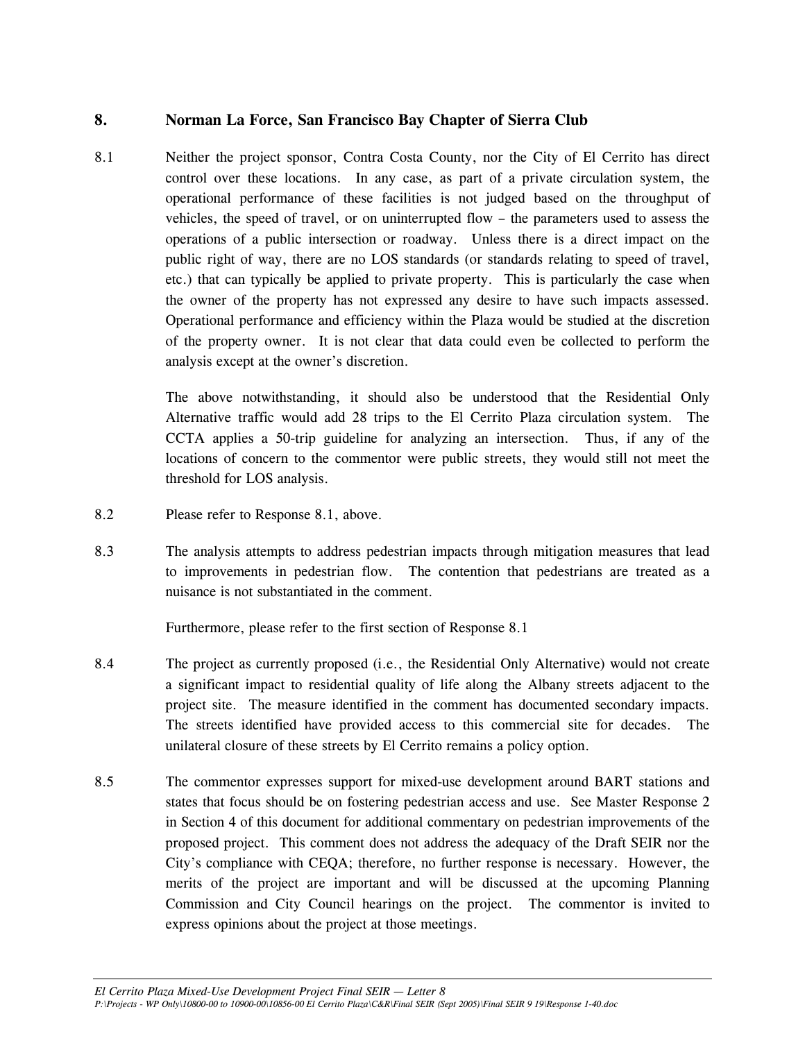## 8. Norman La Force, San Francisco Bay Chapter of Sierra Club

8.1 Neither the project sponsor, Contra Costa County, nor the City of El Cerrito has direct control over these locations. In any case, as part of a private circulation system, the operational performance of these facilities is not judged based on the throughput of vehicles, the speed of travel, or on uninterrupted flow – the parameters used to assess the operations of a public intersection or roadway. Unless there is a direct impact on the public right of way, there are no LOS standards (or standards relating to speed of travel, etc.) that can typically be applied to private property. This is particularly the case when the owner of the property has not expressed any desire to have such impacts assessed. Operational performance and efficiency within the Plaza would be studied at the discretion of the property owner. It is not clear that data could even be collected to perform the analysis except at the owner's discretion.

The above notwithstanding, it should also be understood that the Residential Only Alternative traffic would add 28 trips to the El Cerrito Plaza circulation system. The CCTA applies a 50-trip guideline for analyzing an intersection. Thus, if any of the locations of concern to the commentor were public streets, they would still not meet the threshold for LOS analysis.

8.2 Please refer to Response 8.1, above.

8.3 The analysis attempts to address pedestrian impacts through mitigation measures that lead to improvements in pedestrian flow. The contention that pedestrians are treated as a nuisance is not substantiated in the comment.

Furthermore, please refer to the first section of Response 8.1

8.4 The project as currently proposed (i.e., the Residential Only Alternative) would not create a significant impact to residential quality of life along the Albany streets adjacent to the project site. The measure identified in the comment has documented secondary impacts. The streets identified have provided access to this commercial site for decades. The unilateral closure of these streets by El Cerrito remains a policy option.

8.5 The commentor expresses support for mixed-use development around BART stations and states that focus should be on fostering pedestrian access and use. See Master Response 2 in Section 4 of this document for additional commentary on pedestrian improvements of the proposed project. This comment does not address the adequacy of the Draft SEIR nor the City's compliance with CEQA; therefore, no further response is necessary. However, the merits of the project are important and will be discussed at the upcoming Planning Commission and City Council hearings on the project. The commentor is invited to express opinions about the project at those meetings.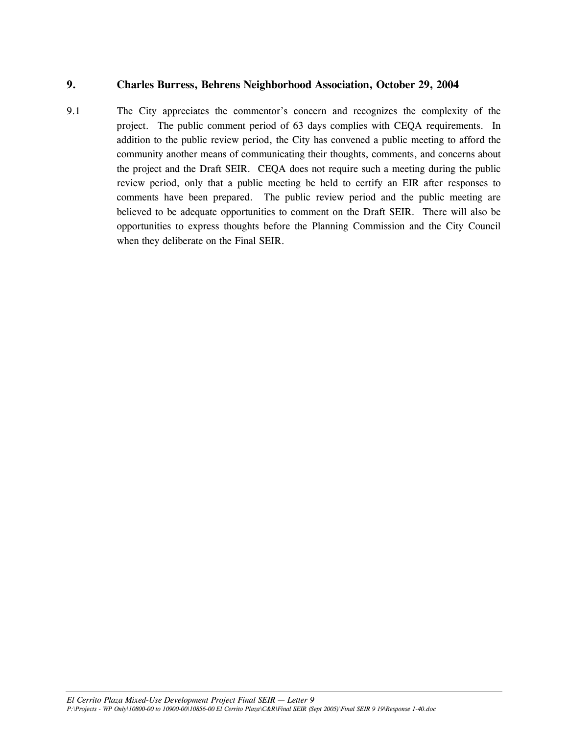## 9. Charles Burress, Behrens Neighborhood Association, October 29, 2004

9.1 The City appreciates the commentor's concern and recognizes the complexity of the project. The public comment period of 63 days complies with CEQA requirements. In addition to the public review period, the City has convened a public meeting to afford the community another means of communicating their thoughts, comments, and concerns about the project and the Draft SEIR. CEQA does not require such a meeting during the public review period, only that a public meeting be held to certify an EIR after responses to comments have been prepared. The public review period and the public meeting are believed to be adequate opportunities to comment on the Draft SEIR. There will also be opportunities to express thoughts before the Planning Commission and the City Council when they deliberate on the Final SEIR.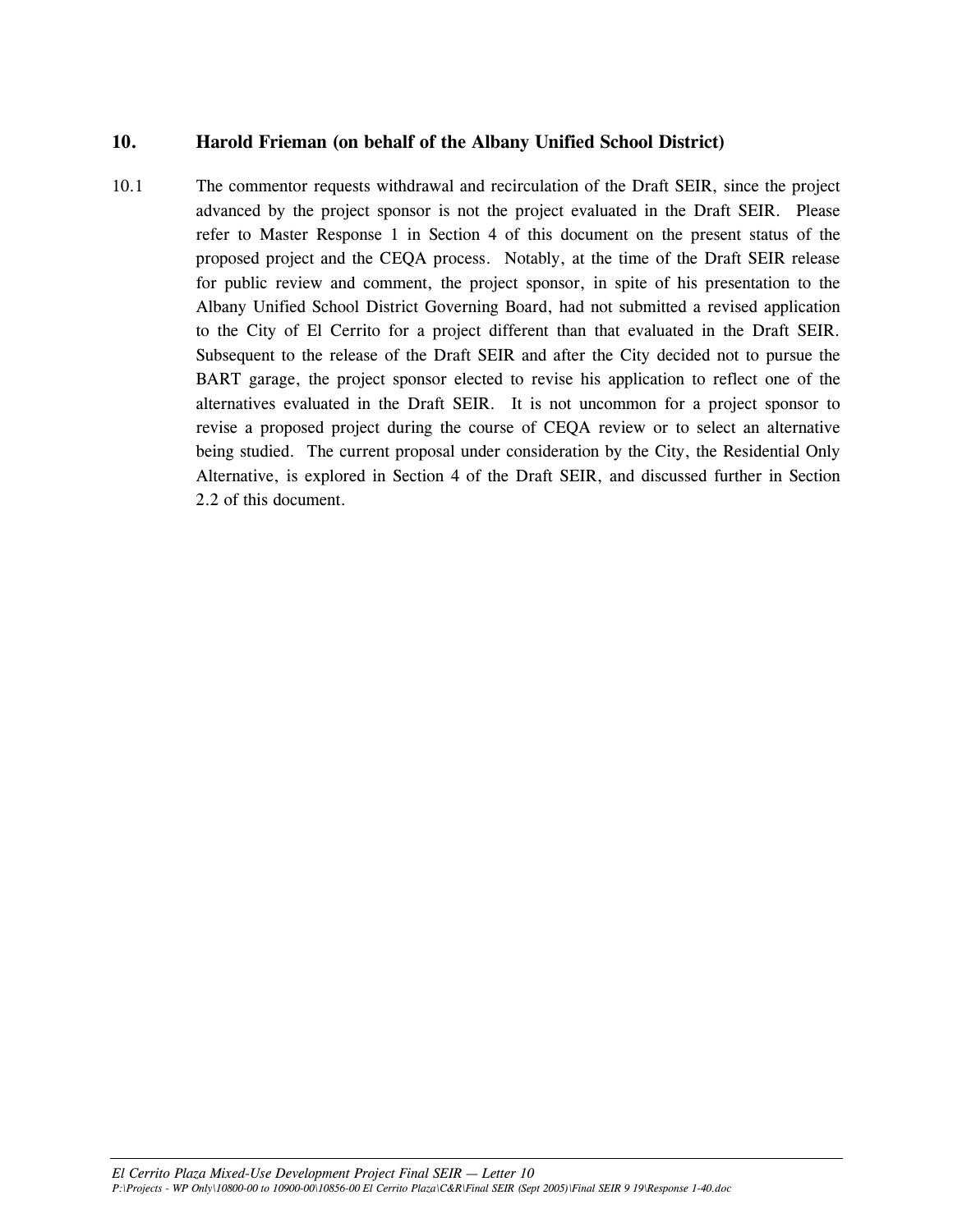## 10. Harold Frieman (on behalf of the Albany Unified School District)

10.1 The commentor requests withdrawal and recirculation of the Draft SEIR, since the project advanced by the project sponsor is not the project evaluated in the Draft SEIR. Please refer to Master Response 1 in Section 4 of this document on the present status of the proposed project and the CEQA process. Notably, at the time of the Draft SEIR release for public review and comment, the project sponsor, in spite of his presentation to the Albany Unified School District Governing Board, had not submitted a revised application to the City of El Cerrito for a project different than that evaluated in the Draft SEIR. Subsequent to the release of the Draft SEIR and after the City decided not to pursue the BART garage, the project sponsor elected to revise his application to reflect one of the alternatives evaluated in the Draft SEIR. It is not uncommon for a project sponsor to revise a proposed project during the course of CEQA review or to select an alternative being studied. The current proposal under consideration by the City, the Residential Only Alternative, is explored in Section 4 of the Draft SEIR, and discussed further in Section 2.2 of this document.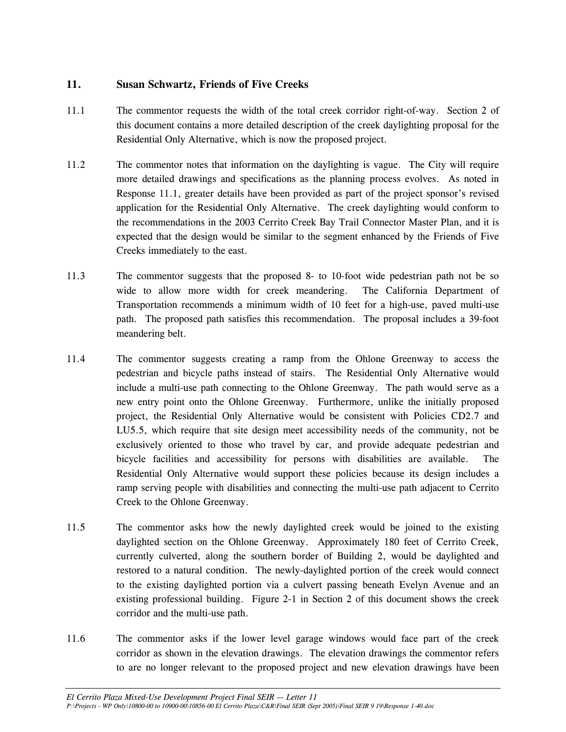## 11. Susan Schwartz, Friends of Five Creeks

11.1 The commentor requests the width of the total creek corridor right-of-way. Section 2 of this document contains a more detailed description of the creek daylighting proposal for the Residential Only Alternative, which is now the proposed project.

11.2 The commentor notes that information on the daylighting is vague. The City will require more detailed drawings and specifications as the planning process evolves. As noted in Response 11.1, greater details have been provided as part of the project sponsor's revised application for the Residential Only Alternative. The creek daylighting would conform to the recommendations in the 2003 Cerrito Creek Bay Trail Connector Master Plan, and it is expected that the design would be similar to the segment enhanced by the Friends of Five Creeks immediately to the east.

11.3 The commentor suggests that the proposed 8- to 10-foot wide pedestrian path not be so wide to allow more width for creek meandering. The California Department of Transportation recommends a minimum width of 10 feet for a high-use, paved multi-use path. The proposed path satisfies this recommendation. The proposal includes a 39-foot meandering belt.

11.4 The commentor suggests creating a ramp from the Ohlone Greenway to access the pedestrian and bicycle paths instead of stairs. The Residential Only Alternative would include a multi-use path connecting to the Ohlone Greenway. The path would serve as a new entry point onto the Ohlone Greenway. Furthermore, unlike the initially proposed project, the Residential Only Alternative would be consistent with Policies CD2.7 and LU5.5, which require that site design meet accessibility needs of the community, not be exclusively oriented to those who travel by car, and provide adequate pedestrian and bicycle facilities and accessibility for persons with disabilities are available. The Residential Only Alternative would support these policies because its design includes a ramp serving people with disabilities and connecting the multi-use path adjacent to Cerrito Creek to the Ohlone Greenway.

11.5 The commentor asks how the newly daylighted creek would be joined to the existing daylighted section on the Ohlone Greenway. Approximately 180 feet of Cerrito Creek, currently culverted, along the southern border of Building 2, would be daylighted and restored to a natural condition. The newly-daylighted portion of the creek would connect to the existing daylighted portion via a culvert passing beneath Evelyn Avenue and an existing professional building. Figure 2-1 in Section 2 of this document shows the creek corridor and the multi-use path.

11.6 The commentor asks if the lower level garage windows would face part of the creek corridor as shown in the elevation drawings. The elevation drawings the commentor refers to are no longer relevant to the proposed project and new elevation drawings have been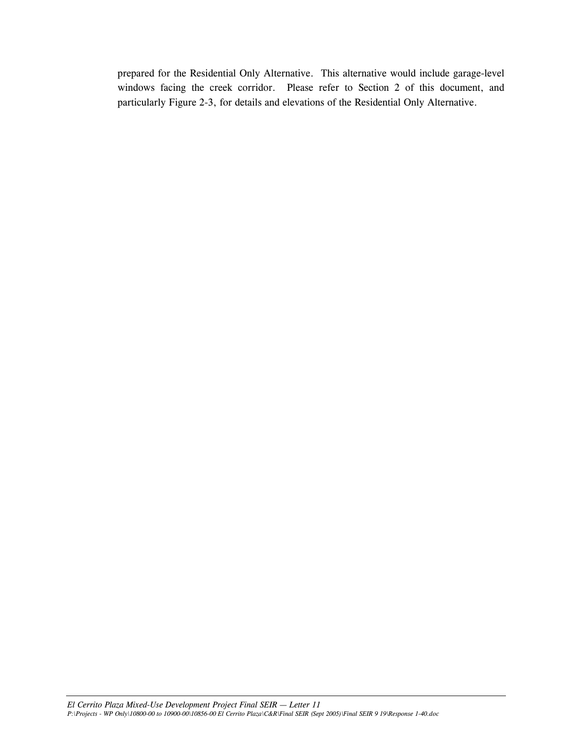prepared for the Residential Only Alternative. This alternative would include garage-level windows facing the creek corridor. Please refer to Section 2 of this document, and particularly Figure 2-3, for details and elevations of the Residential Only Alternative.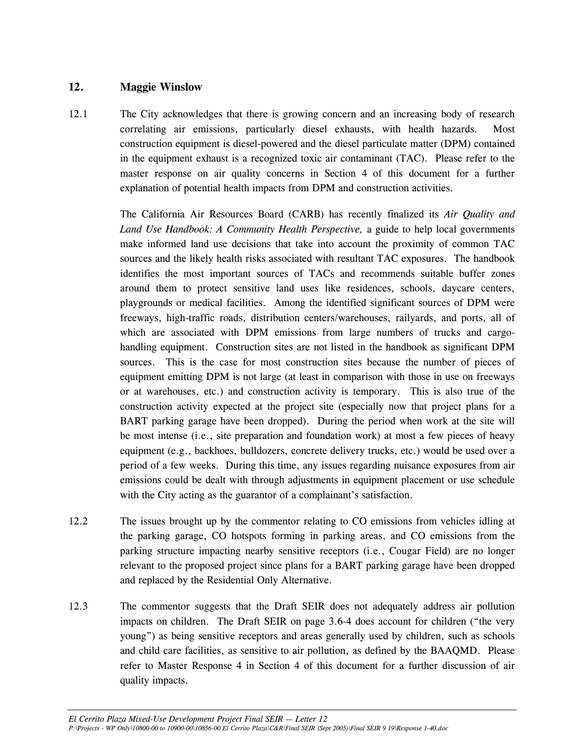## 12. Maggie Winslow

12.1 The City acknowledges that there is growing concern and an increasing body of research correlating air emissions, particularly diesel exhausts, with health hazards. Most construction equipment is diesel-powered and the diesel particulate matter (DPM) contained in the equipment exhaust is a recognized toxic air contaminant (TAC). Please refer to the master response on air quality concerns in Section 4 of this document for a further explanation of potential health impacts from DPM and construction activities.

The California Air Resources Board (CARB) has recently finalized its *Air Quality and Land Use Handbook: A Community Health Perspective,* a guide to help local governments make informed land use decisions that take into account the proximity of common TAC sources and the likely health risks associated with resultant TAC exposures. The handbook identifies the most important sources of TACs and recommends suitable buffer zones around them to protect sensitive land uses like residences, schools, daycare centers, playgrounds or medical facilities. Among the identified significant sources of DPM were freeways, high-traffic roads, distribution centers/warehouses, railyards, and ports, all of which are associated with DPM emissions from large numbers of trucks and cargo-handling equipment. Construction sites are not listed in the handbook as significant DPM sources. This is the case for most construction sites because the number of pieces of equipment emitting DPM is not large (at least in comparison with those in use on freeways or at warehouses, etc.) and construction activity is temporary. This is also true of the construction activity expected at the project site (especially now that project plans for a BART parking garage have been dropped). During the period when work at the site will be most intense (i.e., site preparation and foundation work) at most a few pieces of heavy equipment (e.g., backhoes, bulldozers, concrete delivery trucks, etc.) would be used over a period of a few weeks. During this time, any issues regarding nuisance exposures from air emissions could be dealt with through adjustments in equipment placement or use schedule with the City acting as the guarantor of a complainant's satisfaction.

12.2 The issues brought up by the commentor relating to CO emissions from vehicles idling at the parking garage, CO hotspots forming in parking areas, and CO emissions from the parking structure impacting nearby sensitive receptors (i.e., Cougar Field) are no longer relevant to the proposed project since plans for a BART parking garage have been dropped and replaced by the Residential Only Alternative.

12.3 The commentor suggests that the Draft SEIR does not adequately address air pollution impacts on children. The Draft SEIR on page 3.6-4 does account for children ("the very young") as being sensitive receptors and areas generally used by children, such as schools and child care facilities, as sensitive to air pollution, as defined by the BAAQMD. Please refer to Master Response 4 in Section 4 of this document for a further discussion of air quality impacts.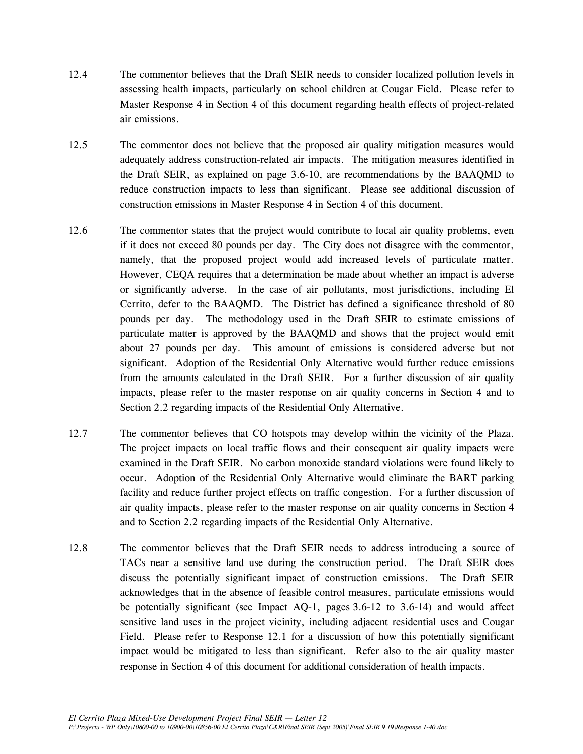12.4 The commentor believes that the Draft SEIR needs to consider localized pollution levels in assessing health impacts, particularly on school children at Cougar Field. Please refer to Master Response 4 in Section 4 of this document regarding health effects of project-related air emissions.

12.5 The commentor does not believe that the proposed air quality mitigation measures would adequately address construction-related air impacts. The mitigation measures identified in the Draft SEIR, as explained on page 3.6-10, are recommendations by the BAAQMD to reduce construction impacts to less than significant. Please see additional discussion of construction emissions in Master Response 4 in Section 4 of this document.

12.6 The commentor states that the project would contribute to local air quality problems, even if it does not exceed 80 pounds per day. The City does not disagree with the commentor, namely, that the proposed project would add increased levels of particulate matter. However, CEQA requires that a determination be made about whether an impact is adverse or significantly adverse. In the case of air pollutants, most jurisdictions, including El Cerrito, defer to the BAAQMD. The District has defined a significance threshold of 80 pounds per day. The methodology used in the Draft SEIR to estimate emissions of particulate matter is approved by the BAAQMD and shows that the project would emit about 27 pounds per day. This amount of emissions is considered adverse but not significant. Adoption of the Residential Only Alternative would further reduce emissions from the amounts calculated in the Draft SEIR. For a further discussion of air quality impacts, please refer to the master response on air quality concerns in Section 4 and to Section 2.2 regarding impacts of the Residential Only Alternative.

12.7 The commentor believes that CO hotspots may develop within the vicinity of the Plaza. The project impacts on local traffic flows and their consequent air quality impacts were examined in the Draft SEIR. No carbon monoxide standard violations were found likely to occur. Adoption of the Residential Only Alternative would eliminate the BART parking facility and reduce further project effects on traffic congestion. For a further discussion of air quality impacts, please refer to the master response on air quality concerns in Section 4 and to Section 2.2 regarding impacts of the Residential Only Alternative.

12.8 The commentor believes that the Draft SEIR needs to address introducing a source of TACs near a sensitive land use during the construction period. The Draft SEIR does discuss the potentially significant impact of construction emissions. The Draft SEIR acknowledges that in the absence of feasible control measures, particulate emissions would be potentially significant (see Impact AQ-1, pages 3.6-12 to 3.6-14) and would affect sensitive land uses in the project vicinity, including adjacent residential uses and Cougar Field. Please refer to Response 12.1 for a discussion of how this potentially significant impact would be mitigated to less than significant. Refer also to the air quality master response in Section 4 of this document for additional consideration of health impacts.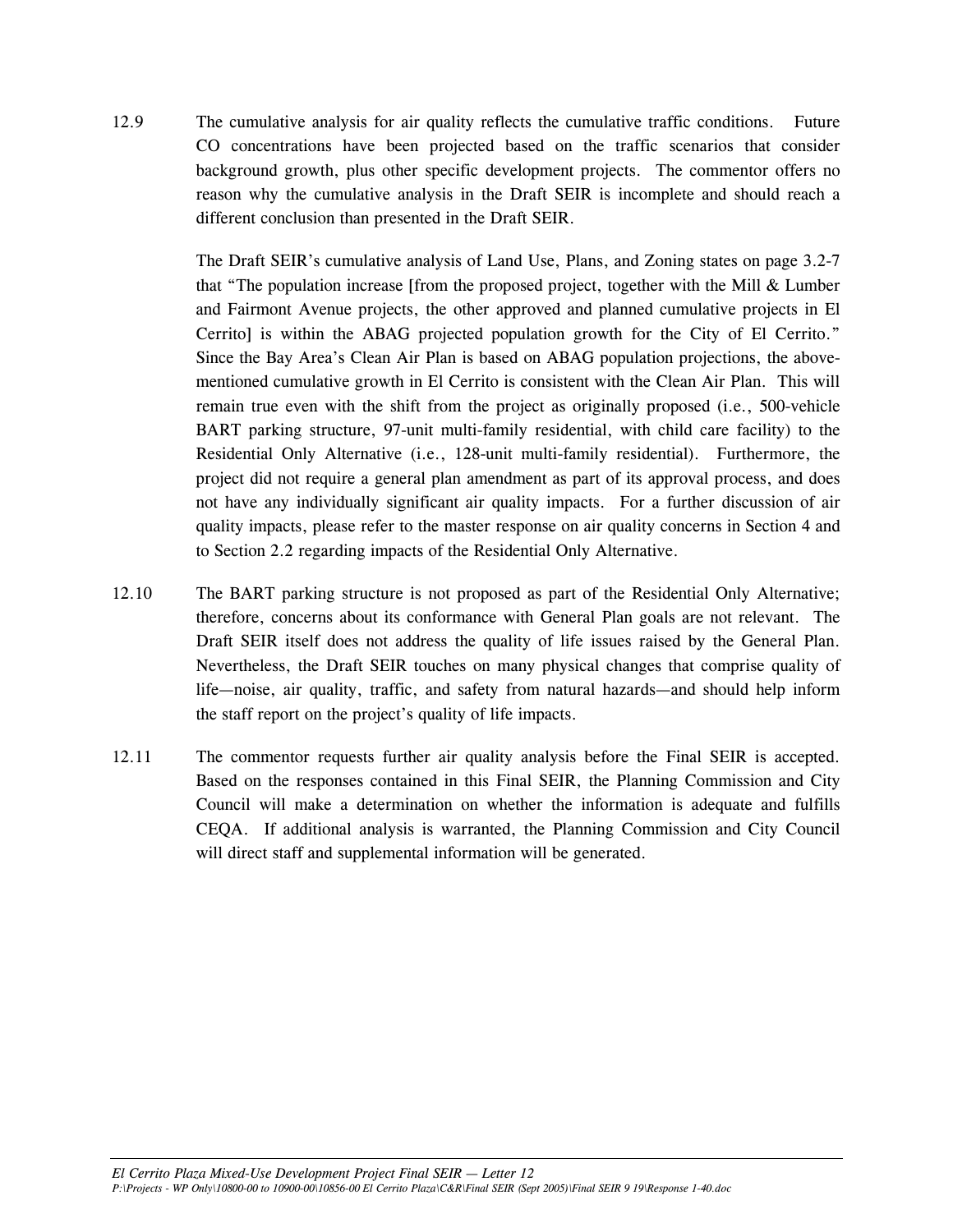12.9 The cumulative analysis for air quality reflects the cumulative traffic conditions. Future CO concentrations have been projected based on the traffic scenarios that consider background growth, plus other specific development projects. The commentor offers no reason why the cumulative analysis in the Draft SEIR is incomplete and should reach a different conclusion than presented in the Draft SEIR.

The Draft SEIR's cumulative analysis of Land Use, Plans, and Zoning states on page 3.2-7 that "The population increase [from the proposed project, together with the Mill & Lumber and Fairmont Avenue projects, the other approved and planned cumulative projects in El Cerrito] is within the ABAG projected population growth for the City of El Cerrito." Since the Bay Area's Clean Air Plan is based on ABAG population projections, the above-mentioned cumulative growth in El Cerrito is consistent with the Clean Air Plan. This will remain true even with the shift from the project as originally proposed (i.e., 500-vehicle BART parking structure, 97-unit multi-family residential, with child care facility) to the Residential Only Alternative (i.e., 128-unit multi-family residential). Furthermore, the project did not require a general plan amendment as part of its approval process, and does not have any individually significant air quality impacts. For a further discussion of air quality impacts, please refer to the master response on air quality concerns in Section 4 and to Section 2.2 regarding impacts of the Residential Only Alternative.

12.10 The BART parking structure is not proposed as part of the Residential Only Alternative; therefore, concerns about its conformance with General Plan goals are not relevant. The Draft SEIR itself does not address the quality of life issues raised by the General Plan. Nevertheless, the Draft SEIR touches on many physical changes that comprise quality of life—noise, air quality, traffic, and safety from natural hazards—and should help inform the staff report on the project's quality of life impacts.

12.11 The commentor requests further air quality analysis before the Final SEIR is accepted. Based on the responses contained in this Final SEIR, the Planning Commission and City Council will make a determination on whether the information is adequate and fulfills CEQA. If additional analysis is warranted, the Planning Commission and City Council will direct staff and supplemental information will be generated.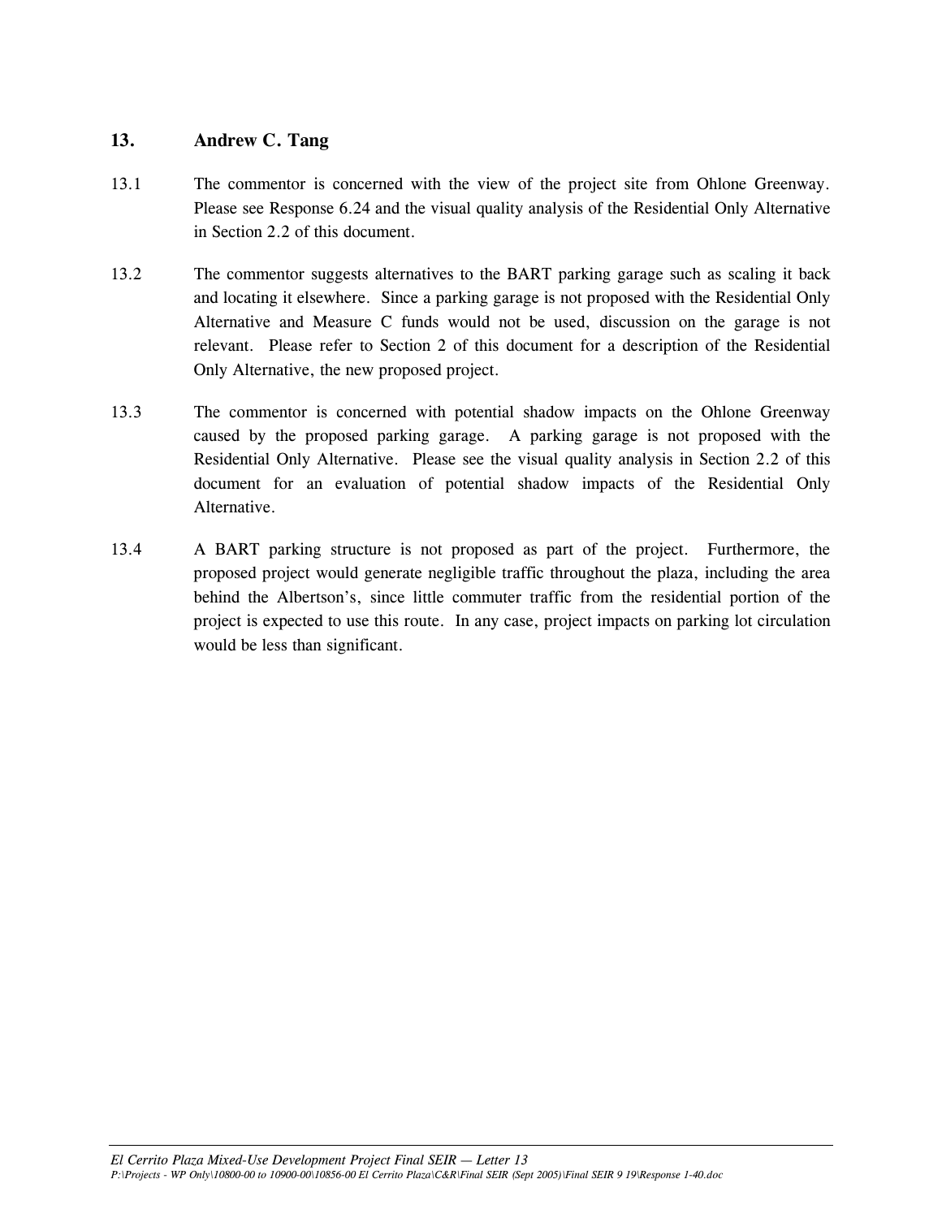## 13. Andrew C. Tang

13.1 The commentor is concerned with the view of the project site from Ohlone Greenway. Please see Response 6.24 and the visual quality analysis of the Residential Only Alternative in Section 2.2 of this document.

13.2 The commentor suggests alternatives to the BART parking garage such as scaling it back and locating it elsewhere. Since a parking garage is not proposed with the Residential Only Alternative and Measure C funds would not be used, discussion on the garage is not relevant. Please refer to Section 2 of this document for a description of the Residential Only Alternative, the new proposed project.

13.3 The commentor is concerned with potential shadow impacts on the Ohlone Greenway caused by the proposed parking garage. A parking garage is not proposed with the Residential Only Alternative. Please see the visual quality analysis in Section 2.2 of this document for an evaluation of potential shadow impacts of the Residential Only Alternative.

13.4 A BART parking structure is not proposed as part of the project. Furthermore, the proposed project would generate negligible traffic throughout the plaza, including the area behind the Albertson's, since little commuter traffic from the residential portion of the project is expected to use this route. In any case, project impacts on parking lot circulation would be less than significant.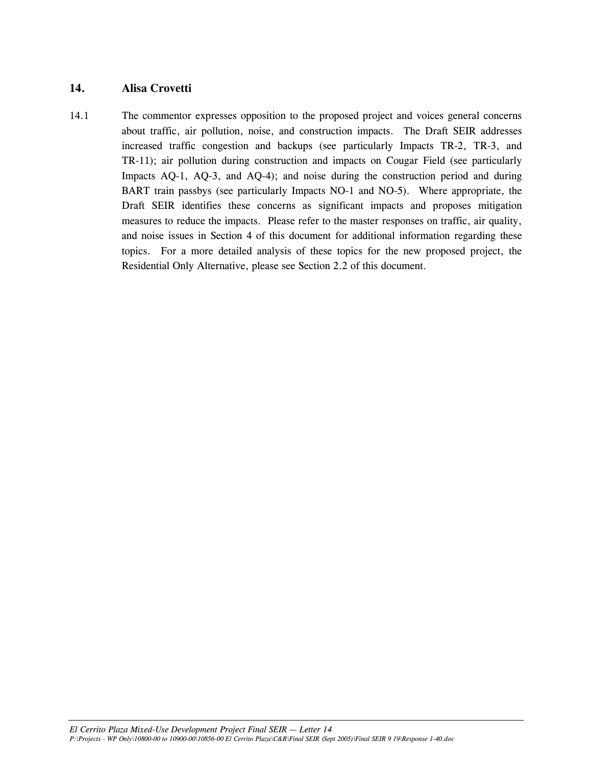## 14. Alisa Crovetti

14.1 The commentor expresses opposition to the proposed project and voices general concerns about traffic, air pollution, noise, and construction impacts. The Draft SEIR addresses increased traffic congestion and backups (see particularly Impacts TR-2, TR-3, and TR-11); air pollution during construction and impacts on Cougar Field (see particularly Impacts AQ-1, AQ-3, and AQ-4); and noise during the construction period and during BART train passbys (see particularly Impacts NO-1 and NO-5). Where appropriate, the Draft SEIR identifies these concerns as significant impacts and proposes mitigation measures to reduce the impacts. Please refer to the master responses on traffic, air quality, and noise issues in Section 4 of this document for additional information regarding these topics. For a more detailed analysis of these topics for the new proposed project, the Residential Only Alternative, please see Section 2.2 of this document.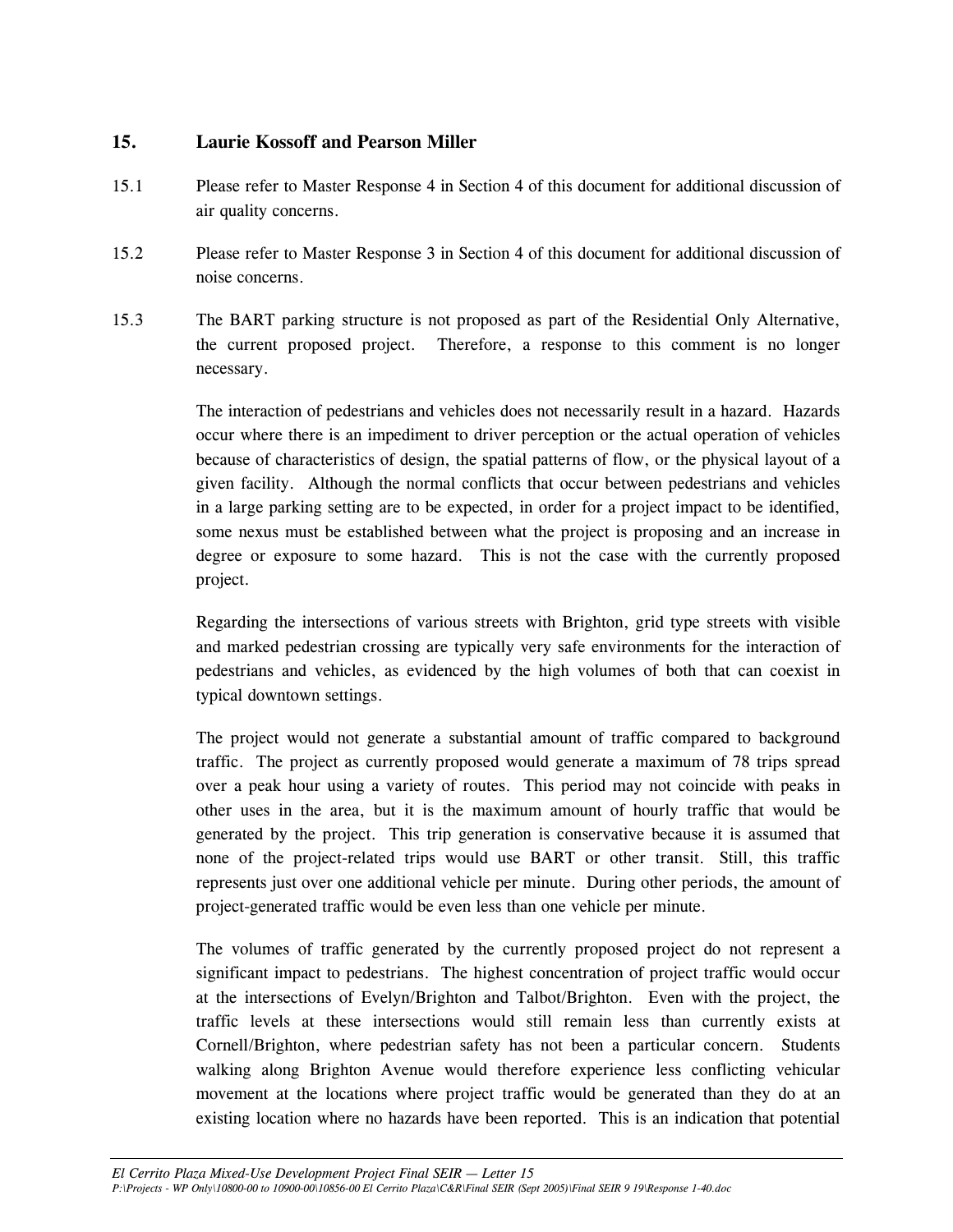## 15. Laurie Kossoff and Pearson Miller

15.1 Please refer to Master Response 4 in Section 4 of this document for additional discussion of air quality concerns.

15.2 Please refer to Master Response 3 in Section 4 of this document for additional discussion of noise concerns.

15.3 The BART parking structure is not proposed as part of the Residential Only Alternative, the current proposed project. Therefore, a response to this comment is no longer necessary.

The interaction of pedestrians and vehicles does not necessarily result in a hazard. Hazards occur where there is an impediment to driver perception or the actual operation of vehicles because of characteristics of design, the spatial patterns of flow, or the physical layout of a given facility. Although the normal conflicts that occur between pedestrians and vehicles in a large parking setting are to be expected, in order for a project impact to be identified, some nexus must be established between what the project is proposing and an increase in degree or exposure to some hazard. This is not the case with the currently proposed project.

Regarding the intersections of various streets with Brighton, grid type streets with visible and marked pedestrian crossing are typically very safe environments for the interaction of pedestrians and vehicles, as evidenced by the high volumes of both that can coexist in typical downtown settings.

The project would not generate a substantial amount of traffic compared to background traffic. The project as currently proposed would generate a maximum of 78 trips spread over a peak hour using a variety of routes. This period may not coincide with peaks in other uses in the area, but it is the maximum amount of hourly traffic that would be generated by the project. This trip generation is conservative because it is assumed that none of the project-related trips would use BART or other transit. Still, this traffic represents just over one additional vehicle per minute. During other periods, the amount of project-generated traffic would be even less than one vehicle per minute.

The volumes of traffic generated by the currently proposed project do not represent a significant impact to pedestrians. The highest concentration of project traffic would occur at the intersections of Evelyn/Brighton and Talbot/Brighton. Even with the project, the traffic levels at these intersections would still remain less than currently exists at Cornell/Brighton, where pedestrian safety has not been a particular concern. Students walking along Brighton Avenue would therefore experience less conflicting vehicular movement at the locations where project traffic would be generated than they do at an existing location where no hazards have been reported. This is an indication that potential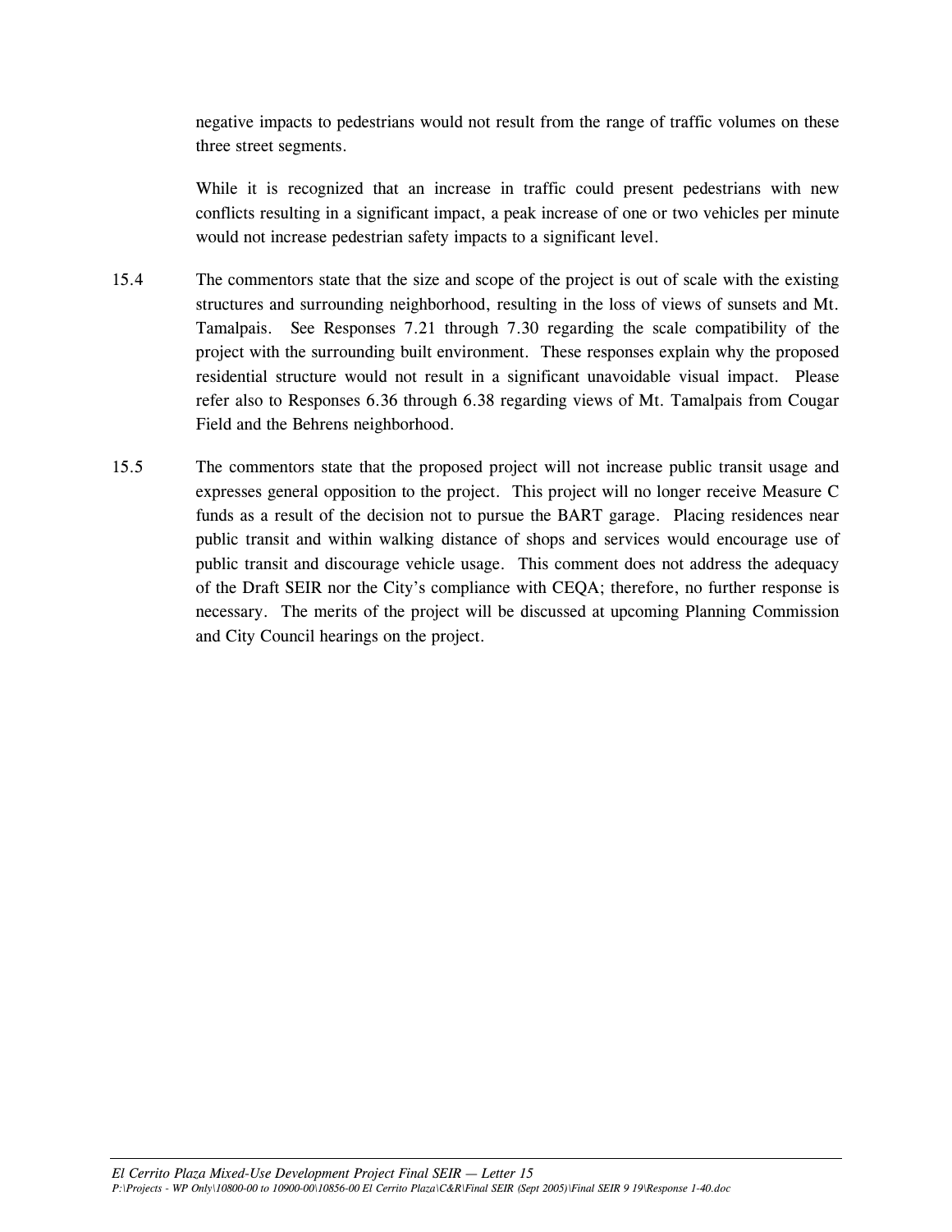negative impacts to pedestrians would not result from the range of traffic volumes on these three street segments.

While it is recognized that an increase in traffic could present pedestrians with new conflicts resulting in a significant impact, a peak increase of one or two vehicles per minute would not increase pedestrian safety impacts to a significant level.

15.4 The commentors state that the size and scope of the project is out of scale with the existing structures and surrounding neighborhood, resulting in the loss of views of sunsets and Mt. Tamalpais. See Responses 7.21 through 7.30 regarding the scale compatibility of the project with the surrounding built environment. These responses explain why the proposed residential structure would not result in a significant unavoidable visual impact. Please refer also to Responses 6.36 through 6.38 regarding views of Mt. Tamalpais from Cougar Field and the Behrens neighborhood.

15.5 The commentors state that the proposed project will not increase public transit usage and expresses general opposition to the project. This project will no longer receive Measure C funds as a result of the decision not to pursue the BART garage. Placing residences near public transit and within walking distance of shops and services would encourage use of public transit and discourage vehicle usage. This comment does not address the adequacy of the Draft SEIR nor the City's compliance with CEQA; therefore, no further response is necessary. The merits of the project will be discussed at upcoming Planning Commission and City Council hearings on the project.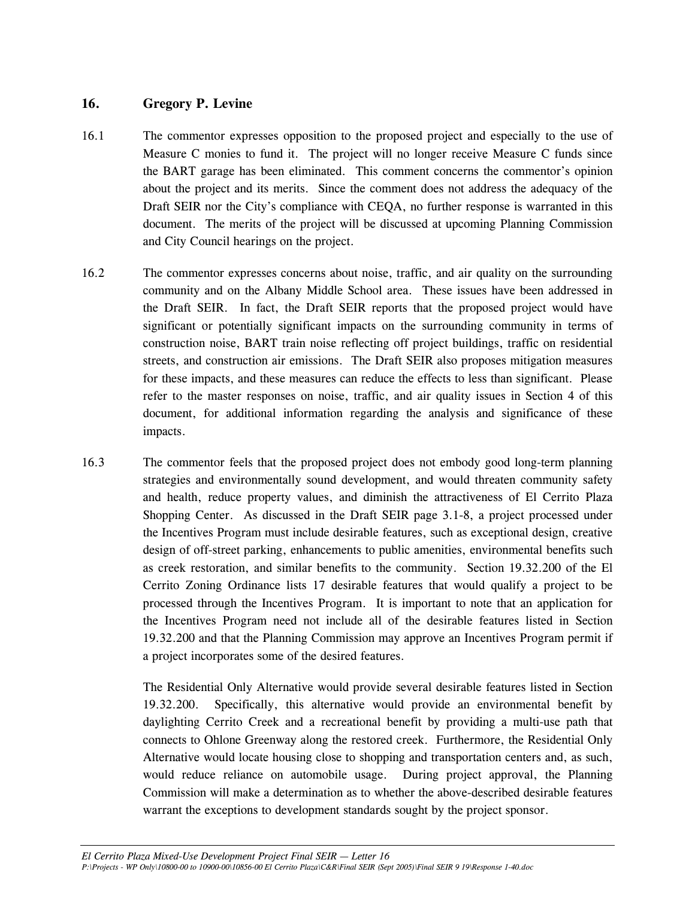## 16. Gregory P. Levine

16.1 The commentor expresses opposition to the proposed project and especially to the use of Measure C monies to fund it. The project will no longer receive Measure C funds since the BART garage has been eliminated. This comment concerns the commentor's opinion about the project and its merits. Since the comment does not address the adequacy of the Draft SEIR nor the City's compliance with CEQA, no further response is warranted in this document. The merits of the project will be discussed at upcoming Planning Commission and City Council hearings on the project.

16.2 The commentor expresses concerns about noise, traffic, and air quality on the surrounding community and on the Albany Middle School area. These issues have been addressed in the Draft SEIR. In fact, the Draft SEIR reports that the proposed project would have significant or potentially significant impacts on the surrounding community in terms of construction noise, BART train noise reflecting off project buildings, traffic on residential streets, and construction air emissions. The Draft SEIR also proposes mitigation measures for these impacts, and these measures can reduce the effects to less than significant. Please refer to the master responses on noise, traffic, and air quality issues in Section 4 of this document, for additional information regarding the analysis and significance of these impacts.

16.3 The commentor feels that the proposed project does not embody good long-term planning strategies and environmentally sound development, and would threaten community safety and health, reduce property values, and diminish the attractiveness of El Cerrito Plaza Shopping Center. As discussed in the Draft SEIR page 3.1-8, a project processed under the Incentives Program must include desirable features, such as exceptional design, creative design of off-street parking, enhancements to public amenities, environmental benefits such as creek restoration, and similar benefits to the community. Section 19.32.200 of the El Cerrito Zoning Ordinance lists 17 desirable features that would qualify a project to be processed through the Incentives Program. It is important to note that an application for the Incentives Program need not include all of the desirable features listed in Section 19.32.200 and that the Planning Commission may approve an Incentives Program permit if a project incorporates some of the desired features.

The Residential Only Alternative would provide several desirable features listed in Section 19.32.200. Specifically, this alternative would provide an environmental benefit by daylighting Cerrito Creek and a recreational benefit by providing a multi-use path that connects to Ohlone Greenway along the restored creek. Furthermore, the Residential Only Alternative would locate housing close to shopping and transportation centers and, as such, would reduce reliance on automobile usage. During project approval, the Planning Commission will make a determination as to whether the above-described desirable features warrant the exceptions to development standards sought by the project sponsor.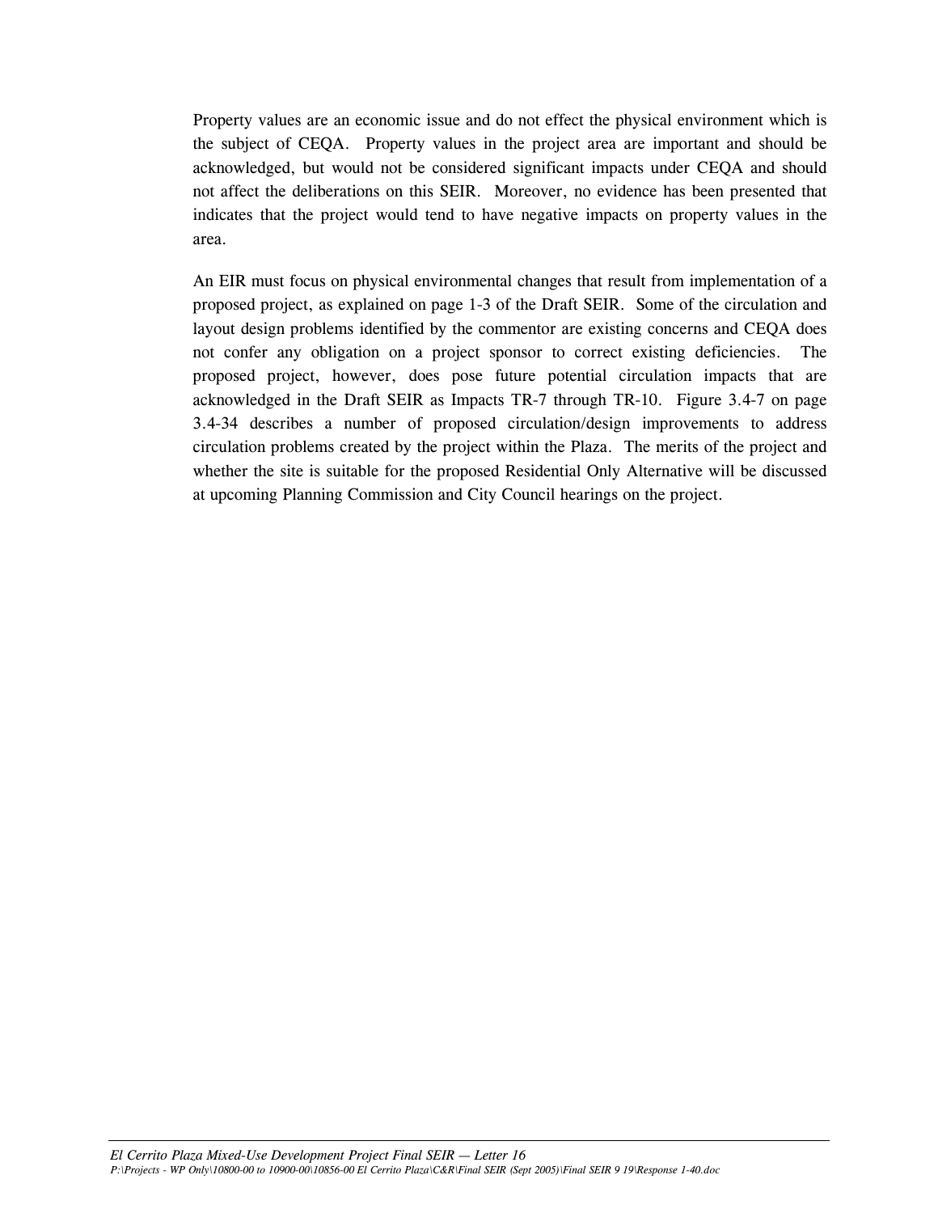Property values are an economic issue and do not effect the physical environment which is the subject of CEQA. Property values in the project area are important and should be acknowledged, but would not be considered significant impacts under CEQA and should not affect the deliberations on this SEIR. Moreover, no evidence has been presented that indicates that the project would tend to have negative impacts on property values in the area.

An EIR must focus on physical environmental changes that result from implementation of a proposed project, as explained on page 1-3 of the Draft SEIR. Some of the circulation and layout design problems identified by the commentor are existing concerns and CEQA does not confer any obligation on a project sponsor to correct existing deficiencies. The proposed project, however, does pose future potential circulation impacts that are acknowledged in the Draft SEIR as Impacts TR-7 through TR-10. Figure 3.4-7 on page 3.4-34 describes a number of proposed circulation/design improvements to address circulation problems created by the project within the Plaza. The merits of the project and whether the site is suitable for the proposed Residential Only Alternative will be discussed at upcoming Planning Commission and City Council hearings on the project.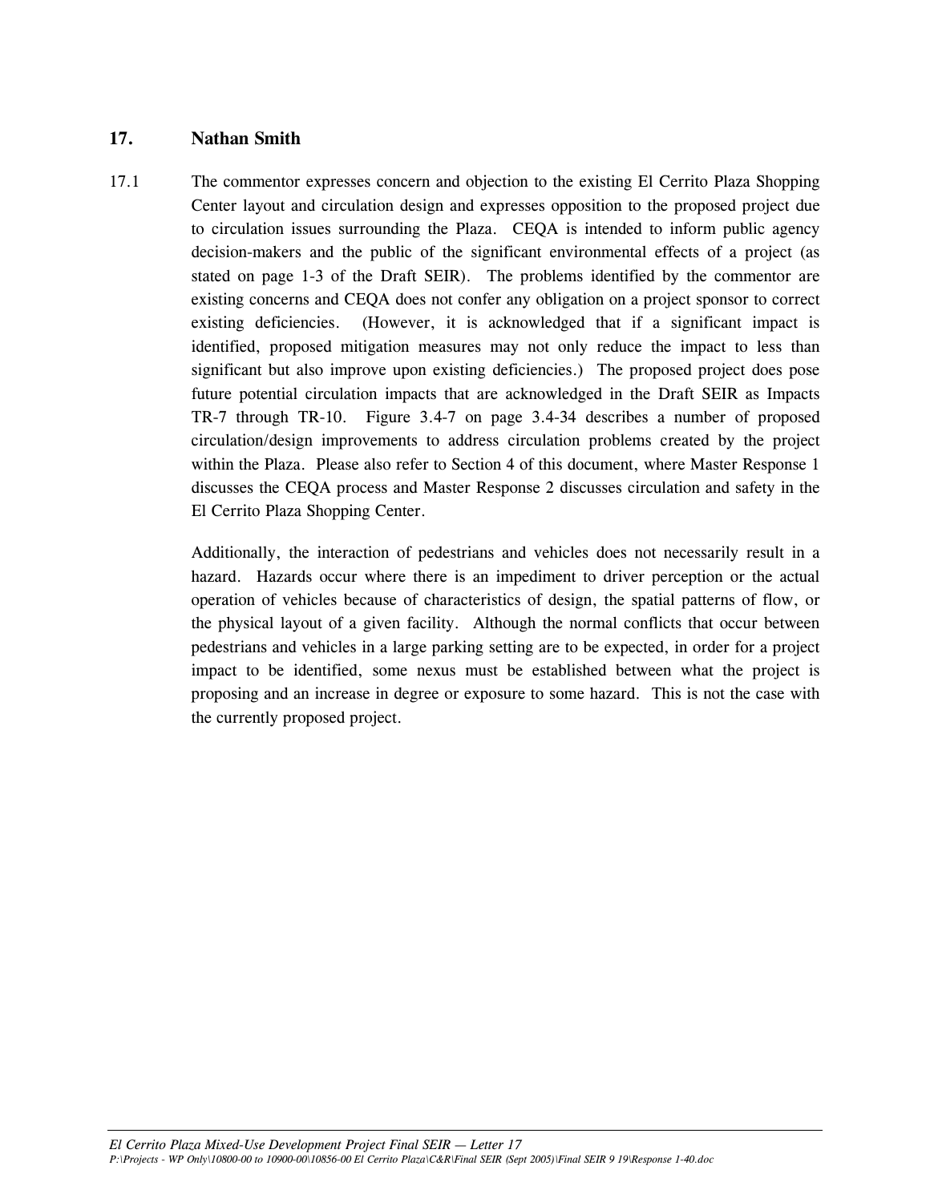## 17. Nathan Smith

17.1 The commentor expresses concern and objection to the existing El Cerrito Plaza Shopping Center layout and circulation design and expresses opposition to the proposed project due to circulation issues surrounding the Plaza. CEQA is intended to inform public agency decision-makers and the public of the significant environmental effects of a project (as stated on page 1-3 of the Draft SEIR). The problems identified by the commentor are existing concerns and CEQA does not confer any obligation on a project sponsor to correct existing deficiencies. (However, it is acknowledged that if a significant impact is identified, proposed mitigation measures may not only reduce the impact to less than significant but also improve upon existing deficiencies.) The proposed project does pose future potential circulation impacts that are acknowledged in the Draft SEIR as Impacts TR-7 through TR-10. Figure 3.4-7 on page 3.4-34 describes a number of proposed circulation/design improvements to address circulation problems created by the project within the Plaza. Please also refer to Section 4 of this document, where Master Response 1 discusses the CEQA process and Master Response 2 discusses circulation and safety in the El Cerrito Plaza Shopping Center.

Additionally, the interaction of pedestrians and vehicles does not necessarily result in a hazard. Hazards occur where there is an impediment to driver perception or the actual operation of vehicles because of characteristics of design, the spatial patterns of flow, or the physical layout of a given facility. Although the normal conflicts that occur between pedestrians and vehicles in a large parking setting are to be expected, in order for a project impact to be identified, some nexus must be established between what the project is proposing and an increase in degree or exposure to some hazard. This is not the case with the currently proposed project.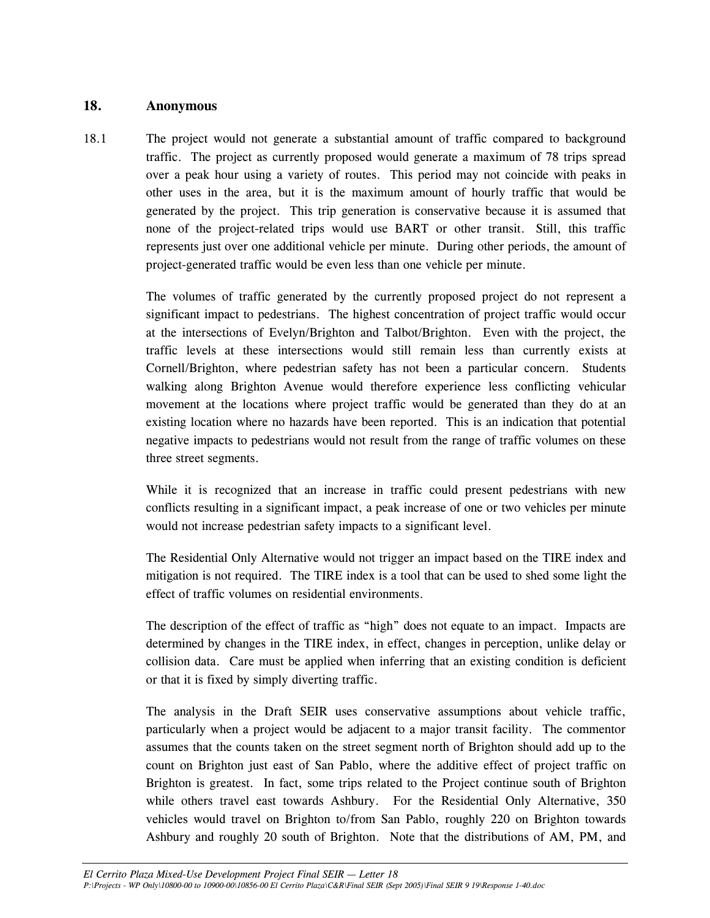## 18. Anonymous

18.1 The project would not generate a substantial amount of traffic compared to background traffic. The project as currently proposed would generate a maximum of 78 trips spread over a peak hour using a variety of routes. This period may not coincide with peaks in other uses in the area, but it is the maximum amount of hourly traffic that would be generated by the project. This trip generation is conservative because it is assumed that none of the project-related trips would use BART or other transit. Still, this traffic represents just over one additional vehicle per minute. During other periods, the amount of project-generated traffic would be even less than one vehicle per minute.

The volumes of traffic generated by the currently proposed project do not represent a significant impact to pedestrians. The highest concentration of project traffic would occur at the intersections of Evelyn/Brighton and Talbot/Brighton. Even with the project, the traffic levels at these intersections would still remain less than currently exists at Cornell/Brighton, where pedestrian safety has not been a particular concern. Students walking along Brighton Avenue would therefore experience less conflicting vehicular movement at the locations where project traffic would be generated than they do at an existing location where no hazards have been reported. This is an indication that potential negative impacts to pedestrians would not result from the range of traffic volumes on these three street segments.

While it is recognized that an increase in traffic could present pedestrians with new conflicts resulting in a significant impact, a peak increase of one or two vehicles per minute would not increase pedestrian safety impacts to a significant level.

The Residential Only Alternative would not trigger an impact based on the TIRE index and mitigation is not required. The TIRE index is a tool that can be used to shed some light the effect of traffic volumes on residential environments.

The description of the effect of traffic as "high" does not equate to an impact. Impacts are determined by changes in the TIRE index, in effect, changes in perception, unlike delay or collision data. Care must be applied when inferring that an existing condition is deficient or that it is fixed by simply diverting traffic.

The analysis in the Draft SEIR uses conservative assumptions about vehicle traffic, particularly when a project would be adjacent to a major transit facility. The commentor assumes that the counts taken on the street segment north of Brighton should add up to the count on Brighton just east of San Pablo, where the additive effect of project traffic on Brighton is greatest. In fact, some trips related to the Project continue south of Brighton while others travel east towards Ashbury. For the Residential Only Alternative, 350 vehicles would travel on Brighton to/from San Pablo, roughly 220 on Brighton towards Ashbury and roughly 20 south of Brighton. Note that the distributions of AM, PM, and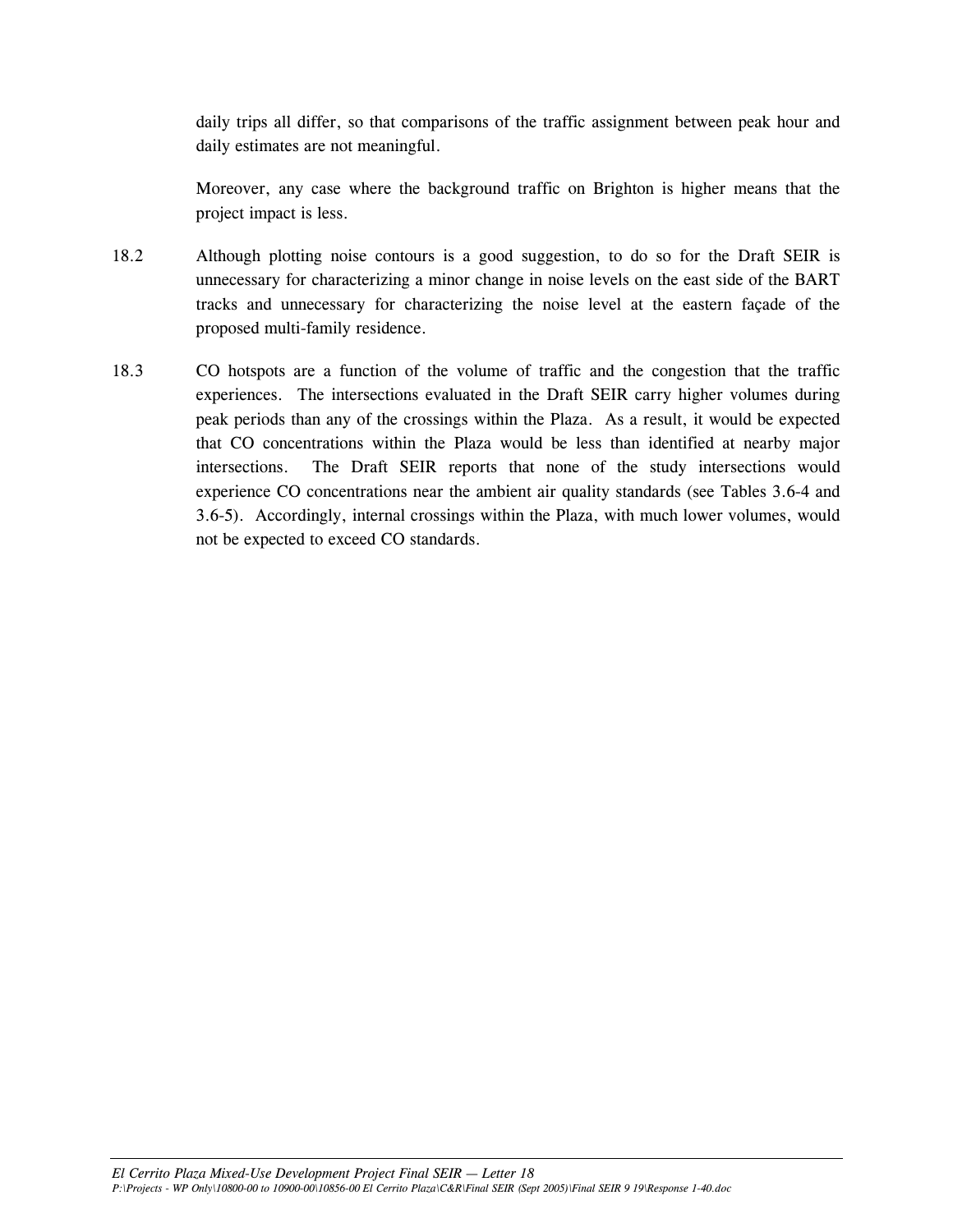daily trips all differ, so that comparisons of the traffic assignment between peak hour and daily estimates are not meaningful.

Moreover, any case where the background traffic on Brighton is higher means that the project impact is less.

18.2 Although plotting noise contours is a good suggestion, to do so for the Draft SEIR is unnecessary for characterizing a minor change in noise levels on the east side of the BART tracks and unnecessary for characterizing the noise level at the eastern façade of the proposed multi-family residence.

18.3 CO hotspots are a function of the volume of traffic and the congestion that the traffic experiences. The intersections evaluated in the Draft SEIR carry higher volumes during peak periods than any of the crossings within the Plaza. As a result, it would be expected that CO concentrations within the Plaza would be less than identified at nearby major intersections. The Draft SEIR reports that none of the study intersections would experience CO concentrations near the ambient air quality standards (see Tables 3.6-4 and 3.6-5). Accordingly, internal crossings within the Plaza, with much lower volumes, would not be expected to exceed CO standards.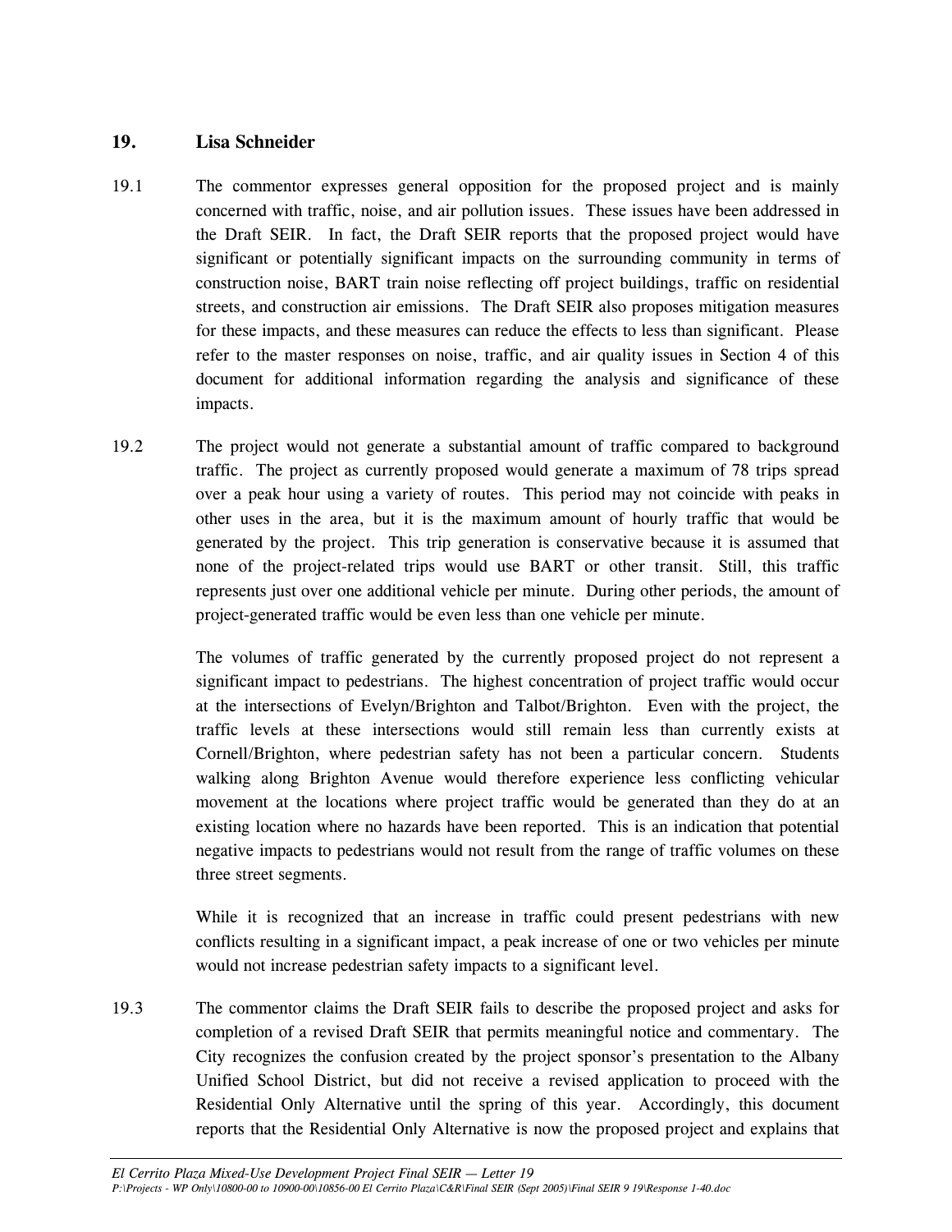## 19. Lisa Schneider

19.1 The commentor expresses general opposition for the proposed project and is mainly concerned with traffic, noise, and air pollution issues. These issues have been addressed in the Draft SEIR. In fact, the Draft SEIR reports that the proposed project would have significant or potentially significant impacts on the surrounding community in terms of construction noise, BART train noise reflecting off project buildings, traffic on residential streets, and construction air emissions. The Draft SEIR also proposes mitigation measures for these impacts, and these measures can reduce the effects to less than significant. Please refer to the master responses on noise, traffic, and air quality issues in Section 4 of this document for additional information regarding the analysis and significance of these impacts.

19.2 The project would not generate a substantial amount of traffic compared to background traffic. The project as currently proposed would generate a maximum of 78 trips spread over a peak hour using a variety of routes. This period may not coincide with peaks in other uses in the area, but it is the maximum amount of hourly traffic that would be generated by the project. This trip generation is conservative because it is assumed that none of the project-related trips would use BART or other transit. Still, this traffic represents just over one additional vehicle per minute. During other periods, the amount of project-generated traffic would be even less than one vehicle per minute.

The volumes of traffic generated by the currently proposed project do not represent a significant impact to pedestrians. The highest concentration of project traffic would occur at the intersections of Evelyn/Brighton and Talbot/Brighton. Even with the project, the traffic levels at these intersections would still remain less than currently exists at Cornell/Brighton, where pedestrian safety has not been a particular concern. Students walking along Brighton Avenue would therefore experience less conflicting vehicular movement at the locations where project traffic would be generated than they do at an existing location where no hazards have been reported. This is an indication that potential negative impacts to pedestrians would not result from the range of traffic volumes on these three street segments.

While it is recognized that an increase in traffic could present pedestrians with new conflicts resulting in a significant impact, a peak increase of one or two vehicles per minute would not increase pedestrian safety impacts to a significant level.

19.3 The commentor claims the Draft SEIR fails to describe the proposed project and asks for completion of a revised Draft SEIR that permits meaningful notice and commentary. The City recognizes the confusion created by the project sponsor's presentation to the Albany Unified School District, but did not receive a revised application to proceed with the Residential Only Alternative until the spring of this year. Accordingly, this document reports that the Residential Only Alternative is now the proposed project and explains that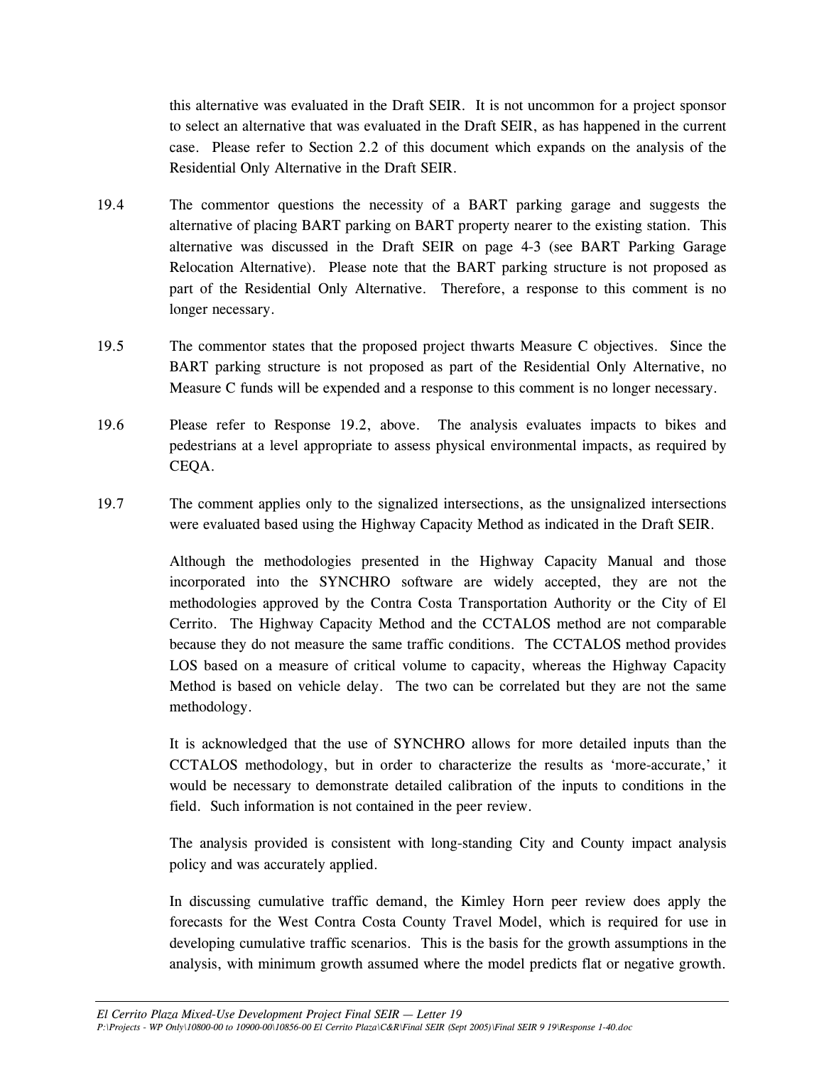this alternative was evaluated in the Draft SEIR. It is not uncommon for a project sponsor to select an alternative that was evaluated in the Draft SEIR, as has happened in the current case. Please refer to Section 2.2 of this document which expands on the analysis of the Residential Only Alternative in the Draft SEIR.

19.4 The commentor questions the necessity of a BART parking garage and suggests the alternative of placing BART parking on BART property nearer to the existing station. This alternative was discussed in the Draft SEIR on page 4-3 (see BART Parking Garage Relocation Alternative). Please note that the BART parking structure is not proposed as part of the Residential Only Alternative. Therefore, a response to this comment is no longer necessary.

19.5 The commentor states that the proposed project thwarts Measure C objectives. Since the BART parking structure is not proposed as part of the Residential Only Alternative, no Measure C funds will be expended and a response to this comment is no longer necessary.

19.6 Please refer to Response 19.2, above. The analysis evaluates impacts to bikes and pedestrians at a level appropriate to assess physical environmental impacts, as required by CEQA.

19.7 The comment applies only to the signalized intersections, as the unsignalized intersections were evaluated based using the Highway Capacity Method as indicated in the Draft SEIR.

Although the methodologies presented in the Highway Capacity Manual and those incorporated into the SYNCHRO software are widely accepted, they are not the methodologies approved by the Contra Costa Transportation Authority or the City of El Cerrito. The Highway Capacity Method and the CCTALOS method are not comparable because they do not measure the same traffic conditions. The CCTALOS method provides LOS based on a measure of critical volume to capacity, whereas the Highway Capacity Method is based on vehicle delay. The two can be correlated but they are not the same methodology.

It is acknowledged that the use of SYNCHRO allows for more detailed inputs than the CCTALOS methodology, but in order to characterize the results as 'more-accurate,' it would be necessary to demonstrate detailed calibration of the inputs to conditions in the field. Such information is not contained in the peer review.

The analysis provided is consistent with long-standing City and County impact analysis policy and was accurately applied.

In discussing cumulative traffic demand, the Kimley Horn peer review does apply the forecasts for the West Contra Costa County Travel Model, which is required for use in developing cumulative traffic scenarios. This is the basis for the growth assumptions in the analysis, with minimum growth assumed where the model predicts flat or negative growth.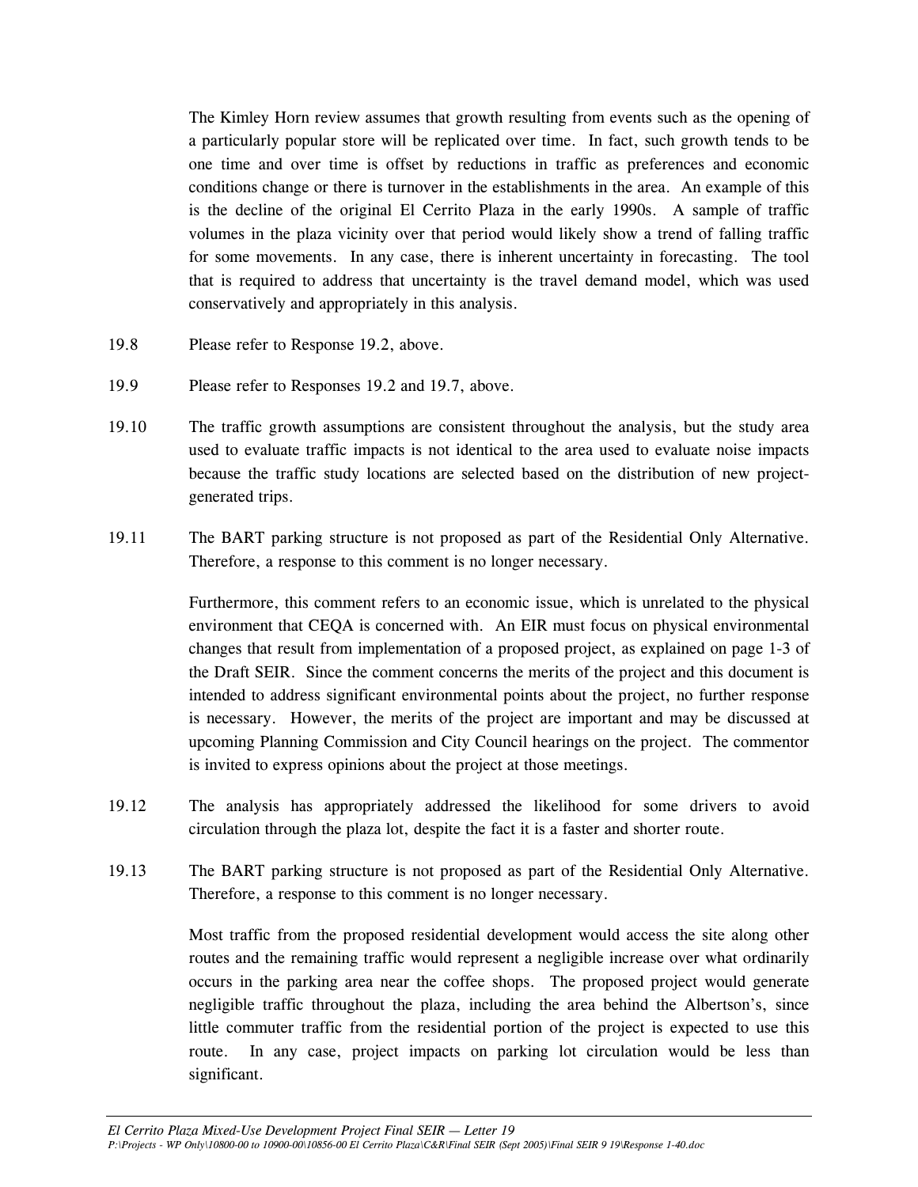The Kimley Horn review assumes that growth resulting from events such as the opening of a particularly popular store will be replicated over time. In fact, such growth tends to be one time and over time is offset by reductions in traffic as preferences and economic conditions change or there is turnover in the establishments in the area. An example of this is the decline of the original El Cerrito Plaza in the early 1990s. A sample of traffic volumes in the plaza vicinity over that period would likely show a trend of falling traffic for some movements. In any case, there is inherent uncertainty in forecasting. The tool that is required to address that uncertainty is the travel demand model, which was used conservatively and appropriately in this analysis.

19.8 Please refer to Response 19.2, above.

19.9 Please refer to Responses 19.2 and 19.7, above.

19.10 The traffic growth assumptions are consistent throughout the analysis, but the study area used to evaluate traffic impacts is not identical to the area used to evaluate noise impacts because the traffic study locations are selected based on the distribution of new project-generated trips.

19.11 The BART parking structure is not proposed as part of the Residential Only Alternative. Therefore, a response to this comment is no longer necessary.

Furthermore, this comment refers to an economic issue, which is unrelated to the physical environment that CEQA is concerned with. An EIR must focus on physical environmental changes that result from implementation of a proposed project, as explained on page 1-3 of the Draft SEIR. Since the comment concerns the merits of the project and this document is intended to address significant environmental points about the project, no further response is necessary. However, the merits of the project are important and may be discussed at upcoming Planning Commission and City Council hearings on the project. The commentor is invited to express opinions about the project at those meetings.

19.12 The analysis has appropriately addressed the likelihood for some drivers to avoid circulation through the plaza lot, despite the fact it is a faster and shorter route.

19.13 The BART parking structure is not proposed as part of the Residential Only Alternative. Therefore, a response to this comment is no longer necessary.

Most traffic from the proposed residential development would access the site along other routes and the remaining traffic would represent a negligible increase over what ordinarily occurs in the parking area near the coffee shops. The proposed project would generate negligible traffic throughout the plaza, including the area behind the Albertson's, since little commuter traffic from the residential portion of the project is expected to use this route. In any case, project impacts on parking lot circulation would be less than significant.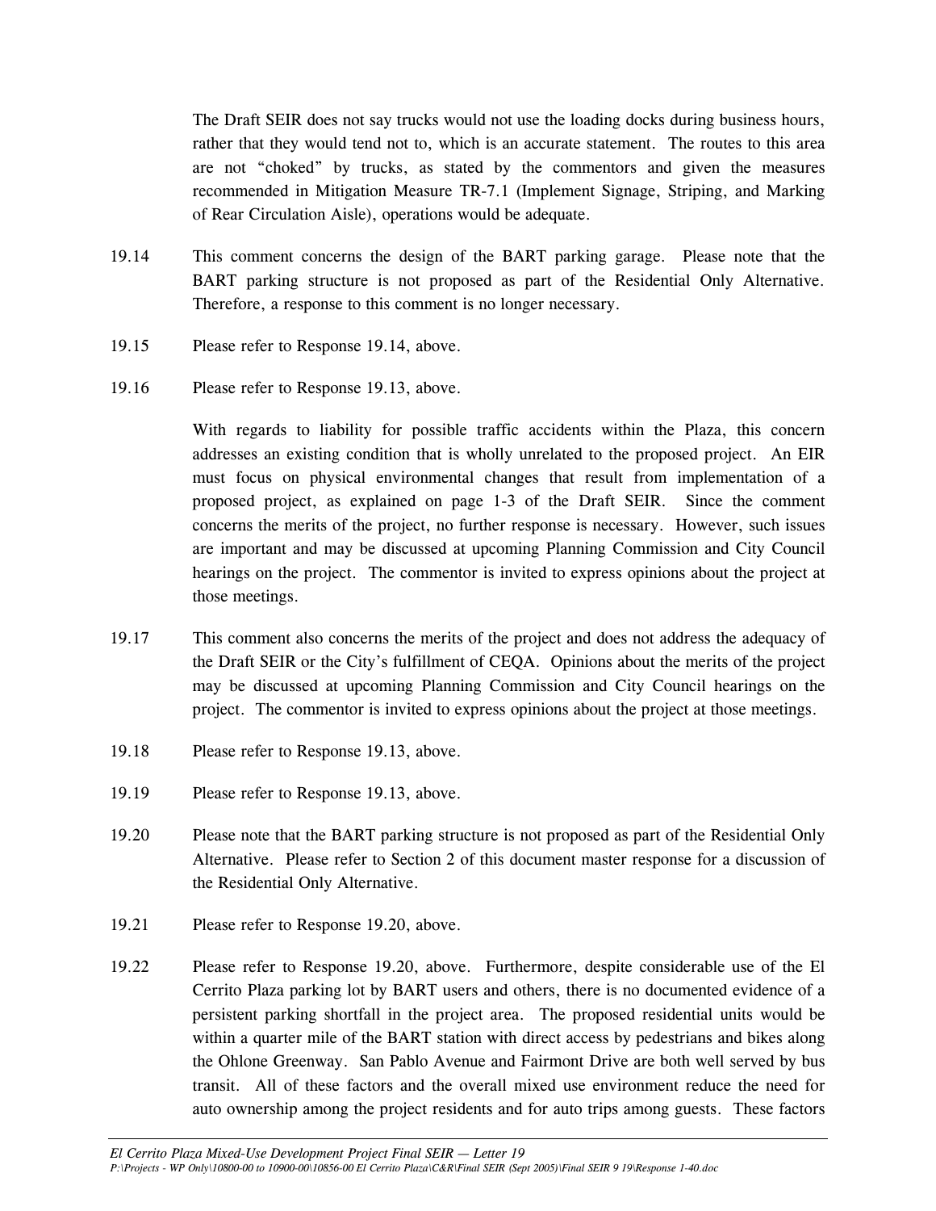The Draft SEIR does not say trucks would not use the loading docks during business hours, rather that they would tend not to, which is an accurate statement. The routes to this area are not "choked" by trucks, as stated by the commentors and given the measures recommended in Mitigation Measure TR-7.1 (Implement Signage, Striping, and Marking of Rear Circulation Aisle), operations would be adequate.

19.14 This comment concerns the design of the BART parking garage. Please note that the BART parking structure is not proposed as part of the Residential Only Alternative. Therefore, a response to this comment is no longer necessary.

19.15 Please refer to Response 19.14, above.

19.16 Please refer to Response 19.13, above.

With regards to liability for possible traffic accidents within the Plaza, this concern addresses an existing condition that is wholly unrelated to the proposed project. An EIR must focus on physical environmental changes that result from implementation of a proposed project, as explained on page 1-3 of the Draft SEIR. Since the comment concerns the merits of the project, no further response is necessary. However, such issues are important and may be discussed at upcoming Planning Commission and City Council hearings on the project. The commentor is invited to express opinions about the project at those meetings.

19.17 This comment also concerns the merits of the project and does not address the adequacy of the Draft SEIR or the City's fulfillment of CEQA. Opinions about the merits of the project may be discussed at upcoming Planning Commission and City Council hearings on the project. The commentor is invited to express opinions about the project at those meetings.

19.18 Please refer to Response 19.13, above.

19.19 Please refer to Response 19.13, above.

19.20 Please note that the BART parking structure is not proposed as part of the Residential Only Alternative. Please refer to Section 2 of this document master response for a discussion of the Residential Only Alternative.

19.21 Please refer to Response 19.20, above.

19.22 Please refer to Response 19.20, above. Furthermore, despite considerable use of the El Cerrito Plaza parking lot by BART users and others, there is no documented evidence of a persistent parking shortfall in the project area. The proposed residential units would be within a quarter mile of the BART station with direct access by pedestrians and bikes along the Ohlone Greenway. San Pablo Avenue and Fairmont Drive are both well served by bus transit. All of these factors and the overall mixed use environment reduce the need for auto ownership among the project residents and for auto trips among guests. These factors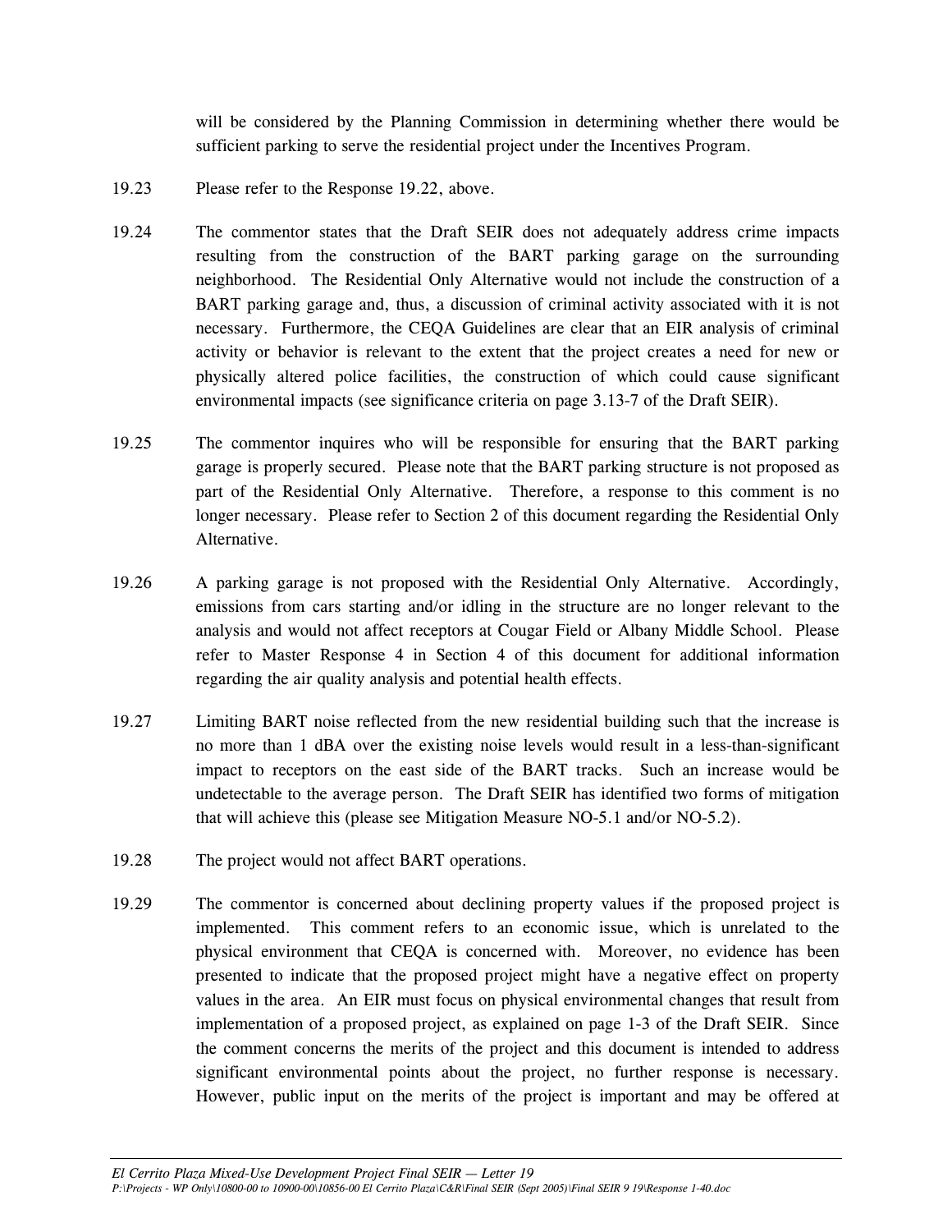will be considered by the Planning Commission in determining whether there would be sufficient parking to serve the residential project under the Incentives Program.

19.23 Please refer to the Response 19.22, above.

19.24 The commentor states that the Draft SEIR does not adequately address crime impacts resulting from the construction of the BART parking garage on the surrounding neighborhood. The Residential Only Alternative would not include the construction of a BART parking garage and, thus, a discussion of criminal activity associated with it is not necessary. Furthermore, the CEQA Guidelines are clear that an EIR analysis of criminal activity or behavior is relevant to the extent that the project creates a need for new or physically altered police facilities, the construction of which could cause significant environmental impacts (see significance criteria on page 3.13-7 of the Draft SEIR).

19.25 The commentor inquires who will be responsible for ensuring that the BART parking garage is properly secured. Please note that the BART parking structure is not proposed as part of the Residential Only Alternative. Therefore, a response to this comment is no longer necessary. Please refer to Section 2 of this document regarding the Residential Only Alternative.

19.26 A parking garage is not proposed with the Residential Only Alternative. Accordingly, emissions from cars starting and/or idling in the structure are no longer relevant to the analysis and would not affect receptors at Cougar Field or Albany Middle School. Please refer to Master Response 4 in Section 4 of this document for additional information regarding the air quality analysis and potential health effects.

19.27 Limiting BART noise reflected from the new residential building such that the increase is no more than 1 dBA over the existing noise levels would result in a less-than-significant impact to receptors on the east side of the BART tracks. Such an increase would be undetectable to the average person. The Draft SEIR has identified two forms of mitigation that will achieve this (please see Mitigation Measure NO-5.1 and/or NO-5.2).

19.28 The project would not affect BART operations.

19.29 The commentor is concerned about declining property values if the proposed project is implemented. This comment refers to an economic issue, which is unrelated to the physical environment that CEQA is concerned with. Moreover, no evidence has been presented to indicate that the proposed project might have a negative effect on property values in the area. An EIR must focus on physical environmental changes that result from implementation of a proposed project, as explained on page 1-3 of the Draft SEIR. Since the comment concerns the merits of the project and this document is intended to address significant environmental points about the project, no further response is necessary. However, public input on the merits of the project is important and may be offered at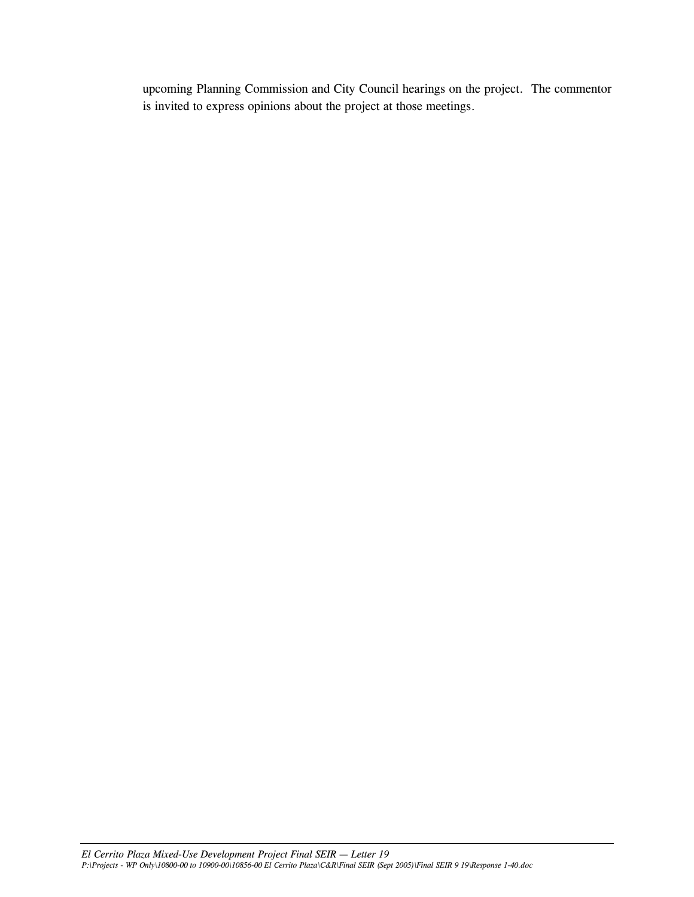upcoming Planning Commission and City Council hearings on the project. The commentor is invited to express opinions about the project at those meetings.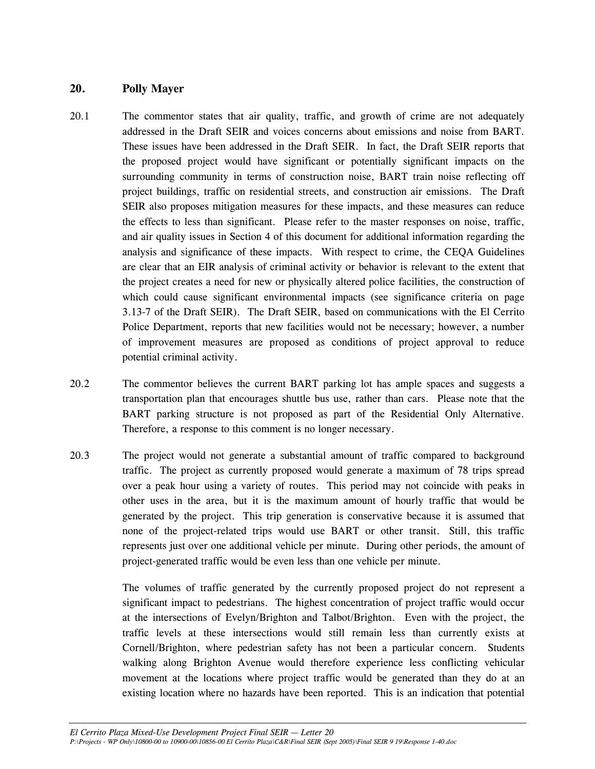## 20. Polly Mayer

20.1 The commentor states that air quality, traffic, and growth of crime are not adequately addressed in the Draft SEIR and voices concerns about emissions and noise from BART. These issues have been addressed in the Draft SEIR. In fact, the Draft SEIR reports that the proposed project would have significant or potentially significant impacts on the surrounding community in terms of construction noise, BART train noise reflecting off project buildings, traffic on residential streets, and construction air emissions. The Draft SEIR also proposes mitigation measures for these impacts, and these measures can reduce the effects to less than significant. Please refer to the master responses on noise, traffic, and air quality issues in Section 4 of this document for additional information regarding the analysis and significance of these impacts. With respect to crime, the CEQA Guidelines are clear that an EIR analysis of criminal activity or behavior is relevant to the extent that the project creates a need for new or physically altered police facilities, the construction of which could cause significant environmental impacts (see significance criteria on page 3.13-7 of the Draft SEIR). The Draft SEIR, based on communications with the El Cerrito Police Department, reports that new facilities would not be necessary; however, a number of improvement measures are proposed as conditions of project approval to reduce potential criminal activity.

20.2 The commentor believes the current BART parking lot has ample spaces and suggests a transportation plan that encourages shuttle bus use, rather than cars. Please note that the BART parking structure is not proposed as part of the Residential Only Alternative. Therefore, a response to this comment is no longer necessary.

20.3 The project would not generate a substantial amount of traffic compared to background traffic. The project as currently proposed would generate a maximum of 78 trips spread over a peak hour using a variety of routes. This period may not coincide with peaks in other uses in the area, but it is the maximum amount of hourly traffic that would be generated by the project. This trip generation is conservative because it is assumed that none of the project-related trips would use BART or other transit. Still, this traffic represents just over one additional vehicle per minute. During other periods, the amount of project-generated traffic would be even less than one vehicle per minute.

The volumes of traffic generated by the currently proposed project do not represent a significant impact to pedestrians. The highest concentration of project traffic would occur at the intersections of Evelyn/Brighton and Talbot/Brighton. Even with the project, the traffic levels at these intersections would still remain less than currently exists at Cornell/Brighton, where pedestrian safety has not been a particular concern. Students walking along Brighton Avenue would therefore experience less conflicting vehicular movement at the locations where project traffic would be generated than they do at an existing location where no hazards have been reported. This is an indication that potential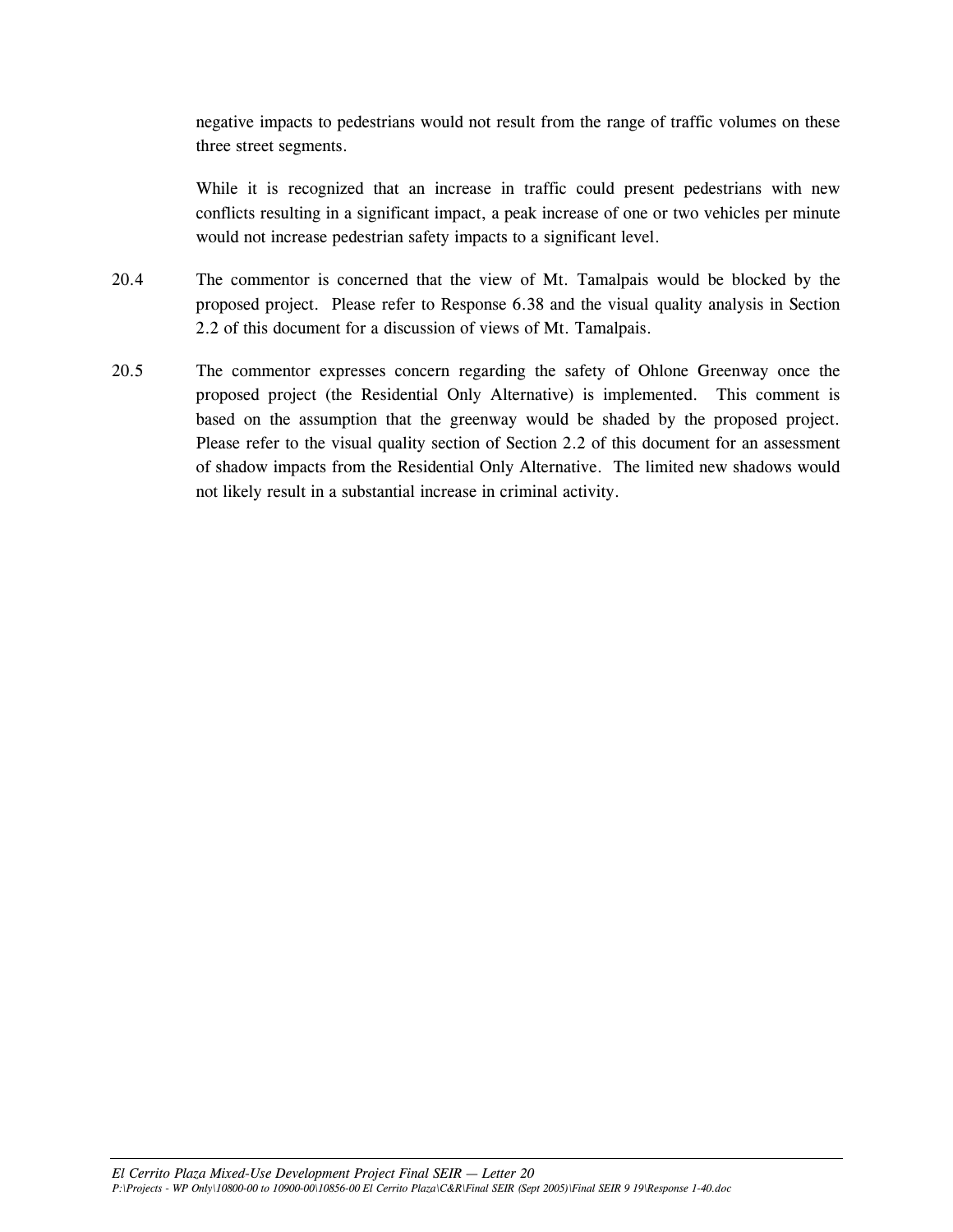negative impacts to pedestrians would not result from the range of traffic volumes on these three street segments.

While it is recognized that an increase in traffic could present pedestrians with new conflicts resulting in a significant impact, a peak increase of one or two vehicles per minute would not increase pedestrian safety impacts to a significant level.

20.4 The commentor is concerned that the view of Mt. Tamalpais would be blocked by the proposed project. Please refer to Response 6.38 and the visual quality analysis in Section 2.2 of this document for a discussion of views of Mt. Tamalpais.

20.5 The commentor expresses concern regarding the safety of Ohlone Greenway once the proposed project (the Residential Only Alternative) is implemented. This comment is based on the assumption that the greenway would be shaded by the proposed project. Please refer to the visual quality section of Section 2.2 of this document for an assessment of shadow impacts from the Residential Only Alternative. The limited new shadows would not likely result in a substantial increase in criminal activity.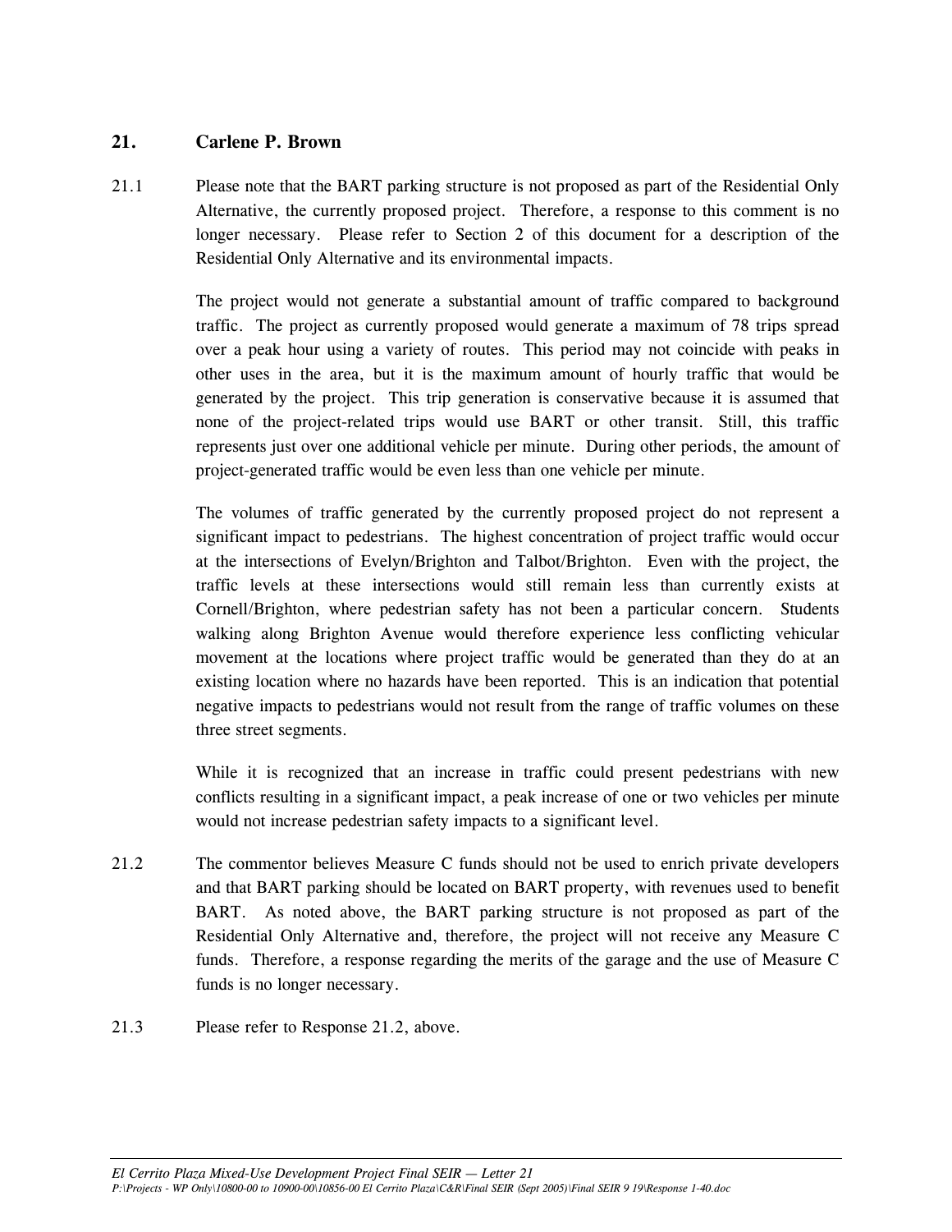## 21. Carlene P. Brown

21.1 Please note that the BART parking structure is not proposed as part of the Residential Only Alternative, the currently proposed project. Therefore, a response to this comment is no longer necessary. Please refer to Section 2 of this document for a description of the Residential Only Alternative and its environmental impacts.

The project would not generate a substantial amount of traffic compared to background traffic. The project as currently proposed would generate a maximum of 78 trips spread over a peak hour using a variety of routes. This period may not coincide with peaks in other uses in the area, but it is the maximum amount of hourly traffic that would be generated by the project. This trip generation is conservative because it is assumed that none of the project-related trips would use BART or other transit. Still, this traffic represents just over one additional vehicle per minute. During other periods, the amount of project-generated traffic would be even less than one vehicle per minute.

The volumes of traffic generated by the currently proposed project do not represent a significant impact to pedestrians. The highest concentration of project traffic would occur at the intersections of Evelyn/Brighton and Talbot/Brighton. Even with the project, the traffic levels at these intersections would still remain less than currently exists at Cornell/Brighton, where pedestrian safety has not been a particular concern. Students walking along Brighton Avenue would therefore experience less conflicting vehicular movement at the locations where project traffic would be generated than they do at an existing location where no hazards have been reported. This is an indication that potential negative impacts to pedestrians would not result from the range of traffic volumes on these three street segments.

While it is recognized that an increase in traffic could present pedestrians with new conflicts resulting in a significant impact, a peak increase of one or two vehicles per minute would not increase pedestrian safety impacts to a significant level.

21.2 The commentor believes Measure C funds should not be used to enrich private developers and that BART parking should be located on BART property, with revenues used to benefit BART. As noted above, the BART parking structure is not proposed as part of the Residential Only Alternative and, therefore, the project will not receive any Measure C funds. Therefore, a response regarding the merits of the garage and the use of Measure C funds is no longer necessary.

21.3 Please refer to Response 21.2, above.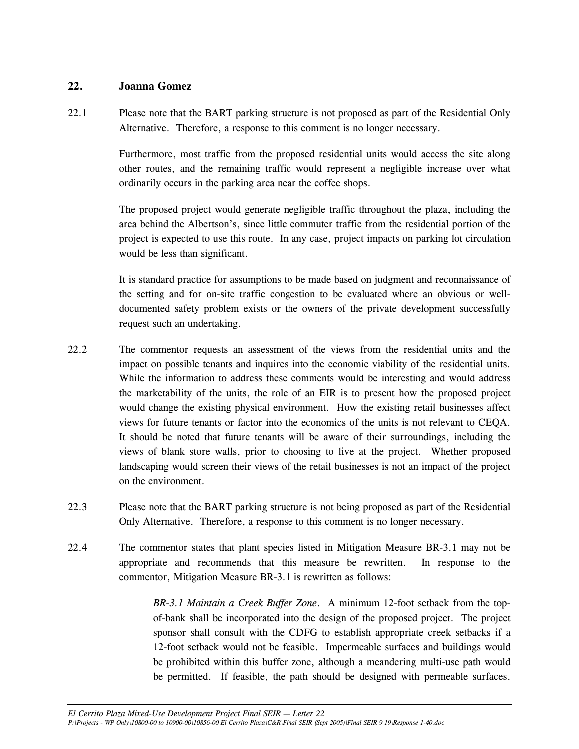## 22. Joanna Gomez

22.1 Please note that the BART parking structure is not proposed as part of the Residential Only Alternative. Therefore, a response to this comment is no longer necessary.

Furthermore, most traffic from the proposed residential units would access the site along other routes, and the remaining traffic would represent a negligible increase over what ordinarily occurs in the parking area near the coffee shops.

The proposed project would generate negligible traffic throughout the plaza, including the area behind the Albertson's, since little commuter traffic from the residential portion of the project is expected to use this route. In any case, project impacts on parking lot circulation would be less than significant.

It is standard practice for assumptions to be made based on judgment and reconnaissance of the setting and for on-site traffic congestion to be evaluated where an obvious or well-documented safety problem exists or the owners of the private development successfully request such an undertaking.

22.2 The commentor requests an assessment of the views from the residential units and the impact on possible tenants and inquires into the economic viability of the residential units. While the information to address these comments would be interesting and would address the marketability of the units, the role of an EIR is to present how the proposed project would change the existing physical environment. How the existing retail businesses affect views for future tenants or factor into the economics of the units is not relevant to CEQA. It should be noted that future tenants will be aware of their surroundings, including the views of blank store walls, prior to choosing to live at the project. Whether proposed landscaping would screen their views of the retail businesses is not an impact of the project on the environment.

22.3 Please note that the BART parking structure is not being proposed as part of the Residential Only Alternative. Therefore, a response to this comment is no longer necessary.

22.4 The commentor states that plant species listed in Mitigation Measure BR-3.1 may not be appropriate and recommends that this measure be rewritten. In response to the commentor, Mitigation Measure BR-3.1 is rewritten as follows:

> *BR-3.1 Maintain a Creek Buffer Zone*. A minimum 12-foot setback from the top-of-bank shall be incorporated into the design of the proposed project. The project sponsor shall consult with the CDFG to establish appropriate creek setbacks if a 12-foot setback would not be feasible. Impermeable surfaces and buildings would be prohibited within this buffer zone, although a meandering multi-use path would be permitted. If feasible, the path should be designed with permeable surfaces.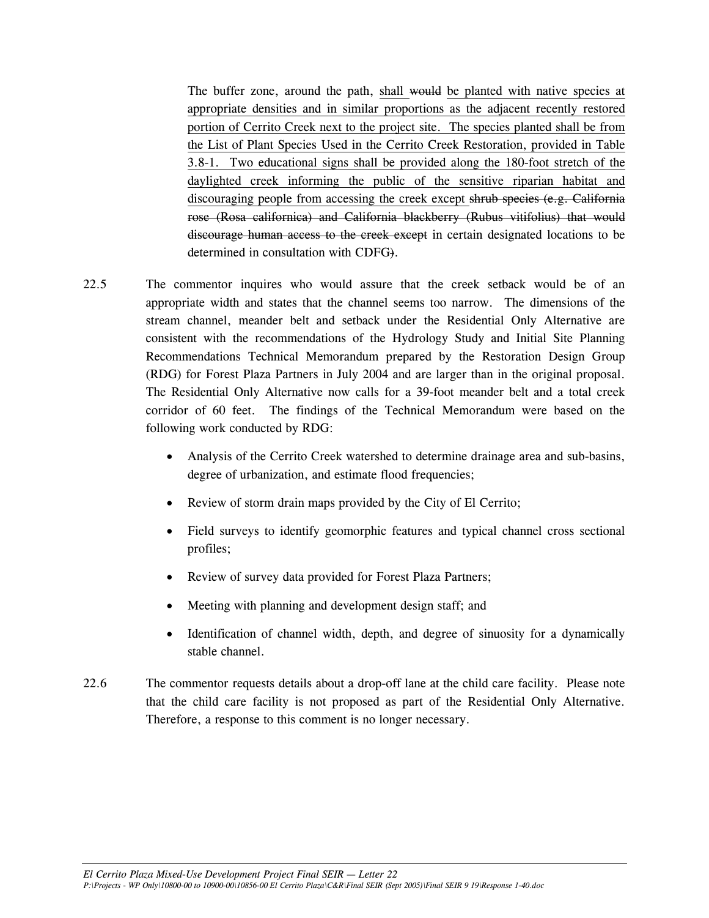The buffer zone, around the path, <u>shall</u> ~~would~~ <u>be planted with native species at appropriate densities and in similar proportions as the adjacent recently restored portion of Cerrito Creek next to the project site. The species planted shall be from the List of Plant Species Used in the Cerrito Creek Restoration, provided in Table 3.8-1. Two educational signs shall be provided along the 180-foot stretch of the daylighted creek informing the public of the sensitive riparian habitat and discouraging people from accessing the creek except</u> ~~shrub species (e.g. California rose (Rosa californica) and California blackberry (Rubus vitifolius) that would discourage human access to the creek except~~ in certain designated locations to be determined in consultation with CDFG~~)~~.

22.5 The commentor inquires who would assure that the creek setback would be of an appropriate width and states that the channel seems too narrow. The dimensions of the stream channel, meander belt and setback under the Residential Only Alternative are consistent with the recommendations of the Hydrology Study and Initial Site Planning Recommendations Technical Memorandum prepared by the Restoration Design Group (RDG) for Forest Plaza Partners in July 2004 and are larger than in the original proposal. The Residential Only Alternative now calls for a 39-foot meander belt and a total creek corridor of 60 feet. The findings of the Technical Memorandum were based on the following work conducted by RDG:

- Analysis of the Cerrito Creek watershed to determine drainage area and sub-basins, degree of urbanization, and estimate flood frequencies;
- Review of storm drain maps provided by the City of El Cerrito;
- Field surveys to identify geomorphic features and typical channel cross sectional profiles;
- Review of survey data provided for Forest Plaza Partners;
- Meeting with planning and development design staff; and
- Identification of channel width, depth, and degree of sinuosity for a dynamically stable channel.

22.6 The commentor requests details about a drop-off lane at the child care facility. Please note that the child care facility is not proposed as part of the Residential Only Alternative. Therefore, a response to this comment is no longer necessary.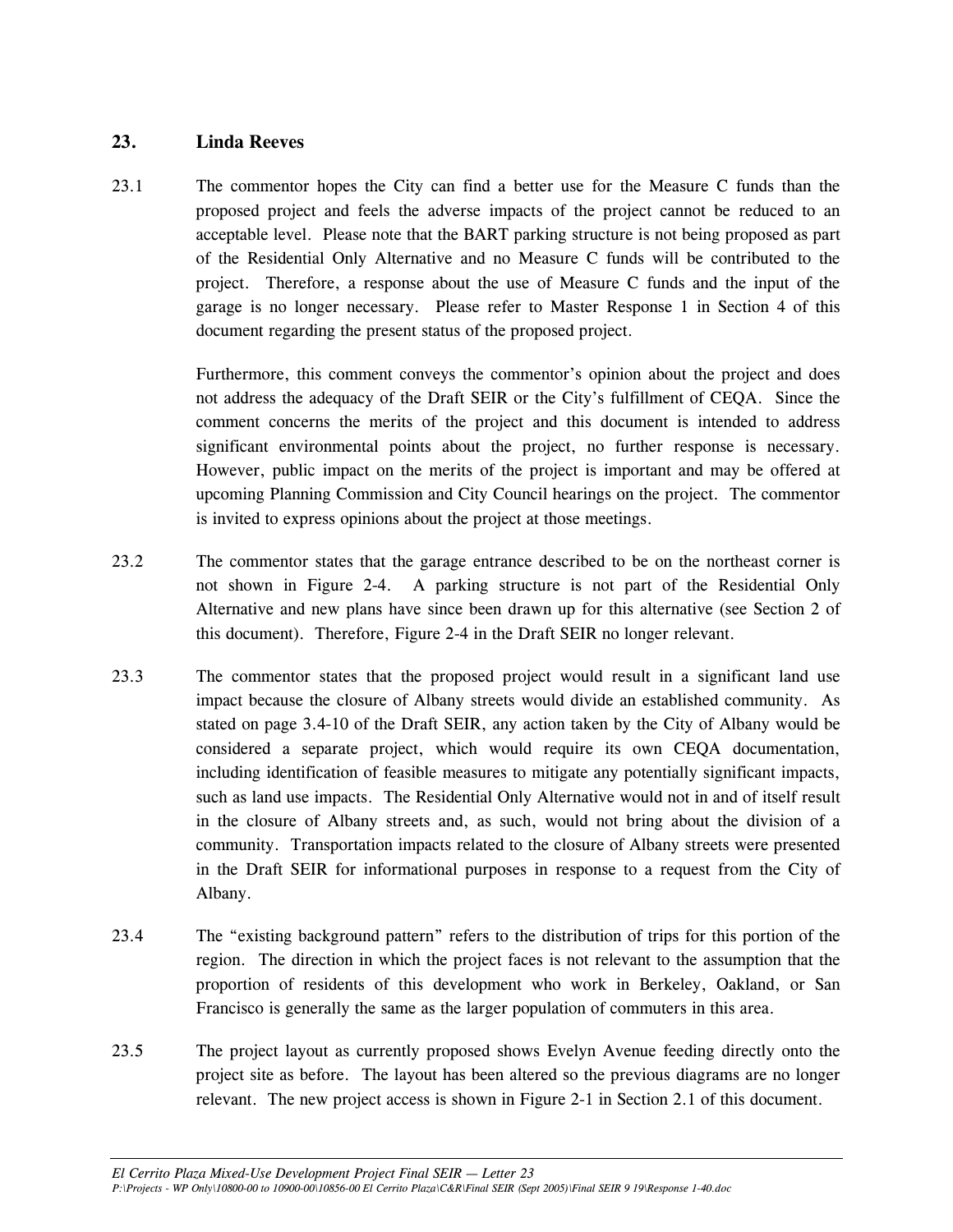## 23. Linda Reeves

23.1 The commentor hopes the City can find a better use for the Measure C funds than the proposed project and feels the adverse impacts of the project cannot be reduced to an acceptable level. Please note that the BART parking structure is not being proposed as part of the Residential Only Alternative and no Measure C funds will be contributed to the project. Therefore, a response about the use of Measure C funds and the input of the garage is no longer necessary. Please refer to Master Response 1 in Section 4 of this document regarding the present status of the proposed project.

Furthermore, this comment conveys the commentor's opinion about the project and does not address the adequacy of the Draft SEIR or the City's fulfillment of CEQA. Since the comment concerns the merits of the project and this document is intended to address significant environmental points about the project, no further response is necessary. However, public impact on the merits of the project is important and may be offered at upcoming Planning Commission and City Council hearings on the project. The commentor is invited to express opinions about the project at those meetings.

23.2 The commentor states that the garage entrance described to be on the northeast corner is not shown in Figure 2-4. A parking structure is not part of the Residential Only Alternative and new plans have since been drawn up for this alternative (see Section 2 of this document). Therefore, Figure 2-4 in the Draft SEIR no longer relevant.

23.3 The commentor states that the proposed project would result in a significant land use impact because the closure of Albany streets would divide an established community. As stated on page 3.4-10 of the Draft SEIR, any action taken by the City of Albany would be considered a separate project, which would require its own CEQA documentation, including identification of feasible measures to mitigate any potentially significant impacts, such as land use impacts. The Residential Only Alternative would not in and of itself result in the closure of Albany streets and, as such, would not bring about the division of a community. Transportation impacts related to the closure of Albany streets were presented in the Draft SEIR for informational purposes in response to a request from the City of Albany.

23.4 The "existing background pattern" refers to the distribution of trips for this portion of the region. The direction in which the project faces is not relevant to the assumption that the proportion of residents of this development who work in Berkeley, Oakland, or San Francisco is generally the same as the larger population of commuters in this area.

23.5 The project layout as currently proposed shows Evelyn Avenue feeding directly onto the project site as before. The layout has been altered so the previous diagrams are no longer relevant. The new project access is shown in Figure 2-1 in Section 2.1 of this document.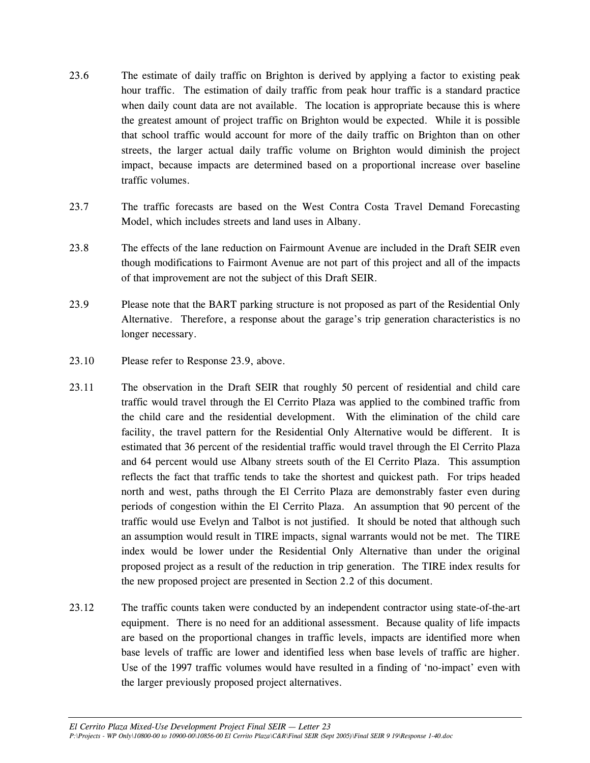23.6 The estimate of daily traffic on Brighton is derived by applying a factor to existing peak hour traffic. The estimation of daily traffic from peak hour traffic is a standard practice when daily count data are not available. The location is appropriate because this is where the greatest amount of project traffic on Brighton would be expected. While it is possible that school traffic would account for more of the daily traffic on Brighton than on other streets, the larger actual daily traffic volume on Brighton would diminish the project impact, because impacts are determined based on a proportional increase over baseline traffic volumes.

23.7 The traffic forecasts are based on the West Contra Costa Travel Demand Forecasting Model, which includes streets and land uses in Albany.

23.8 The effects of the lane reduction on Fairmount Avenue are included in the Draft SEIR even though modifications to Fairmont Avenue are not part of this project and all of the impacts of that improvement are not the subject of this Draft SEIR.

23.9 Please note that the BART parking structure is not proposed as part of the Residential Only Alternative. Therefore, a response about the garage's trip generation characteristics is no longer necessary.

23.10 Please refer to Response 23.9, above.

23.11 The observation in the Draft SEIR that roughly 50 percent of residential and child care traffic would travel through the El Cerrito Plaza was applied to the combined traffic from the child care and the residential development. With the elimination of the child care facility, the travel pattern for the Residential Only Alternative would be different. It is estimated that 36 percent of the residential traffic would travel through the El Cerrito Plaza and 64 percent would use Albany streets south of the El Cerrito Plaza. This assumption reflects the fact that traffic tends to take the shortest and quickest path. For trips headed north and west, paths through the El Cerrito Plaza are demonstrably faster even during periods of congestion within the El Cerrito Plaza. An assumption that 90 percent of the traffic would use Evelyn and Talbot is not justified. It should be noted that although such an assumption would result in TIRE impacts, signal warrants would not be met. The TIRE index would be lower under the Residential Only Alternative than under the original proposed project as a result of the reduction in trip generation. The TIRE index results for the new proposed project are presented in Section 2.2 of this document.

23.12 The traffic counts taken were conducted by an independent contractor using state-of-the-art equipment. There is no need for an additional assessment. Because quality of life impacts are based on the proportional changes in traffic levels, impacts are identified more when base levels of traffic are lower and identified less when base levels of traffic are higher. Use of the 1997 traffic volumes would have resulted in a finding of 'no-impact' even with the larger previously proposed project alternatives.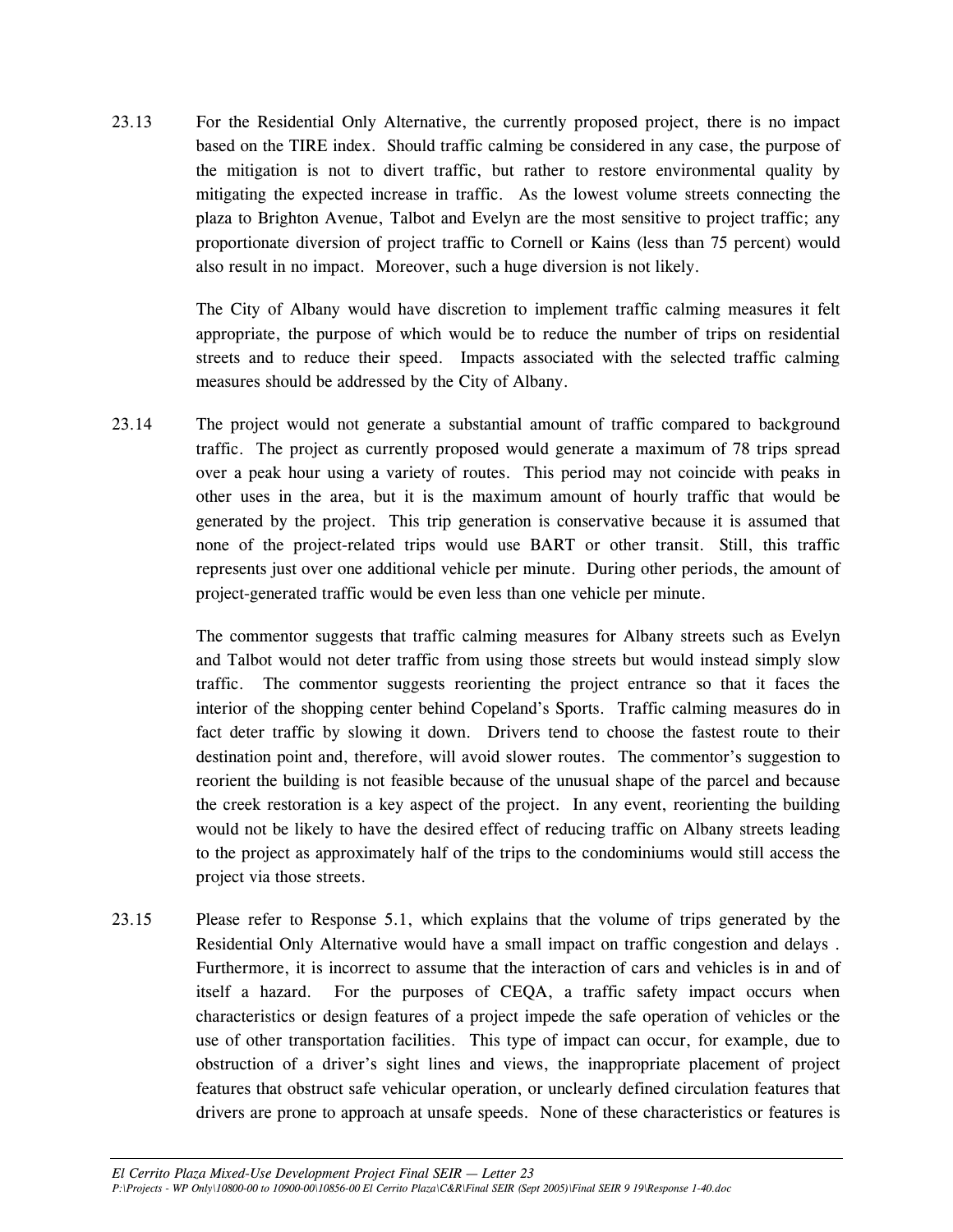23.13 For the Residential Only Alternative, the currently proposed project, there is no impact based on the TIRE index. Should traffic calming be considered in any case, the purpose of the mitigation is not to divert traffic, but rather to restore environmental quality by mitigating the expected increase in traffic. As the lowest volume streets connecting the plaza to Brighton Avenue, Talbot and Evelyn are the most sensitive to project traffic; any proportionate diversion of project traffic to Cornell or Kains (less than 75 percent) would also result in no impact. Moreover, such a huge diversion is not likely.

The City of Albany would have discretion to implement traffic calming measures it felt appropriate, the purpose of which would be to reduce the number of trips on residential streets and to reduce their speed. Impacts associated with the selected traffic calming measures should be addressed by the City of Albany.

23.14 The project would not generate a substantial amount of traffic compared to background traffic. The project as currently proposed would generate a maximum of 78 trips spread over a peak hour using a variety of routes. This period may not coincide with peaks in other uses in the area, but it is the maximum amount of hourly traffic that would be generated by the project. This trip generation is conservative because it is assumed that none of the project-related trips would use BART or other transit. Still, this traffic represents just over one additional vehicle per minute. During other periods, the amount of project-generated traffic would be even less than one vehicle per minute.

The commentor suggests that traffic calming measures for Albany streets such as Evelyn and Talbot would not deter traffic from using those streets but would instead simply slow traffic. The commentor suggests reorienting the project entrance so that it faces the interior of the shopping center behind Copeland's Sports. Traffic calming measures do in fact deter traffic by slowing it down. Drivers tend to choose the fastest route to their destination point and, therefore, will avoid slower routes. The commentor's suggestion to reorient the building is not feasible because of the unusual shape of the parcel and because the creek restoration is a key aspect of the project. In any event, reorienting the building would not be likely to have the desired effect of reducing traffic on Albany streets leading to the project as approximately half of the trips to the condominiums would still access the project via those streets.

23.15 Please refer to Response 5.1, which explains that the volume of trips generated by the Residential Only Alternative would have a small impact on traffic congestion and delays . Furthermore, it is incorrect to assume that the interaction of cars and vehicles is in and of itself a hazard. For the purposes of CEQA, a traffic safety impact occurs when characteristics or design features of a project impede the safe operation of vehicles or the use of other transportation facilities. This type of impact can occur, for example, due to obstruction of a driver's sight lines and views, the inappropriate placement of project features that obstruct safe vehicular operation, or unclearly defined circulation features that drivers are prone to approach at unsafe speeds. None of these characteristics or features is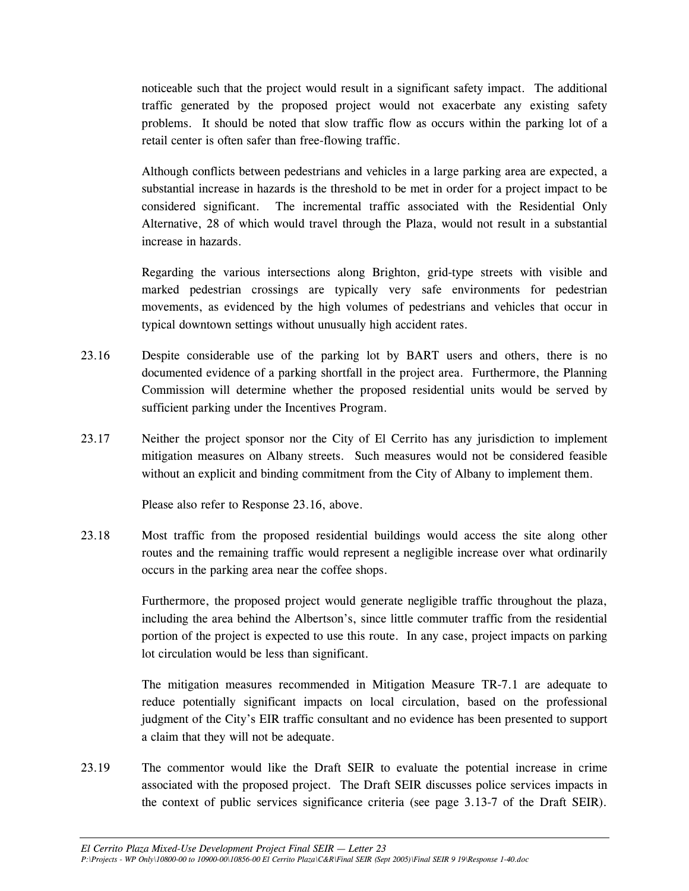noticeable such that the project would result in a significant safety impact. The additional traffic generated by the proposed project would not exacerbate any existing safety problems. It should be noted that slow traffic flow as occurs within the parking lot of a retail center is often safer than free-flowing traffic.

Although conflicts between pedestrians and vehicles in a large parking area are expected, a substantial increase in hazards is the threshold to be met in order for a project impact to be considered significant. The incremental traffic associated with the Residential Only Alternative, 28 of which would travel through the Plaza, would not result in a substantial increase in hazards.

Regarding the various intersections along Brighton, grid-type streets with visible and marked pedestrian crossings are typically very safe environments for pedestrian movements, as evidenced by the high volumes of pedestrians and vehicles that occur in typical downtown settings without unusually high accident rates.

23.16 Despite considerable use of the parking lot by BART users and others, there is no documented evidence of a parking shortfall in the project area. Furthermore, the Planning Commission will determine whether the proposed residential units would be served by sufficient parking under the Incentives Program.

23.17 Neither the project sponsor nor the City of El Cerrito has any jurisdiction to implement mitigation measures on Albany streets. Such measures would not be considered feasible without an explicit and binding commitment from the City of Albany to implement them.

Please also refer to Response 23.16, above.

23.18 Most traffic from the proposed residential buildings would access the site along other routes and the remaining traffic would represent a negligible increase over what ordinarily occurs in the parking area near the coffee shops.

Furthermore, the proposed project would generate negligible traffic throughout the plaza, including the area behind the Albertson's, since little commuter traffic from the residential portion of the project is expected to use this route. In any case, project impacts on parking lot circulation would be less than significant.

The mitigation measures recommended in Mitigation Measure TR-7.1 are adequate to reduce potentially significant impacts on local circulation, based on the professional judgment of the City's EIR traffic consultant and no evidence has been presented to support a claim that they will not be adequate.

23.19 The commentor would like the Draft SEIR to evaluate the potential increase in crime associated with the proposed project. The Draft SEIR discusses police services impacts in the context of public services significance criteria (see page 3.13-7 of the Draft SEIR).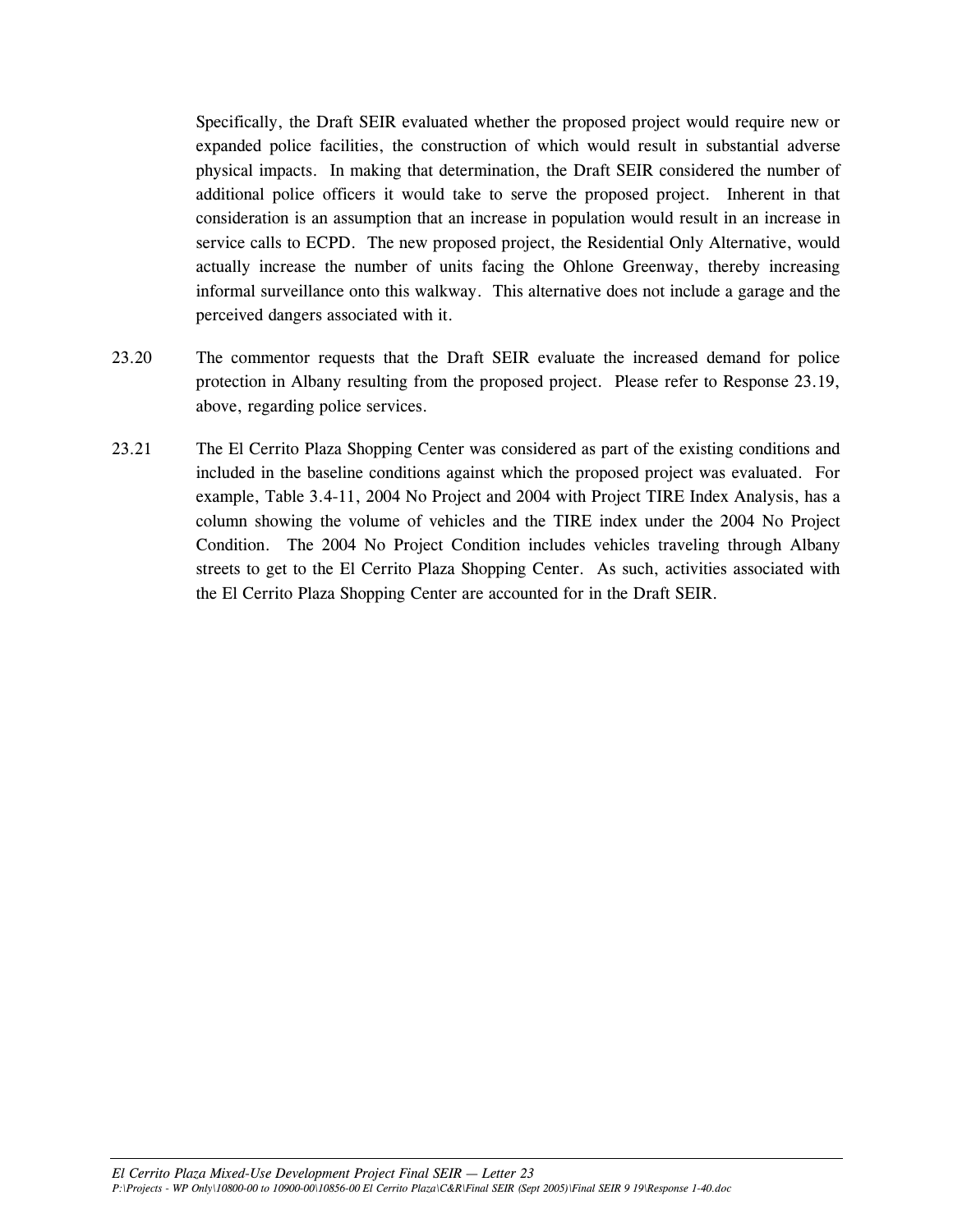Specifically, the Draft SEIR evaluated whether the proposed project would require new or expanded police facilities, the construction of which would result in substantial adverse physical impacts. In making that determination, the Draft SEIR considered the number of additional police officers it would take to serve the proposed project. Inherent in that consideration is an assumption that an increase in population would result in an increase in service calls to ECPD. The new proposed project, the Residential Only Alternative, would actually increase the number of units facing the Ohlone Greenway, thereby increasing informal surveillance onto this walkway. This alternative does not include a garage and the perceived dangers associated with it.

23.20 The commentor requests that the Draft SEIR evaluate the increased demand for police protection in Albany resulting from the proposed project. Please refer to Response 23.19, above, regarding police services.

23.21 The El Cerrito Plaza Shopping Center was considered as part of the existing conditions and included in the baseline conditions against which the proposed project was evaluated. For example, Table 3.4-11, 2004 No Project and 2004 with Project TIRE Index Analysis, has a column showing the volume of vehicles and the TIRE index under the 2004 No Project Condition. The 2004 No Project Condition includes vehicles traveling through Albany streets to get to the El Cerrito Plaza Shopping Center. As such, activities associated with the El Cerrito Plaza Shopping Center are accounted for in the Draft SEIR.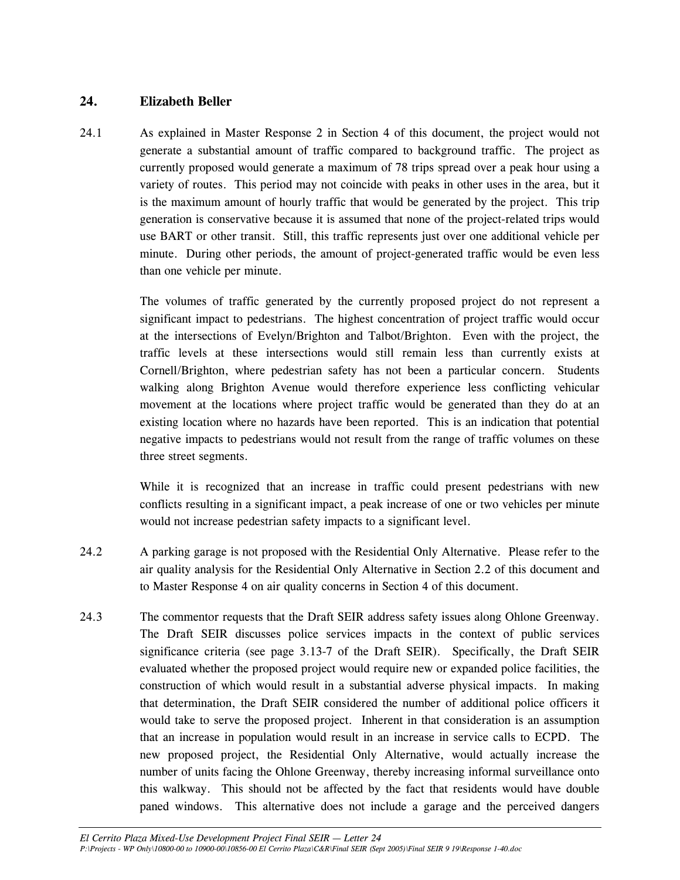## 24. Elizabeth Beller

24.1 As explained in Master Response 2 in Section 4 of this document, the project would not generate a substantial amount of traffic compared to background traffic. The project as currently proposed would generate a maximum of 78 trips spread over a peak hour using a variety of routes. This period may not coincide with peaks in other uses in the area, but it is the maximum amount of hourly traffic that would be generated by the project. This trip generation is conservative because it is assumed that none of the project-related trips would use BART or other transit. Still, this traffic represents just over one additional vehicle per minute. During other periods, the amount of project-generated traffic would be even less than one vehicle per minute.

The volumes of traffic generated by the currently proposed project do not represent a significant impact to pedestrians. The highest concentration of project traffic would occur at the intersections of Evelyn/Brighton and Talbot/Brighton. Even with the project, the traffic levels at these intersections would still remain less than currently exists at Cornell/Brighton, where pedestrian safety has not been a particular concern. Students walking along Brighton Avenue would therefore experience less conflicting vehicular movement at the locations where project traffic would be generated than they do at an existing location where no hazards have been reported. This is an indication that potential negative impacts to pedestrians would not result from the range of traffic volumes on these three street segments.

While it is recognized that an increase in traffic could present pedestrians with new conflicts resulting in a significant impact, a peak increase of one or two vehicles per minute would not increase pedestrian safety impacts to a significant level.

24.2 A parking garage is not proposed with the Residential Only Alternative. Please refer to the air quality analysis for the Residential Only Alternative in Section 2.2 of this document and to Master Response 4 on air quality concerns in Section 4 of this document.

24.3 The commentor requests that the Draft SEIR address safety issues along Ohlone Greenway. The Draft SEIR discusses police services impacts in the context of public services significance criteria (see page 3.13-7 of the Draft SEIR). Specifically, the Draft SEIR evaluated whether the proposed project would require new or expanded police facilities, the construction of which would result in a substantial adverse physical impacts. In making that determination, the Draft SEIR considered the number of additional police officers it would take to serve the proposed project. Inherent in that consideration is an assumption that an increase in population would result in an increase in service calls to ECPD. The new proposed project, the Residential Only Alternative, would actually increase the number of units facing the Ohlone Greenway, thereby increasing informal surveillance onto this walkway. This should not be affected by the fact that residents would have double paned windows. This alternative does not include a garage and the perceived dangers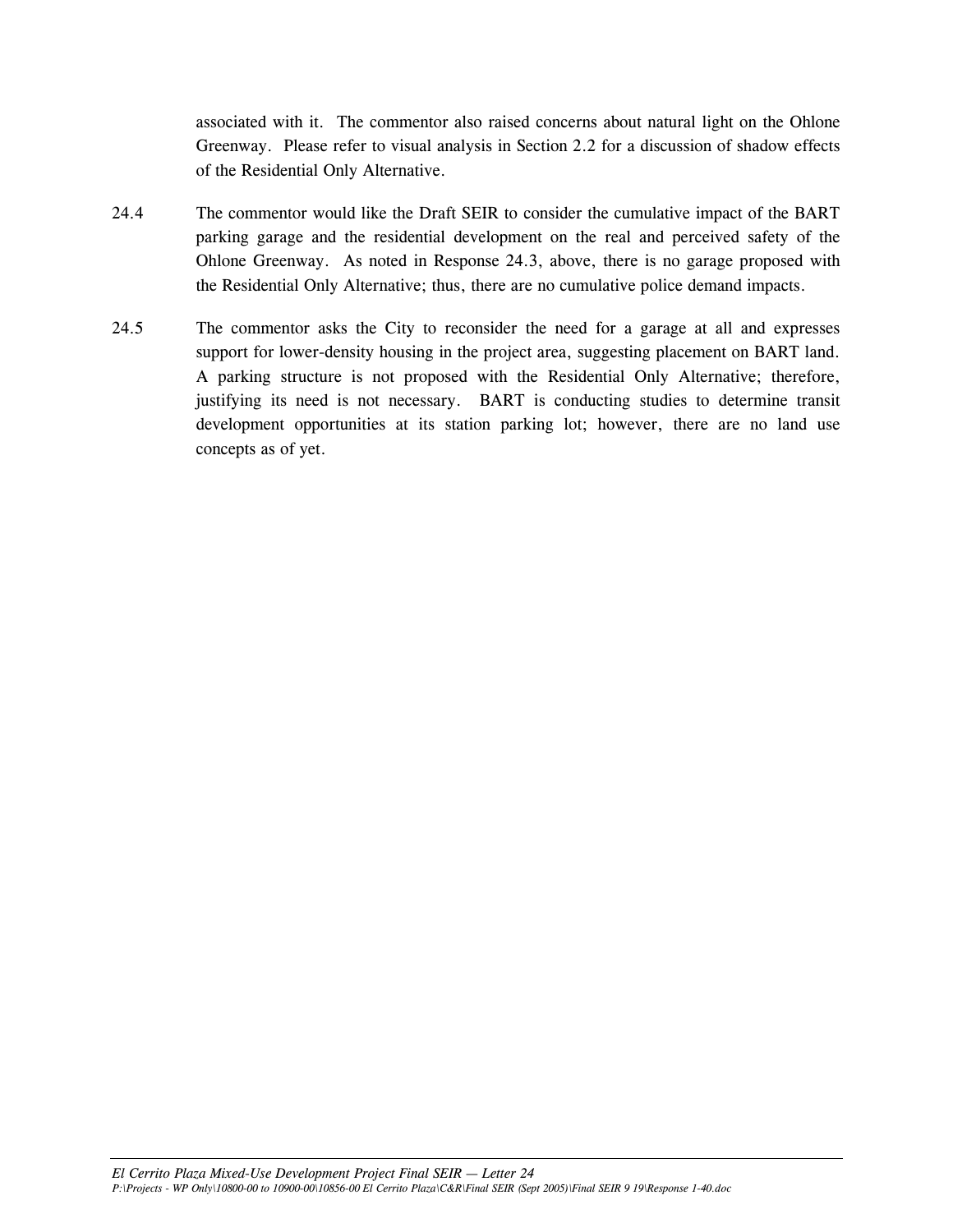associated with it. The commentor also raised concerns about natural light on the Ohlone Greenway. Please refer to visual analysis in Section 2.2 for a discussion of shadow effects of the Residential Only Alternative.

24.4 The commentor would like the Draft SEIR to consider the cumulative impact of the BART parking garage and the residential development on the real and perceived safety of the Ohlone Greenway. As noted in Response 24.3, above, there is no garage proposed with the Residential Only Alternative; thus, there are no cumulative police demand impacts.

24.5 The commentor asks the City to reconsider the need for a garage at all and expresses support for lower-density housing in the project area, suggesting placement on BART land. A parking structure is not proposed with the Residential Only Alternative; therefore, justifying its need is not necessary. BART is conducting studies to determine transit development opportunities at its station parking lot; however, there are no land use concepts as of yet.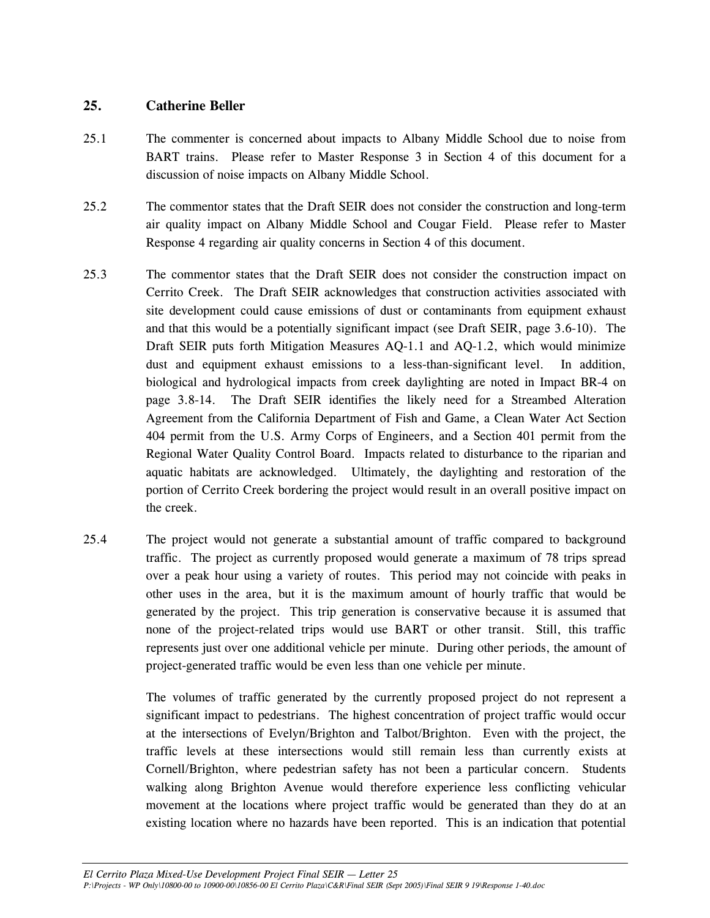## 25. Catherine Beller

25.1 The commenter is concerned about impacts to Albany Middle School due to noise from BART trains. Please refer to Master Response 3 in Section 4 of this document for a discussion of noise impacts on Albany Middle School.

25.2 The commentor states that the Draft SEIR does not consider the construction and long-term air quality impact on Albany Middle School and Cougar Field. Please refer to Master Response 4 regarding air quality concerns in Section 4 of this document.

25.3 The commentor states that the Draft SEIR does not consider the construction impact on Cerrito Creek. The Draft SEIR acknowledges that construction activities associated with site development could cause emissions of dust or contaminants from equipment exhaust and that this would be a potentially significant impact (see Draft SEIR, page 3.6-10). The Draft SEIR puts forth Mitigation Measures AQ-1.1 and AQ-1.2, which would minimize dust and equipment exhaust emissions to a less-than-significant level. In addition, biological and hydrological impacts from creek daylighting are noted in Impact BR-4 on page 3.8-14. The Draft SEIR identifies the likely need for a Streambed Alteration Agreement from the California Department of Fish and Game, a Clean Water Act Section 404 permit from the U.S. Army Corps of Engineers, and a Section 401 permit from the Regional Water Quality Control Board. Impacts related to disturbance to the riparian and aquatic habitats are acknowledged. Ultimately, the daylighting and restoration of the portion of Cerrito Creek bordering the project would result in an overall positive impact on the creek.

25.4 The project would not generate a substantial amount of traffic compared to background traffic. The project as currently proposed would generate a maximum of 78 trips spread over a peak hour using a variety of routes. This period may not coincide with peaks in other uses in the area, but it is the maximum amount of hourly traffic that would be generated by the project. This trip generation is conservative because it is assumed that none of the project-related trips would use BART or other transit. Still, this traffic represents just over one additional vehicle per minute. During other periods, the amount of project-generated traffic would be even less than one vehicle per minute.

The volumes of traffic generated by the currently proposed project do not represent a significant impact to pedestrians. The highest concentration of project traffic would occur at the intersections of Evelyn/Brighton and Talbot/Brighton. Even with the project, the traffic levels at these intersections would still remain less than currently exists at Cornell/Brighton, where pedestrian safety has not been a particular concern. Students walking along Brighton Avenue would therefore experience less conflicting vehicular movement at the locations where project traffic would be generated than they do at an existing location where no hazards have been reported. This is an indication that potential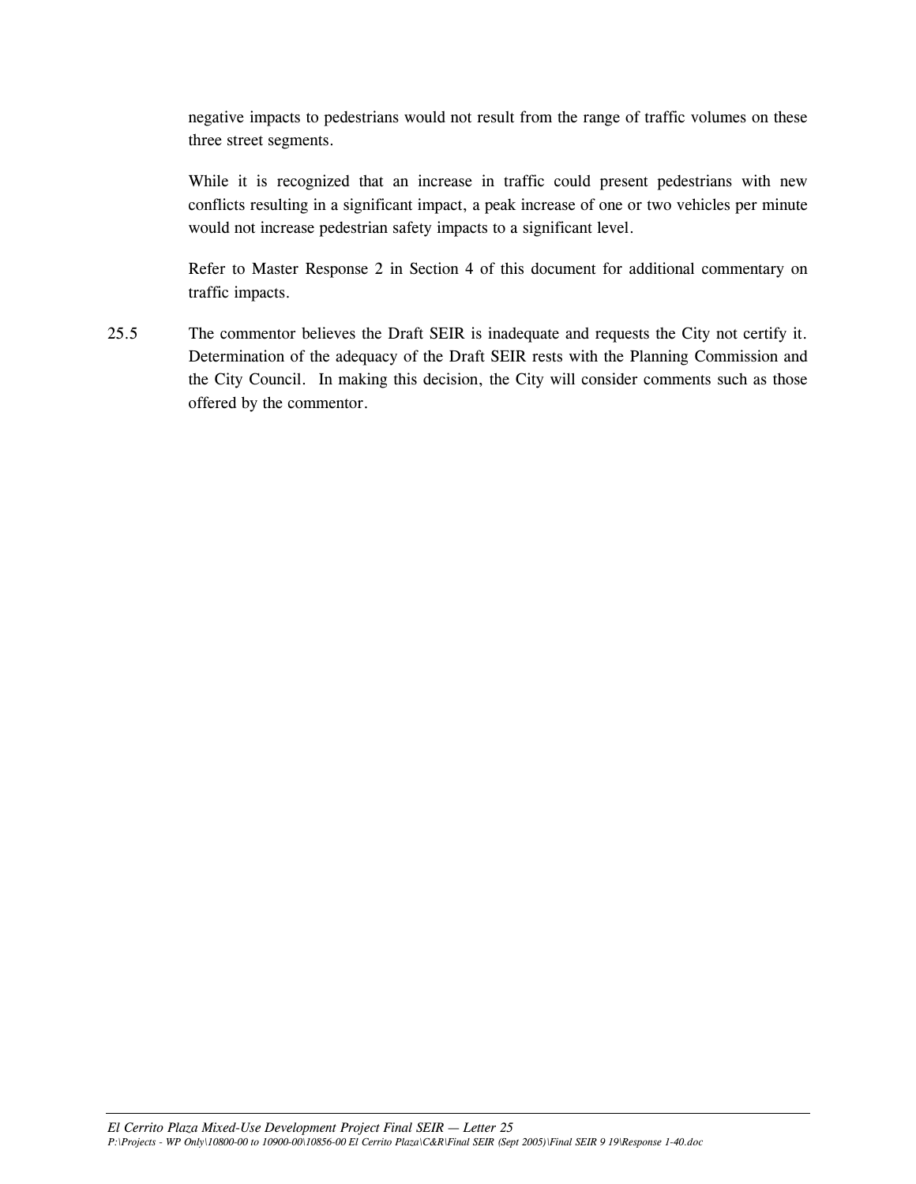negative impacts to pedestrians would not result from the range of traffic volumes on these three street segments.

While it is recognized that an increase in traffic could present pedestrians with new conflicts resulting in a significant impact, a peak increase of one or two vehicles per minute would not increase pedestrian safety impacts to a significant level.

Refer to Master Response 2 in Section 4 of this document for additional commentary on traffic impacts.

25.5 The commentor believes the Draft SEIR is inadequate and requests the City not certify it. Determination of the adequacy of the Draft SEIR rests with the Planning Commission and the City Council. In making this decision, the City will consider comments such as those offered by the commentor.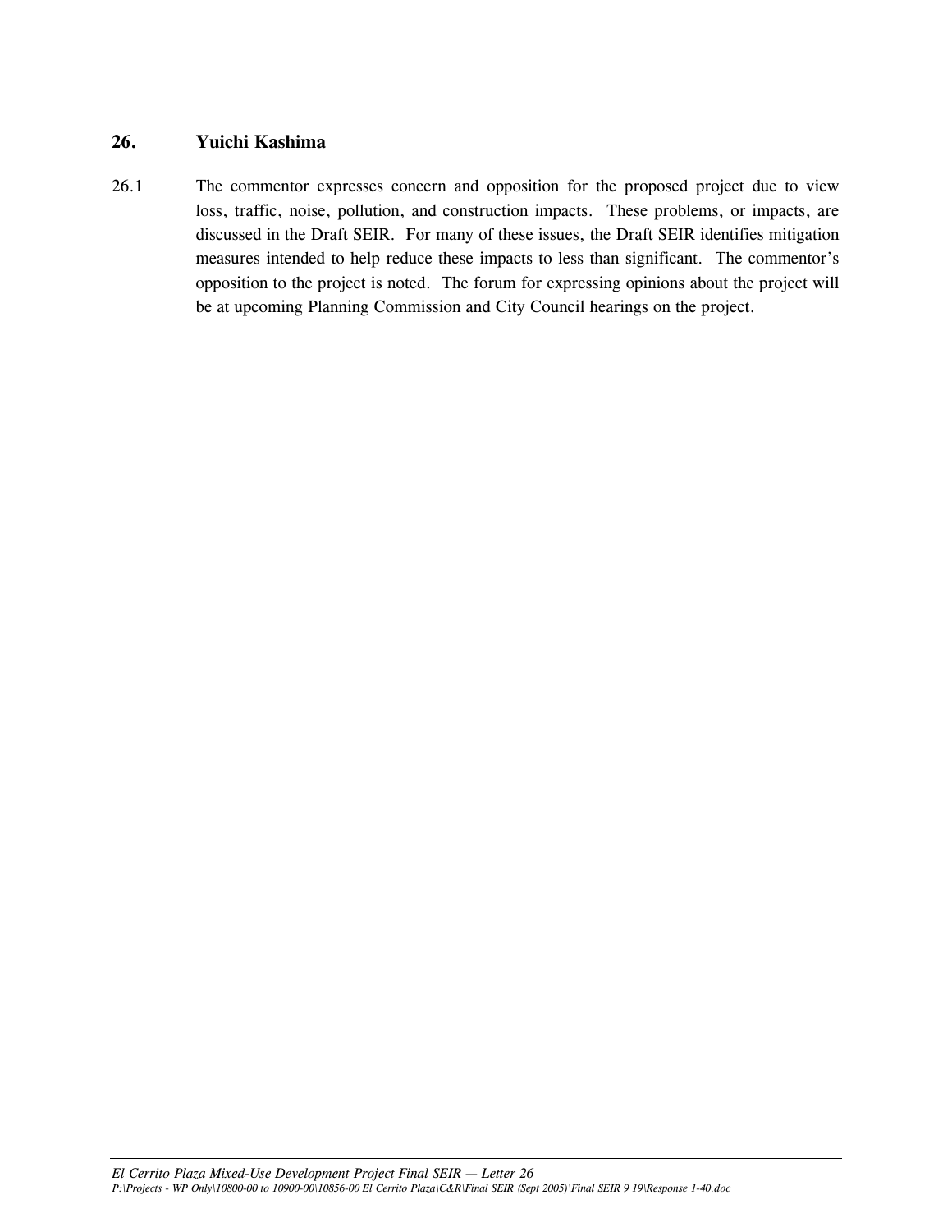## 26. Yuichi Kashima

26.1 The commentor expresses concern and opposition for the proposed project due to view loss, traffic, noise, pollution, and construction impacts. These problems, or impacts, are discussed in the Draft SEIR. For many of these issues, the Draft SEIR identifies mitigation measures intended to help reduce these impacts to less than significant. The commentor's opposition to the project is noted. The forum for expressing opinions about the project will be at upcoming Planning Commission and City Council hearings on the project.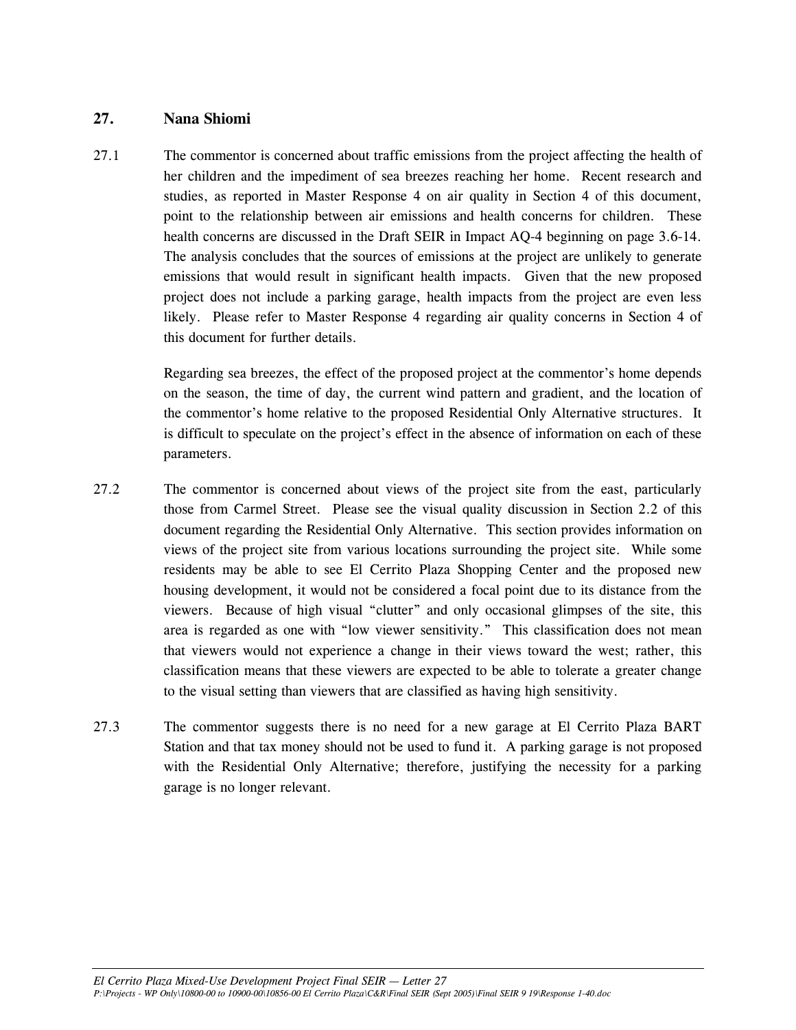## 27. Nana Shiomi

27.1 The commentor is concerned about traffic emissions from the project affecting the health of her children and the impediment of sea breezes reaching her home. Recent research and studies, as reported in Master Response 4 on air quality in Section 4 of this document, point to the relationship between air emissions and health concerns for children. These health concerns are discussed in the Draft SEIR in Impact AQ-4 beginning on page 3.6-14. The analysis concludes that the sources of emissions at the project are unlikely to generate emissions that would result in significant health impacts. Given that the new proposed project does not include a parking garage, health impacts from the project are even less likely. Please refer to Master Response 4 regarding air quality concerns in Section 4 of this document for further details.

Regarding sea breezes, the effect of the proposed project at the commentor's home depends on the season, the time of day, the current wind pattern and gradient, and the location of the commentor's home relative to the proposed Residential Only Alternative structures. It is difficult to speculate on the project's effect in the absence of information on each of these parameters.

27.2 The commentor is concerned about views of the project site from the east, particularly those from Carmel Street. Please see the visual quality discussion in Section 2.2 of this document regarding the Residential Only Alternative. This section provides information on views of the project site from various locations surrounding the project site. While some residents may be able to see El Cerrito Plaza Shopping Center and the proposed new housing development, it would not be considered a focal point due to its distance from the viewers. Because of high visual "clutter" and only occasional glimpses of the site, this area is regarded as one with "low viewer sensitivity." This classification does not mean that viewers would not experience a change in their views toward the west; rather, this classification means that these viewers are expected to be able to tolerate a greater change to the visual setting than viewers that are classified as having high sensitivity.

27.3 The commentor suggests there is no need for a new garage at El Cerrito Plaza BART Station and that tax money should not be used to fund it. A parking garage is not proposed with the Residential Only Alternative; therefore, justifying the necessity for a parking garage is no longer relevant.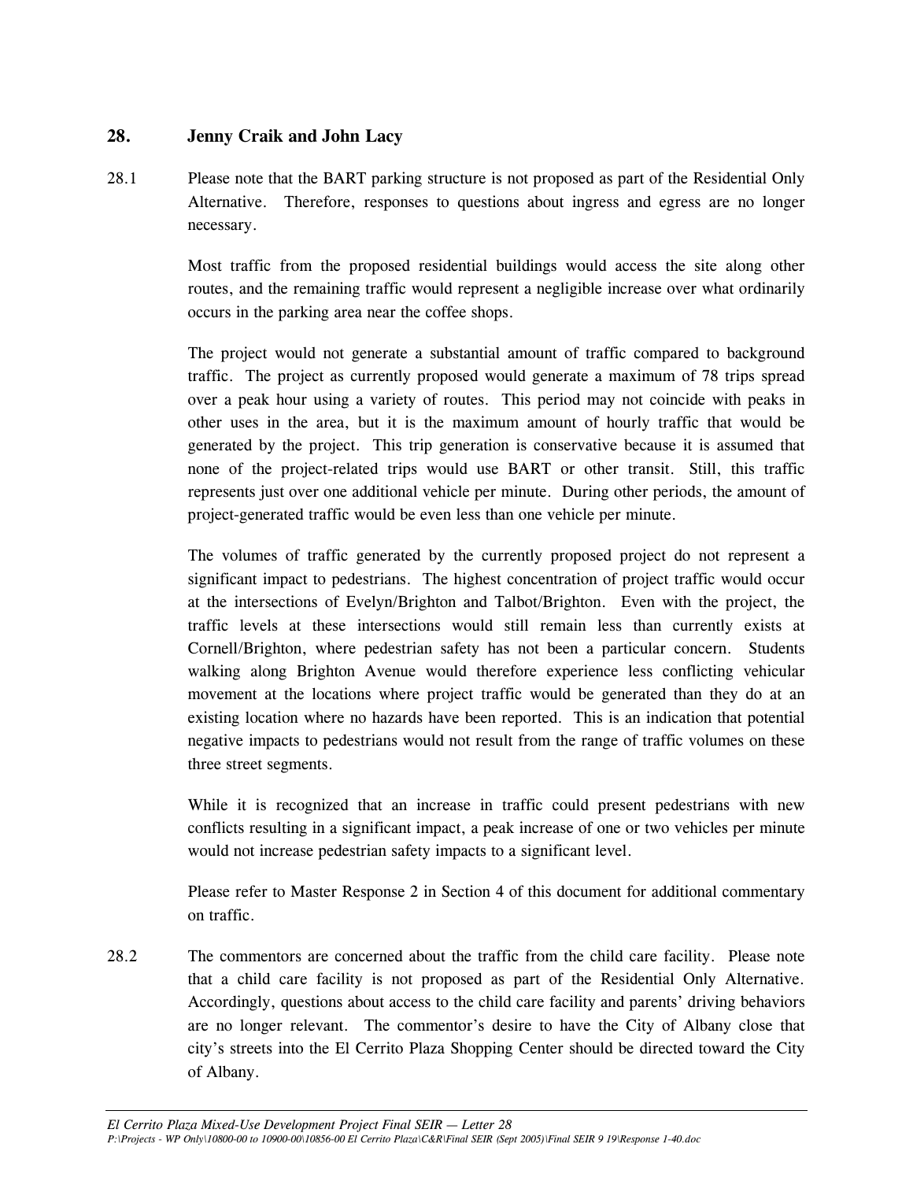## 28. Jenny Craik and John Lacy

28.1 Please note that the BART parking structure is not proposed as part of the Residential Only Alternative. Therefore, responses to questions about ingress and egress are no longer necessary.

Most traffic from the proposed residential buildings would access the site along other routes, and the remaining traffic would represent a negligible increase over what ordinarily occurs in the parking area near the coffee shops.

The project would not generate a substantial amount of traffic compared to background traffic. The project as currently proposed would generate a maximum of 78 trips spread over a peak hour using a variety of routes. This period may not coincide with peaks in other uses in the area, but it is the maximum amount of hourly traffic that would be generated by the project. This trip generation is conservative because it is assumed that none of the project-related trips would use BART or other transit. Still, this traffic represents just over one additional vehicle per minute. During other periods, the amount of project-generated traffic would be even less than one vehicle per minute.

The volumes of traffic generated by the currently proposed project do not represent a significant impact to pedestrians. The highest concentration of project traffic would occur at the intersections of Evelyn/Brighton and Talbot/Brighton. Even with the project, the traffic levels at these intersections would still remain less than currently exists at Cornell/Brighton, where pedestrian safety has not been a particular concern. Students walking along Brighton Avenue would therefore experience less conflicting vehicular movement at the locations where project traffic would be generated than they do at an existing location where no hazards have been reported. This is an indication that potential negative impacts to pedestrians would not result from the range of traffic volumes on these three street segments.

While it is recognized that an increase in traffic could present pedestrians with new conflicts resulting in a significant impact, a peak increase of one or two vehicles per minute would not increase pedestrian safety impacts to a significant level.

Please refer to Master Response 2 in Section 4 of this document for additional commentary on traffic.

28.2 The commentors are concerned about the traffic from the child care facility. Please note that a child care facility is not proposed as part of the Residential Only Alternative. Accordingly, questions about access to the child care facility and parents' driving behaviors are no longer relevant. The commentor's desire to have the City of Albany close that city's streets into the El Cerrito Plaza Shopping Center should be directed toward the City of Albany.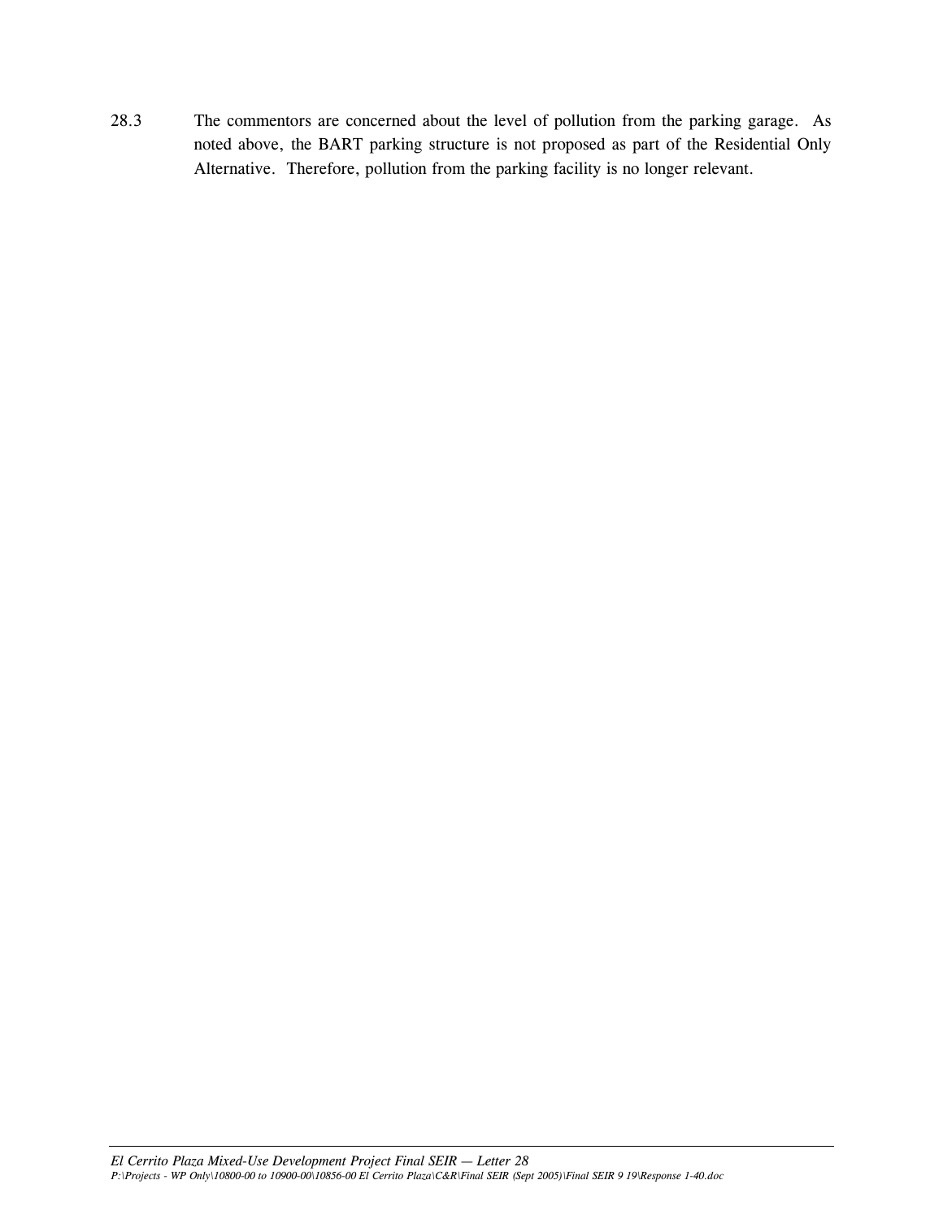28.3 The commentors are concerned about the level of pollution from the parking garage. As noted above, the BART parking structure is not proposed as part of the Residential Only Alternative. Therefore, pollution from the parking facility is no longer relevant.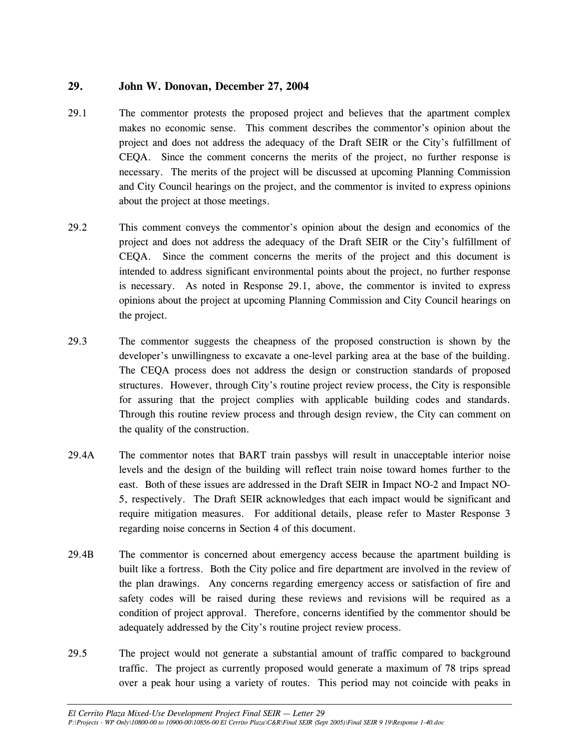## 29. John W. Donovan, December 27, 2004

29.1 The commentor protests the proposed project and believes that the apartment complex makes no economic sense. This comment describes the commentor's opinion about the project and does not address the adequacy of the Draft SEIR or the City's fulfillment of CEQA. Since the comment concerns the merits of the project, no further response is necessary. The merits of the project will be discussed at upcoming Planning Commission and City Council hearings on the project, and the commentor is invited to express opinions about the project at those meetings.

29.2 This comment conveys the commentor's opinion about the design and economics of the project and does not address the adequacy of the Draft SEIR or the City's fulfillment of CEQA. Since the comment concerns the merits of the project and this document is intended to address significant environmental points about the project, no further response is necessary. As noted in Response 29.1, above, the commentor is invited to express opinions about the project at upcoming Planning Commission and City Council hearings on the project.

29.3 The commentor suggests the cheapness of the proposed construction is shown by the developer's unwillingness to excavate a one-level parking area at the base of the building. The CEQA process does not address the design or construction standards of proposed structures. However, through City's routine project review process, the City is responsible for assuring that the project complies with applicable building codes and standards. Through this routine review process and through design review, the City can comment on the quality of the construction.

29.4A The commentor notes that BART train passbys will result in unacceptable interior noise levels and the design of the building will reflect train noise toward homes further to the east. Both of these issues are addressed in the Draft SEIR in Impact NO-2 and Impact NO-5, respectively. The Draft SEIR acknowledges that each impact would be significant and require mitigation measures. For additional details, please refer to Master Response 3 regarding noise concerns in Section 4 of this document.

29.4B The commentor is concerned about emergency access because the apartment building is built like a fortress. Both the City police and fire department are involved in the review of the plan drawings. Any concerns regarding emergency access or satisfaction of fire and safety codes will be raised during these reviews and revisions will be required as a condition of project approval. Therefore, concerns identified by the commentor should be adequately addressed by the City's routine project review process.

29.5 The project would not generate a substantial amount of traffic compared to background traffic. The project as currently proposed would generate a maximum of 78 trips spread over a peak hour using a variety of routes. This period may not coincide with peaks in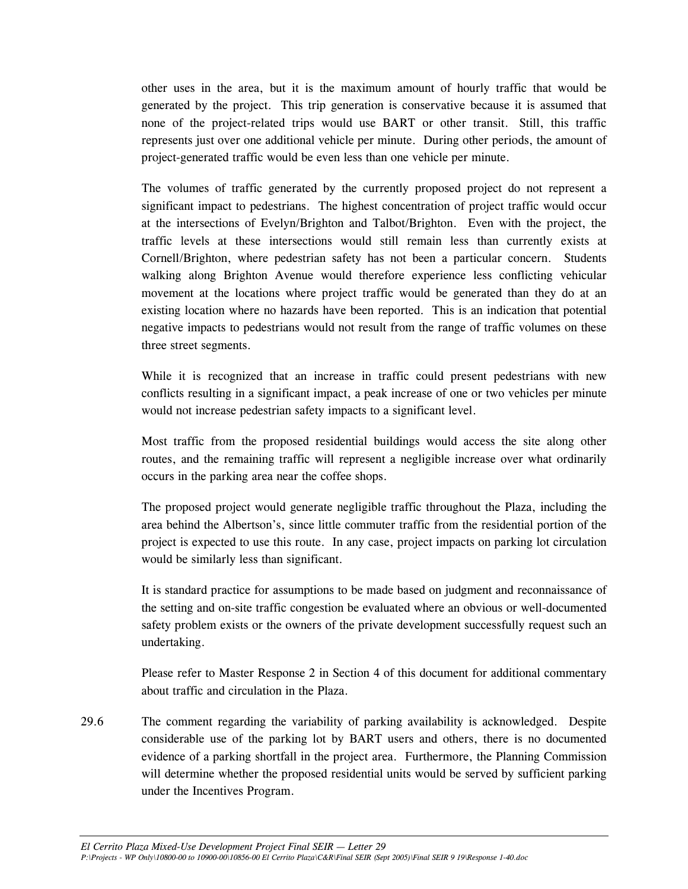other uses in the area, but it is the maximum amount of hourly traffic that would be generated by the project. This trip generation is conservative because it is assumed that none of the project-related trips would use BART or other transit. Still, this traffic represents just over one additional vehicle per minute. During other periods, the amount of project-generated traffic would be even less than one vehicle per minute.

The volumes of traffic generated by the currently proposed project do not represent a significant impact to pedestrians. The highest concentration of project traffic would occur at the intersections of Evelyn/Brighton and Talbot/Brighton. Even with the project, the traffic levels at these intersections would still remain less than currently exists at Cornell/Brighton, where pedestrian safety has not been a particular concern. Students walking along Brighton Avenue would therefore experience less conflicting vehicular movement at the locations where project traffic would be generated than they do at an existing location where no hazards have been reported. This is an indication that potential negative impacts to pedestrians would not result from the range of traffic volumes on these three street segments.

While it is recognized that an increase in traffic could present pedestrians with new conflicts resulting in a significant impact, a peak increase of one or two vehicles per minute would not increase pedestrian safety impacts to a significant level.

Most traffic from the proposed residential buildings would access the site along other routes, and the remaining traffic will represent a negligible increase over what ordinarily occurs in the parking area near the coffee shops.

The proposed project would generate negligible traffic throughout the Plaza, including the area behind the Albertson's, since little commuter traffic from the residential portion of the project is expected to use this route. In any case, project impacts on parking lot circulation would be similarly less than significant.

It is standard practice for assumptions to be made based on judgment and reconnaissance of the setting and on-site traffic congestion be evaluated where an obvious or well-documented safety problem exists or the owners of the private development successfully request such an undertaking.

Please refer to Master Response 2 in Section 4 of this document for additional commentary about traffic and circulation in the Plaza.

29.6 The comment regarding the variability of parking availability is acknowledged. Despite considerable use of the parking lot by BART users and others, there is no documented evidence of a parking shortfall in the project area. Furthermore, the Planning Commission will determine whether the proposed residential units would be served by sufficient parking under the Incentives Program.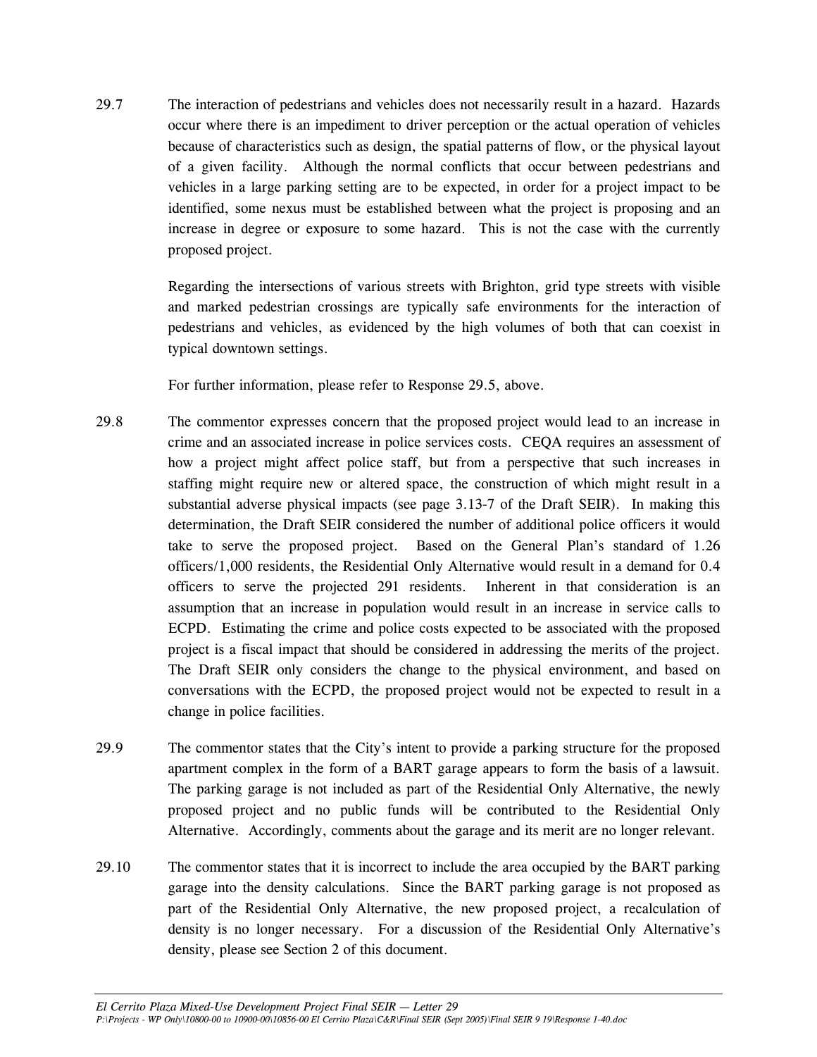29.7 The interaction of pedestrians and vehicles does not necessarily result in a hazard. Hazards occur where there is an impediment to driver perception or the actual operation of vehicles because of characteristics such as design, the spatial patterns of flow, or the physical layout of a given facility. Although the normal conflicts that occur between pedestrians and vehicles in a large parking setting are to be expected, in order for a project impact to be identified, some nexus must be established between what the project is proposing and an increase in degree or exposure to some hazard. This is not the case with the currently proposed project.

Regarding the intersections of various streets with Brighton, grid type streets with visible and marked pedestrian crossings are typically safe environments for the interaction of pedestrians and vehicles, as evidenced by the high volumes of both that can coexist in typical downtown settings.

For further information, please refer to Response 29.5, above.

29.8 The commentor expresses concern that the proposed project would lead to an increase in crime and an associated increase in police services costs. CEQA requires an assessment of how a project might affect police staff, but from a perspective that such increases in staffing might require new or altered space, the construction of which might result in a substantial adverse physical impacts (see page 3.13-7 of the Draft SEIR). In making this determination, the Draft SEIR considered the number of additional police officers it would take to serve the proposed project. Based on the General Plan's standard of 1.26 officers/1,000 residents, the Residential Only Alternative would result in a demand for 0.4 officers to serve the projected 291 residents. Inherent in that consideration is an assumption that an increase in population would result in an increase in service calls to ECPD. Estimating the crime and police costs expected to be associated with the proposed project is a fiscal impact that should be considered in addressing the merits of the project. The Draft SEIR only considers the change to the physical environment, and based on conversations with the ECPD, the proposed project would not be expected to result in a change in police facilities.

29.9 The commentor states that the City's intent to provide a parking structure for the proposed apartment complex in the form of a BART garage appears to form the basis of a lawsuit. The parking garage is not included as part of the Residential Only Alternative, the newly proposed project and no public funds will be contributed to the Residential Only Alternative. Accordingly, comments about the garage and its merit are no longer relevant.

29.10 The commentor states that it is incorrect to include the area occupied by the BART parking garage into the density calculations. Since the BART parking garage is not proposed as part of the Residential Only Alternative, the new proposed project, a recalculation of density is no longer necessary. For a discussion of the Residential Only Alternative's density, please see Section 2 of this document.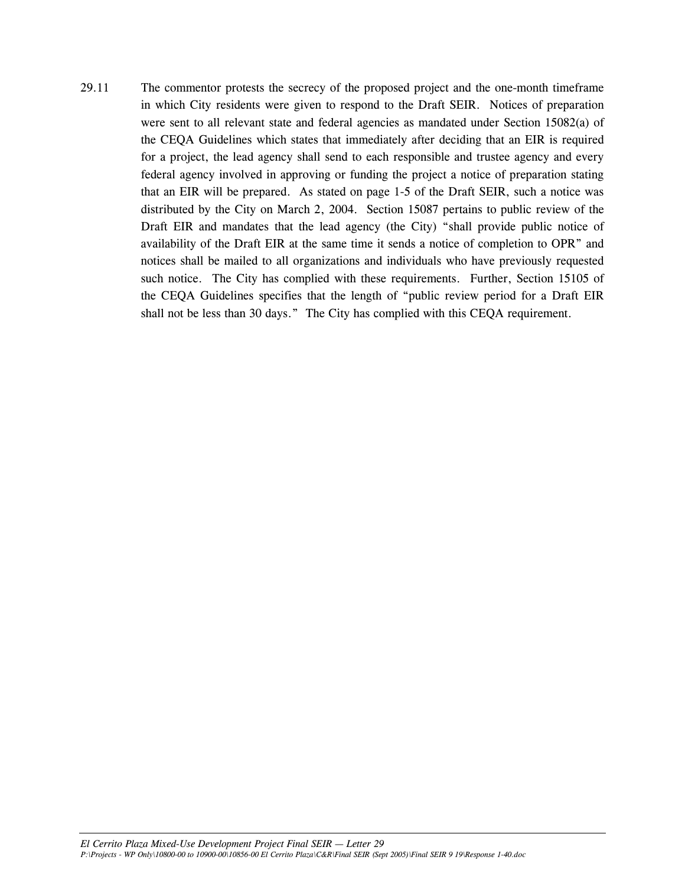29.11 The commentor protests the secrecy of the proposed project and the one-month timeframe in which City residents were given to respond to the Draft SEIR. Notices of preparation were sent to all relevant state and federal agencies as mandated under Section 15082(a) of the CEQA Guidelines which states that immediately after deciding that an EIR is required for a project, the lead agency shall send to each responsible and trustee agency and every federal agency involved in approving or funding the project a notice of preparation stating that an EIR will be prepared. As stated on page 1-5 of the Draft SEIR, such a notice was distributed by the City on March 2, 2004. Section 15087 pertains to public review of the Draft EIR and mandates that the lead agency (the City) "shall provide public notice of availability of the Draft EIR at the same time it sends a notice of completion to OPR" and notices shall be mailed to all organizations and individuals who have previously requested such notice. The City has complied with these requirements. Further, Section 15105 of the CEQA Guidelines specifies that the length of "public review period for a Draft EIR shall not be less than 30 days." The City has complied with this CEQA requirement.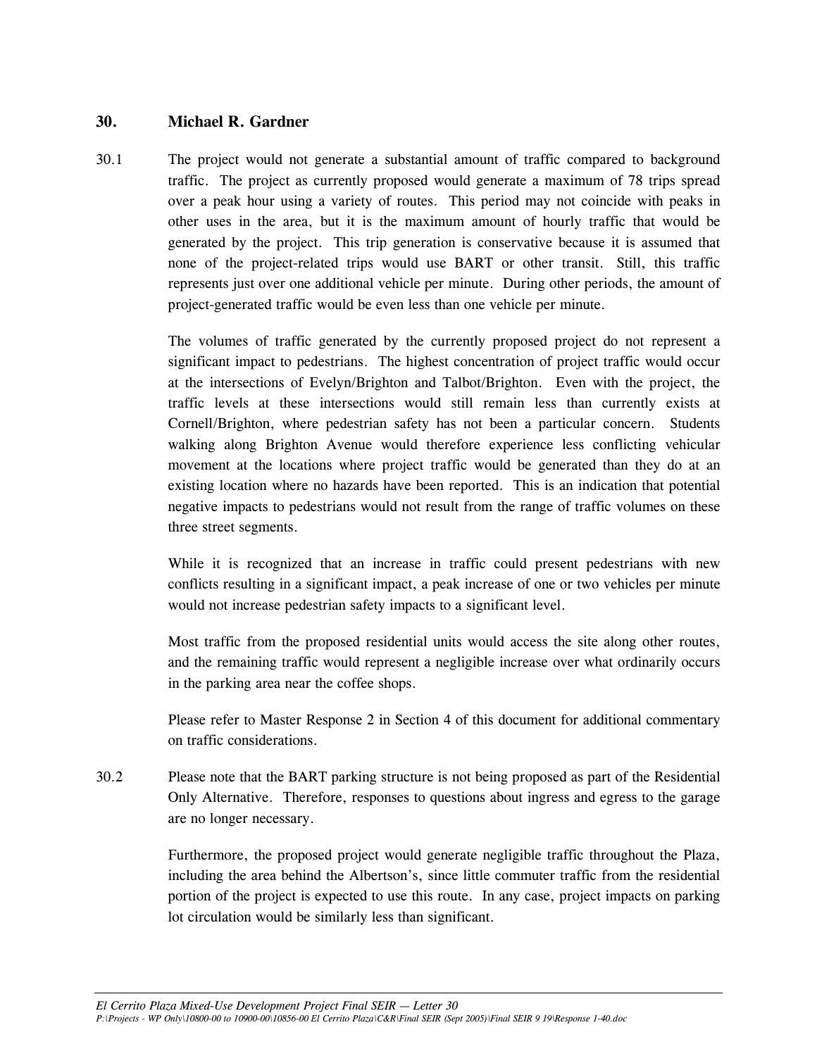## 30. Michael R. Gardner

30.1 The project would not generate a substantial amount of traffic compared to background traffic. The project as currently proposed would generate a maximum of 78 trips spread over a peak hour using a variety of routes. This period may not coincide with peaks in other uses in the area, but it is the maximum amount of hourly traffic that would be generated by the project. This trip generation is conservative because it is assumed that none of the project-related trips would use BART or other transit. Still, this traffic represents just over one additional vehicle per minute. During other periods, the amount of project-generated traffic would be even less than one vehicle per minute.

The volumes of traffic generated by the currently proposed project do not represent a significant impact to pedestrians. The highest concentration of project traffic would occur at the intersections of Evelyn/Brighton and Talbot/Brighton. Even with the project, the traffic levels at these intersections would still remain less than currently exists at Cornell/Brighton, where pedestrian safety has not been a particular concern. Students walking along Brighton Avenue would therefore experience less conflicting vehicular movement at the locations where project traffic would be generated than they do at an existing location where no hazards have been reported. This is an indication that potential negative impacts to pedestrians would not result from the range of traffic volumes on these three street segments.

While it is recognized that an increase in traffic could present pedestrians with new conflicts resulting in a significant impact, a peak increase of one or two vehicles per minute would not increase pedestrian safety impacts to a significant level.

Most traffic from the proposed residential units would access the site along other routes, and the remaining traffic would represent a negligible increase over what ordinarily occurs in the parking area near the coffee shops.

Please refer to Master Response 2 in Section 4 of this document for additional commentary on traffic considerations.

30.2 Please note that the BART parking structure is not being proposed as part of the Residential Only Alternative. Therefore, responses to questions about ingress and egress to the garage are no longer necessary.

Furthermore, the proposed project would generate negligible traffic throughout the Plaza, including the area behind the Albertson's, since little commuter traffic from the residential portion of the project is expected to use this route. In any case, project impacts on parking lot circulation would be similarly less than significant.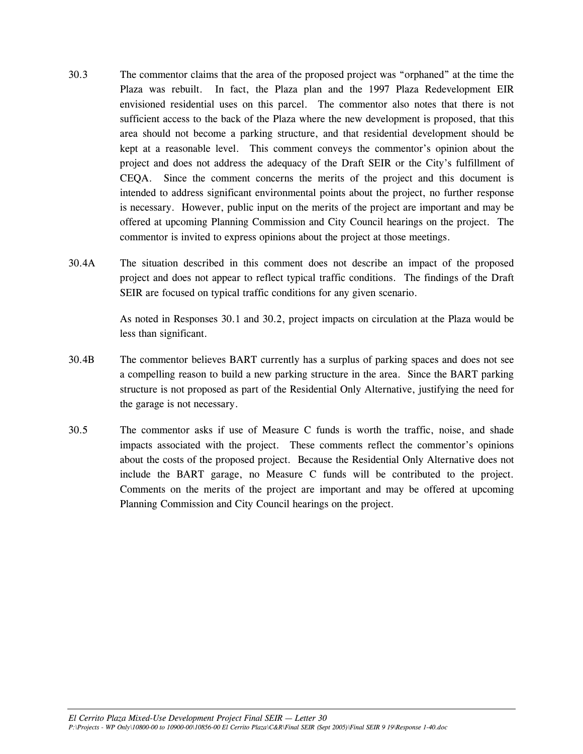30.3 The commentor claims that the area of the proposed project was "orphaned" at the time the Plaza was rebuilt. In fact, the Plaza plan and the 1997 Plaza Redevelopment EIR envisioned residential uses on this parcel. The commentor also notes that there is not sufficient access to the back of the Plaza where the new development is proposed, that this area should not become a parking structure, and that residential development should be kept at a reasonable level. This comment conveys the commentor's opinion about the project and does not address the adequacy of the Draft SEIR or the City's fulfillment of CEQA. Since the comment concerns the merits of the project and this document is intended to address significant environmental points about the project, no further response is necessary. However, public input on the merits of the project are important and may be offered at upcoming Planning Commission and City Council hearings on the project. The commentor is invited to express opinions about the project at those meetings.

30.4A The situation described in this comment does not describe an impact of the proposed project and does not appear to reflect typical traffic conditions. The findings of the Draft SEIR are focused on typical traffic conditions for any given scenario.

As noted in Responses 30.1 and 30.2, project impacts on circulation at the Plaza would be less than significant.

30.4B The commentor believes BART currently has a surplus of parking spaces and does not see a compelling reason to build a new parking structure in the area. Since the BART parking structure is not proposed as part of the Residential Only Alternative, justifying the need for the garage is not necessary.

30.5 The commentor asks if use of Measure C funds is worth the traffic, noise, and shade impacts associated with the project. These comments reflect the commentor's opinions about the costs of the proposed project. Because the Residential Only Alternative does not include the BART garage, no Measure C funds will be contributed to the project. Comments on the merits of the project are important and may be offered at upcoming Planning Commission and City Council hearings on the project.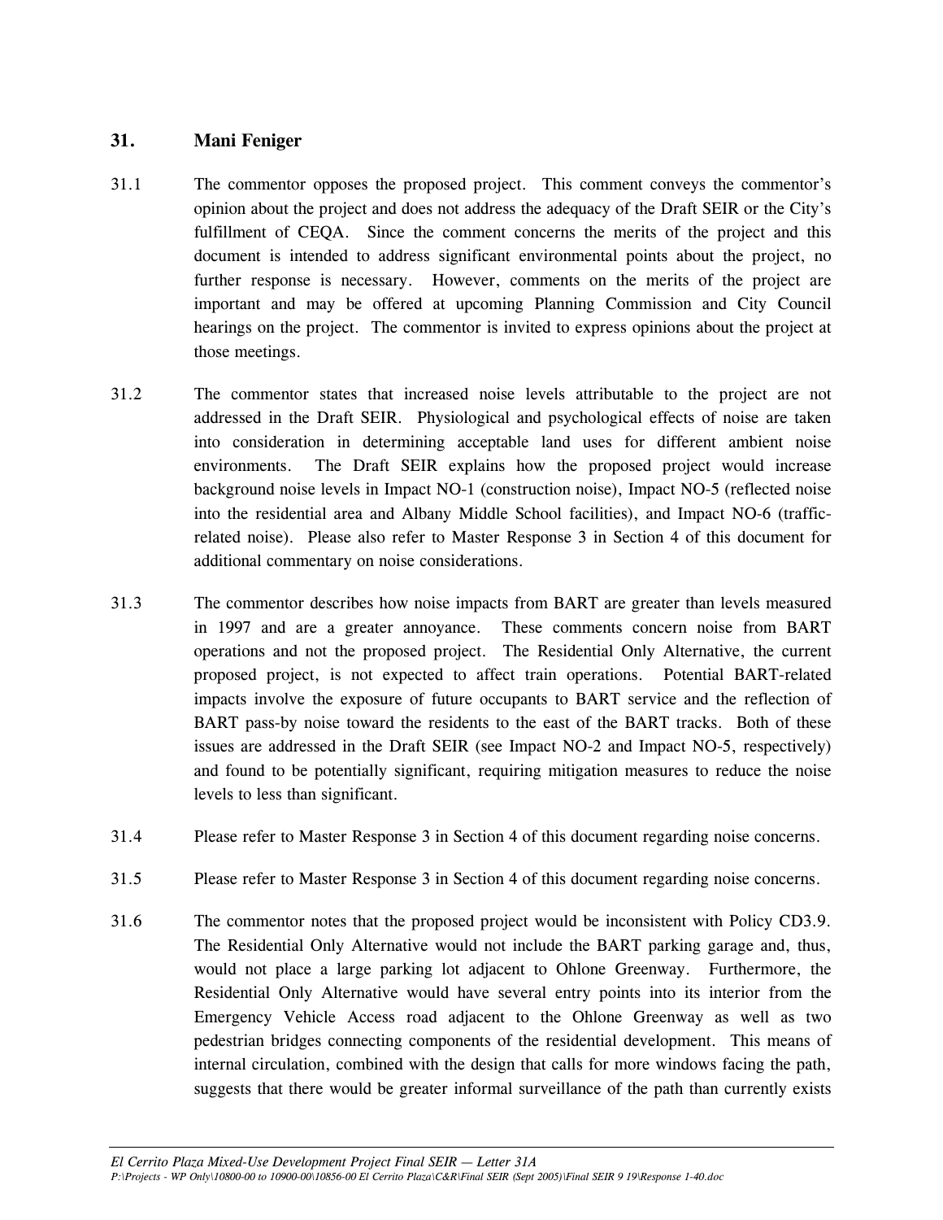## 31. Mani Feniger

31.1 The commentor opposes the proposed project. This comment conveys the commentor's opinion about the project and does not address the adequacy of the Draft SEIR or the City's fulfillment of CEQA. Since the comment concerns the merits of the project and this document is intended to address significant environmental points about the project, no further response is necessary. However, comments on the merits of the project are important and may be offered at upcoming Planning Commission and City Council hearings on the project. The commentor is invited to express opinions about the project at those meetings.

31.2 The commentor states that increased noise levels attributable to the project are not addressed in the Draft SEIR. Physiological and psychological effects of noise are taken into consideration in determining acceptable land uses for different ambient noise environments. The Draft SEIR explains how the proposed project would increase background noise levels in Impact NO-1 (construction noise), Impact NO-5 (reflected noise into the residential area and Albany Middle School facilities), and Impact NO-6 (traffic-related noise). Please also refer to Master Response 3 in Section 4 of this document for additional commentary on noise considerations.

31.3 The commentor describes how noise impacts from BART are greater than levels measured in 1997 and are a greater annoyance. These comments concern noise from BART operations and not the proposed project. The Residential Only Alternative, the current proposed project, is not expected to affect train operations. Potential BART-related impacts involve the exposure of future occupants to BART service and the reflection of BART pass-by noise toward the residents to the east of the BART tracks. Both of these issues are addressed in the Draft SEIR (see Impact NO-2 and Impact NO-5, respectively) and found to be potentially significant, requiring mitigation measures to reduce the noise levels to less than significant.

31.4 Please refer to Master Response 3 in Section 4 of this document regarding noise concerns.

31.5 Please refer to Master Response 3 in Section 4 of this document regarding noise concerns.

31.6 The commentor notes that the proposed project would be inconsistent with Policy CD3.9. The Residential Only Alternative would not include the BART parking garage and, thus, would not place a large parking lot adjacent to Ohlone Greenway. Furthermore, the Residential Only Alternative would have several entry points into its interior from the Emergency Vehicle Access road adjacent to the Ohlone Greenway as well as two pedestrian bridges connecting components of the residential development. This means of internal circulation, combined with the design that calls for more windows facing the path, suggests that there would be greater informal surveillance of the path than currently exists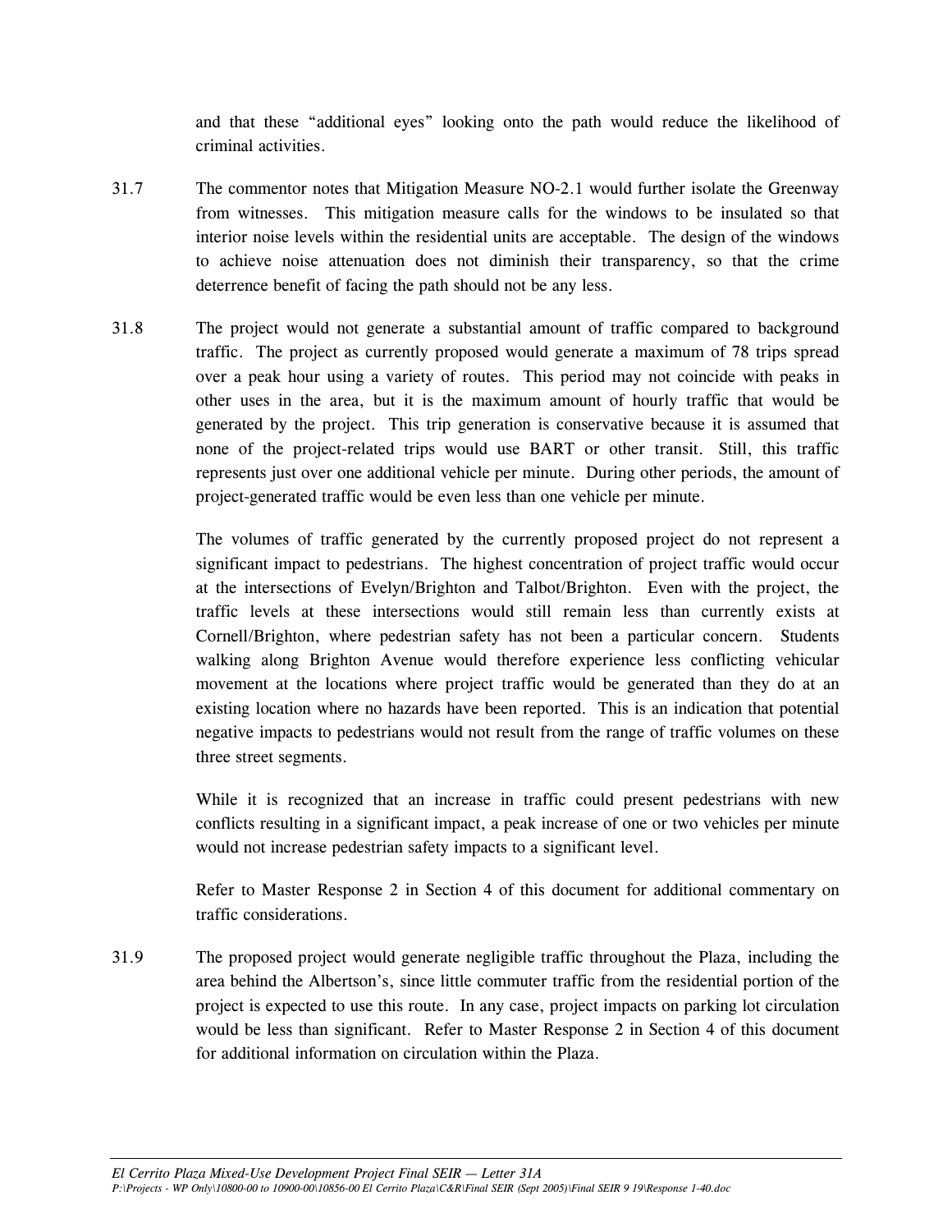and that these "additional eyes" looking onto the path would reduce the likelihood of criminal activities.

31.7 The commentor notes that Mitigation Measure NO-2.1 would further isolate the Greenway from witnesses. This mitigation measure calls for the windows to be insulated so that interior noise levels within the residential units are acceptable. The design of the windows to achieve noise attenuation does not diminish their transparency, so that the crime deterrence benefit of facing the path should not be any less.

31.8 The project would not generate a substantial amount of traffic compared to background traffic. The project as currently proposed would generate a maximum of 78 trips spread over a peak hour using a variety of routes. This period may not coincide with peaks in other uses in the area, but it is the maximum amount of hourly traffic that would be generated by the project. This trip generation is conservative because it is assumed that none of the project-related trips would use BART or other transit. Still, this traffic represents just over one additional vehicle per minute. During other periods, the amount of project-generated traffic would be even less than one vehicle per minute.

The volumes of traffic generated by the currently proposed project do not represent a significant impact to pedestrians. The highest concentration of project traffic would occur at the intersections of Evelyn/Brighton and Talbot/Brighton. Even with the project, the traffic levels at these intersections would still remain less than currently exists at Cornell/Brighton, where pedestrian safety has not been a particular concern. Students walking along Brighton Avenue would therefore experience less conflicting vehicular movement at the locations where project traffic would be generated than they do at an existing location where no hazards have been reported. This is an indication that potential negative impacts to pedestrians would not result from the range of traffic volumes on these three street segments.

While it is recognized that an increase in traffic could present pedestrians with new conflicts resulting in a significant impact, a peak increase of one or two vehicles per minute would not increase pedestrian safety impacts to a significant level.

Refer to Master Response 2 in Section 4 of this document for additional commentary on traffic considerations.

31.9 The proposed project would generate negligible traffic throughout the Plaza, including the area behind the Albertson's, since little commuter traffic from the residential portion of the project is expected to use this route. In any case, project impacts on parking lot circulation would be less than significant. Refer to Master Response 2 in Section 4 of this document for additional information on circulation within the Plaza.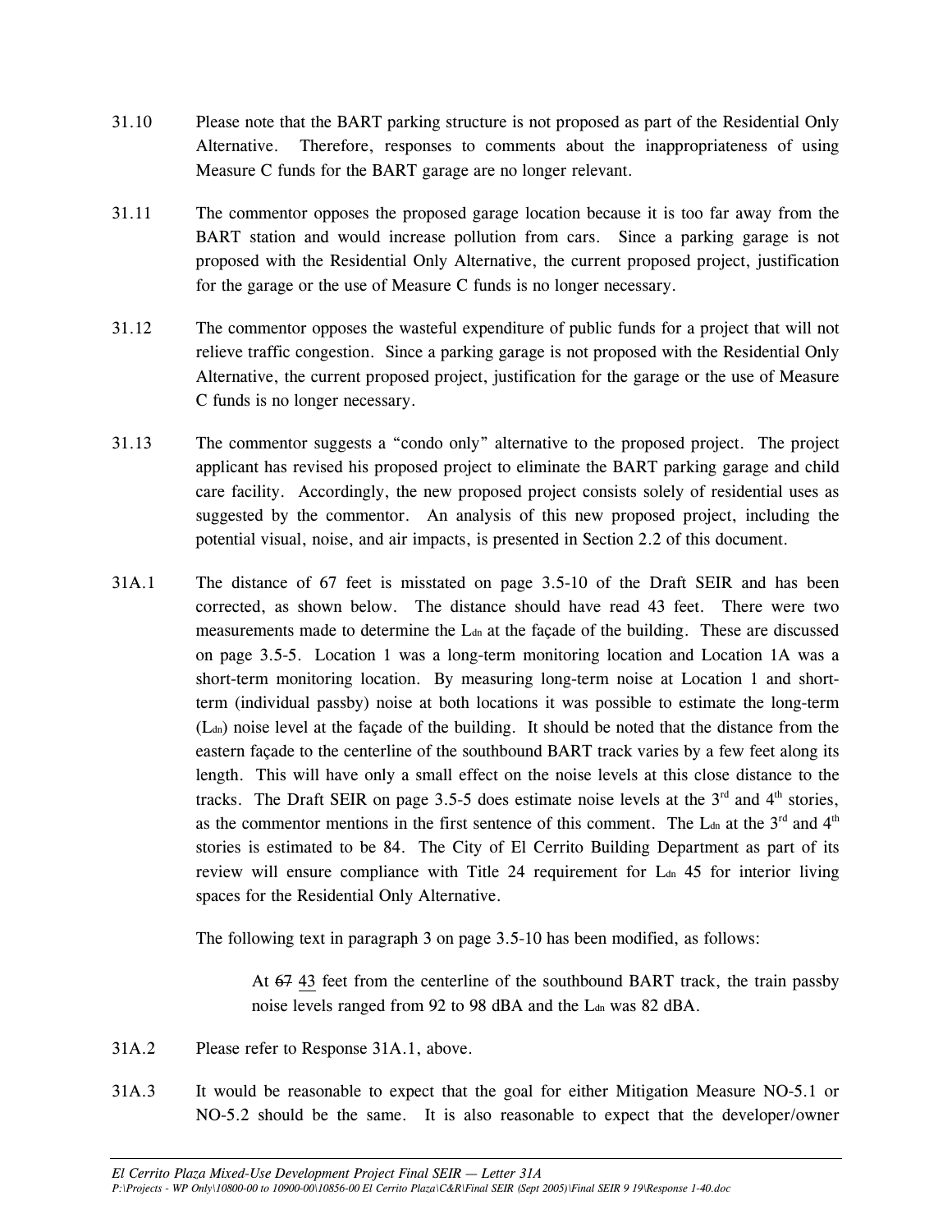31.10 Please note that the BART parking structure is not proposed as part of the Residential Only Alternative. Therefore, responses to comments about the inappropriateness of using Measure C funds for the BART garage are no longer relevant.

31.11 The commentor opposes the proposed garage location because it is too far away from the BART station and would increase pollution from cars. Since a parking garage is not proposed with the Residential Only Alternative, the current proposed project, justification for the garage or the use of Measure C funds is no longer necessary.

31.12 The commentor opposes the wasteful expenditure of public funds for a project that will not relieve traffic congestion. Since a parking garage is not proposed with the Residential Only Alternative, the current proposed project, justification for the garage or the use of Measure C funds is no longer necessary.

31.13 The commentor suggests a "condo only" alternative to the proposed project. The project applicant has revised his proposed project to eliminate the BART parking garage and child care facility. Accordingly, the new proposed project consists solely of residential uses as suggested by the commentor. An analysis of this new proposed project, including the potential visual, noise, and air impacts, is presented in Section 2.2 of this document.

31A.1 The distance of 67 feet is misstated on page 3.5-10 of the Draft SEIR and has been corrected, as shown below. The distance should have read 43 feet. There were two measurements made to determine the $L_{dn}$ at the façade of the building. These are discussed on page 3.5-5. Location 1 was a long-term monitoring location and Location 1A was a short-term monitoring location. By measuring long-term noise at Location 1 and short-term (individual passby) noise at both locations it was possible to estimate the long-term ($L_{dn}$) noise level at the façade of the building. It should be noted that the distance from the eastern façade to the centerline of the southbound BART track varies by a few feet along its length. This will have only a small effect on the noise levels at this close distance to the tracks. The Draft SEIR on page 3.5-5 does estimate noise levels at the 3rd and 4th stories, as the commentor mentions in the first sentence of this comment. The $L_{dn}$ at the 3rd and 4th stories is estimated to be 84. The City of El Cerrito Building Department as part of its review will ensure compliance with Title 24 requirement for $L_{dn}$ 45 for interior living spaces for the Residential Only Alternative.

The following text in paragraph 3 on page 3.5-10 has been modified, as follows:

> At ~~67~~ <u>43</u> feet from the centerline of the southbound BART track, the train passby noise levels ranged from 92 to 98 dBA and the $L_{dn}$ was 82 dBA.

31A.2 Please refer to Response 31A.1, above.

31A.3 It would be reasonable to expect that the goal for either Mitigation Measure NO-5.1 or NO-5.2 should be the same. It is also reasonable to expect that the developer/owner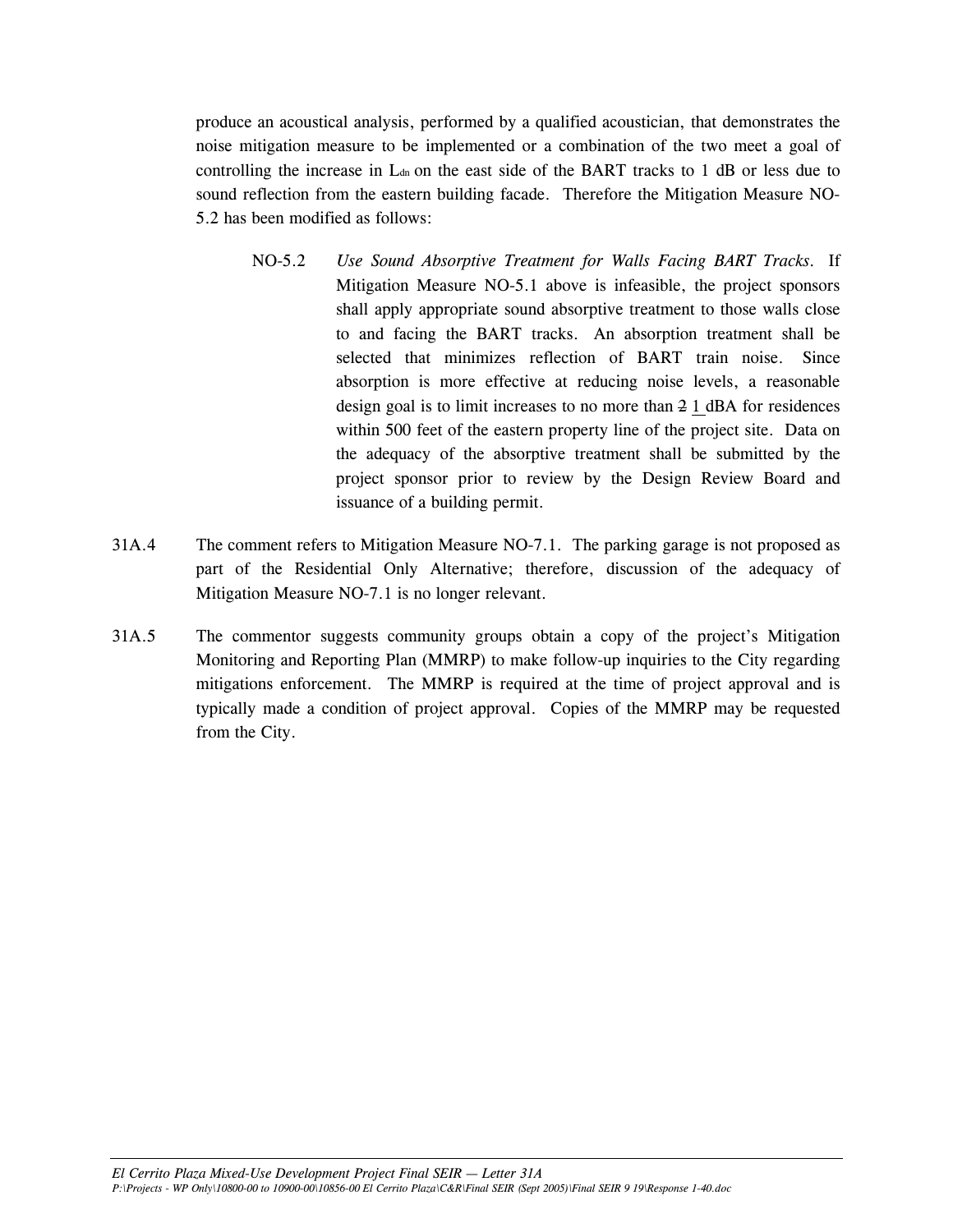produce an acoustical analysis, performed by a qualified acoustician, that demonstrates the noise mitigation measure to be implemented or a combination of the two meet a goal of controlling the increase in $L_{dn}$ on the east side of the BART tracks to 1 dB or less due to sound reflection from the eastern building facade. Therefore the Mitigation Measure NO-5.2 has been modified as follows:

> NO-5.2 *Use Sound Absorptive Treatment for Walls Facing BART Tracks.* If Mitigation Measure NO-5.1 above is infeasible, the project sponsors shall apply appropriate sound absorptive treatment to those walls close to and facing the BART tracks. An absorption treatment shall be selected that minimizes reflection of BART train noise. Since absorption is more effective at reducing noise levels, a reasonable design goal is to limit increases to no more than ~~2~~ <u>1</u> dBA for residences within 500 feet of the eastern property line of the project site. Data on the adequacy of the absorptive treatment shall be submitted by the project sponsor prior to review by the Design Review Board and issuance of a building permit.

31A.4 The comment refers to Mitigation Measure NO-7.1. The parking garage is not proposed as part of the Residential Only Alternative; therefore, discussion of the adequacy of Mitigation Measure NO-7.1 is no longer relevant.

31A.5 The commentor suggests community groups obtain a copy of the project's Mitigation Monitoring and Reporting Plan (MMRP) to make follow-up inquiries to the City regarding mitigations enforcement. The MMRP is required at the time of project approval and is typically made a condition of project approval. Copies of the MMRP may be requested from the City.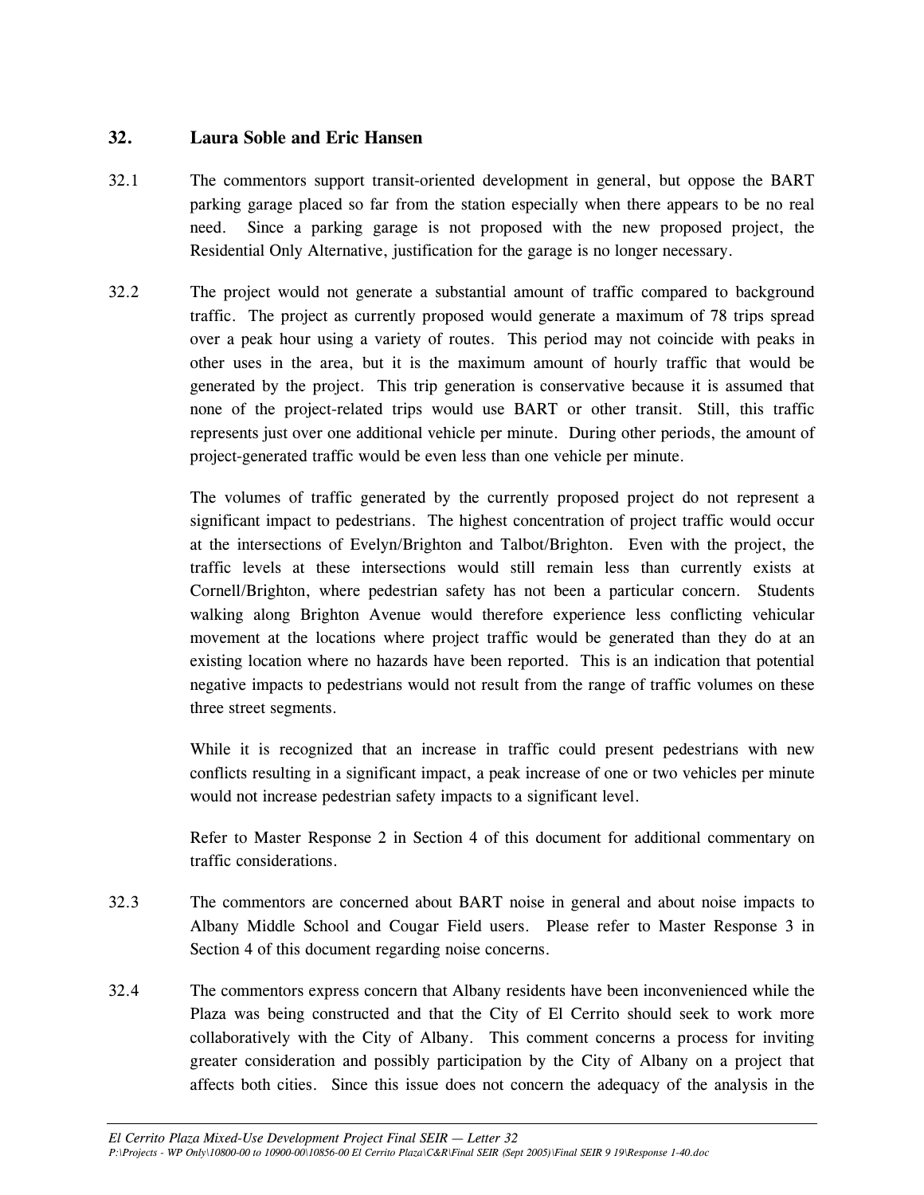## 32. Laura Soble and Eric Hansen

32.1 The commentors support transit-oriented development in general, but oppose the BART parking garage placed so far from the station especially when there appears to be no real need. Since a parking garage is not proposed with the new proposed project, the Residential Only Alternative, justification for the garage is no longer necessary.

32.2 The project would not generate a substantial amount of traffic compared to background traffic. The project as currently proposed would generate a maximum of 78 trips spread over a peak hour using a variety of routes. This period may not coincide with peaks in other uses in the area, but it is the maximum amount of hourly traffic that would be generated by the project. This trip generation is conservative because it is assumed that none of the project-related trips would use BART or other transit. Still, this traffic represents just over one additional vehicle per minute. During other periods, the amount of project-generated traffic would be even less than one vehicle per minute.

The volumes of traffic generated by the currently proposed project do not represent a significant impact to pedestrians. The highest concentration of project traffic would occur at the intersections of Evelyn/Brighton and Talbot/Brighton. Even with the project, the traffic levels at these intersections would still remain less than currently exists at Cornell/Brighton, where pedestrian safety has not been a particular concern. Students walking along Brighton Avenue would therefore experience less conflicting vehicular movement at the locations where project traffic would be generated than they do at an existing location where no hazards have been reported. This is an indication that potential negative impacts to pedestrians would not result from the range of traffic volumes on these three street segments.

While it is recognized that an increase in traffic could present pedestrians with new conflicts resulting in a significant impact, a peak increase of one or two vehicles per minute would not increase pedestrian safety impacts to a significant level.

Refer to Master Response 2 in Section 4 of this document for additional commentary on traffic considerations.

32.3 The commentors are concerned about BART noise in general and about noise impacts to Albany Middle School and Cougar Field users. Please refer to Master Response 3 in Section 4 of this document regarding noise concerns.

32.4 The commentors express concern that Albany residents have been inconvenienced while the Plaza was being constructed and that the City of El Cerrito should seek to work more collaboratively with the City of Albany. This comment concerns a process for inviting greater consideration and possibly participation by the City of Albany on a project that affects both cities. Since this issue does not concern the adequacy of the analysis in the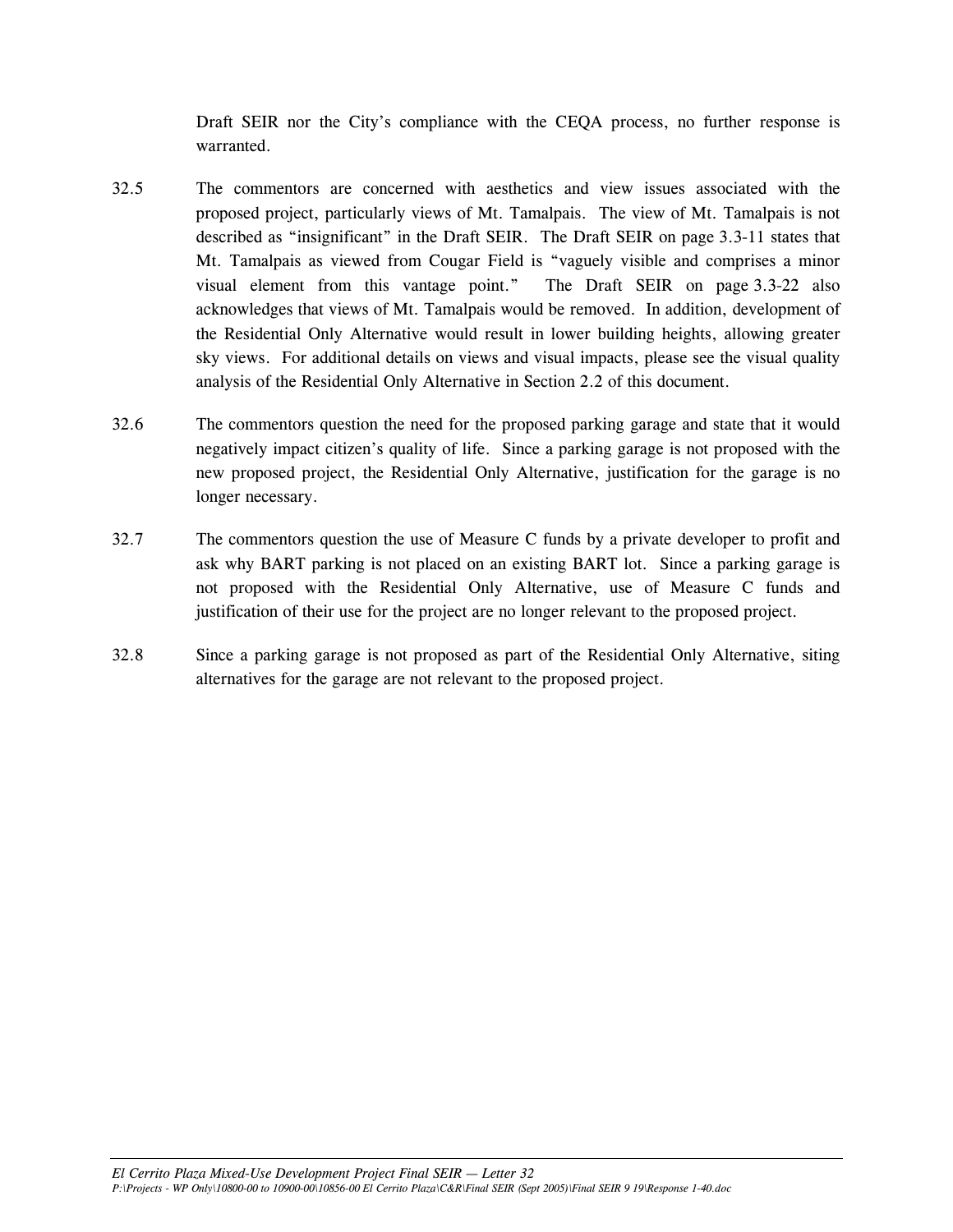Draft SEIR nor the City's compliance with the CEQA process, no further response is warranted.

32.5 The commentors are concerned with aesthetics and view issues associated with the proposed project, particularly views of Mt. Tamalpais. The view of Mt. Tamalpais is not described as "insignificant" in the Draft SEIR. The Draft SEIR on page 3.3-11 states that Mt. Tamalpais as viewed from Cougar Field is "vaguely visible and comprises a minor visual element from this vantage point." The Draft SEIR on page 3.3-22 also acknowledges that views of Mt. Tamalpais would be removed. In addition, development of the Residential Only Alternative would result in lower building heights, allowing greater sky views. For additional details on views and visual impacts, please see the visual quality analysis of the Residential Only Alternative in Section 2.2 of this document.

32.6 The commentors question the need for the proposed parking garage and state that it would negatively impact citizen's quality of life. Since a parking garage is not proposed with the new proposed project, the Residential Only Alternative, justification for the garage is no longer necessary.

32.7 The commentors question the use of Measure C funds by a private developer to profit and ask why BART parking is not placed on an existing BART lot. Since a parking garage is not proposed with the Residential Only Alternative, use of Measure C funds and justification of their use for the project are no longer relevant to the proposed project.

32.8 Since a parking garage is not proposed as part of the Residential Only Alternative, siting alternatives for the garage are not relevant to the proposed project.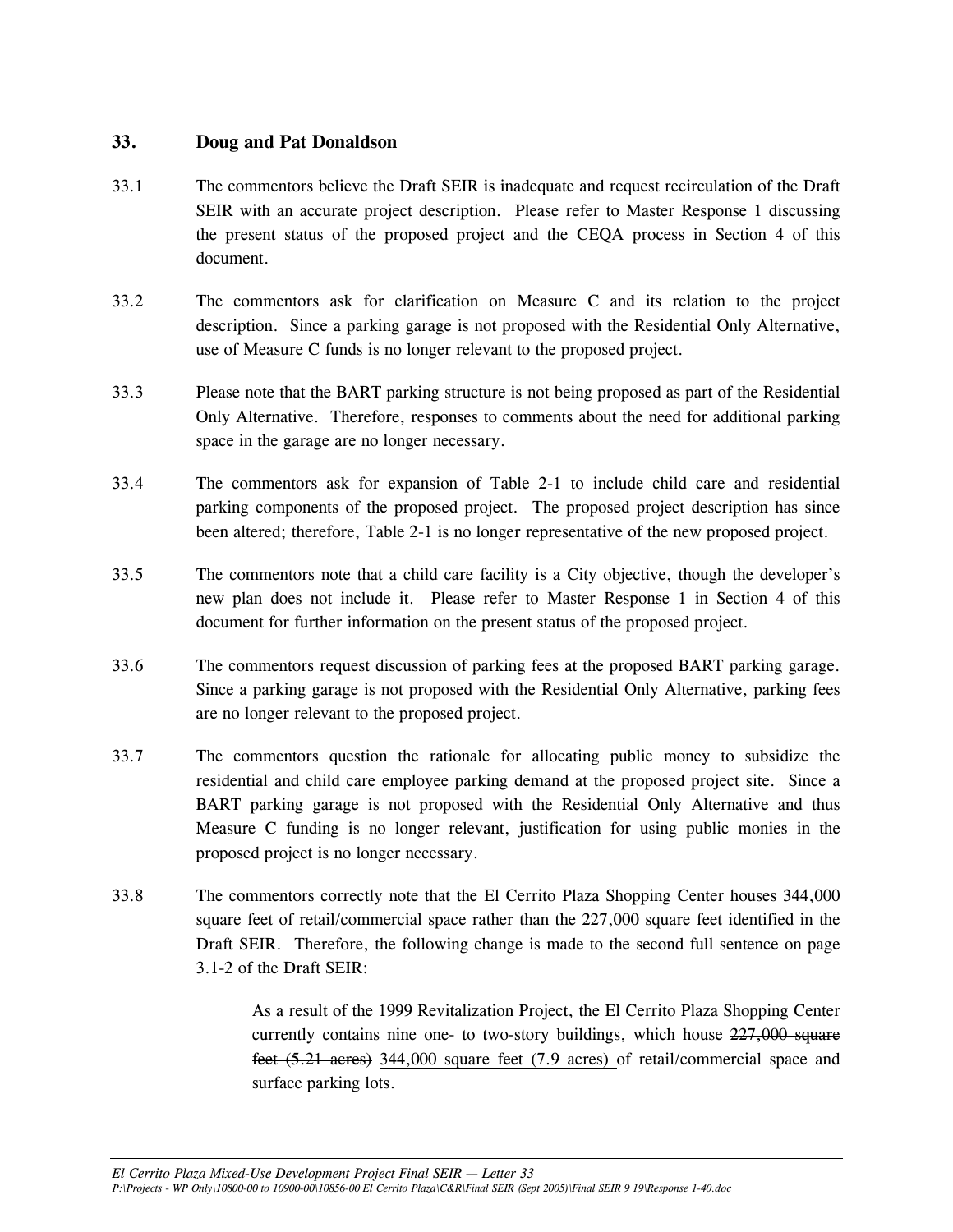## 33. Doug and Pat Donaldson

33.1 The commentors believe the Draft SEIR is inadequate and request recirculation of the Draft SEIR with an accurate project description. Please refer to Master Response 1 discussing the present status of the proposed project and the CEQA process in Section 4 of this document.

33.2 The commentors ask for clarification on Measure C and its relation to the project description. Since a parking garage is not proposed with the Residential Only Alternative, use of Measure C funds is no longer relevant to the proposed project.

33.3 Please note that the BART parking structure is not being proposed as part of the Residential Only Alternative. Therefore, responses to comments about the need for additional parking space in the garage are no longer necessary.

33.4 The commentors ask for expansion of Table 2-1 to include child care and residential parking components of the proposed project. The proposed project description has since been altered; therefore, Table 2-1 is no longer representative of the new proposed project.

33.5 The commentors note that a child care facility is a City objective, though the developer's new plan does not include it. Please refer to Master Response 1 in Section 4 of this document for further information on the present status of the proposed project.

33.6 The commentors request discussion of parking fees at the proposed BART parking garage. Since a parking garage is not proposed with the Residential Only Alternative, parking fees are no longer relevant to the proposed project.

33.7 The commentors question the rationale for allocating public money to subsidize the residential and child care employee parking demand at the proposed project site. Since a BART parking garage is not proposed with the Residential Only Alternative and thus Measure C funding is no longer relevant, justification for using public monies in the proposed project is no longer necessary.

33.8 The commentors correctly note that the El Cerrito Plaza Shopping Center houses 344,000 square feet of retail/commercial space rather than the 227,000 square feet identified in the Draft SEIR. Therefore, the following change is made to the second full sentence on page 3.1-2 of the Draft SEIR:

> As a result of the 1999 Revitalization Project, the El Cerrito Plaza Shopping Center currently contains nine one- to two-story buildings, which house ~~227,000 square feet (5.21 acres)~~ <u>344,000 square feet (7.9 acres)</u> of retail/commercial space and surface parking lots.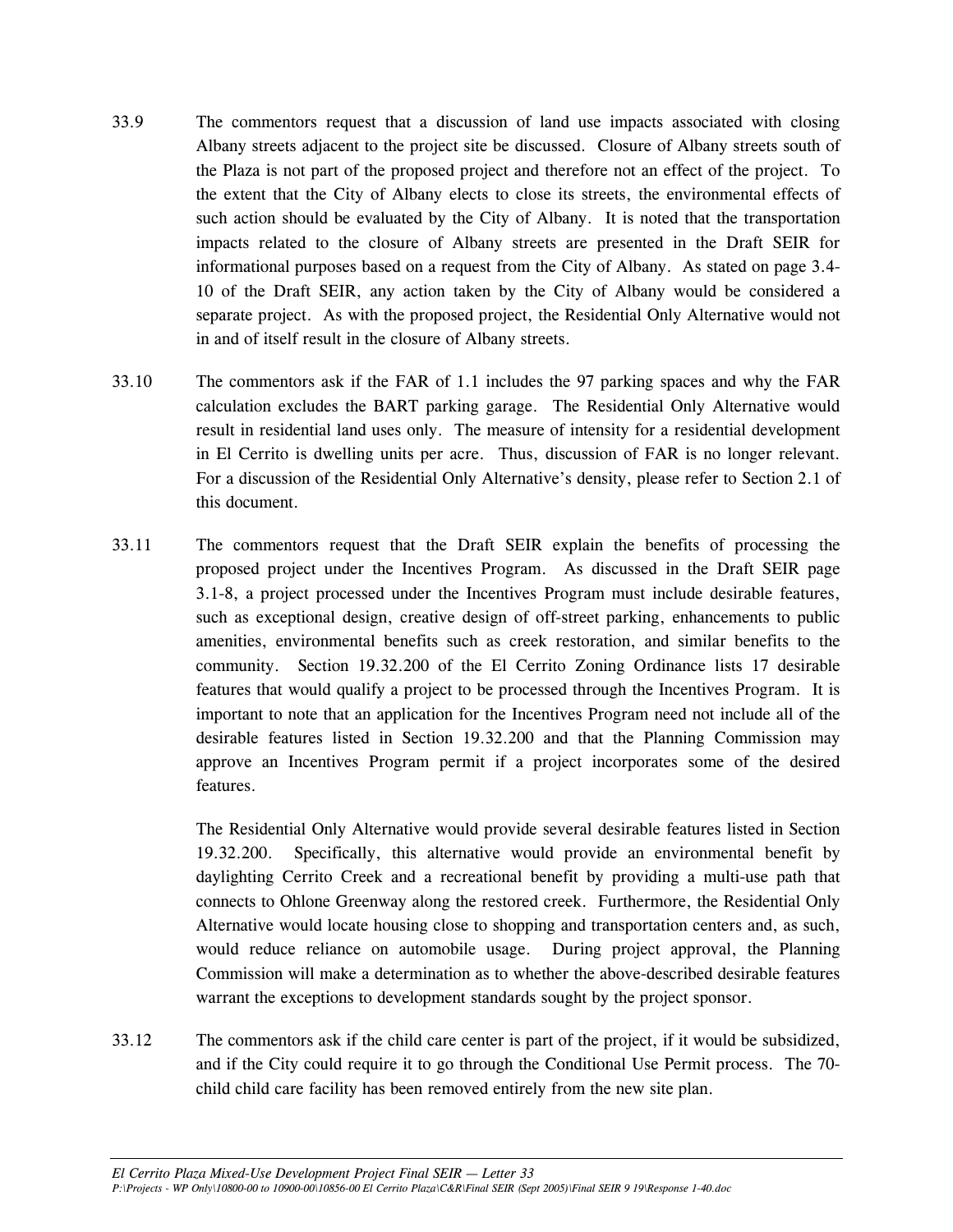33.9 The commentors request that a discussion of land use impacts associated with closing Albany streets adjacent to the project site be discussed. Closure of Albany streets south of the Plaza is not part of the proposed project and therefore not an effect of the project. To the extent that the City of Albany elects to close its streets, the environmental effects of such action should be evaluated by the City of Albany. It is noted that the transportation impacts related to the closure of Albany streets are presented in the Draft SEIR for informational purposes based on a request from the City of Albany. As stated on page 3.4-10 of the Draft SEIR, any action taken by the City of Albany would be considered a separate project. As with the proposed project, the Residential Only Alternative would not in and of itself result in the closure of Albany streets.

33.10 The commentors ask if the FAR of 1.1 includes the 97 parking spaces and why the FAR calculation excludes the BART parking garage. The Residential Only Alternative would result in residential land uses only. The measure of intensity for a residential development in El Cerrito is dwelling units per acre. Thus, discussion of FAR is no longer relevant. For a discussion of the Residential Only Alternative's density, please refer to Section 2.1 of this document.

33.11 The commentors request that the Draft SEIR explain the benefits of processing the proposed project under the Incentives Program. As discussed in the Draft SEIR page 3.1-8, a project processed under the Incentives Program must include desirable features, such as exceptional design, creative design of off-street parking, enhancements to public amenities, environmental benefits such as creek restoration, and similar benefits to the community. Section 19.32.200 of the El Cerrito Zoning Ordinance lists 17 desirable features that would qualify a project to be processed through the Incentives Program. It is important to note that an application for the Incentives Program need not include all of the desirable features listed in Section 19.32.200 and that the Planning Commission may approve an Incentives Program permit if a project incorporates some of the desired features.

The Residential Only Alternative would provide several desirable features listed in Section 19.32.200. Specifically, this alternative would provide an environmental benefit by daylighting Cerrito Creek and a recreational benefit by providing a multi-use path that connects to Ohlone Greenway along the restored creek. Furthermore, the Residential Only Alternative would locate housing close to shopping and transportation centers and, as such, would reduce reliance on automobile usage. During project approval, the Planning Commission will make a determination as to whether the above-described desirable features warrant the exceptions to development standards sought by the project sponsor.

33.12 The commentors ask if the child care center is part of the project, if it would be subsidized, and if the City could require it to go through the Conditional Use Permit process. The 70-child child care facility has been removed entirely from the new site plan.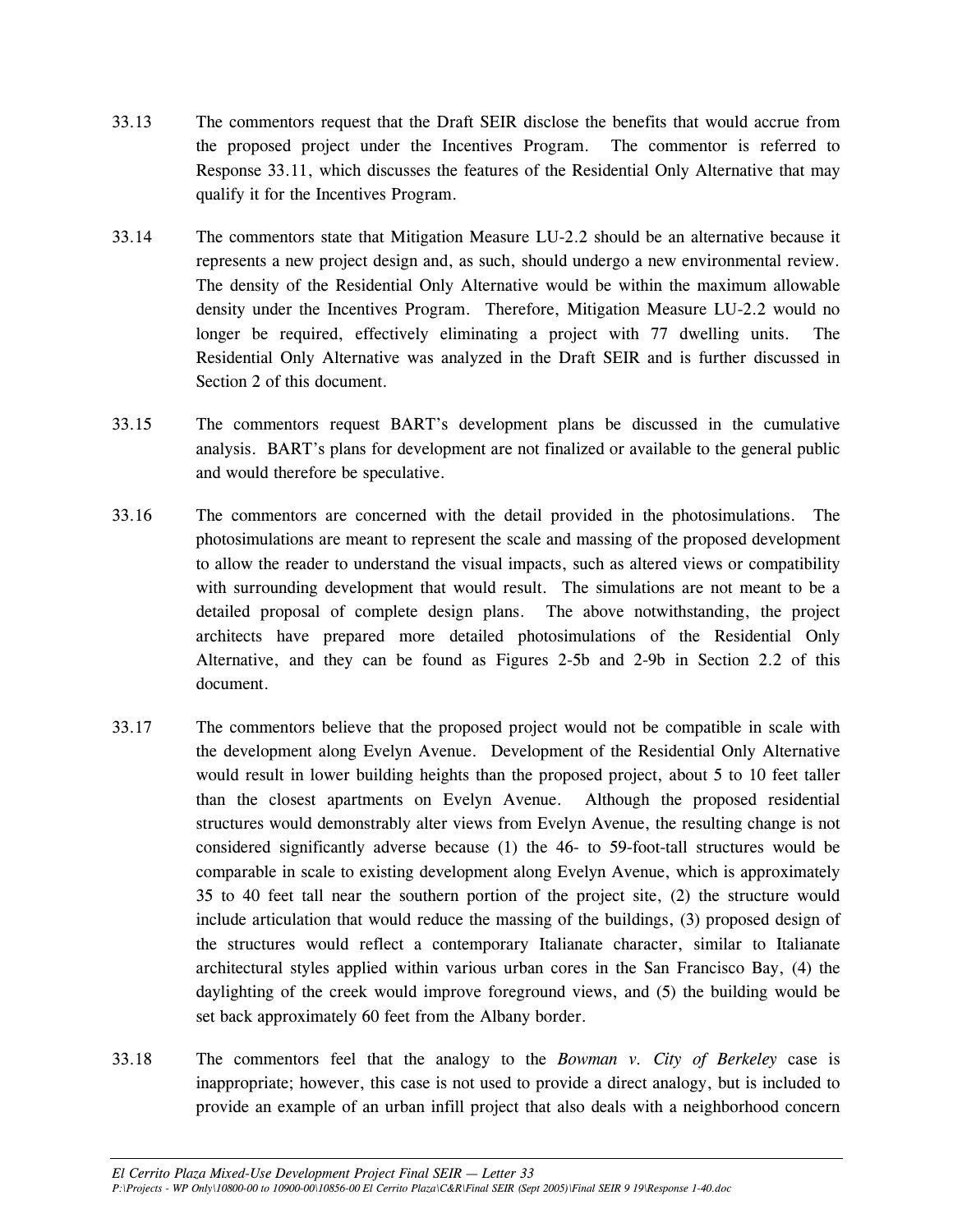33.13 The commentors request that the Draft SEIR disclose the benefits that would accrue from the proposed project under the Incentives Program. The commentor is referred to Response 33.11, which discusses the features of the Residential Only Alternative that may qualify it for the Incentives Program.

33.14 The commentors state that Mitigation Measure LU-2.2 should be an alternative because it represents a new project design and, as such, should undergo a new environmental review. The density of the Residential Only Alternative would be within the maximum allowable density under the Incentives Program. Therefore, Mitigation Measure LU-2.2 would no longer be required, effectively eliminating a project with 77 dwelling units. The Residential Only Alternative was analyzed in the Draft SEIR and is further discussed in Section 2 of this document.

33.15 The commentors request BART's development plans be discussed in the cumulative analysis. BART's plans for development are not finalized or available to the general public and would therefore be speculative.

33.16 The commentors are concerned with the detail provided in the photosimulations. The photosimulations are meant to represent the scale and massing of the proposed development to allow the reader to understand the visual impacts, such as altered views or compatibility with surrounding development that would result. The simulations are not meant to be a detailed proposal of complete design plans. The above notwithstanding, the project architects have prepared more detailed photosimulations of the Residential Only Alternative, and they can be found as Figures 2-5b and 2-9b in Section 2.2 of this document.

33.17 The commentors believe that the proposed project would not be compatible in scale with the development along Evelyn Avenue. Development of the Residential Only Alternative would result in lower building heights than the proposed project, about 5 to 10 feet taller than the closest apartments on Evelyn Avenue. Although the proposed residential structures would demonstrably alter views from Evelyn Avenue, the resulting change is not considered significantly adverse because (1) the 46- to 59-foot-tall structures would be comparable in scale to existing development along Evelyn Avenue, which is approximately 35 to 40 feet tall near the southern portion of the project site, (2) the structure would include articulation that would reduce the massing of the buildings, (3) proposed design of the structures would reflect a contemporary Italianate character, similar to Italianate architectural styles applied within various urban cores in the San Francisco Bay, (4) the daylighting of the creek would improve foreground views, and (5) the building would be set back approximately 60 feet from the Albany border.

33.18 The commentors feel that the analogy to the *Bowman v. City of Berkeley* case is inappropriate; however, this case is not used to provide a direct analogy, but is included to provide an example of an urban infill project that also deals with a neighborhood concern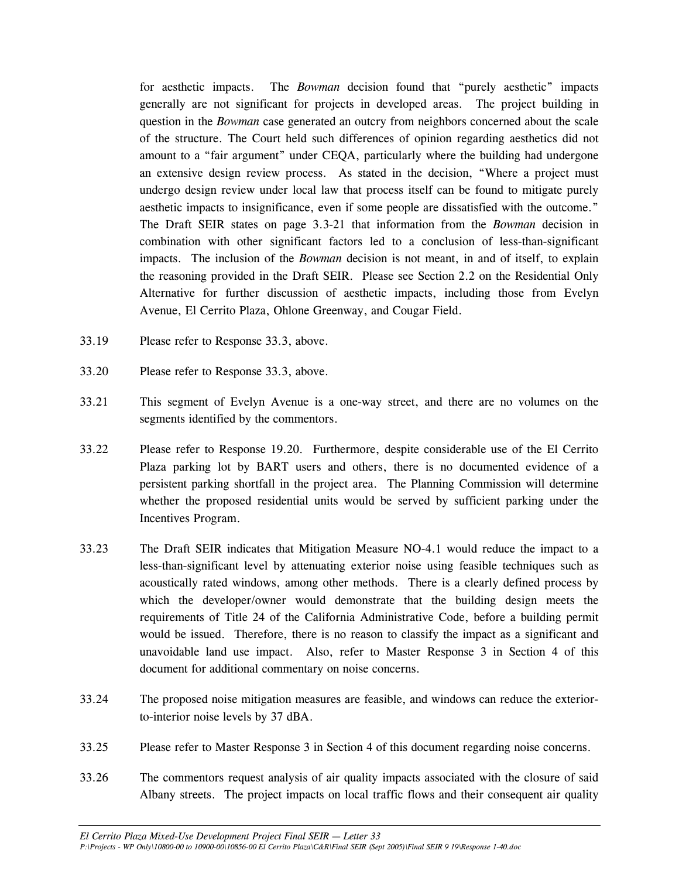for aesthetic impacts. The *Bowman* decision found that "purely aesthetic" impacts generally are not significant for projects in developed areas. The project building in question in the *Bowman* case generated an outcry from neighbors concerned about the scale of the structure. The Court held such differences of opinion regarding aesthetics did not amount to a "fair argument" under CEQA, particularly where the building had undergone an extensive design review process. As stated in the decision, "Where a project must undergo design review under local law that process itself can be found to mitigate purely aesthetic impacts to insignificance, even if some people are dissatisfied with the outcome." The Draft SEIR states on page 3.3-21 that information from the *Bowman* decision in combination with other significant factors led to a conclusion of less-than-significant impacts. The inclusion of the *Bowman* decision is not meant, in and of itself, to explain the reasoning provided in the Draft SEIR. Please see Section 2.2 on the Residential Only Alternative for further discussion of aesthetic impacts, including those from Evelyn Avenue, El Cerrito Plaza, Ohlone Greenway, and Cougar Field.

33.19 Please refer to Response 33.3, above.

33.20 Please refer to Response 33.3, above.

33.21 This segment of Evelyn Avenue is a one-way street, and there are no volumes on the segments identified by the commentors.

33.22 Please refer to Response 19.20. Furthermore, despite considerable use of the El Cerrito Plaza parking lot by BART users and others, there is no documented evidence of a persistent parking shortfall in the project area. The Planning Commission will determine whether the proposed residential units would be served by sufficient parking under the Incentives Program.

33.23 The Draft SEIR indicates that Mitigation Measure NO-4.1 would reduce the impact to a less-than-significant level by attenuating exterior noise using feasible techniques such as acoustically rated windows, among other methods. There is a clearly defined process by which the developer/owner would demonstrate that the building design meets the requirements of Title 24 of the California Administrative Code, before a building permit would be issued. Therefore, there is no reason to classify the impact as a significant and unavoidable land use impact. Also, refer to Master Response 3 in Section 4 of this document for additional commentary on noise concerns.

33.24 The proposed noise mitigation measures are feasible, and windows can reduce the exterior-to-interior noise levels by 37 dBA.

33.25 Please refer to Master Response 3 in Section 4 of this document regarding noise concerns.

33.26 The commentors request analysis of air quality impacts associated with the closure of said Albany streets. The project impacts on local traffic flows and their consequent air quality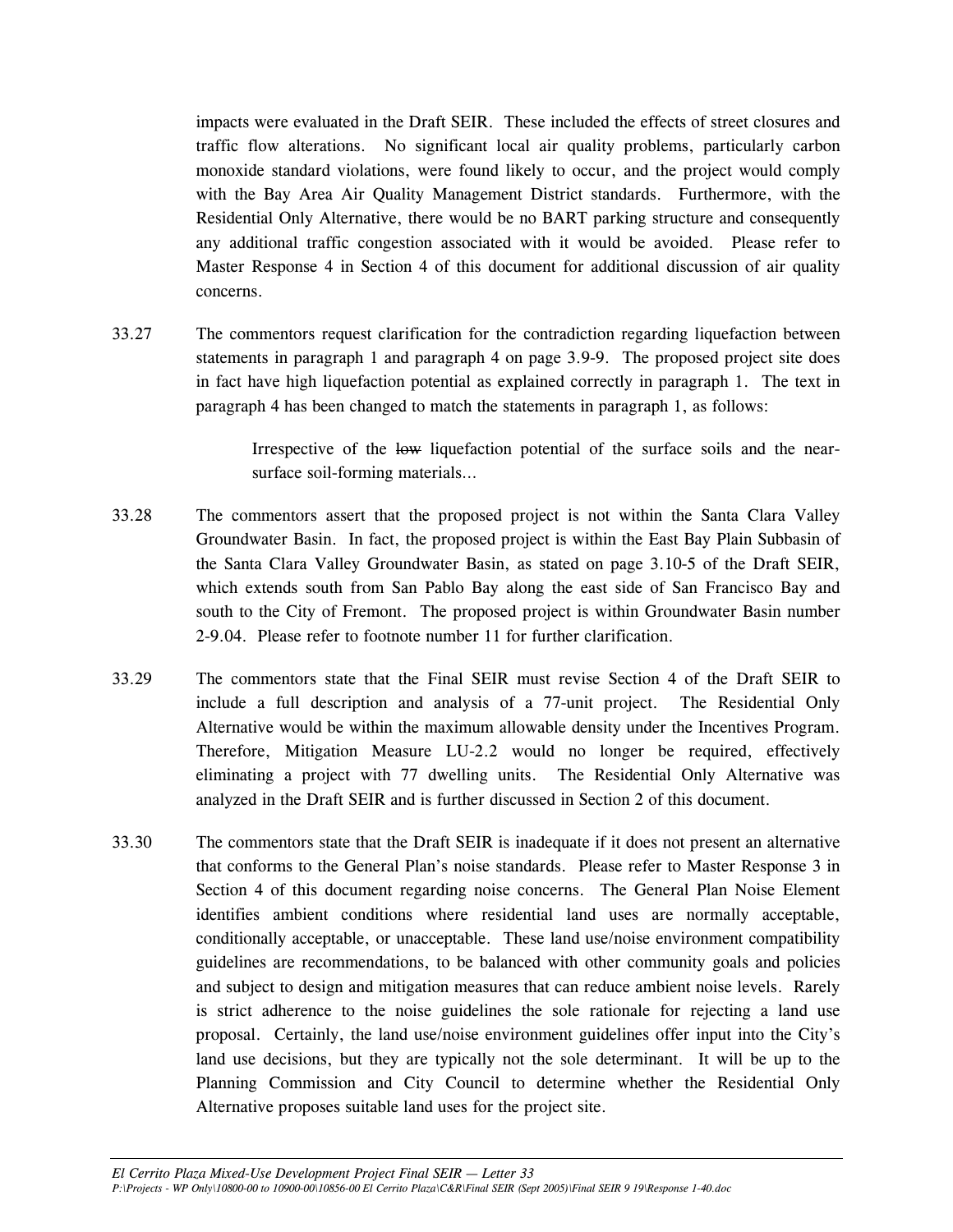impacts were evaluated in the Draft SEIR. These included the effects of street closures and traffic flow alterations. No significant local air quality problems, particularly carbon monoxide standard violations, were found likely to occur, and the project would comply with the Bay Area Air Quality Management District standards. Furthermore, with the Residential Only Alternative, there would be no BART parking structure and consequently any additional traffic congestion associated with it would be avoided. Please refer to Master Response 4 in Section 4 of this document for additional discussion of air quality concerns.

33.27 The commentors request clarification for the contradiction regarding liquefaction between statements in paragraph 1 and paragraph 4 on page 3.9-9. The proposed project site does in fact have high liquefaction potential as explained correctly in paragraph 1. The text in paragraph 4 has been changed to match the statements in paragraph 1, as follows:

> Irrespective of the ~~low~~ liquefaction potential of the surface soils and the near-surface soil-forming materials...

33.28 The commentors assert that the proposed project is not within the Santa Clara Valley Groundwater Basin. In fact, the proposed project is within the East Bay Plain Subbasin of the Santa Clara Valley Groundwater Basin, as stated on page 3.10-5 of the Draft SEIR, which extends south from San Pablo Bay along the east side of San Francisco Bay and south to the City of Fremont. The proposed project is within Groundwater Basin number 2-9.04. Please refer to footnote number 11 for further clarification.

33.29 The commentors state that the Final SEIR must revise Section 4 of the Draft SEIR to include a full description and analysis of a 77-unit project. The Residential Only Alternative would be within the maximum allowable density under the Incentives Program. Therefore, Mitigation Measure LU-2.2 would no longer be required, effectively eliminating a project with 77 dwelling units. The Residential Only Alternative was analyzed in the Draft SEIR and is further discussed in Section 2 of this document.

33.30 The commentors state that the Draft SEIR is inadequate if it does not present an alternative that conforms to the General Plan's noise standards. Please refer to Master Response 3 in Section 4 of this document regarding noise concerns. The General Plan Noise Element identifies ambient conditions where residential land uses are normally acceptable, conditionally acceptable, or unacceptable. These land use/noise environment compatibility guidelines are recommendations, to be balanced with other community goals and policies and subject to design and mitigation measures that can reduce ambient noise levels. Rarely is strict adherence to the noise guidelines the sole rationale for rejecting a land use proposal. Certainly, the land use/noise environment guidelines offer input into the City's land use decisions, but they are typically not the sole determinant. It will be up to the Planning Commission and City Council to determine whether the Residential Only Alternative proposes suitable land uses for the project site.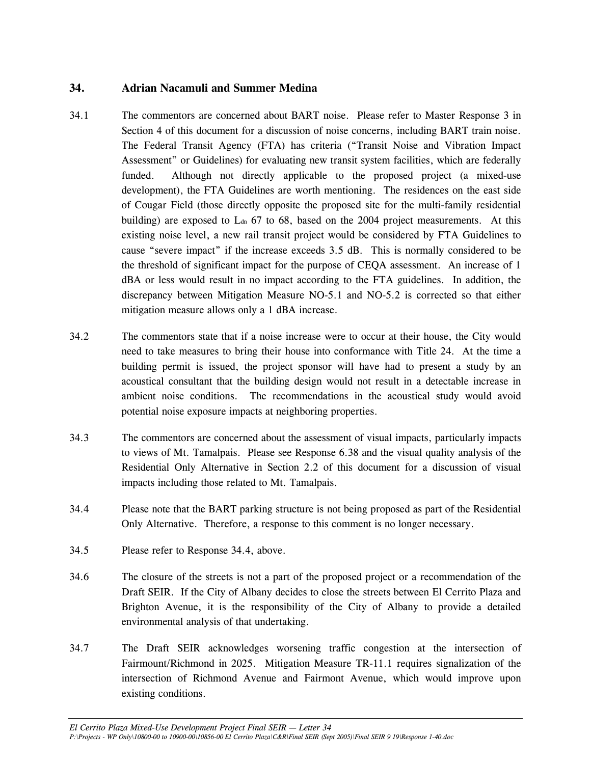## 34. Adrian Nacamuli and Summer Medina

34.1 The commentors are concerned about BART noise. Please refer to Master Response 3 in Section 4 of this document for a discussion of noise concerns, including BART train noise. The Federal Transit Agency (FTA) has criteria ("Transit Noise and Vibration Impact Assessment" or Guidelines) for evaluating new transit system facilities, which are federally funded. Although not directly applicable to the proposed project (a mixed-use development), the FTA Guidelines are worth mentioning. The residences on the east side of Cougar Field (those directly opposite the proposed site for the multi-family residential building) are exposed to $L_{dn}$ 67 to 68, based on the 2004 project measurements. At this existing noise level, a new rail transit project would be considered by FTA Guidelines to cause "severe impact" if the increase exceeds 3.5 dB. This is normally considered to be the threshold of significant impact for the purpose of CEQA assessment. An increase of 1 dBA or less would result in no impact according to the FTA guidelines. In addition, the discrepancy between Mitigation Measure NO-5.1 and NO-5.2 is corrected so that either mitigation measure allows only a 1 dBA increase.

34.2 The commentors state that if a noise increase were to occur at their house, the City would need to take measures to bring their house into conformance with Title 24. At the time a building permit is issued, the project sponsor will have had to present a study by an acoustical consultant that the building design would not result in a detectable increase in ambient noise conditions. The recommendations in the acoustical study would avoid potential noise exposure impacts at neighboring properties.

34.3 The commentors are concerned about the assessment of visual impacts, particularly impacts to views of Mt. Tamalpais. Please see Response 6.38 and the visual quality analysis of the Residential Only Alternative in Section 2.2 of this document for a discussion of visual impacts including those related to Mt. Tamalpais.

34.4 Please note that the BART parking structure is not being proposed as part of the Residential Only Alternative. Therefore, a response to this comment is no longer necessary.

34.5 Please refer to Response 34.4, above.

34.6 The closure of the streets is not a part of the proposed project or a recommendation of the Draft SEIR. If the City of Albany decides to close the streets between El Cerrito Plaza and Brighton Avenue, it is the responsibility of the City of Albany to provide a detailed environmental analysis of that undertaking.

34.7 The Draft SEIR acknowledges worsening traffic congestion at the intersection of Fairmount/Richmond in 2025. Mitigation Measure TR-11.1 requires signalization of the intersection of Richmond Avenue and Fairmont Avenue, which would improve upon existing conditions.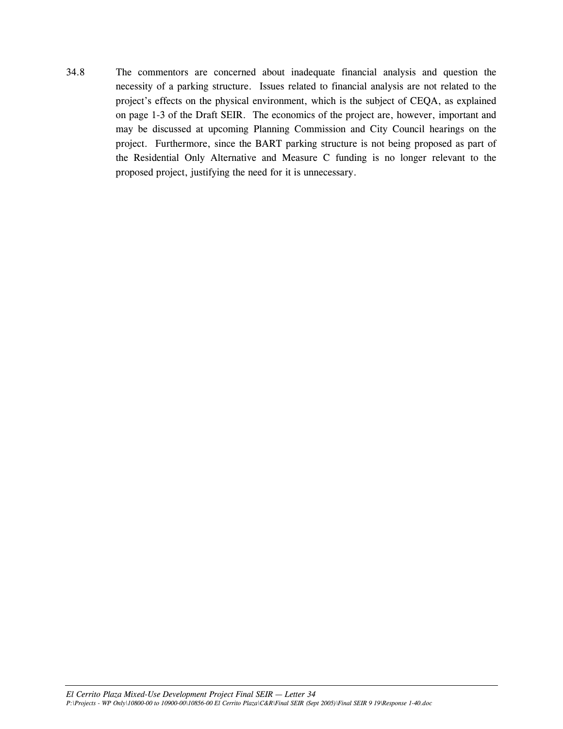34.8 The commentors are concerned about inadequate financial analysis and question the necessity of a parking structure. Issues related to financial analysis are not related to the project's effects on the physical environment, which is the subject of CEQA, as explained on page 1-3 of the Draft SEIR. The economics of the project are, however, important and may be discussed at upcoming Planning Commission and City Council hearings on the project. Furthermore, since the BART parking structure is not being proposed as part of the Residential Only Alternative and Measure C funding is no longer relevant to the proposed project, justifying the need for it is unnecessary.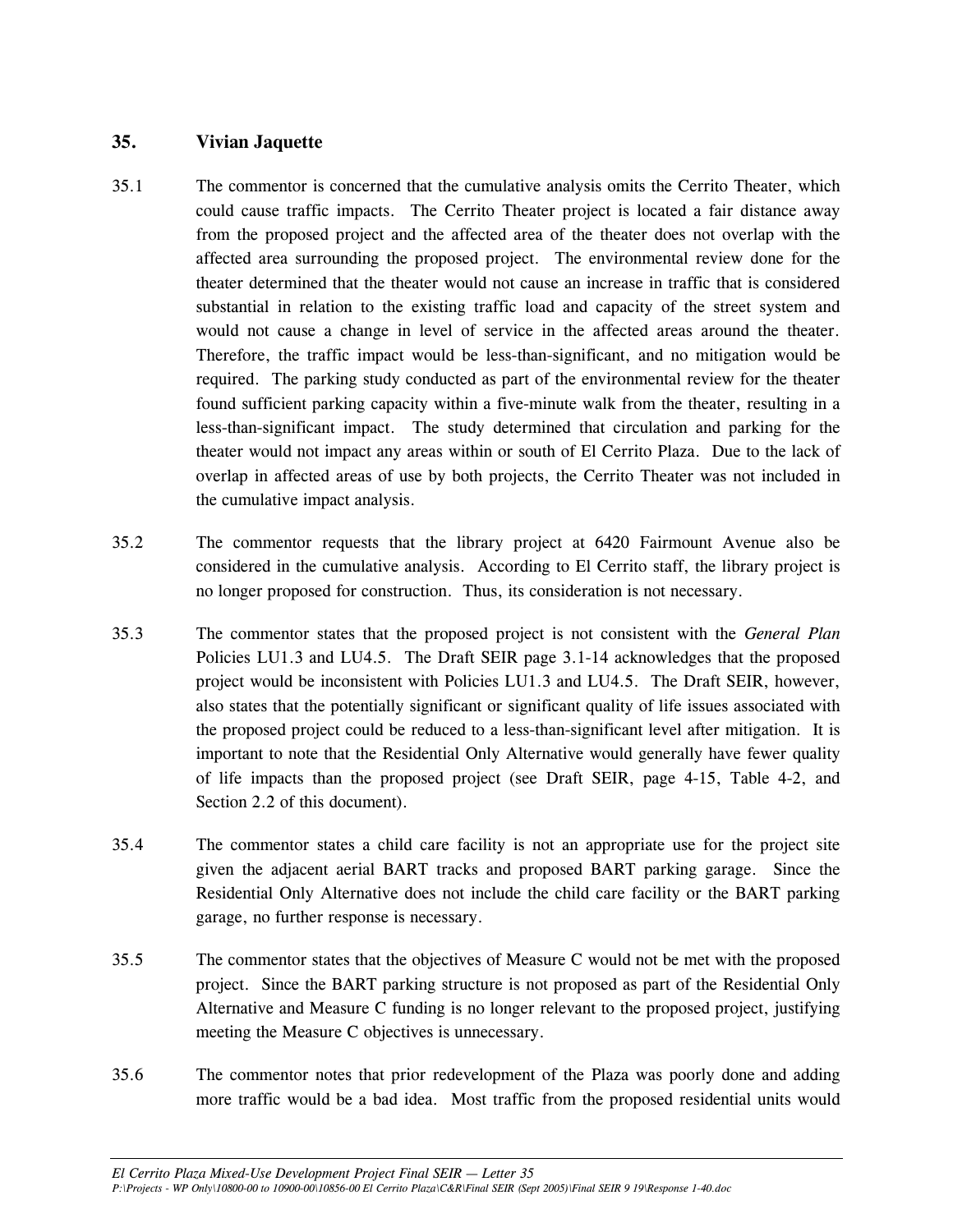## 35. Vivian Jaquette

35.1 The commentor is concerned that the cumulative analysis omits the Cerrito Theater, which could cause traffic impacts. The Cerrito Theater project is located a fair distance away from the proposed project and the affected area of the theater does not overlap with the affected area surrounding the proposed project. The environmental review done for the theater determined that the theater would not cause an increase in traffic that is considered substantial in relation to the existing traffic load and capacity of the street system and would not cause a change in level of service in the affected areas around the theater. Therefore, the traffic impact would be less-than-significant, and no mitigation would be required. The parking study conducted as part of the environmental review for the theater found sufficient parking capacity within a five-minute walk from the theater, resulting in a less-than-significant impact. The study determined that circulation and parking for the theater would not impact any areas within or south of El Cerrito Plaza. Due to the lack of overlap in affected areas of use by both projects, the Cerrito Theater was not included in the cumulative impact analysis.

35.2 The commentor requests that the library project at 6420 Fairmount Avenue also be considered in the cumulative analysis. According to El Cerrito staff, the library project is no longer proposed for construction. Thus, its consideration is not necessary.

35.3 The commentor states that the proposed project is not consistent with the *General Plan* Policies LU1.3 and LU4.5. The Draft SEIR page 3.1-14 acknowledges that the proposed project would be inconsistent with Policies LU1.3 and LU4.5. The Draft SEIR, however, also states that the potentially significant or significant quality of life issues associated with the proposed project could be reduced to a less-than-significant level after mitigation. It is important to note that the Residential Only Alternative would generally have fewer quality of life impacts than the proposed project (see Draft SEIR, page 4-15, Table 4-2, and Section 2.2 of this document).

35.4 The commentor states a child care facility is not an appropriate use for the project site given the adjacent aerial BART tracks and proposed BART parking garage. Since the Residential Only Alternative does not include the child care facility or the BART parking garage, no further response is necessary.

35.5 The commentor states that the objectives of Measure C would not be met with the proposed project. Since the BART parking structure is not proposed as part of the Residential Only Alternative and Measure C funding is no longer relevant to the proposed project, justifying meeting the Measure C objectives is unnecessary.

35.6 The commentor notes that prior redevelopment of the Plaza was poorly done and adding more traffic would be a bad idea. Most traffic from the proposed residential units would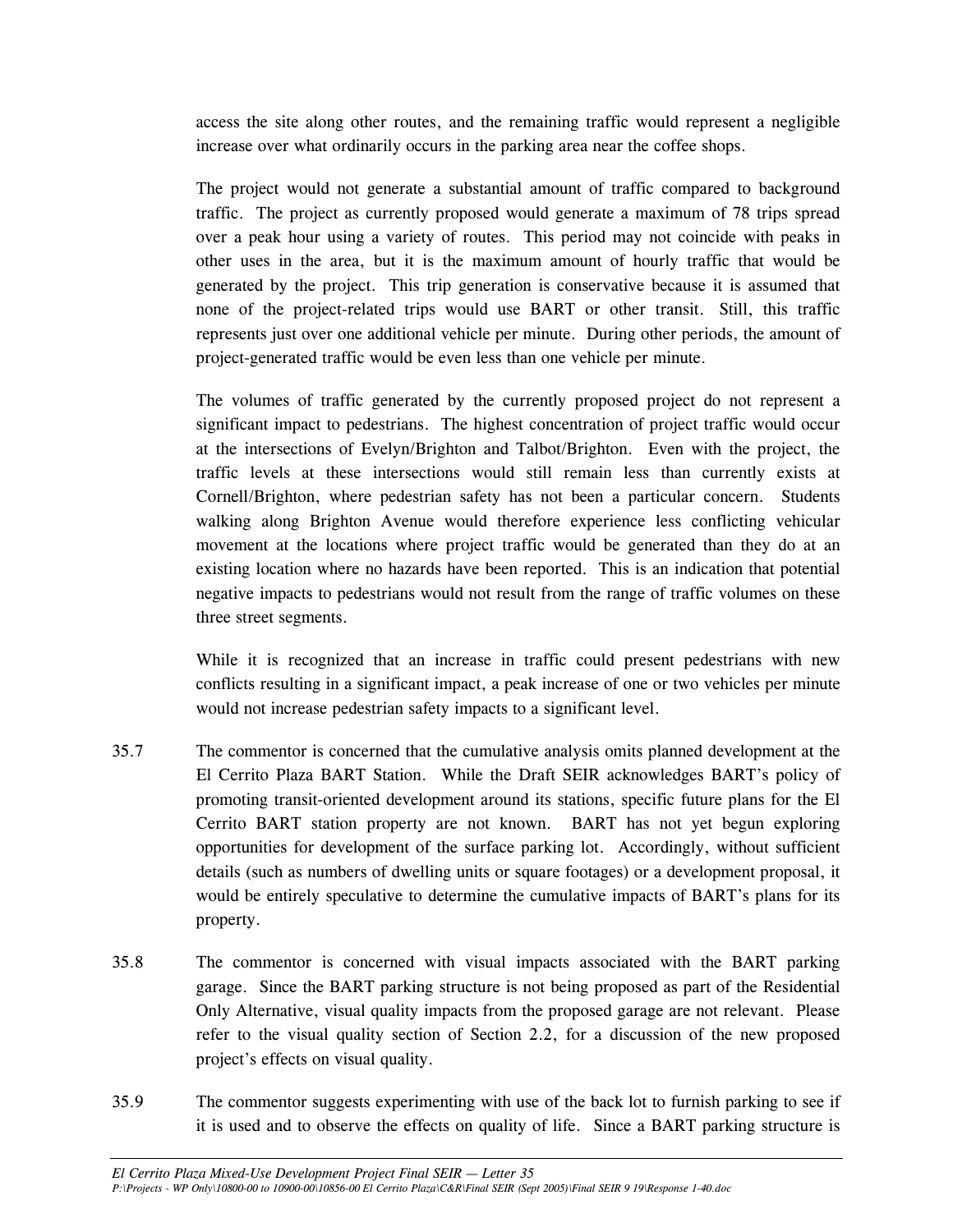access the site along other routes, and the remaining traffic would represent a negligible increase over what ordinarily occurs in the parking area near the coffee shops.

The project would not generate a substantial amount of traffic compared to background traffic. The project as currently proposed would generate a maximum of 78 trips spread over a peak hour using a variety of routes. This period may not coincide with peaks in other uses in the area, but it is the maximum amount of hourly traffic that would be generated by the project. This trip generation is conservative because it is assumed that none of the project-related trips would use BART or other transit. Still, this traffic represents just over one additional vehicle per minute. During other periods, the amount of project-generated traffic would be even less than one vehicle per minute.

The volumes of traffic generated by the currently proposed project do not represent a significant impact to pedestrians. The highest concentration of project traffic would occur at the intersections of Evelyn/Brighton and Talbot/Brighton. Even with the project, the traffic levels at these intersections would still remain less than currently exists at Cornell/Brighton, where pedestrian safety has not been a particular concern. Students walking along Brighton Avenue would therefore experience less conflicting vehicular movement at the locations where project traffic would be generated than they do at an existing location where no hazards have been reported. This is an indication that potential negative impacts to pedestrians would not result from the range of traffic volumes on these three street segments.

While it is recognized that an increase in traffic could present pedestrians with new conflicts resulting in a significant impact, a peak increase of one or two vehicles per minute would not increase pedestrian safety impacts to a significant level.

35.7 The commentor is concerned that the cumulative analysis omits planned development at the El Cerrito Plaza BART Station. While the Draft SEIR acknowledges BART's policy of promoting transit-oriented development around its stations, specific future plans for the El Cerrito BART station property are not known. BART has not yet begun exploring opportunities for development of the surface parking lot. Accordingly, without sufficient details (such as numbers of dwelling units or square footages) or a development proposal, it would be entirely speculative to determine the cumulative impacts of BART's plans for its property.

35.8 The commentor is concerned with visual impacts associated with the BART parking garage. Since the BART parking structure is not being proposed as part of the Residential Only Alternative, visual quality impacts from the proposed garage are not relevant. Please refer to the visual quality section of Section 2.2, for a discussion of the new proposed project's effects on visual quality.

35.9 The commentor suggests experimenting with use of the back lot to furnish parking to see if it is used and to observe the effects on quality of life. Since a BART parking structure is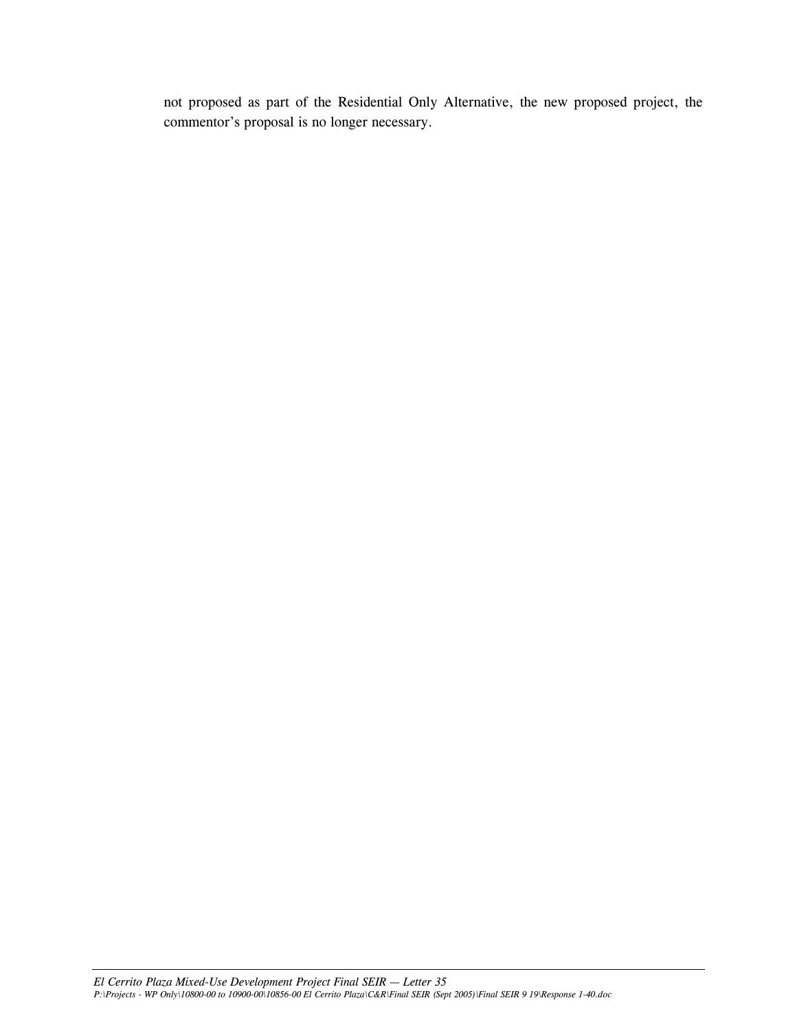not proposed as part of the Residential Only Alternative, the new proposed project, the commentor's proposal is no longer necessary.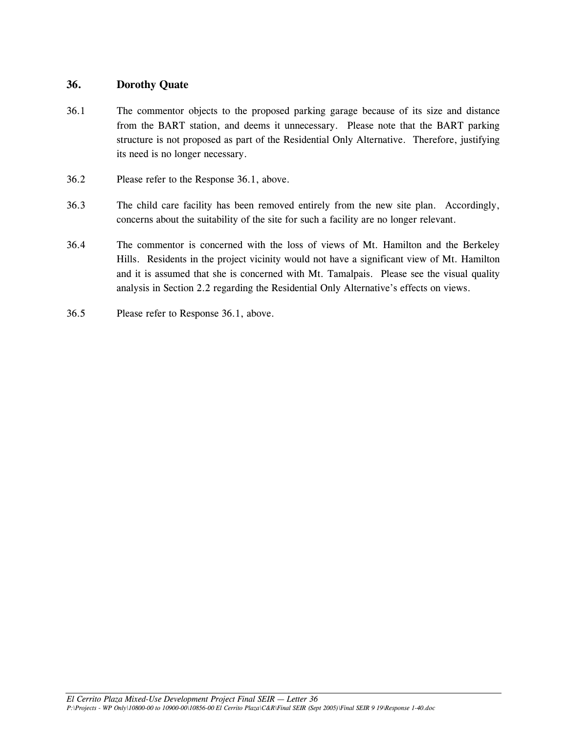## 36. Dorothy Quate

36.1 The commentor objects to the proposed parking garage because of its size and distance from the BART station, and deems it unnecessary. Please note that the BART parking structure is not proposed as part of the Residential Only Alternative. Therefore, justifying its need is no longer necessary.

36.2 Please refer to the Response 36.1, above.

36.3 The child care facility has been removed entirely from the new site plan. Accordingly, concerns about the suitability of the site for such a facility are no longer relevant.

36.4 The commentor is concerned with the loss of views of Mt. Hamilton and the Berkeley Hills. Residents in the project vicinity would not have a significant view of Mt. Hamilton and it is assumed that she is concerned with Mt. Tamalpais. Please see the visual quality analysis in Section 2.2 regarding the Residential Only Alternative's effects on views.

36.5 Please refer to Response 36.1, above.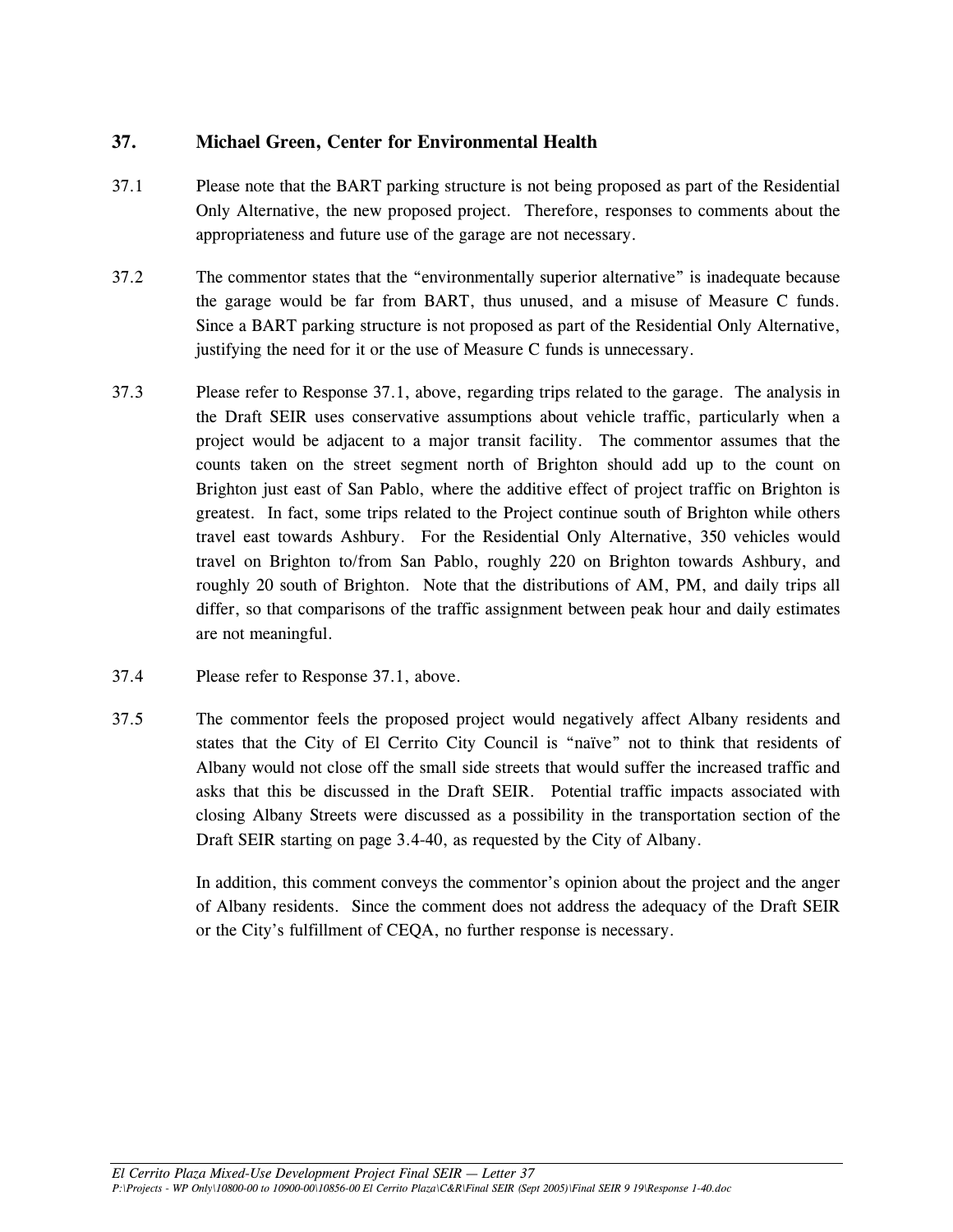## 37. Michael Green, Center for Environmental Health

37.1 Please note that the BART parking structure is not being proposed as part of the Residential Only Alternative, the new proposed project. Therefore, responses to comments about the appropriateness and future use of the garage are not necessary.

37.2 The commentor states that the "environmentally superior alternative" is inadequate because the garage would be far from BART, thus unused, and a misuse of Measure C funds. Since a BART parking structure is not proposed as part of the Residential Only Alternative, justifying the need for it or the use of Measure C funds is unnecessary.

37.3 Please refer to Response 37.1, above, regarding trips related to the garage. The analysis in the Draft SEIR uses conservative assumptions about vehicle traffic, particularly when a project would be adjacent to a major transit facility. The commentor assumes that the counts taken on the street segment north of Brighton should add up to the count on Brighton just east of San Pablo, where the additive effect of project traffic on Brighton is greatest. In fact, some trips related to the Project continue south of Brighton while others travel east towards Ashbury. For the Residential Only Alternative, 350 vehicles would travel on Brighton to/from San Pablo, roughly 220 on Brighton towards Ashbury, and roughly 20 south of Brighton. Note that the distributions of AM, PM, and daily trips all differ, so that comparisons of the traffic assignment between peak hour and daily estimates are not meaningful.

37.4 Please refer to Response 37.1, above.

37.5 The commentor feels the proposed project would negatively affect Albany residents and states that the City of El Cerrito City Council is "naïve" not to think that residents of Albany would not close off the small side streets that would suffer the increased traffic and asks that this be discussed in the Draft SEIR. Potential traffic impacts associated with closing Albany Streets were discussed as a possibility in the transportation section of the Draft SEIR starting on page 3.4-40, as requested by the City of Albany.

In addition, this comment conveys the commentor's opinion about the project and the anger of Albany residents. Since the comment does not address the adequacy of the Draft SEIR or the City's fulfillment of CEQA, no further response is necessary.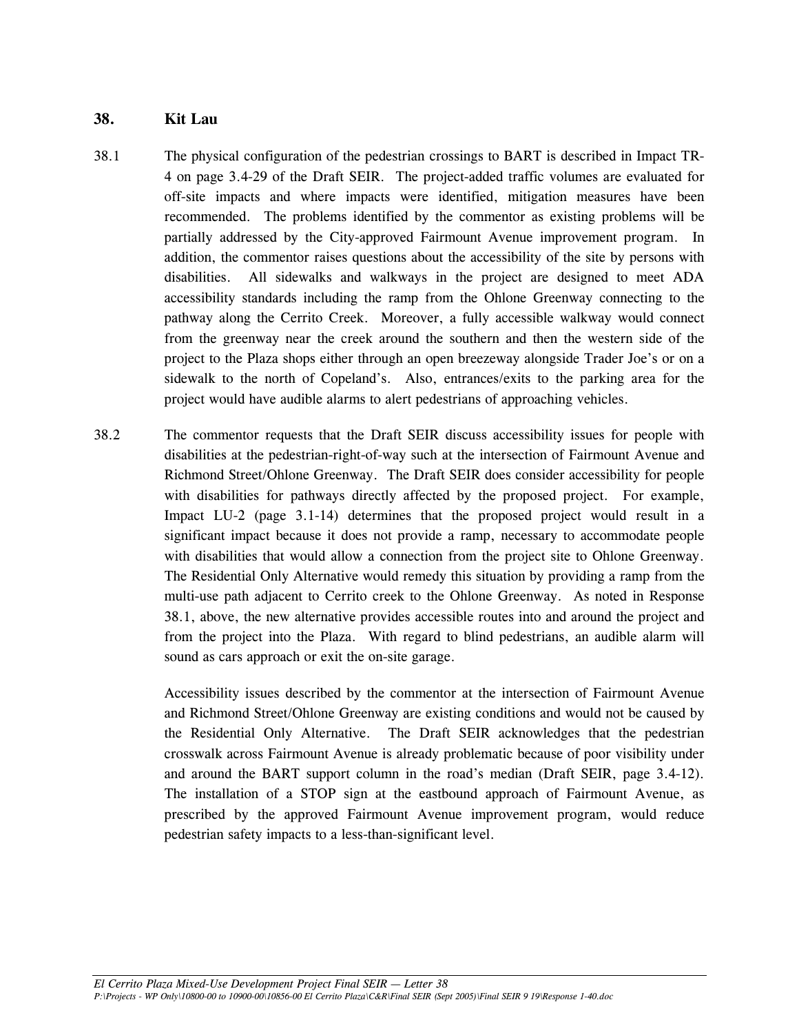## 38. Kit Lau

38.1 The physical configuration of the pedestrian crossings to BART is described in Impact TR-4 on page 3.4-29 of the Draft SEIR. The project-added traffic volumes are evaluated for off-site impacts and where impacts were identified, mitigation measures have been recommended. The problems identified by the commentor as existing problems will be partially addressed by the City-approved Fairmount Avenue improvement program. In addition, the commentor raises questions about the accessibility of the site by persons with disabilities. All sidewalks and walkways in the project are designed to meet ADA accessibility standards including the ramp from the Ohlone Greenway connecting to the pathway along the Cerrito Creek. Moreover, a fully accessible walkway would connect from the greenway near the creek around the southern and then the western side of the project to the Plaza shops either through an open breezeway alongside Trader Joe's or on a sidewalk to the north of Copeland's. Also, entrances/exits to the parking area for the project would have audible alarms to alert pedestrians of approaching vehicles.

38.2 The commentor requests that the Draft SEIR discuss accessibility issues for people with disabilities at the pedestrian-right-of-way such at the intersection of Fairmount Avenue and Richmond Street/Ohlone Greenway. The Draft SEIR does consider accessibility for people with disabilities for pathways directly affected by the proposed project. For example, Impact LU-2 (page 3.1-14) determines that the proposed project would result in a significant impact because it does not provide a ramp, necessary to accommodate people with disabilities that would allow a connection from the project site to Ohlone Greenway. The Residential Only Alternative would remedy this situation by providing a ramp from the multi-use path adjacent to Cerrito creek to the Ohlone Greenway. As noted in Response 38.1, above, the new alternative provides accessible routes into and around the project and from the project into the Plaza. With regard to blind pedestrians, an audible alarm will sound as cars approach or exit the on-site garage.

Accessibility issues described by the commentor at the intersection of Fairmount Avenue and Richmond Street/Ohlone Greenway are existing conditions and would not be caused by the Residential Only Alternative. The Draft SEIR acknowledges that the pedestrian crosswalk across Fairmount Avenue is already problematic because of poor visibility under and around the BART support column in the road's median (Draft SEIR, page 3.4-12). The installation of a STOP sign at the eastbound approach of Fairmount Avenue, as prescribed by the approved Fairmount Avenue improvement program, would reduce pedestrian safety impacts to a less-than-significant level.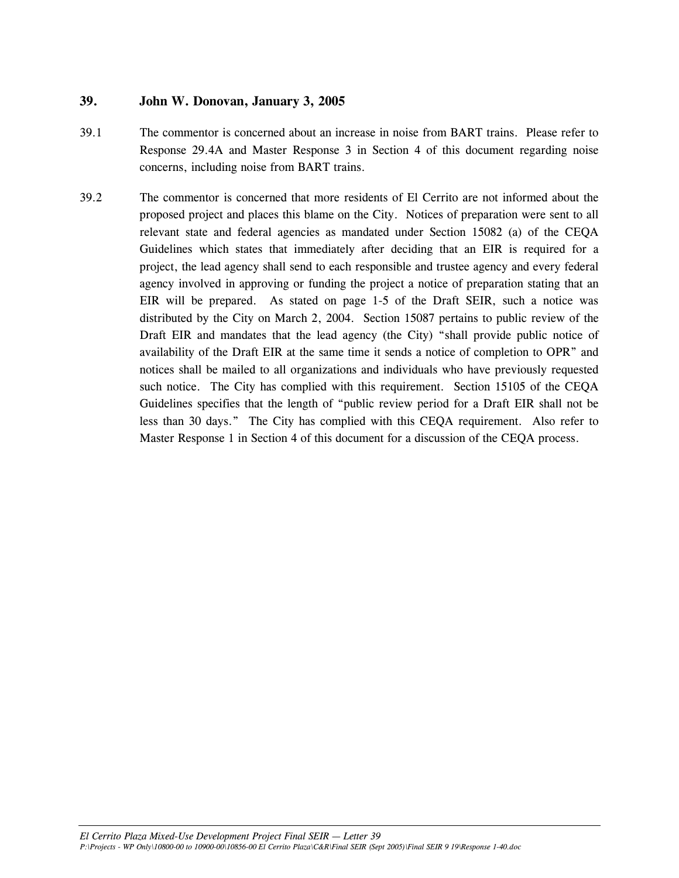## 39. John W. Donovan, January 3, 2005

39.1 The commentor is concerned about an increase in noise from BART trains. Please refer to Response 29.4A and Master Response 3 in Section 4 of this document regarding noise concerns, including noise from BART trains.

39.2 The commentor is concerned that more residents of El Cerrito are not informed about the proposed project and places this blame on the City. Notices of preparation were sent to all relevant state and federal agencies as mandated under Section 15082 (a) of the CEQA Guidelines which states that immediately after deciding that an EIR is required for a project, the lead agency shall send to each responsible and trustee agency and every federal agency involved in approving or funding the project a notice of preparation stating that an EIR will be prepared. As stated on page 1-5 of the Draft SEIR, such a notice was distributed by the City on March 2, 2004. Section 15087 pertains to public review of the Draft EIR and mandates that the lead agency (the City) "shall provide public notice of availability of the Draft EIR at the same time it sends a notice of completion to OPR" and notices shall be mailed to all organizations and individuals who have previously requested such notice. The City has complied with this requirement. Section 15105 of the CEQA Guidelines specifies that the length of "public review period for a Draft EIR shall not be less than 30 days." The City has complied with this CEQA requirement. Also refer to Master Response 1 in Section 4 of this document for a discussion of the CEQA process.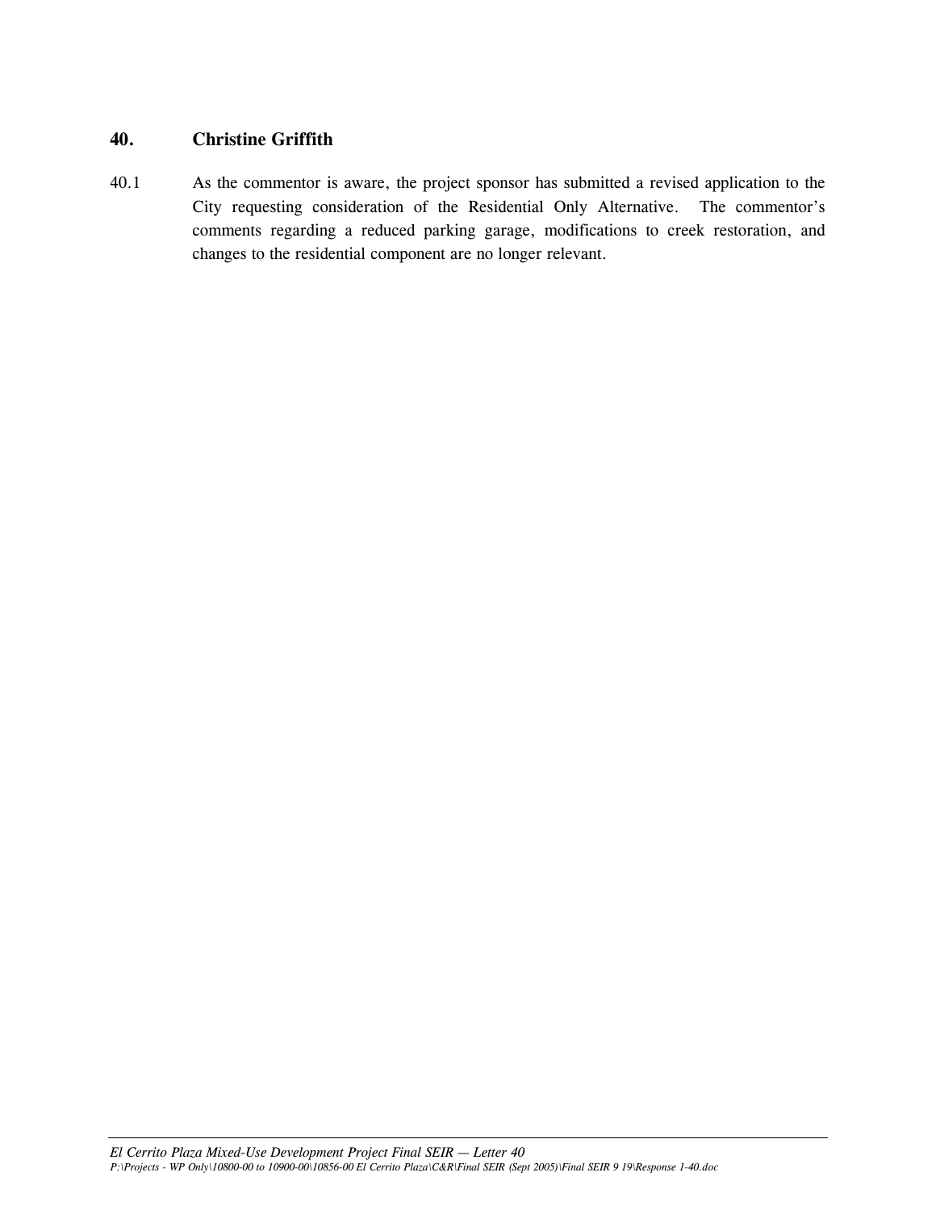## 40. Christine Griffith

40.1 As the commentor is aware, the project sponsor has submitted a revised application to the City requesting consideration of the Residential Only Alternative. The commentor's comments regarding a reduced parking garage, modifications to creek restoration, and changes to the residential component are no longer relevant.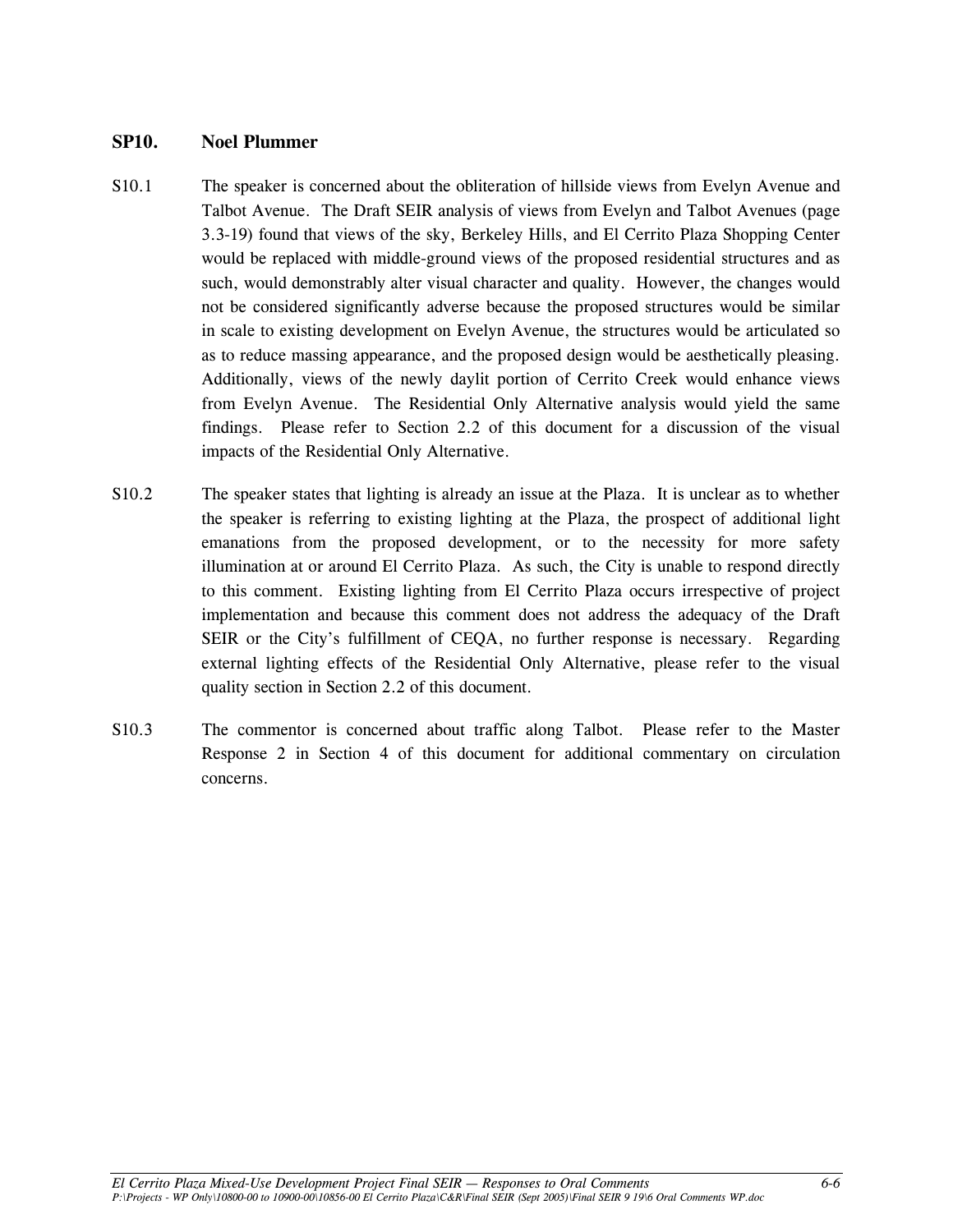### SP10. Noel Plummer

S10.1 The speaker is concerned about the obliteration of hillside views from Evelyn Avenue and Talbot Avenue. The Draft SEIR analysis of views from Evelyn and Talbot Avenues (page 3.3-19) found that views of the sky, Berkeley Hills, and El Cerrito Plaza Shopping Center would be replaced with middle-ground views of the proposed residential structures and as such, would demonstrably alter visual character and quality. However, the changes would not be considered significantly adverse because the proposed structures would be similar in scale to existing development on Evelyn Avenue, the structures would be articulated so as to reduce massing appearance, and the proposed design would be aesthetically pleasing. Additionally, views of the newly daylit portion of Cerrito Creek would enhance views from Evelyn Avenue. The Residential Only Alternative analysis would yield the same findings. Please refer to Section 2.2 of this document for a discussion of the visual impacts of the Residential Only Alternative.

S10.2 The speaker states that lighting is already an issue at the Plaza. It is unclear as to whether the speaker is referring to existing lighting at the Plaza, the prospect of additional light emanations from the proposed development, or to the necessity for more safety illumination at or around El Cerrito Plaza. As such, the City is unable to respond directly to this comment. Existing lighting from El Cerrito Plaza occurs irrespective of project implementation and because this comment does not address the adequacy of the Draft SEIR or the City's fulfillment of CEQA, no further response is necessary. Regarding external lighting effects of the Residential Only Alternative, please refer to the visual quality section in Section 2.2 of this document.

S10.3 The commentor is concerned about traffic along Talbot. Please refer to the Master Response 2 in Section 4 of this document for additional commentary on circulation concerns.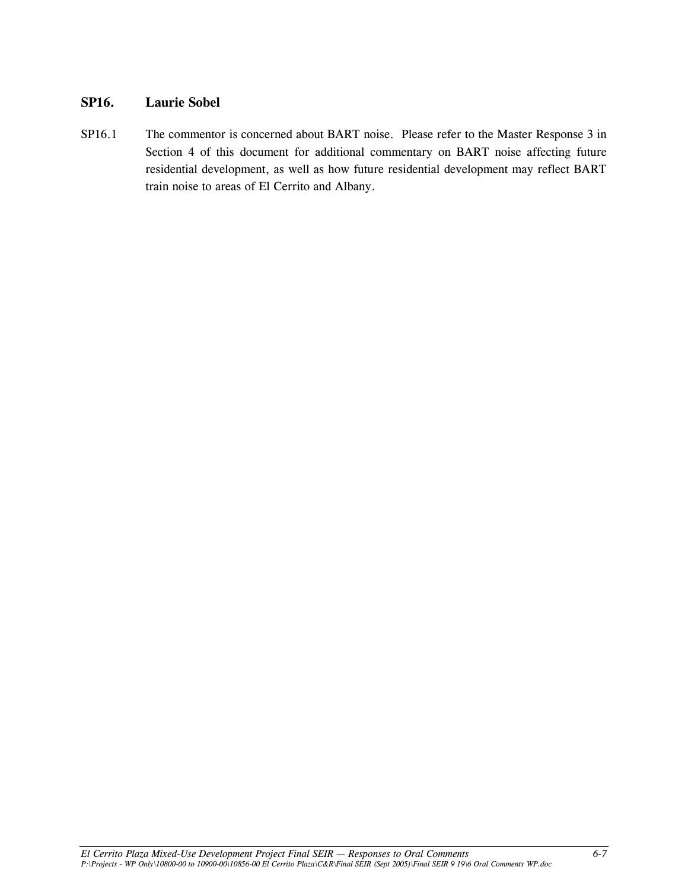### SP16. Laurie Sobel

SP16.1 The commentor is concerned about BART noise. Please refer to the Master Response 3 in Section 4 of this document for additional commentary on BART noise affecting future residential development, as well as how future residential development may reflect BART train noise to areas of El Cerrito and Albany.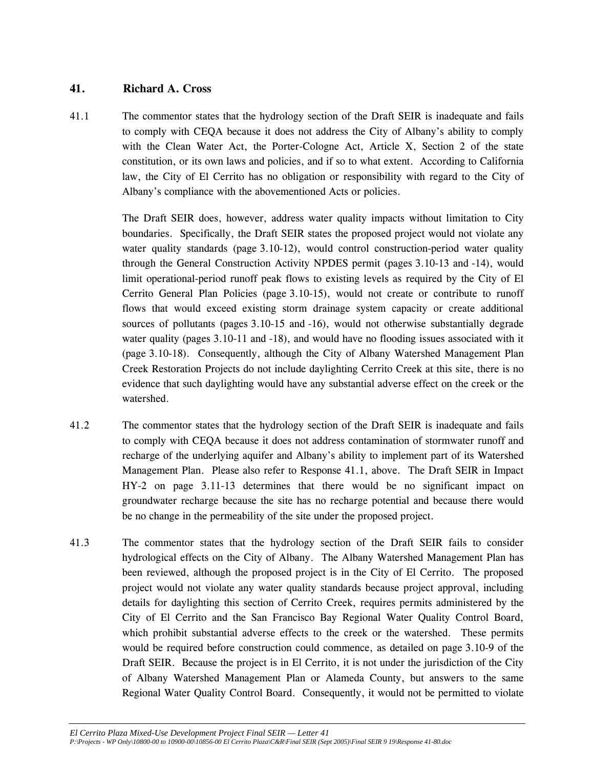## 41. Richard A. Cross

41.1 The commentor states that the hydrology section of the Draft SEIR is inadequate and fails to comply with CEQA because it does not address the City of Albany's ability to comply with the Clean Water Act, the Porter-Cologne Act, Article X, Section 2 of the state constitution, or its own laws and policies, and if so to what extent. According to California law, the City of El Cerrito has no obligation or responsibility with regard to the City of Albany's compliance with the abovementioned Acts or policies.

The Draft SEIR does, however, address water quality impacts without limitation to City boundaries. Specifically, the Draft SEIR states the proposed project would not violate any water quality standards (page 3.10-12), would control construction-period water quality through the General Construction Activity NPDES permit (pages 3.10-13 and -14), would limit operational-period runoff peak flows to existing levels as required by the City of El Cerrito General Plan Policies (page 3.10-15), would not create or contribute to runoff flows that would exceed existing storm drainage system capacity or create additional sources of pollutants (pages 3.10-15 and -16), would not otherwise substantially degrade water quality (pages 3.10-11 and -18), and would have no flooding issues associated with it (page 3.10-18). Consequently, although the City of Albany Watershed Management Plan Creek Restoration Projects do not include daylighting Cerrito Creek at this site, there is no evidence that such daylighting would have any substantial adverse effect on the creek or the watershed.

41.2 The commentor states that the hydrology section of the Draft SEIR is inadequate and fails to comply with CEQA because it does not address contamination of stormwater runoff and recharge of the underlying aquifer and Albany's ability to implement part of its Watershed Management Plan. Please also refer to Response 41.1, above. The Draft SEIR in Impact HY-2 on page 3.11-13 determines that there would be no significant impact on groundwater recharge because the site has no recharge potential and because there would be no change in the permeability of the site under the proposed project.

41.3 The commentor states that the hydrology section of the Draft SEIR fails to consider hydrological effects on the City of Albany. The Albany Watershed Management Plan has been reviewed, although the proposed project is in the City of El Cerrito. The proposed project would not violate any water quality standards because project approval, including details for daylighting this section of Cerrito Creek, requires permits administered by the City of El Cerrito and the San Francisco Bay Regional Water Quality Control Board, which prohibit substantial adverse effects to the creek or the watershed. These permits would be required before construction could commence, as detailed on page 3.10-9 of the Draft SEIR. Because the project is in El Cerrito, it is not under the jurisdiction of the City of Albany Watershed Management Plan or Alameda County, but answers to the same Regional Water Quality Control Board. Consequently, it would not be permitted to violate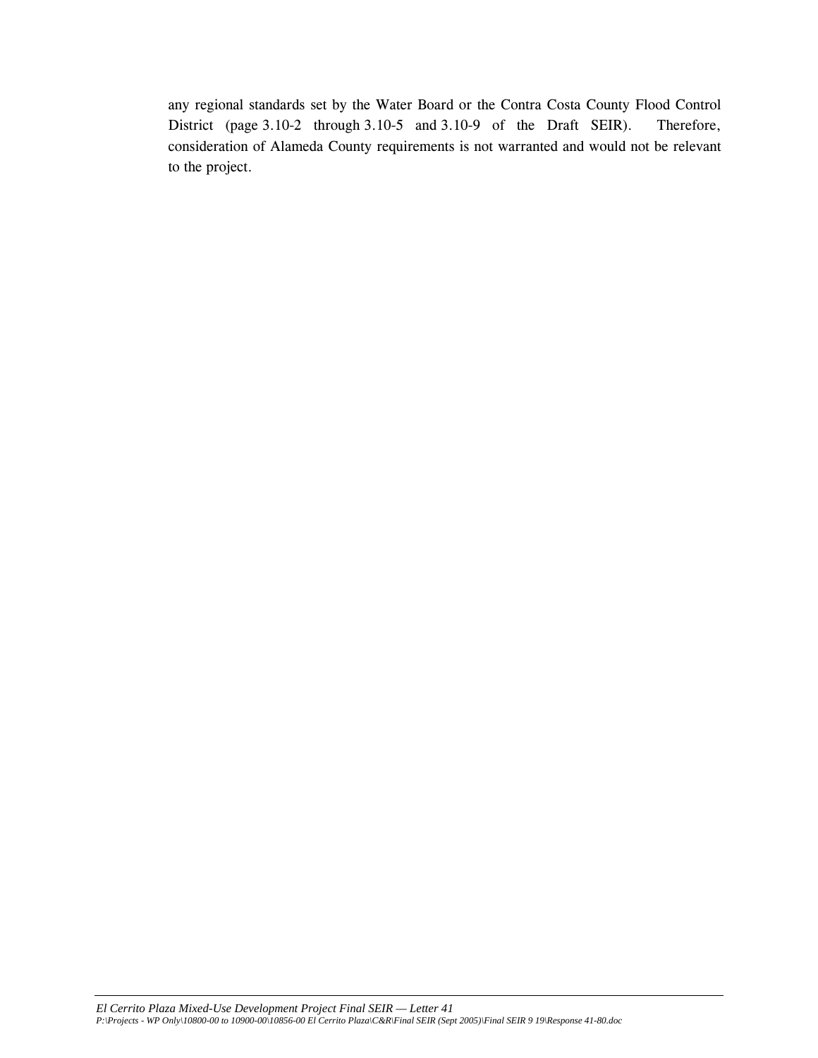any regional standards set by the Water Board or the Contra Costa County Flood Control District (page 3.10-2 through 3.10-5 and 3.10-9 of the Draft SEIR). Therefore, consideration of Alameda County requirements is not warranted and would not be relevant to the project.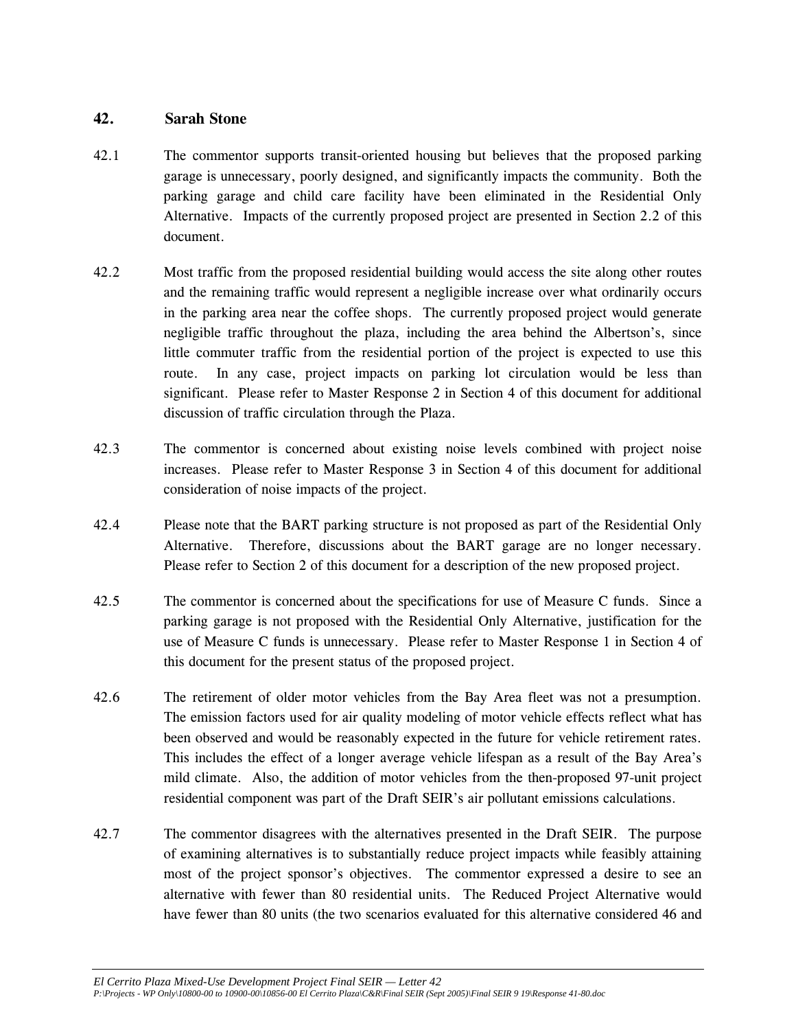## 42. Sarah Stone

42.1 The commentor supports transit-oriented housing but believes that the proposed parking garage is unnecessary, poorly designed, and significantly impacts the community. Both the parking garage and child care facility have been eliminated in the Residential Only Alternative. Impacts of the currently proposed project are presented in Section 2.2 of this document.

42.2 Most traffic from the proposed residential building would access the site along other routes and the remaining traffic would represent a negligible increase over what ordinarily occurs in the parking area near the coffee shops. The currently proposed project would generate negligible traffic throughout the plaza, including the area behind the Albertson's, since little commuter traffic from the residential portion of the project is expected to use this route. In any case, project impacts on parking lot circulation would be less than significant. Please refer to Master Response 2 in Section 4 of this document for additional discussion of traffic circulation through the Plaza.

42.3 The commentor is concerned about existing noise levels combined with project noise increases. Please refer to Master Response 3 in Section 4 of this document for additional consideration of noise impacts of the project.

42.4 Please note that the BART parking structure is not proposed as part of the Residential Only Alternative. Therefore, discussions about the BART garage are no longer necessary. Please refer to Section 2 of this document for a description of the new proposed project.

42.5 The commentor is concerned about the specifications for use of Measure C funds. Since a parking garage is not proposed with the Residential Only Alternative, justification for the use of Measure C funds is unnecessary. Please refer to Master Response 1 in Section 4 of this document for the present status of the proposed project.

42.6 The retirement of older motor vehicles from the Bay Area fleet was not a presumption. The emission factors used for air quality modeling of motor vehicle effects reflect what has been observed and would be reasonably expected in the future for vehicle retirement rates. This includes the effect of a longer average vehicle lifespan as a result of the Bay Area's mild climate. Also, the addition of motor vehicles from the then-proposed 97-unit project residential component was part of the Draft SEIR's air pollutant emissions calculations.

42.7 The commentor disagrees with the alternatives presented in the Draft SEIR. The purpose of examining alternatives is to substantially reduce project impacts while feasibly attaining most of the project sponsor's objectives. The commentor expressed a desire to see an alternative with fewer than 80 residential units. The Reduced Project Alternative would have fewer than 80 units (the two scenarios evaluated for this alternative considered 46 and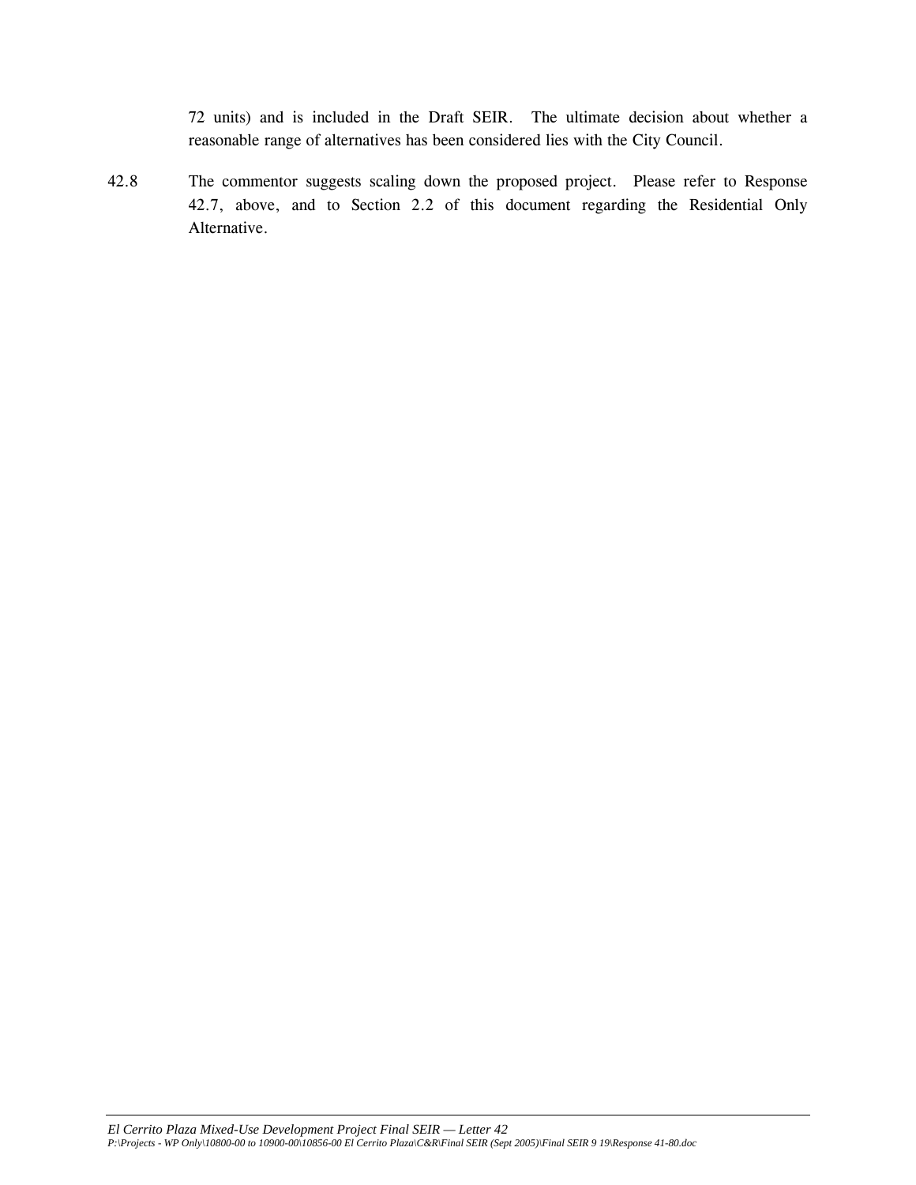72 units) and is included in the Draft SEIR. The ultimate decision about whether a reasonable range of alternatives has been considered lies with the City Council.

42.8 The commentor suggests scaling down the proposed project. Please refer to Response 42.7, above, and to Section 2.2 of this document regarding the Residential Only Alternative.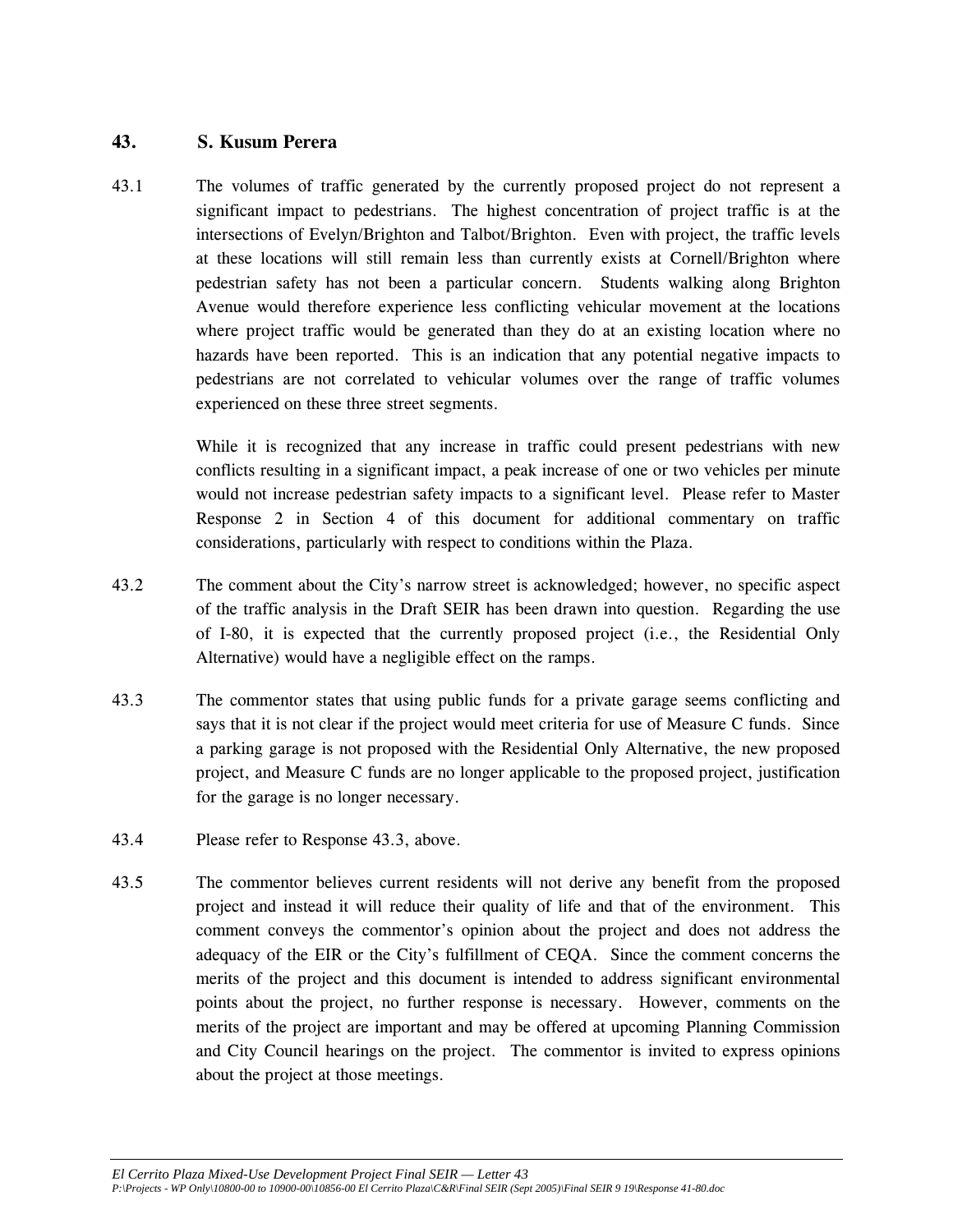## 43. S. Kusum Perera

43.1 The volumes of traffic generated by the currently proposed project do not represent a significant impact to pedestrians. The highest concentration of project traffic is at the intersections of Evelyn/Brighton and Talbot/Brighton. Even with project, the traffic levels at these locations will still remain less than currently exists at Cornell/Brighton where pedestrian safety has not been a particular concern. Students walking along Brighton Avenue would therefore experience less conflicting vehicular movement at the locations where project traffic would be generated than they do at an existing location where no hazards have been reported. This is an indication that any potential negative impacts to pedestrians are not correlated to vehicular volumes over the range of traffic volumes experienced on these three street segments.

While it is recognized that any increase in traffic could present pedestrians with new conflicts resulting in a significant impact, a peak increase of one or two vehicles per minute would not increase pedestrian safety impacts to a significant level. Please refer to Master Response 2 in Section 4 of this document for additional commentary on traffic considerations, particularly with respect to conditions within the Plaza.

43.2 The comment about the City's narrow street is acknowledged; however, no specific aspect of the traffic analysis in the Draft SEIR has been drawn into question. Regarding the use of I-80, it is expected that the currently proposed project (i.e., the Residential Only Alternative) would have a negligible effect on the ramps.

43.3 The commentor states that using public funds for a private garage seems conflicting and says that it is not clear if the project would meet criteria for use of Measure C funds. Since a parking garage is not proposed with the Residential Only Alternative, the new proposed project, and Measure C funds are no longer applicable to the proposed project, justification for the garage is no longer necessary.

43.4 Please refer to Response 43.3, above.

43.5 The commentor believes current residents will not derive any benefit from the proposed project and instead it will reduce their quality of life and that of the environment. This comment conveys the commentor's opinion about the project and does not address the adequacy of the EIR or the City's fulfillment of CEQA. Since the comment concerns the merits of the project and this document is intended to address significant environmental points about the project, no further response is necessary. However, comments on the merits of the project are important and may be offered at upcoming Planning Commission and City Council hearings on the project. The commentor is invited to express opinions about the project at those meetings.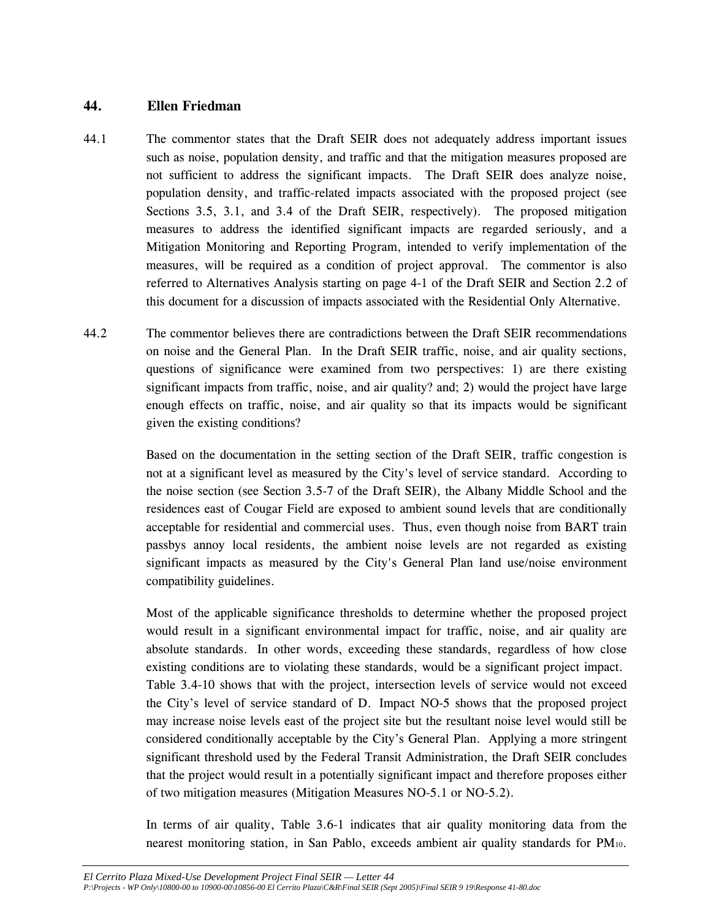## 44. Ellen Friedman

44.1 The commentor states that the Draft SEIR does not adequately address important issues such as noise, population density, and traffic and that the mitigation measures proposed are not sufficient to address the significant impacts. The Draft SEIR does analyze noise, population density, and traffic-related impacts associated with the proposed project (see Sections 3.5, 3.1, and 3.4 of the Draft SEIR, respectively). The proposed mitigation measures to address the identified significant impacts are regarded seriously, and a Mitigation Monitoring and Reporting Program, intended to verify implementation of the measures, will be required as a condition of project approval. The commentor is also referred to Alternatives Analysis starting on page 4-1 of the Draft SEIR and Section 2.2 of this document for a discussion of impacts associated with the Residential Only Alternative.

44.2 The commentor believes there are contradictions between the Draft SEIR recommendations on noise and the General Plan. In the Draft SEIR traffic, noise, and air quality sections, questions of significance were examined from two perspectives: 1) are there existing significant impacts from traffic, noise, and air quality? and; 2) would the project have large enough effects on traffic, noise, and air quality so that its impacts would be significant given the existing conditions?

Based on the documentation in the setting section of the Draft SEIR, traffic congestion is not at a significant level as measured by the City's level of service standard. According to the noise section (see Section 3.5-7 of the Draft SEIR), the Albany Middle School and the residences east of Cougar Field are exposed to ambient sound levels that are conditionally acceptable for residential and commercial uses. Thus, even though noise from BART train passbys annoy local residents, the ambient noise levels are not regarded as existing significant impacts as measured by the City's General Plan land use/noise environment compatibility guidelines.

Most of the applicable significance thresholds to determine whether the proposed project would result in a significant environmental impact for traffic, noise, and air quality are absolute standards. In other words, exceeding these standards, regardless of how close existing conditions are to violating these standards, would be a significant project impact. Table 3.4-10 shows that with the project, intersection levels of service would not exceed the City's level of service standard of D. Impact NO-5 shows that the proposed project may increase noise levels east of the project site but the resultant noise level would still be considered conditionally acceptable by the City's General Plan. Applying a more stringent significant threshold used by the Federal Transit Administration, the Draft SEIR concludes that the project would result in a potentially significant impact and therefore proposes either of two mitigation measures (Mitigation Measures NO-5.1 or NO-5.2).

In terms of air quality, Table 3.6-1 indicates that air quality monitoring data from the nearest monitoring station, in San Pablo, exceeds ambient air quality standards for $PM_{10}$.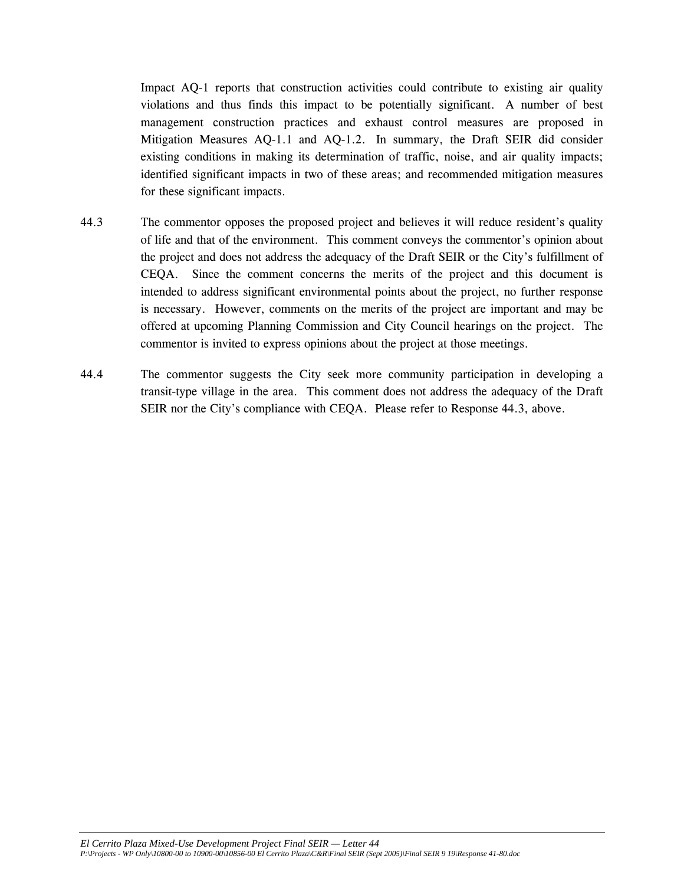Impact AQ-1 reports that construction activities could contribute to existing air quality violations and thus finds this impact to be potentially significant. A number of best management construction practices and exhaust control measures are proposed in Mitigation Measures AQ-1.1 and AQ-1.2. In summary, the Draft SEIR did consider existing conditions in making its determination of traffic, noise, and air quality impacts; identified significant impacts in two of these areas; and recommended mitigation measures for these significant impacts.

44.3 The commentor opposes the proposed project and believes it will reduce resident's quality of life and that of the environment. This comment conveys the commentor's opinion about the project and does not address the adequacy of the Draft SEIR or the City's fulfillment of CEQA. Since the comment concerns the merits of the project and this document is intended to address significant environmental points about the project, no further response is necessary. However, comments on the merits of the project are important and may be offered at upcoming Planning Commission and City Council hearings on the project. The commentor is invited to express opinions about the project at those meetings.

44.4 The commentor suggests the City seek more community participation in developing a transit-type village in the area. This comment does not address the adequacy of the Draft SEIR nor the City's compliance with CEQA. Please refer to Response 44.3, above.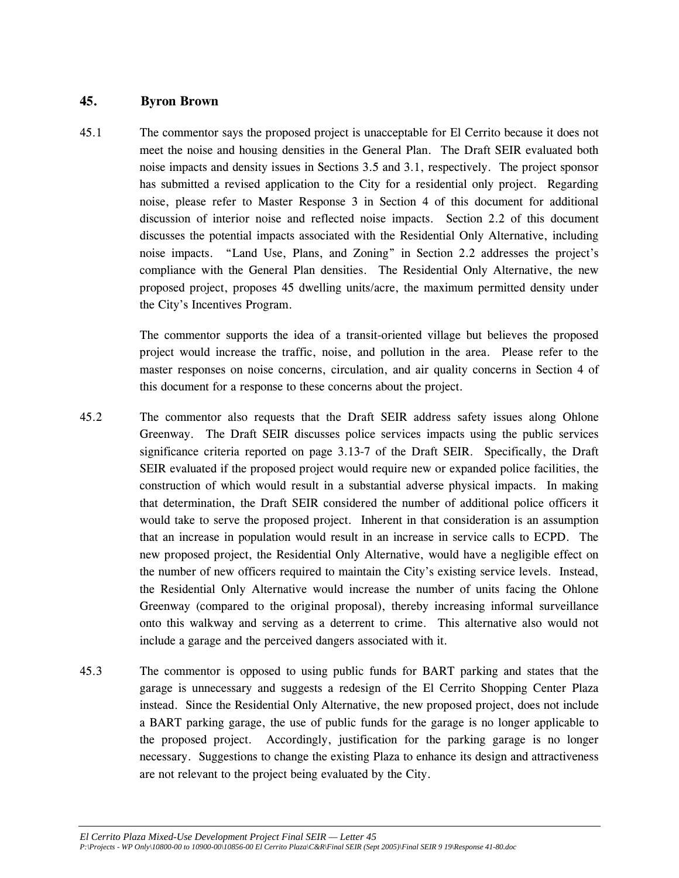## 45. Byron Brown

45.1 The commentor says the proposed project is unacceptable for El Cerrito because it does not meet the noise and housing densities in the General Plan. The Draft SEIR evaluated both noise impacts and density issues in Sections 3.5 and 3.1, respectively. The project sponsor has submitted a revised application to the City for a residential only project. Regarding noise, please refer to Master Response 3 in Section 4 of this document for additional discussion of interior noise and reflected noise impacts. Section 2.2 of this document discusses the potential impacts associated with the Residential Only Alternative, including noise impacts. "Land Use, Plans, and Zoning" in Section 2.2 addresses the project's compliance with the General Plan densities. The Residential Only Alternative, the new proposed project, proposes 45 dwelling units/acre, the maximum permitted density under the City's Incentives Program.

The commentor supports the idea of a transit-oriented village but believes the proposed project would increase the traffic, noise, and pollution in the area. Please refer to the master responses on noise concerns, circulation, and air quality concerns in Section 4 of this document for a response to these concerns about the project.

45.2 The commentor also requests that the Draft SEIR address safety issues along Ohlone Greenway. The Draft SEIR discusses police services impacts using the public services significance criteria reported on page 3.13-7 of the Draft SEIR. Specifically, the Draft SEIR evaluated if the proposed project would require new or expanded police facilities, the construction of which would result in a substantial adverse physical impacts. In making that determination, the Draft SEIR considered the number of additional police officers it would take to serve the proposed project. Inherent in that consideration is an assumption that an increase in population would result in an increase in service calls to ECPD. The new proposed project, the Residential Only Alternative, would have a negligible effect on the number of new officers required to maintain the City's existing service levels. Instead, the Residential Only Alternative would increase the number of units facing the Ohlone Greenway (compared to the original proposal), thereby increasing informal surveillance onto this walkway and serving as a deterrent to crime. This alternative also would not include a garage and the perceived dangers associated with it.

45.3 The commentor is opposed to using public funds for BART parking and states that the garage is unnecessary and suggests a redesign of the El Cerrito Shopping Center Plaza instead. Since the Residential Only Alternative, the new proposed project, does not include a BART parking garage, the use of public funds for the garage is no longer applicable to the proposed project. Accordingly, justification for the parking garage is no longer necessary. Suggestions to change the existing Plaza to enhance its design and attractiveness are not relevant to the project being evaluated by the City.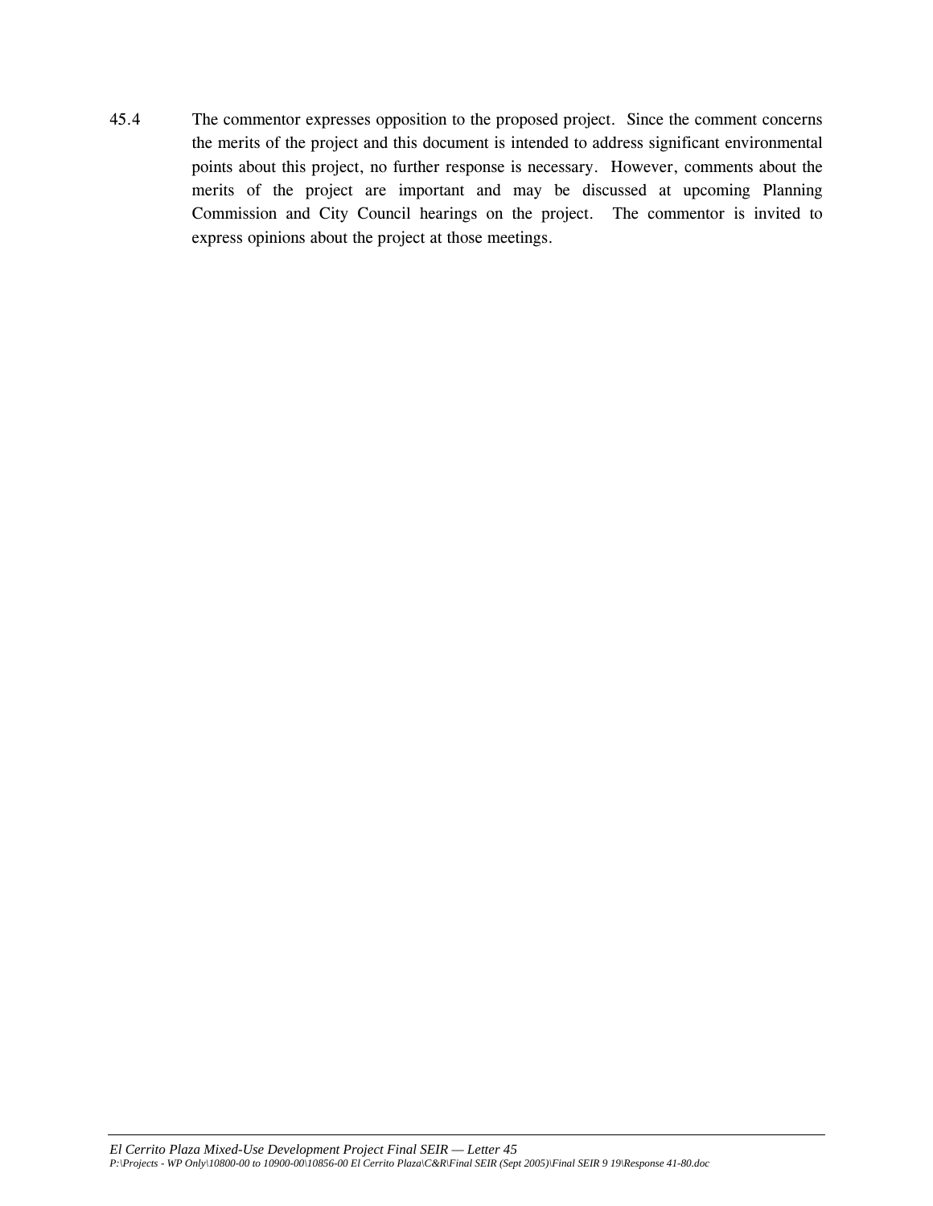45.4 The commentor expresses opposition to the proposed project. Since the comment concerns the merits of the project and this document is intended to address significant environmental points about this project, no further response is necessary. However, comments about the merits of the project are important and may be discussed at upcoming Planning Commission and City Council hearings on the project. The commentor is invited to express opinions about the project at those meetings.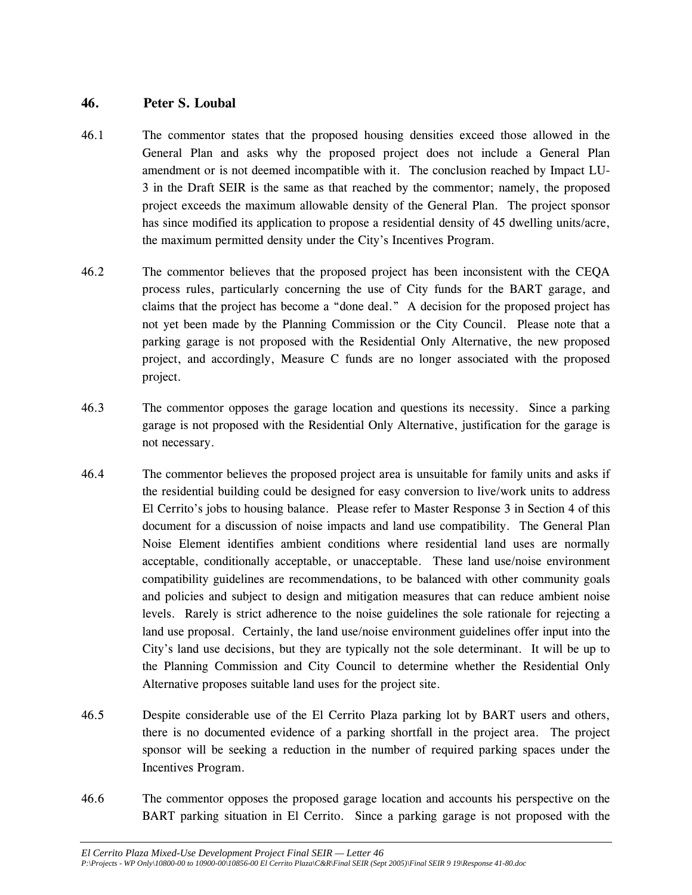## 46. Peter S. Loubal

46.1 The commentor states that the proposed housing densities exceed those allowed in the General Plan and asks why the proposed project does not include a General Plan amendment or is not deemed incompatible with it. The conclusion reached by Impact LU-3 in the Draft SEIR is the same as that reached by the commentor; namely, the proposed project exceeds the maximum allowable density of the General Plan. The project sponsor has since modified its application to propose a residential density of 45 dwelling units/acre, the maximum permitted density under the City's Incentives Program.

46.2 The commentor believes that the proposed project has been inconsistent with the CEQA process rules, particularly concerning the use of City funds for the BART garage, and claims that the project has become a "done deal." A decision for the proposed project has not yet been made by the Planning Commission or the City Council. Please note that a parking garage is not proposed with the Residential Only Alternative, the new proposed project, and accordingly, Measure C funds are no longer associated with the proposed project.

46.3 The commentor opposes the garage location and questions its necessity. Since a parking garage is not proposed with the Residential Only Alternative, justification for the garage is not necessary.

46.4 The commentor believes the proposed project area is unsuitable for family units and asks if the residential building could be designed for easy conversion to live/work units to address El Cerrito's jobs to housing balance. Please refer to Master Response 3 in Section 4 of this document for a discussion of noise impacts and land use compatibility. The General Plan Noise Element identifies ambient conditions where residential land uses are normally acceptable, conditionally acceptable, or unacceptable. These land use/noise environment compatibility guidelines are recommendations, to be balanced with other community goals and policies and subject to design and mitigation measures that can reduce ambient noise levels. Rarely is strict adherence to the noise guidelines the sole rationale for rejecting a land use proposal. Certainly, the land use/noise environment guidelines offer input into the City's land use decisions, but they are typically not the sole determinant. It will be up to the Planning Commission and City Council to determine whether the Residential Only Alternative proposes suitable land uses for the project site.

46.5 Despite considerable use of the El Cerrito Plaza parking lot by BART users and others, there is no documented evidence of a parking shortfall in the project area. The project sponsor will be seeking a reduction in the number of required parking spaces under the Incentives Program.

46.6 The commentor opposes the proposed garage location and accounts his perspective on the BART parking situation in El Cerrito. Since a parking garage is not proposed with the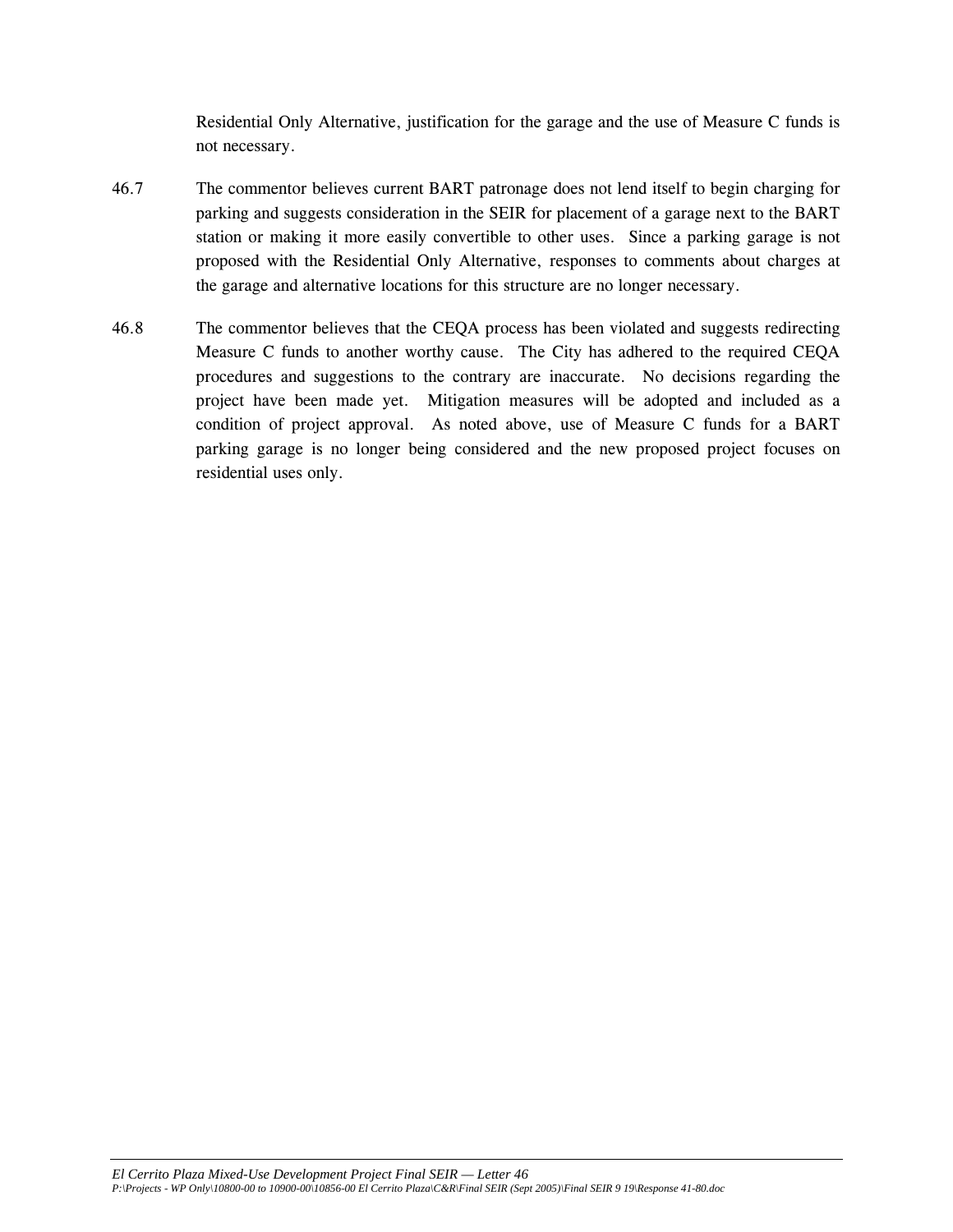Residential Only Alternative, justification for the garage and the use of Measure C funds is not necessary.

46.7 The commentor believes current BART patronage does not lend itself to begin charging for parking and suggests consideration in the SEIR for placement of a garage next to the BART station or making it more easily convertible to other uses. Since a parking garage is not proposed with the Residential Only Alternative, responses to comments about charges at the garage and alternative locations for this structure are no longer necessary.

46.8 The commentor believes that the CEQA process has been violated and suggests redirecting Measure C funds to another worthy cause. The City has adhered to the required CEQA procedures and suggestions to the contrary are inaccurate. No decisions regarding the project have been made yet. Mitigation measures will be adopted and included as a condition of project approval. As noted above, use of Measure C funds for a BART parking garage is no longer being considered and the new proposed project focuses on residential uses only.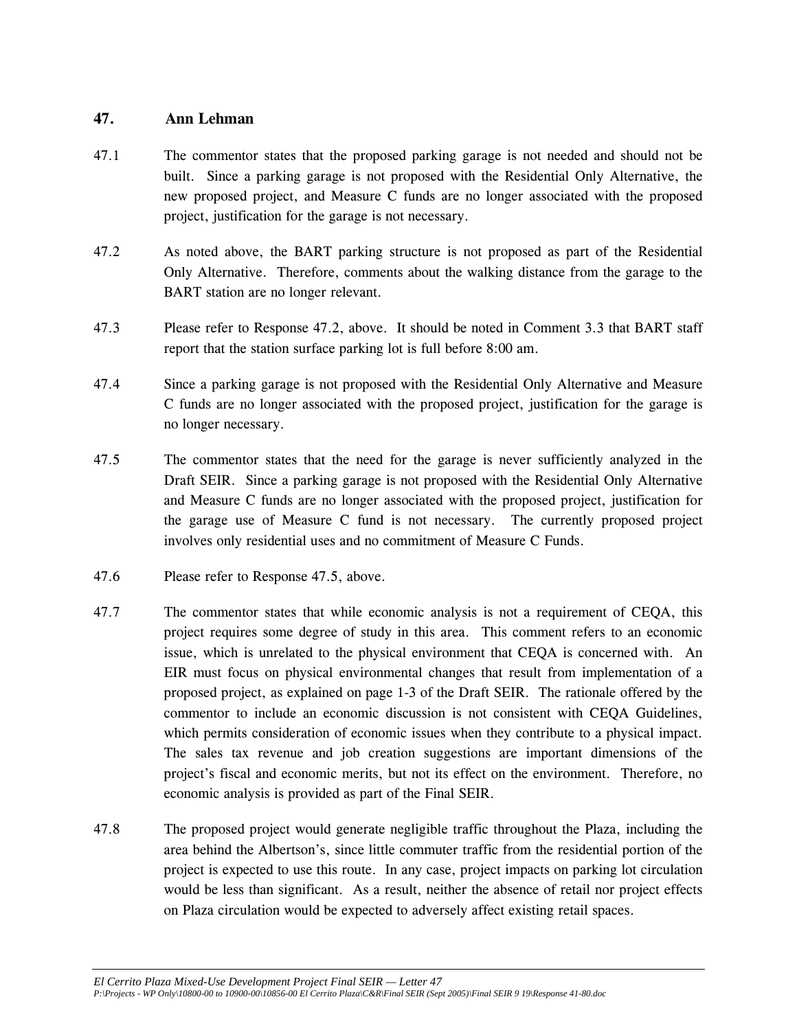## 47. Ann Lehman

47.1 The commentor states that the proposed parking garage is not needed and should not be built. Since a parking garage is not proposed with the Residential Only Alternative, the new proposed project, and Measure C funds are no longer associated with the proposed project, justification for the garage is not necessary.

47.2 As noted above, the BART parking structure is not proposed as part of the Residential Only Alternative. Therefore, comments about the walking distance from the garage to the BART station are no longer relevant.

47.3 Please refer to Response 47.2, above. It should be noted in Comment 3.3 that BART staff report that the station surface parking lot is full before 8:00 am.

47.4 Since a parking garage is not proposed with the Residential Only Alternative and Measure C funds are no longer associated with the proposed project, justification for the garage is no longer necessary.

47.5 The commentor states that the need for the garage is never sufficiently analyzed in the Draft SEIR. Since a parking garage is not proposed with the Residential Only Alternative and Measure C funds are no longer associated with the proposed project, justification for the garage use of Measure C fund is not necessary. The currently proposed project involves only residential uses and no commitment of Measure C Funds.

47.6 Please refer to Response 47.5, above.

47.7 The commentor states that while economic analysis is not a requirement of CEQA, this project requires some degree of study in this area. This comment refers to an economic issue, which is unrelated to the physical environment that CEQA is concerned with. An EIR must focus on physical environmental changes that result from implementation of a proposed project, as explained on page 1-3 of the Draft SEIR. The rationale offered by the commentor to include an economic discussion is not consistent with CEQA Guidelines, which permits consideration of economic issues when they contribute to a physical impact. The sales tax revenue and job creation suggestions are important dimensions of the project's fiscal and economic merits, but not its effect on the environment. Therefore, no economic analysis is provided as part of the Final SEIR.

47.8 The proposed project would generate negligible traffic throughout the Plaza, including the area behind the Albertson's, since little commuter traffic from the residential portion of the project is expected to use this route. In any case, project impacts on parking lot circulation would be less than significant. As a result, neither the absence of retail nor project effects on Plaza circulation would be expected to adversely affect existing retail spaces.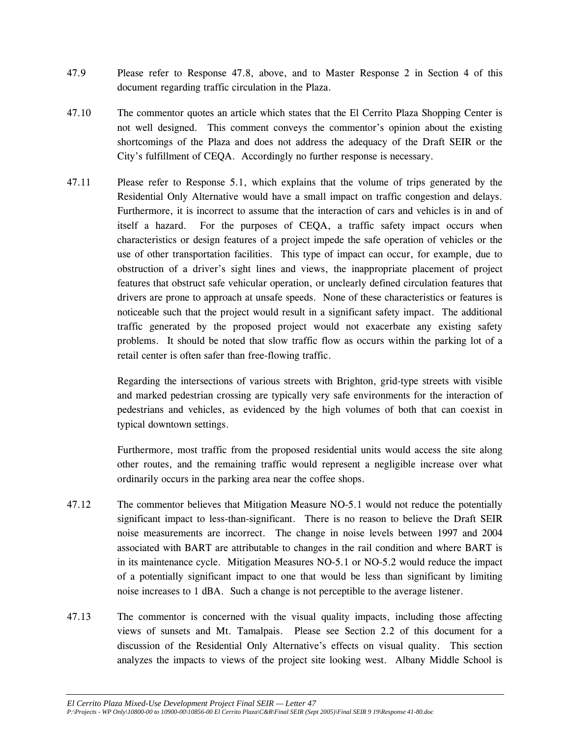47.9 Please refer to Response 47.8, above, and to Master Response 2 in Section 4 of this document regarding traffic circulation in the Plaza.

47.10 The commentor quotes an article which states that the El Cerrito Plaza Shopping Center is not well designed. This comment conveys the commentor's opinion about the existing shortcomings of the Plaza and does not address the adequacy of the Draft SEIR or the City's fulfillment of CEQA. Accordingly no further response is necessary.

47.11 Please refer to Response 5.1, which explains that the volume of trips generated by the Residential Only Alternative would have a small impact on traffic congestion and delays. Furthermore, it is incorrect to assume that the interaction of cars and vehicles is in and of itself a hazard. For the purposes of CEQA, a traffic safety impact occurs when characteristics or design features of a project impede the safe operation of vehicles or the use of other transportation facilities. This type of impact can occur, for example, due to obstruction of a driver's sight lines and views, the inappropriate placement of project features that obstruct safe vehicular operation, or unclearly defined circulation features that drivers are prone to approach at unsafe speeds. None of these characteristics or features is noticeable such that the project would result in a significant safety impact. The additional traffic generated by the proposed project would not exacerbate any existing safety problems. It should be noted that slow traffic flow as occurs within the parking lot of a retail center is often safer than free-flowing traffic.

Regarding the intersections of various streets with Brighton, grid-type streets with visible and marked pedestrian crossing are typically very safe environments for the interaction of pedestrians and vehicles, as evidenced by the high volumes of both that can coexist in typical downtown settings.

Furthermore, most traffic from the proposed residential units would access the site along other routes, and the remaining traffic would represent a negligible increase over what ordinarily occurs in the parking area near the coffee shops.

47.12 The commentor believes that Mitigation Measure NO-5.1 would not reduce the potentially significant impact to less-than-significant. There is no reason to believe the Draft SEIR noise measurements are incorrect. The change in noise levels between 1997 and 2004 associated with BART are attributable to changes in the rail condition and where BART is in its maintenance cycle. Mitigation Measures NO-5.1 or NO-5.2 would reduce the impact of a potentially significant impact to one that would be less than significant by limiting noise increases to 1 dBA. Such a change is not perceptible to the average listener.

47.13 The commentor is concerned with the visual quality impacts, including those affecting views of sunsets and Mt. Tamalpais. Please see Section 2.2 of this document for a discussion of the Residential Only Alternative's effects on visual quality. This section analyzes the impacts to views of the project site looking west. Albany Middle School is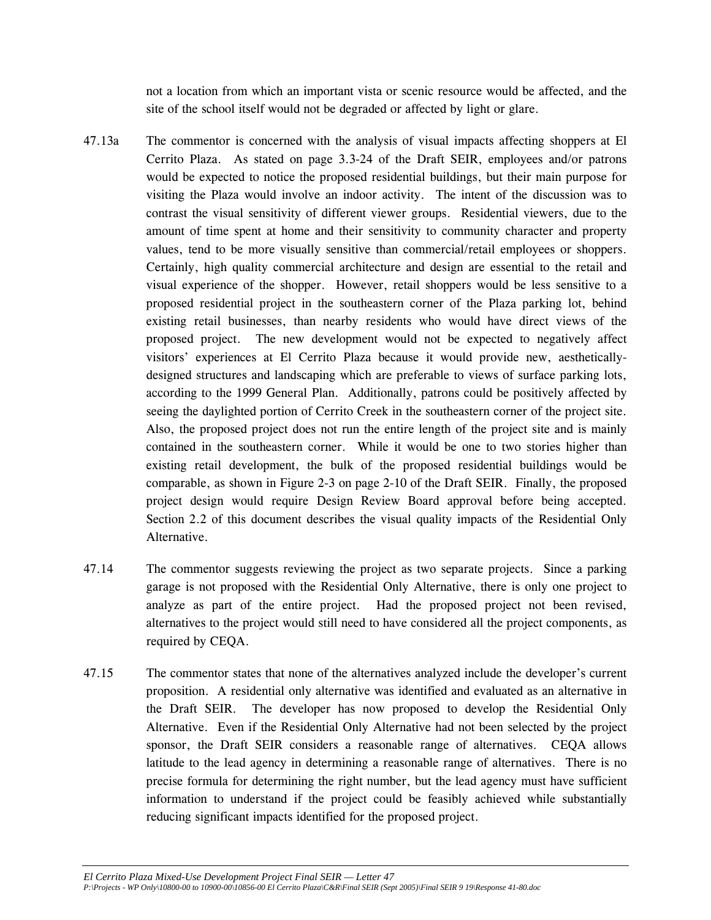not a location from which an important vista or scenic resource would be affected, and the site of the school itself would not be degraded or affected by light or glare.

47.13a The commentor is concerned with the analysis of visual impacts affecting shoppers at El Cerrito Plaza. As stated on page 3.3-24 of the Draft SEIR, employees and/or patrons would be expected to notice the proposed residential buildings, but their main purpose for visiting the Plaza would involve an indoor activity. The intent of the discussion was to contrast the visual sensitivity of different viewer groups. Residential viewers, due to the amount of time spent at home and their sensitivity to community character and property values, tend to be more visually sensitive than commercial/retail employees or shoppers. Certainly, high quality commercial architecture and design are essential to the retail and visual experience of the shopper. However, retail shoppers would be less sensitive to a proposed residential project in the southeastern corner of the Plaza parking lot, behind existing retail businesses, than nearby residents who would have direct views of the proposed project. The new development would not be expected to negatively affect visitors' experiences at El Cerrito Plaza because it would provide new, aesthetically-designed structures and landscaping which are preferable to views of surface parking lots, according to the 1999 General Plan. Additionally, patrons could be positively affected by seeing the daylighted portion of Cerrito Creek in the southeastern corner of the project site. Also, the proposed project does not run the entire length of the project site and is mainly contained in the southeastern corner. While it would be one to two stories higher than existing retail development, the bulk of the proposed residential buildings would be comparable, as shown in Figure 2-3 on page 2-10 of the Draft SEIR. Finally, the proposed project design would require Design Review Board approval before being accepted. Section 2.2 of this document describes the visual quality impacts of the Residential Only Alternative.

47.14 The commentor suggests reviewing the project as two separate projects. Since a parking garage is not proposed with the Residential Only Alternative, there is only one project to analyze as part of the entire project. Had the proposed project not been revised, alternatives to the project would still need to have considered all the project components, as required by CEQA.

47.15 The commentor states that none of the alternatives analyzed include the developer's current proposition. A residential only alternative was identified and evaluated as an alternative in the Draft SEIR. The developer has now proposed to develop the Residential Only Alternative. Even if the Residential Only Alternative had not been selected by the project sponsor, the Draft SEIR considers a reasonable range of alternatives. CEQA allows latitude to the lead agency in determining a reasonable range of alternatives. There is no precise formula for determining the right number, but the lead agency must have sufficient information to understand if the project could be feasibly achieved while substantially reducing significant impacts identified for the proposed project.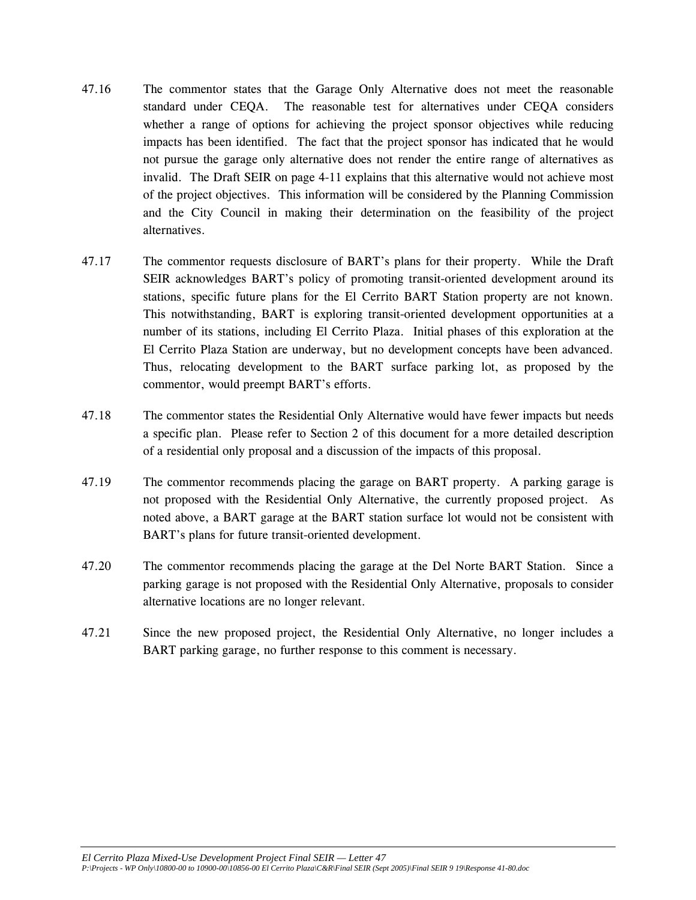47.16 The commentor states that the Garage Only Alternative does not meet the reasonable standard under CEQA. The reasonable test for alternatives under CEQA considers whether a range of options for achieving the project sponsor objectives while reducing impacts has been identified. The fact that the project sponsor has indicated that he would not pursue the garage only alternative does not render the entire range of alternatives as invalid. The Draft SEIR on page 4-11 explains that this alternative would not achieve most of the project objectives. This information will be considered by the Planning Commission and the City Council in making their determination on the feasibility of the project alternatives.

47.17 The commentor requests disclosure of BART's plans for their property. While the Draft SEIR acknowledges BART's policy of promoting transit-oriented development around its stations, specific future plans for the El Cerrito BART Station property are not known. This notwithstanding, BART is exploring transit-oriented development opportunities at a number of its stations, including El Cerrito Plaza. Initial phases of this exploration at the El Cerrito Plaza Station are underway, but no development concepts have been advanced. Thus, relocating development to the BART surface parking lot, as proposed by the commentor, would preempt BART's efforts.

47.18 The commentor states the Residential Only Alternative would have fewer impacts but needs a specific plan. Please refer to Section 2 of this document for a more detailed description of a residential only proposal and a discussion of the impacts of this proposal.

47.19 The commentor recommends placing the garage on BART property. A parking garage is not proposed with the Residential Only Alternative, the currently proposed project. As noted above, a BART garage at the BART station surface lot would not be consistent with BART's plans for future transit-oriented development.

47.20 The commentor recommends placing the garage at the Del Norte BART Station. Since a parking garage is not proposed with the Residential Only Alternative, proposals to consider alternative locations are no longer relevant.

47.21 Since the new proposed project, the Residential Only Alternative, no longer includes a BART parking garage, no further response to this comment is necessary.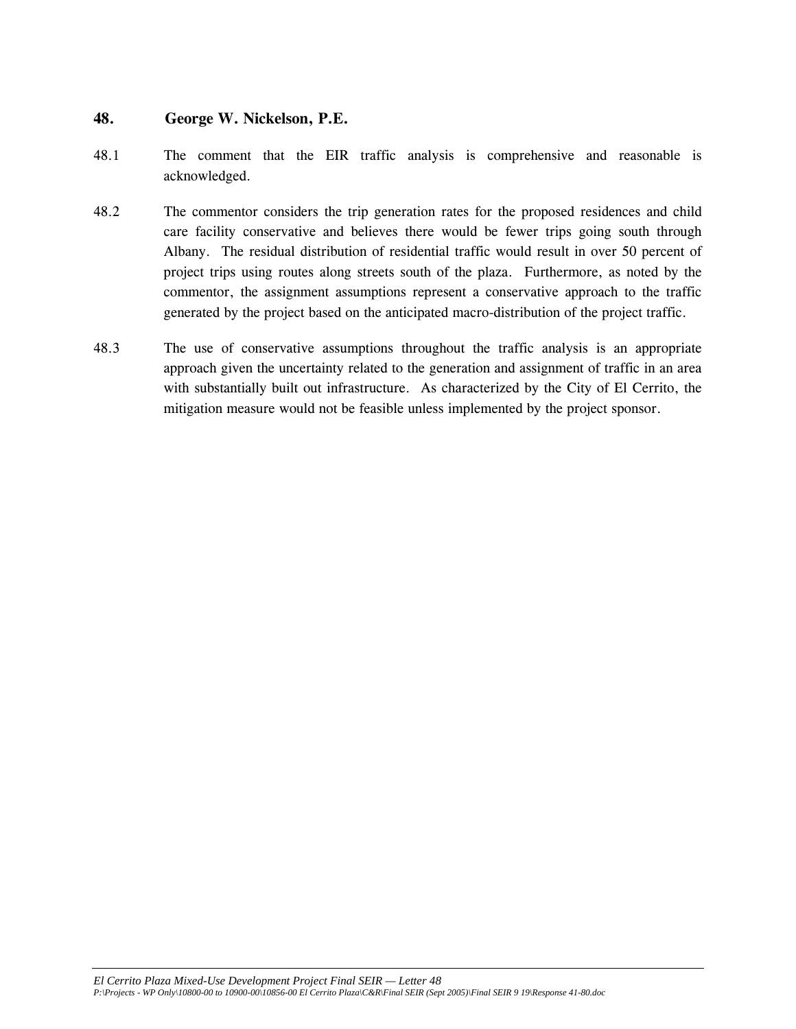## 48. George W. Nickelson, P.E.

48.1 The comment that the EIR traffic analysis is comprehensive and reasonable is acknowledged.

48.2 The commentor considers the trip generation rates for the proposed residences and child care facility conservative and believes there would be fewer trips going south through Albany. The residual distribution of residential traffic would result in over 50 percent of project trips using routes along streets south of the plaza. Furthermore, as noted by the commentor, the assignment assumptions represent a conservative approach to the traffic generated by the project based on the anticipated macro-distribution of the project traffic.

48.3 The use of conservative assumptions throughout the traffic analysis is an appropriate approach given the uncertainty related to the generation and assignment of traffic in an area with substantially built out infrastructure. As characterized by the City of El Cerrito, the mitigation measure would not be feasible unless implemented by the project sponsor.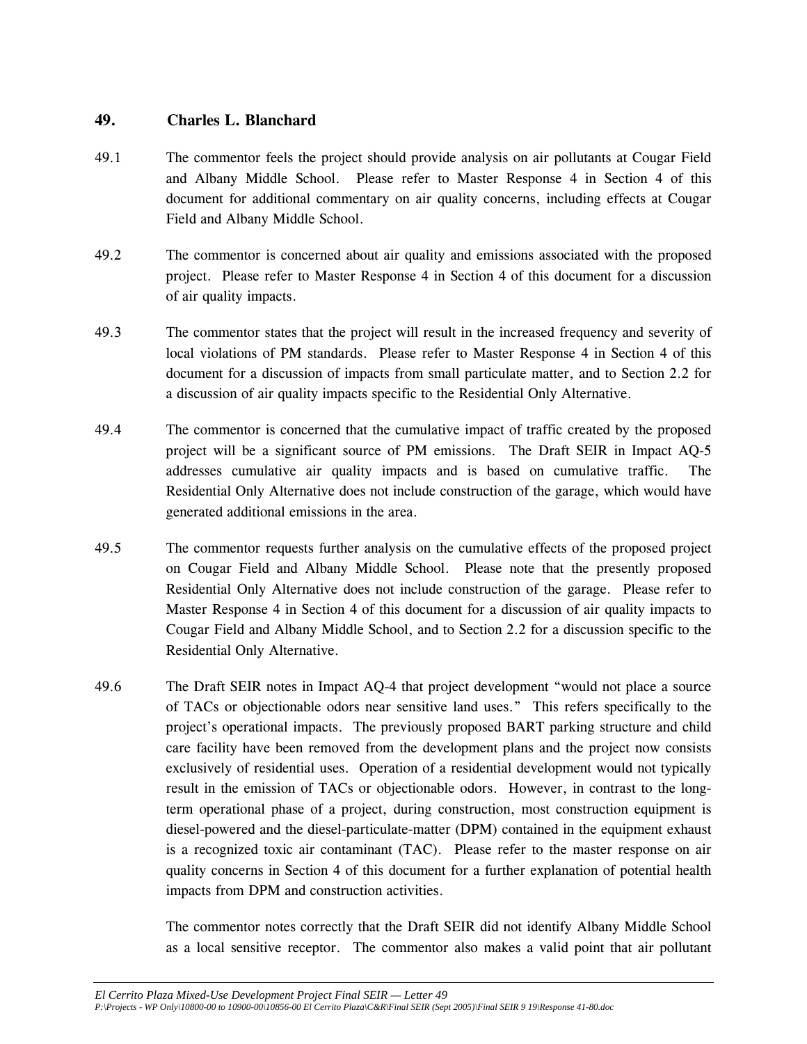## 49. Charles L. Blanchard

49.1 The commentor feels the project should provide analysis on air pollutants at Cougar Field and Albany Middle School. Please refer to Master Response 4 in Section 4 of this document for additional commentary on air quality concerns, including effects at Cougar Field and Albany Middle School.

49.2 The commentor is concerned about air quality and emissions associated with the proposed project. Please refer to Master Response 4 in Section 4 of this document for a discussion of air quality impacts.

49.3 The commentor states that the project will result in the increased frequency and severity of local violations of PM standards. Please refer to Master Response 4 in Section 4 of this document for a discussion of impacts from small particulate matter, and to Section 2.2 for a discussion of air quality impacts specific to the Residential Only Alternative.

49.4 The commentor is concerned that the cumulative impact of traffic created by the proposed project will be a significant source of PM emissions. The Draft SEIR in Impact AQ-5 addresses cumulative air quality impacts and is based on cumulative traffic. The Residential Only Alternative does not include construction of the garage, which would have generated additional emissions in the area.

49.5 The commentor requests further analysis on the cumulative effects of the proposed project on Cougar Field and Albany Middle School. Please note that the presently proposed Residential Only Alternative does not include construction of the garage. Please refer to Master Response 4 in Section 4 of this document for a discussion of air quality impacts to Cougar Field and Albany Middle School, and to Section 2.2 for a discussion specific to the Residential Only Alternative.

49.6 The Draft SEIR notes in Impact AQ-4 that project development "would not place a source of TACs or objectionable odors near sensitive land uses." This refers specifically to the project's operational impacts. The previously proposed BART parking structure and child care facility have been removed from the development plans and the project now consists exclusively of residential uses. Operation of a residential development would not typically result in the emission of TACs or objectionable odors. However, in contrast to the long-term operational phase of a project, during construction, most construction equipment is diesel-powered and the diesel-particulate-matter (DPM) contained in the equipment exhaust is a recognized toxic air contaminant (TAC). Please refer to the master response on air quality concerns in Section 4 of this document for a further explanation of potential health impacts from DPM and construction activities.

The commentor notes correctly that the Draft SEIR did not identify Albany Middle School as a local sensitive receptor. The commentor also makes a valid point that air pollutant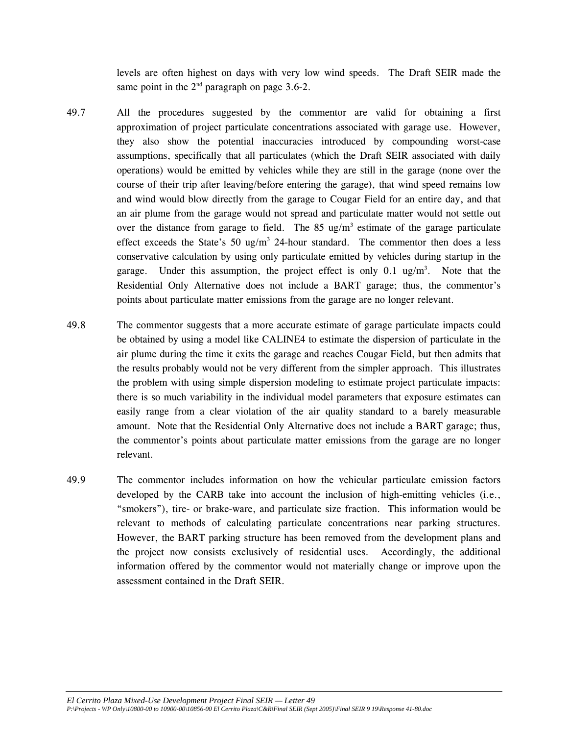levels are often highest on days with very low wind speeds. The Draft SEIR made the same point in the 2nd paragraph on page 3.6-2.

49.7 All the procedures suggested by the commentor are valid for obtaining a first approximation of project particulate concentrations associated with garage use. However, they also show the potential inaccuracies introduced by compounding worst-case assumptions, specifically that all particulates (which the Draft SEIR associated with daily operations) would be emitted by vehicles while they are still in the garage (none over the course of their trip after leaving/before entering the garage), that wind speed remains low and wind would blow directly from the garage to Cougar Field for an entire day, and that an air plume from the garage would not spread and particulate matter would not settle out over the distance from garage to field. The 85 $ug/m^3$ estimate of the garage particulate effect exceeds the State's 50 $ug/m^3$ 24-hour standard. The commentor then does a less conservative calculation by using only particulate emitted by vehicles during startup in the garage. Under this assumption, the project effect is only 0.1 $ug/m^3$. Note that the Residential Only Alternative does not include a BART garage; thus, the commentor's points about particulate matter emissions from the garage are no longer relevant.

49.8 The commentor suggests that a more accurate estimate of garage particulate impacts could be obtained by using a model like CALINE4 to estimate the dispersion of particulate in the air plume during the time it exits the garage and reaches Cougar Field, but then admits that the results probably would not be very different from the simpler approach. This illustrates the problem with using simple dispersion modeling to estimate project particulate impacts: there is so much variability in the individual model parameters that exposure estimates can easily range from a clear violation of the air quality standard to a barely measurable amount. Note that the Residential Only Alternative does not include a BART garage; thus, the commentor's points about particulate matter emissions from the garage are no longer relevant.

49.9 The commentor includes information on how the vehicular particulate emission factors developed by the CARB take into account the inclusion of high-emitting vehicles (i.e., "smokers"), tire- or brake-ware, and particulate size fraction. This information would be relevant to methods of calculating particulate concentrations near parking structures. However, the BART parking structure has been removed from the development plans and the project now consists exclusively of residential uses. Accordingly, the additional information offered by the commentor would not materially change or improve upon the assessment contained in the Draft SEIR.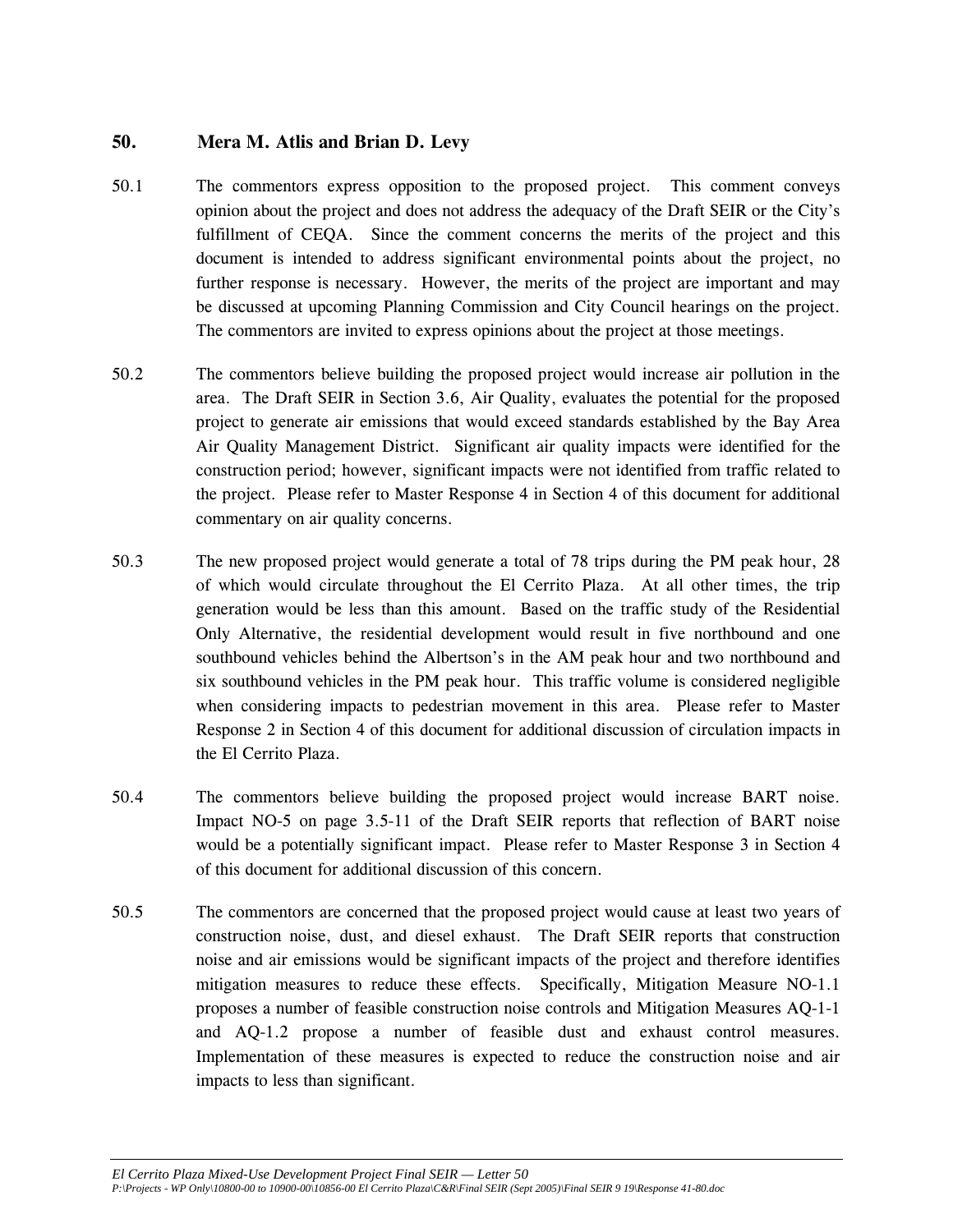## 50. Mera M. Atlis and Brian D. Levy

50.1 The commentors express opposition to the proposed project. This comment conveys opinion about the project and does not address the adequacy of the Draft SEIR or the City's fulfillment of CEQA. Since the comment concerns the merits of the project and this document is intended to address significant environmental points about the project, no further response is necessary. However, the merits of the project are important and may be discussed at upcoming Planning Commission and City Council hearings on the project. The commentors are invited to express opinions about the project at those meetings.

50.2 The commentors believe building the proposed project would increase air pollution in the area. The Draft SEIR in Section 3.6, Air Quality, evaluates the potential for the proposed project to generate air emissions that would exceed standards established by the Bay Area Air Quality Management District. Significant air quality impacts were identified for the construction period; however, significant impacts were not identified from traffic related to the project. Please refer to Master Response 4 in Section 4 of this document for additional commentary on air quality concerns.

50.3 The new proposed project would generate a total of 78 trips during the PM peak hour, 28 of which would circulate throughout the El Cerrito Plaza. At all other times, the trip generation would be less than this amount. Based on the traffic study of the Residential Only Alternative, the residential development would result in five northbound and one southbound vehicles behind the Albertson's in the AM peak hour and two northbound and six southbound vehicles in the PM peak hour. This traffic volume is considered negligible when considering impacts to pedestrian movement in this area. Please refer to Master Response 2 in Section 4 of this document for additional discussion of circulation impacts in the El Cerrito Plaza.

50.4 The commentors believe building the proposed project would increase BART noise. Impact NO-5 on page 3.5-11 of the Draft SEIR reports that reflection of BART noise would be a potentially significant impact. Please refer to Master Response 3 in Section 4 of this document for additional discussion of this concern.

50.5 The commentors are concerned that the proposed project would cause at least two years of construction noise, dust, and diesel exhaust. The Draft SEIR reports that construction noise and air emissions would be significant impacts of the project and therefore identifies mitigation measures to reduce these effects. Specifically, Mitigation Measure NO-1.1 proposes a number of feasible construction noise controls and Mitigation Measures AQ-1-1 and AQ-1.2 propose a number of feasible dust and exhaust control measures. Implementation of these measures is expected to reduce the construction noise and air impacts to less than significant.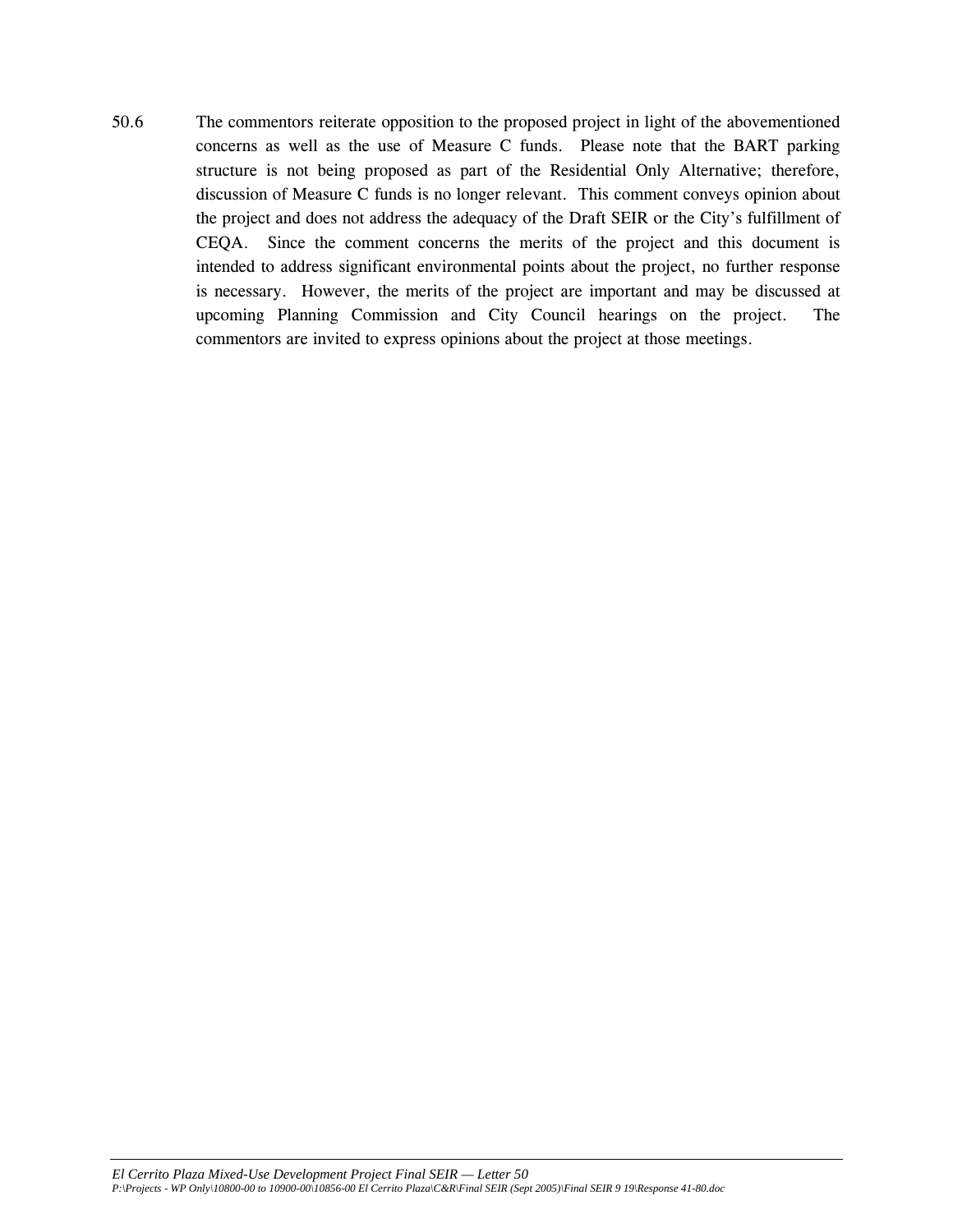50.6 The commentors reiterate opposition to the proposed project in light of the abovementioned concerns as well as the use of Measure C funds. Please note that the BART parking structure is not being proposed as part of the Residential Only Alternative; therefore, discussion of Measure C funds is no longer relevant. This comment conveys opinion about the project and does not address the adequacy of the Draft SEIR or the City's fulfillment of CEQA. Since the comment concerns the merits of the project and this document is intended to address significant environmental points about the project, no further response is necessary. However, the merits of the project are important and may be discussed at upcoming Planning Commission and City Council hearings on the project. The commentors are invited to express opinions about the project at those meetings.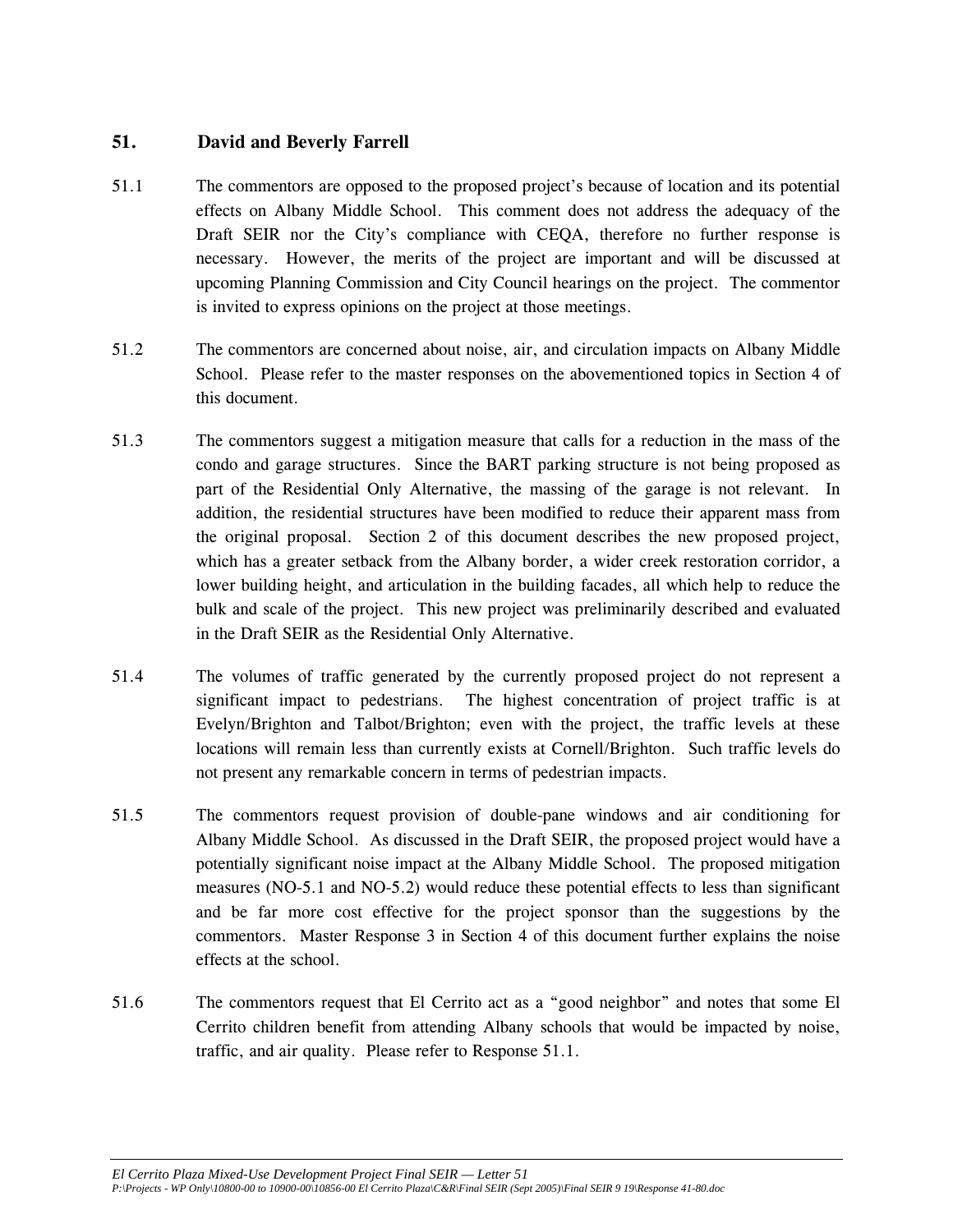## 51. David and Beverly Farrell

51.1 The commentors are opposed to the proposed project's because of location and its potential effects on Albany Middle School. This comment does not address the adequacy of the Draft SEIR nor the City's compliance with CEQA, therefore no further response is necessary. However, the merits of the project are important and will be discussed at upcoming Planning Commission and City Council hearings on the project. The commentor is invited to express opinions on the project at those meetings.

51.2 The commentors are concerned about noise, air, and circulation impacts on Albany Middle School. Please refer to the master responses on the abovementioned topics in Section 4 of this document.

51.3 The commentors suggest a mitigation measure that calls for a reduction in the mass of the condo and garage structures. Since the BART parking structure is not being proposed as part of the Residential Only Alternative, the massing of the garage is not relevant. In addition, the residential structures have been modified to reduce their apparent mass from the original proposal. Section 2 of this document describes the new proposed project, which has a greater setback from the Albany border, a wider creek restoration corridor, a lower building height, and articulation in the building facades, all which help to reduce the bulk and scale of the project. This new project was preliminarily described and evaluated in the Draft SEIR as the Residential Only Alternative.

51.4 The volumes of traffic generated by the currently proposed project do not represent a significant impact to pedestrians. The highest concentration of project traffic is at Evelyn/Brighton and Talbot/Brighton; even with the project, the traffic levels at these locations will remain less than currently exists at Cornell/Brighton. Such traffic levels do not present any remarkable concern in terms of pedestrian impacts.

51.5 The commentors request provision of double-pane windows and air conditioning for Albany Middle School. As discussed in the Draft SEIR, the proposed project would have a potentially significant noise impact at the Albany Middle School. The proposed mitigation measures (NO-5.1 and NO-5.2) would reduce these potential effects to less than significant and be far more cost effective for the project sponsor than the suggestions by the commentors. Master Response 3 in Section 4 of this document further explains the noise effects at the school.

51.6 The commentors request that El Cerrito act as a "good neighbor" and notes that some El Cerrito children benefit from attending Albany schools that would be impacted by noise, traffic, and air quality. Please refer to Response 51.1.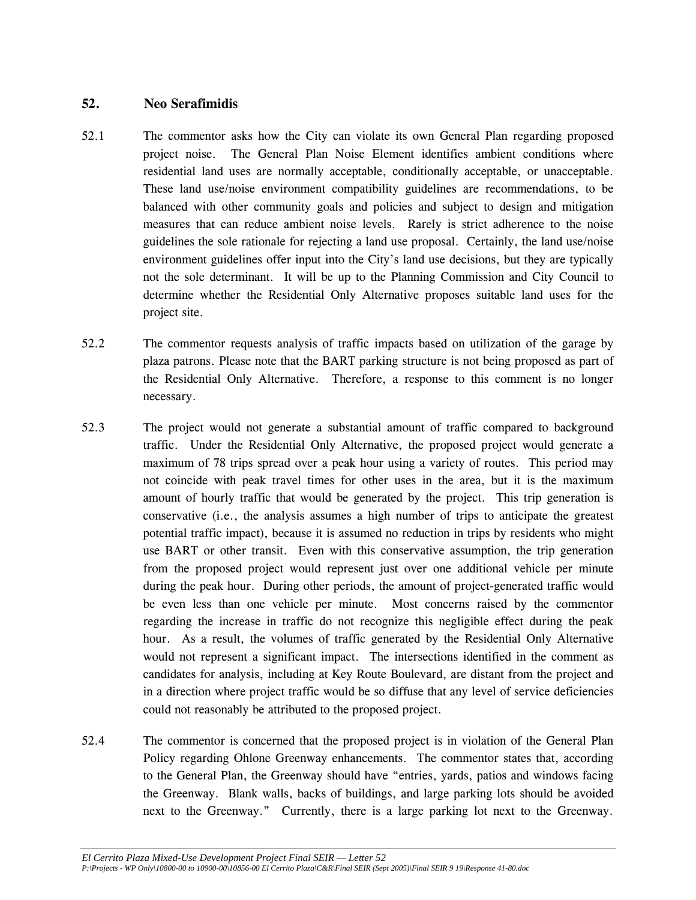## 52. Neo Serafimidis

52.1 The commentor asks how the City can violate its own General Plan regarding proposed project noise. The General Plan Noise Element identifies ambient conditions where residential land uses are normally acceptable, conditionally acceptable, or unacceptable. These land use/noise environment compatibility guidelines are recommendations, to be balanced with other community goals and policies and subject to design and mitigation measures that can reduce ambient noise levels. Rarely is strict adherence to the noise guidelines the sole rationale for rejecting a land use proposal. Certainly, the land use/noise environment guidelines offer input into the City's land use decisions, but they are typically not the sole determinant. It will be up to the Planning Commission and City Council to determine whether the Residential Only Alternative proposes suitable land uses for the project site.

52.2 The commentor requests analysis of traffic impacts based on utilization of the garage by plaza patrons. Please note that the BART parking structure is not being proposed as part of the Residential Only Alternative. Therefore, a response to this comment is no longer necessary.

52.3 The project would not generate a substantial amount of traffic compared to background traffic. Under the Residential Only Alternative, the proposed project would generate a maximum of 78 trips spread over a peak hour using a variety of routes. This period may not coincide with peak travel times for other uses in the area, but it is the maximum amount of hourly traffic that would be generated by the project. This trip generation is conservative (i.e., the analysis assumes a high number of trips to anticipate the greatest potential traffic impact), because it is assumed no reduction in trips by residents who might use BART or other transit. Even with this conservative assumption, the trip generation from the proposed project would represent just over one additional vehicle per minute during the peak hour. During other periods, the amount of project-generated traffic would be even less than one vehicle per minute. Most concerns raised by the commentor regarding the increase in traffic do not recognize this negligible effect during the peak hour. As a result, the volumes of traffic generated by the Residential Only Alternative would not represent a significant impact. The intersections identified in the comment as candidates for analysis, including at Key Route Boulevard, are distant from the project and in a direction where project traffic would be so diffuse that any level of service deficiencies could not reasonably be attributed to the proposed project.

52.4 The commentor is concerned that the proposed project is in violation of the General Plan Policy regarding Ohlone Greenway enhancements. The commentor states that, according to the General Plan, the Greenway should have "entries, yards, patios and windows facing the Greenway. Blank walls, backs of buildings, and large parking lots should be avoided next to the Greenway." Currently, there is a large parking lot next to the Greenway.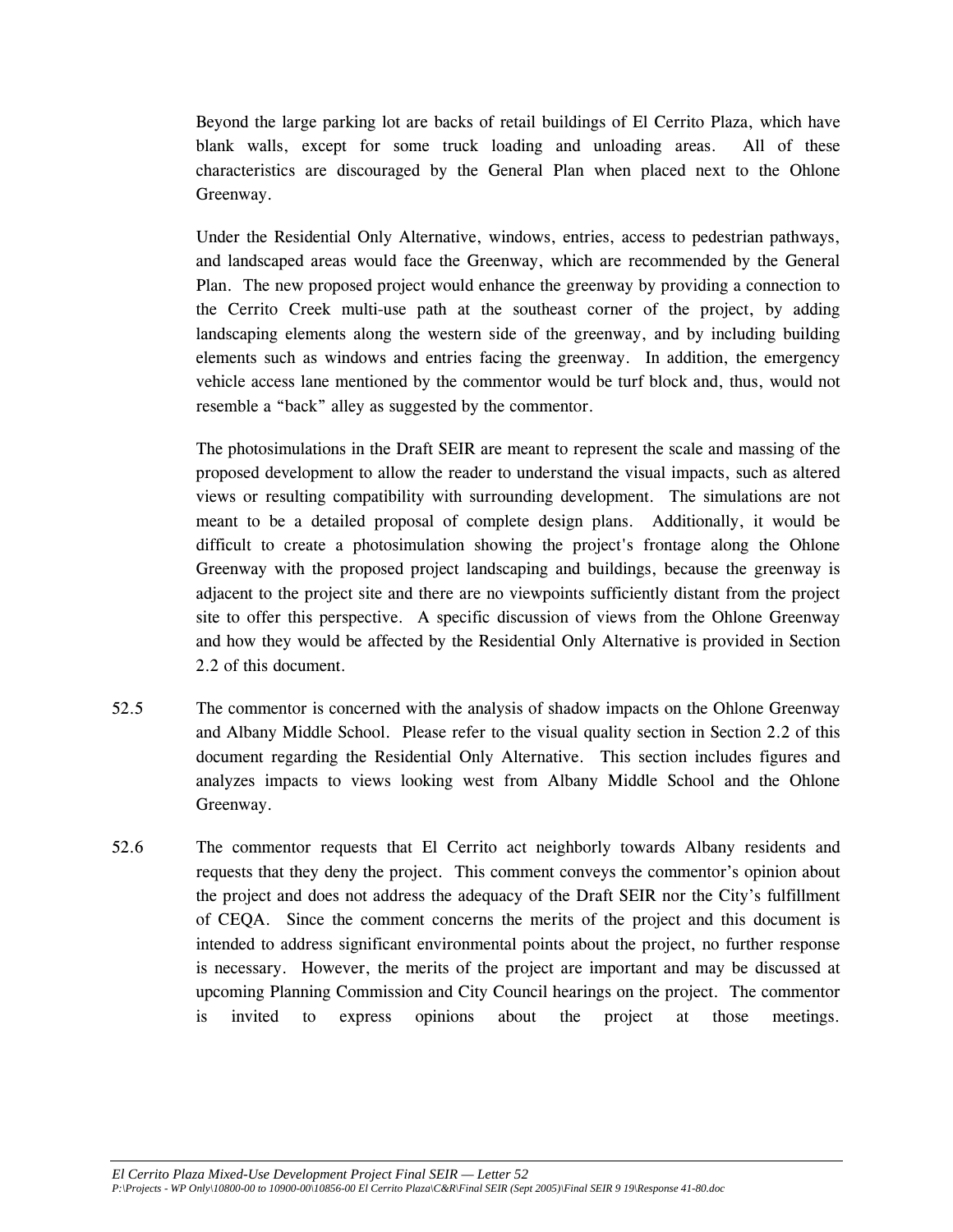Beyond the large parking lot are backs of retail buildings of El Cerrito Plaza, which have blank walls, except for some truck loading and unloading areas. All of these characteristics are discouraged by the General Plan when placed next to the Ohlone Greenway.

Under the Residential Only Alternative, windows, entries, access to pedestrian pathways, and landscaped areas would face the Greenway, which are recommended by the General Plan. The new proposed project would enhance the greenway by providing a connection to the Cerrito Creek multi-use path at the southeast corner of the project, by adding landscaping elements along the western side of the greenway, and by including building elements such as windows and entries facing the greenway. In addition, the emergency vehicle access lane mentioned by the commentor would be turf block and, thus, would not resemble a "back" alley as suggested by the commentor.

The photosimulations in the Draft SEIR are meant to represent the scale and massing of the proposed development to allow the reader to understand the visual impacts, such as altered views or resulting compatibility with surrounding development. The simulations are not meant to be a detailed proposal of complete design plans. Additionally, it would be difficult to create a photosimulation showing the project's frontage along the Ohlone Greenway with the proposed project landscaping and buildings, because the greenway is adjacent to the project site and there are no viewpoints sufficiently distant from the project site to offer this perspective. A specific discussion of views from the Ohlone Greenway and how they would be affected by the Residential Only Alternative is provided in Section 2.2 of this document.

52.5 The commentor is concerned with the analysis of shadow impacts on the Ohlone Greenway and Albany Middle School. Please refer to the visual quality section in Section 2.2 of this document regarding the Residential Only Alternative. This section includes figures and analyzes impacts to views looking west from Albany Middle School and the Ohlone Greenway.

52.6 The commentor requests that El Cerrito act neighborly towards Albany residents and requests that they deny the project. This comment conveys the commentor's opinion about the project and does not address the adequacy of the Draft SEIR nor the City's fulfillment of CEQA. Since the comment concerns the merits of the project and this document is intended to address significant environmental points about the project, no further response is necessary. However, the merits of the project are important and may be discussed at upcoming Planning Commission and City Council hearings on the project. The commentor is invited to express opinions about the project at those meetings.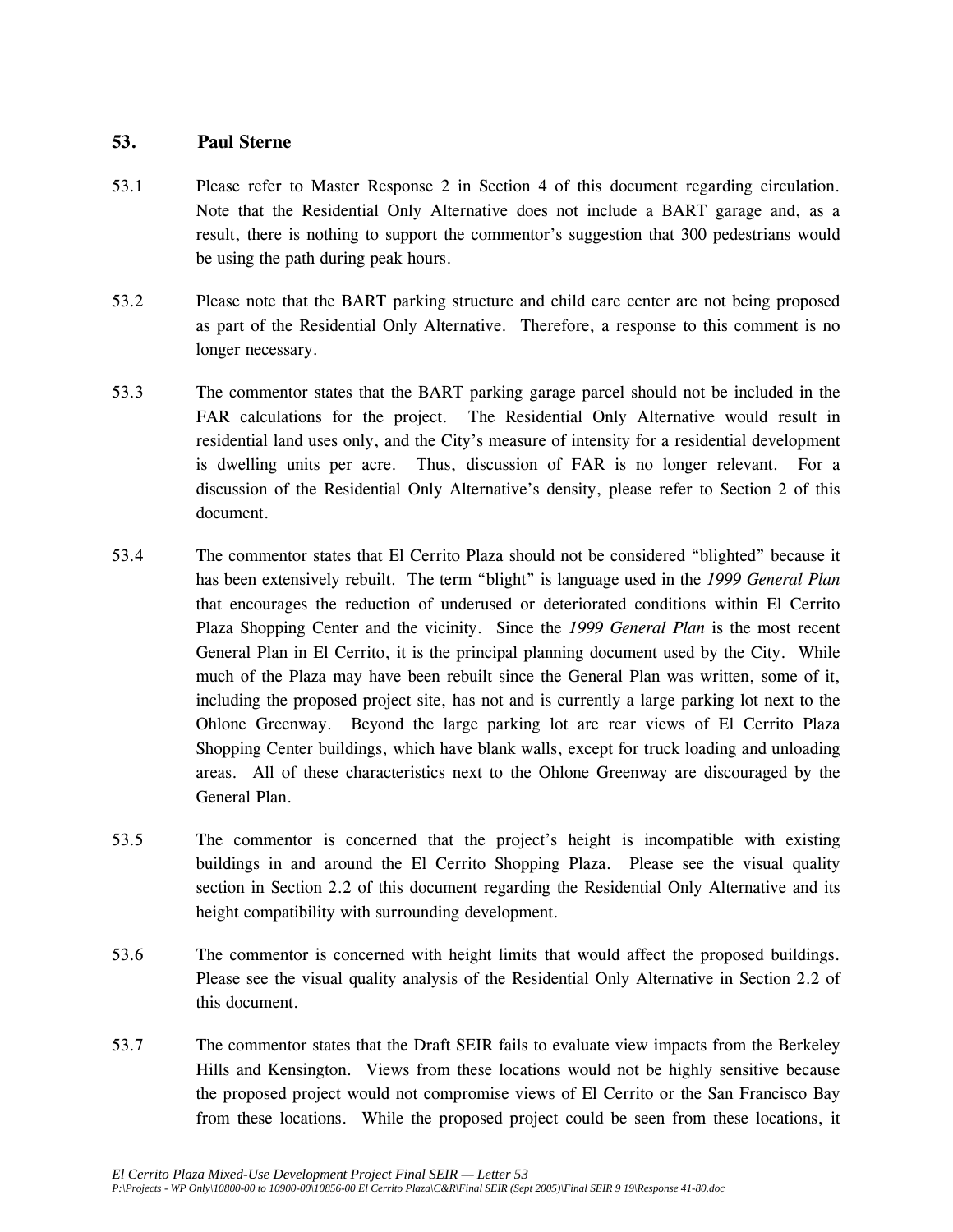## 53. Paul Sterne

53.1 Please refer to Master Response 2 in Section 4 of this document regarding circulation. Note that the Residential Only Alternative does not include a BART garage and, as a result, there is nothing to support the commentor's suggestion that 300 pedestrians would be using the path during peak hours.

53.2 Please note that the BART parking structure and child care center are not being proposed as part of the Residential Only Alternative. Therefore, a response to this comment is no longer necessary.

53.3 The commentor states that the BART parking garage parcel should not be included in the FAR calculations for the project. The Residential Only Alternative would result in residential land uses only, and the City's measure of intensity for a residential development is dwelling units per acre. Thus, discussion of FAR is no longer relevant. For a discussion of the Residential Only Alternative's density, please refer to Section 2 of this document.

53.4 The commentor states that El Cerrito Plaza should not be considered "blighted" because it has been extensively rebuilt. The term "blight" is language used in the *1999 General Plan* that encourages the reduction of underused or deteriorated conditions within El Cerrito Plaza Shopping Center and the vicinity. Since the *1999 General Plan* is the most recent General Plan in El Cerrito, it is the principal planning document used by the City. While much of the Plaza may have been rebuilt since the General Plan was written, some of it, including the proposed project site, has not and is currently a large parking lot next to the Ohlone Greenway. Beyond the large parking lot are rear views of El Cerrito Plaza Shopping Center buildings, which have blank walls, except for truck loading and unloading areas. All of these characteristics next to the Ohlone Greenway are discouraged by the General Plan.

53.5 The commentor is concerned that the project's height is incompatible with existing buildings in and around the El Cerrito Shopping Plaza. Please see the visual quality section in Section 2.2 of this document regarding the Residential Only Alternative and its height compatibility with surrounding development.

53.6 The commentor is concerned with height limits that would affect the proposed buildings. Please see the visual quality analysis of the Residential Only Alternative in Section 2.2 of this document.

53.7 The commentor states that the Draft SEIR fails to evaluate view impacts from the Berkeley Hills and Kensington. Views from these locations would not be highly sensitive because the proposed project would not compromise views of El Cerrito or the San Francisco Bay from these locations. While the proposed project could be seen from these locations, it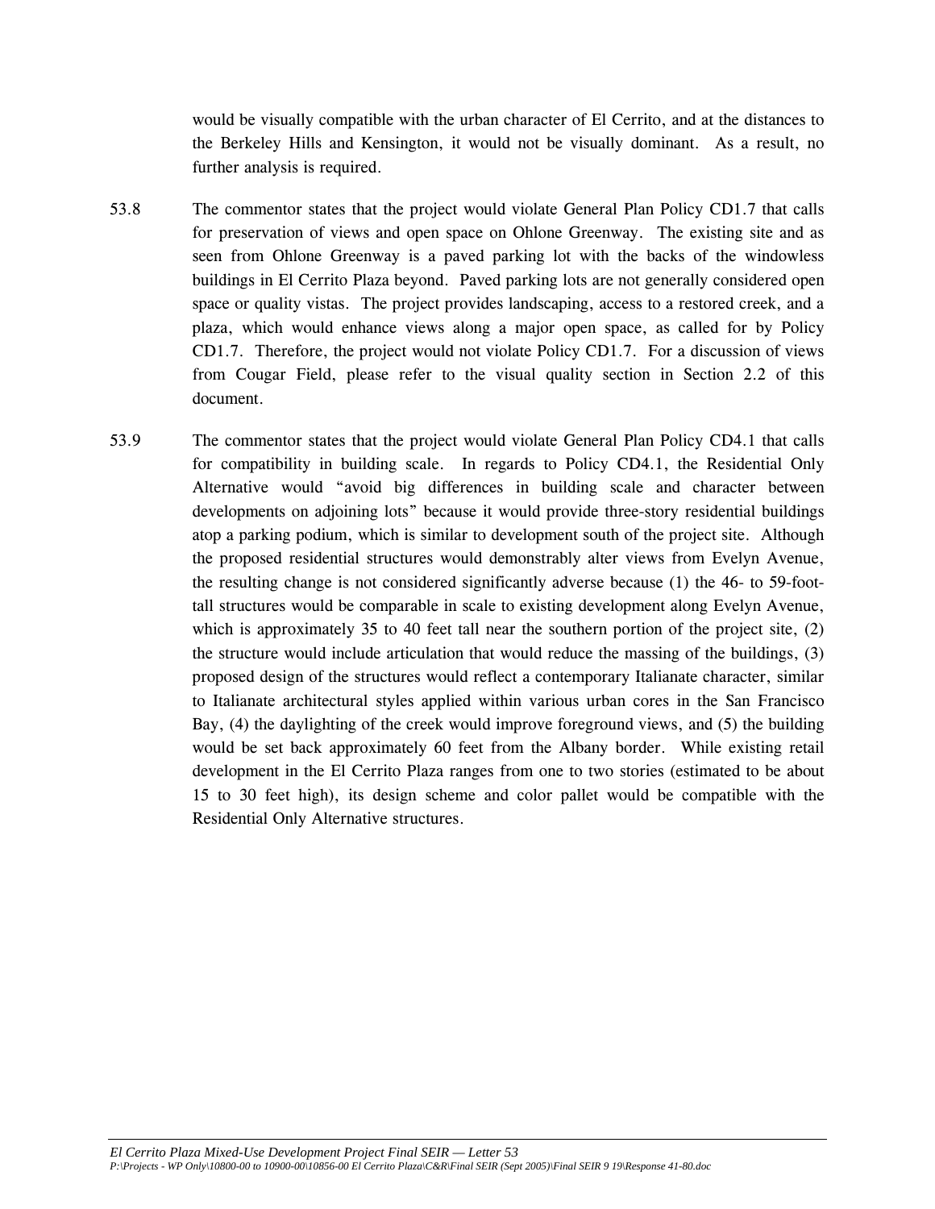would be visually compatible with the urban character of El Cerrito, and at the distances to the Berkeley Hills and Kensington, it would not be visually dominant. As a result, no further analysis is required.

53.8 The commentor states that the project would violate General Plan Policy CD1.7 that calls for preservation of views and open space on Ohlone Greenway. The existing site and as seen from Ohlone Greenway is a paved parking lot with the backs of the windowless buildings in El Cerrito Plaza beyond. Paved parking lots are not generally considered open space or quality vistas. The project provides landscaping, access to a restored creek, and a plaza, which would enhance views along a major open space, as called for by Policy CD1.7. Therefore, the project would not violate Policy CD1.7. For a discussion of views from Cougar Field, please refer to the visual quality section in Section 2.2 of this document.

53.9 The commentor states that the project would violate General Plan Policy CD4.1 that calls for compatibility in building scale. In regards to Policy CD4.1, the Residential Only Alternative would "avoid big differences in building scale and character between developments on adjoining lots" because it would provide three-story residential buildings atop a parking podium, which is similar to development south of the project site. Although the proposed residential structures would demonstrably alter views from Evelyn Avenue, the resulting change is not considered significantly adverse because (1) the 46- to 59-foot-tall structures would be comparable in scale to existing development along Evelyn Avenue, which is approximately 35 to 40 feet tall near the southern portion of the project site, (2) the structure would include articulation that would reduce the massing of the buildings, (3) proposed design of the structures would reflect a contemporary Italianate character, similar to Italianate architectural styles applied within various urban cores in the San Francisco Bay, (4) the daylighting of the creek would improve foreground views, and (5) the building would be set back approximately 60 feet from the Albany border. While existing retail development in the El Cerrito Plaza ranges from one to two stories (estimated to be about 15 to 30 feet high), its design scheme and color pallet would be compatible with the Residential Only Alternative structures.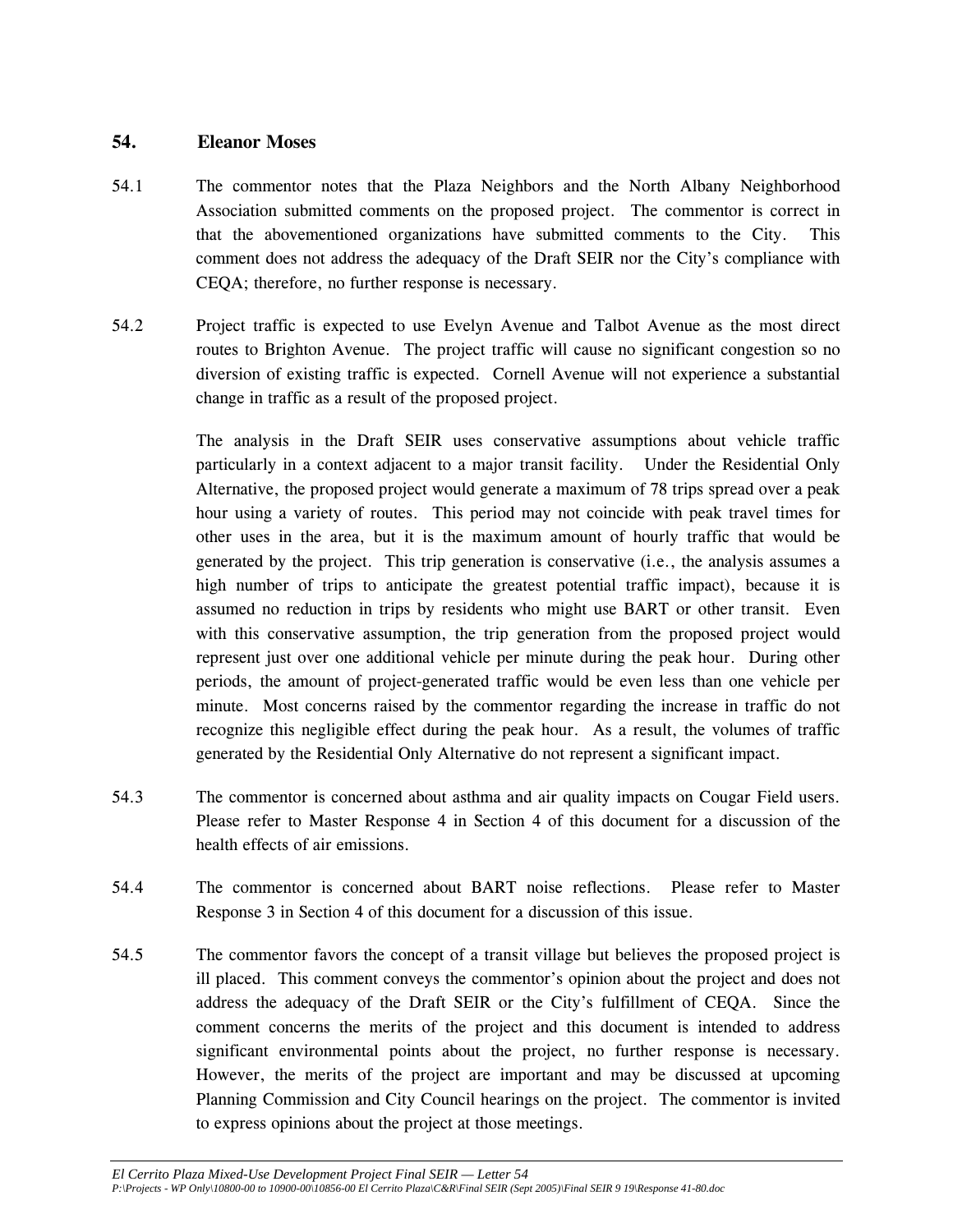## 54. Eleanor Moses

54.1 The commentor notes that the Plaza Neighbors and the North Albany Neighborhood Association submitted comments on the proposed project. The commentor is correct in that the abovementioned organizations have submitted comments to the City. This comment does not address the adequacy of the Draft SEIR nor the City's compliance with CEQA; therefore, no further response is necessary.

54.2 Project traffic is expected to use Evelyn Avenue and Talbot Avenue as the most direct routes to Brighton Avenue. The project traffic will cause no significant congestion so no diversion of existing traffic is expected. Cornell Avenue will not experience a substantial change in traffic as a result of the proposed project.

The analysis in the Draft SEIR uses conservative assumptions about vehicle traffic particularly in a context adjacent to a major transit facility. Under the Residential Only Alternative, the proposed project would generate a maximum of 78 trips spread over a peak hour using a variety of routes. This period may not coincide with peak travel times for other uses in the area, but it is the maximum amount of hourly traffic that would be generated by the project. This trip generation is conservative (i.e., the analysis assumes a high number of trips to anticipate the greatest potential traffic impact), because it is assumed no reduction in trips by residents who might use BART or other transit. Even with this conservative assumption, the trip generation from the proposed project would represent just over one additional vehicle per minute during the peak hour. During other periods, the amount of project-generated traffic would be even less than one vehicle per minute. Most concerns raised by the commentor regarding the increase in traffic do not recognize this negligible effect during the peak hour. As a result, the volumes of traffic generated by the Residential Only Alternative do not represent a significant impact.

54.3 The commentor is concerned about asthma and air quality impacts on Cougar Field users. Please refer to Master Response 4 in Section 4 of this document for a discussion of the health effects of air emissions.

54.4 The commentor is concerned about BART noise reflections. Please refer to Master Response 3 in Section 4 of this document for a discussion of this issue.

54.5 The commentor favors the concept of a transit village but believes the proposed project is ill placed. This comment conveys the commentor's opinion about the project and does not address the adequacy of the Draft SEIR or the City's fulfillment of CEQA. Since the comment concerns the merits of the project and this document is intended to address significant environmental points about the project, no further response is necessary. However, the merits of the project are important and may be discussed at upcoming Planning Commission and City Council hearings on the project. The commentor is invited to express opinions about the project at those meetings.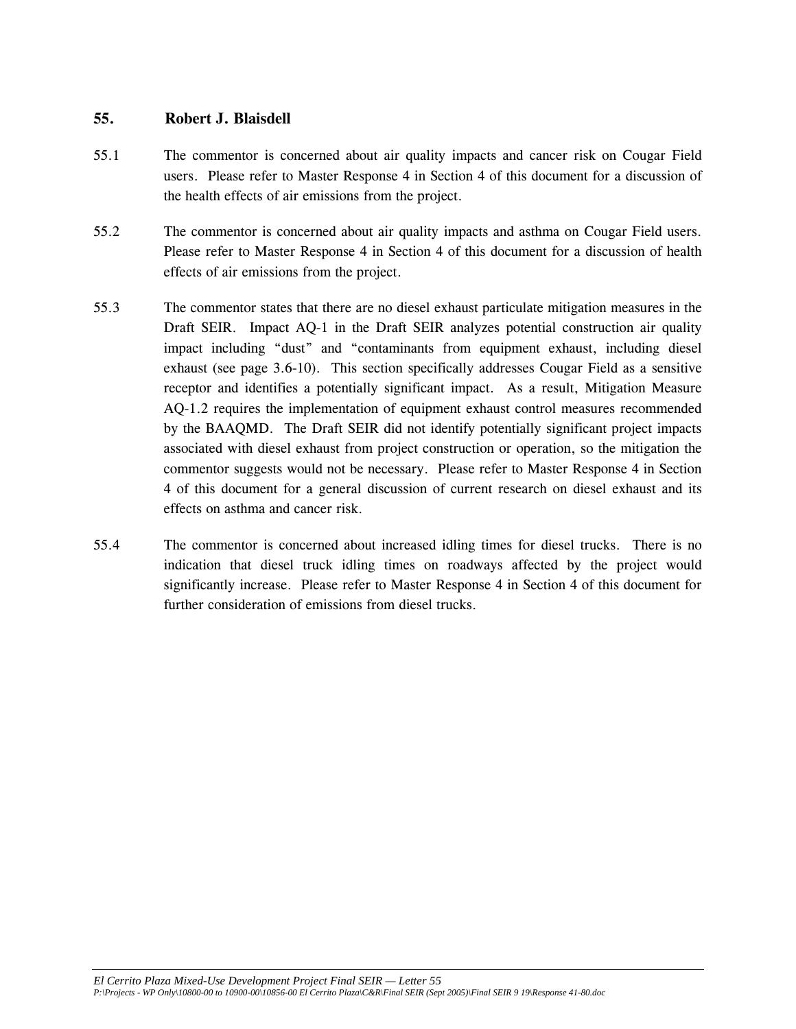## 55. Robert J. Blaisdell

55.1 The commentor is concerned about air quality impacts and cancer risk on Cougar Field users. Please refer to Master Response 4 in Section 4 of this document for a discussion of the health effects of air emissions from the project.

55.2 The commentor is concerned about air quality impacts and asthma on Cougar Field users. Please refer to Master Response 4 in Section 4 of this document for a discussion of health effects of air emissions from the project.

55.3 The commentor states that there are no diesel exhaust particulate mitigation measures in the Draft SEIR. Impact AQ-1 in the Draft SEIR analyzes potential construction air quality impact including "dust" and "contaminants from equipment exhaust, including diesel exhaust (see page 3.6-10). This section specifically addresses Cougar Field as a sensitive receptor and identifies a potentially significant impact. As a result, Mitigation Measure AQ-1.2 requires the implementation of equipment exhaust control measures recommended by the BAAQMD. The Draft SEIR did not identify potentially significant project impacts associated with diesel exhaust from project construction or operation, so the mitigation the commentor suggests would not be necessary. Please refer to Master Response 4 in Section 4 of this document for a general discussion of current research on diesel exhaust and its effects on asthma and cancer risk.

55.4 The commentor is concerned about increased idling times for diesel trucks. There is no indication that diesel truck idling times on roadways affected by the project would significantly increase. Please refer to Master Response 4 in Section 4 of this document for further consideration of emissions from diesel trucks.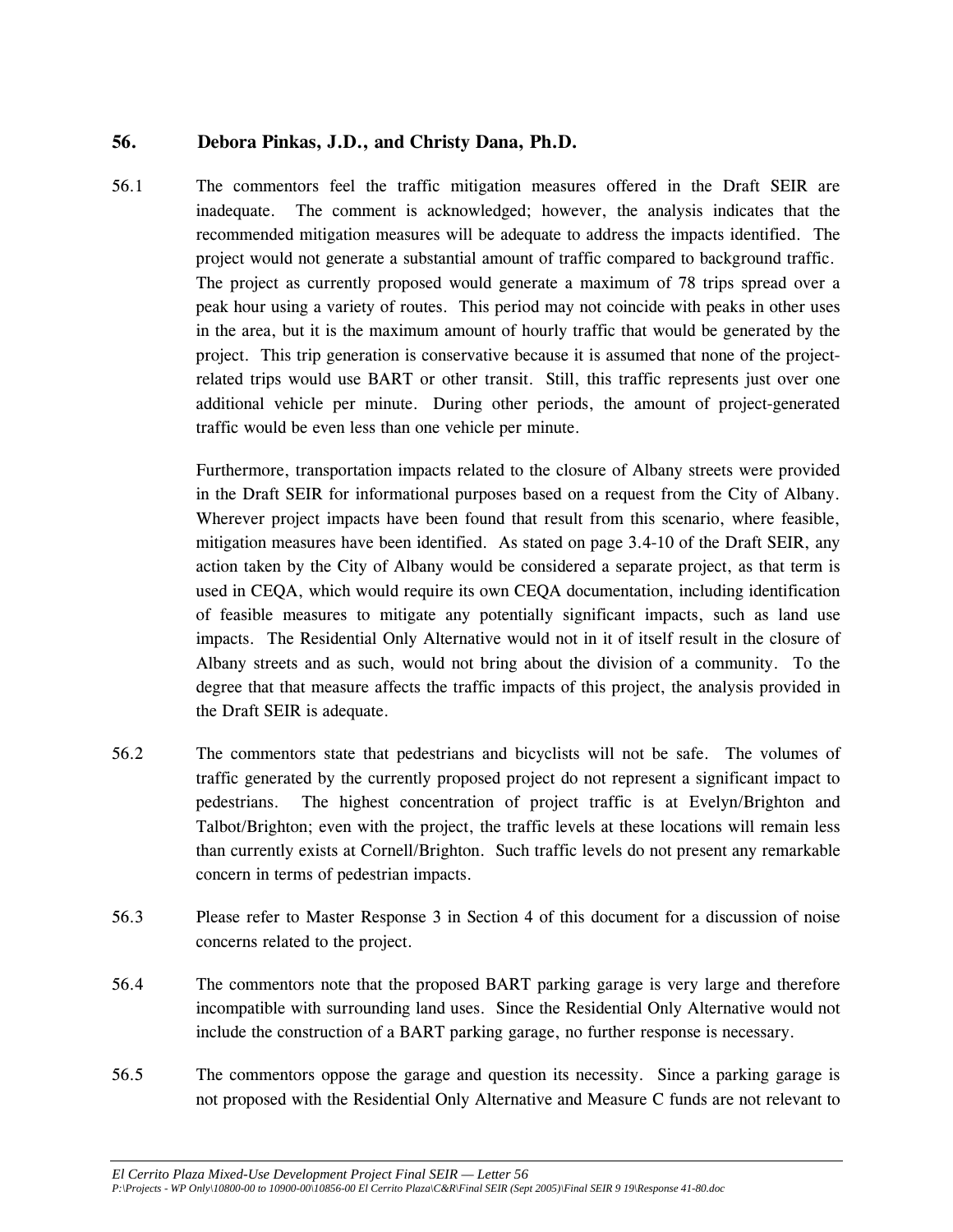## 56. Debora Pinkas, J.D., and Christy Dana, Ph.D.

56.1 The commentors feel the traffic mitigation measures offered in the Draft SEIR are inadequate. The comment is acknowledged; however, the analysis indicates that the recommended mitigation measures will be adequate to address the impacts identified. The project would not generate a substantial amount of traffic compared to background traffic. The project as currently proposed would generate a maximum of 78 trips spread over a peak hour using a variety of routes. This period may not coincide with peaks in other uses in the area, but it is the maximum amount of hourly traffic that would be generated by the project. This trip generation is conservative because it is assumed that none of the project-related trips would use BART or other transit. Still, this traffic represents just over one additional vehicle per minute. During other periods, the amount of project-generated traffic would be even less than one vehicle per minute.

Furthermore, transportation impacts related to the closure of Albany streets were provided in the Draft SEIR for informational purposes based on a request from the City of Albany. Wherever project impacts have been found that result from this scenario, where feasible, mitigation measures have been identified. As stated on page 3.4-10 of the Draft SEIR, any action taken by the City of Albany would be considered a separate project, as that term is used in CEQA, which would require its own CEQA documentation, including identification of feasible measures to mitigate any potentially significant impacts, such as land use impacts. The Residential Only Alternative would not in it of itself result in the closure of Albany streets and as such, would not bring about the division of a community. To the degree that that measure affects the traffic impacts of this project, the analysis provided in the Draft SEIR is adequate.

56.2 The commentors state that pedestrians and bicyclists will not be safe. The volumes of traffic generated by the currently proposed project do not represent a significant impact to pedestrians. The highest concentration of project traffic is at Evelyn/Brighton and Talbot/Brighton; even with the project, the traffic levels at these locations will remain less than currently exists at Cornell/Brighton. Such traffic levels do not present any remarkable concern in terms of pedestrian impacts.

56.3 Please refer to Master Response 3 in Section 4 of this document for a discussion of noise concerns related to the project.

56.4 The commentors note that the proposed BART parking garage is very large and therefore incompatible with surrounding land uses. Since the Residential Only Alternative would not include the construction of a BART parking garage, no further response is necessary.

56.5 The commentors oppose the garage and question its necessity. Since a parking garage is not proposed with the Residential Only Alternative and Measure C funds are not relevant to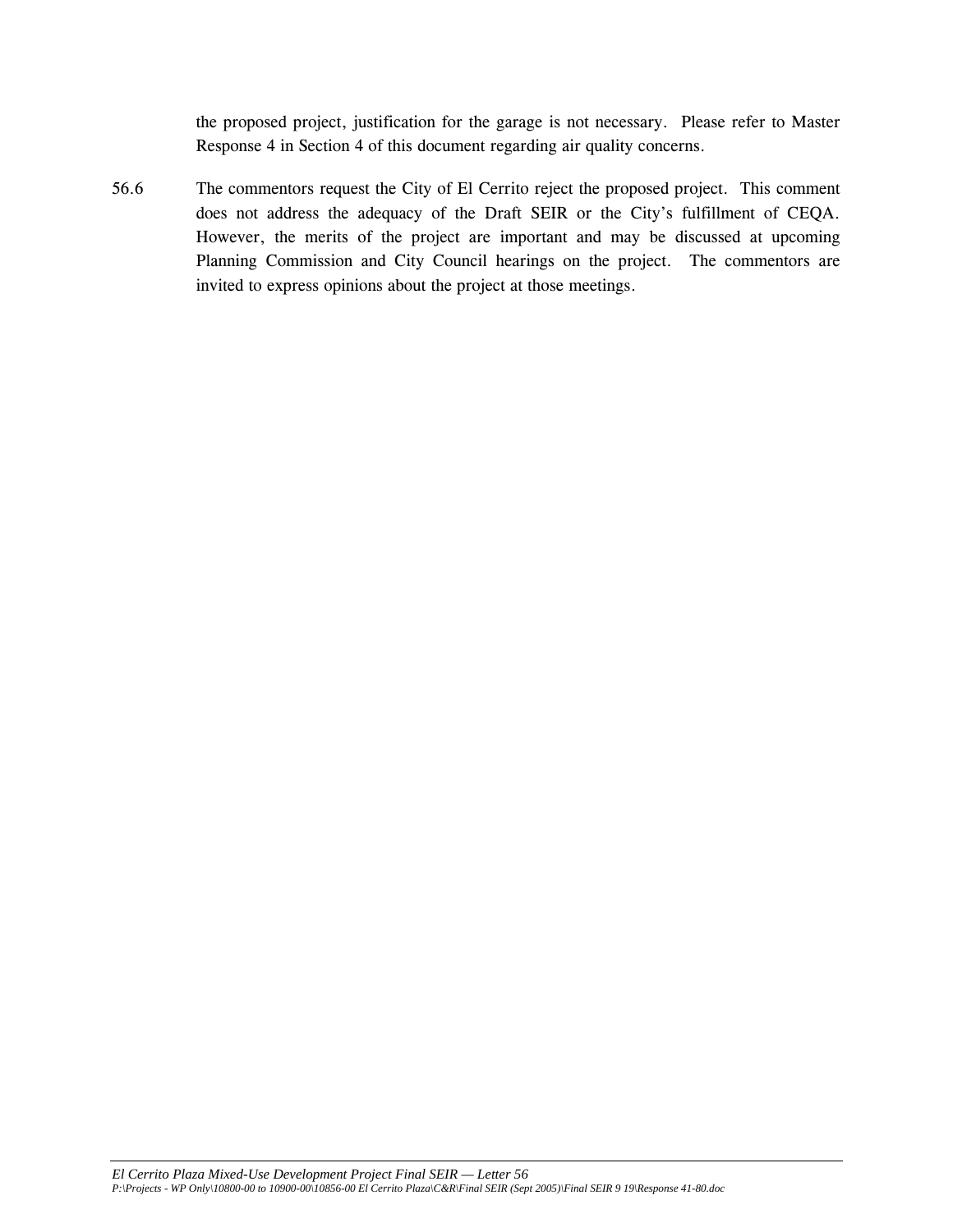the proposed project, justification for the garage is not necessary. Please refer to Master Response 4 in Section 4 of this document regarding air quality concerns.

56.6 The commentors request the City of El Cerrito reject the proposed project. This comment does not address the adequacy of the Draft SEIR or the City's fulfillment of CEQA. However, the merits of the project are important and may be discussed at upcoming Planning Commission and City Council hearings on the project. The commentors are invited to express opinions about the project at those meetings.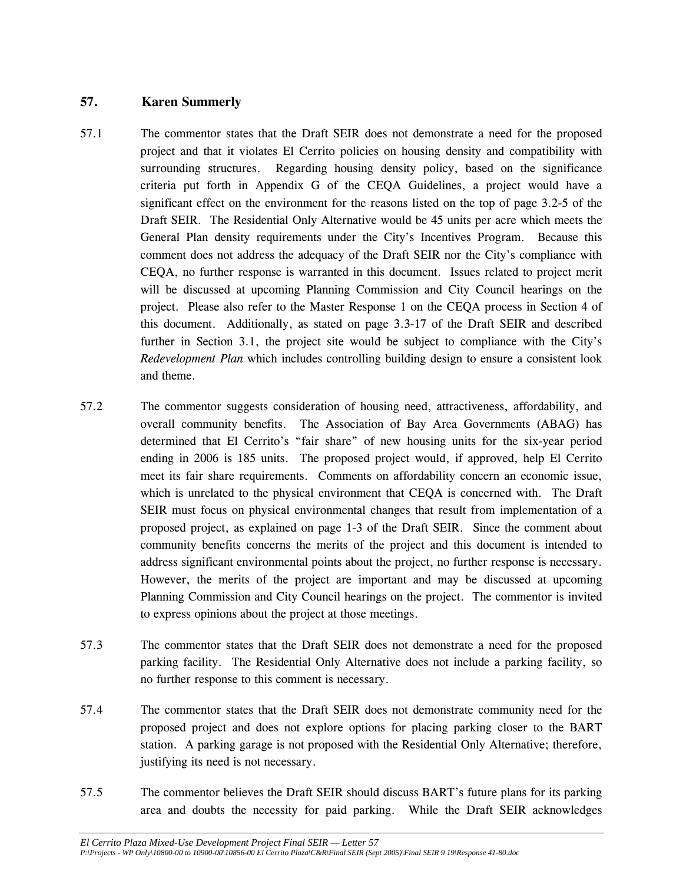## 57. Karen Summerly

57.1 The commentor states that the Draft SEIR does not demonstrate a need for the proposed project and that it violates El Cerrito policies on housing density and compatibility with surrounding structures. Regarding housing density policy, based on the significance criteria put forth in Appendix G of the CEQA Guidelines, a project would have a significant effect on the environment for the reasons listed on the top of page 3.2-5 of the Draft SEIR. The Residential Only Alternative would be 45 units per acre which meets the General Plan density requirements under the City's Incentives Program. Because this comment does not address the adequacy of the Draft SEIR nor the City's compliance with CEQA, no further response is warranted in this document. Issues related to project merit will be discussed at upcoming Planning Commission and City Council hearings on the project. Please also refer to the Master Response 1 on the CEQA process in Section 4 of this document. Additionally, as stated on page 3.3-17 of the Draft SEIR and described further in Section 3.1, the project site would be subject to compliance with the City's *Redevelopment Plan* which includes controlling building design to ensure a consistent look and theme.

57.2 The commentor suggests consideration of housing need, attractiveness, affordability, and overall community benefits. The Association of Bay Area Governments (ABAG) has determined that El Cerrito's "fair share" of new housing units for the six-year period ending in 2006 is 185 units. The proposed project would, if approved, help El Cerrito meet its fair share requirements. Comments on affordability concern an economic issue, which is unrelated to the physical environment that CEQA is concerned with. The Draft SEIR must focus on physical environmental changes that result from implementation of a proposed project, as explained on page 1-3 of the Draft SEIR. Since the comment about community benefits concerns the merits of the project and this document is intended to address significant environmental points about the project, no further response is necessary. However, the merits of the project are important and may be discussed at upcoming Planning Commission and City Council hearings on the project. The commentor is invited to express opinions about the project at those meetings.

57.3 The commentor states that the Draft SEIR does not demonstrate a need for the proposed parking facility. The Residential Only Alternative does not include a parking facility, so no further response to this comment is necessary.

57.4 The commentor states that the Draft SEIR does not demonstrate community need for the proposed project and does not explore options for placing parking closer to the BART station. A parking garage is not proposed with the Residential Only Alternative; therefore, justifying its need is not necessary.

57.5 The commentor believes the Draft SEIR should discuss BART's future plans for its parking area and doubts the necessity for paid parking. While the Draft SEIR acknowledges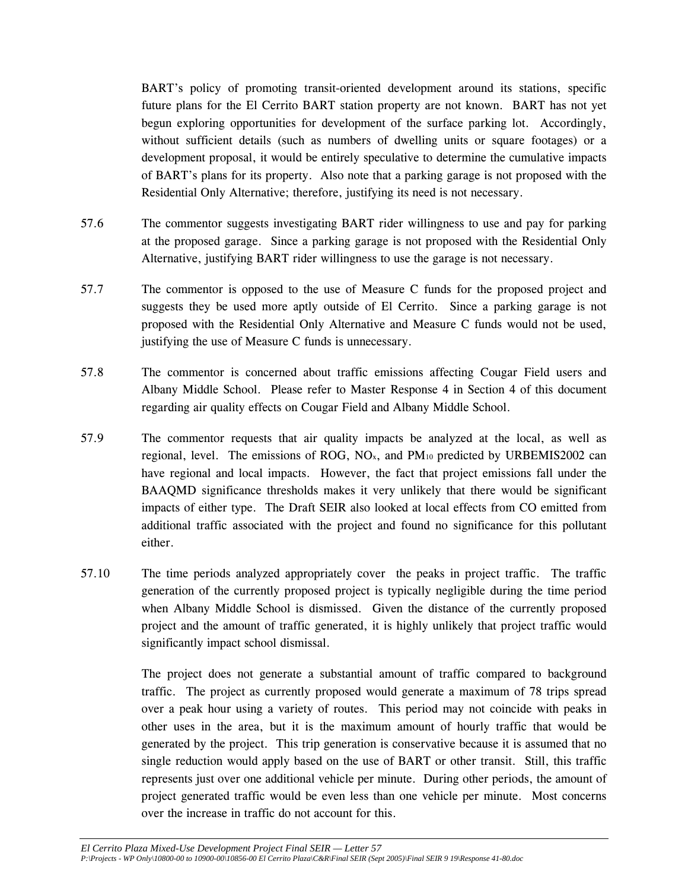BART's policy of promoting transit-oriented development around its stations, specific future plans for the El Cerrito BART station property are not known. BART has not yet begun exploring opportunities for development of the surface parking lot. Accordingly, without sufficient details (such as numbers of dwelling units or square footages) or a development proposal, it would be entirely speculative to determine the cumulative impacts of BART's plans for its property. Also note that a parking garage is not proposed with the Residential Only Alternative; therefore, justifying its need is not necessary.

57.6 The commentor suggests investigating BART rider willingness to use and pay for parking at the proposed garage. Since a parking garage is not proposed with the Residential Only Alternative, justifying BART rider willingness to use the garage is not necessary.

57.7 The commentor is opposed to the use of Measure C funds for the proposed project and suggests they be used more aptly outside of El Cerrito. Since a parking garage is not proposed with the Residential Only Alternative and Measure C funds would not be used, justifying the use of Measure C funds is unnecessary.

57.8 The commentor is concerned about traffic emissions affecting Cougar Field users and Albany Middle School. Please refer to Master Response 4 in Section 4 of this document regarding air quality effects on Cougar Field and Albany Middle School.

57.9 The commentor requests that air quality impacts be analyzed at the local, as well as regional, level. The emissions of ROG, $NO_x$, and $PM_{10}$ predicted by URBEMIS2002 can have regional and local impacts. However, the fact that project emissions fall under the BAAQMD significance thresholds makes it very unlikely that there would be significant impacts of either type. The Draft SEIR also looked at local effects from CO emitted from additional traffic associated with the project and found no significance for this pollutant either.

57.10 The time periods analyzed appropriately cover the peaks in project traffic. The traffic generation of the currently proposed project is typically negligible during the time period when Albany Middle School is dismissed. Given the distance of the currently proposed project and the amount of traffic generated, it is highly unlikely that project traffic would significantly impact school dismissal.

The project does not generate a substantial amount of traffic compared to background traffic. The project as currently proposed would generate a maximum of 78 trips spread over a peak hour using a variety of routes. This period may not coincide with peaks in other uses in the area, but it is the maximum amount of hourly traffic that would be generated by the project. This trip generation is conservative because it is assumed that no single reduction would apply based on the use of BART or other transit. Still, this traffic represents just over one additional vehicle per minute. During other periods, the amount of project generated traffic would be even less than one vehicle per minute. Most concerns over the increase in traffic do not account for this.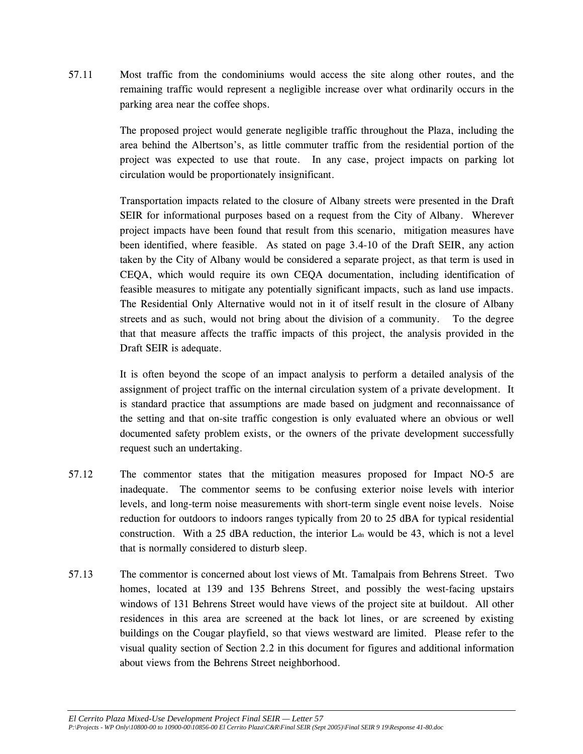57.11 Most traffic from the condominiums would access the site along other routes, and the remaining traffic would represent a negligible increase over what ordinarily occurs in the parking area near the coffee shops.

The proposed project would generate negligible traffic throughout the Plaza, including the area behind the Albertson's, as little commuter traffic from the residential portion of the project was expected to use that route. In any case, project impacts on parking lot circulation would be proportionately insignificant.

Transportation impacts related to the closure of Albany streets were presented in the Draft SEIR for informational purposes based on a request from the City of Albany. Wherever project impacts have been found that result from this scenario, mitigation measures have been identified, where feasible. As stated on page 3.4-10 of the Draft SEIR, any action taken by the City of Albany would be considered a separate project, as that term is used in CEQA, which would require its own CEQA documentation, including identification of feasible measures to mitigate any potentially significant impacts, such as land use impacts. The Residential Only Alternative would not in it of itself result in the closure of Albany streets and as such, would not bring about the division of a community. To the degree that that measure affects the traffic impacts of this project, the analysis provided in the Draft SEIR is adequate.

It is often beyond the scope of an impact analysis to perform a detailed analysis of the assignment of project traffic on the internal circulation system of a private development. It is standard practice that assumptions are made based on judgment and reconnaissance of the setting and that on-site traffic congestion is only evaluated where an obvious or well documented safety problem exists, or the owners of the private development successfully request such an undertaking.

57.12 The commentor states that the mitigation measures proposed for Impact NO-5 are inadequate. The commentor seems to be confusing exterior noise levels with interior levels, and long-term noise measurements with short-term single event noise levels. Noise reduction for outdoors to indoors ranges typically from 20 to 25 dBA for typical residential construction. With a 25 dBA reduction, the interior $L_{dn}$ would be 43, which is not a level that is normally considered to disturb sleep.

57.13 The commentor is concerned about lost views of Mt. Tamalpais from Behrens Street. Two homes, located at 139 and 135 Behrens Street, and possibly the west-facing upstairs windows of 131 Behrens Street would have views of the project site at buildout. All other residences in this area are screened at the back lot lines, or are screened by existing buildings on the Cougar playfield, so that views westward are limited. Please refer to the visual quality section of Section 2.2 in this document for figures and additional information about views from the Behrens Street neighborhood.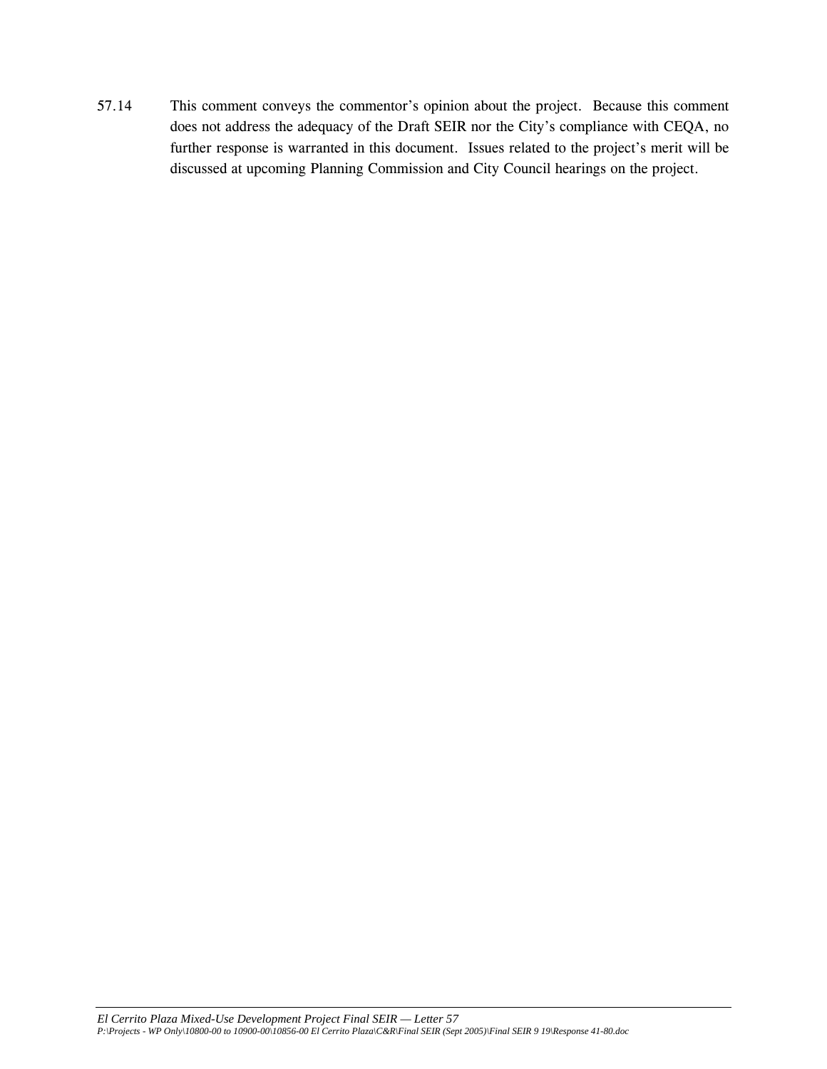57.14 This comment conveys the commentor's opinion about the project. Because this comment does not address the adequacy of the Draft SEIR nor the City's compliance with CEQA, no further response is warranted in this document. Issues related to the project's merit will be discussed at upcoming Planning Commission and City Council hearings on the project.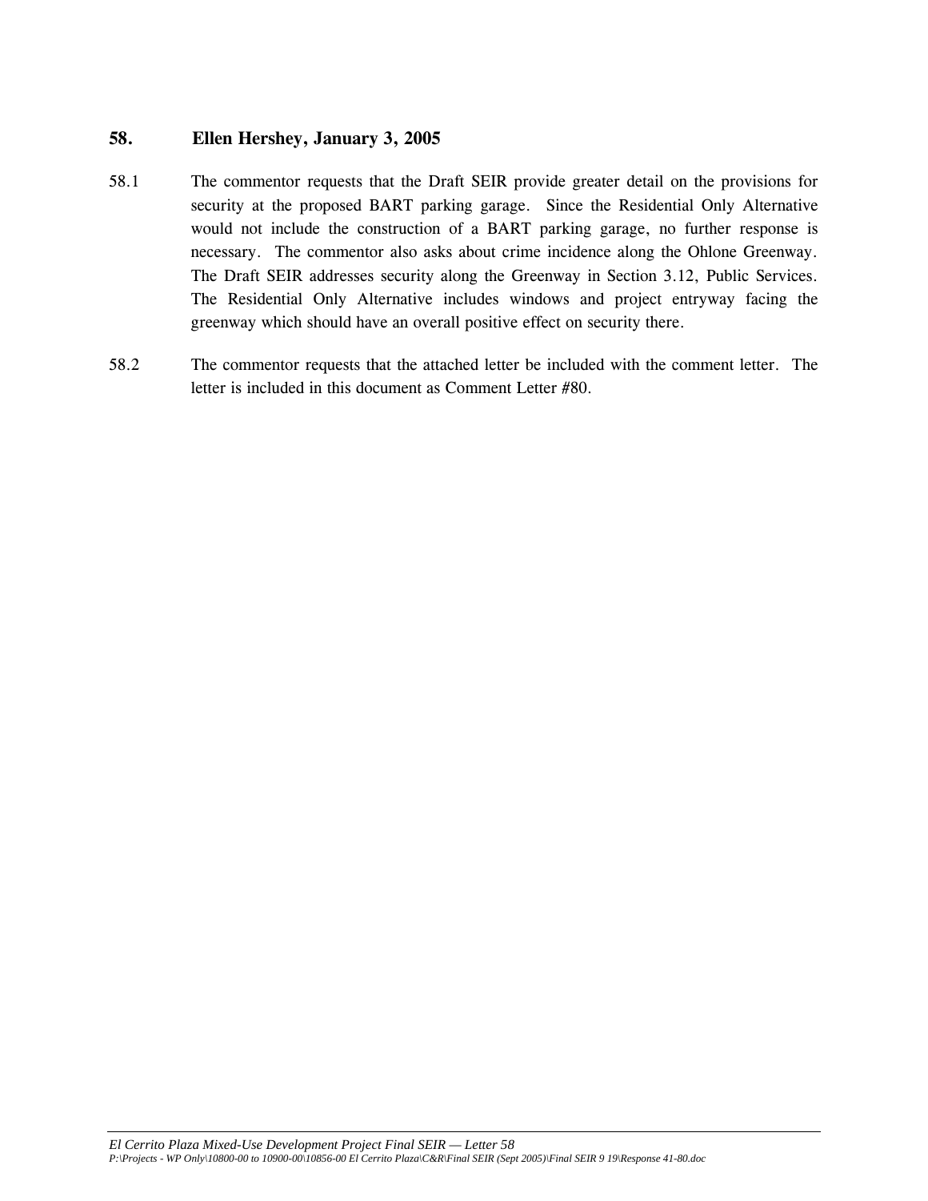## 58. Ellen Hershey, January 3, 2005

58.1 The commentor requests that the Draft SEIR provide greater detail on the provisions for security at the proposed BART parking garage. Since the Residential Only Alternative would not include the construction of a BART parking garage, no further response is necessary. The commentor also asks about crime incidence along the Ohlone Greenway. The Draft SEIR addresses security along the Greenway in Section 3.12, Public Services. The Residential Only Alternative includes windows and project entryway facing the greenway which should have an overall positive effect on security there.

58.2 The commentor requests that the attached letter be included with the comment letter. The letter is included in this document as Comment Letter #80.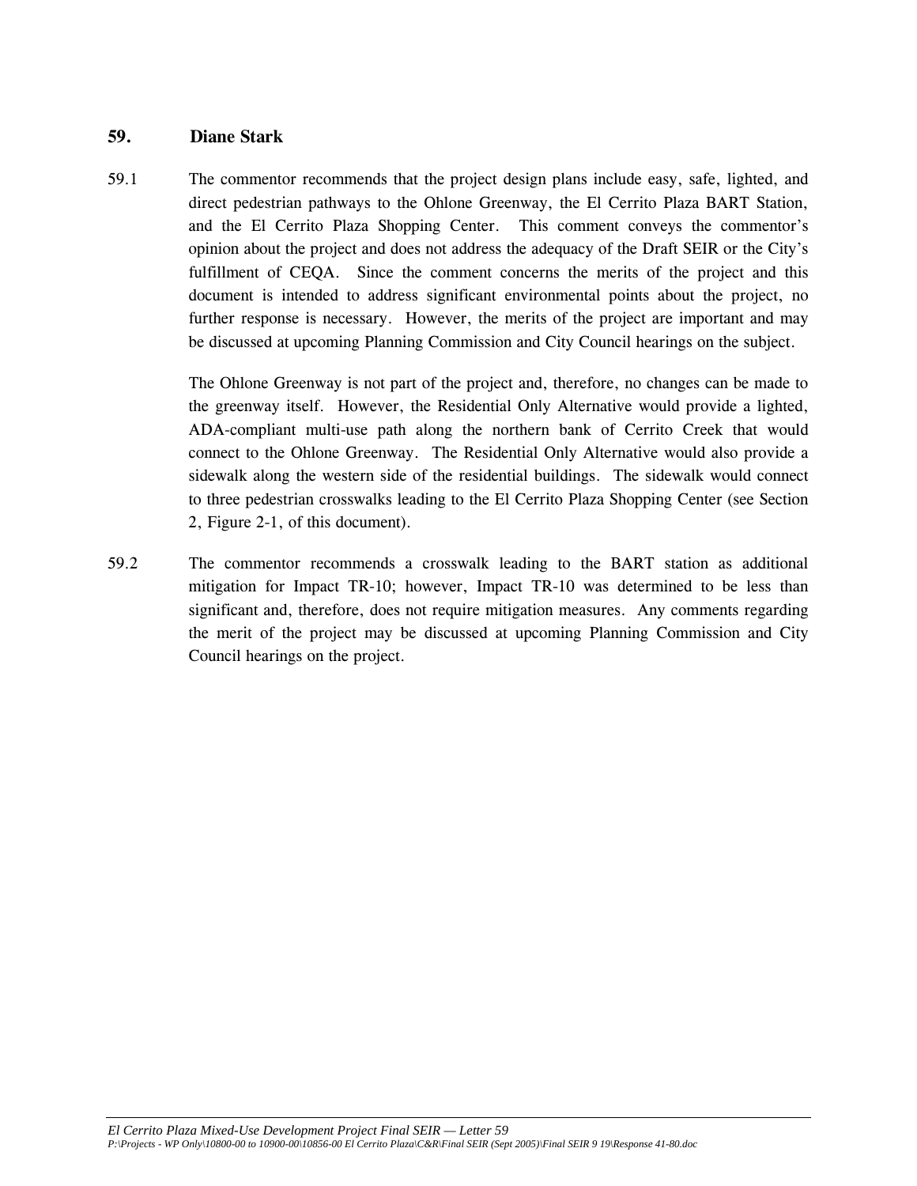## 59. Diane Stark

59.1 The commentor recommends that the project design plans include easy, safe, lighted, and direct pedestrian pathways to the Ohlone Greenway, the El Cerrito Plaza BART Station, and the El Cerrito Plaza Shopping Center. This comment conveys the commentor's opinion about the project and does not address the adequacy of the Draft SEIR or the City's fulfillment of CEQA. Since the comment concerns the merits of the project and this document is intended to address significant environmental points about the project, no further response is necessary. However, the merits of the project are important and may be discussed at upcoming Planning Commission and City Council hearings on the subject.

The Ohlone Greenway is not part of the project and, therefore, no changes can be made to the greenway itself. However, the Residential Only Alternative would provide a lighted, ADA-compliant multi-use path along the northern bank of Cerrito Creek that would connect to the Ohlone Greenway. The Residential Only Alternative would also provide a sidewalk along the western side of the residential buildings. The sidewalk would connect to three pedestrian crosswalks leading to the El Cerrito Plaza Shopping Center (see Section 2, Figure 2-1, of this document).

59.2 The commentor recommends a crosswalk leading to the BART station as additional mitigation for Impact TR-10; however, Impact TR-10 was determined to be less than significant and, therefore, does not require mitigation measures. Any comments regarding the merit of the project may be discussed at upcoming Planning Commission and City Council hearings on the project.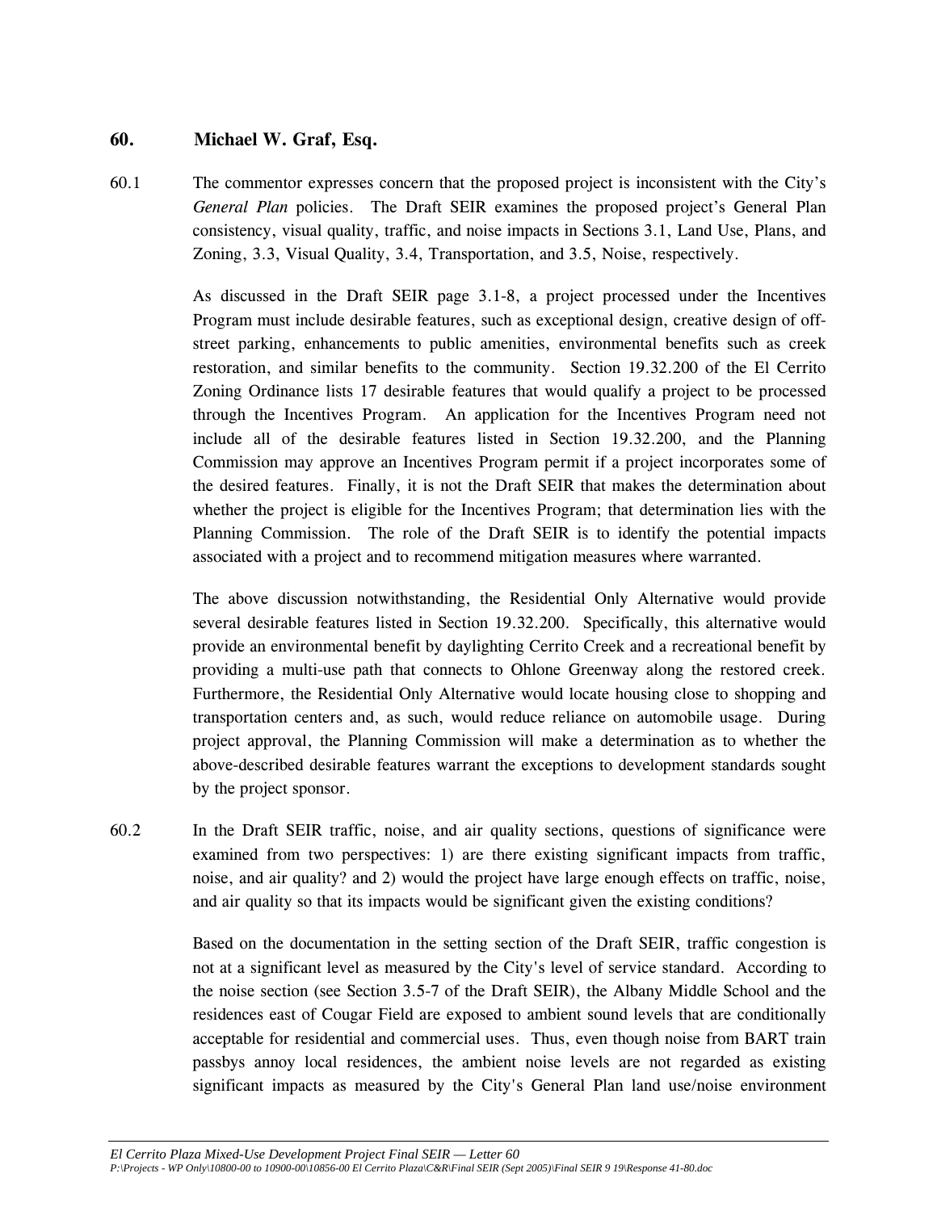## 60. Michael W. Graf, Esq.

60.1 The commentor expresses concern that the proposed project is inconsistent with the City's *General Plan* policies. The Draft SEIR examines the proposed project's General Plan consistency, visual quality, traffic, and noise impacts in Sections 3.1, Land Use, Plans, and Zoning, 3.3, Visual Quality, 3.4, Transportation, and 3.5, Noise, respectively.

As discussed in the Draft SEIR page 3.1-8, a project processed under the Incentives Program must include desirable features, such as exceptional design, creative design of off-street parking, enhancements to public amenities, environmental benefits such as creek restoration, and similar benefits to the community. Section 19.32.200 of the El Cerrito Zoning Ordinance lists 17 desirable features that would qualify a project to be processed through the Incentives Program. An application for the Incentives Program need not include all of the desirable features listed in Section 19.32.200, and the Planning Commission may approve an Incentives Program permit if a project incorporates some of the desired features. Finally, it is not the Draft SEIR that makes the determination about whether the project is eligible for the Incentives Program; that determination lies with the Planning Commission. The role of the Draft SEIR is to identify the potential impacts associated with a project and to recommend mitigation measures where warranted.

The above discussion notwithstanding, the Residential Only Alternative would provide several desirable features listed in Section 19.32.200. Specifically, this alternative would provide an environmental benefit by daylighting Cerrito Creek and a recreational benefit by providing a multi-use path that connects to Ohlone Greenway along the restored creek. Furthermore, the Residential Only Alternative would locate housing close to shopping and transportation centers and, as such, would reduce reliance on automobile usage. During project approval, the Planning Commission will make a determination as to whether the above-described desirable features warrant the exceptions to development standards sought by the project sponsor.

60.2 In the Draft SEIR traffic, noise, and air quality sections, questions of significance were examined from two perspectives: 1) are there existing significant impacts from traffic, noise, and air quality? and 2) would the project have large enough effects on traffic, noise, and air quality so that its impacts would be significant given the existing conditions?

Based on the documentation in the setting section of the Draft SEIR, traffic congestion is not at a significant level as measured by the City's level of service standard. According to the noise section (see Section 3.5-7 of the Draft SEIR), the Albany Middle School and the residences east of Cougar Field are exposed to ambient sound levels that are conditionally acceptable for residential and commercial uses. Thus, even though noise from BART train passbys annoy local residences, the ambient noise levels are not regarded as existing significant impacts as measured by the City's General Plan land use/noise environment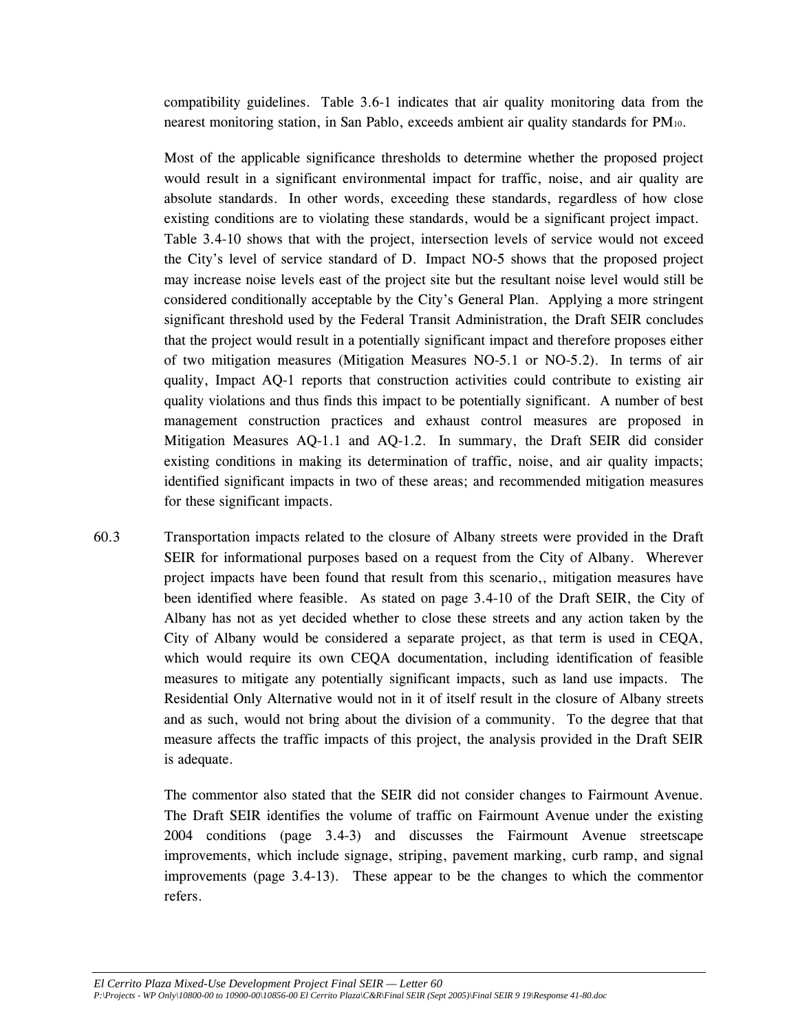compatibility guidelines. Table 3.6-1 indicates that air quality monitoring data from the nearest monitoring station, in San Pablo, exceeds ambient air quality standards for $PM_{10}$.

Most of the applicable significance thresholds to determine whether the proposed project would result in a significant environmental impact for traffic, noise, and air quality are absolute standards. In other words, exceeding these standards, regardless of how close existing conditions are to violating these standards, would be a significant project impact. Table 3.4-10 shows that with the project, intersection levels of service would not exceed the City's level of service standard of D. Impact NO-5 shows that the proposed project may increase noise levels east of the project site but the resultant noise level would still be considered conditionally acceptable by the City's General Plan. Applying a more stringent significant threshold used by the Federal Transit Administration, the Draft SEIR concludes that the project would result in a potentially significant impact and therefore proposes either of two mitigation measures (Mitigation Measures NO-5.1 or NO-5.2). In terms of air quality, Impact AQ-1 reports that construction activities could contribute to existing air quality violations and thus finds this impact to be potentially significant. A number of best management construction practices and exhaust control measures are proposed in Mitigation Measures AQ-1.1 and AQ-1.2. In summary, the Draft SEIR did consider existing conditions in making its determination of traffic, noise, and air quality impacts; identified significant impacts in two of these areas; and recommended mitigation measures for these significant impacts.

60.3 Transportation impacts related to the closure of Albany streets were provided in the Draft SEIR for informational purposes based on a request from the City of Albany. Wherever project impacts have been found that result from this scenario,, mitigation measures have been identified where feasible. As stated on page 3.4-10 of the Draft SEIR, the City of Albany has not as yet decided whether to close these streets and any action taken by the City of Albany would be considered a separate project, as that term is used in CEQA, which would require its own CEQA documentation, including identification of feasible measures to mitigate any potentially significant impacts, such as land use impacts. The Residential Only Alternative would not in it of itself result in the closure of Albany streets and as such, would not bring about the division of a community. To the degree that that measure affects the traffic impacts of this project, the analysis provided in the Draft SEIR is adequate.

The commentor also stated that the SEIR did not consider changes to Fairmount Avenue. The Draft SEIR identifies the volume of traffic on Fairmount Avenue under the existing 2004 conditions (page 3.4-3) and discusses the Fairmount Avenue streetscape improvements, which include signage, striping, pavement marking, curb ramp, and signal improvements (page 3.4-13). These appear to be the changes to which the commentor refers.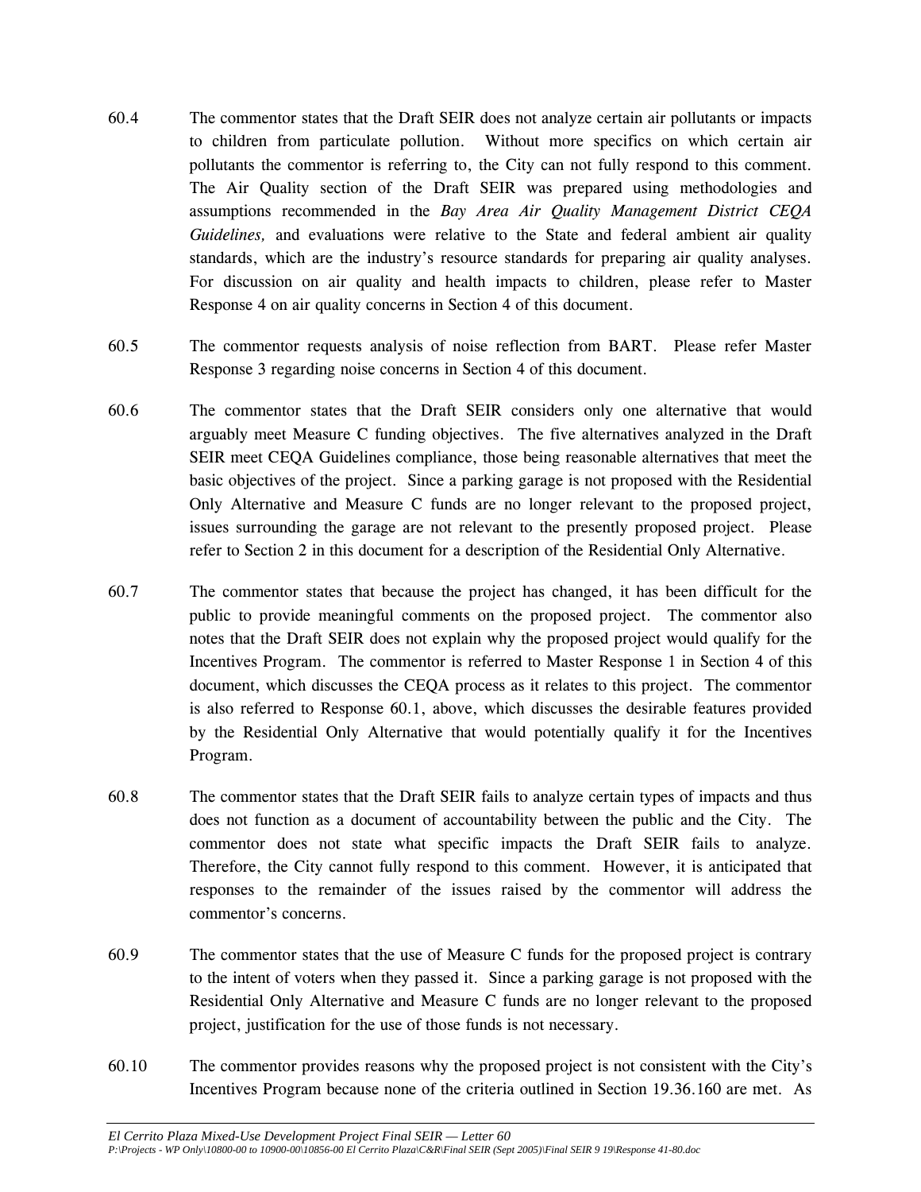60.4 The commentor states that the Draft SEIR does not analyze certain air pollutants or impacts to children from particulate pollution. Without more specifics on which certain air pollutants the commentor is referring to, the City can not fully respond to this comment. The Air Quality section of the Draft SEIR was prepared using methodologies and assumptions recommended in the *Bay Area Air Quality Management District CEQA Guidelines,* and evaluations were relative to the State and federal ambient air quality standards, which are the industry's resource standards for preparing air quality analyses. For discussion on air quality and health impacts to children, please refer to Master Response 4 on air quality concerns in Section 4 of this document.

60.5 The commentor requests analysis of noise reflection from BART. Please refer Master Response 3 regarding noise concerns in Section 4 of this document.

60.6 The commentor states that the Draft SEIR considers only one alternative that would arguably meet Measure C funding objectives. The five alternatives analyzed in the Draft SEIR meet CEQA Guidelines compliance, those being reasonable alternatives that meet the basic objectives of the project. Since a parking garage is not proposed with the Residential Only Alternative and Measure C funds are no longer relevant to the proposed project, issues surrounding the garage are not relevant to the presently proposed project. Please refer to Section 2 in this document for a description of the Residential Only Alternative.

60.7 The commentor states that because the project has changed, it has been difficult for the public to provide meaningful comments on the proposed project. The commentor also notes that the Draft SEIR does not explain why the proposed project would qualify for the Incentives Program. The commentor is referred to Master Response 1 in Section 4 of this document, which discusses the CEQA process as it relates to this project. The commentor is also referred to Response 60.1, above, which discusses the desirable features provided by the Residential Only Alternative that would potentially qualify it for the Incentives Program.

60.8 The commentor states that the Draft SEIR fails to analyze certain types of impacts and thus does not function as a document of accountability between the public and the City. The commentor does not state what specific impacts the Draft SEIR fails to analyze. Therefore, the City cannot fully respond to this comment. However, it is anticipated that responses to the remainder of the issues raised by the commentor will address the commentor's concerns.

60.9 The commentor states that the use of Measure C funds for the proposed project is contrary to the intent of voters when they passed it. Since a parking garage is not proposed with the Residential Only Alternative and Measure C funds are no longer relevant to the proposed project, justification for the use of those funds is not necessary.

60.10 The commentor provides reasons why the proposed project is not consistent with the City's Incentives Program because none of the criteria outlined in Section 19.36.160 are met. As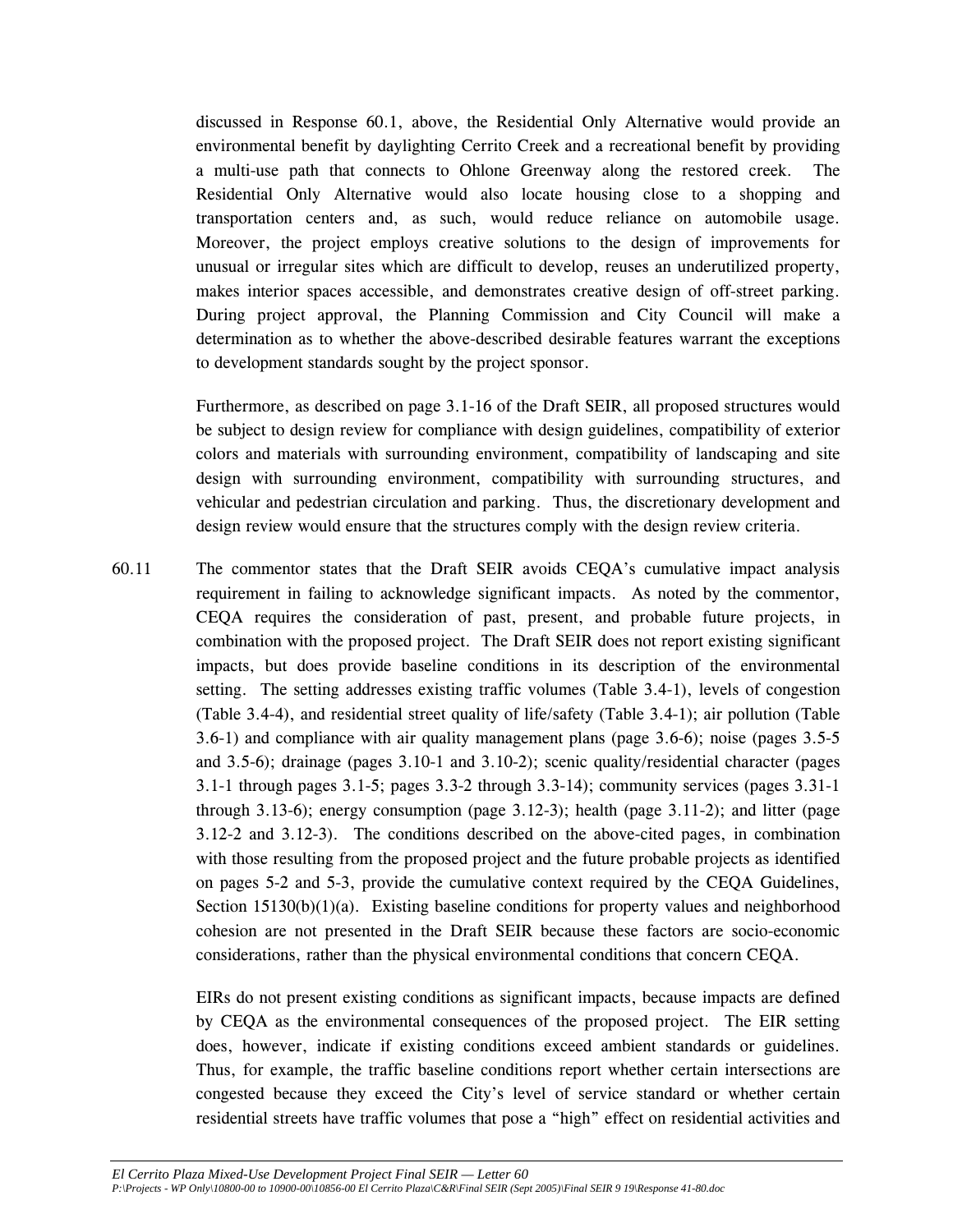discussed in Response 60.1, above, the Residential Only Alternative would provide an environmental benefit by daylighting Cerrito Creek and a recreational benefit by providing a multi-use path that connects to Ohlone Greenway along the restored creek. The Residential Only Alternative would also locate housing close to a shopping and transportation centers and, as such, would reduce reliance on automobile usage. Moreover, the project employs creative solutions to the design of improvements for unusual or irregular sites which are difficult to develop, reuses an underutilized property, makes interior spaces accessible, and demonstrates creative design of off-street parking. During project approval, the Planning Commission and City Council will make a determination as to whether the above-described desirable features warrant the exceptions to development standards sought by the project sponsor.

Furthermore, as described on page 3.1-16 of the Draft SEIR, all proposed structures would be subject to design review for compliance with design guidelines, compatibility of exterior colors and materials with surrounding environment, compatibility of landscaping and site design with surrounding environment, compatibility with surrounding structures, and vehicular and pedestrian circulation and parking. Thus, the discretionary development and design review would ensure that the structures comply with the design review criteria.

60.11 The commentor states that the Draft SEIR avoids CEQA's cumulative impact analysis requirement in failing to acknowledge significant impacts. As noted by the commentor, CEQA requires the consideration of past, present, and probable future projects, in combination with the proposed project. The Draft SEIR does not report existing significant impacts, but does provide baseline conditions in its description of the environmental setting. The setting addresses existing traffic volumes (Table 3.4-1), levels of congestion (Table 3.4-4), and residential street quality of life/safety (Table 3.4-1); air pollution (Table 3.6-1) and compliance with air quality management plans (page 3.6-6); noise (pages 3.5-5 and 3.5-6); drainage (pages 3.10-1 and 3.10-2); scenic quality/residential character (pages 3.1-1 through pages 3.1-5; pages 3.3-2 through 3.3-14); community services (pages 3.31-1 through 3.13-6); energy consumption (page 3.12-3); health (page 3.11-2); and litter (page 3.12-2 and 3.12-3). The conditions described on the above-cited pages, in combination with those resulting from the proposed project and the future probable projects as identified on pages 5-2 and 5-3, provide the cumulative context required by the CEQA Guidelines, Section 15130(b)(1)(a). Existing baseline conditions for property values and neighborhood cohesion are not presented in the Draft SEIR because these factors are socio-economic considerations, rather than the physical environmental conditions that concern CEQA.

EIRs do not present existing conditions as significant impacts, because impacts are defined by CEQA as the environmental consequences of the proposed project. The EIR setting does, however, indicate if existing conditions exceed ambient standards or guidelines. Thus, for example, the traffic baseline conditions report whether certain intersections are congested because they exceed the City's level of service standard or whether certain residential streets have traffic volumes that pose a "high" effect on residential activities and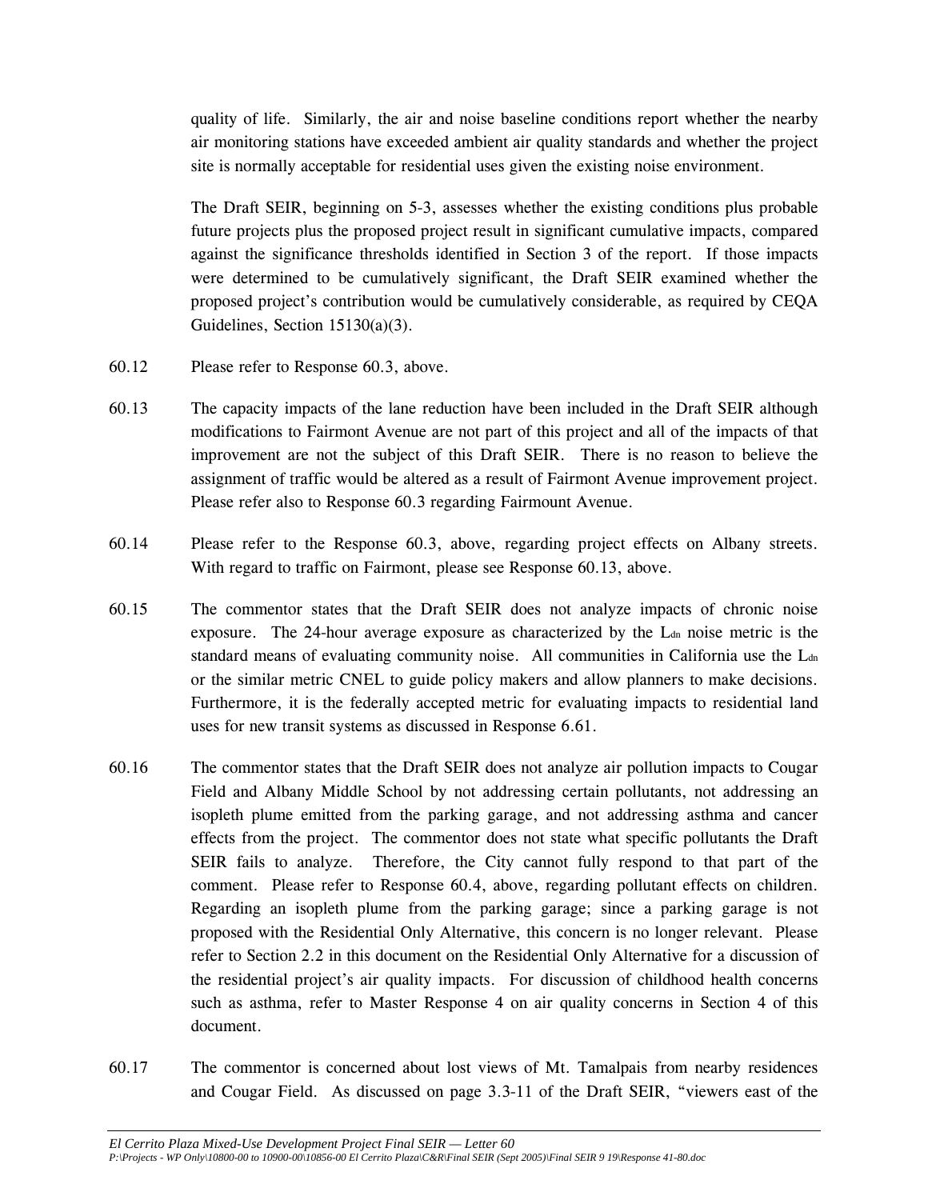quality of life. Similarly, the air and noise baseline conditions report whether the nearby air monitoring stations have exceeded ambient air quality standards and whether the project site is normally acceptable for residential uses given the existing noise environment.

The Draft SEIR, beginning on 5-3, assesses whether the existing conditions plus probable future projects plus the proposed project result in significant cumulative impacts, compared against the significance thresholds identified in Section 3 of the report. If those impacts were determined to be cumulatively significant, the Draft SEIR examined whether the proposed project's contribution would be cumulatively considerable, as required by CEQA Guidelines, Section 15130(a)(3).

60.12 Please refer to Response 60.3, above.

60.13 The capacity impacts of the lane reduction have been included in the Draft SEIR although modifications to Fairmont Avenue are not part of this project and all of the impacts of that improvement are not the subject of this Draft SEIR. There is no reason to believe the assignment of traffic would be altered as a result of Fairmont Avenue improvement project. Please refer also to Response 60.3 regarding Fairmount Avenue.

60.14 Please refer to the Response 60.3, above, regarding project effects on Albany streets. With regard to traffic on Fairmont, please see Response 60.13, above.

60.15 The commentor states that the Draft SEIR does not analyze impacts of chronic noise exposure. The 24-hour average exposure as characterized by the $L_{dn}$ noise metric is the standard means of evaluating community noise. All communities in California use the $L_{dn}$ or the similar metric CNEL to guide policy makers and allow planners to make decisions. Furthermore, it is the federally accepted metric for evaluating impacts to residential land uses for new transit systems as discussed in Response 6.61.

60.16 The commentor states that the Draft SEIR does not analyze air pollution impacts to Cougar Field and Albany Middle School by not addressing certain pollutants, not addressing an isopleth plume emitted from the parking garage, and not addressing asthma and cancer effects from the project. The commentor does not state what specific pollutants the Draft SEIR fails to analyze. Therefore, the City cannot fully respond to that part of the comment. Please refer to Response 60.4, above, regarding pollutant effects on children. Regarding an isopleth plume from the parking garage; since a parking garage is not proposed with the Residential Only Alternative, this concern is no longer relevant. Please refer to Section 2.2 in this document on the Residential Only Alternative for a discussion of the residential project's air quality impacts. For discussion of childhood health concerns such as asthma, refer to Master Response 4 on air quality concerns in Section 4 of this document.

60.17 The commentor is concerned about lost views of Mt. Tamalpais from nearby residences and Cougar Field. As discussed on page 3.3-11 of the Draft SEIR, "viewers east of the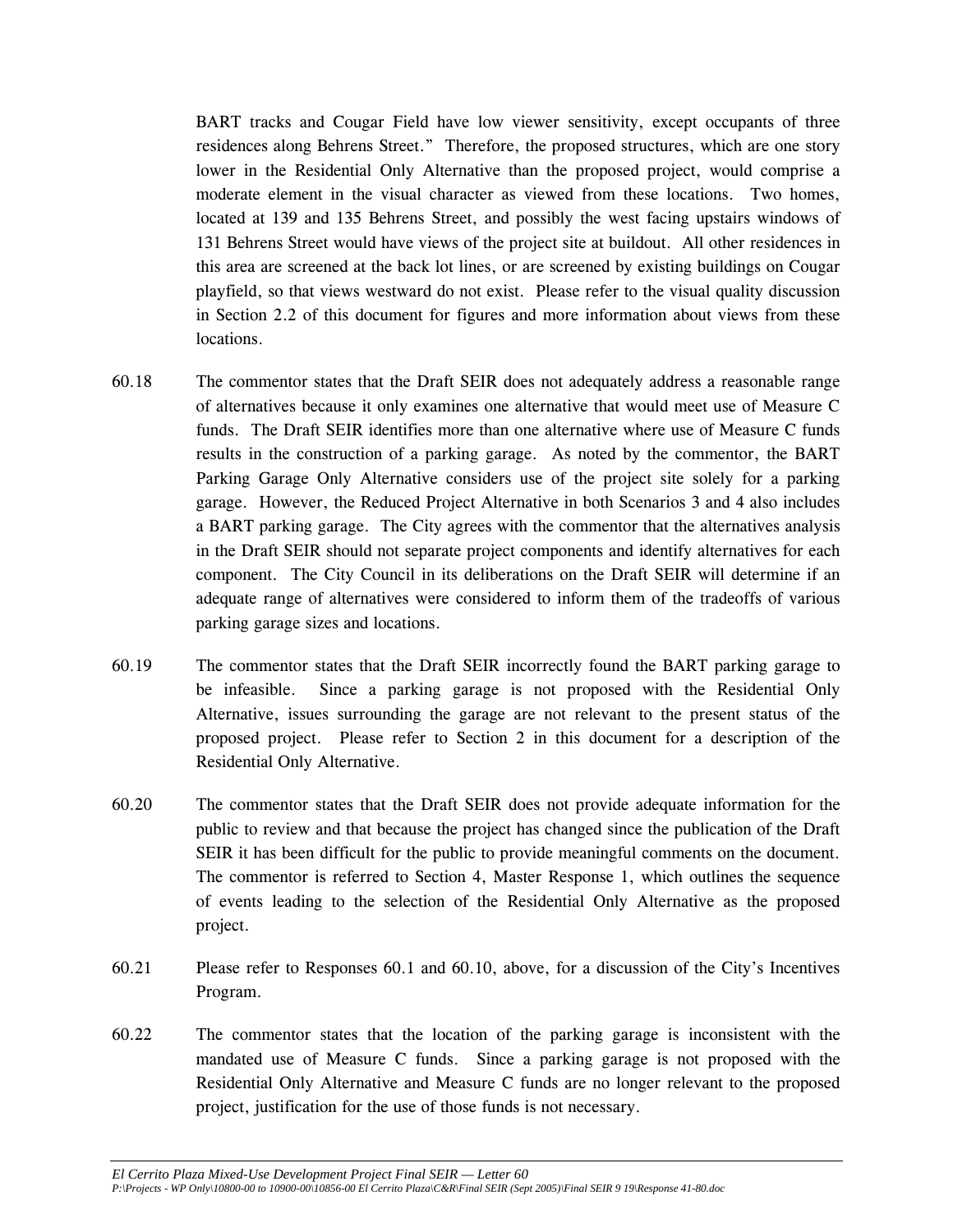BART tracks and Cougar Field have low viewer sensitivity, except occupants of three residences along Behrens Street." Therefore, the proposed structures, which are one story lower in the Residential Only Alternative than the proposed project, would comprise a moderate element in the visual character as viewed from these locations. Two homes, located at 139 and 135 Behrens Street, and possibly the west facing upstairs windows of 131 Behrens Street would have views of the project site at buildout. All other residences in this area are screened at the back lot lines, or are screened by existing buildings on Cougar playfield, so that views westward do not exist. Please refer to the visual quality discussion in Section 2.2 of this document for figures and more information about views from these locations.

60.18 The commentor states that the Draft SEIR does not adequately address a reasonable range of alternatives because it only examines one alternative that would meet use of Measure C funds. The Draft SEIR identifies more than one alternative where use of Measure C funds results in the construction of a parking garage. As noted by the commentor, the BART Parking Garage Only Alternative considers use of the project site solely for a parking garage. However, the Reduced Project Alternative in both Scenarios 3 and 4 also includes a BART parking garage. The City agrees with the commentor that the alternatives analysis in the Draft SEIR should not separate project components and identify alternatives for each component. The City Council in its deliberations on the Draft SEIR will determine if an adequate range of alternatives were considered to inform them of the tradeoffs of various parking garage sizes and locations.

60.19 The commentor states that the Draft SEIR incorrectly found the BART parking garage to be infeasible. Since a parking garage is not proposed with the Residential Only Alternative, issues surrounding the garage are not relevant to the present status of the proposed project. Please refer to Section 2 in this document for a description of the Residential Only Alternative.

60.20 The commentor states that the Draft SEIR does not provide adequate information for the public to review and that because the project has changed since the publication of the Draft SEIR it has been difficult for the public to provide meaningful comments on the document. The commentor is referred to Section 4, Master Response 1, which outlines the sequence of events leading to the selection of the Residential Only Alternative as the proposed project.

60.21 Please refer to Responses 60.1 and 60.10, above, for a discussion of the City's Incentives Program.

60.22 The commentor states that the location of the parking garage is inconsistent with the mandated use of Measure C funds. Since a parking garage is not proposed with the Residential Only Alternative and Measure C funds are no longer relevant to the proposed project, justification for the use of those funds is not necessary.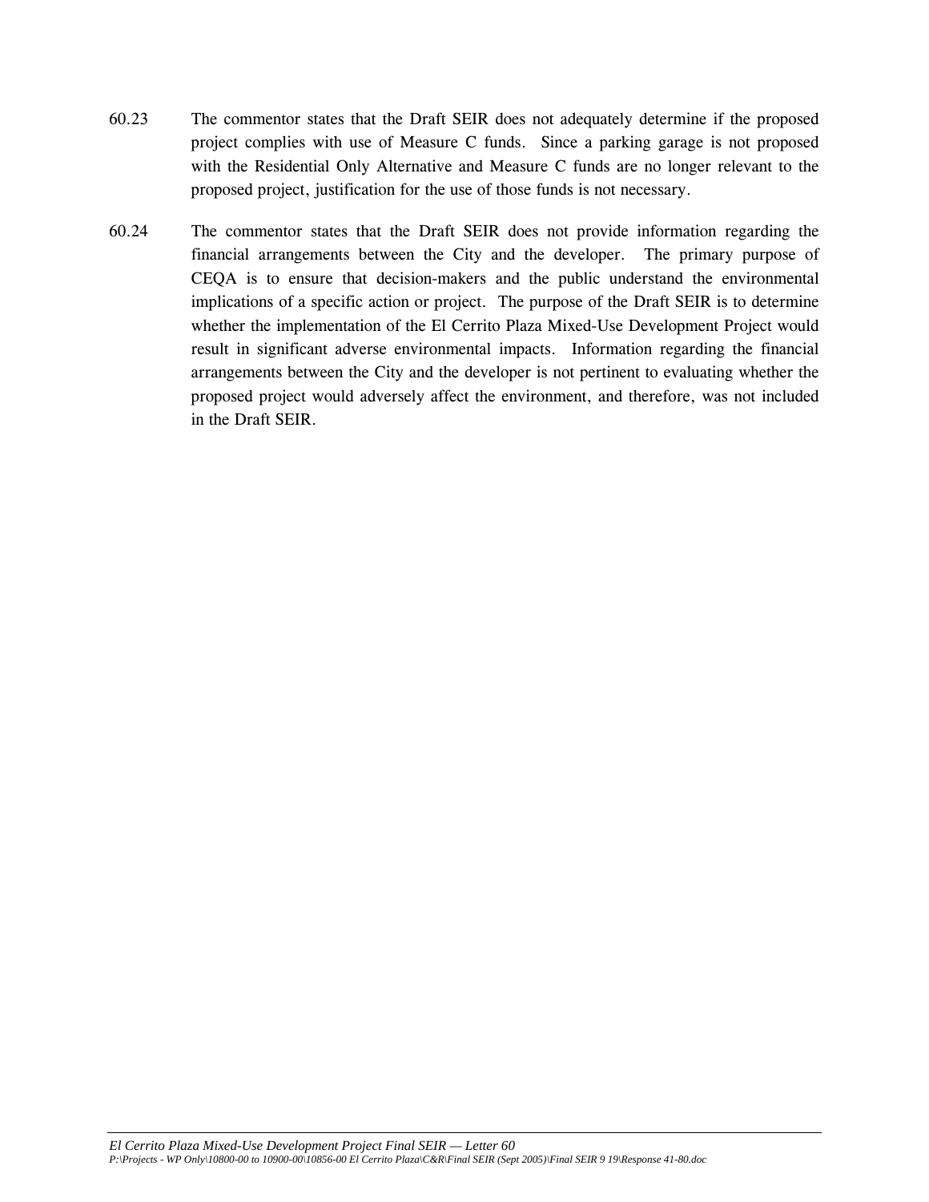60.23 The commentor states that the Draft SEIR does not adequately determine if the proposed project complies with use of Measure C funds. Since a parking garage is not proposed with the Residential Only Alternative and Measure C funds are no longer relevant to the proposed project, justification for the use of those funds is not necessary.

60.24 The commentor states that the Draft SEIR does not provide information regarding the financial arrangements between the City and the developer. The primary purpose of CEQA is to ensure that decision-makers and the public understand the environmental implications of a specific action or project. The purpose of the Draft SEIR is to determine whether the implementation of the El Cerrito Plaza Mixed-Use Development Project would result in significant adverse environmental impacts. Information regarding the financial arrangements between the City and the developer is not pertinent to evaluating whether the proposed project would adversely affect the environment, and therefore, was not included in the Draft SEIR.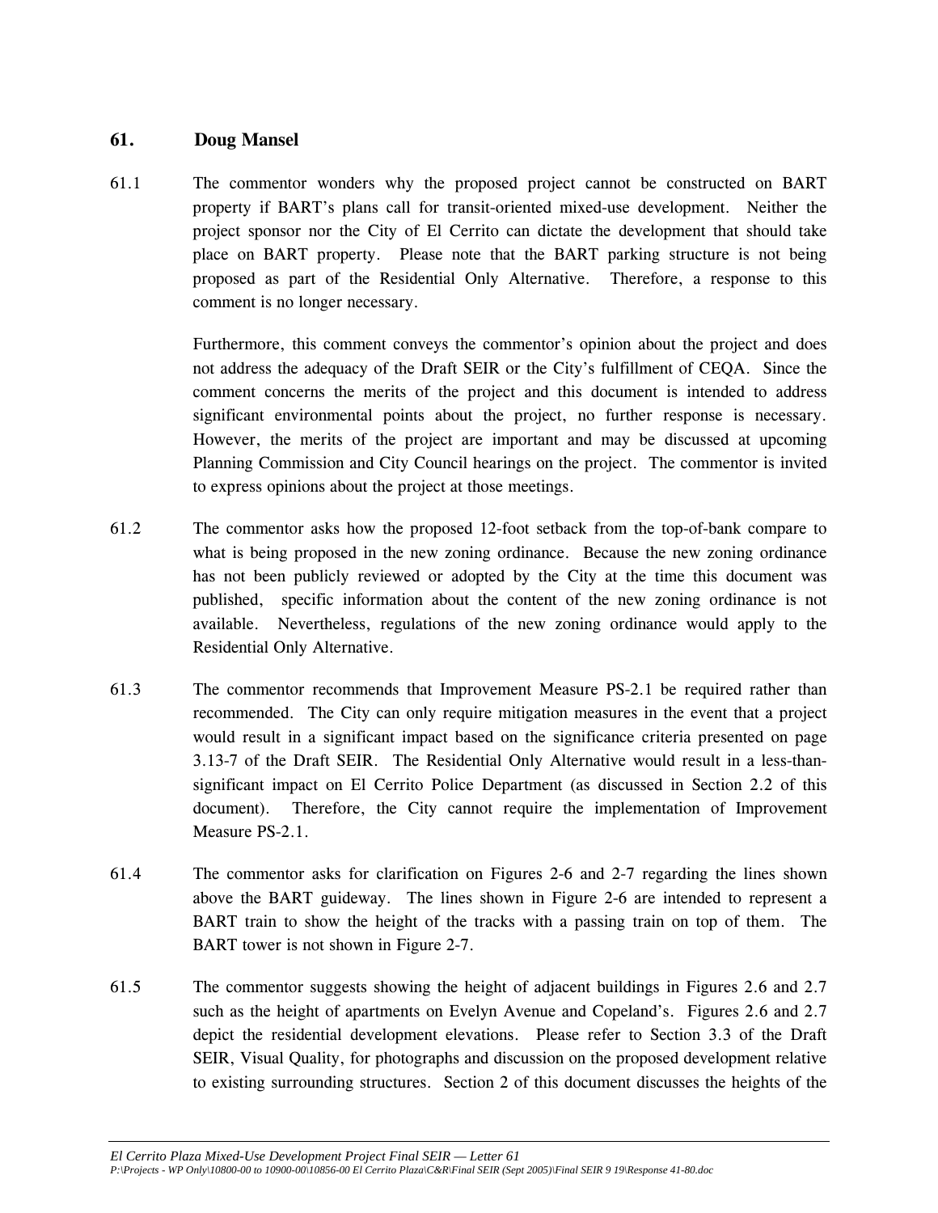## 61. Doug Mansel

61.1 The commentor wonders why the proposed project cannot be constructed on BART property if BART's plans call for transit-oriented mixed-use development. Neither the project sponsor nor the City of El Cerrito can dictate the development that should take place on BART property. Please note that the BART parking structure is not being proposed as part of the Residential Only Alternative. Therefore, a response to this comment is no longer necessary.

Furthermore, this comment conveys the commentor's opinion about the project and does not address the adequacy of the Draft SEIR or the City's fulfillment of CEQA. Since the comment concerns the merits of the project and this document is intended to address significant environmental points about the project, no further response is necessary. However, the merits of the project are important and may be discussed at upcoming Planning Commission and City Council hearings on the project. The commentor is invited to express opinions about the project at those meetings.

61.2 The commentor asks how the proposed 12-foot setback from the top-of-bank compare to what is being proposed in the new zoning ordinance. Because the new zoning ordinance has not been publicly reviewed or adopted by the City at the time this document was published, specific information about the content of the new zoning ordinance is not available. Nevertheless, regulations of the new zoning ordinance would apply to the Residential Only Alternative.

61.3 The commentor recommends that Improvement Measure PS-2.1 be required rather than recommended. The City can only require mitigation measures in the event that a project would result in a significant impact based on the significance criteria presented on page 3.13-7 of the Draft SEIR. The Residential Only Alternative would result in a less-than-significant impact on El Cerrito Police Department (as discussed in Section 2.2 of this document). Therefore, the City cannot require the implementation of Improvement Measure PS-2.1.

61.4 The commentor asks for clarification on Figures 2-6 and 2-7 regarding the lines shown above the BART guideway. The lines shown in Figure 2-6 are intended to represent a BART train to show the height of the tracks with a passing train on top of them. The BART tower is not shown in Figure 2-7.

61.5 The commentor suggests showing the height of adjacent buildings in Figures 2.6 and 2.7 such as the height of apartments on Evelyn Avenue and Copeland's. Figures 2.6 and 2.7 depict the residential development elevations. Please refer to Section 3.3 of the Draft SEIR, Visual Quality, for photographs and discussion on the proposed development relative to existing surrounding structures. Section 2 of this document discusses the heights of the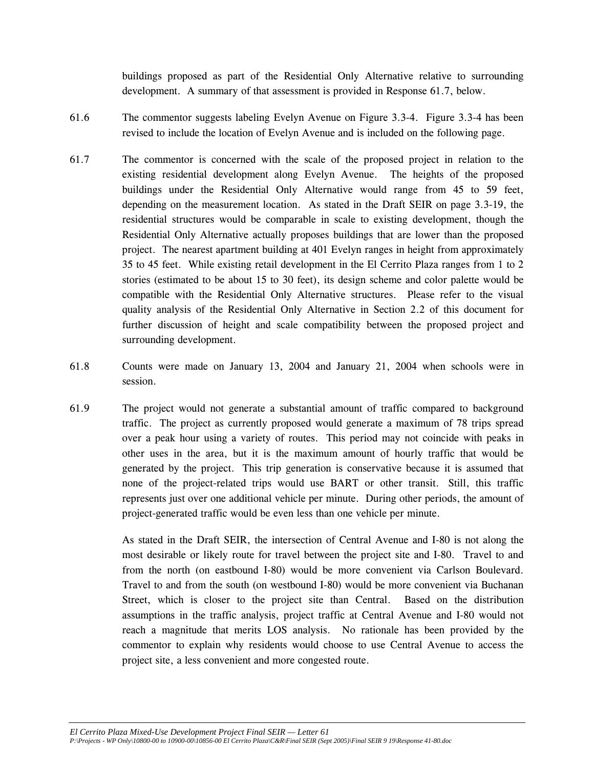buildings proposed as part of the Residential Only Alternative relative to surrounding development. A summary of that assessment is provided in Response 61.7, below.

61.6 The commentor suggests labeling Evelyn Avenue on Figure 3.3-4. Figure 3.3-4 has been revised to include the location of Evelyn Avenue and is included on the following page.

61.7 The commentor is concerned with the scale of the proposed project in relation to the existing residential development along Evelyn Avenue. The heights of the proposed buildings under the Residential Only Alternative would range from 45 to 59 feet, depending on the measurement location. As stated in the Draft SEIR on page 3.3-19, the residential structures would be comparable in scale to existing development, though the Residential Only Alternative actually proposes buildings that are lower than the proposed project. The nearest apartment building at 401 Evelyn ranges in height from approximately 35 to 45 feet. While existing retail development in the El Cerrito Plaza ranges from 1 to 2 stories (estimated to be about 15 to 30 feet), its design scheme and color palette would be compatible with the Residential Only Alternative structures. Please refer to the visual quality analysis of the Residential Only Alternative in Section 2.2 of this document for further discussion of height and scale compatibility between the proposed project and surrounding development.

61.8 Counts were made on January 13, 2004 and January 21, 2004 when schools were in session.

61.9 The project would not generate a substantial amount of traffic compared to background traffic. The project as currently proposed would generate a maximum of 78 trips spread over a peak hour using a variety of routes. This period may not coincide with peaks in other uses in the area, but it is the maximum amount of hourly traffic that would be generated by the project. This trip generation is conservative because it is assumed that none of the project-related trips would use BART or other transit. Still, this traffic represents just over one additional vehicle per minute. During other periods, the amount of project-generated traffic would be even less than one vehicle per minute.

As stated in the Draft SEIR, the intersection of Central Avenue and I-80 is not along the most desirable or likely route for travel between the project site and I-80. Travel to and from the north (on eastbound I-80) would be more convenient via Carlson Boulevard. Travel to and from the south (on westbound I-80) would be more convenient via Buchanan Street, which is closer to the project site than Central. Based on the distribution assumptions in the traffic analysis, project traffic at Central Avenue and I-80 would not reach a magnitude that merits LOS analysis. No rationale has been provided by the commentor to explain why residents would choose to use Central Avenue to access the project site, a less convenient and more congested route.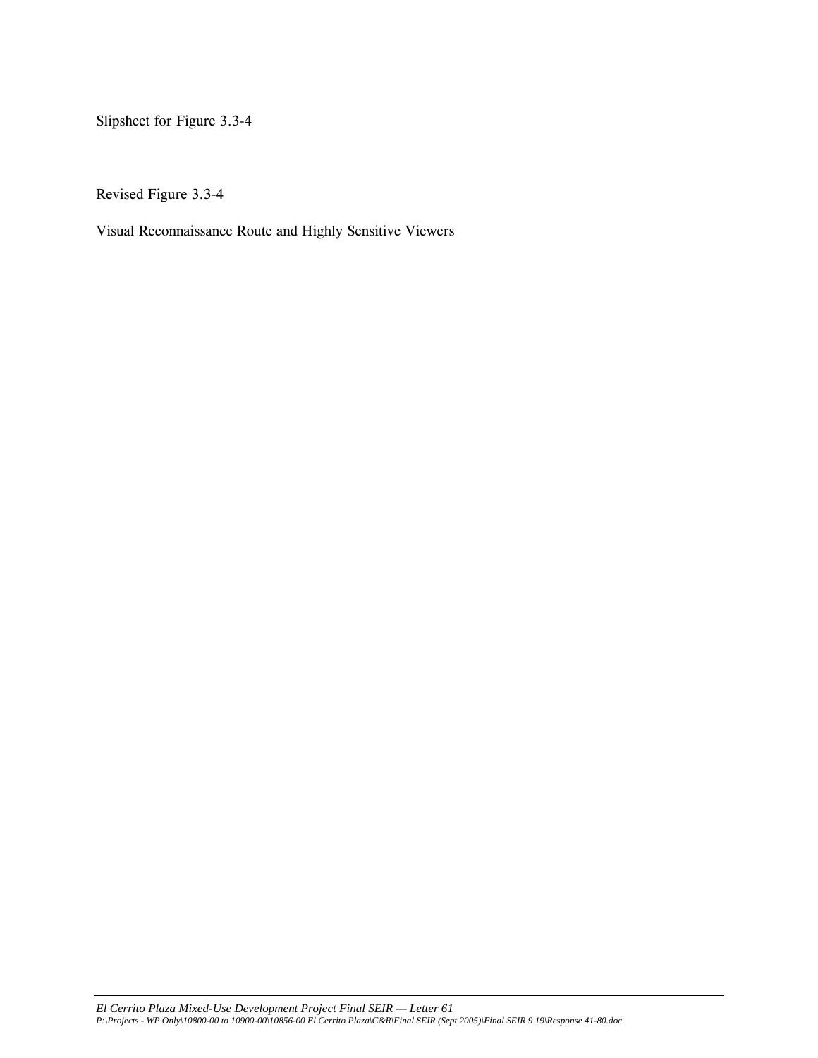Slipsheet for Figure 3.3-4

Revised Figure 3.3-4

Visual Reconnaissance Route and Highly Sensitive Viewers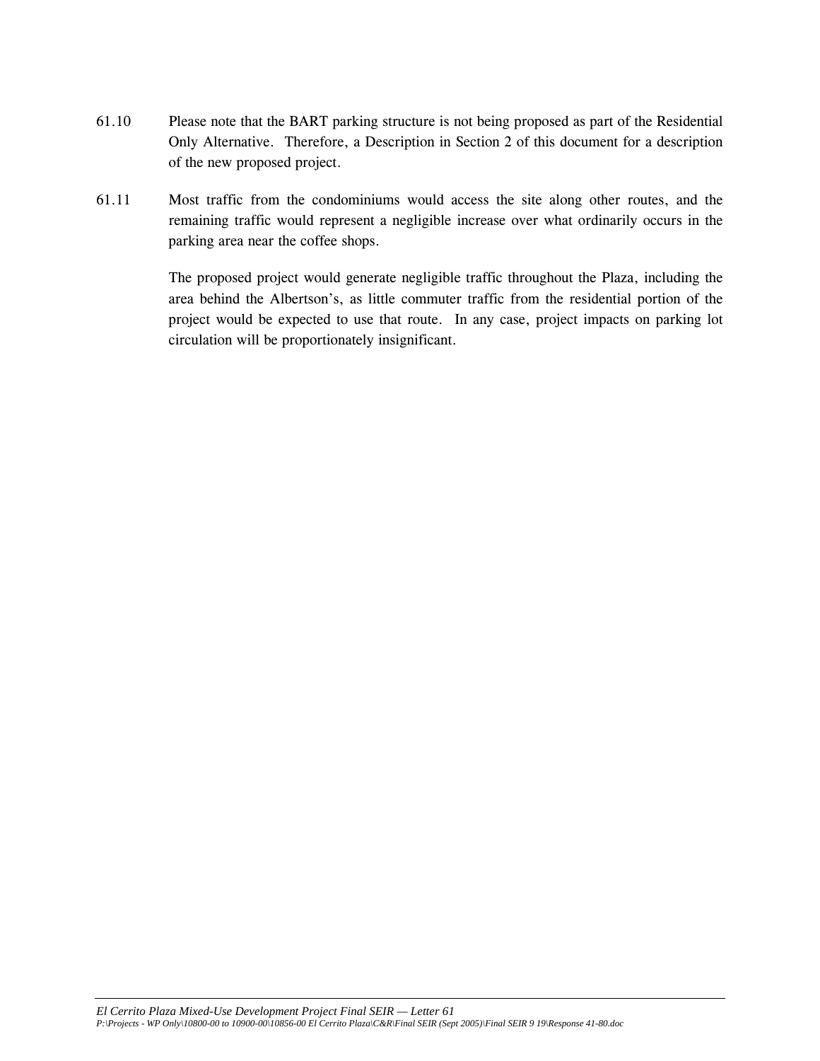61.10 Please note that the BART parking structure is not being proposed as part of the Residential Only Alternative. Therefore, a Description in Section 2 of this document for a description of the new proposed project.

61.11 Most traffic from the condominiums would access the site along other routes, and the remaining traffic would represent a negligible increase over what ordinarily occurs in the parking area near the coffee shops.

The proposed project would generate negligible traffic throughout the Plaza, including the area behind the Albertson's, as little commuter traffic from the residential portion of the project would be expected to use that route. In any case, project impacts on parking lot circulation will be proportionately insignificant.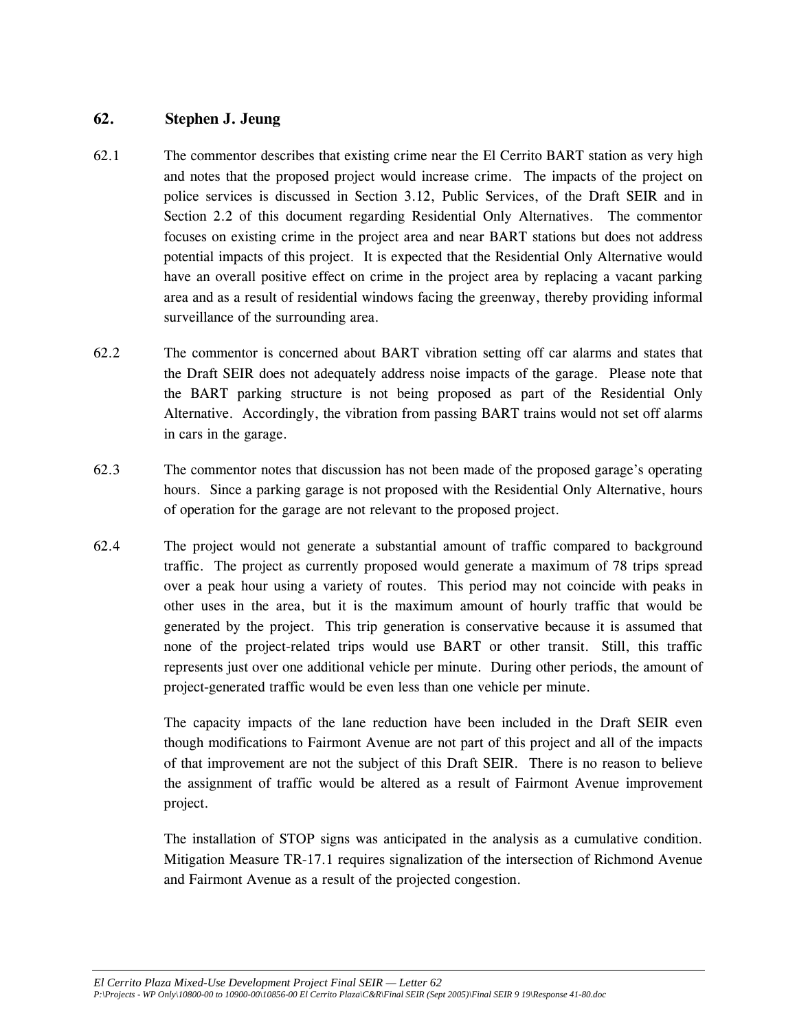## 62. Stephen J. Jeung

62.1 The commentor describes that existing crime near the El Cerrito BART station as very high and notes that the proposed project would increase crime. The impacts of the project on police services is discussed in Section 3.12, Public Services, of the Draft SEIR and in Section 2.2 of this document regarding Residential Only Alternatives. The commentor focuses on existing crime in the project area and near BART stations but does not address potential impacts of this project. It is expected that the Residential Only Alternative would have an overall positive effect on crime in the project area by replacing a vacant parking area and as a result of residential windows facing the greenway, thereby providing informal surveillance of the surrounding area.

62.2 The commentor is concerned about BART vibration setting off car alarms and states that the Draft SEIR does not adequately address noise impacts of the garage. Please note that the BART parking structure is not being proposed as part of the Residential Only Alternative. Accordingly, the vibration from passing BART trains would not set off alarms in cars in the garage.

62.3 The commentor notes that discussion has not been made of the proposed garage's operating hours. Since a parking garage is not proposed with the Residential Only Alternative, hours of operation for the garage are not relevant to the proposed project.

62.4 The project would not generate a substantial amount of traffic compared to background traffic. The project as currently proposed would generate a maximum of 78 trips spread over a peak hour using a variety of routes. This period may not coincide with peaks in other uses in the area, but it is the maximum amount of hourly traffic that would be generated by the project. This trip generation is conservative because it is assumed that none of the project-related trips would use BART or other transit. Still, this traffic represents just over one additional vehicle per minute. During other periods, the amount of project-generated traffic would be even less than one vehicle per minute.

The capacity impacts of the lane reduction have been included in the Draft SEIR even though modifications to Fairmont Avenue are not part of this project and all of the impacts of that improvement are not the subject of this Draft SEIR. There is no reason to believe the assignment of traffic would be altered as a result of Fairmont Avenue improvement project.

The installation of STOP signs was anticipated in the analysis as a cumulative condition. Mitigation Measure TR-17.1 requires signalization of the intersection of Richmond Avenue and Fairmont Avenue as a result of the projected congestion.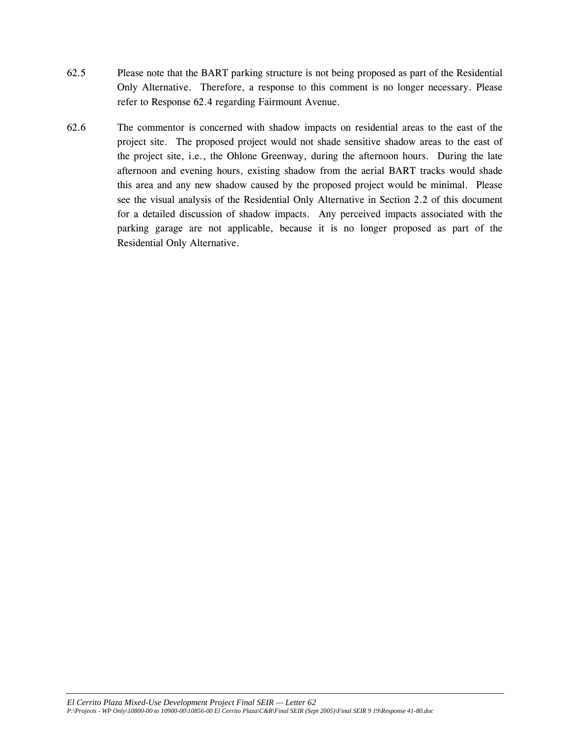62.5 Please note that the BART parking structure is not being proposed as part of the Residential Only Alternative. Therefore, a response to this comment is no longer necessary. Please refer to Response 62.4 regarding Fairmount Avenue.

62.6 The commentor is concerned with shadow impacts on residential areas to the east of the project site. The proposed project would not shade sensitive shadow areas to the east of the project site, i.e., the Ohlone Greenway, during the afternoon hours. During the late afternoon and evening hours, existing shadow from the aerial BART tracks would shade this area and any new shadow caused by the proposed project would be minimal. Please see the visual analysis of the Residential Only Alternative in Section 2.2 of this document for a detailed discussion of shadow impacts. Any perceived impacts associated with the parking garage are not applicable, because it is no longer proposed as part of the Residential Only Alternative.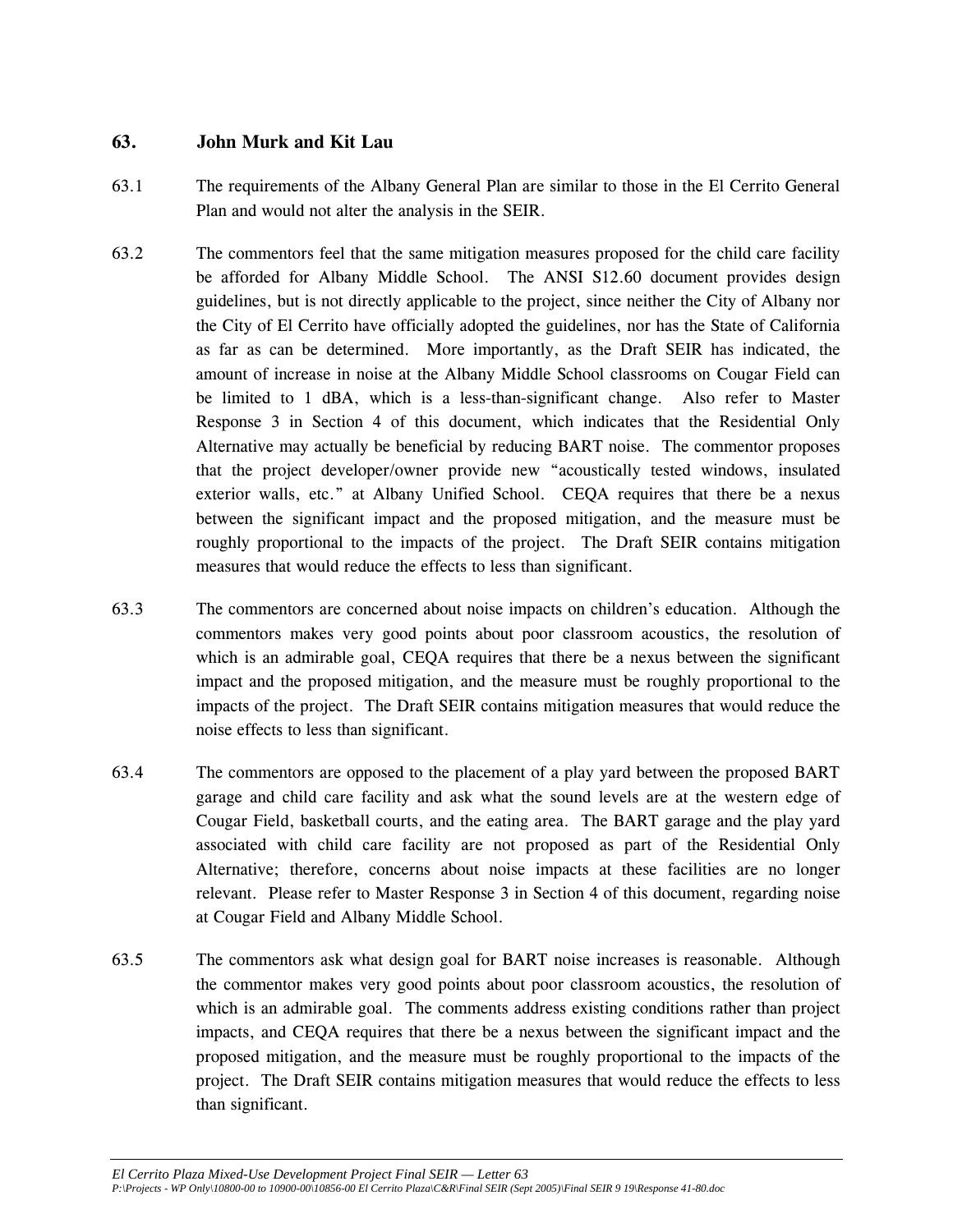## 63. John Murk and Kit Lau

63.1 The requirements of the Albany General Plan are similar to those in the El Cerrito General Plan and would not alter the analysis in the SEIR.

63.2 The commentors feel that the same mitigation measures proposed for the child care facility be afforded for Albany Middle School. The ANSI S12.60 document provides design guidelines, but is not directly applicable to the project, since neither the City of Albany nor the City of El Cerrito have officially adopted the guidelines, nor has the State of California as far as can be determined. More importantly, as the Draft SEIR has indicated, the amount of increase in noise at the Albany Middle School classrooms on Cougar Field can be limited to 1 dBA, which is a less-than-significant change. Also refer to Master Response 3 in Section 4 of this document, which indicates that the Residential Only Alternative may actually be beneficial by reducing BART noise. The commentor proposes that the project developer/owner provide new "acoustically tested windows, insulated exterior walls, etc." at Albany Unified School. CEQA requires that there be a nexus between the significant impact and the proposed mitigation, and the measure must be roughly proportional to the impacts of the project. The Draft SEIR contains mitigation measures that would reduce the effects to less than significant.

63.3 The commentors are concerned about noise impacts on children's education. Although the commentors makes very good points about poor classroom acoustics, the resolution of which is an admirable goal, CEQA requires that there be a nexus between the significant impact and the proposed mitigation, and the measure must be roughly proportional to the impacts of the project. The Draft SEIR contains mitigation measures that would reduce the noise effects to less than significant.

63.4 The commentors are opposed to the placement of a play yard between the proposed BART garage and child care facility and ask what the sound levels are at the western edge of Cougar Field, basketball courts, and the eating area. The BART garage and the play yard associated with child care facility are not proposed as part of the Residential Only Alternative; therefore, concerns about noise impacts at these facilities are no longer relevant. Please refer to Master Response 3 in Section 4 of this document, regarding noise at Cougar Field and Albany Middle School.

63.5 The commentors ask what design goal for BART noise increases is reasonable. Although the commentor makes very good points about poor classroom acoustics, the resolution of which is an admirable goal. The comments address existing conditions rather than project impacts, and CEQA requires that there be a nexus between the significant impact and the proposed mitigation, and the measure must be roughly proportional to the impacts of the project. The Draft SEIR contains mitigation measures that would reduce the effects to less than significant.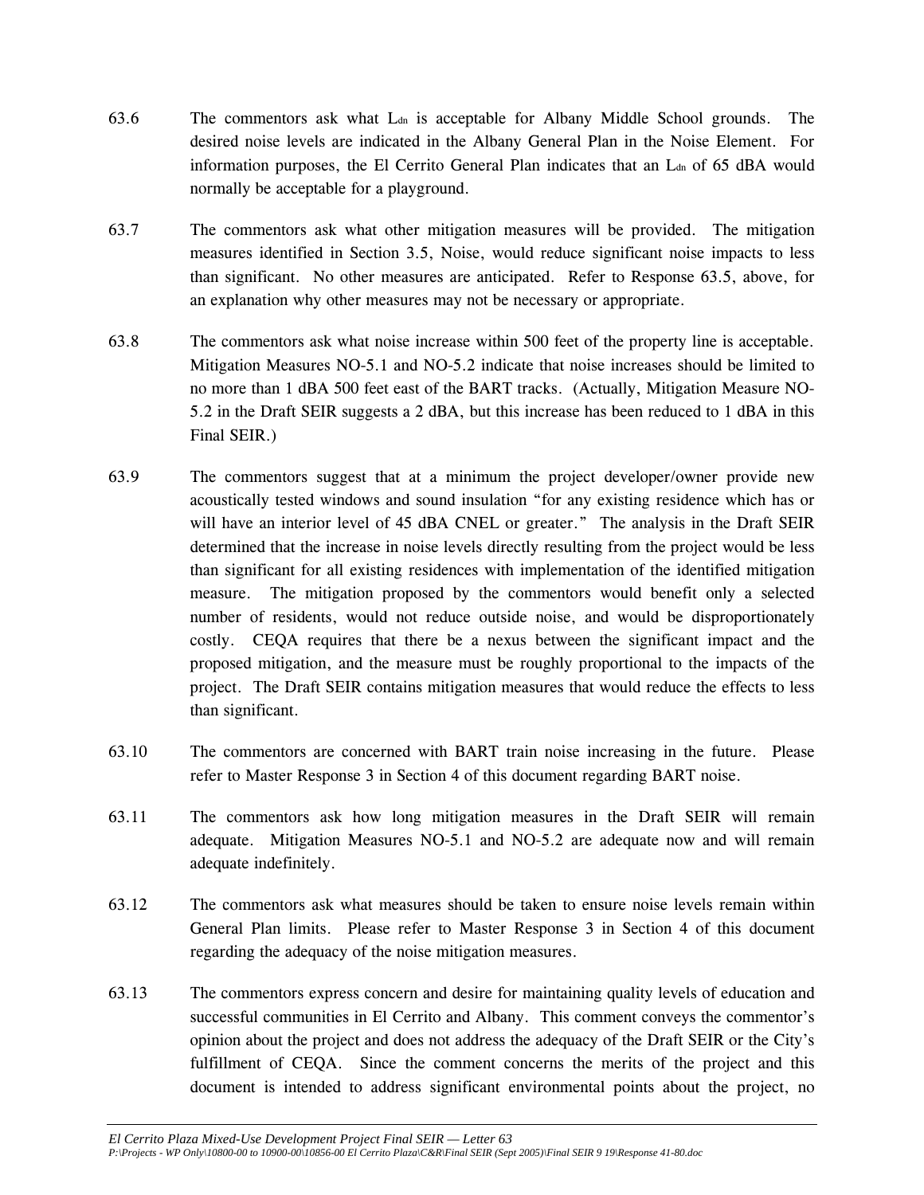63.6 The commentors ask what $L_{dn}$ is acceptable for Albany Middle School grounds. The desired noise levels are indicated in the Albany General Plan in the Noise Element. For information purposes, the El Cerrito General Plan indicates that an $L_{dn}$ of 65 dBA would normally be acceptable for a playground.

63.7 The commentors ask what other mitigation measures will be provided. The mitigation measures identified in Section 3.5, Noise, would reduce significant noise impacts to less than significant. No other measures are anticipated. Refer to Response 63.5, above, for an explanation why other measures may not be necessary or appropriate.

63.8 The commentors ask what noise increase within 500 feet of the property line is acceptable. Mitigation Measures NO-5.1 and NO-5.2 indicate that noise increases should be limited to no more than 1 dBA 500 feet east of the BART tracks. (Actually, Mitigation Measure NO-5.2 in the Draft SEIR suggests a 2 dBA, but this increase has been reduced to 1 dBA in this Final SEIR.)

63.9 The commentors suggest that at a minimum the project developer/owner provide new acoustically tested windows and sound insulation "for any existing residence which has or will have an interior level of 45 dBA CNEL or greater." The analysis in the Draft SEIR determined that the increase in noise levels directly resulting from the project would be less than significant for all existing residences with implementation of the identified mitigation measure. The mitigation proposed by the commentors would benefit only a selected number of residents, would not reduce outside noise, and would be disproportionately costly. CEQA requires that there be a nexus between the significant impact and the proposed mitigation, and the measure must be roughly proportional to the impacts of the project. The Draft SEIR contains mitigation measures that would reduce the effects to less than significant.

63.10 The commentors are concerned with BART train noise increasing in the future. Please refer to Master Response 3 in Section 4 of this document regarding BART noise.

63.11 The commentors ask how long mitigation measures in the Draft SEIR will remain adequate. Mitigation Measures NO-5.1 and NO-5.2 are adequate now and will remain adequate indefinitely.

63.12 The commentors ask what measures should be taken to ensure noise levels remain within General Plan limits. Please refer to Master Response 3 in Section 4 of this document regarding the adequacy of the noise mitigation measures.

63.13 The commentors express concern and desire for maintaining quality levels of education and successful communities in El Cerrito and Albany. This comment conveys the commentor's opinion about the project and does not address the adequacy of the Draft SEIR or the City's fulfillment of CEQA. Since the comment concerns the merits of the project and this document is intended to address significant environmental points about the project, no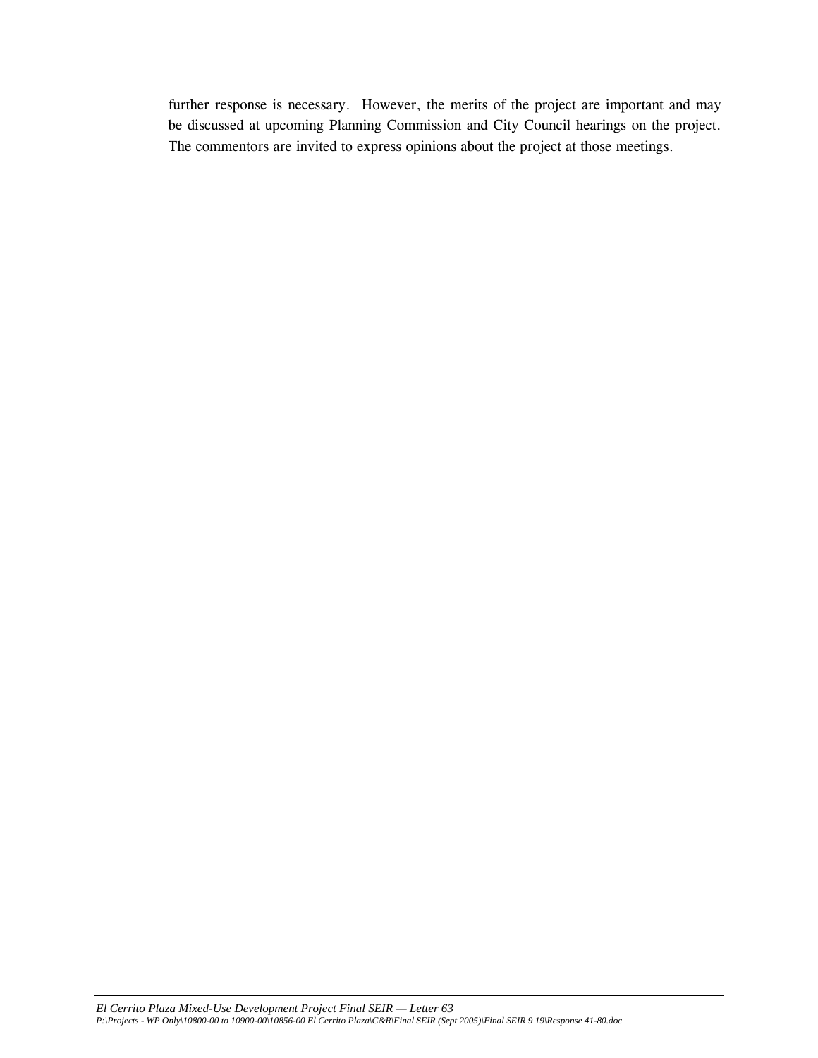further response is necessary. However, the merits of the project are important and may be discussed at upcoming Planning Commission and City Council hearings on the project. The commentors are invited to express opinions about the project at those meetings.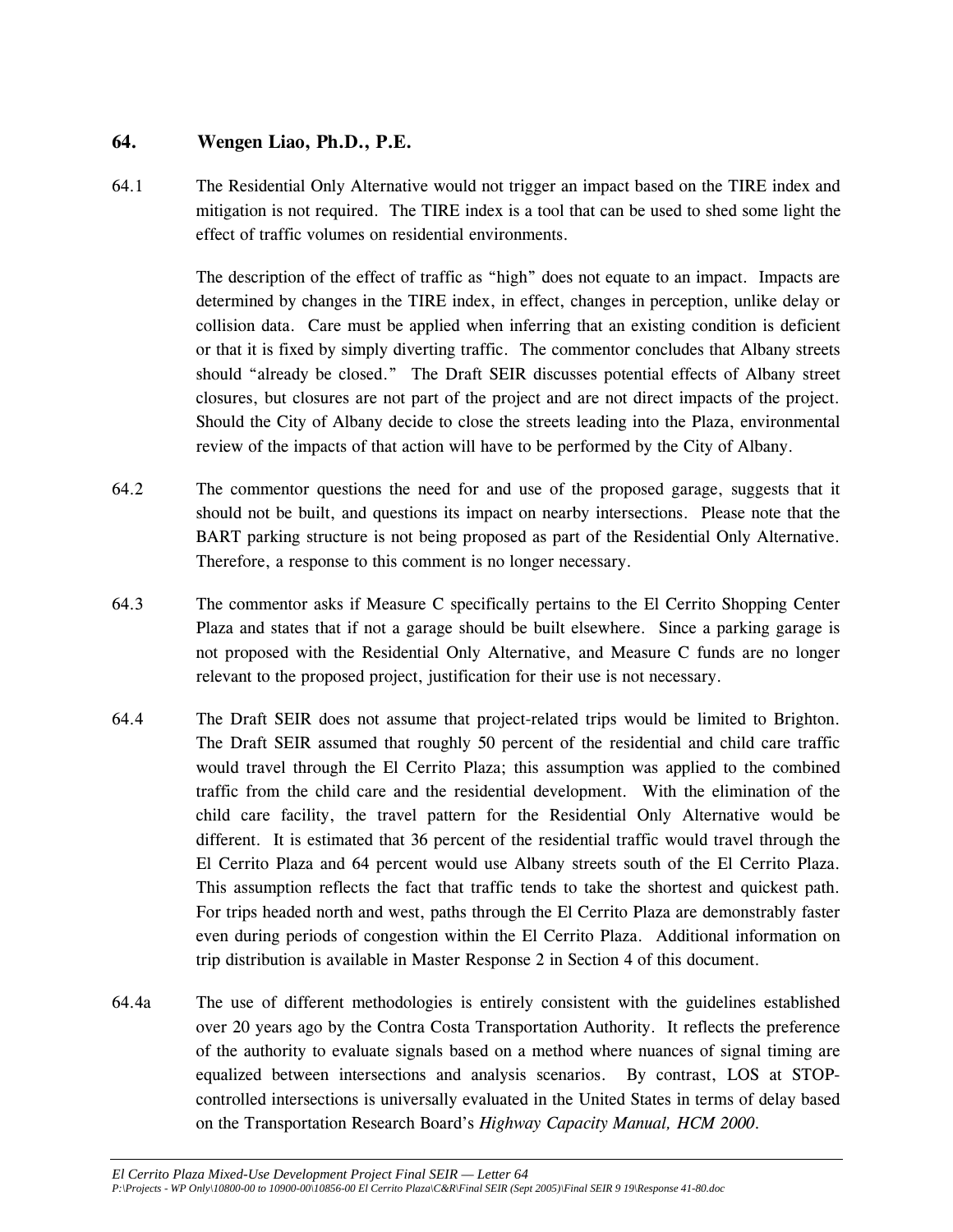## 64. Wengen Liao, Ph.D., P.E.

64.1 The Residential Only Alternative would not trigger an impact based on the TIRE index and mitigation is not required. The TIRE index is a tool that can be used to shed some light the effect of traffic volumes on residential environments.

The description of the effect of traffic as "high" does not equate to an impact. Impacts are determined by changes in the TIRE index, in effect, changes in perception, unlike delay or collision data. Care must be applied when inferring that an existing condition is deficient or that it is fixed by simply diverting traffic. The commentor concludes that Albany streets should "already be closed." The Draft SEIR discusses potential effects of Albany street closures, but closures are not part of the project and are not direct impacts of the project. Should the City of Albany decide to close the streets leading into the Plaza, environmental review of the impacts of that action will have to be performed by the City of Albany.

64.2 The commentor questions the need for and use of the proposed garage, suggests that it should not be built, and questions its impact on nearby intersections. Please note that the BART parking structure is not being proposed as part of the Residential Only Alternative. Therefore, a response to this comment is no longer necessary.

64.3 The commentor asks if Measure C specifically pertains to the El Cerrito Shopping Center Plaza and states that if not a garage should be built elsewhere. Since a parking garage is not proposed with the Residential Only Alternative, and Measure C funds are no longer relevant to the proposed project, justification for their use is not necessary.

64.4 The Draft SEIR does not assume that project-related trips would be limited to Brighton. The Draft SEIR assumed that roughly 50 percent of the residential and child care traffic would travel through the El Cerrito Plaza; this assumption was applied to the combined traffic from the child care and the residential development. With the elimination of the child care facility, the travel pattern for the Residential Only Alternative would be different. It is estimated that 36 percent of the residential traffic would travel through the El Cerrito Plaza and 64 percent would use Albany streets south of the El Cerrito Plaza. This assumption reflects the fact that traffic tends to take the shortest and quickest path. For trips headed north and west, paths through the El Cerrito Plaza are demonstrably faster even during periods of congestion within the El Cerrito Plaza. Additional information on trip distribution is available in Master Response 2 in Section 4 of this document.

64.4a The use of different methodologies is entirely consistent with the guidelines established over 20 years ago by the Contra Costa Transportation Authority. It reflects the preference of the authority to evaluate signals based on a method where nuances of signal timing are equalized between intersections and analysis scenarios. By contrast, LOS at STOP-controlled intersections is universally evaluated in the United States in terms of delay based on the Transportation Research Board's *Highway Capacity Manual, HCM 2000*.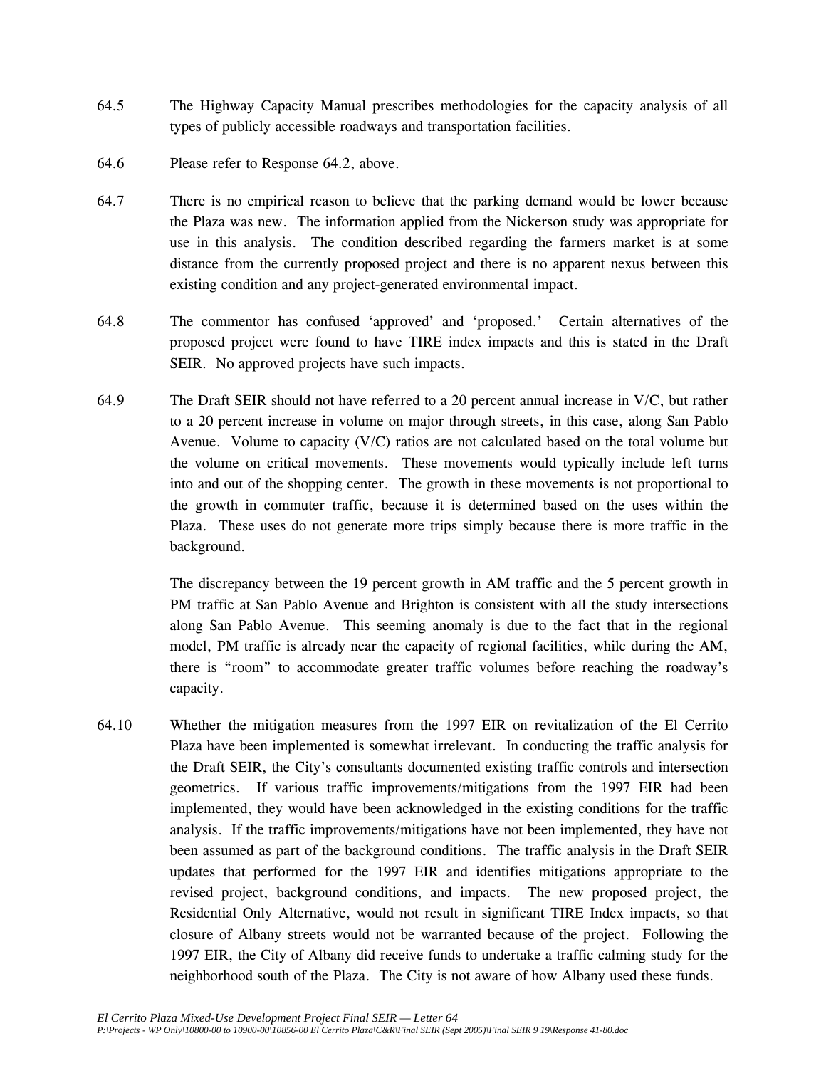64.5 The Highway Capacity Manual prescribes methodologies for the capacity analysis of all types of publicly accessible roadways and transportation facilities.

64.6 Please refer to Response 64.2, above.

64.7 There is no empirical reason to believe that the parking demand would be lower because the Plaza was new. The information applied from the Nickerson study was appropriate for use in this analysis. The condition described regarding the farmers market is at some distance from the currently proposed project and there is no apparent nexus between this existing condition and any project-generated environmental impact.

64.8 The commentor has confused 'approved' and 'proposed.' Certain alternatives of the proposed project were found to have TIRE index impacts and this is stated in the Draft SEIR. No approved projects have such impacts.

64.9 The Draft SEIR should not have referred to a 20 percent annual increase in V/C, but rather to a 20 percent increase in volume on major through streets, in this case, along San Pablo Avenue. Volume to capacity (V/C) ratios are not calculated based on the total volume but the volume on critical movements. These movements would typically include left turns into and out of the shopping center. The growth in these movements is not proportional to the growth in commuter traffic, because it is determined based on the uses within the Plaza. These uses do not generate more trips simply because there is more traffic in the background.

The discrepancy between the 19 percent growth in AM traffic and the 5 percent growth in PM traffic at San Pablo Avenue and Brighton is consistent with all the study intersections along San Pablo Avenue. This seeming anomaly is due to the fact that in the regional model, PM traffic is already near the capacity of regional facilities, while during the AM, there is "room" to accommodate greater traffic volumes before reaching the roadway's capacity.

64.10 Whether the mitigation measures from the 1997 EIR on revitalization of the El Cerrito Plaza have been implemented is somewhat irrelevant. In conducting the traffic analysis for the Draft SEIR, the City's consultants documented existing traffic controls and intersection geometrics. If various traffic improvements/mitigations from the 1997 EIR had been implemented, they would have been acknowledged in the existing conditions for the traffic analysis. If the traffic improvements/mitigations have not been implemented, they have not been assumed as part of the background conditions. The traffic analysis in the Draft SEIR updates that performed for the 1997 EIR and identifies mitigations appropriate to the revised project, background conditions, and impacts. The new proposed project, the Residential Only Alternative, would not result in significant TIRE Index impacts, so that closure of Albany streets would not be warranted because of the project. Following the 1997 EIR, the City of Albany did receive funds to undertake a traffic calming study for the neighborhood south of the Plaza. The City is not aware of how Albany used these funds.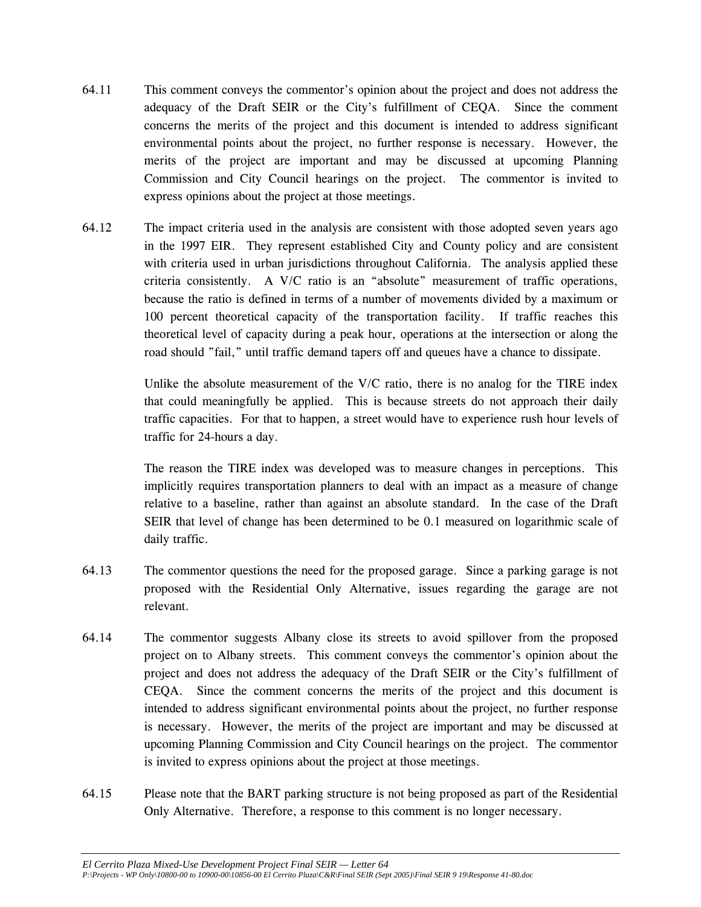64.11 This comment conveys the commentor's opinion about the project and does not address the adequacy of the Draft SEIR or the City's fulfillment of CEQA. Since the comment concerns the merits of the project and this document is intended to address significant environmental points about the project, no further response is necessary. However, the merits of the project are important and may be discussed at upcoming Planning Commission and City Council hearings on the project. The commentor is invited to express opinions about the project at those meetings.

64.12 The impact criteria used in the analysis are consistent with those adopted seven years ago in the 1997 EIR. They represent established City and County policy and are consistent with criteria used in urban jurisdictions throughout California. The analysis applied these criteria consistently. A V/C ratio is an "absolute" measurement of traffic operations, because the ratio is defined in terms of a number of movements divided by a maximum or 100 percent theoretical capacity of the transportation facility. If traffic reaches this theoretical level of capacity during a peak hour, operations at the intersection or along the road should "fail," until traffic demand tapers off and queues have a chance to dissipate.

Unlike the absolute measurement of the V/C ratio, there is no analog for the TIRE index that could meaningfully be applied. This is because streets do not approach their daily traffic capacities. For that to happen, a street would have to experience rush hour levels of traffic for 24-hours a day.

The reason the TIRE index was developed was to measure changes in perceptions. This implicitly requires transportation planners to deal with an impact as a measure of change relative to a baseline, rather than against an absolute standard. In the case of the Draft SEIR that level of change has been determined to be 0.1 measured on logarithmic scale of daily traffic.

64.13 The commentor questions the need for the proposed garage. Since a parking garage is not proposed with the Residential Only Alternative, issues regarding the garage are not relevant.

64.14 The commentor suggests Albany close its streets to avoid spillover from the proposed project on to Albany streets. This comment conveys the commentor's opinion about the project and does not address the adequacy of the Draft SEIR or the City's fulfillment of CEQA. Since the comment concerns the merits of the project and this document is intended to address significant environmental points about the project, no further response is necessary. However, the merits of the project are important and may be discussed at upcoming Planning Commission and City Council hearings on the project. The commentor is invited to express opinions about the project at those meetings.

64.15 Please note that the BART parking structure is not being proposed as part of the Residential Only Alternative. Therefore, a response to this comment is no longer necessary.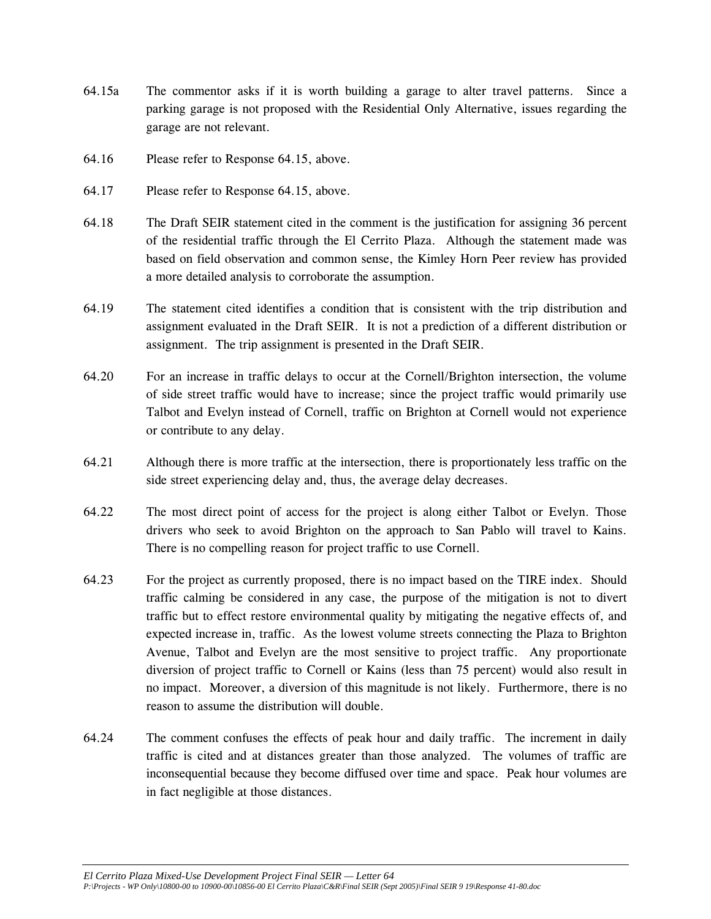64.15a The commentor asks if it is worth building a garage to alter travel patterns. Since a parking garage is not proposed with the Residential Only Alternative, issues regarding the garage are not relevant.

64.16 Please refer to Response 64.15, above.

64.17 Please refer to Response 64.15, above.

64.18 The Draft SEIR statement cited in the comment is the justification for assigning 36 percent of the residential traffic through the El Cerrito Plaza. Although the statement made was based on field observation and common sense, the Kimley Horn Peer review has provided a more detailed analysis to corroborate the assumption.

64.19 The statement cited identifies a condition that is consistent with the trip distribution and assignment evaluated in the Draft SEIR. It is not a prediction of a different distribution or assignment. The trip assignment is presented in the Draft SEIR.

64.20 For an increase in traffic delays to occur at the Cornell/Brighton intersection, the volume of side street traffic would have to increase; since the project traffic would primarily use Talbot and Evelyn instead of Cornell, traffic on Brighton at Cornell would not experience or contribute to any delay.

64.21 Although there is more traffic at the intersection, there is proportionately less traffic on the side street experiencing delay and, thus, the average delay decreases.

64.22 The most direct point of access for the project is along either Talbot or Evelyn. Those drivers who seek to avoid Brighton on the approach to San Pablo will travel to Kains. There is no compelling reason for project traffic to use Cornell.

64.23 For the project as currently proposed, there is no impact based on the TIRE index. Should traffic calming be considered in any case, the purpose of the mitigation is not to divert traffic but to effect restore environmental quality by mitigating the negative effects of, and expected increase in, traffic. As the lowest volume streets connecting the Plaza to Brighton Avenue, Talbot and Evelyn are the most sensitive to project traffic. Any proportionate diversion of project traffic to Cornell or Kains (less than 75 percent) would also result in no impact. Moreover, a diversion of this magnitude is not likely. Furthermore, there is no reason to assume the distribution will double.

64.24 The comment confuses the effects of peak hour and daily traffic. The increment in daily traffic is cited and at distances greater than those analyzed. The volumes of traffic are inconsequential because they become diffused over time and space. Peak hour volumes are in fact negligible at those distances.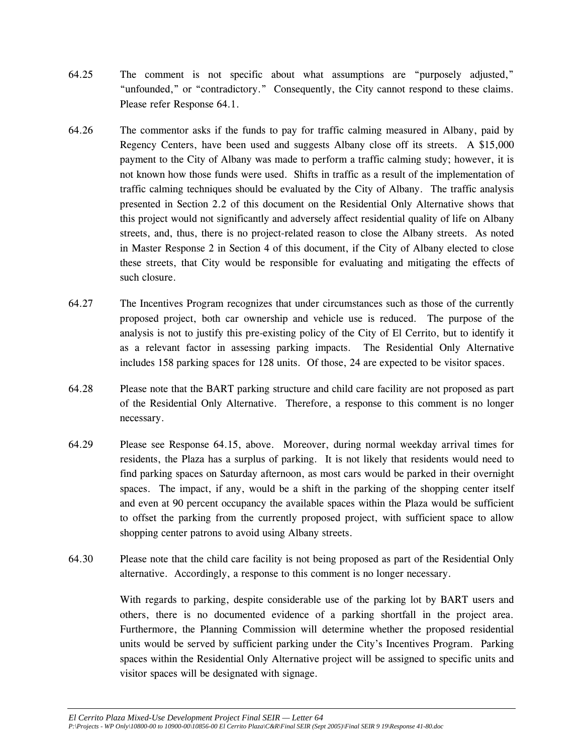64.25 The comment is not specific about what assumptions are "purposely adjusted," "unfounded," or "contradictory." Consequently, the City cannot respond to these claims. Please refer Response 64.1.

64.26 The commentor asks if the funds to pay for traffic calming measured in Albany, paid by Regency Centers, have been used and suggests Albany close off its streets. A $15,000 payment to the City of Albany was made to perform a traffic calming study; however, it is not known how those funds were used. Shifts in traffic as a result of the implementation of traffic calming techniques should be evaluated by the City of Albany. The traffic analysis presented in Section 2.2 of this document on the Residential Only Alternative shows that this project would not significantly and adversely affect residential quality of life on Albany streets, and, thus, there is no project-related reason to close the Albany streets. As noted in Master Response 2 in Section 4 of this document, if the City of Albany elected to close these streets, that City would be responsible for evaluating and mitigating the effects of such closure.

64.27 The Incentives Program recognizes that under circumstances such as those of the currently proposed project, both car ownership and vehicle use is reduced. The purpose of the analysis is not to justify this pre-existing policy of the City of El Cerrito, but to identify it as a relevant factor in assessing parking impacts. The Residential Only Alternative includes 158 parking spaces for 128 units. Of those, 24 are expected to be visitor spaces.

64.28 Please note that the BART parking structure and child care facility are not proposed as part of the Residential Only Alternative. Therefore, a response to this comment is no longer necessary.

64.29 Please see Response 64.15, above. Moreover, during normal weekday arrival times for residents, the Plaza has a surplus of parking. It is not likely that residents would need to find parking spaces on Saturday afternoon, as most cars would be parked in their overnight spaces. The impact, if any, would be a shift in the parking of the shopping center itself and even at 90 percent occupancy the available spaces within the Plaza would be sufficient to offset the parking from the currently proposed project, with sufficient space to allow shopping center patrons to avoid using Albany streets.

64.30 Please note that the child care facility is not being proposed as part of the Residential Only alternative. Accordingly, a response to this comment is no longer necessary.

With regards to parking, despite considerable use of the parking lot by BART users and others, there is no documented evidence of a parking shortfall in the project area. Furthermore, the Planning Commission will determine whether the proposed residential units would be served by sufficient parking under the City's Incentives Program. Parking spaces within the Residential Only Alternative project will be assigned to specific units and visitor spaces will be designated with signage.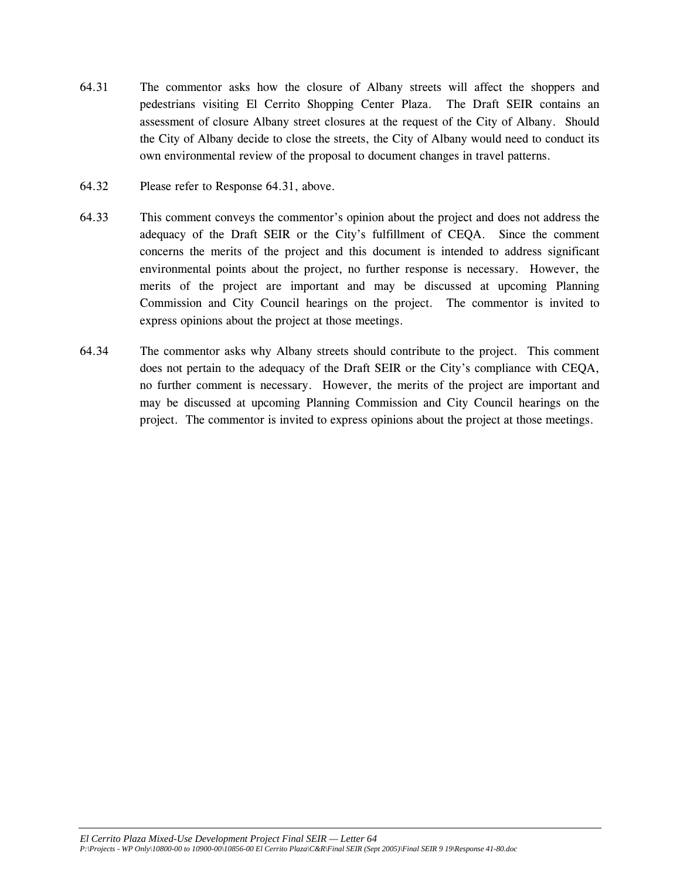64.31 The commentor asks how the closure of Albany streets will affect the shoppers and pedestrians visiting El Cerrito Shopping Center Plaza. The Draft SEIR contains an assessment of closure Albany street closures at the request of the City of Albany. Should the City of Albany decide to close the streets, the City of Albany would need to conduct its own environmental review of the proposal to document changes in travel patterns.

64.32 Please refer to Response 64.31, above.

64.33 This comment conveys the commentor's opinion about the project and does not address the adequacy of the Draft SEIR or the City's fulfillment of CEQA. Since the comment concerns the merits of the project and this document is intended to address significant environmental points about the project, no further response is necessary. However, the merits of the project are important and may be discussed at upcoming Planning Commission and City Council hearings on the project. The commentor is invited to express opinions about the project at those meetings.

64.34 The commentor asks why Albany streets should contribute to the project. This comment does not pertain to the adequacy of the Draft SEIR or the City's compliance with CEQA, no further comment is necessary. However, the merits of the project are important and may be discussed at upcoming Planning Commission and City Council hearings on the project. The commentor is invited to express opinions about the project at those meetings.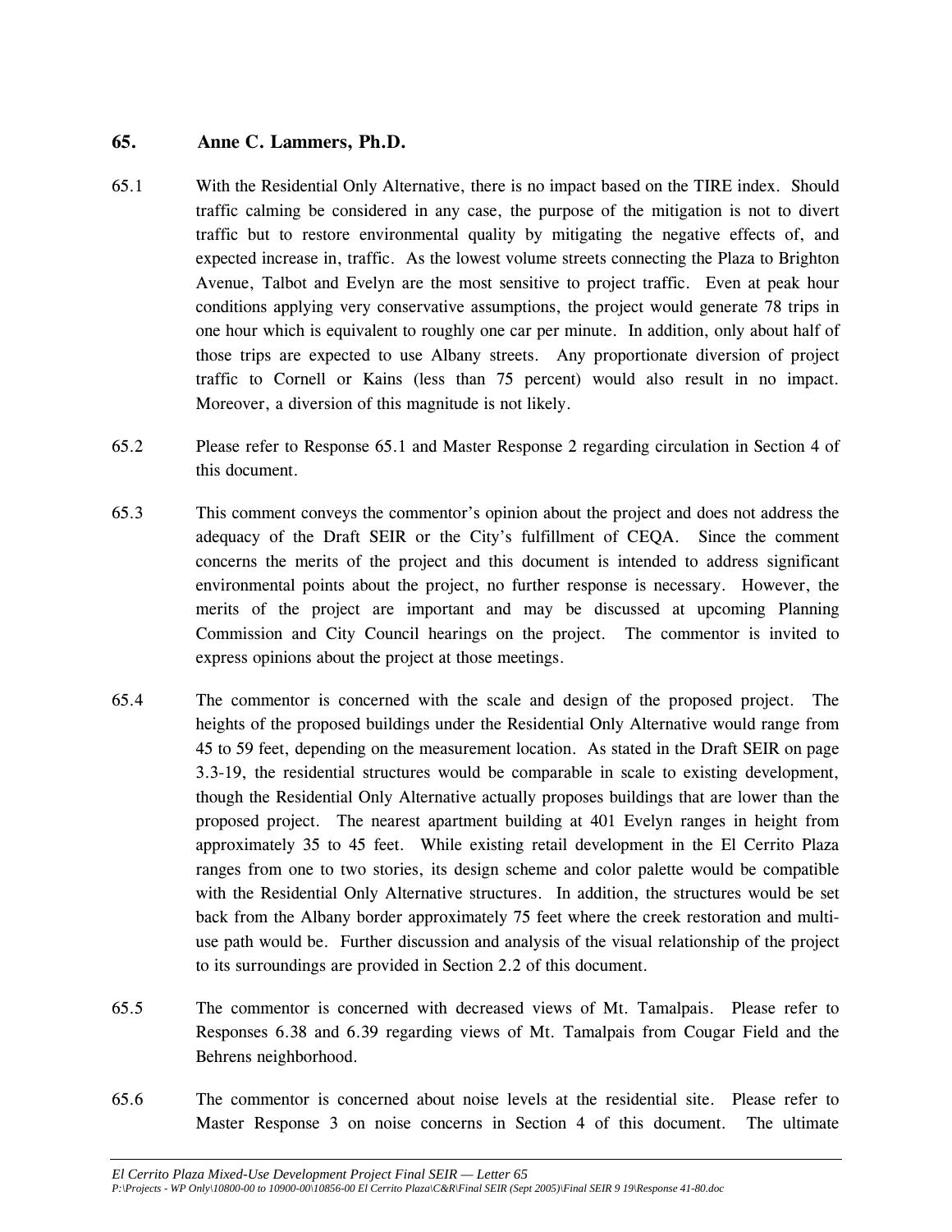## 65. Anne C. Lammers, Ph.D.

65.1 With the Residential Only Alternative, there is no impact based on the TIRE index. Should traffic calming be considered in any case, the purpose of the mitigation is not to divert traffic but to restore environmental quality by mitigating the negative effects of, and expected increase in, traffic. As the lowest volume streets connecting the Plaza to Brighton Avenue, Talbot and Evelyn are the most sensitive to project traffic. Even at peak hour conditions applying very conservative assumptions, the project would generate 78 trips in one hour which is equivalent to roughly one car per minute. In addition, only about half of those trips are expected to use Albany streets. Any proportionate diversion of project traffic to Cornell or Kains (less than 75 percent) would also result in no impact. Moreover, a diversion of this magnitude is not likely.

65.2 Please refer to Response 65.1 and Master Response 2 regarding circulation in Section 4 of this document.

65.3 This comment conveys the commentor's opinion about the project and does not address the adequacy of the Draft SEIR or the City's fulfillment of CEQA. Since the comment concerns the merits of the project and this document is intended to address significant environmental points about the project, no further response is necessary. However, the merits of the project are important and may be discussed at upcoming Planning Commission and City Council hearings on the project. The commentor is invited to express opinions about the project at those meetings.

65.4 The commentor is concerned with the scale and design of the proposed project. The heights of the proposed buildings under the Residential Only Alternative would range from 45 to 59 feet, depending on the measurement location. As stated in the Draft SEIR on page 3.3-19, the residential structures would be comparable in scale to existing development, though the Residential Only Alternative actually proposes buildings that are lower than the proposed project. The nearest apartment building at 401 Evelyn ranges in height from approximately 35 to 45 feet. While existing retail development in the El Cerrito Plaza ranges from one to two stories, its design scheme and color palette would be compatible with the Residential Only Alternative structures. In addition, the structures would be set back from the Albany border approximately 75 feet where the creek restoration and multi-use path would be. Further discussion and analysis of the visual relationship of the project to its surroundings are provided in Section 2.2 of this document.

65.5 The commentor is concerned with decreased views of Mt. Tamalpais. Please refer to Responses 6.38 and 6.39 regarding views of Mt. Tamalpais from Cougar Field and the Behrens neighborhood.

65.6 The commentor is concerned about noise levels at the residential site. Please refer to Master Response 3 on noise concerns in Section 4 of this document. The ultimate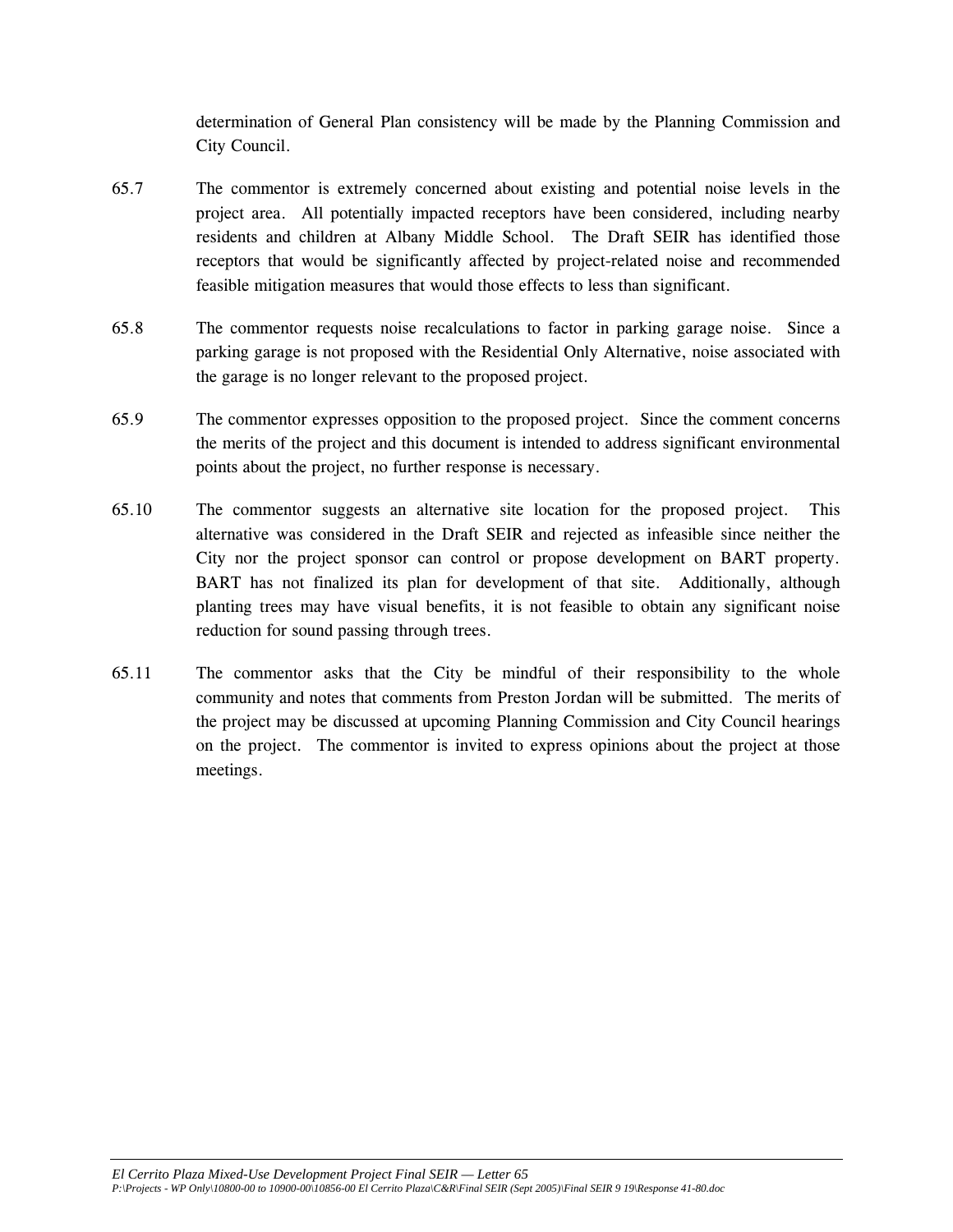determination of General Plan consistency will be made by the Planning Commission and City Council.

65.7 The commentor is extremely concerned about existing and potential noise levels in the project area. All potentially impacted receptors have been considered, including nearby residents and children at Albany Middle School. The Draft SEIR has identified those receptors that would be significantly affected by project-related noise and recommended feasible mitigation measures that would those effects to less than significant.

65.8 The commentor requests noise recalculations to factor in parking garage noise. Since a parking garage is not proposed with the Residential Only Alternative, noise associated with the garage is no longer relevant to the proposed project.

65.9 The commentor expresses opposition to the proposed project. Since the comment concerns the merits of the project and this document is intended to address significant environmental points about the project, no further response is necessary.

65.10 The commentor suggests an alternative site location for the proposed project. This alternative was considered in the Draft SEIR and rejected as infeasible since neither the City nor the project sponsor can control or propose development on BART property. BART has not finalized its plan for development of that site. Additionally, although planting trees may have visual benefits, it is not feasible to obtain any significant noise reduction for sound passing through trees.

65.11 The commentor asks that the City be mindful of their responsibility to the whole community and notes that comments from Preston Jordan will be submitted. The merits of the project may be discussed at upcoming Planning Commission and City Council hearings on the project. The commentor is invited to express opinions about the project at those meetings.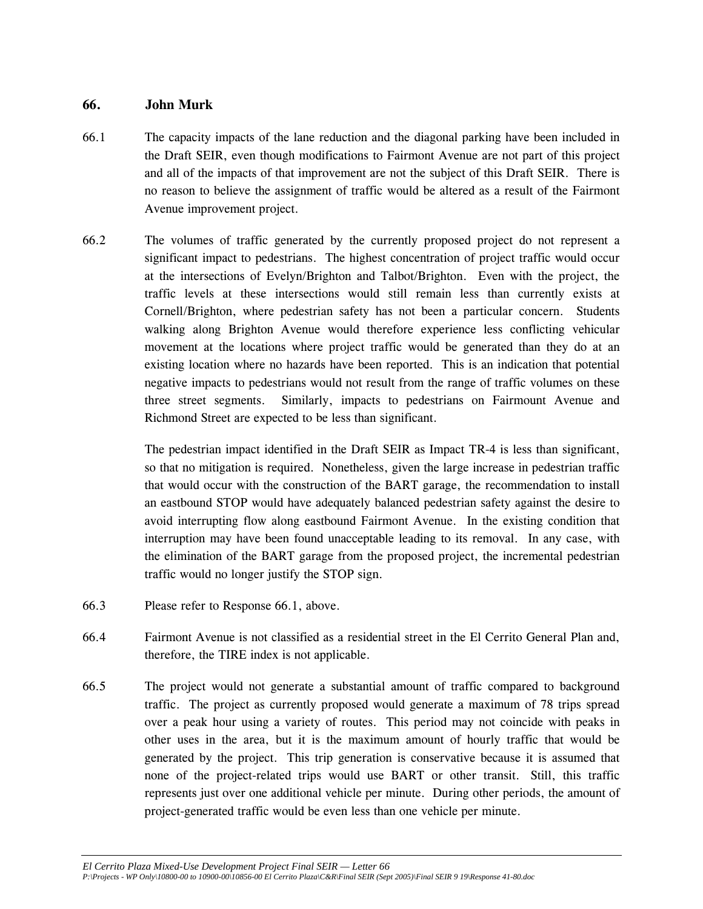## 66. John Murk

66.1 The capacity impacts of the lane reduction and the diagonal parking have been included in the Draft SEIR, even though modifications to Fairmont Avenue are not part of this project and all of the impacts of that improvement are not the subject of this Draft SEIR. There is no reason to believe the assignment of traffic would be altered as a result of the Fairmont Avenue improvement project.

66.2 The volumes of traffic generated by the currently proposed project do not represent a significant impact to pedestrians. The highest concentration of project traffic would occur at the intersections of Evelyn/Brighton and Talbot/Brighton. Even with the project, the traffic levels at these intersections would still remain less than currently exists at Cornell/Brighton, where pedestrian safety has not been a particular concern. Students walking along Brighton Avenue would therefore experience less conflicting vehicular movement at the locations where project traffic would be generated than they do at an existing location where no hazards have been reported. This is an indication that potential negative impacts to pedestrians would not result from the range of traffic volumes on these three street segments. Similarly, impacts to pedestrians on Fairmount Avenue and Richmond Street are expected to be less than significant.

The pedestrian impact identified in the Draft SEIR as Impact TR-4 is less than significant, so that no mitigation is required. Nonetheless, given the large increase in pedestrian traffic that would occur with the construction of the BART garage, the recommendation to install an eastbound STOP would have adequately balanced pedestrian safety against the desire to avoid interrupting flow along eastbound Fairmont Avenue. In the existing condition that interruption may have been found unacceptable leading to its removal. In any case, with the elimination of the BART garage from the proposed project, the incremental pedestrian traffic would no longer justify the STOP sign.

66.3 Please refer to Response 66.1, above.

66.4 Fairmont Avenue is not classified as a residential street in the El Cerrito General Plan and, therefore, the TIRE index is not applicable.

66.5 The project would not generate a substantial amount of traffic compared to background traffic. The project as currently proposed would generate a maximum of 78 trips spread over a peak hour using a variety of routes. This period may not coincide with peaks in other uses in the area, but it is the maximum amount of hourly traffic that would be generated by the project. This trip generation is conservative because it is assumed that none of the project-related trips would use BART or other transit. Still, this traffic represents just over one additional vehicle per minute. During other periods, the amount of project-generated traffic would be even less than one vehicle per minute.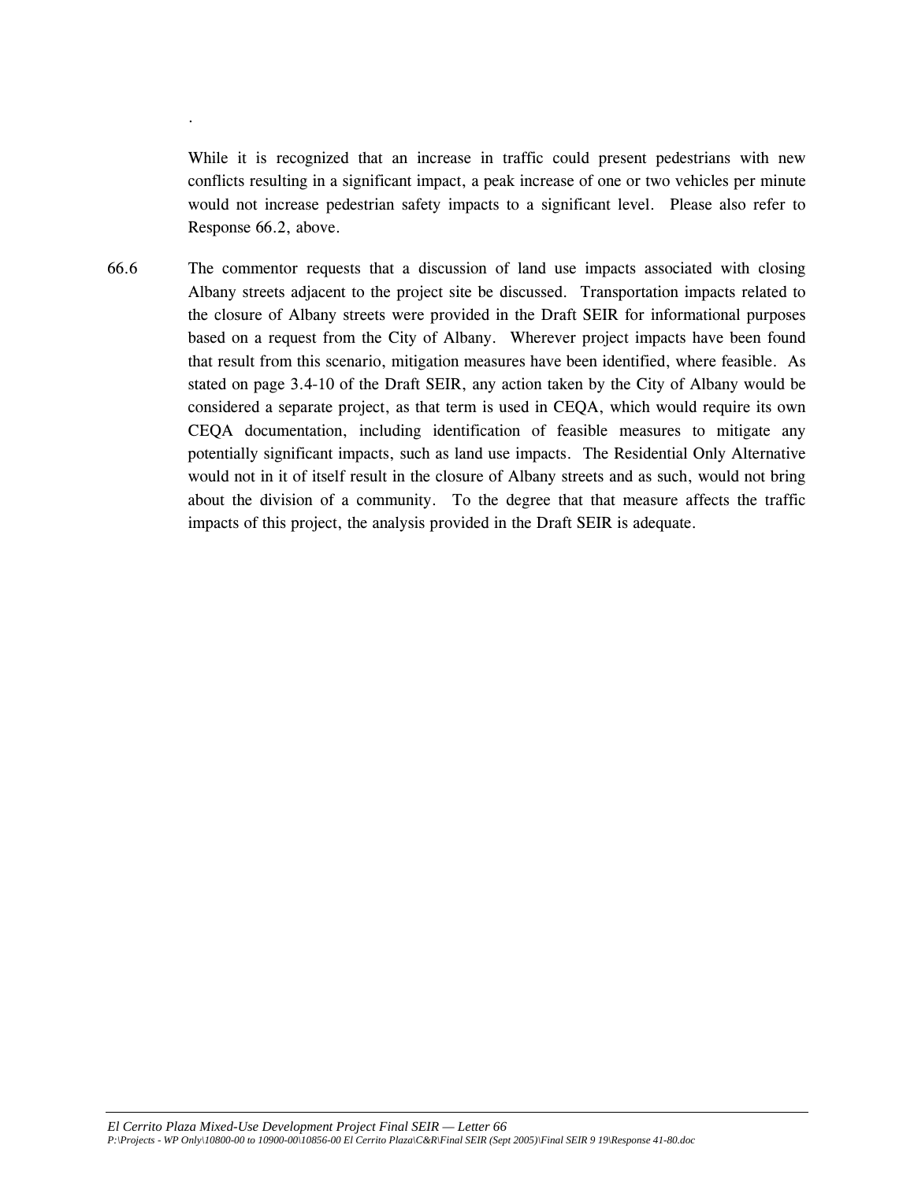.

While it is recognized that an increase in traffic could present pedestrians with new conflicts resulting in a significant impact, a peak increase of one or two vehicles per minute would not increase pedestrian safety impacts to a significant level. Please also refer to Response 66.2, above.

66.6 The commentor requests that a discussion of land use impacts associated with closing Albany streets adjacent to the project site be discussed. Transportation impacts related to the closure of Albany streets were provided in the Draft SEIR for informational purposes based on a request from the City of Albany. Wherever project impacts have been found that result from this scenario, mitigation measures have been identified, where feasible. As stated on page 3.4-10 of the Draft SEIR, any action taken by the City of Albany would be considered a separate project, as that term is used in CEQA, which would require its own CEQA documentation, including identification of feasible measures to mitigate any potentially significant impacts, such as land use impacts. The Residential Only Alternative would not in it of itself result in the closure of Albany streets and as such, would not bring about the division of a community. To the degree that that measure affects the traffic impacts of this project, the analysis provided in the Draft SEIR is adequate.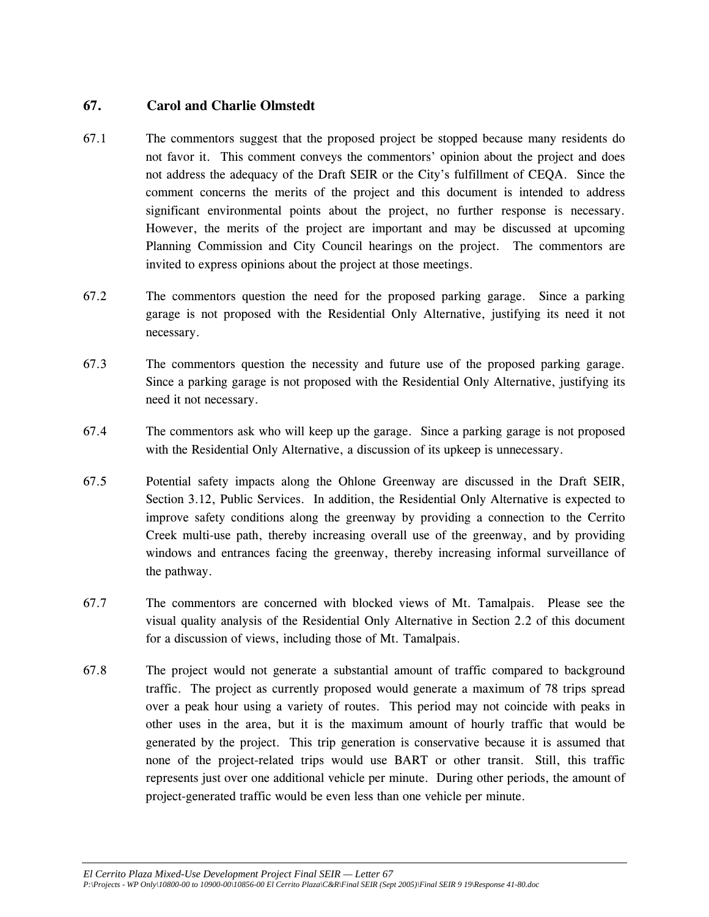## 67. Carol and Charlie Olmstedt

67.1 The commentors suggest that the proposed project be stopped because many residents do not favor it. This comment conveys the commentors' opinion about the project and does not address the adequacy of the Draft SEIR or the City's fulfillment of CEQA. Since the comment concerns the merits of the project and this document is intended to address significant environmental points about the project, no further response is necessary. However, the merits of the project are important and may be discussed at upcoming Planning Commission and City Council hearings on the project. The commentors are invited to express opinions about the project at those meetings.

67.2 The commentors question the need for the proposed parking garage. Since a parking garage is not proposed with the Residential Only Alternative, justifying its need it not necessary.

67.3 The commentors question the necessity and future use of the proposed parking garage. Since a parking garage is not proposed with the Residential Only Alternative, justifying its need it not necessary.

67.4 The commentors ask who will keep up the garage. Since a parking garage is not proposed with the Residential Only Alternative, a discussion of its upkeep is unnecessary.

67.5 Potential safety impacts along the Ohlone Greenway are discussed in the Draft SEIR, Section 3.12, Public Services. In addition, the Residential Only Alternative is expected to improve safety conditions along the greenway by providing a connection to the Cerrito Creek multi-use path, thereby increasing overall use of the greenway, and by providing windows and entrances facing the greenway, thereby increasing informal surveillance of the pathway.

67.7 The commentors are concerned with blocked views of Mt. Tamalpais. Please see the visual quality analysis of the Residential Only Alternative in Section 2.2 of this document for a discussion of views, including those of Mt. Tamalpais.

67.8 The project would not generate a substantial amount of traffic compared to background traffic. The project as currently proposed would generate a maximum of 78 trips spread over a peak hour using a variety of routes. This period may not coincide with peaks in other uses in the area, but it is the maximum amount of hourly traffic that would be generated by the project. This trip generation is conservative because it is assumed that none of the project-related trips would use BART or other transit. Still, this traffic represents just over one additional vehicle per minute. During other periods, the amount of project-generated traffic would be even less than one vehicle per minute.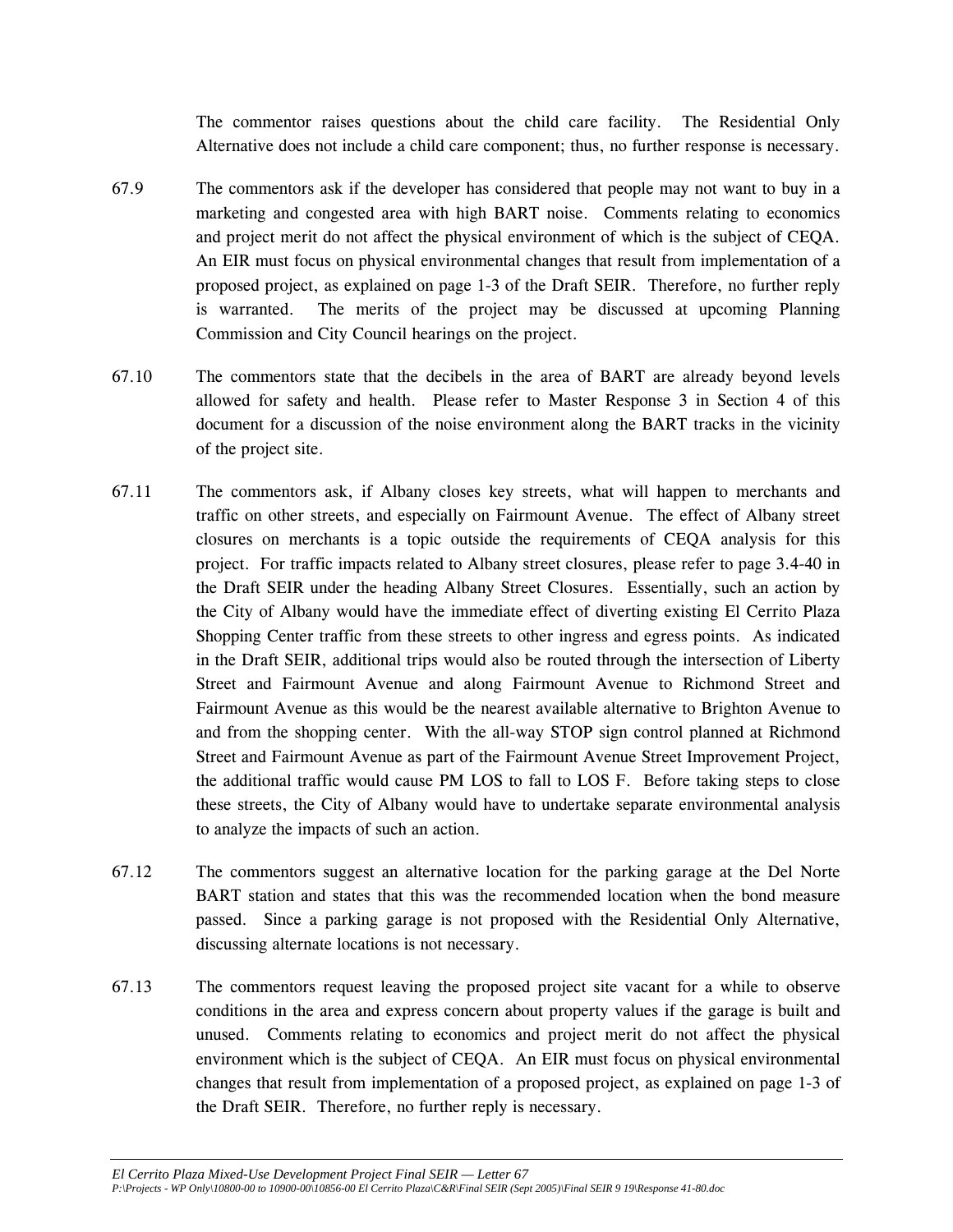The commentor raises questions about the child care facility. The Residential Only Alternative does not include a child care component; thus, no further response is necessary.

67.9 The commentors ask if the developer has considered that people may not want to buy in a marketing and congested area with high BART noise. Comments relating to economics and project merit do not affect the physical environment of which is the subject of CEQA. An EIR must focus on physical environmental changes that result from implementation of a proposed project, as explained on page 1-3 of the Draft SEIR. Therefore, no further reply is warranted. The merits of the project may be discussed at upcoming Planning Commission and City Council hearings on the project.

67.10 The commentors state that the decibels in the area of BART are already beyond levels allowed for safety and health. Please refer to Master Response 3 in Section 4 of this document for a discussion of the noise environment along the BART tracks in the vicinity of the project site.

67.11 The commentors ask, if Albany closes key streets, what will happen to merchants and traffic on other streets, and especially on Fairmount Avenue. The effect of Albany street closures on merchants is a topic outside the requirements of CEQA analysis for this project. For traffic impacts related to Albany street closures, please refer to page 3.4-40 in the Draft SEIR under the heading Albany Street Closures. Essentially, such an action by the City of Albany would have the immediate effect of diverting existing El Cerrito Plaza Shopping Center traffic from these streets to other ingress and egress points. As indicated in the Draft SEIR, additional trips would also be routed through the intersection of Liberty Street and Fairmount Avenue and along Fairmount Avenue to Richmond Street and Fairmount Avenue as this would be the nearest available alternative to Brighton Avenue to and from the shopping center. With the all-way STOP sign control planned at Richmond Street and Fairmount Avenue as part of the Fairmount Avenue Street Improvement Project, the additional traffic would cause PM LOS to fall to LOS F. Before taking steps to close these streets, the City of Albany would have to undertake separate environmental analysis to analyze the impacts of such an action.

67.12 The commentors suggest an alternative location for the parking garage at the Del Norte BART station and states that this was the recommended location when the bond measure passed. Since a parking garage is not proposed with the Residential Only Alternative, discussing alternate locations is not necessary.

67.13 The commentors request leaving the proposed project site vacant for a while to observe conditions in the area and express concern about property values if the garage is built and unused. Comments relating to economics and project merit do not affect the physical environment which is the subject of CEQA. An EIR must focus on physical environmental changes that result from implementation of a proposed project, as explained on page 1-3 of the Draft SEIR. Therefore, no further reply is necessary.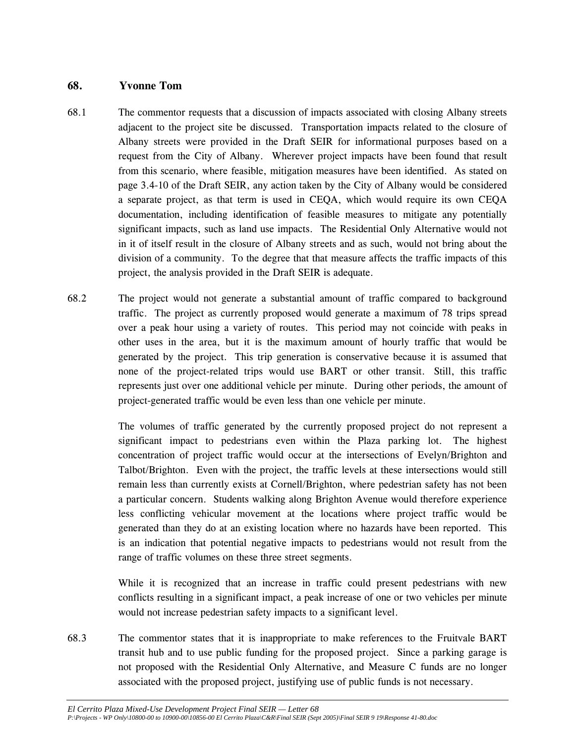## 68. Yvonne Tom

68.1 The commentor requests that a discussion of impacts associated with closing Albany streets adjacent to the project site be discussed. Transportation impacts related to the closure of Albany streets were provided in the Draft SEIR for informational purposes based on a request from the City of Albany. Wherever project impacts have been found that result from this scenario, where feasible, mitigation measures have been identified. As stated on page 3.4-10 of the Draft SEIR, any action taken by the City of Albany would be considered a separate project, as that term is used in CEQA, which would require its own CEQA documentation, including identification of feasible measures to mitigate any potentially significant impacts, such as land use impacts. The Residential Only Alternative would not in it of itself result in the closure of Albany streets and as such, would not bring about the division of a community. To the degree that that measure affects the traffic impacts of this project, the analysis provided in the Draft SEIR is adequate.

68.2 The project would not generate a substantial amount of traffic compared to background traffic. The project as currently proposed would generate a maximum of 78 trips spread over a peak hour using a variety of routes. This period may not coincide with peaks in other uses in the area, but it is the maximum amount of hourly traffic that would be generated by the project. This trip generation is conservative because it is assumed that none of the project-related trips would use BART or other transit. Still, this traffic represents just over one additional vehicle per minute. During other periods, the amount of project-generated traffic would be even less than one vehicle per minute.

The volumes of traffic generated by the currently proposed project do not represent a significant impact to pedestrians even within the Plaza parking lot. The highest concentration of project traffic would occur at the intersections of Evelyn/Brighton and Talbot/Brighton. Even with the project, the traffic levels at these intersections would still remain less than currently exists at Cornell/Brighton, where pedestrian safety has not been a particular concern. Students walking along Brighton Avenue would therefore experience less conflicting vehicular movement at the locations where project traffic would be generated than they do at an existing location where no hazards have been reported. This is an indication that potential negative impacts to pedestrians would not result from the range of traffic volumes on these three street segments.

While it is recognized that an increase in traffic could present pedestrians with new conflicts resulting in a significant impact, a peak increase of one or two vehicles per minute would not increase pedestrian safety impacts to a significant level.

68.3 The commentor states that it is inappropriate to make references to the Fruitvale BART transit hub and to use public funding for the proposed project. Since a parking garage is not proposed with the Residential Only Alternative, and Measure C funds are no longer associated with the proposed project, justifying use of public funds is not necessary.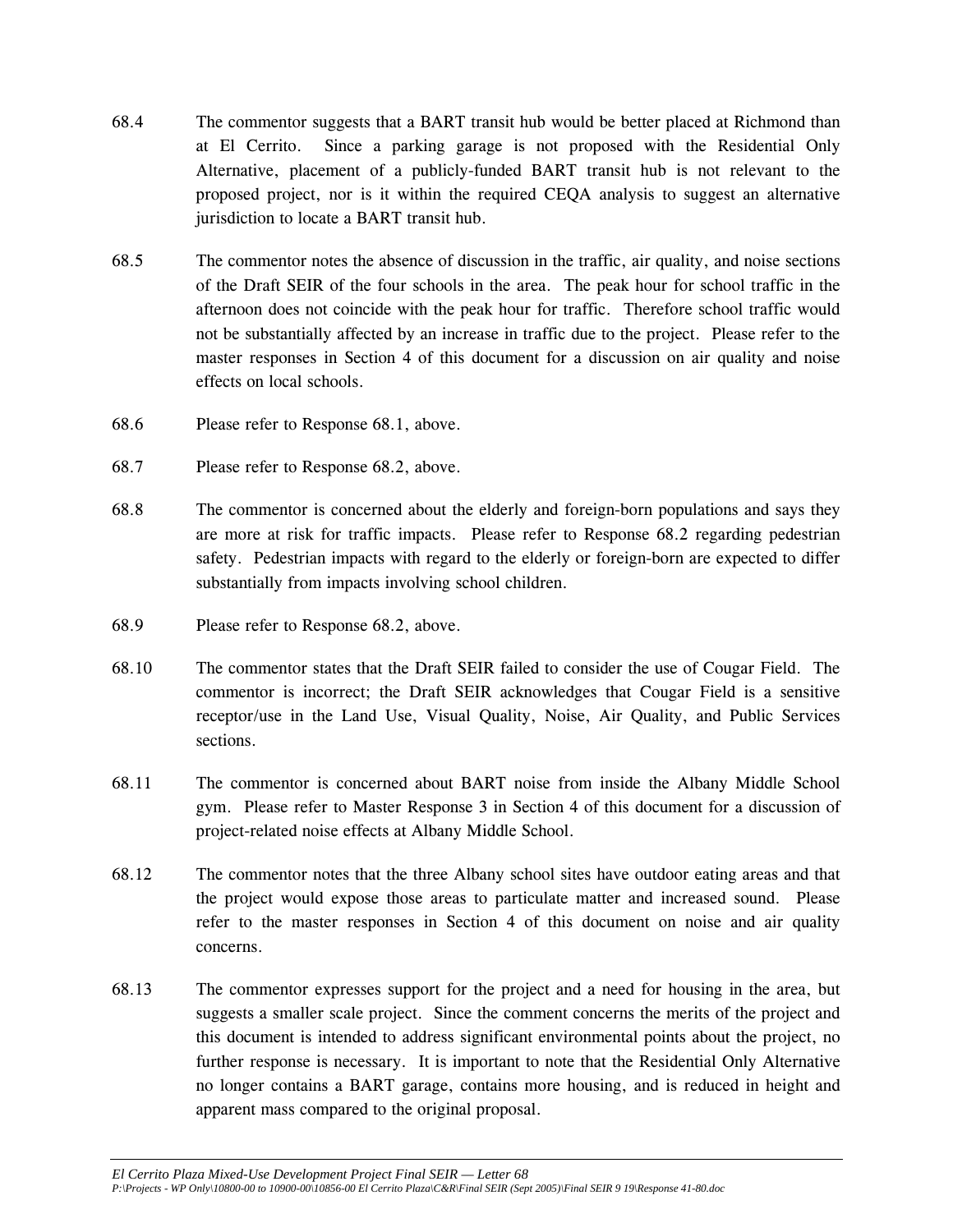68.4 The commentor suggests that a BART transit hub would be better placed at Richmond than at El Cerrito. Since a parking garage is not proposed with the Residential Only Alternative, placement of a publicly-funded BART transit hub is not relevant to the proposed project, nor is it within the required CEQA analysis to suggest an alternative jurisdiction to locate a BART transit hub.

68.5 The commentor notes the absence of discussion in the traffic, air quality, and noise sections of the Draft SEIR of the four schools in the area. The peak hour for school traffic in the afternoon does not coincide with the peak hour for traffic. Therefore school traffic would not be substantially affected by an increase in traffic due to the project. Please refer to the master responses in Section 4 of this document for a discussion on air quality and noise effects on local schools.

68.6 Please refer to Response 68.1, above.

68.7 Please refer to Response 68.2, above.

68.8 The commentor is concerned about the elderly and foreign-born populations and says they are more at risk for traffic impacts. Please refer to Response 68.2 regarding pedestrian safety. Pedestrian impacts with regard to the elderly or foreign-born are expected to differ substantially from impacts involving school children.

68.9 Please refer to Response 68.2, above.

68.10 The commentor states that the Draft SEIR failed to consider the use of Cougar Field. The commentor is incorrect; the Draft SEIR acknowledges that Cougar Field is a sensitive receptor/use in the Land Use, Visual Quality, Noise, Air Quality, and Public Services sections.

68.11 The commentor is concerned about BART noise from inside the Albany Middle School gym. Please refer to Master Response 3 in Section 4 of this document for a discussion of project-related noise effects at Albany Middle School.

68.12 The commentor notes that the three Albany school sites have outdoor eating areas and that the project would expose those areas to particulate matter and increased sound. Please refer to the master responses in Section 4 of this document on noise and air quality concerns.

68.13 The commentor expresses support for the project and a need for housing in the area, but suggests a smaller scale project. Since the comment concerns the merits of the project and this document is intended to address significant environmental points about the project, no further response is necessary. It is important to note that the Residential Only Alternative no longer contains a BART garage, contains more housing, and is reduced in height and apparent mass compared to the original proposal.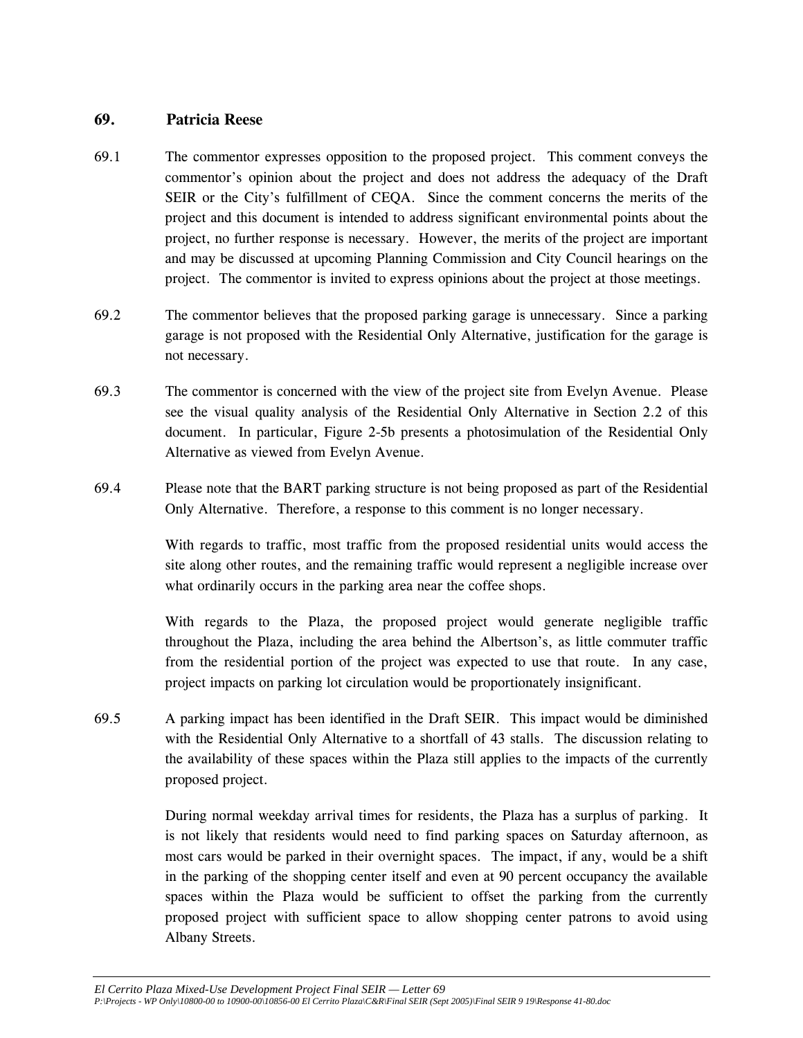## 69. Patricia Reese

69.1 The commentor expresses opposition to the proposed project. This comment conveys the commentor's opinion about the project and does not address the adequacy of the Draft SEIR or the City's fulfillment of CEQA. Since the comment concerns the merits of the project and this document is intended to address significant environmental points about the project, no further response is necessary. However, the merits of the project are important and may be discussed at upcoming Planning Commission and City Council hearings on the project. The commentor is invited to express opinions about the project at those meetings.

69.2 The commentor believes that the proposed parking garage is unnecessary. Since a parking garage is not proposed with the Residential Only Alternative, justification for the garage is not necessary.

69.3 The commentor is concerned with the view of the project site from Evelyn Avenue. Please see the visual quality analysis of the Residential Only Alternative in Section 2.2 of this document. In particular, Figure 2-5b presents a photosimulation of the Residential Only Alternative as viewed from Evelyn Avenue.

69.4 Please note that the BART parking structure is not being proposed as part of the Residential Only Alternative. Therefore, a response to this comment is no longer necessary.

With regards to traffic, most traffic from the proposed residential units would access the site along other routes, and the remaining traffic would represent a negligible increase over what ordinarily occurs in the parking area near the coffee shops.

With regards to the Plaza, the proposed project would generate negligible traffic throughout the Plaza, including the area behind the Albertson's, as little commuter traffic from the residential portion of the project was expected to use that route. In any case, project impacts on parking lot circulation would be proportionately insignificant.

69.5 A parking impact has been identified in the Draft SEIR. This impact would be diminished with the Residential Only Alternative to a shortfall of 43 stalls. The discussion relating to the availability of these spaces within the Plaza still applies to the impacts of the currently proposed project.

During normal weekday arrival times for residents, the Plaza has a surplus of parking. It is not likely that residents would need to find parking spaces on Saturday afternoon, as most cars would be parked in their overnight spaces. The impact, if any, would be a shift in the parking of the shopping center itself and even at 90 percent occupancy the available spaces within the Plaza would be sufficient to offset the parking from the currently proposed project with sufficient space to allow shopping center patrons to avoid using Albany Streets.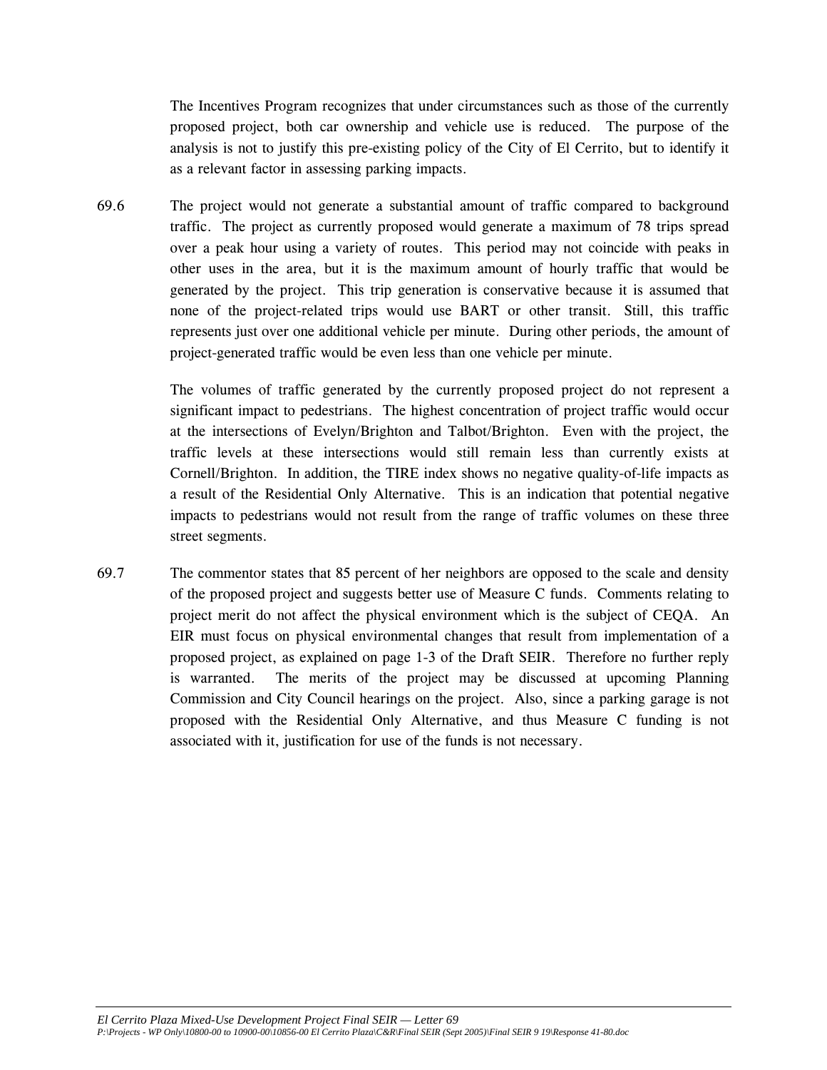The Incentives Program recognizes that under circumstances such as those of the currently proposed project, both car ownership and vehicle use is reduced. The purpose of the analysis is not to justify this pre-existing policy of the City of El Cerrito, but to identify it as a relevant factor in assessing parking impacts.

69.6 The project would not generate a substantial amount of traffic compared to background traffic. The project as currently proposed would generate a maximum of 78 trips spread over a peak hour using a variety of routes. This period may not coincide with peaks in other uses in the area, but it is the maximum amount of hourly traffic that would be generated by the project. This trip generation is conservative because it is assumed that none of the project-related trips would use BART or other transit. Still, this traffic represents just over one additional vehicle per minute. During other periods, the amount of project-generated traffic would be even less than one vehicle per minute.

The volumes of traffic generated by the currently proposed project do not represent a significant impact to pedestrians. The highest concentration of project traffic would occur at the intersections of Evelyn/Brighton and Talbot/Brighton. Even with the project, the traffic levels at these intersections would still remain less than currently exists at Cornell/Brighton. In addition, the TIRE index shows no negative quality-of-life impacts as a result of the Residential Only Alternative. This is an indication that potential negative impacts to pedestrians would not result from the range of traffic volumes on these three street segments.

69.7 The commentor states that 85 percent of her neighbors are opposed to the scale and density of the proposed project and suggests better use of Measure C funds. Comments relating to project merit do not affect the physical environment which is the subject of CEQA. An EIR must focus on physical environmental changes that result from implementation of a proposed project, as explained on page 1-3 of the Draft SEIR. Therefore no further reply is warranted. The merits of the project may be discussed at upcoming Planning Commission and City Council hearings on the project. Also, since a parking garage is not proposed with the Residential Only Alternative, and thus Measure C funding is not associated with it, justification for use of the funds is not necessary.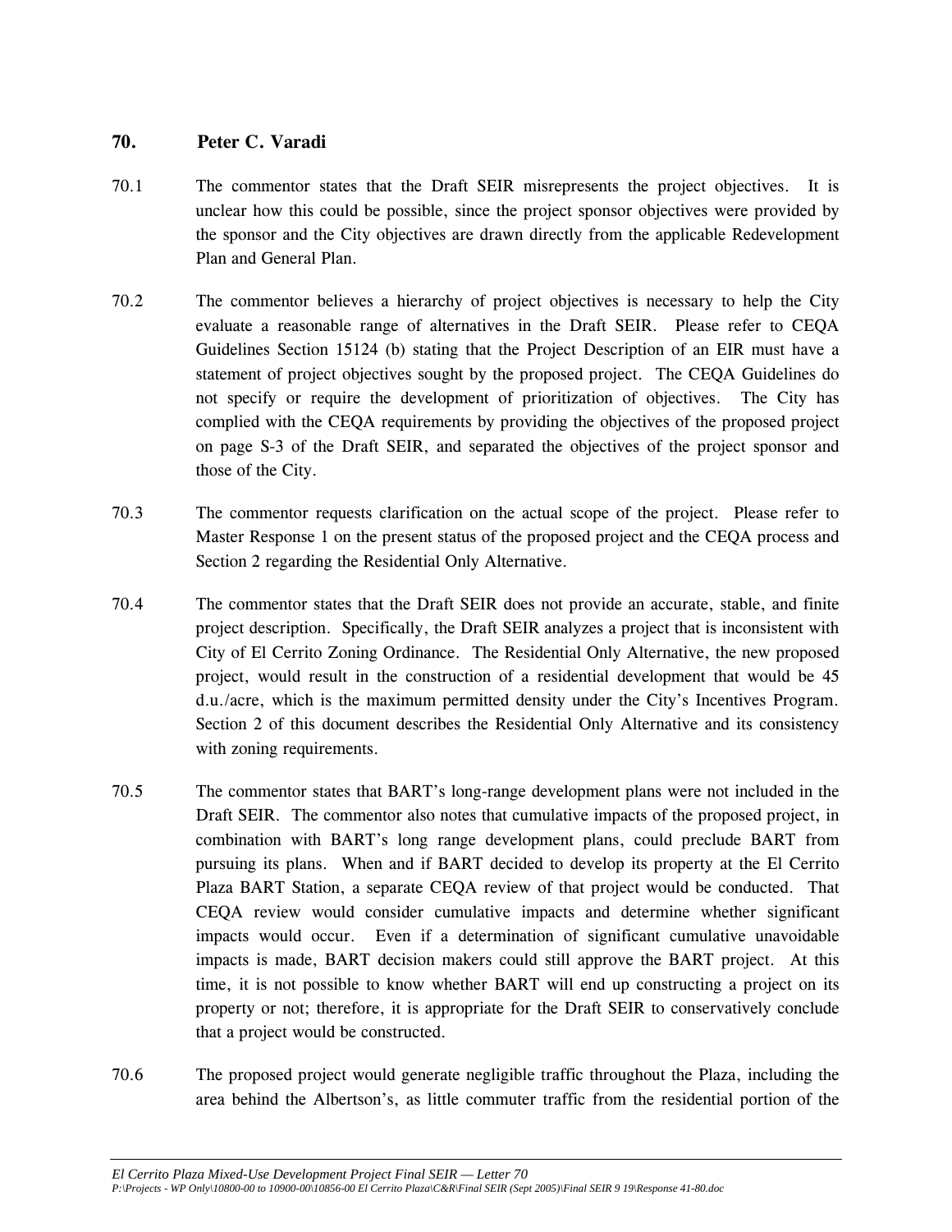## 70. Peter C. Varadi

70.1 The commentor states that the Draft SEIR misrepresents the project objectives. It is unclear how this could be possible, since the project sponsor objectives were provided by the sponsor and the City objectives are drawn directly from the applicable Redevelopment Plan and General Plan.

70.2 The commentor believes a hierarchy of project objectives is necessary to help the City evaluate a reasonable range of alternatives in the Draft SEIR. Please refer to CEQA Guidelines Section 15124 (b) stating that the Project Description of an EIR must have a statement of project objectives sought by the proposed project. The CEQA Guidelines do not specify or require the development of prioritization of objectives. The City has complied with the CEQA requirements by providing the objectives of the proposed project on page S-3 of the Draft SEIR, and separated the objectives of the project sponsor and those of the City.

70.3 The commentor requests clarification on the actual scope of the project. Please refer to Master Response 1 on the present status of the proposed project and the CEQA process and Section 2 regarding the Residential Only Alternative.

70.4 The commentor states that the Draft SEIR does not provide an accurate, stable, and finite project description. Specifically, the Draft SEIR analyzes a project that is inconsistent with City of El Cerrito Zoning Ordinance. The Residential Only Alternative, the new proposed project, would result in the construction of a residential development that would be 45 d.u./acre, which is the maximum permitted density under the City's Incentives Program. Section 2 of this document describes the Residential Only Alternative and its consistency with zoning requirements.

70.5 The commentor states that BART's long-range development plans were not included in the Draft SEIR. The commentor also notes that cumulative impacts of the proposed project, in combination with BART's long range development plans, could preclude BART from pursuing its plans. When and if BART decided to develop its property at the El Cerrito Plaza BART Station, a separate CEQA review of that project would be conducted. That CEQA review would consider cumulative impacts and determine whether significant impacts would occur. Even if a determination of significant cumulative unavoidable impacts is made, BART decision makers could still approve the BART project. At this time, it is not possible to know whether BART will end up constructing a project on its property or not; therefore, it is appropriate for the Draft SEIR to conservatively conclude that a project would be constructed.

70.6 The proposed project would generate negligible traffic throughout the Plaza, including the area behind the Albertson's, as little commuter traffic from the residential portion of the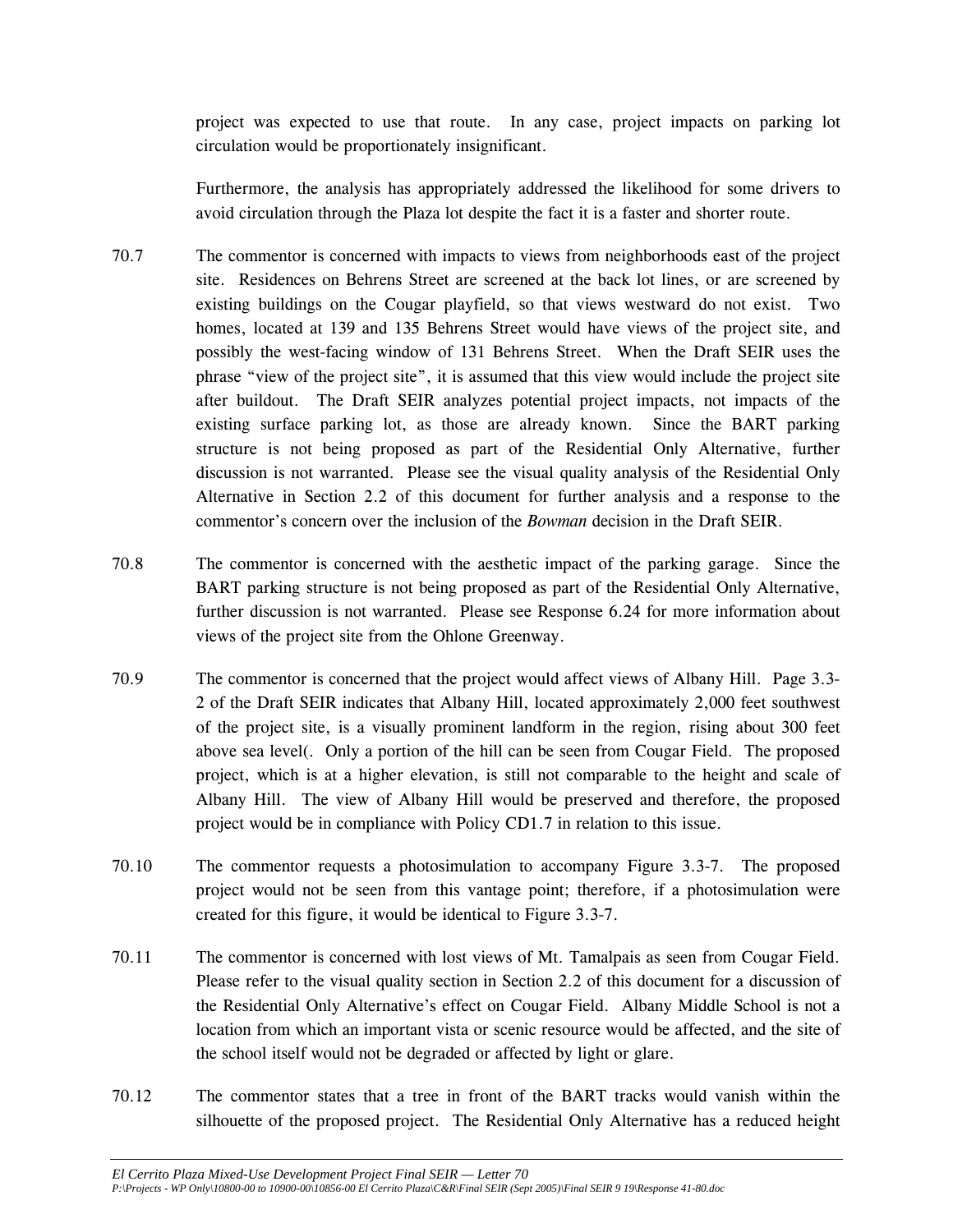project was expected to use that route. In any case, project impacts on parking lot circulation would be proportionately insignificant.

Furthermore, the analysis has appropriately addressed the likelihood for some drivers to avoid circulation through the Plaza lot despite the fact it is a faster and shorter route.

70.7 The commentor is concerned with impacts to views from neighborhoods east of the project site. Residences on Behrens Street are screened at the back lot lines, or are screened by existing buildings on the Cougar playfield, so that views westward do not exist. Two homes, located at 139 and 135 Behrens Street would have views of the project site, and possibly the west-facing window of 131 Behrens Street. When the Draft SEIR uses the phrase "view of the project site", it is assumed that this view would include the project site after buildout. The Draft SEIR analyzes potential project impacts, not impacts of the existing surface parking lot, as those are already known. Since the BART parking structure is not being proposed as part of the Residential Only Alternative, further discussion is not warranted. Please see the visual quality analysis of the Residential Only Alternative in Section 2.2 of this document for further analysis and a response to the commentor's concern over the inclusion of the *Bowman* decision in the Draft SEIR.

70.8 The commentor is concerned with the aesthetic impact of the parking garage. Since the BART parking structure is not being proposed as part of the Residential Only Alternative, further discussion is not warranted. Please see Response 6.24 for more information about views of the project site from the Ohlone Greenway.

70.9 The commentor is concerned that the project would affect views of Albany Hill. Page 3.3-2 of the Draft SEIR indicates that Albany Hill, located approximately 2,000 feet southwest of the project site, is a visually prominent landform in the region, rising about 300 feet above sea level(. Only a portion of the hill can be seen from Cougar Field. The proposed project, which is at a higher elevation, is still not comparable to the height and scale of Albany Hill. The view of Albany Hill would be preserved and therefore, the proposed project would be in compliance with Policy CD1.7 in relation to this issue.

70.10 The commentor requests a photosimulation to accompany Figure 3.3-7. The proposed project would not be seen from this vantage point; therefore, if a photosimulation were created for this figure, it would be identical to Figure 3.3-7.

70.11 The commentor is concerned with lost views of Mt. Tamalpais as seen from Cougar Field. Please refer to the visual quality section in Section 2.2 of this document for a discussion of the Residential Only Alternative's effect on Cougar Field. Albany Middle School is not a location from which an important vista or scenic resource would be affected, and the site of the school itself would not be degraded or affected by light or glare.

70.12 The commentor states that a tree in front of the BART tracks would vanish within the silhouette of the proposed project. The Residential Only Alternative has a reduced height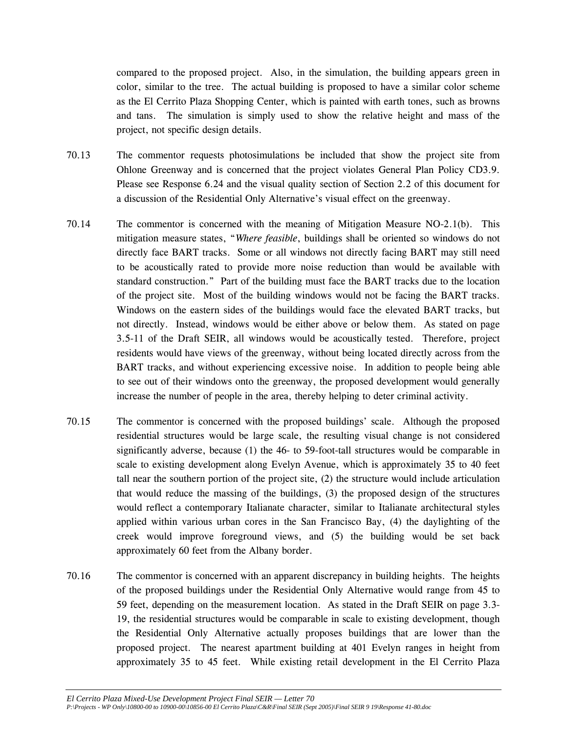compared to the proposed project. Also, in the simulation, the building appears green in color, similar to the tree. The actual building is proposed to have a similar color scheme as the El Cerrito Plaza Shopping Center, which is painted with earth tones, such as browns and tans. The simulation is simply used to show the relative height and mass of the project, not specific design details.

70.13 The commentor requests photosimulations be included that show the project site from Ohlone Greenway and is concerned that the project violates General Plan Policy CD3.9. Please see Response 6.24 and the visual quality section of Section 2.2 of this document for a discussion of the Residential Only Alternative's visual effect on the greenway.

70.14 The commentor is concerned with the meaning of Mitigation Measure NO-2.1(b). This mitigation measure states, "*Where feasible*, buildings shall be oriented so windows do not directly face BART tracks. Some or all windows not directly facing BART may still need to be acoustically rated to provide more noise reduction than would be available with standard construction." Part of the building must face the BART tracks due to the location of the project site. Most of the building windows would not be facing the BART tracks. Windows on the eastern sides of the buildings would face the elevated BART tracks, but not directly. Instead, windows would be either above or below them. As stated on page 3.5-11 of the Draft SEIR, all windows would be acoustically tested. Therefore, project residents would have views of the greenway, without being located directly across from the BART tracks, and without experiencing excessive noise. In addition to people being able to see out of their windows onto the greenway, the proposed development would generally increase the number of people in the area, thereby helping to deter criminal activity.

70.15 The commentor is concerned with the proposed buildings' scale. Although the proposed residential structures would be large scale, the resulting visual change is not considered significantly adverse, because (1) the 46- to 59-foot-tall structures would be comparable in scale to existing development along Evelyn Avenue, which is approximately 35 to 40 feet tall near the southern portion of the project site, (2) the structure would include articulation that would reduce the massing of the buildings, (3) the proposed design of the structures would reflect a contemporary Italianate character, similar to Italianate architectural styles applied within various urban cores in the San Francisco Bay, (4) the daylighting of the creek would improve foreground views, and (5) the building would be set back approximately 60 feet from the Albany border.

70.16 The commentor is concerned with an apparent discrepancy in building heights. The heights of the proposed buildings under the Residential Only Alternative would range from 45 to 59 feet, depending on the measurement location. As stated in the Draft SEIR on page 3.3-19, the residential structures would be comparable in scale to existing development, though the Residential Only Alternative actually proposes buildings that are lower than the proposed project. The nearest apartment building at 401 Evelyn ranges in height from approximately 35 to 45 feet. While existing retail development in the El Cerrito Plaza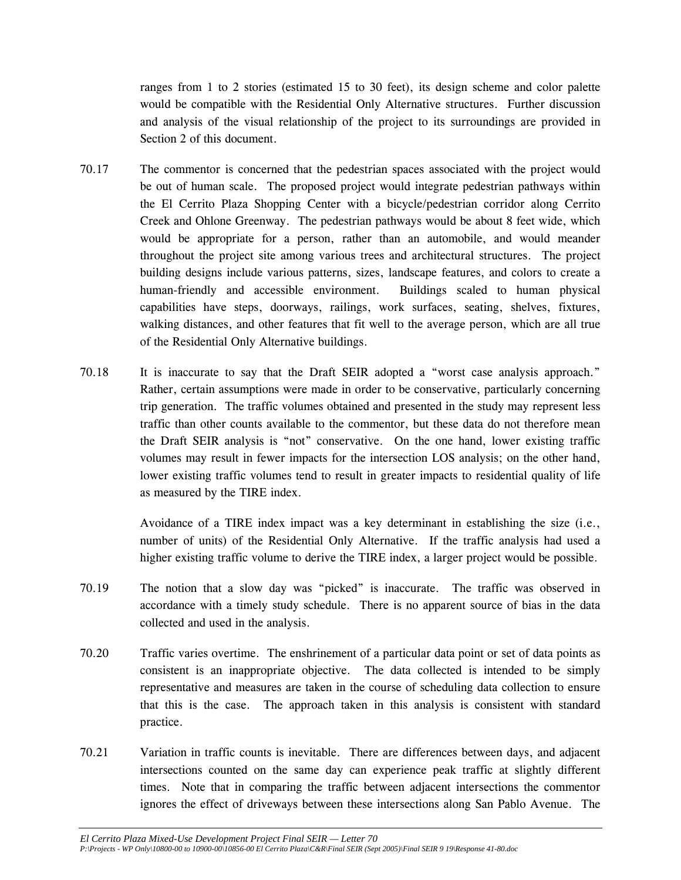ranges from 1 to 2 stories (estimated 15 to 30 feet), its design scheme and color palette would be compatible with the Residential Only Alternative structures. Further discussion and analysis of the visual relationship of the project to its surroundings are provided in Section 2 of this document.

70.17 The commentor is concerned that the pedestrian spaces associated with the project would be out of human scale. The proposed project would integrate pedestrian pathways within the El Cerrito Plaza Shopping Center with a bicycle/pedestrian corridor along Cerrito Creek and Ohlone Greenway. The pedestrian pathways would be about 8 feet wide, which would be appropriate for a person, rather than an automobile, and would meander throughout the project site among various trees and architectural structures. The project building designs include various patterns, sizes, landscape features, and colors to create a human-friendly and accessible environment. Buildings scaled to human physical capabilities have steps, doorways, railings, work surfaces, seating, shelves, fixtures, walking distances, and other features that fit well to the average person, which are all true of the Residential Only Alternative buildings.

70.18 It is inaccurate to say that the Draft SEIR adopted a "worst case analysis approach." Rather, certain assumptions were made in order to be conservative, particularly concerning trip generation. The traffic volumes obtained and presented in the study may represent less traffic than other counts available to the commentor, but these data do not therefore mean the Draft SEIR analysis is "not" conservative. On the one hand, lower existing traffic volumes may result in fewer impacts for the intersection LOS analysis; on the other hand, lower existing traffic volumes tend to result in greater impacts to residential quality of life as measured by the TIRE index.

Avoidance of a TIRE index impact was a key determinant in establishing the size (i.e., number of units) of the Residential Only Alternative. If the traffic analysis had used a higher existing traffic volume to derive the TIRE index, a larger project would be possible.

70.19 The notion that a slow day was "picked" is inaccurate. The traffic was observed in accordance with a timely study schedule. There is no apparent source of bias in the data collected and used in the analysis.

70.20 Traffic varies overtime. The enshrinement of a particular data point or set of data points as consistent is an inappropriate objective. The data collected is intended to be simply representative and measures are taken in the course of scheduling data collection to ensure that this is the case. The approach taken in this analysis is consistent with standard practice.

70.21 Variation in traffic counts is inevitable. There are differences between days, and adjacent intersections counted on the same day can experience peak traffic at slightly different times. Note that in comparing the traffic between adjacent intersections the commentor ignores the effect of driveways between these intersections along San Pablo Avenue. The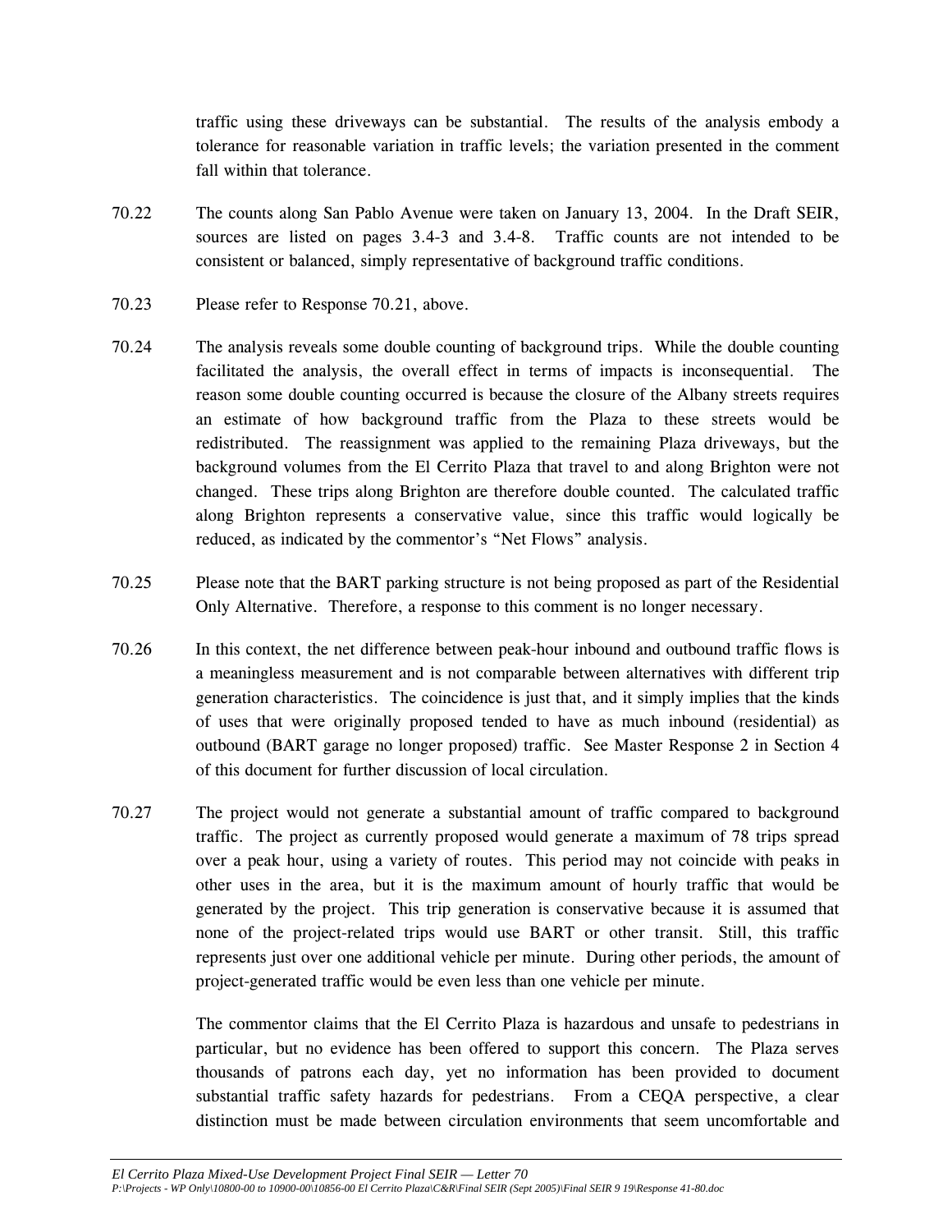traffic using these driveways can be substantial. The results of the analysis embody a tolerance for reasonable variation in traffic levels; the variation presented in the comment fall within that tolerance.

70.22 The counts along San Pablo Avenue were taken on January 13, 2004. In the Draft SEIR, sources are listed on pages 3.4-3 and 3.4-8. Traffic counts are not intended to be consistent or balanced, simply representative of background traffic conditions.

70.23 Please refer to Response 70.21, above.

70.24 The analysis reveals some double counting of background trips. While the double counting facilitated the analysis, the overall effect in terms of impacts is inconsequential. The reason some double counting occurred is because the closure of the Albany streets requires an estimate of how background traffic from the Plaza to these streets would be redistributed. The reassignment was applied to the remaining Plaza driveways, but the background volumes from the El Cerrito Plaza that travel to and along Brighton were not changed. These trips along Brighton are therefore double counted. The calculated traffic along Brighton represents a conservative value, since this traffic would logically be reduced, as indicated by the commentor's "Net Flows" analysis.

70.25 Please note that the BART parking structure is not being proposed as part of the Residential Only Alternative. Therefore, a response to this comment is no longer necessary.

70.26 In this context, the net difference between peak-hour inbound and outbound traffic flows is a meaningless measurement and is not comparable between alternatives with different trip generation characteristics. The coincidence is just that, and it simply implies that the kinds of uses that were originally proposed tended to have as much inbound (residential) as outbound (BART garage no longer proposed) traffic. See Master Response 2 in Section 4 of this document for further discussion of local circulation.

70.27 The project would not generate a substantial amount of traffic compared to background traffic. The project as currently proposed would generate a maximum of 78 trips spread over a peak hour, using a variety of routes. This period may not coincide with peaks in other uses in the area, but it is the maximum amount of hourly traffic that would be generated by the project. This trip generation is conservative because it is assumed that none of the project-related trips would use BART or other transit. Still, this traffic represents just over one additional vehicle per minute. During other periods, the amount of project-generated traffic would be even less than one vehicle per minute.

The commentor claims that the El Cerrito Plaza is hazardous and unsafe to pedestrians in particular, but no evidence has been offered to support this concern. The Plaza serves thousands of patrons each day, yet no information has been provided to document substantial traffic safety hazards for pedestrians. From a CEQA perspective, a clear distinction must be made between circulation environments that seem uncomfortable and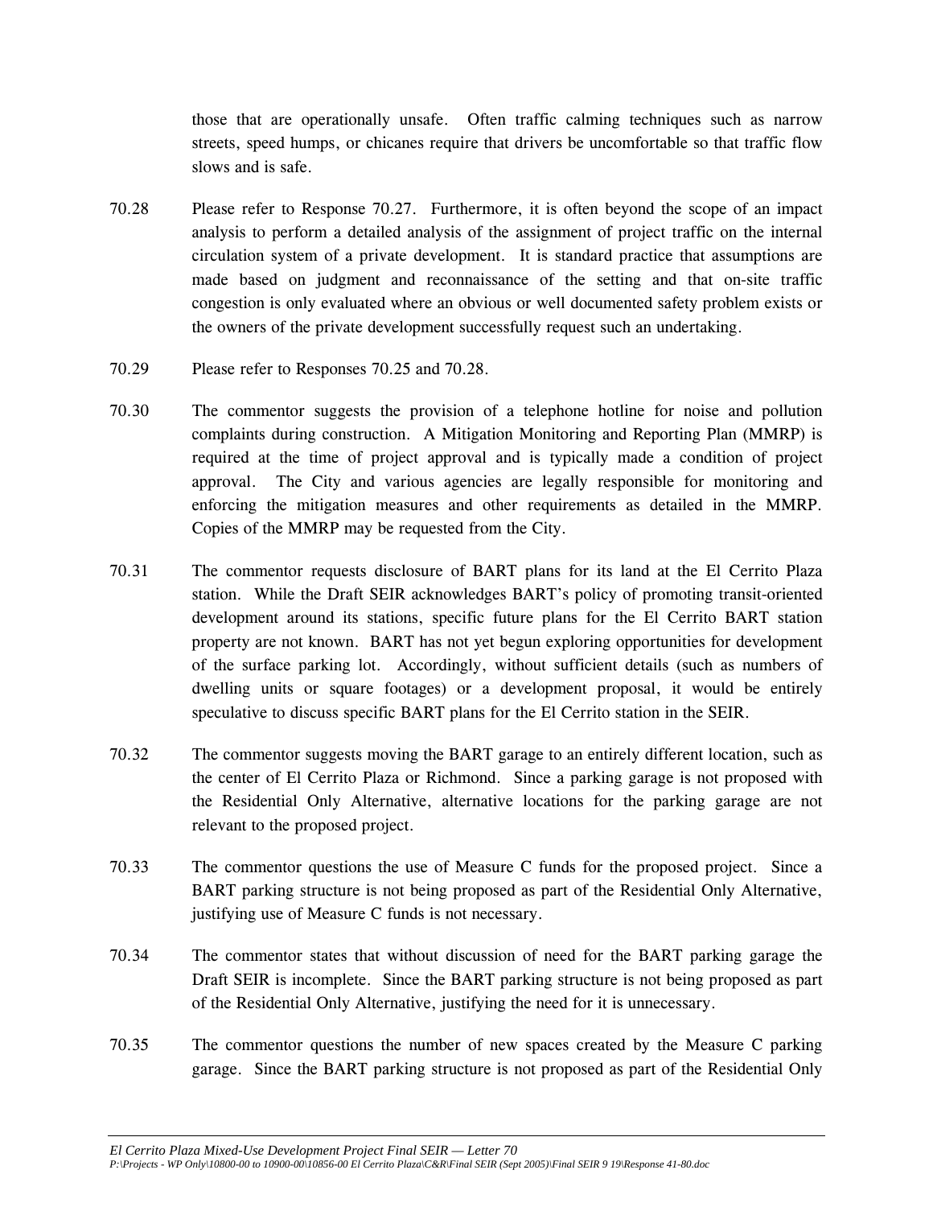those that are operationally unsafe. Often traffic calming techniques such as narrow streets, speed humps, or chicanes require that drivers be uncomfortable so that traffic flow slows and is safe.

70.28 Please refer to Response 70.27. Furthermore, it is often beyond the scope of an impact analysis to perform a detailed analysis of the assignment of project traffic on the internal circulation system of a private development. It is standard practice that assumptions are made based on judgment and reconnaissance of the setting and that on-site traffic congestion is only evaluated where an obvious or well documented safety problem exists or the owners of the private development successfully request such an undertaking.

70.29 Please refer to Responses 70.25 and 70.28.

70.30 The commentor suggests the provision of a telephone hotline for noise and pollution complaints during construction. A Mitigation Monitoring and Reporting Plan (MMRP) is required at the time of project approval and is typically made a condition of project approval. The City and various agencies are legally responsible for monitoring and enforcing the mitigation measures and other requirements as detailed in the MMRP. Copies of the MMRP may be requested from the City.

70.31 The commentor requests disclosure of BART plans for its land at the El Cerrito Plaza station. While the Draft SEIR acknowledges BART's policy of promoting transit-oriented development around its stations, specific future plans for the El Cerrito BART station property are not known. BART has not yet begun exploring opportunities for development of the surface parking lot. Accordingly, without sufficient details (such as numbers of dwelling units or square footages) or a development proposal, it would be entirely speculative to discuss specific BART plans for the El Cerrito station in the SEIR.

70.32 The commentor suggests moving the BART garage to an entirely different location, such as the center of El Cerrito Plaza or Richmond. Since a parking garage is not proposed with the Residential Only Alternative, alternative locations for the parking garage are not relevant to the proposed project.

70.33 The commentor questions the use of Measure C funds for the proposed project. Since a BART parking structure is not being proposed as part of the Residential Only Alternative, justifying use of Measure C funds is not necessary.

70.34 The commentor states that without discussion of need for the BART parking garage the Draft SEIR is incomplete. Since the BART parking structure is not being proposed as part of the Residential Only Alternative, justifying the need for it is unnecessary.

70.35 The commentor questions the number of new spaces created by the Measure C parking garage. Since the BART parking structure is not proposed as part of the Residential Only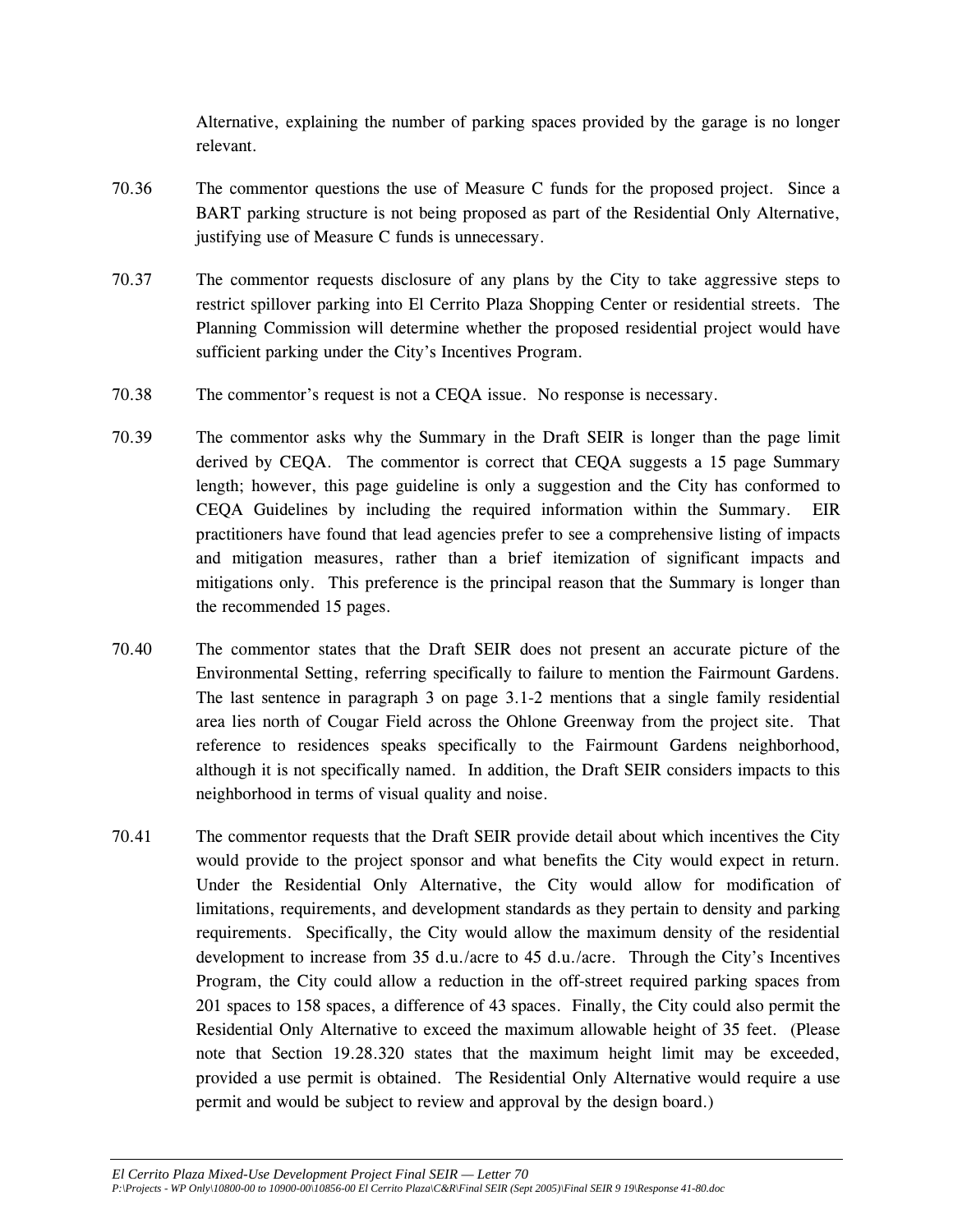Alternative, explaining the number of parking spaces provided by the garage is no longer relevant.

70.36 The commentor questions the use of Measure C funds for the proposed project. Since a BART parking structure is not being proposed as part of the Residential Only Alternative, justifying use of Measure C funds is unnecessary.

70.37 The commentor requests disclosure of any plans by the City to take aggressive steps to restrict spillover parking into El Cerrito Plaza Shopping Center or residential streets. The Planning Commission will determine whether the proposed residential project would have sufficient parking under the City's Incentives Program.

70.38 The commentor's request is not a CEQA issue. No response is necessary.

70.39 The commentor asks why the Summary in the Draft SEIR is longer than the page limit derived by CEQA. The commentor is correct that CEQA suggests a 15 page Summary length; however, this page guideline is only a suggestion and the City has conformed to CEQA Guidelines by including the required information within the Summary. EIR practitioners have found that lead agencies prefer to see a comprehensive listing of impacts and mitigation measures, rather than a brief itemization of significant impacts and mitigations only. This preference is the principal reason that the Summary is longer than the recommended 15 pages.

70.40 The commentor states that the Draft SEIR does not present an accurate picture of the Environmental Setting, referring specifically to failure to mention the Fairmount Gardens. The last sentence in paragraph 3 on page 3.1-2 mentions that a single family residential area lies north of Cougar Field across the Ohlone Greenway from the project site. That reference to residences speaks specifically to the Fairmount Gardens neighborhood, although it is not specifically named. In addition, the Draft SEIR considers impacts to this neighborhood in terms of visual quality and noise.

70.41 The commentor requests that the Draft SEIR provide detail about which incentives the City would provide to the project sponsor and what benefits the City would expect in return. Under the Residential Only Alternative, the City would allow for modification of limitations, requirements, and development standards as they pertain to density and parking requirements. Specifically, the City would allow the maximum density of the residential development to increase from 35 d.u./acre to 45 d.u./acre. Through the City's Incentives Program, the City could allow a reduction in the off-street required parking spaces from 201 spaces to 158 spaces, a difference of 43 spaces. Finally, the City could also permit the Residential Only Alternative to exceed the maximum allowable height of 35 feet. (Please note that Section 19.28.320 states that the maximum height limit may be exceeded, provided a use permit is obtained. The Residential Only Alternative would require a use permit and would be subject to review and approval by the design board.)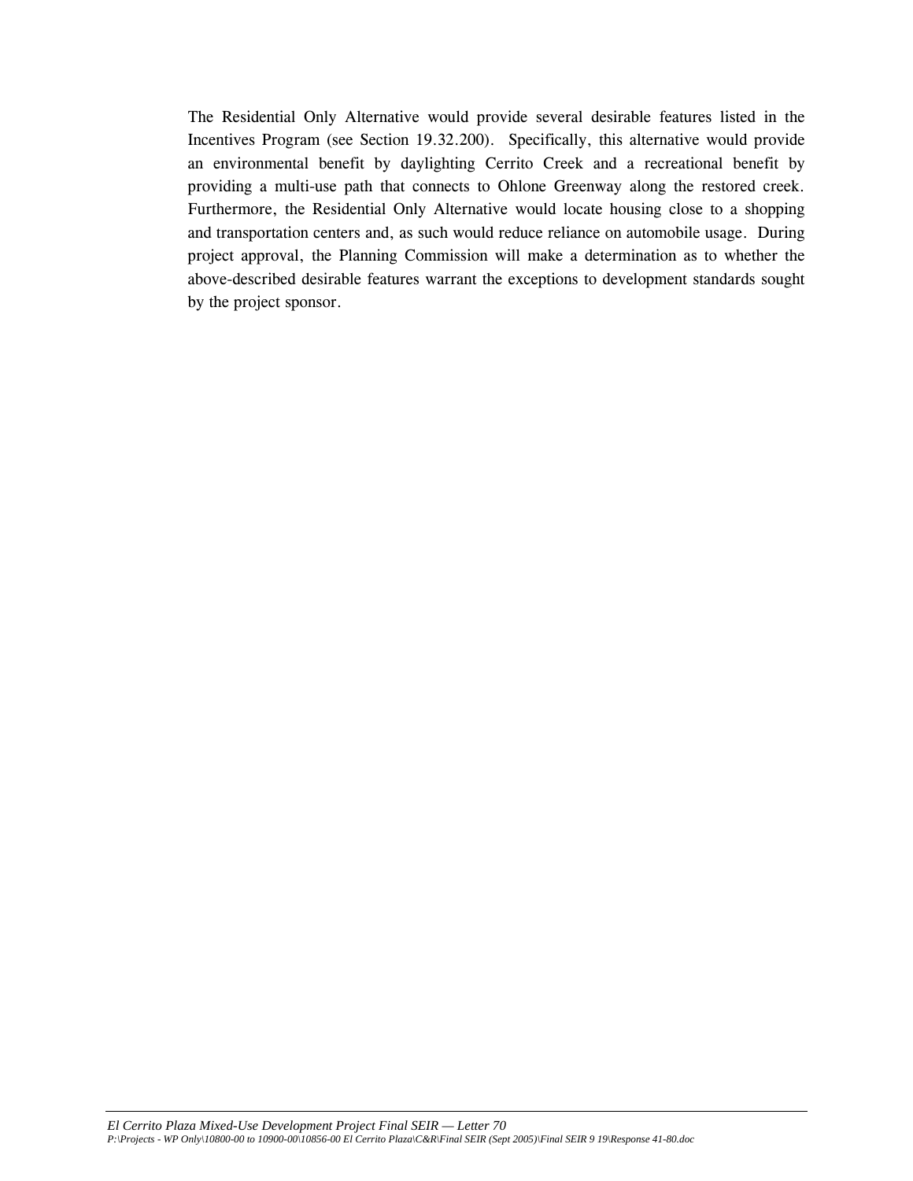The Residential Only Alternative would provide several desirable features listed in the Incentives Program (see Section 19.32.200). Specifically, this alternative would provide an environmental benefit by daylighting Cerrito Creek and a recreational benefit by providing a multi-use path that connects to Ohlone Greenway along the restored creek. Furthermore, the Residential Only Alternative would locate housing close to a shopping and transportation centers and, as such would reduce reliance on automobile usage. During project approval, the Planning Commission will make a determination as to whether the above-described desirable features warrant the exceptions to development standards sought by the project sponsor.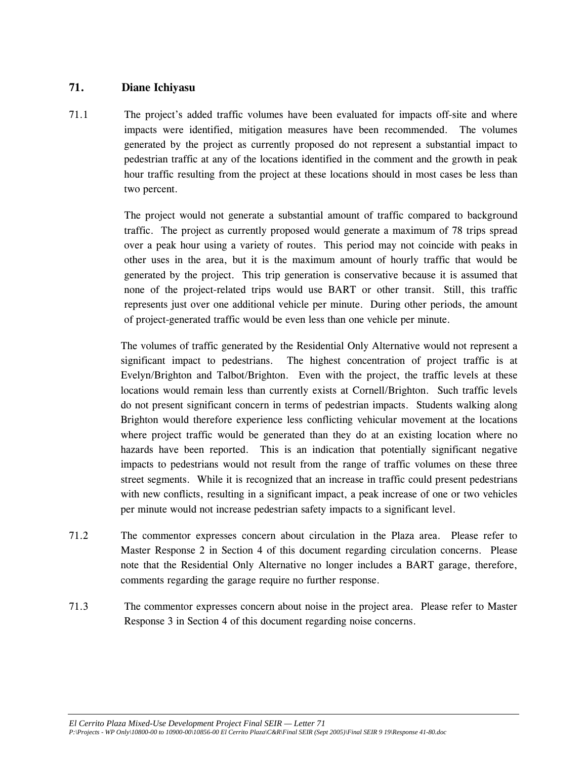## 71. Diane Ichiyasu

71.1 The project's added traffic volumes have been evaluated for impacts off-site and where impacts were identified, mitigation measures have been recommended. The volumes generated by the project as currently proposed do not represent a substantial impact to pedestrian traffic at any of the locations identified in the comment and the growth in peak hour traffic resulting from the project at these locations should in most cases be less than two percent.

The project would not generate a substantial amount of traffic compared to background traffic. The project as currently proposed would generate a maximum of 78 trips spread over a peak hour using a variety of routes. This period may not coincide with peaks in other uses in the area, but it is the maximum amount of hourly traffic that would be generated by the project. This trip generation is conservative because it is assumed that none of the project-related trips would use BART or other transit. Still, this traffic represents just over one additional vehicle per minute. During other periods, the amount of project-generated traffic would be even less than one vehicle per minute.

The volumes of traffic generated by the Residential Only Alternative would not represent a significant impact to pedestrians. The highest concentration of project traffic is at Evelyn/Brighton and Talbot/Brighton. Even with the project, the traffic levels at these locations would remain less than currently exists at Cornell/Brighton. Such traffic levels do not present significant concern in terms of pedestrian impacts. Students walking along Brighton would therefore experience less conflicting vehicular movement at the locations where project traffic would be generated than they do at an existing location where no hazards have been reported. This is an indication that potentially significant negative impacts to pedestrians would not result from the range of traffic volumes on these three street segments. While it is recognized that an increase in traffic could present pedestrians with new conflicts, resulting in a significant impact, a peak increase of one or two vehicles per minute would not increase pedestrian safety impacts to a significant level.

71.2 The commentor expresses concern about circulation in the Plaza area. Please refer to Master Response 2 in Section 4 of this document regarding circulation concerns. Please note that the Residential Only Alternative no longer includes a BART garage, therefore, comments regarding the garage require no further response.

71.3 The commentor expresses concern about noise in the project area. Please refer to Master Response 3 in Section 4 of this document regarding noise concerns.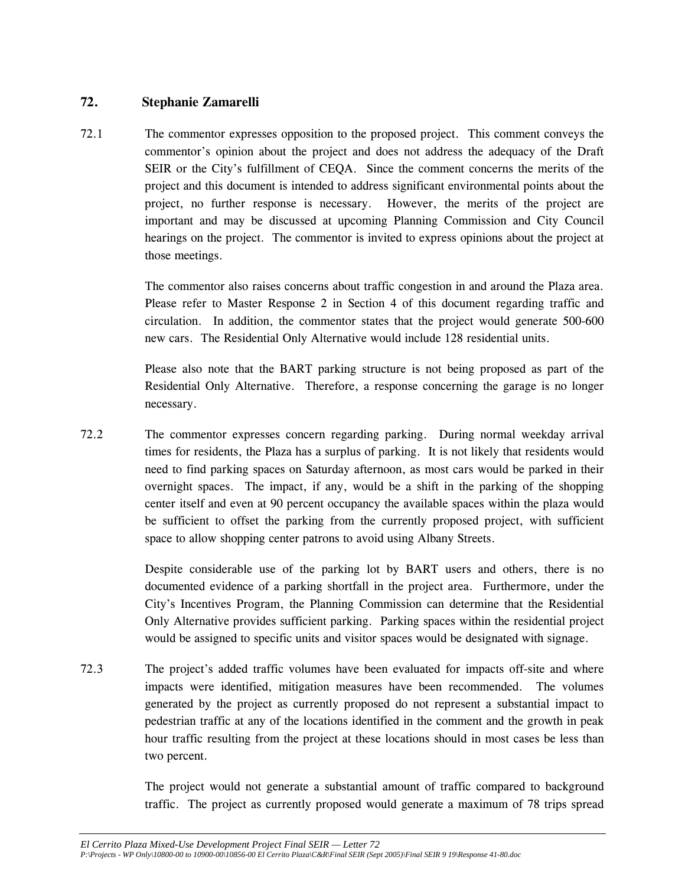## 72. Stephanie Zamarelli

72.1 The commentor expresses opposition to the proposed project. This comment conveys the commentor's opinion about the project and does not address the adequacy of the Draft SEIR or the City's fulfillment of CEQA. Since the comment concerns the merits of the project and this document is intended to address significant environmental points about the project, no further response is necessary. However, the merits of the project are important and may be discussed at upcoming Planning Commission and City Council hearings on the project. The commentor is invited to express opinions about the project at those meetings.

The commentor also raises concerns about traffic congestion in and around the Plaza area. Please refer to Master Response 2 in Section 4 of this document regarding traffic and circulation. In addition, the commentor states that the project would generate 500-600 new cars. The Residential Only Alternative would include 128 residential units.

Please also note that the BART parking structure is not being proposed as part of the Residential Only Alternative. Therefore, a response concerning the garage is no longer necessary.

72.2 The commentor expresses concern regarding parking. During normal weekday arrival times for residents, the Plaza has a surplus of parking. It is not likely that residents would need to find parking spaces on Saturday afternoon, as most cars would be parked in their overnight spaces. The impact, if any, would be a shift in the parking of the shopping center itself and even at 90 percent occupancy the available spaces within the plaza would be sufficient to offset the parking from the currently proposed project, with sufficient space to allow shopping center patrons to avoid using Albany Streets.

Despite considerable use of the parking lot by BART users and others, there is no documented evidence of a parking shortfall in the project area. Furthermore, under the City's Incentives Program, the Planning Commission can determine that the Residential Only Alternative provides sufficient parking. Parking spaces within the residential project would be assigned to specific units and visitor spaces would be designated with signage.

72.3 The project's added traffic volumes have been evaluated for impacts off-site and where impacts were identified, mitigation measures have been recommended. The volumes generated by the project as currently proposed do not represent a substantial impact to pedestrian traffic at any of the locations identified in the comment and the growth in peak hour traffic resulting from the project at these locations should in most cases be less than two percent.

The project would not generate a substantial amount of traffic compared to background traffic. The project as currently proposed would generate a maximum of 78 trips spread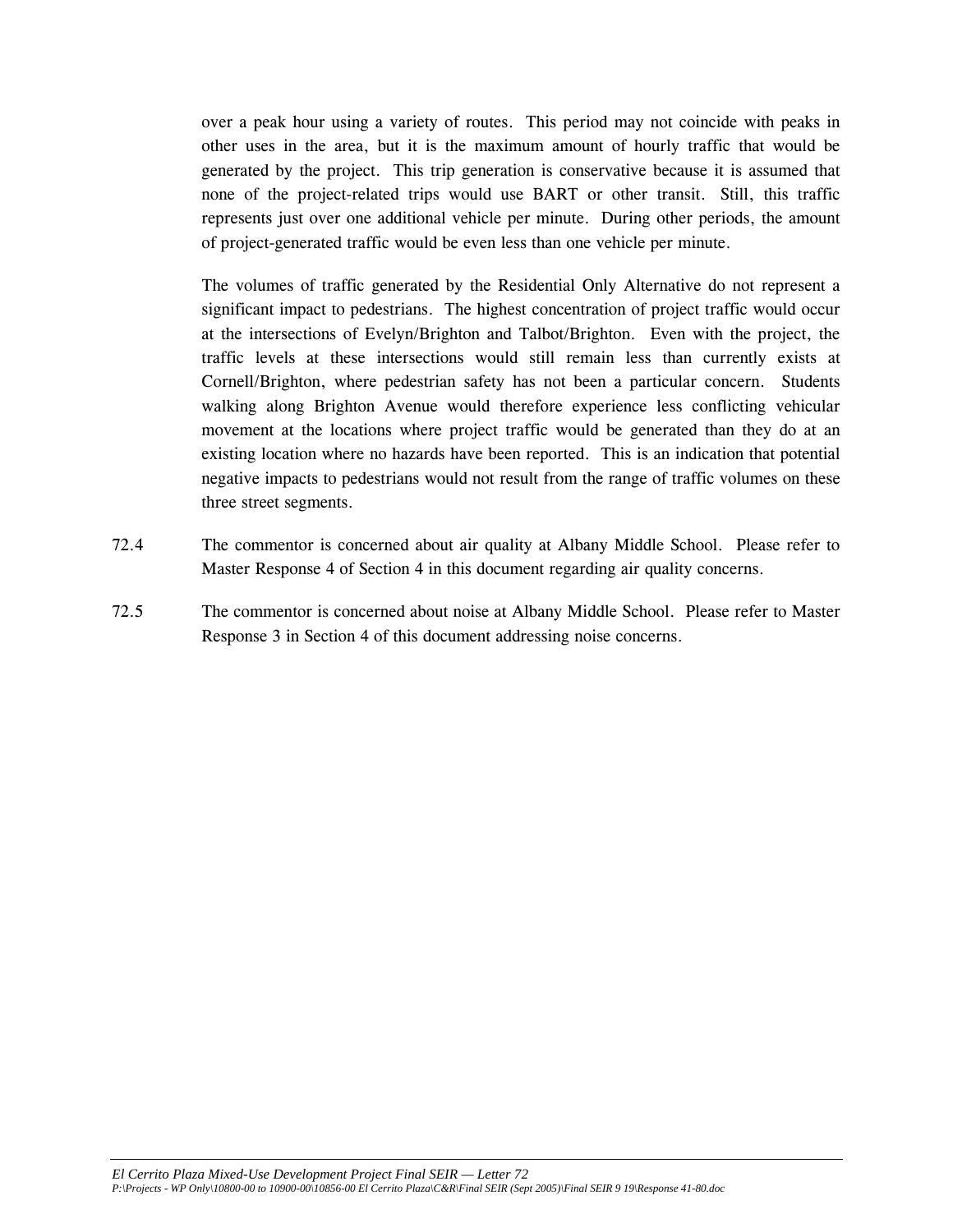over a peak hour using a variety of routes. This period may not coincide with peaks in other uses in the area, but it is the maximum amount of hourly traffic that would be generated by the project. This trip generation is conservative because it is assumed that none of the project-related trips would use BART or other transit. Still, this traffic represents just over one additional vehicle per minute. During other periods, the amount of project-generated traffic would be even less than one vehicle per minute.

The volumes of traffic generated by the Residential Only Alternative do not represent a significant impact to pedestrians. The highest concentration of project traffic would occur at the intersections of Evelyn/Brighton and Talbot/Brighton. Even with the project, the traffic levels at these intersections would still remain less than currently exists at Cornell/Brighton, where pedestrian safety has not been a particular concern. Students walking along Brighton Avenue would therefore experience less conflicting vehicular movement at the locations where project traffic would be generated than they do at an existing location where no hazards have been reported. This is an indication that potential negative impacts to pedestrians would not result from the range of traffic volumes on these three street segments.

72.4 The commentor is concerned about air quality at Albany Middle School. Please refer to Master Response 4 of Section 4 in this document regarding air quality concerns.

72.5 The commentor is concerned about noise at Albany Middle School. Please refer to Master Response 3 in Section 4 of this document addressing noise concerns.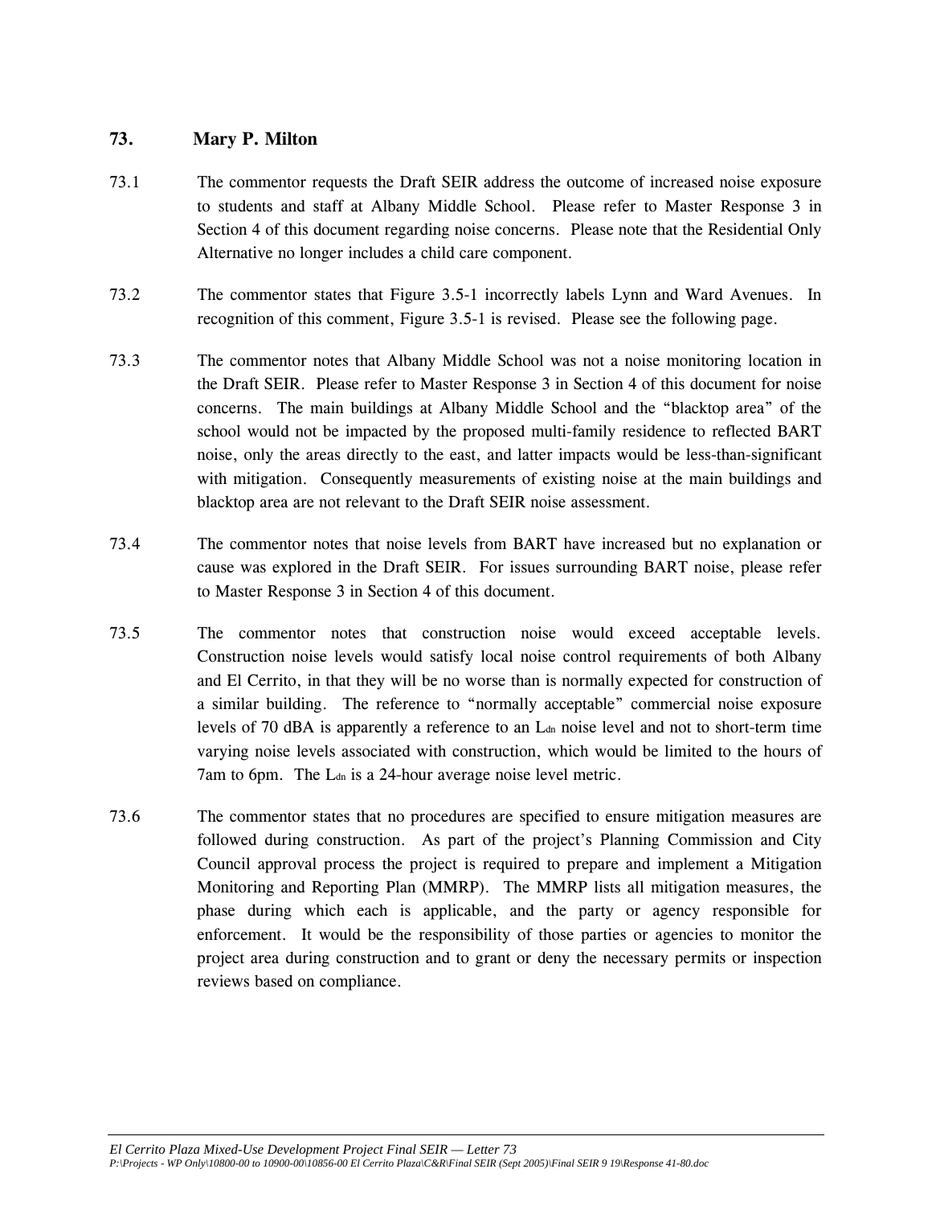## 73. Mary P. Milton

73.1 The commentor requests the Draft SEIR address the outcome of increased noise exposure to students and staff at Albany Middle School. Please refer to Master Response 3 in Section 4 of this document regarding noise concerns. Please note that the Residential Only Alternative no longer includes a child care component.

73.2 The commentor states that Figure 3.5-1 incorrectly labels Lynn and Ward Avenues. In recognition of this comment, Figure 3.5-1 is revised. Please see the following page.

73.3 The commentor notes that Albany Middle School was not a noise monitoring location in the Draft SEIR. Please refer to Master Response 3 in Section 4 of this document for noise concerns. The main buildings at Albany Middle School and the "blacktop area" of the school would not be impacted by the proposed multi-family residence to reflected BART noise, only the areas directly to the east, and latter impacts would be less-than-significant with mitigation. Consequently measurements of existing noise at the main buildings and blacktop area are not relevant to the Draft SEIR noise assessment.

73.4 The commentor notes that noise levels from BART have increased but no explanation or cause was explored in the Draft SEIR. For issues surrounding BART noise, please refer to Master Response 3 in Section 4 of this document.

73.5 The commentor notes that construction noise would exceed acceptable levels. Construction noise levels would satisfy local noise control requirements of both Albany and El Cerrito, in that they will be no worse than is normally expected for construction of a similar building. The reference to "normally acceptable" commercial noise exposure levels of 70 dBA is apparently a reference to an $L_{dn}$ noise level and not to short-term time varying noise levels associated with construction, which would be limited to the hours of 7am to 6pm. The $L_{dn}$ is a 24-hour average noise level metric.

73.6 The commentor states that no procedures are specified to ensure mitigation measures are followed during construction. As part of the project's Planning Commission and City Council approval process the project is required to prepare and implement a Mitigation Monitoring and Reporting Plan (MMRP). The MMRP lists all mitigation measures, the phase during which each is applicable, and the party or agency responsible for enforcement. It would be the responsibility of those parties or agencies to monitor the project area during construction and to grant or deny the necessary permits or inspection reviews based on compliance.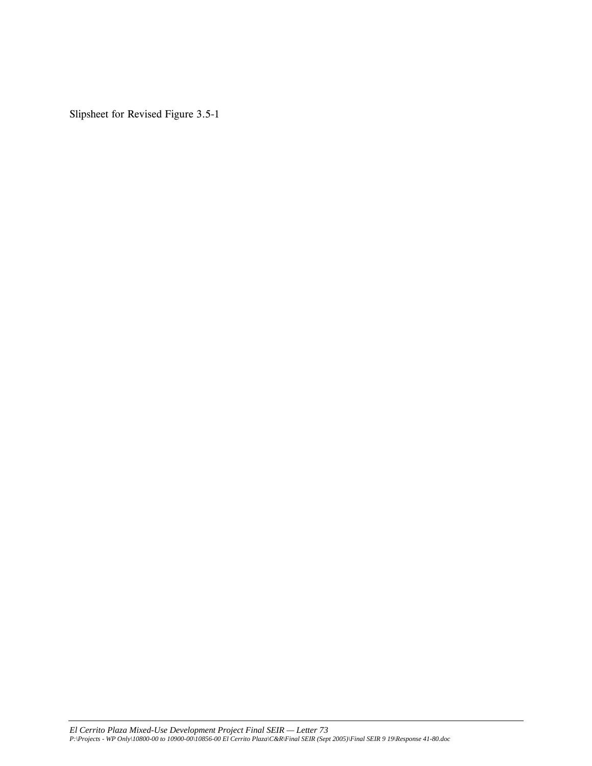Slipsheet for Revised Figure 3.5-1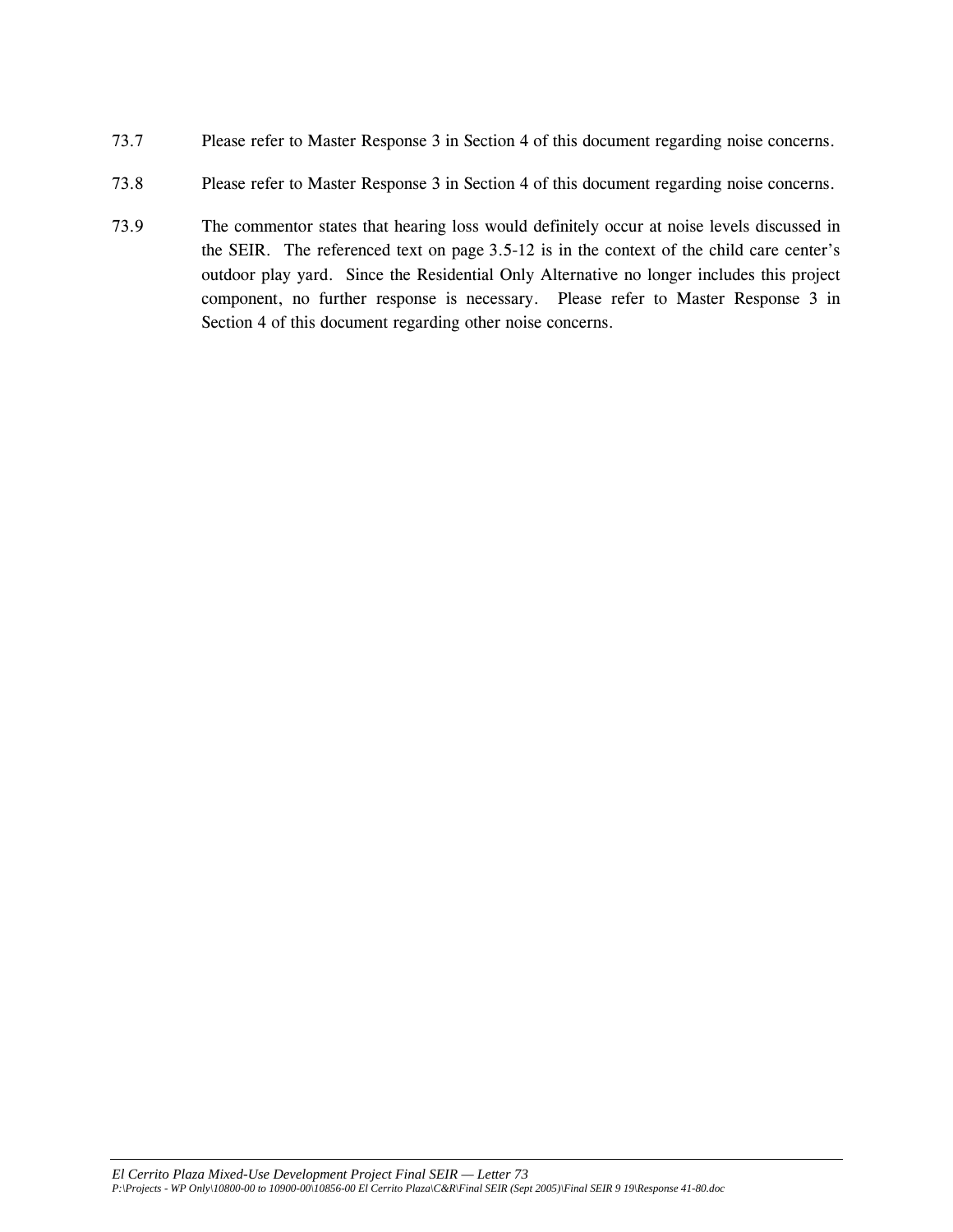73.7 Please refer to Master Response 3 in Section 4 of this document regarding noise concerns.

73.8 Please refer to Master Response 3 in Section 4 of this document regarding noise concerns.

73.9 The commentor states that hearing loss would definitely occur at noise levels discussed in the SEIR. The referenced text on page 3.5-12 is in the context of the child care center's outdoor play yard. Since the Residential Only Alternative no longer includes this project component, no further response is necessary. Please refer to Master Response 3 in Section 4 of this document regarding other noise concerns.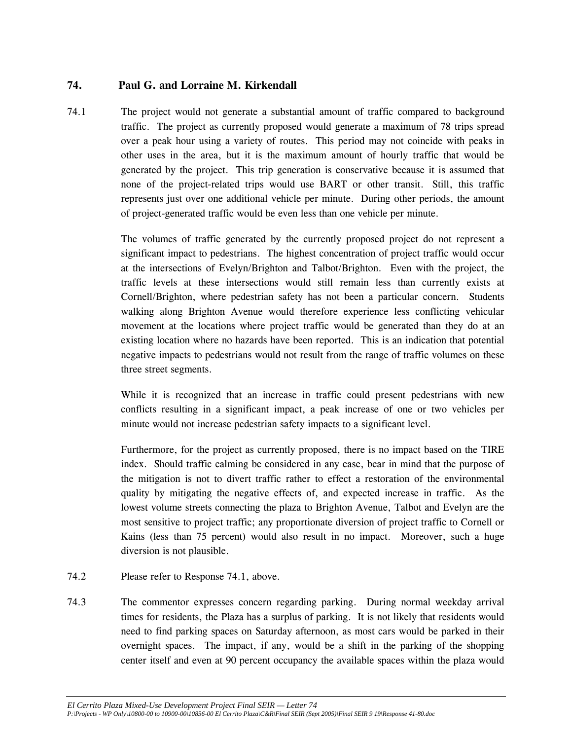## 74. Paul G. and Lorraine M. Kirkendall

74.1 The project would not generate a substantial amount of traffic compared to background traffic. The project as currently proposed would generate a maximum of 78 trips spread over a peak hour using a variety of routes. This period may not coincide with peaks in other uses in the area, but it is the maximum amount of hourly traffic that would be generated by the project. This trip generation is conservative because it is assumed that none of the project-related trips would use BART or other transit. Still, this traffic represents just over one additional vehicle per minute. During other periods, the amount of project-generated traffic would be even less than one vehicle per minute.

The volumes of traffic generated by the currently proposed project do not represent a significant impact to pedestrians. The highest concentration of project traffic would occur at the intersections of Evelyn/Brighton and Talbot/Brighton. Even with the project, the traffic levels at these intersections would still remain less than currently exists at Cornell/Brighton, where pedestrian safety has not been a particular concern. Students walking along Brighton Avenue would therefore experience less conflicting vehicular movement at the locations where project traffic would be generated than they do at an existing location where no hazards have been reported. This is an indication that potential negative impacts to pedestrians would not result from the range of traffic volumes on these three street segments.

While it is recognized that an increase in traffic could present pedestrians with new conflicts resulting in a significant impact, a peak increase of one or two vehicles per minute would not increase pedestrian safety impacts to a significant level.

Furthermore, for the project as currently proposed, there is no impact based on the TIRE index. Should traffic calming be considered in any case, bear in mind that the purpose of the mitigation is not to divert traffic rather to effect a restoration of the environmental quality by mitigating the negative effects of, and expected increase in traffic. As the lowest volume streets connecting the plaza to Brighton Avenue, Talbot and Evelyn are the most sensitive to project traffic; any proportionate diversion of project traffic to Cornell or Kains (less than 75 percent) would also result in no impact. Moreover, such a huge diversion is not plausible.

74.2 Please refer to Response 74.1, above.

74.3 The commentor expresses concern regarding parking. During normal weekday arrival times for residents, the Plaza has a surplus of parking. It is not likely that residents would need to find parking spaces on Saturday afternoon, as most cars would be parked in their overnight spaces. The impact, if any, would be a shift in the parking of the shopping center itself and even at 90 percent occupancy the available spaces within the plaza would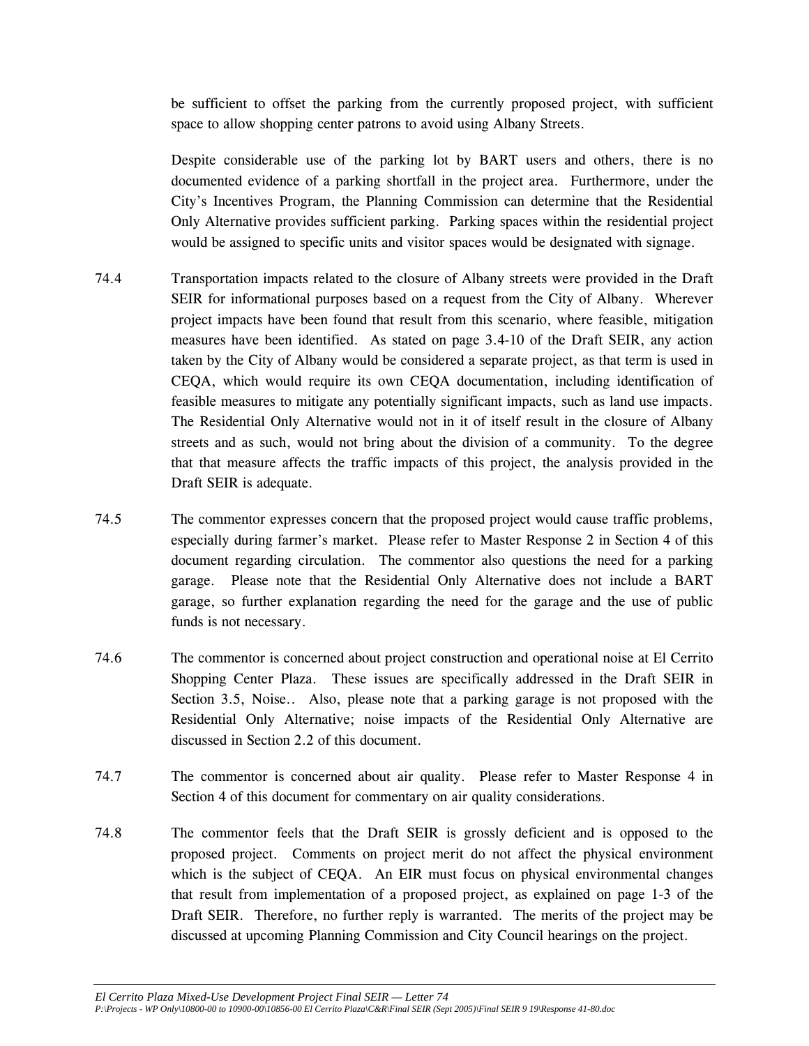be sufficient to offset the parking from the currently proposed project, with sufficient space to allow shopping center patrons to avoid using Albany Streets.

Despite considerable use of the parking lot by BART users and others, there is no documented evidence of a parking shortfall in the project area. Furthermore, under the City's Incentives Program, the Planning Commission can determine that the Residential Only Alternative provides sufficient parking. Parking spaces within the residential project would be assigned to specific units and visitor spaces would be designated with signage.

74.4 Transportation impacts related to the closure of Albany streets were provided in the Draft SEIR for informational purposes based on a request from the City of Albany. Wherever project impacts have been found that result from this scenario, where feasible, mitigation measures have been identified. As stated on page 3.4-10 of the Draft SEIR, any action taken by the City of Albany would be considered a separate project, as that term is used in CEQA, which would require its own CEQA documentation, including identification of feasible measures to mitigate any potentially significant impacts, such as land use impacts. The Residential Only Alternative would not in it of itself result in the closure of Albany streets and as such, would not bring about the division of a community. To the degree that that measure affects the traffic impacts of this project, the analysis provided in the Draft SEIR is adequate.

74.5 The commentor expresses concern that the proposed project would cause traffic problems, especially during farmer's market. Please refer to Master Response 2 in Section 4 of this document regarding circulation. The commentor also questions the need for a parking garage. Please note that the Residential Only Alternative does not include a BART garage, so further explanation regarding the need for the garage and the use of public funds is not necessary.

74.6 The commentor is concerned about project construction and operational noise at El Cerrito Shopping Center Plaza. These issues are specifically addressed in the Draft SEIR in Section 3.5, Noise.. Also, please note that a parking garage is not proposed with the Residential Only Alternative; noise impacts of the Residential Only Alternative are discussed in Section 2.2 of this document.

74.7 The commentor is concerned about air quality. Please refer to Master Response 4 in Section 4 of this document for commentary on air quality considerations.

74.8 The commentor feels that the Draft SEIR is grossly deficient and is opposed to the proposed project. Comments on project merit do not affect the physical environment which is the subject of CEQA. An EIR must focus on physical environmental changes that result from implementation of a proposed project, as explained on page 1-3 of the Draft SEIR. Therefore, no further reply is warranted. The merits of the project may be discussed at upcoming Planning Commission and City Council hearings on the project.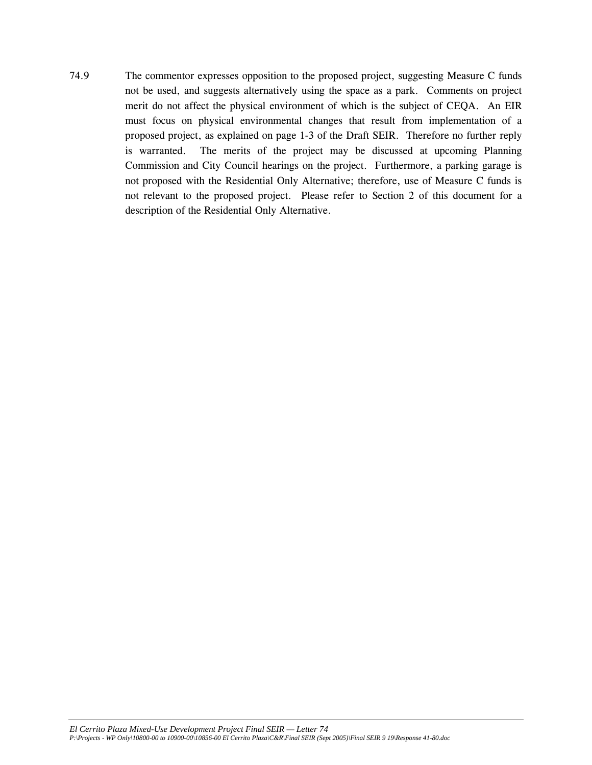74.9 The commentor expresses opposition to the proposed project, suggesting Measure C funds not be used, and suggests alternatively using the space as a park. Comments on project merit do not affect the physical environment of which is the subject of CEQA. An EIR must focus on physical environmental changes that result from implementation of a proposed project, as explained on page 1-3 of the Draft SEIR. Therefore no further reply is warranted. The merits of the project may be discussed at upcoming Planning Commission and City Council hearings on the project. Furthermore, a parking garage is not proposed with the Residential Only Alternative; therefore, use of Measure C funds is not relevant to the proposed project. Please refer to Section 2 of this document for a description of the Residential Only Alternative.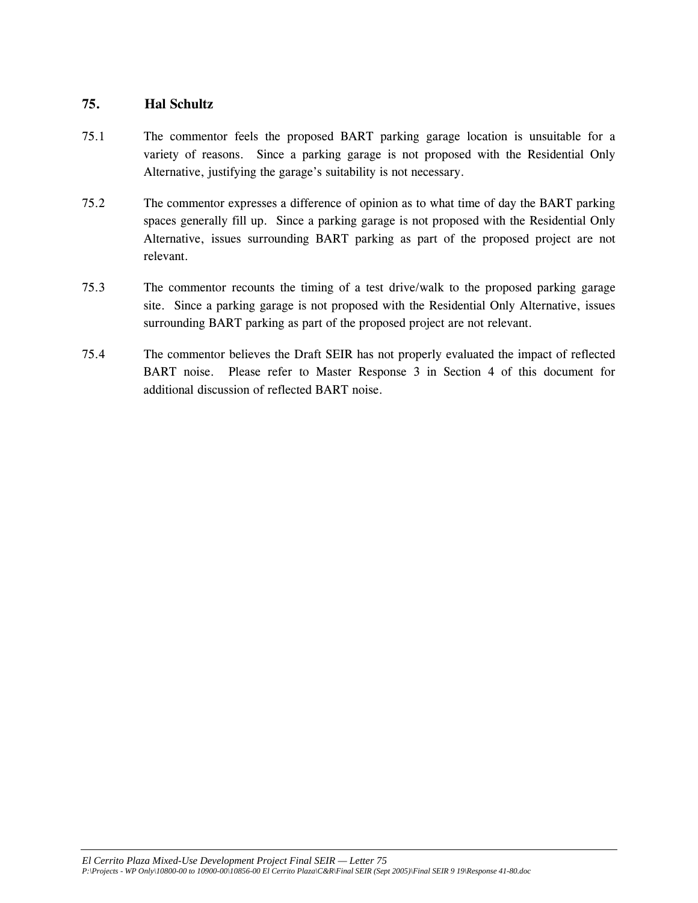## 75. Hal Schultz

75.1 The commentor feels the proposed BART parking garage location is unsuitable for a variety of reasons. Since a parking garage is not proposed with the Residential Only Alternative, justifying the garage's suitability is not necessary.

75.2 The commentor expresses a difference of opinion as to what time of day the BART parking spaces generally fill up. Since a parking garage is not proposed with the Residential Only Alternative, issues surrounding BART parking as part of the proposed project are not relevant.

75.3 The commentor recounts the timing of a test drive/walk to the proposed parking garage site. Since a parking garage is not proposed with the Residential Only Alternative, issues surrounding BART parking as part of the proposed project are not relevant.

75.4 The commentor believes the Draft SEIR has not properly evaluated the impact of reflected BART noise. Please refer to Master Response 3 in Section 4 of this document for additional discussion of reflected BART noise.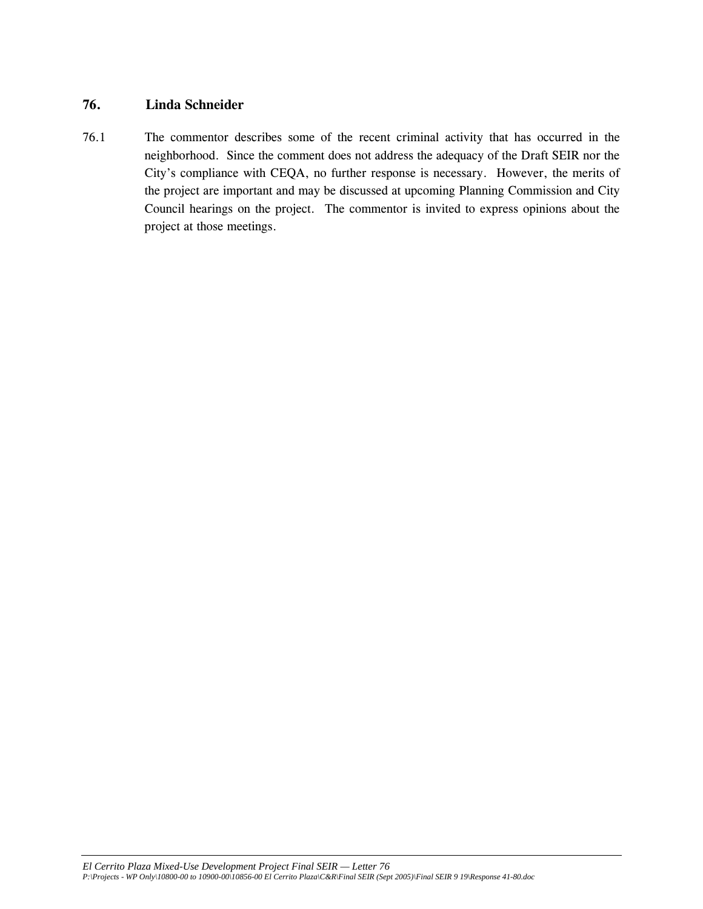## 76. Linda Schneider

76.1 The commentor describes some of the recent criminal activity that has occurred in the neighborhood. Since the comment does not address the adequacy of the Draft SEIR nor the City's compliance with CEQA, no further response is necessary. However, the merits of the project are important and may be discussed at upcoming Planning Commission and City Council hearings on the project. The commentor is invited to express opinions about the project at those meetings.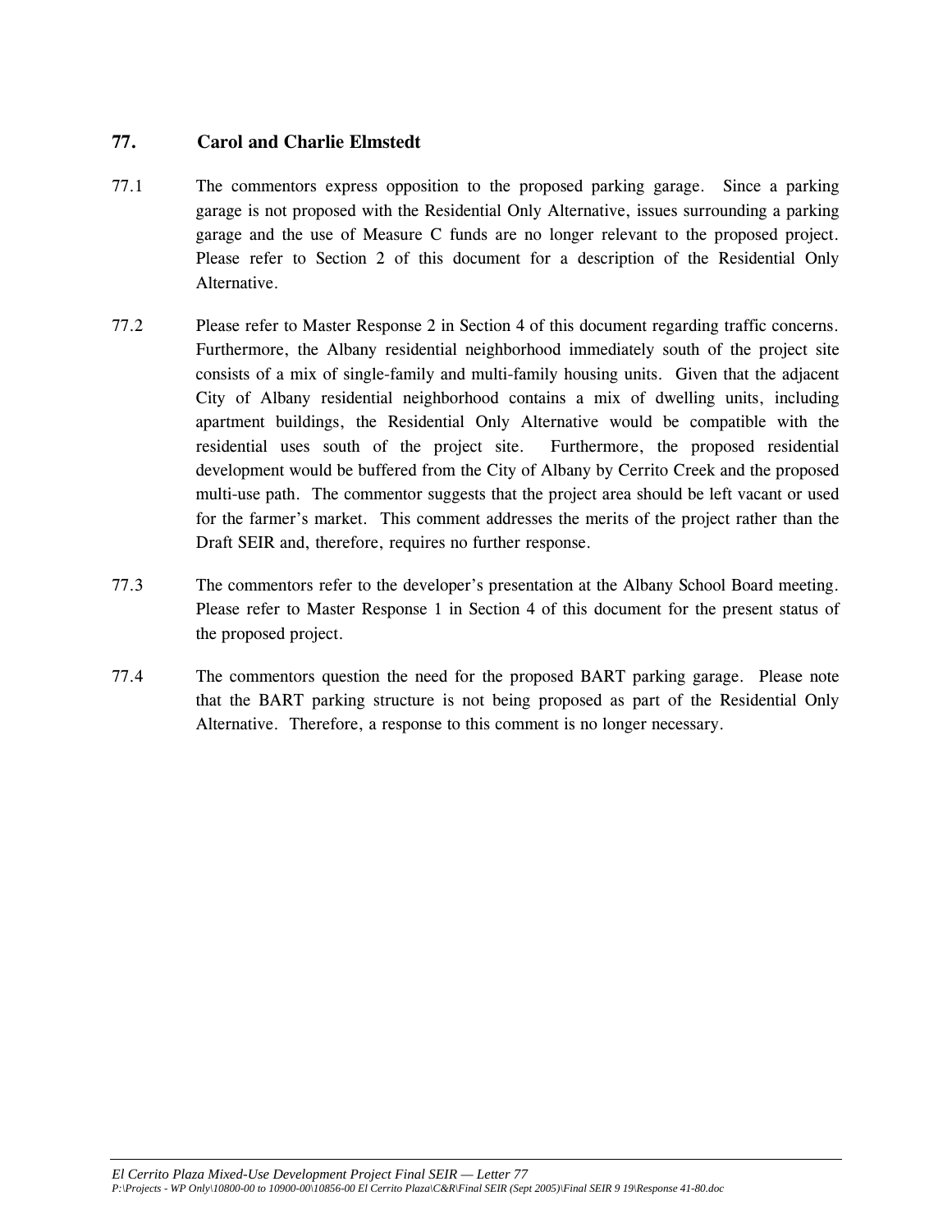## 77. Carol and Charlie Elmstedt

77.1 The commentors express opposition to the proposed parking garage. Since a parking garage is not proposed with the Residential Only Alternative, issues surrounding a parking garage and the use of Measure C funds are no longer relevant to the proposed project. Please refer to Section 2 of this document for a description of the Residential Only Alternative.

77.2 Please refer to Master Response 2 in Section 4 of this document regarding traffic concerns. Furthermore, the Albany residential neighborhood immediately south of the project site consists of a mix of single-family and multi-family housing units. Given that the adjacent City of Albany residential neighborhood contains a mix of dwelling units, including apartment buildings, the Residential Only Alternative would be compatible with the residential uses south of the project site. Furthermore, the proposed residential development would be buffered from the City of Albany by Cerrito Creek and the proposed multi-use path. The commentor suggests that the project area should be left vacant or used for the farmer's market. This comment addresses the merits of the project rather than the Draft SEIR and, therefore, requires no further response.

77.3 The commentors refer to the developer's presentation at the Albany School Board meeting. Please refer to Master Response 1 in Section 4 of this document for the present status of the proposed project.

77.4 The commentors question the need for the proposed BART parking garage. Please note that the BART parking structure is not being proposed as part of the Residential Only Alternative. Therefore, a response to this comment is no longer necessary.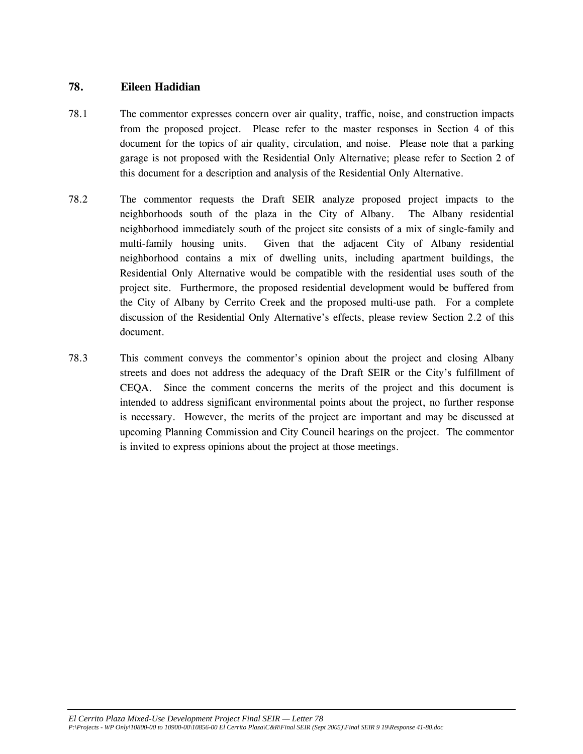## 78. Eileen Hadidian

78.1 The commentor expresses concern over air quality, traffic, noise, and construction impacts from the proposed project. Please refer to the master responses in Section 4 of this document for the topics of air quality, circulation, and noise. Please note that a parking garage is not proposed with the Residential Only Alternative; please refer to Section 2 of this document for a description and analysis of the Residential Only Alternative.

78.2 The commentor requests the Draft SEIR analyze proposed project impacts to the neighborhoods south of the plaza in the City of Albany. The Albany residential neighborhood immediately south of the project site consists of a mix of single-family and multi-family housing units. Given that the adjacent City of Albany residential neighborhood contains a mix of dwelling units, including apartment buildings, the Residential Only Alternative would be compatible with the residential uses south of the project site. Furthermore, the proposed residential development would be buffered from the City of Albany by Cerrito Creek and the proposed multi-use path. For a complete discussion of the Residential Only Alternative's effects, please review Section 2.2 of this document.

78.3 This comment conveys the commentor's opinion about the project and closing Albany streets and does not address the adequacy of the Draft SEIR or the City's fulfillment of CEQA. Since the comment concerns the merits of the project and this document is intended to address significant environmental points about the project, no further response is necessary. However, the merits of the project are important and may be discussed at upcoming Planning Commission and City Council hearings on the project. The commentor is invited to express opinions about the project at those meetings.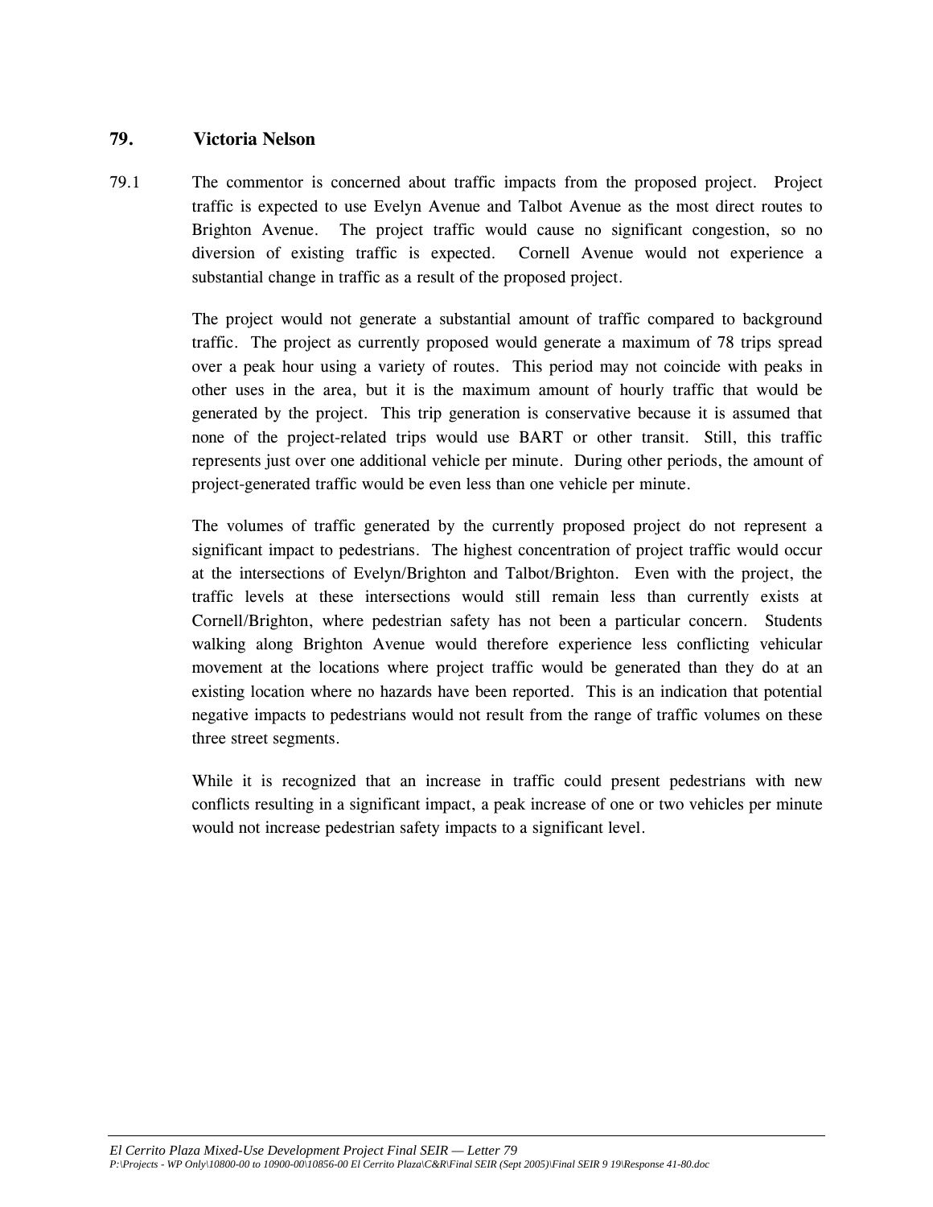## 79. Victoria Nelson

79.1 The commentor is concerned about traffic impacts from the proposed project. Project traffic is expected to use Evelyn Avenue and Talbot Avenue as the most direct routes to Brighton Avenue. The project traffic would cause no significant congestion, so no diversion of existing traffic is expected. Cornell Avenue would not experience a substantial change in traffic as a result of the proposed project.

The project would not generate a substantial amount of traffic compared to background traffic. The project as currently proposed would generate a maximum of 78 trips spread over a peak hour using a variety of routes. This period may not coincide with peaks in other uses in the area, but it is the maximum amount of hourly traffic that would be generated by the project. This trip generation is conservative because it is assumed that none of the project-related trips would use BART or other transit. Still, this traffic represents just over one additional vehicle per minute. During other periods, the amount of project-generated traffic would be even less than one vehicle per minute.

The volumes of traffic generated by the currently proposed project do not represent a significant impact to pedestrians. The highest concentration of project traffic would occur at the intersections of Evelyn/Brighton and Talbot/Brighton. Even with the project, the traffic levels at these intersections would still remain less than currently exists at Cornell/Brighton, where pedestrian safety has not been a particular concern. Students walking along Brighton Avenue would therefore experience less conflicting vehicular movement at the locations where project traffic would be generated than they do at an existing location where no hazards have been reported. This is an indication that potential negative impacts to pedestrians would not result from the range of traffic volumes on these three street segments.

While it is recognized that an increase in traffic could present pedestrians with new conflicts resulting in a significant impact, a peak increase of one or two vehicles per minute would not increase pedestrian safety impacts to a significant level.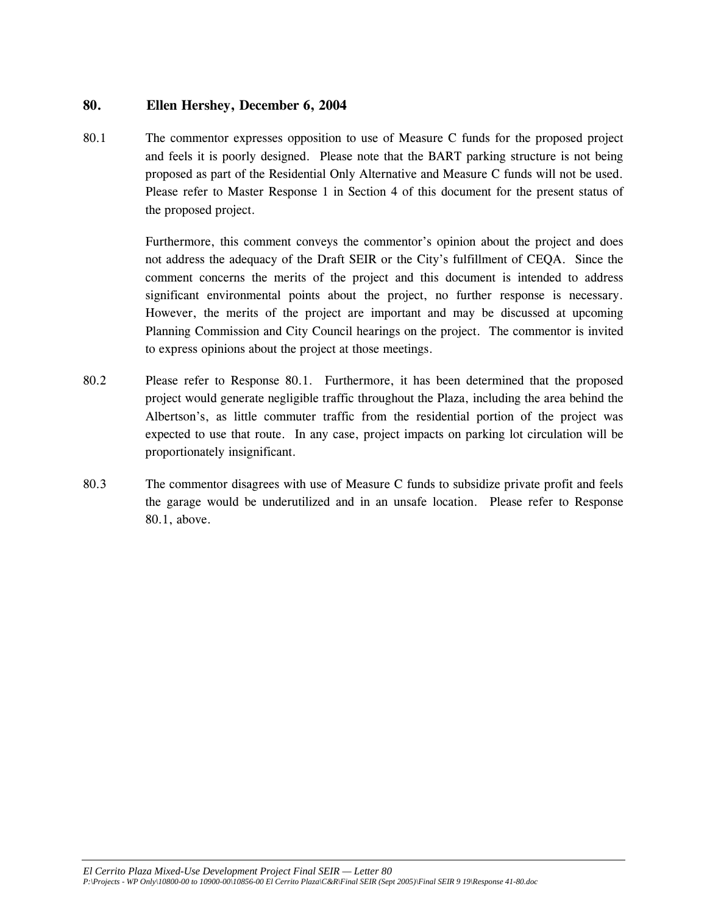## 80. Ellen Hershey, December 6, 2004

80.1 The commentor expresses opposition to use of Measure C funds for the proposed project and feels it is poorly designed. Please note that the BART parking structure is not being proposed as part of the Residential Only Alternative and Measure C funds will not be used. Please refer to Master Response 1 in Section 4 of this document for the present status of the proposed project.

Furthermore, this comment conveys the commentor's opinion about the project and does not address the adequacy of the Draft SEIR or the City's fulfillment of CEQA. Since the comment concerns the merits of the project and this document is intended to address significant environmental points about the project, no further response is necessary. However, the merits of the project are important and may be discussed at upcoming Planning Commission and City Council hearings on the project. The commentor is invited to express opinions about the project at those meetings.

80.2 Please refer to Response 80.1. Furthermore, it has been determined that the proposed project would generate negligible traffic throughout the Plaza, including the area behind the Albertson's, as little commuter traffic from the residential portion of the project was expected to use that route. In any case, project impacts on parking lot circulation will be proportionately insignificant.

80.3 The commentor disagrees with use of Measure C funds to subsidize private profit and feels the garage would be underutilized and in an unsafe location. Please refer to Response 80.1, above.